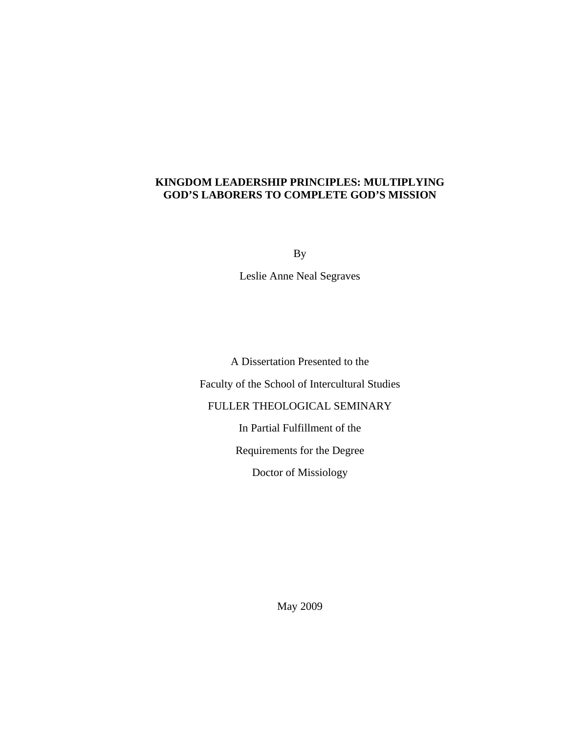# KINGDOM LEADERSHIP PRINCIPLES: MULTIPLYING GOD'S LABORERS TO COMPLETE GOD'S MISSION

By

Leslie Anne Neal Segraves

A Dissertation Presented to the

Faculty of the School of Intercultural Studies

FULLER THEOLOGICAL SEMINARY

In Partial Fulfillment of the

Requirements for the Degree

Doctor of Missiology

May 2009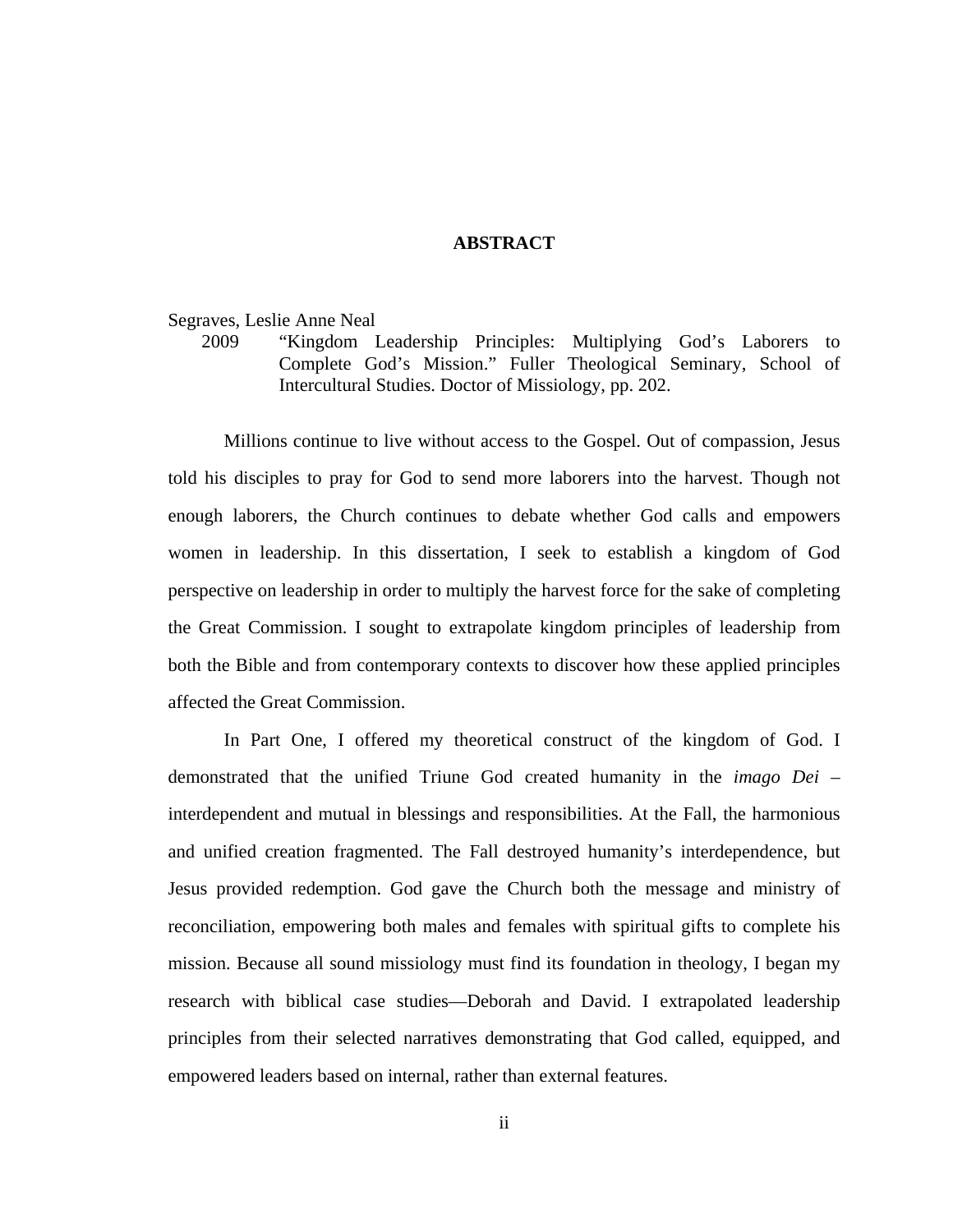# ABSTRACT

Segraves, Leslie Anne Neal

2009 "Kingdom Leadership Principles: Multiplying God's Laborers to Complete God's Mission." Fuller Theological Seminary, School of Intercultural Studies. Doctor of Missiology, pp. 202.

Millions continue to live without access to the Gospel. Out of compassion, Jesus told his disciples to pray for God to send more laborers into the harvest. Though not enough laborers, the Church continues to debate whether God calls and empowers women in leadership. In this dissertation, I seek to establish a kingdom of God perspective on leadership in order to multiply the harvest force for the sake of completing the Great Commission. I sought to extrapolate kingdom principles of leadership from both the Bible and from contemporary contexts to discover how these applied principles affected the Great Commission.

In Part One, I offered my theoretical construct of the kingdom of God. I demonstrated that the unified Triune God created humanity in the *imago Dei* – interdependent and mutual in blessings and responsibilities. At the Fall, the harmonious and unified creation fragmented. The Fall destroyed humanity's interdependence, but Jesus provided redemption. God gave the Church both the message and ministry of reconciliation, empowering both males and females with spiritual gifts to complete his mission. Because all sound missiology must find its foundation in theology, I began my research with biblical case studies—Deborah and David. I extrapolated leadership principles from their selected narratives demonstrating that God called, equipped, and empowered leaders based on internal, rather than external features.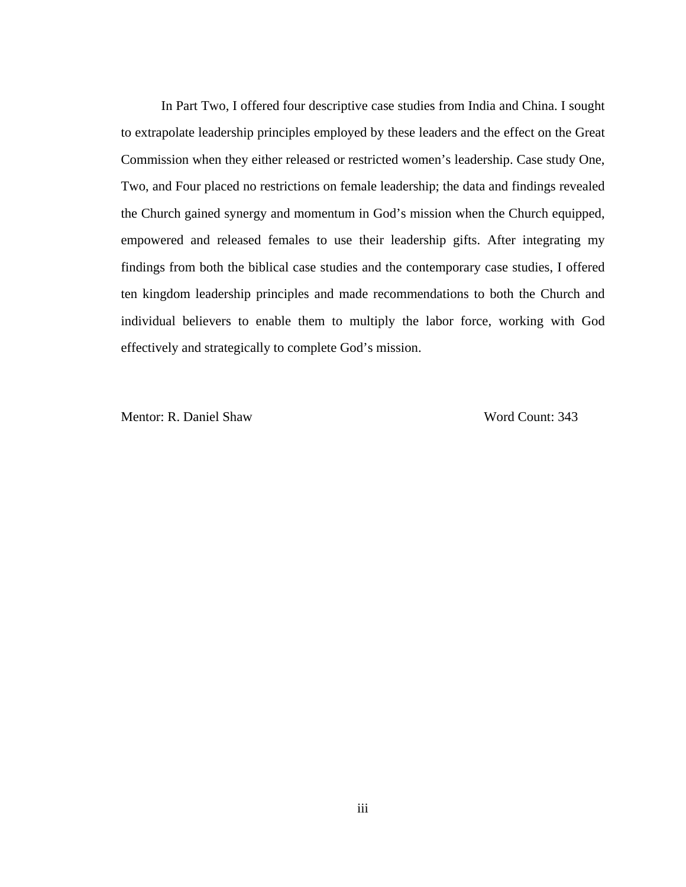In Part Two, I offered four descriptive case studies from India and China. I sought to extrapolate leadership principles employed by these leaders and the effect on the Great Commission when they either released or restricted women's leadership. Case study One, Two, and Four placed no restrictions on female leadership; the data and findings revealed the Church gained synergy and momentum in God's mission when the Church equipped, empowered and released females to use their leadership gifts. After integrating my findings from both the biblical case studies and the contemporary case studies, I offered ten kingdom leadership principles and made recommendations to both the Church and individual believers to enable them to multiply the labor force, working with God effectively and strategically to complete God's mission.

Mentor: R. Daniel Shaw — Word Count: 343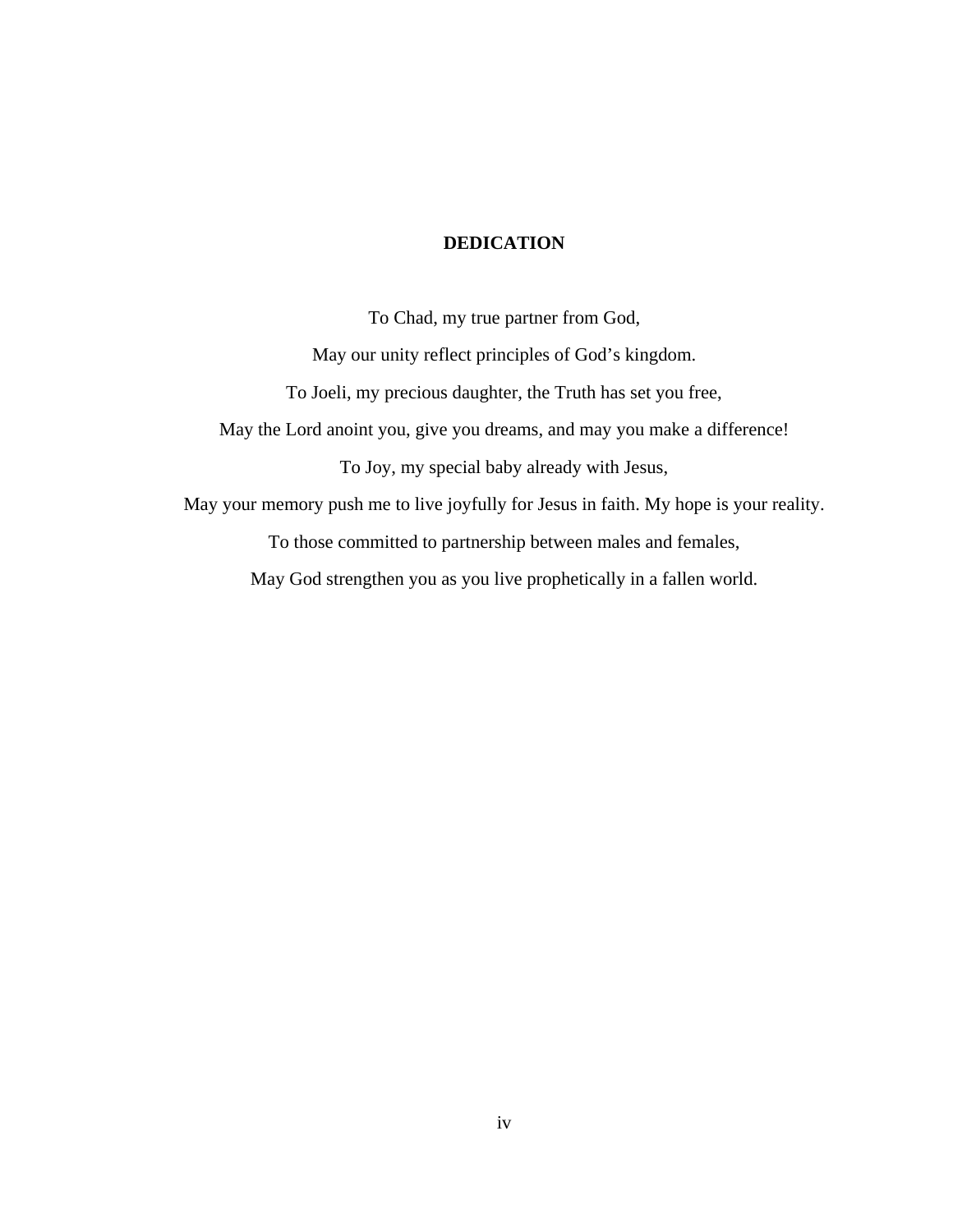# DEDICATION

To Chad, my true partner from God,

May our unity reflect principles of God's kingdom.

To Joeli, my precious daughter, the Truth has set you free,

May the Lord anoint you, give you dreams, and may you make a difference!

To Joy, my special baby already with Jesus,

May your memory push me to live joyfully for Jesus in faith. My hope is your reality.

To those committed to partnership between males and females,

May God strengthen you as you live prophetically in a fallen world.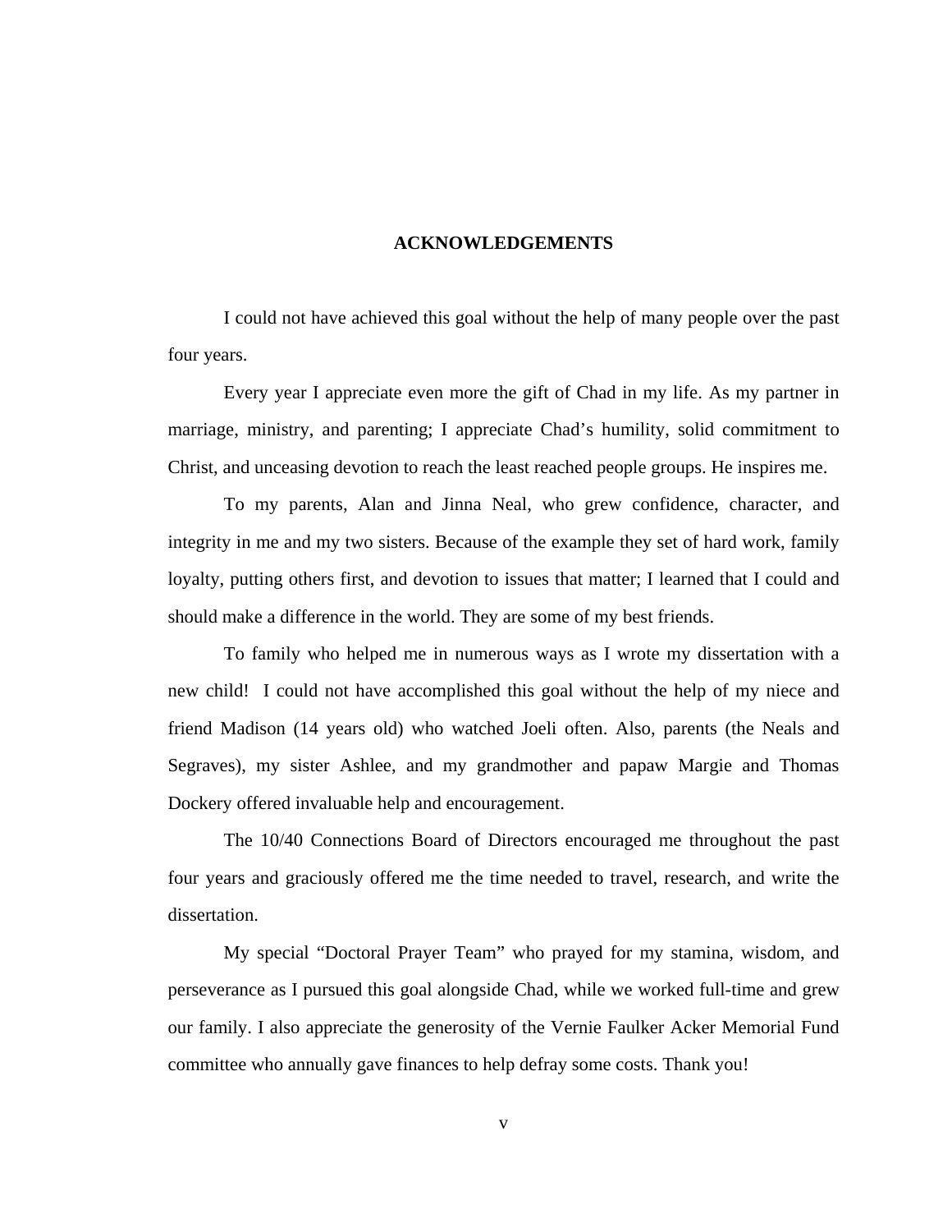# ACKNOWLEDGEMENTS

I could not have achieved this goal without the help of many people over the past four years.

Every year I appreciate even more the gift of Chad in my life. As my partner in marriage, ministry, and parenting; I appreciate Chad's humility, solid commitment to Christ, and unceasing devotion to reach the least reached people groups. He inspires me.

To my parents, Alan and Jinna Neal, who grew confidence, character, and integrity in me and my two sisters. Because of the example they set of hard work, family loyalty, putting others first, and devotion to issues that matter; I learned that I could and should make a difference in the world. They are some of my best friends.

To family who helped me in numerous ways as I wrote my dissertation with a new child! I could not have accomplished this goal without the help of my niece and friend Madison (14 years old) who watched Joeli often. Also, parents (the Neals and Segraves), my sister Ashlee, and my grandmother and papaw Margie and Thomas Dockery offered invaluable help and encouragement.

The 10/40 Connections Board of Directors encouraged me throughout the past four years and graciously offered me the time needed to travel, research, and write the dissertation.

My special "Doctoral Prayer Team" who prayed for my stamina, wisdom, and perseverance as I pursued this goal alongside Chad, while we worked full-time and grew our family. I also appreciate the generosity of the Vernie Faulker Acker Memorial Fund committee who annually gave finances to help defray some costs. Thank you!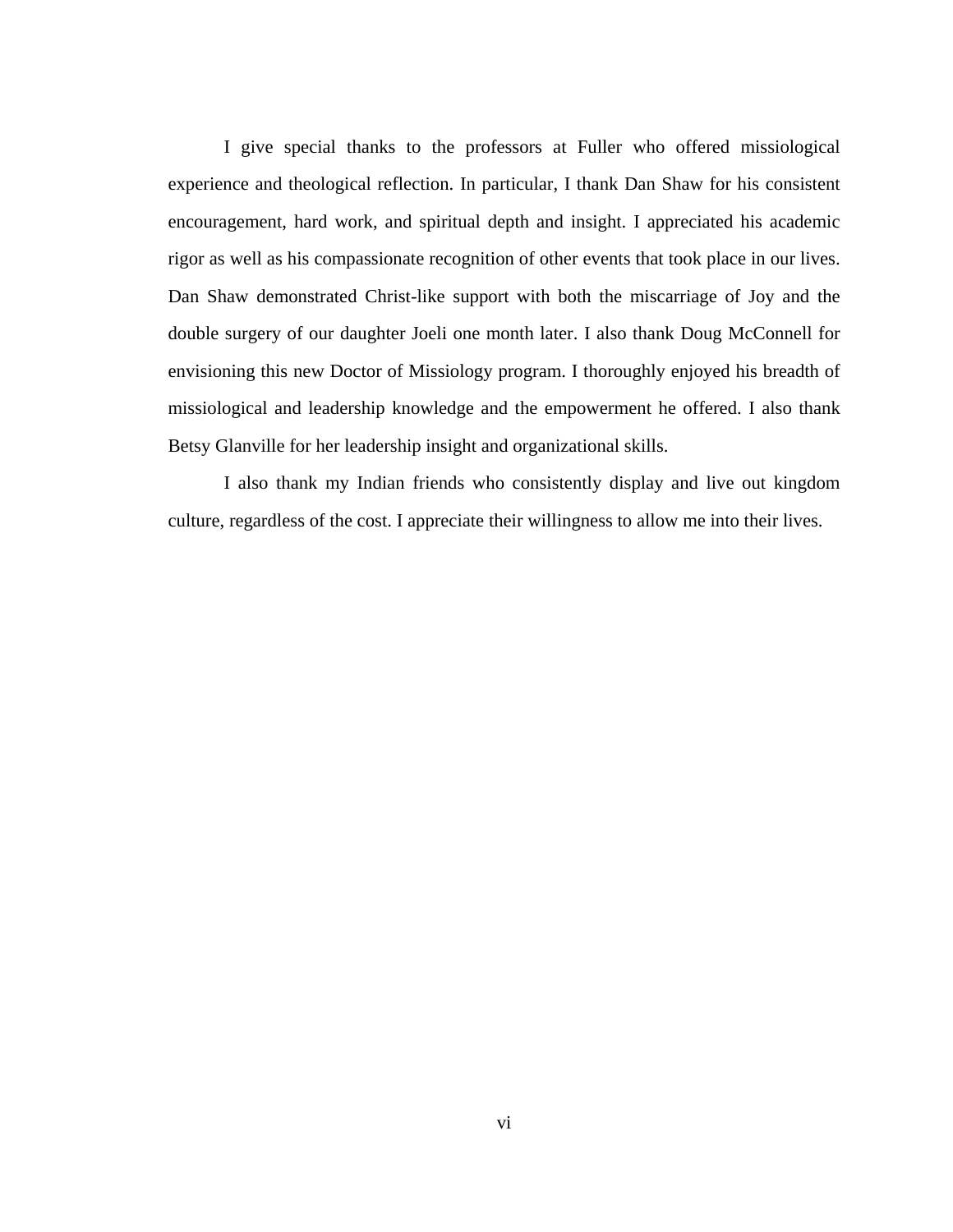I give special thanks to the professors at Fuller who offered missiological experience and theological reflection. In particular, I thank Dan Shaw for his consistent encouragement, hard work, and spiritual depth and insight. I appreciated his academic rigor as well as his compassionate recognition of other events that took place in our lives. Dan Shaw demonstrated Christ-like support with both the miscarriage of Joy and the double surgery of our daughter Joeli one month later. I also thank Doug McConnell for envisioning this new Doctor of Missiology program. I thoroughly enjoyed his breadth of missiological and leadership knowledge and the empowerment he offered. I also thank Betsy Glanville for her leadership insight and organizational skills.

I also thank my Indian friends who consistently display and live out kingdom culture, regardless of the cost. I appreciate their willingness to allow me into their lives.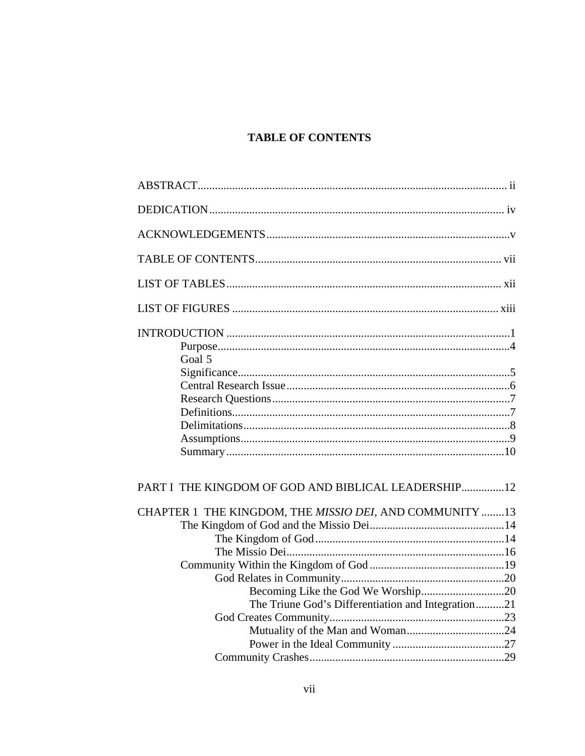# TABLE OF CONTENTS

ABSTRACT........................................................................................................... ii

DEDICATION....................................................................................................... iv

ACKNOWLEDGEMENTS.....................................................................................v

TABLE OF CONTENTS...................................................................................... vii

LIST OF TABLES................................................................................................ xii

LIST OF FIGURES ............................................................................................. xiii

INTRODUCTION ..................................................................................................1
- Purpose.....................................................................................................4
- Goal 5
- Significance...............................................................................................5
- Central Research Issue..............................................................................6
- Research Questions...................................................................................7
- Definitions.................................................................................................7
- Delimitations.............................................................................................8
- Assumptions.............................................................................................9
- Summary.................................................................................................10

PART I THE KINGDOM OF GOD AND BIBLICAL LEADERSHIP...............12

CHAPTER 1 THE KINGDOM, THE *MISSIO DEI*, AND COMMUNITY ........13
- The Kingdom of God and the Missio Dei...............................................14
  - The Kingdom of God..................................................................14
  - The Missio Dei............................................................................16
- Community Within the Kingdom of God...............................................19
  - God Relates in Community.........................................................20
    - Becoming Like the God We Worship.............................20
    - The Triune God's Differentiation and Integration..........21
  - God Creates Community.............................................................23
    - Mutuality of the Man and Woman..................................24
    - Power in the Ideal Community .......................................27
  - Community Crashes...................................................................29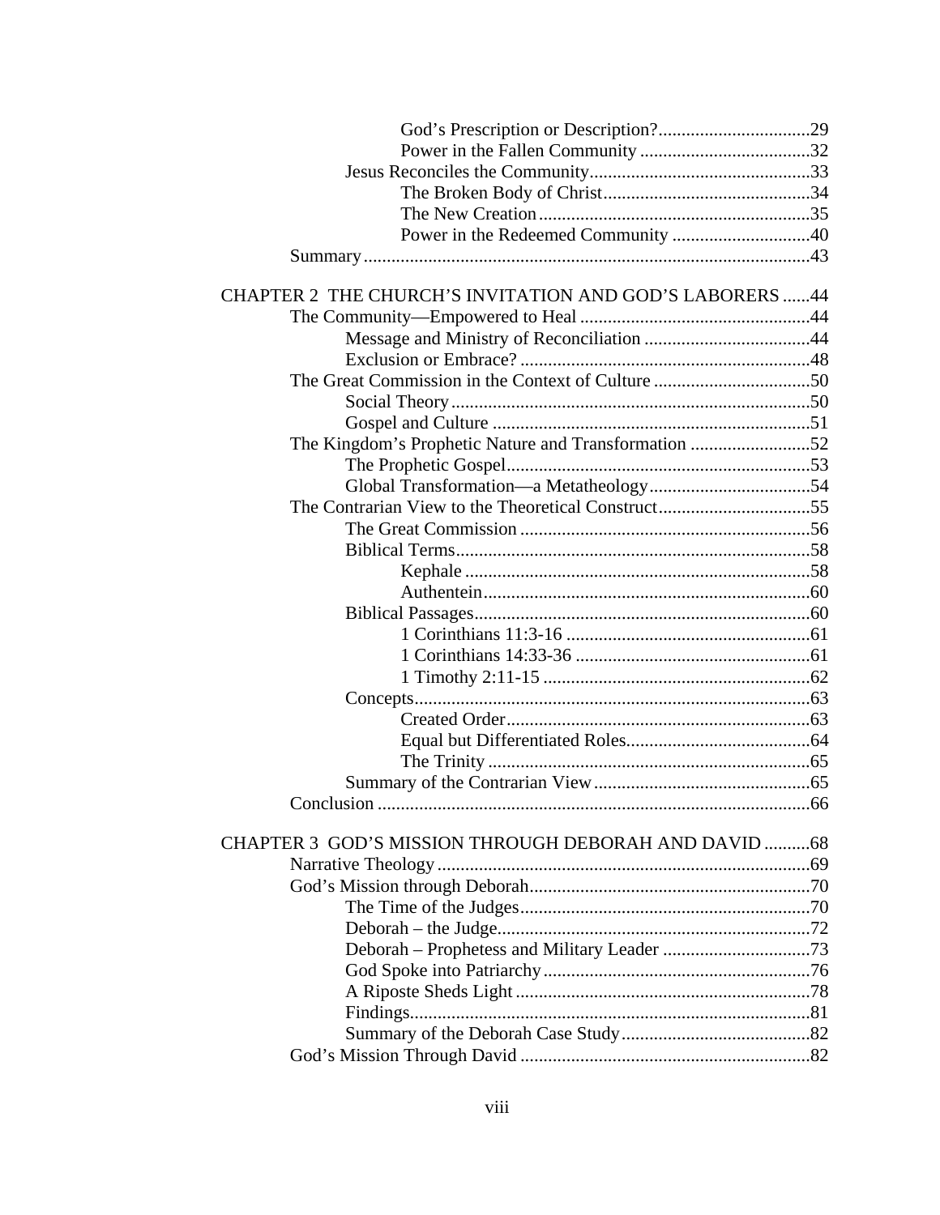God's Prescription or Description? ..... 29
Power in the Fallen Community ..... 32
Jesus Reconciles the Community ..... 33
The Broken Body of Christ ..... 34
The New Creation ..... 35
Power in the Redeemed Community ..... 40
Summary ..... 43

CHAPTER 2 THE CHURCH'S INVITATION AND GOD'S LABORERS ..... 44
The Community—Empowered to Heal ..... 44
Message and Ministry of Reconciliation ..... 44
Exclusion or Embrace? ..... 48
The Great Commission in the Context of Culture ..... 50
Social Theory ..... 50
Gospel and Culture ..... 51
The Kingdom's Prophetic Nature and Transformation ..... 52
The Prophetic Gospel ..... 53
Global Transformation—a Metatheology ..... 54
The Contrarian View to the Theoretical Construct ..... 55
The Great Commission ..... 56
Biblical Terms ..... 58
Kephale ..... 58
Authentein ..... 60
Biblical Passages ..... 60
1 Corinthians 11:3-16 ..... 61
1 Corinthians 14:33-36 ..... 61
1 Timothy 2:11-15 ..... 62
Concepts ..... 63
Created Order ..... 63
Equal but Differentiated Roles ..... 64
The Trinity ..... 65
Summary of the Contrarian View ..... 65
Conclusion ..... 66

CHAPTER 3 GOD'S MISSION THROUGH DEBORAH AND DAVID ..... 68
Narrative Theology ..... 69
God's Mission through Deborah ..... 70
The Time of the Judges ..... 70
Deborah – the Judge ..... 72
Deborah – Prophetess and Military Leader ..... 73
God Spoke into Patriarchy ..... 76
A Riposte Sheds Light ..... 78
Findings ..... 81
Summary of the Deborah Case Study ..... 82
God's Mission Through David ..... 82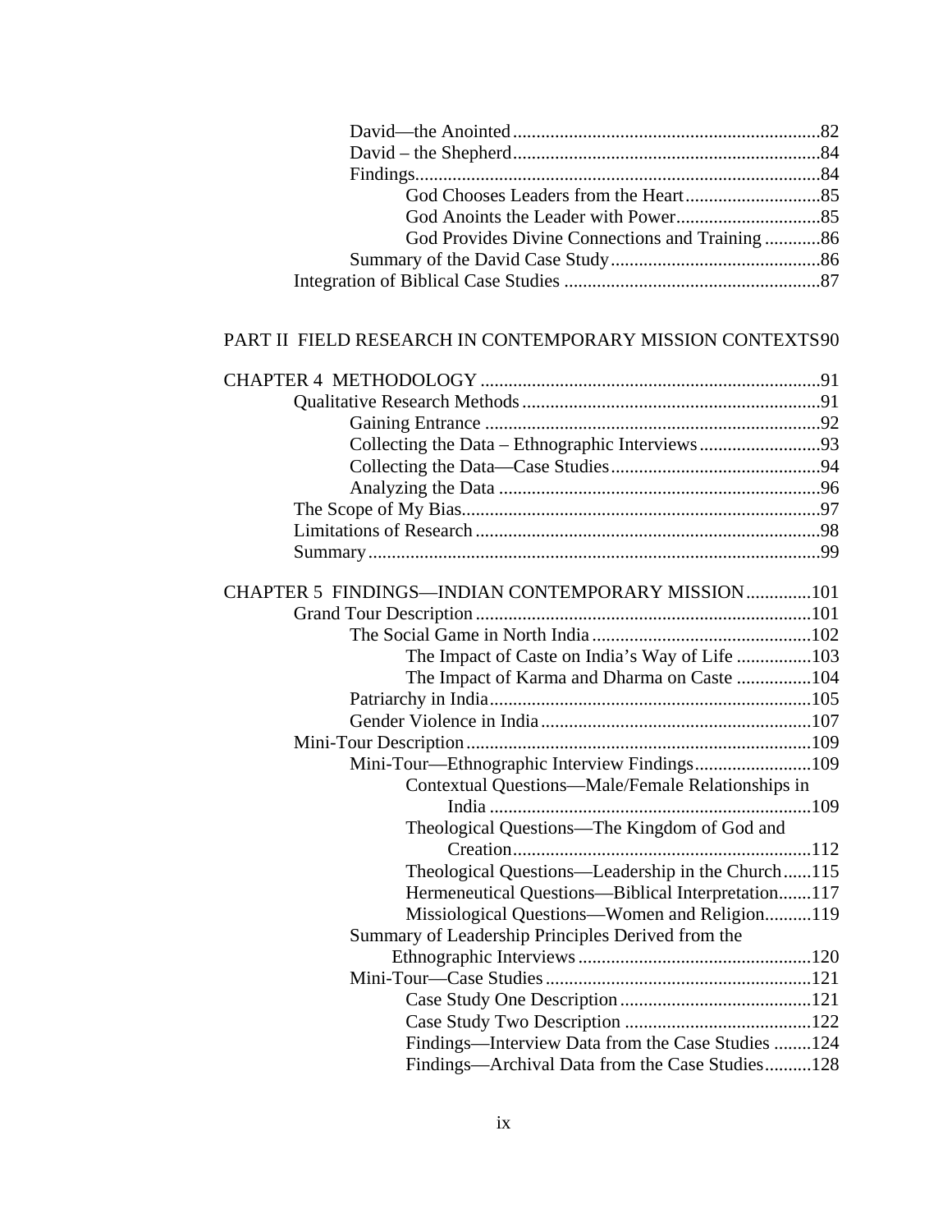David—the Anointed .....82
David – the Shepherd .....84
Findings .....84
God Chooses Leaders from the Heart .....85
God Anoints the Leader with Power .....85
God Provides Divine Connections and Training .....86
Summary of the David Case Study .....86
Integration of Biblical Case Studies .....87

PART II FIELD RESEARCH IN CONTEMPORARY MISSION CONTEXTS .....90

CHAPTER 4 METHODOLOGY .....91
Qualitative Research Methods .....91
Gaining Entrance .....92
Collecting the Data – Ethnographic Interviews .....93
Collecting the Data—Case Studies .....94
Analyzing the Data .....96
The Scope of My Bias .....97
Limitations of Research .....98
Summary .....99

CHAPTER 5 FINDINGS—INDIAN CONTEMPORARY MISSION .....101
Grand Tour Description .....101
The Social Game in North India .....102
The Impact of Caste on India's Way of Life .....103
The Impact of Karma and Dharma on Caste .....104
Patriarchy in India .....105
Gender Violence in India .....107
Mini-Tour Description .....109
Mini-Tour—Ethnographic Interview Findings .....109
Contextual Questions—Male/Female Relationships in India .....109
Theological Questions—The Kingdom of God and Creation .....112
Theological Questions—Leadership in the Church .....115
Hermeneutical Questions—Biblical Interpretation .....117
Missiological Questions—Women and Religion .....119
Summary of Leadership Principles Derived from the Ethnographic Interviews .....120
Mini-Tour—Case Studies .....121
Case Study One Description .....121
Case Study Two Description .....122
Findings—Interview Data from the Case Studies .....124
Findings—Archival Data from the Case Studies .....128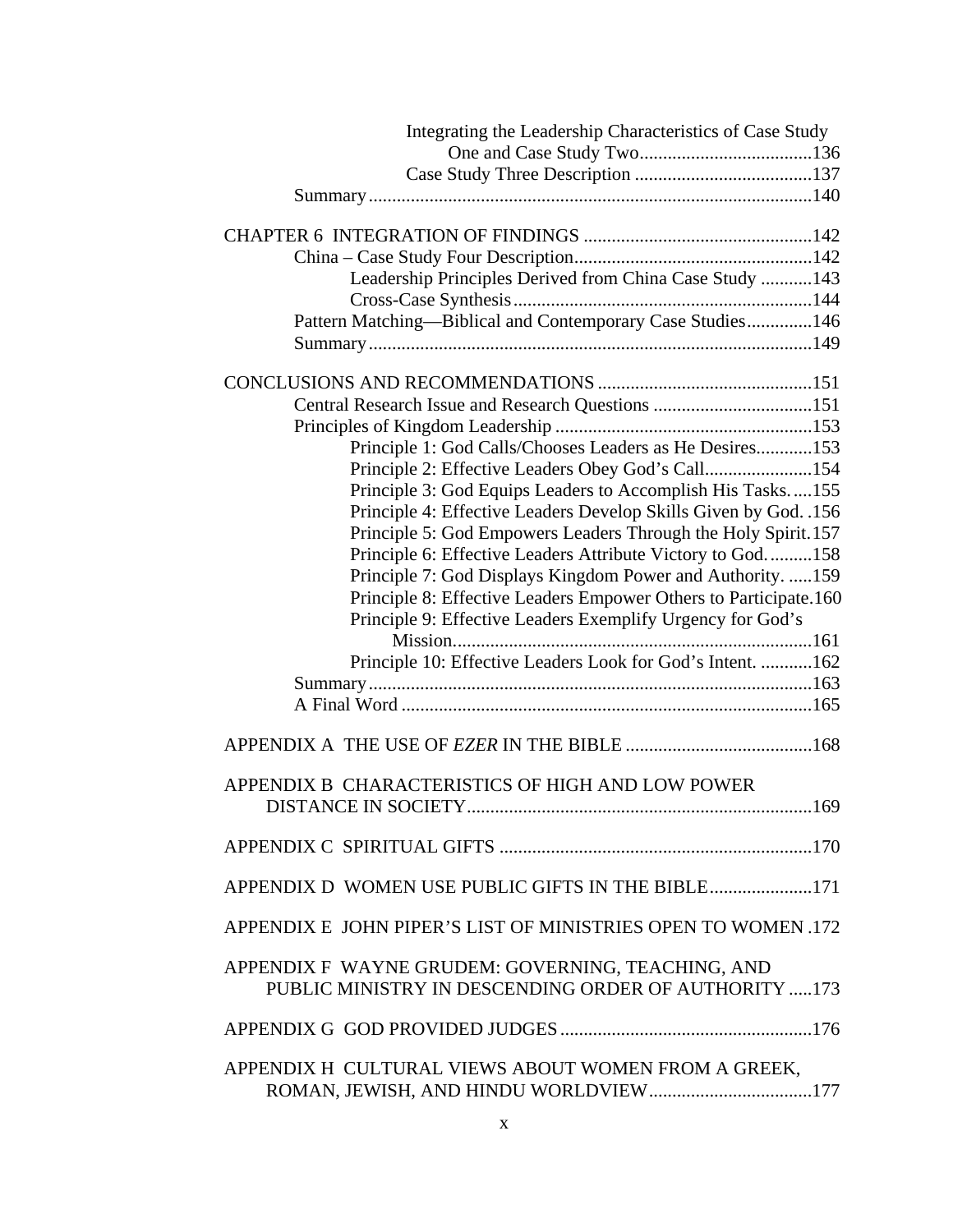Integrating the Leadership Characteristics of Case Study One and Case Study Two .....136
Case Study Three Description .....137
Summary .....140

CHAPTER 6 INTEGRATION OF FINDINGS .....142
China – Case Study Four Description .....142
Leadership Principles Derived from China Case Study .....143
Cross-Case Synthesis .....144
Pattern Matching—Biblical and Contemporary Case Studies .....146
Summary .....149

CONCLUSIONS AND RECOMMENDATIONS .....151
Central Research Issue and Research Questions .....151
Principles of Kingdom Leadership .....153
Principle 1: God Calls/Chooses Leaders as He Desires .....153
Principle 2: Effective Leaders Obey God's Call .....154
Principle 3: God Equips Leaders to Accomplish His Tasks. .....155
Principle 4: Effective Leaders Develop Skills Given by God. .....156
Principle 5: God Empowers Leaders Through the Holy Spirit. .....157
Principle 6: Effective Leaders Attribute Victory to God. .....158
Principle 7: God Displays Kingdom Power and Authority. .....159
Principle 8: Effective Leaders Empower Others to Participate. .....160
Principle 9: Effective Leaders Exemplify Urgency for God's Mission .....161
Principle 10: Effective Leaders Look for God's Intent. .....162
Summary .....163
A Final Word .....165

APPENDIX A THE USE OF *EZER* IN THE BIBLE .....168

APPENDIX B CHARACTERISTICS OF HIGH AND LOW POWER DISTANCE IN SOCIETY .....169

APPENDIX C SPIRITUAL GIFTS .....170

APPENDIX D WOMEN USE PUBLIC GIFTS IN THE BIBLE .....171

APPENDIX E JOHN PIPER'S LIST OF MINISTRIES OPEN TO WOMEN .....172

APPENDIX F WAYNE GRUDEM: GOVERNING, TEACHING, AND PUBLIC MINISTRY IN DESCENDING ORDER OF AUTHORITY .....173

APPENDIX G GOD PROVIDED JUDGES .....176

APPENDIX H CULTURAL VIEWS ABOUT WOMEN FROM A GREEK, ROMAN, JEWISH, AND HINDU WORLDVIEW .....177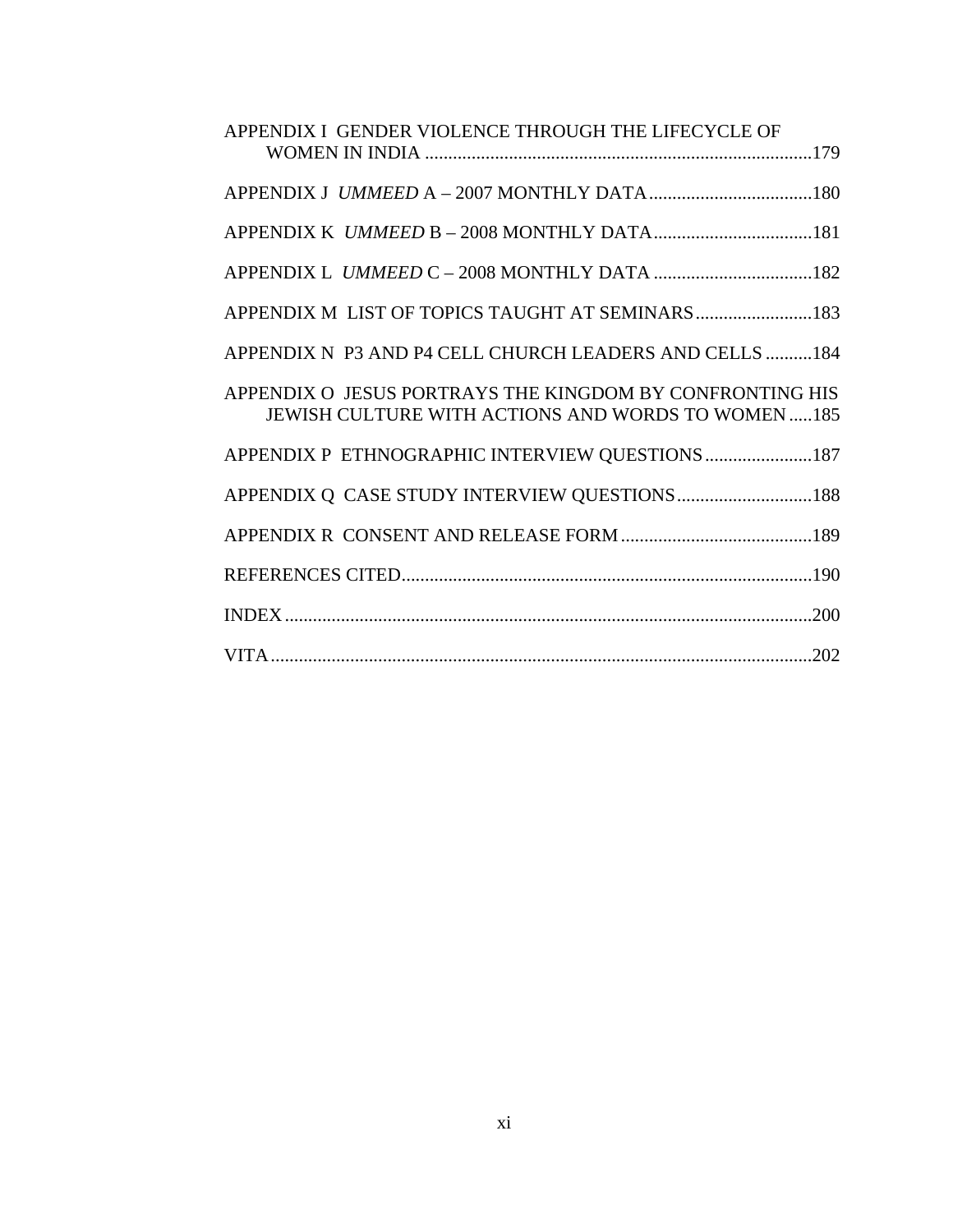APPENDIX I GENDER VIOLENCE THROUGH THE LIFECYCLE OF WOMEN IN INDIA ....................................................................................179

APPENDIX J *UMMEED* A – 2007 MONTHLY DATA....................................180

APPENDIX K *UMMEED* B – 2008 MONTHLY DATA...................................181

APPENDIX L *UMMEED* C – 2008 MONTHLY DATA ...................................182

APPENDIX M LIST OF TOPICS TAUGHT AT SEMINARS.........................183

APPENDIX N P3 AND P4 CELL CHURCH LEADERS AND CELLS ..........184

APPENDIX O JESUS PORTRAYS THE KINGDOM BY CONFRONTING HIS JEWISH CULTURE WITH ACTIONS AND WORDS TO WOMEN .....185

APPENDIX P ETHNOGRAPHIC INTERVIEW QUESTIONS.......................187

APPENDIX Q CASE STUDY INTERVIEW QUESTIONS.............................188

APPENDIX R CONSENT AND RELEASE FORM ..........................................189

REFERENCES CITED........................................................................................190

INDEX .................................................................................................................200

VITA ....................................................................................................................202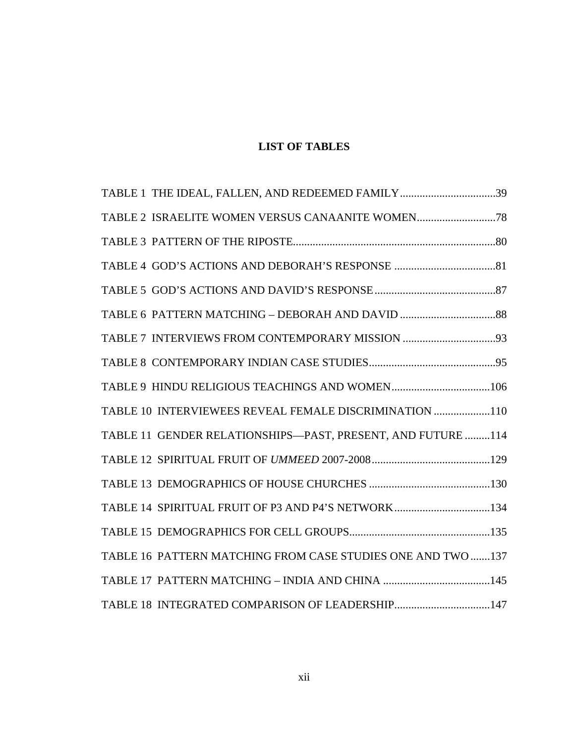# LIST OF TABLES

TABLE 1 THE IDEAL, FALLEN, AND REDEEMED FAMILY..................................39

TABLE 2 ISRAELITE WOMEN VERSUS CANAANITE WOMEN............................78

TABLE 3 PATTERN OF THE RIPOSTE.......................................................................80

TABLE 4 GOD'S ACTIONS AND DEBORAH'S RESPONSE ....................................81

TABLE 5 GOD'S ACTIONS AND DAVID'S RESPONSE...........................................87

TABLE 6 PATTERN MATCHING – DEBORAH AND DAVID ..................................88

TABLE 7 INTERVIEWS FROM CONTEMPORARY MISSION .................................93

TABLE 8 CONTEMPORARY INDIAN CASE STUDIES.............................................95

TABLE 9 HINDU RELIGIOUS TEACHINGS AND WOMEN...................................106

TABLE 10 INTERVIEWEES REVEAL FEMALE DISCRIMINATION ....................110

TABLE 11 GENDER RELATIONSHIPS—PAST, PRESENT, AND FUTURE .........114

TABLE 12 SPIRITUAL FRUIT OF *UMMEED* 2007-2008..........................................129

TABLE 13 DEMOGRAPHICS OF HOUSE CHURCHES ...........................................130

TABLE 14 SPIRITUAL FRUIT OF P3 AND P4'S NETWORK..................................134

TABLE 15 DEMOGRAPHICS FOR CELL GROUPS..................................................135

TABLE 16 PATTERN MATCHING FROM CASE STUDIES ONE AND TWO .......137

TABLE 17 PATTERN MATCHING – INDIA AND CHINA ......................................145

TABLE 18 INTEGRATED COMPARISON OF LEADERSHIP..................................147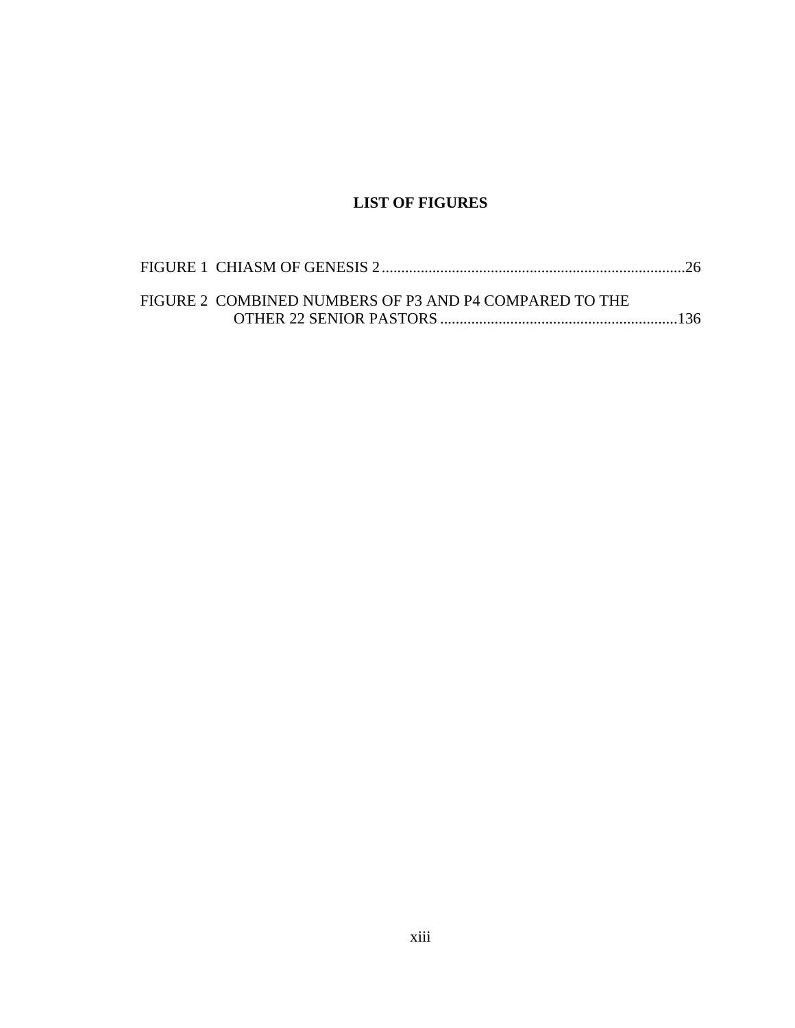# LIST OF FIGURES

FIGURE 1 CHIASM OF GENESIS 2 ....................................................................................26

FIGURE 2 COMBINED NUMBERS OF P3 AND P4 COMPARED TO THE OTHER 22 SENIOR PASTORS ............................................................136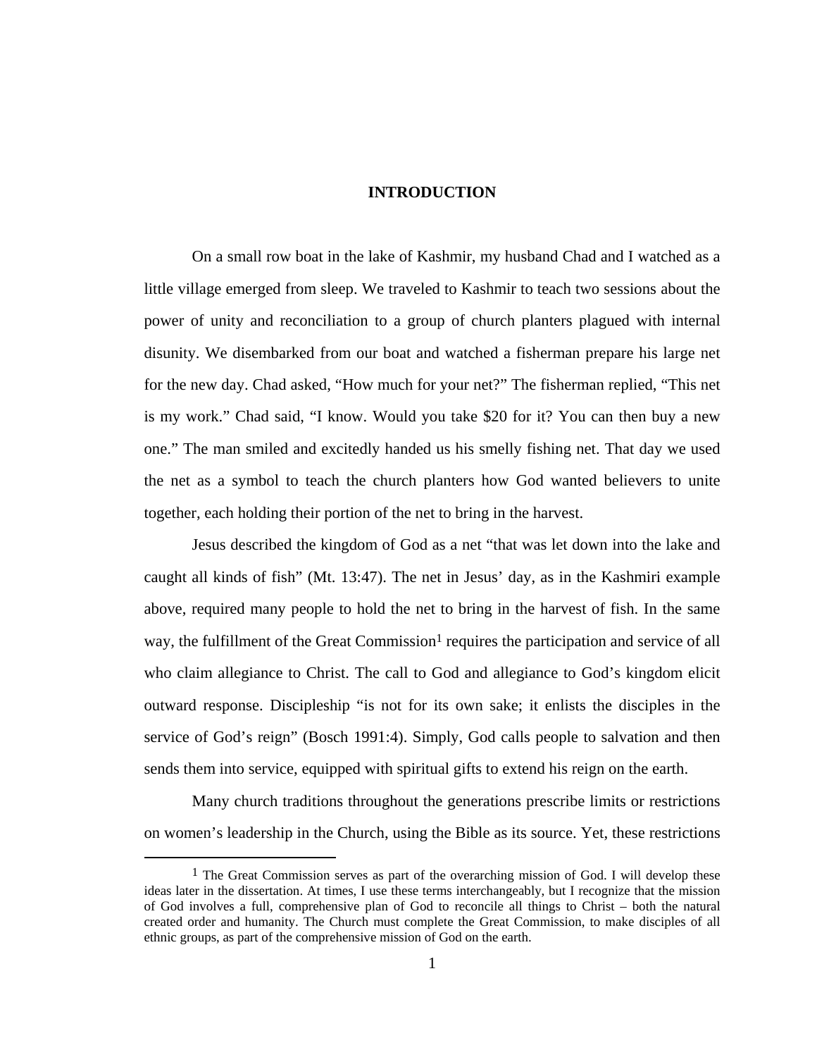# INTRODUCTION

On a small row boat in the lake of Kashmir, my husband Chad and I watched as a little village emerged from sleep. We traveled to Kashmir to teach two sessions about the power of unity and reconciliation to a group of church planters plagued with internal disunity. We disembarked from our boat and watched a fisherman prepare his large net for the new day. Chad asked, "How much for your net?" The fisherman replied, "This net is my work." Chad said, "I know. Would you take $20 for it? You can then buy a new one." The man smiled and excitedly handed us his smelly fishing net. That day we used the net as a symbol to teach the church planters how God wanted believers to unite together, each holding their portion of the net to bring in the harvest.

Jesus described the kingdom of God as a net "that was let down into the lake and caught all kinds of fish" (Mt. 13:47). The net in Jesus' day, as in the Kashmiri example above, required many people to hold the net to bring in the harvest of fish. In the same way, the fulfillment of the Great Commission[1] requires the participation and service of all who claim allegiance to Christ. The call to God and allegiance to God's kingdom elicit outward response. Discipleship "is not for its own sake; it enlists the disciples in the service of God's reign" (Bosch 1991:4). Simply, God calls people to salvation and then sends them into service, equipped with spiritual gifts to extend his reign on the earth.

Many church traditions throughout the generations prescribe limits or restrictions on women's leadership in the Church, using the Bible as its source. Yet, these restrictions

[1] The Great Commission serves as part of the overarching mission of God. I will develop these ideas later in the dissertation. At times, I use these terms interchangeably, but I recognize that the mission of God involves a full, comprehensive plan of God to reconcile all things to Christ – both the natural created order and humanity. The Church must complete the Great Commission, to make disciples of all ethnic groups, as part of the comprehensive mission of God on the earth.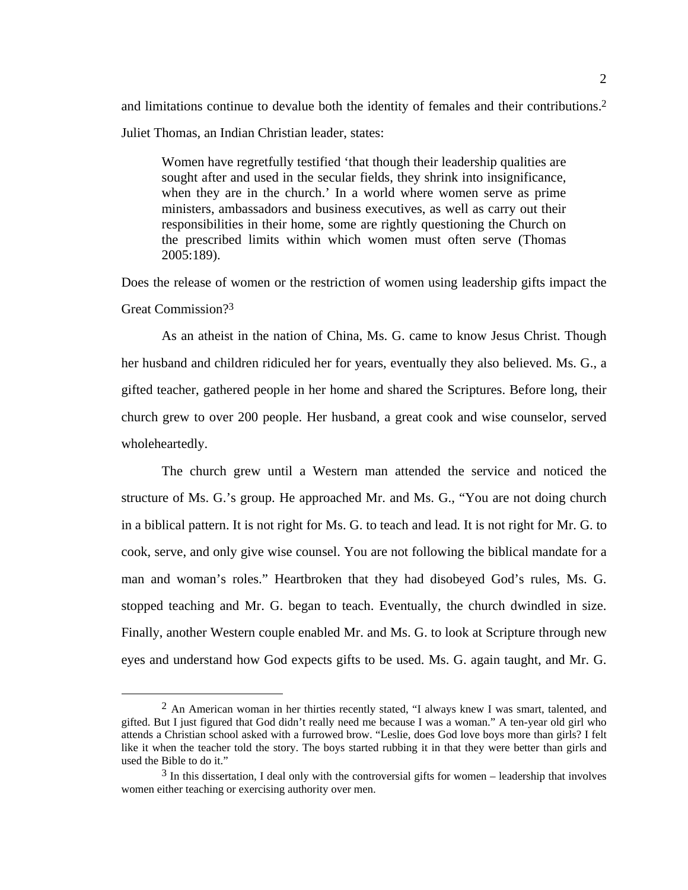and limitations continue to devalue both the identity of females and their contributions.[2] Juliet Thomas, an Indian Christian leader, states:

> Women have regretfully testified 'that though their leadership qualities are sought after and used in the secular fields, they shrink into insignificance, when they are in the church.' In a world where women serve as prime ministers, ambassadors and business executives, as well as carry out their responsibilities in their home, some are rightly questioning the Church on the prescribed limits within which women must often serve (Thomas 2005:189).

Does the release of women or the restriction of women using leadership gifts impact the Great Commission?[3]

As an atheist in the nation of China, Ms. G. came to know Jesus Christ. Though her husband and children ridiculed her for years, eventually they also believed. Ms. G., a gifted teacher, gathered people in her home and shared the Scriptures. Before long, their church grew to over 200 people. Her husband, a great cook and wise counselor, served wholeheartedly.

The church grew until a Western man attended the service and noticed the structure of Ms. G.'s group. He approached Mr. and Ms. G., "You are not doing church in a biblical pattern. It is not right for Ms. G. to teach and lead. It is not right for Mr. G. to cook, serve, and only give wise counsel. You are not following the biblical mandate for a man and woman's roles." Heartbroken that they had disobeyed God's rules, Ms. G. stopped teaching and Mr. G. began to teach. Eventually, the church dwindled in size. Finally, another Western couple enabled Mr. and Ms. G. to look at Scripture through new eyes and understand how God expects gifts to be used. Ms. G. again taught, and Mr. G.

---

[2] An American woman in her thirties recently stated, "I always knew I was smart, talented, and gifted. But I just figured that God didn't really need me because I was a woman." A ten-year old girl who attends a Christian school asked with a furrowed brow. "Leslie, does God love boys more than girls? I felt like it when the teacher told the story. The boys started rubbing it in that they were better than girls and used the Bible to do it."

[3] In this dissertation, I deal only with the controversial gifts for women – leadership that involves women either teaching or exercising authority over men.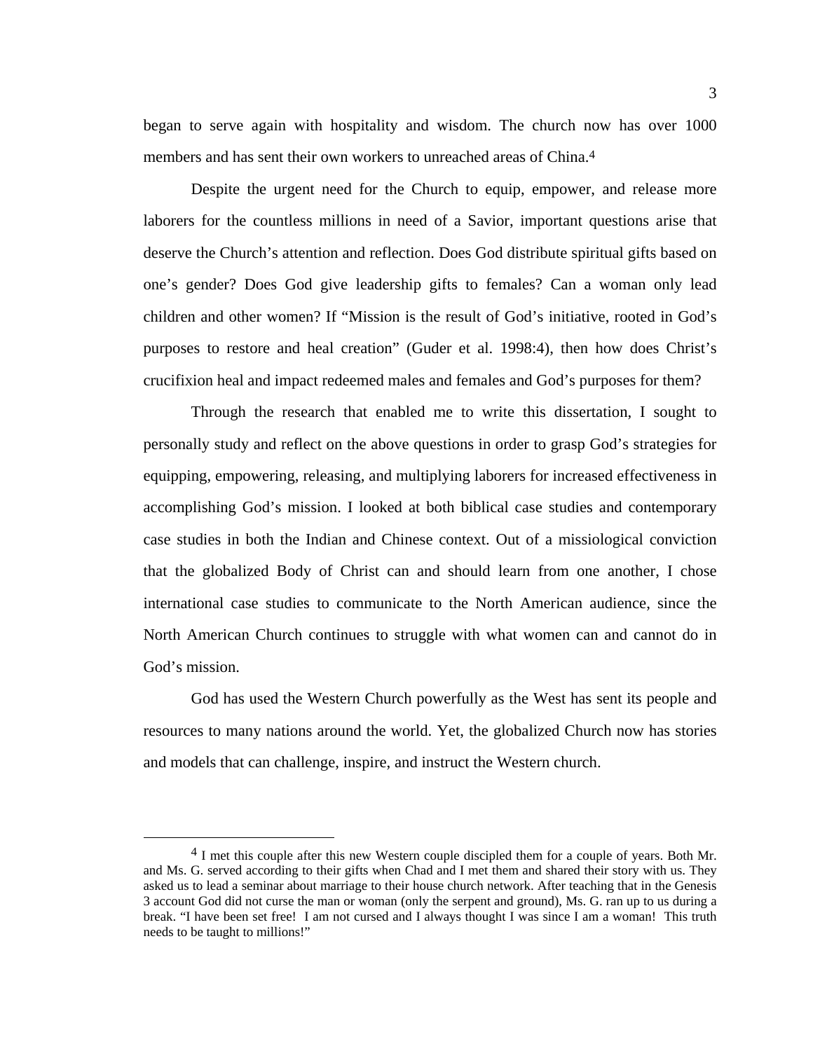began to serve again with hospitality and wisdom. The church now has over 1000 members and has sent their own workers to unreached areas of China.[4]

Despite the urgent need for the Church to equip, empower, and release more laborers for the countless millions in need of a Savior, important questions arise that deserve the Church's attention and reflection. Does God distribute spiritual gifts based on one's gender? Does God give leadership gifts to females? Can a woman only lead children and other women? If "Mission is the result of God's initiative, rooted in God's purposes to restore and heal creation" (Guder et al. 1998:4), then how does Christ's crucifixion heal and impact redeemed males and females and God's purposes for them?

Through the research that enabled me to write this dissertation, I sought to personally study and reflect on the above questions in order to grasp God's strategies for equipping, empowering, releasing, and multiplying laborers for increased effectiveness in accomplishing God's mission. I looked at both biblical case studies and contemporary case studies in both the Indian and Chinese context. Out of a missiological conviction that the globalized Body of Christ can and should learn from one another, I chose international case studies to communicate to the North American audience, since the North American Church continues to struggle with what women can and cannot do in God's mission.

God has used the Western Church powerfully as the West has sent its people and resources to many nations around the world. Yet, the globalized Church now has stories and models that can challenge, inspire, and instruct the Western church.

---

[4] I met this couple after this new Western couple discipled them for a couple of years. Both Mr. and Ms. G. served according to their gifts when Chad and I met them and shared their story with us. They asked us to lead a seminar about marriage to their house church network. After teaching that in the Genesis 3 account God did not curse the man or woman (only the serpent and ground), Ms. G. ran up to us during a break. "I have been set free! I am not cursed and I always thought I was since I am a woman! This truth needs to be taught to millions!"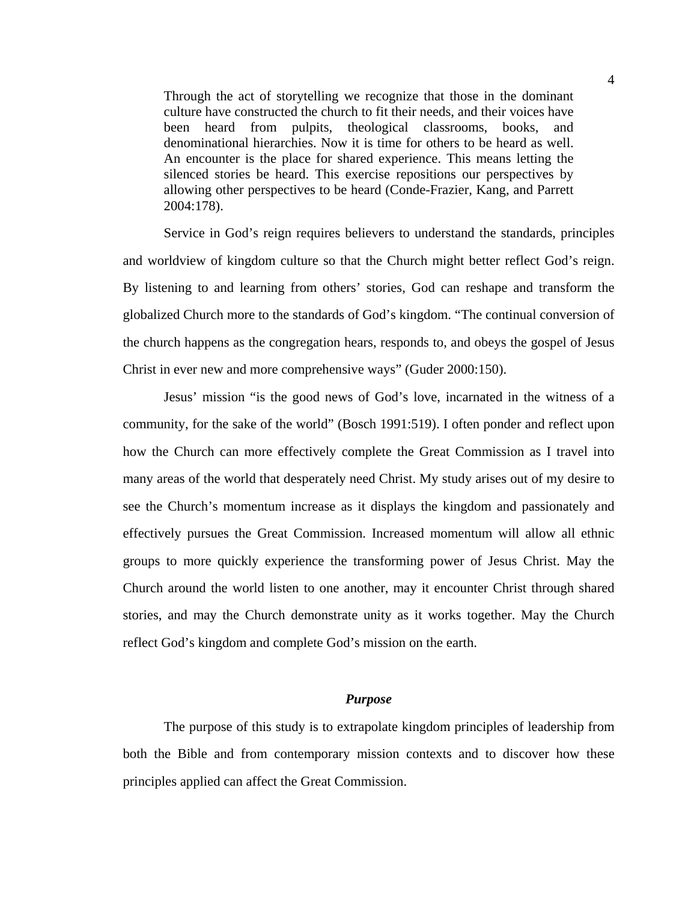> Through the act of storytelling we recognize that those in the dominant culture have constructed the church to fit their needs, and their voices have been heard from pulpits, theological classrooms, books, and denominational hierarchies. Now it is time for others to be heard as well. An encounter is the place for shared experience. This means letting the silenced stories be heard. This exercise repositions our perspectives by allowing other perspectives to be heard (Conde-Frazier, Kang, and Parrett 2004:178).

Service in God's reign requires believers to understand the standards, principles and worldview of kingdom culture so that the Church might better reflect God's reign. By listening to and learning from others' stories, God can reshape and transform the globalized Church more to the standards of God's kingdom. "The continual conversion of the church happens as the congregation hears, responds to, and obeys the gospel of Jesus Christ in ever new and more comprehensive ways" (Guder 2000:150).

Jesus' mission "is the good news of God's love, incarnated in the witness of a community, for the sake of the world" (Bosch 1991:519). I often ponder and reflect upon how the Church can more effectively complete the Great Commission as I travel into many areas of the world that desperately need Christ. My study arises out of my desire to see the Church's momentum increase as it displays the kingdom and passionately and effectively pursues the Great Commission. Increased momentum will allow all ethnic groups to more quickly experience the transforming power of Jesus Christ. May the Church around the world listen to one another, may it encounter Christ through shared stories, and may the Church demonstrate unity as it works together. May the Church reflect God's kingdom and complete God's mission on the earth.

### ***Purpose***

The purpose of this study is to extrapolate kingdom principles of leadership from both the Bible and from contemporary mission contexts and to discover how these principles applied can affect the Great Commission.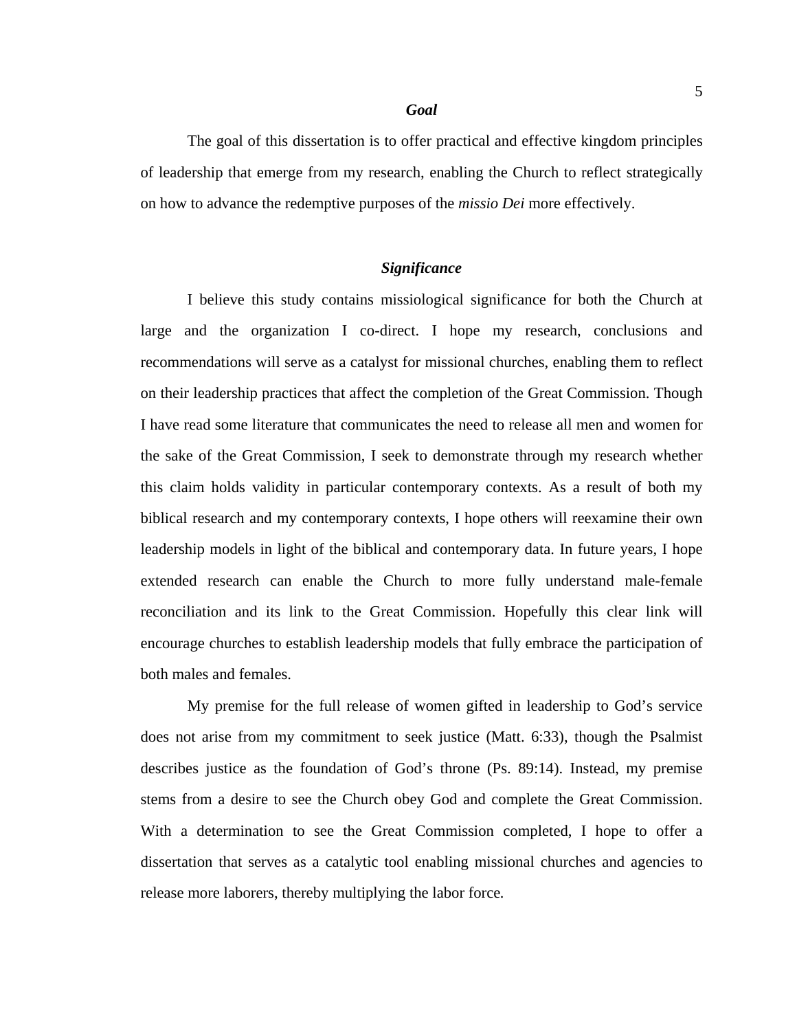### *Goal*

The goal of this dissertation is to offer practical and effective kingdom principles of leadership that emerge from my research, enabling the Church to reflect strategically on how to advance the redemptive purposes of the *missio Dei* more effectively.

### *Significance*

I believe this study contains missiological significance for both the Church at large and the organization I co-direct. I hope my research, conclusions and recommendations will serve as a catalyst for missional churches, enabling them to reflect on their leadership practices that affect the completion of the Great Commission. Though I have read some literature that communicates the need to release all men and women for the sake of the Great Commission, I seek to demonstrate through my research whether this claim holds validity in particular contemporary contexts. As a result of both my biblical research and my contemporary contexts, I hope others will reexamine their own leadership models in light of the biblical and contemporary data. In future years, I hope extended research can enable the Church to more fully understand male-female reconciliation and its link to the Great Commission. Hopefully this clear link will encourage churches to establish leadership models that fully embrace the participation of both males and females.

My premise for the full release of women gifted in leadership to God's service does not arise from my commitment to seek justice (Matt. 6:33), though the Psalmist describes justice as the foundation of God's throne (Ps. 89:14). Instead, my premise stems from a desire to see the Church obey God and complete the Great Commission. With a determination to see the Great Commission completed, I hope to offer a dissertation that serves as a catalytic tool enabling missional churches and agencies to release more laborers, thereby multiplying the labor force.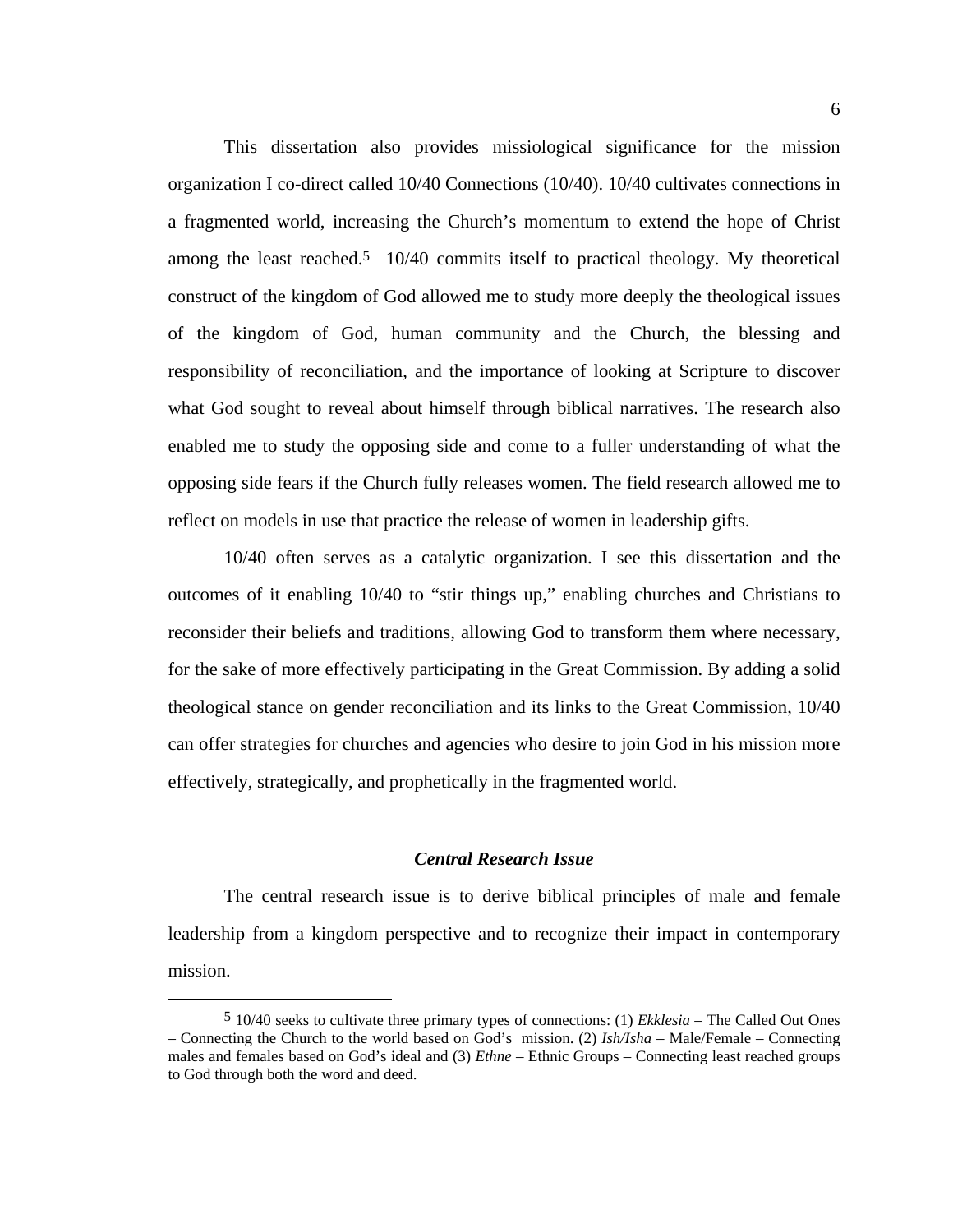This dissertation also provides missiological significance for the mission organization I co-direct called 10/40 Connections (10/40). 10/40 cultivates connections in a fragmented world, increasing the Church's momentum to extend the hope of Christ among the least reached.[5] 10/40 commits itself to practical theology. My theoretical construct of the kingdom of God allowed me to study more deeply the theological issues of the kingdom of God, human community and the Church, the blessing and responsibility of reconciliation, and the importance of looking at Scripture to discover what God sought to reveal about himself through biblical narratives. The research also enabled me to study the opposing side and come to a fuller understanding of what the opposing side fears if the Church fully releases women. The field research allowed me to reflect on models in use that practice the release of women in leadership gifts.

10/40 often serves as a catalytic organization. I see this dissertation and the outcomes of it enabling 10/40 to "stir things up," enabling churches and Christians to reconsider their beliefs and traditions, allowing God to transform them where necessary, for the sake of more effectively participating in the Great Commission. By adding a solid theological stance on gender reconciliation and its links to the Great Commission, 10/40 can offer strategies for churches and agencies who desire to join God in his mission more effectively, strategically, and prophetically in the fragmented world.

### *Central Research Issue*

The central research issue is to derive biblical principles of male and female leadership from a kingdom perspective and to recognize their impact in contemporary mission.

---

[5] 10/40 seeks to cultivate three primary types of connections: (1) *Ekklesia* – The Called Out Ones – Connecting the Church to the world based on God's mission. (2) *Ish/Isha* – Male/Female – Connecting males and females based on God's ideal and (3) *Ethne* – Ethnic Groups – Connecting least reached groups to God through both the word and deed.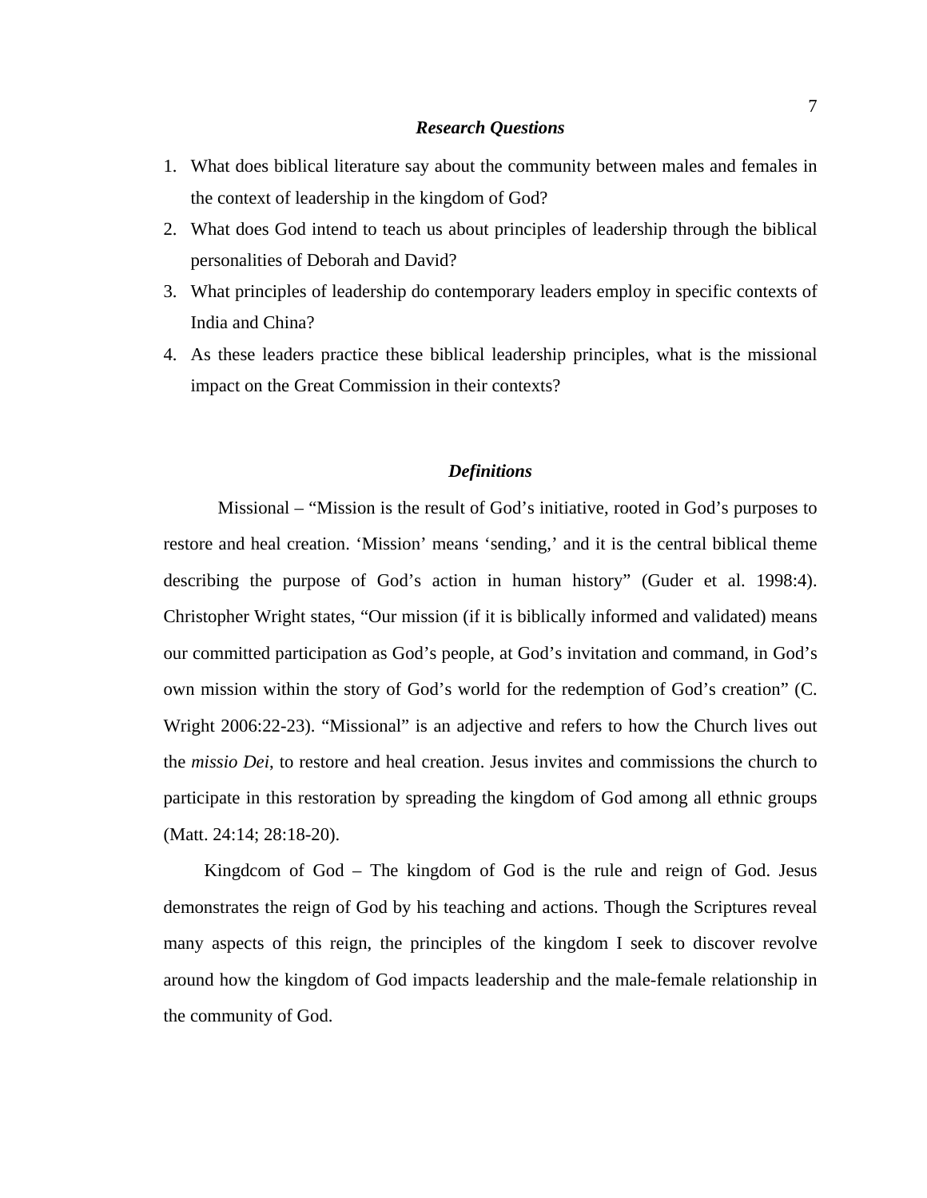### *Research Questions*

1. What does biblical literature say about the community between males and females in the context of leadership in the kingdom of God?
2. What does God intend to teach us about principles of leadership through the biblical personalities of Deborah and David?
3. What principles of leadership do contemporary leaders employ in specific contexts of India and China?
4. As these leaders practice these biblical leadership principles, what is the missional impact on the Great Commission in their contexts?

### *Definitions*

Missional – "Mission is the result of God's initiative, rooted in God's purposes to restore and heal creation. 'Mission' means 'sending,' and it is the central biblical theme describing the purpose of God's action in human history" (Guder et al. 1998:4). Christopher Wright states, "Our mission (if it is biblically informed and validated) means our committed participation as God's people, at God's invitation and command, in God's own mission within the story of God's world for the redemption of God's creation" (C. Wright 2006:22-23). "Missional" is an adjective and refers to how the Church lives out the *missio Dei*, to restore and heal creation. Jesus invites and commissions the church to participate in this restoration by spreading the kingdom of God among all ethnic groups (Matt. 24:14; 28:18-20).

Kingdcom of God – The kingdom of God is the rule and reign of God. Jesus demonstrates the reign of God by his teaching and actions. Though the Scriptures reveal many aspects of this reign, the principles of the kingdom I seek to discover revolve around how the kingdom of God impacts leadership and the male-female relationship in the community of God.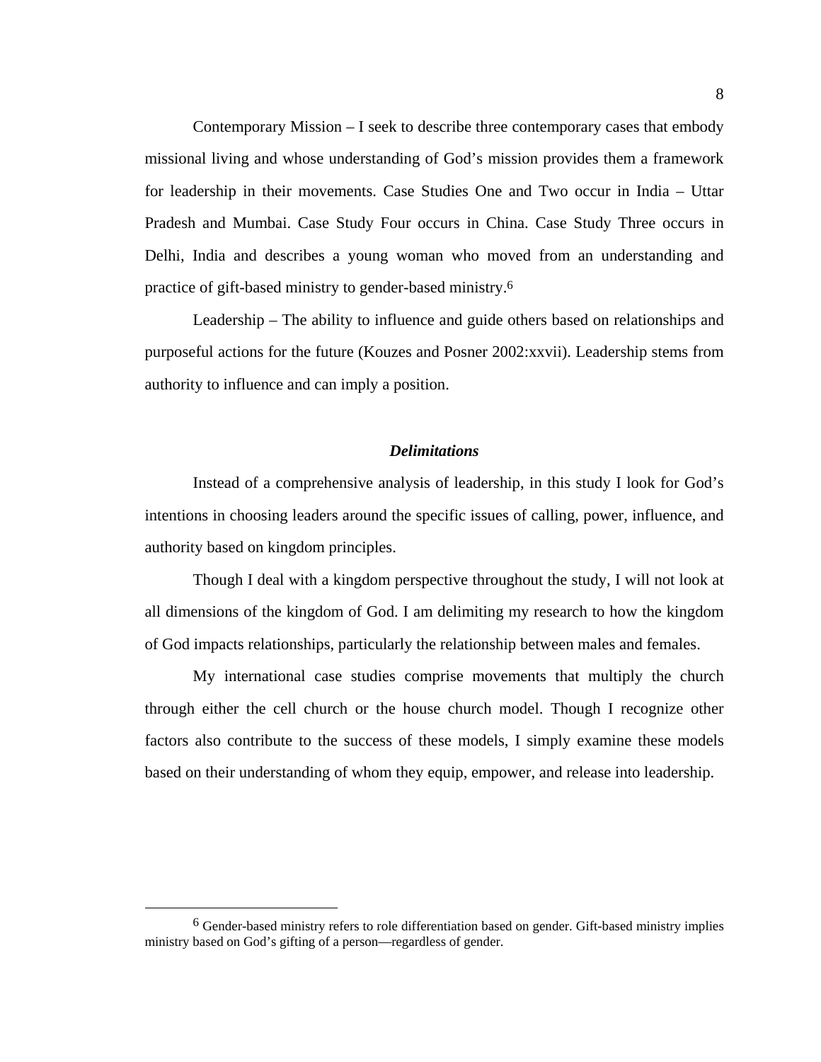Contemporary Mission – I seek to describe three contemporary cases that embody missional living and whose understanding of God's mission provides them a framework for leadership in their movements. Case Studies One and Two occur in India – Uttar Pradesh and Mumbai. Case Study Four occurs in China. Case Study Three occurs in Delhi, India and describes a young woman who moved from an understanding and practice of gift-based ministry to gender-based ministry.[6]

Leadership – The ability to influence and guide others based on relationships and purposeful actions for the future (Kouzes and Posner 2002:xxvii). Leadership stems from authority to influence and can imply a position.

### *Delimitations*

Instead of a comprehensive analysis of leadership, in this study I look for God's intentions in choosing leaders around the specific issues of calling, power, influence, and authority based on kingdom principles.

Though I deal with a kingdom perspective throughout the study, I will not look at all dimensions of the kingdom of God. I am delimiting my research to how the kingdom of God impacts relationships, particularly the relationship between males and females.

My international case studies comprise movements that multiply the church through either the cell church or the house church model. Though I recognize other factors also contribute to the success of these models, I simply examine these models based on their understanding of whom they equip, empower, and release into leadership.

---

[6] Gender-based ministry refers to role differentiation based on gender. Gift-based ministry implies ministry based on God's gifting of a person—regardless of gender.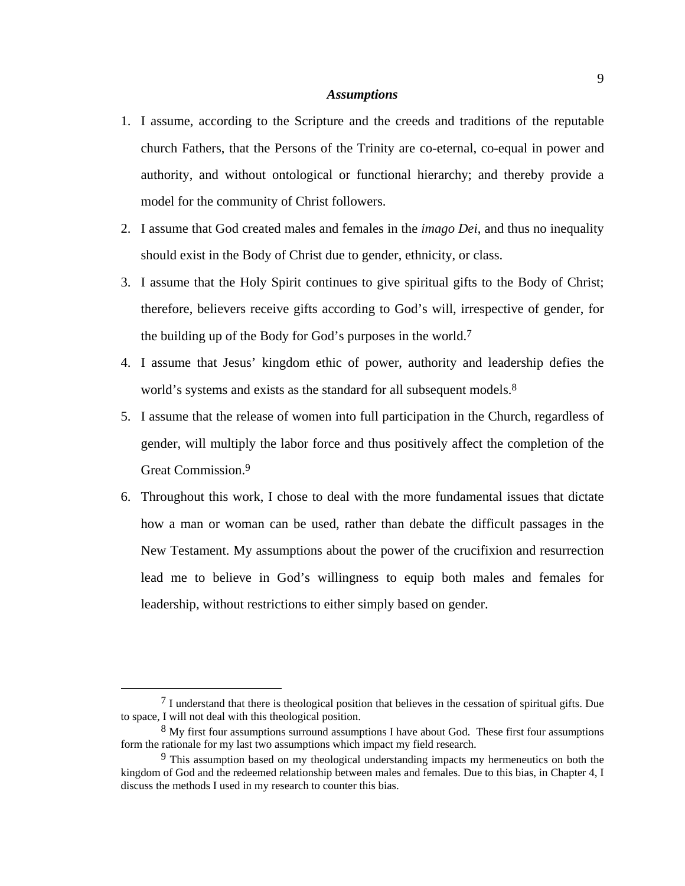### *Assumptions*

1. I assume, according to the Scripture and the creeds and traditions of the reputable church Fathers, that the Persons of the Trinity are co-eternal, co-equal in power and authority, and without ontological or functional hierarchy; and thereby provide a model for the community of Christ followers.
2. I assume that God created males and females in the *imago Dei*, and thus no inequality should exist in the Body of Christ due to gender, ethnicity, or class.
3. I assume that the Holy Spirit continues to give spiritual gifts to the Body of Christ; therefore, believers receive gifts according to God's will, irrespective of gender, for the building up of the Body for God's purposes in the world.[7]
4. I assume that Jesus' kingdom ethic of power, authority and leadership defies the world's systems and exists as the standard for all subsequent models.[8]
5. I assume that the release of women into full participation in the Church, regardless of gender, will multiply the labor force and thus positively affect the completion of the Great Commission.[9]
6. Throughout this work, I chose to deal with the more fundamental issues that dictate how a man or woman can be used, rather than debate the difficult passages in the New Testament. My assumptions about the power of the crucifixion and resurrection lead me to believe in God's willingness to equip both males and females for leadership, without restrictions to either simply based on gender.

---

[7] I understand that there is theological position that believes in the cessation of spiritual gifts. Due to space, I will not deal with this theological position.

[8] My first four assumptions surround assumptions I have about God. These first four assumptions form the rationale for my last two assumptions which impact my field research.

[9] This assumption based on my theological understanding impacts my hermeneutics on both the kingdom of God and the redeemed relationship between males and females. Due to this bias, in Chapter 4, I discuss the methods I used in my research to counter this bias.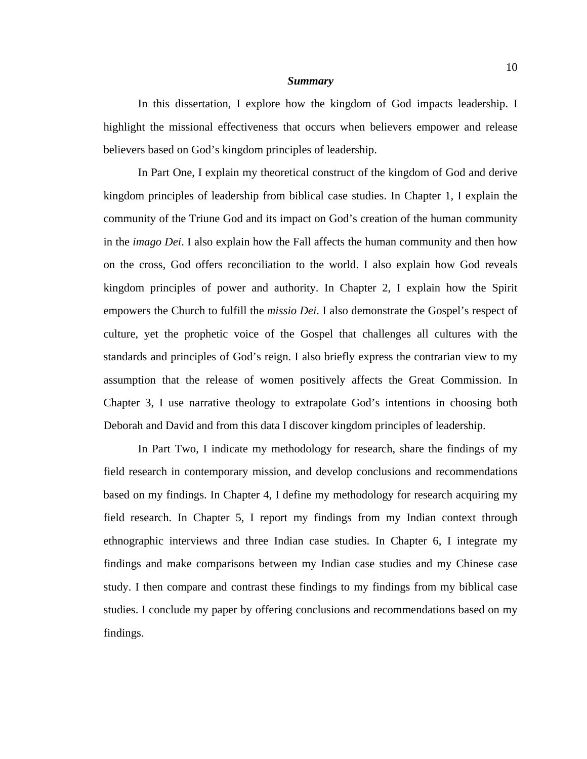### *Summary*

In this dissertation, I explore how the kingdom of God impacts leadership. I highlight the missional effectiveness that occurs when believers empower and release believers based on God's kingdom principles of leadership.

In Part One, I explain my theoretical construct of the kingdom of God and derive kingdom principles of leadership from biblical case studies. In Chapter 1, I explain the community of the Triune God and its impact on God's creation of the human community in the *imago Dei*. I also explain how the Fall affects the human community and then how on the cross, God offers reconciliation to the world. I also explain how God reveals kingdom principles of power and authority. In Chapter 2, I explain how the Spirit empowers the Church to fulfill the *missio Dei*. I also demonstrate the Gospel's respect of culture, yet the prophetic voice of the Gospel that challenges all cultures with the standards and principles of God's reign. I also briefly express the contrarian view to my assumption that the release of women positively affects the Great Commission. In Chapter 3, I use narrative theology to extrapolate God's intentions in choosing both Deborah and David and from this data I discover kingdom principles of leadership.

In Part Two, I indicate my methodology for research, share the findings of my field research in contemporary mission, and develop conclusions and recommendations based on my findings. In Chapter 4, I define my methodology for research acquiring my field research. In Chapter 5, I report my findings from my Indian context through ethnographic interviews and three Indian case studies. In Chapter 6, I integrate my findings and make comparisons between my Indian case studies and my Chinese case study. I then compare and contrast these findings to my findings from my biblical case studies. I conclude my paper by offering conclusions and recommendations based on my findings.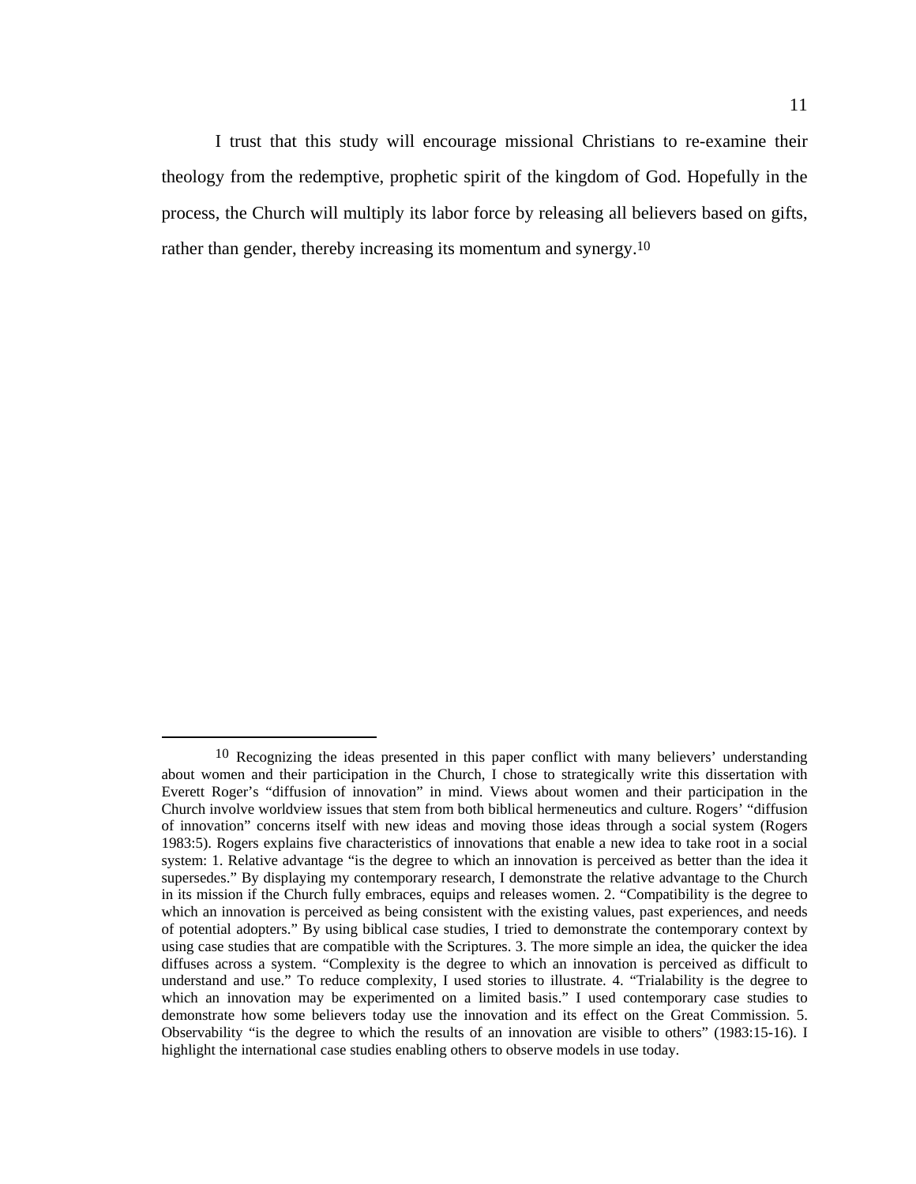I trust that this study will encourage missional Christians to re-examine their theology from the redemptive, prophetic spirit of the kingdom of God. Hopefully in the process, the Church will multiply its labor force by releasing all believers based on gifts, rather than gender, thereby increasing its momentum and synergy.[10]

---

[10] Recognizing the ideas presented in this paper conflict with many believers' understanding about women and their participation in the Church, I chose to strategically write this dissertation with Everett Roger's "diffusion of innovation" in mind. Views about women and their participation in the Church involve worldview issues that stem from both biblical hermeneutics and culture. Rogers' "diffusion of innovation" concerns itself with new ideas and moving those ideas through a social system (Rogers 1983:5). Rogers explains five characteristics of innovations that enable a new idea to take root in a social system: 1. Relative advantage "is the degree to which an innovation is perceived as better than the idea it supersedes." By displaying my contemporary research, I demonstrate the relative advantage to the Church in its mission if the Church fully embraces, equips and releases women. 2. "Compatibility is the degree to which an innovation is perceived as being consistent with the existing values, past experiences, and needs of potential adopters." By using biblical case studies, I tried to demonstrate the contemporary context by using case studies that are compatible with the Scriptures. 3. The more simple an idea, the quicker the idea diffuses across a system. "Complexity is the degree to which an innovation is perceived as difficult to understand and use." To reduce complexity, I used stories to illustrate. 4. "Trialability is the degree to which an innovation may be experimented on a limited basis." I used contemporary case studies to demonstrate how some believers today use the innovation and its effect on the Great Commission. 5. Observability "is the degree to which the results of an innovation are visible to others" (1983:15-16). I highlight the international case studies enabling others to observe models in use today.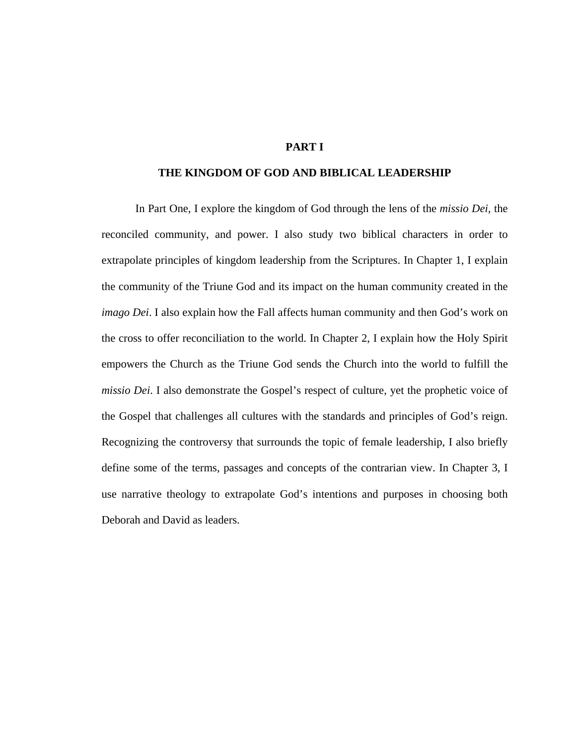# PART I

## THE KINGDOM OF GOD AND BIBLICAL LEADERSHIP

In Part One, I explore the kingdom of God through the lens of the *missio Dei*, the reconciled community, and power. I also study two biblical characters in order to extrapolate principles of kingdom leadership from the Scriptures. In Chapter 1, I explain the community of the Triune God and its impact on the human community created in the *imago Dei*. I also explain how the Fall affects human community and then God's work on the cross to offer reconciliation to the world. In Chapter 2, I explain how the Holy Spirit empowers the Church as the Triune God sends the Church into the world to fulfill the *missio Dei*. I also demonstrate the Gospel's respect of culture, yet the prophetic voice of the Gospel that challenges all cultures with the standards and principles of God's reign. Recognizing the controversy that surrounds the topic of female leadership, I also briefly define some of the terms, passages and concepts of the contrarian view. In Chapter 3, I use narrative theology to extrapolate God's intentions and purposes in choosing both Deborah and David as leaders.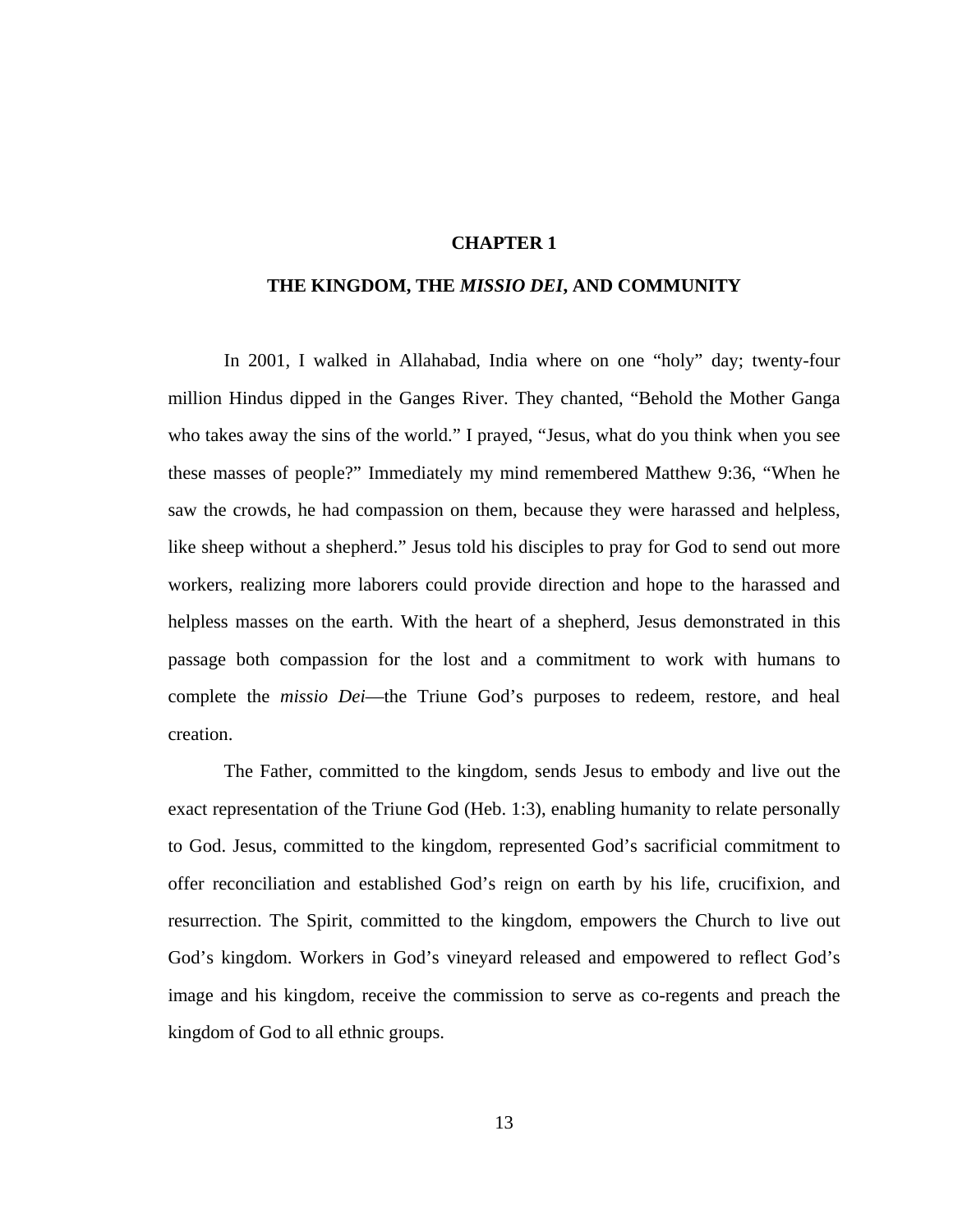# CHAPTER 1

## THE KINGDOM, THE *MISSIO DEI*, AND COMMUNITY

In 2001, I walked in Allahabad, India where on one "holy" day; twenty-four million Hindus dipped in the Ganges River. They chanted, "Behold the Mother Ganga who takes away the sins of the world." I prayed, "Jesus, what do you think when you see these masses of people?" Immediately my mind remembered Matthew 9:36, "When he saw the crowds, he had compassion on them, because they were harassed and helpless, like sheep without a shepherd." Jesus told his disciples to pray for God to send out more workers, realizing more laborers could provide direction and hope to the harassed and helpless masses on the earth. With the heart of a shepherd, Jesus demonstrated in this passage both compassion for the lost and a commitment to work with humans to complete the *missio Dei*—the Triune God's purposes to redeem, restore, and heal creation.

The Father, committed to the kingdom, sends Jesus to embody and live out the exact representation of the Triune God (Heb. 1:3), enabling humanity to relate personally to God. Jesus, committed to the kingdom, represented God's sacrificial commitment to offer reconciliation and established God's reign on earth by his life, crucifixion, and resurrection. The Spirit, committed to the kingdom, empowers the Church to live out God's kingdom. Workers in God's vineyard released and empowered to reflect God's image and his kingdom, receive the commission to serve as co-regents and preach the kingdom of God to all ethnic groups.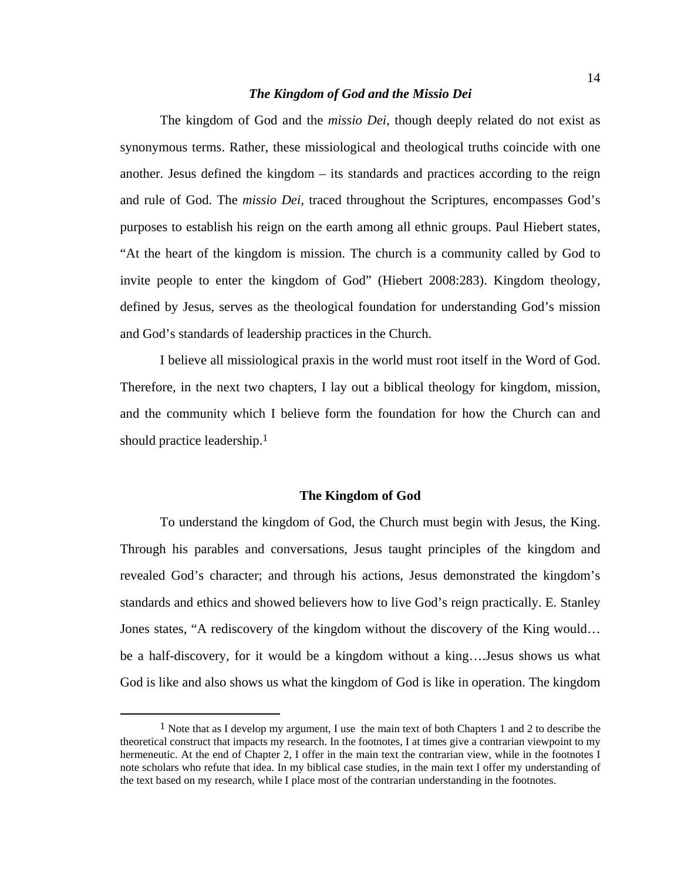### *The Kingdom of God and the Missio Dei*

The kingdom of God and the *missio Dei*, though deeply related do not exist as synonymous terms. Rather, these missiological and theological truths coincide with one another. Jesus defined the kingdom – its standards and practices according to the reign and rule of God. The *missio Dei,* traced throughout the Scriptures, encompasses God's purposes to establish his reign on the earth among all ethnic groups. Paul Hiebert states, "At the heart of the kingdom is mission. The church is a community called by God to invite people to enter the kingdom of God" (Hiebert 2008:283). Kingdom theology, defined by Jesus, serves as the theological foundation for understanding God's mission and God's standards of leadership practices in the Church.

I believe all missiological praxis in the world must root itself in the Word of God. Therefore, in the next two chapters, I lay out a biblical theology for kingdom, mission, and the community which I believe form the foundation for how the Church can and should practice leadership.[1]

### The Kingdom of God

To understand the kingdom of God, the Church must begin with Jesus, the King. Through his parables and conversations, Jesus taught principles of the kingdom and revealed God's character; and through his actions, Jesus demonstrated the kingdom's standards and ethics and showed believers how to live God's reign practically. E. Stanley Jones states, "A rediscovery of the kingdom without the discovery of the King would… be a half-discovery, for it would be a kingdom without a king….Jesus shows us what God is like and also shows us what the kingdom of God is like in operation. The kingdom

---

[1] Note that as I develop my argument, I use the main text of both Chapters 1 and 2 to describe the theoretical construct that impacts my research. In the footnotes, I at times give a contrarian viewpoint to my hermeneutic. At the end of Chapter 2, I offer in the main text the contrarian view, while in the footnotes I note scholars who refute that idea. In my biblical case studies, in the main text I offer my understanding of the text based on my research, while I place most of the contrarian understanding in the footnotes.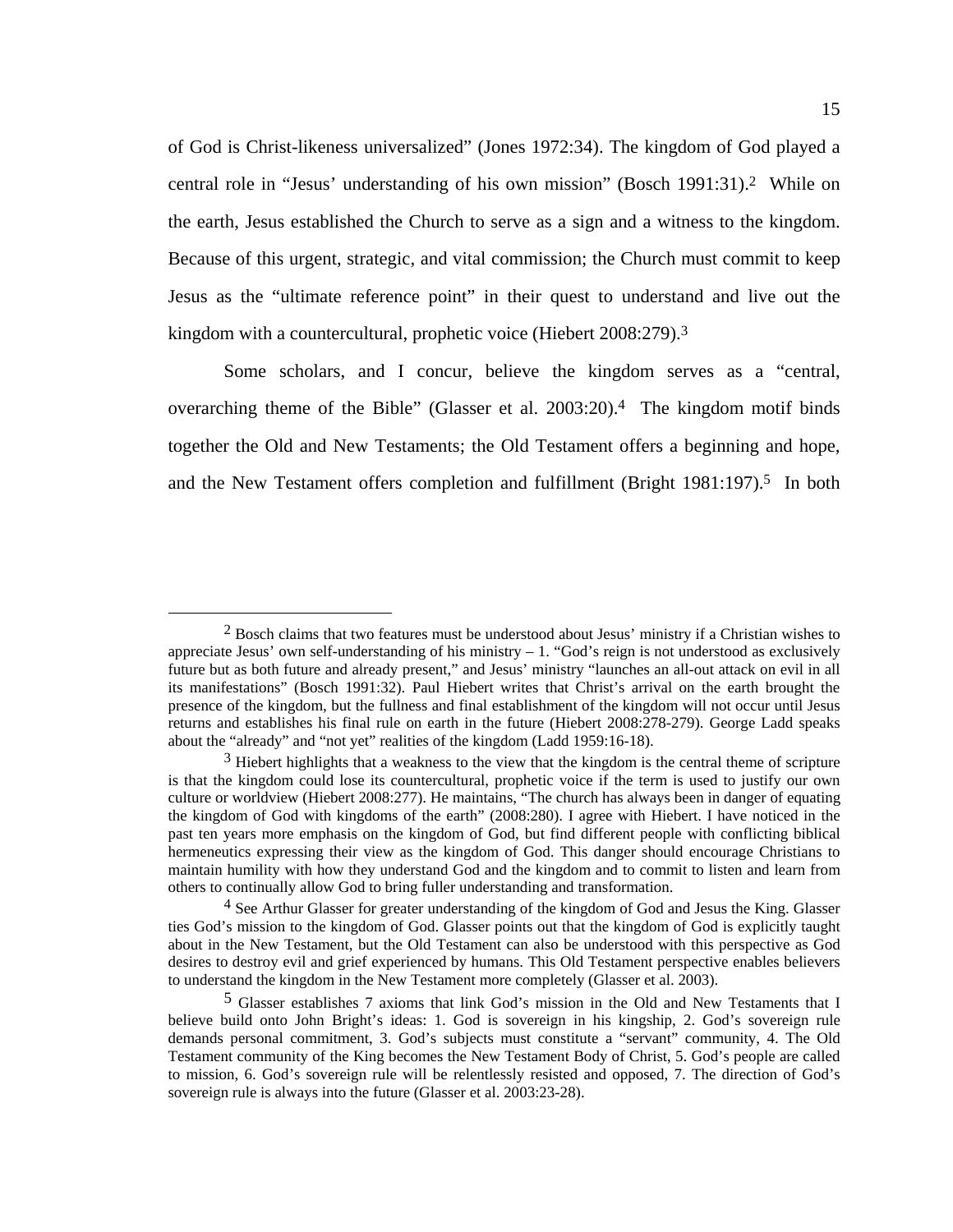of God is Christ-likeness universalized" (Jones 1972:34). The kingdom of God played a central role in "Jesus' understanding of his own mission" (Bosch 1991:31).[2] While on the earth, Jesus established the Church to serve as a sign and a witness to the kingdom. Because of this urgent, strategic, and vital commission; the Church must commit to keep Jesus as the "ultimate reference point" in their quest to understand and live out the kingdom with a countercultural, prophetic voice (Hiebert 2008:279).[3]

Some scholars, and I concur, believe the kingdom serves as a "central, overarching theme of the Bible" (Glasser et al. 2003:20).[4] The kingdom motif binds together the Old and New Testaments; the Old Testament offers a beginning and hope, and the New Testament offers completion and fulfillment (Bright 1981:197).[5] In both

---

[2] Bosch claims that two features must be understood about Jesus' ministry if a Christian wishes to appreciate Jesus' own self-understanding of his ministry – 1. "God's reign is not understood as exclusively future but as both future and already present," and Jesus' ministry "launches an all-out attack on evil in all its manifestations" (Bosch 1991:32). Paul Hiebert writes that Christ's arrival on the earth brought the presence of the kingdom, but the fullness and final establishment of the kingdom will not occur until Jesus returns and establishes his final rule on earth in the future (Hiebert 2008:278-279). George Ladd speaks about the "already" and "not yet" realities of the kingdom (Ladd 1959:16-18).

[3] Hiebert highlights that a weakness to the view that the kingdom is the central theme of scripture is that the kingdom could lose its countercultural, prophetic voice if the term is used to justify our own culture or worldview (Hiebert 2008:277). He maintains, "The church has always been in danger of equating the kingdom of God with kingdoms of the earth" (2008:280). I agree with Hiebert. I have noticed in the past ten years more emphasis on the kingdom of God, but find different people with conflicting biblical hermeneutics expressing their view as the kingdom of God. This danger should encourage Christians to maintain humility with how they understand God and the kingdom and to commit to listen and learn from others to continually allow God to bring fuller understanding and transformation.

[4] See Arthur Glasser for greater understanding of the kingdom of God and Jesus the King. Glasser ties God's mission to the kingdom of God. Glasser points out that the kingdom of God is explicitly taught about in the New Testament, but the Old Testament can also be understood with this perspective as God desires to destroy evil and grief experienced by humans. This Old Testament perspective enables believers to understand the kingdom in the New Testament more completely (Glasser et al. 2003).

[5] Glasser establishes 7 axioms that link God's mission in the Old and New Testaments that I believe build onto John Bright's ideas: 1. God is sovereign in his kingship, 2. God's sovereign rule demands personal commitment, 3. God's subjects must constitute a "servant" community, 4. The Old Testament community of the King becomes the New Testament Body of Christ, 5. God's people are called to mission, 6. God's sovereign rule will be relentlessly resisted and opposed, 7. The direction of God's sovereign rule is always into the future (Glasser et al. 2003:23-28).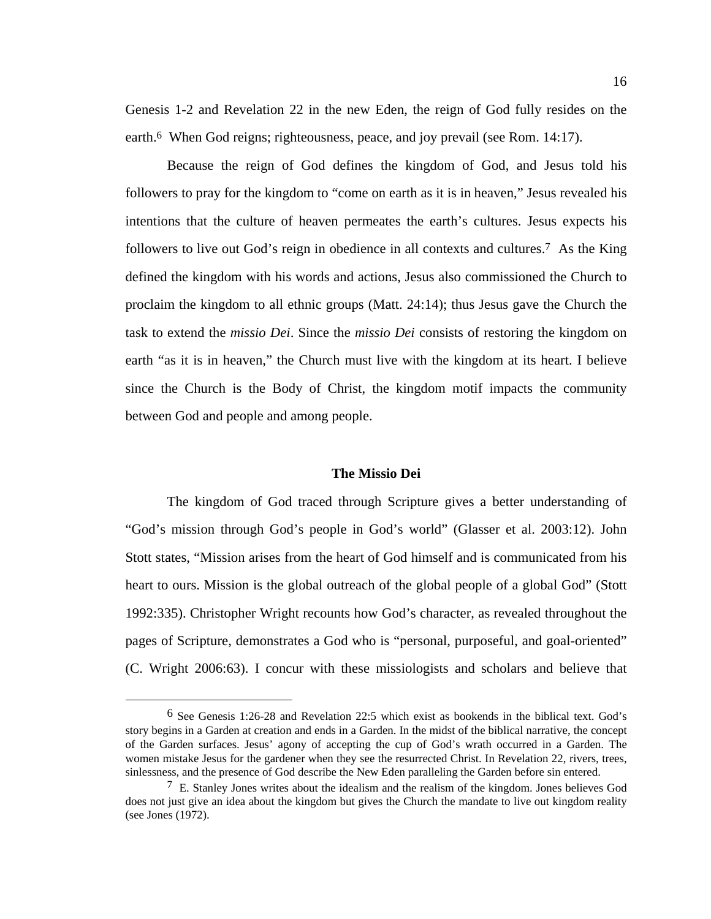Genesis 1-2 and Revelation 22 in the new Eden, the reign of God fully resides on the earth.[6] When God reigns; righteousness, peace, and joy prevail (see Rom. 14:17).

Because the reign of God defines the kingdom of God, and Jesus told his followers to pray for the kingdom to "come on earth as it is in heaven," Jesus revealed his intentions that the culture of heaven permeates the earth's cultures. Jesus expects his followers to live out God's reign in obedience in all contexts and cultures.[7] As the King defined the kingdom with his words and actions, Jesus also commissioned the Church to proclaim the kingdom to all ethnic groups (Matt. 24:14); thus Jesus gave the Church the task to extend the *missio Dei*. Since the *missio Dei* consists of restoring the kingdom on earth "as it is in heaven," the Church must live with the kingdom at its heart. I believe since the Church is the Body of Christ, the kingdom motif impacts the community between God and people and among people.

### The Missio Dei

The kingdom of God traced through Scripture gives a better understanding of "God's mission through God's people in God's world" (Glasser et al. 2003:12). John Stott states, "Mission arises from the heart of God himself and is communicated from his heart to ours. Mission is the global outreach of the global people of a global God" (Stott 1992:335). Christopher Wright recounts how God's character, as revealed throughout the pages of Scripture, demonstrates a God who is "personal, purposeful, and goal-oriented" (C. Wright 2006:63). I concur with these missiologists and scholars and believe that

---

[6] See Genesis 1:26-28 and Revelation 22:5 which exist as bookends in the biblical text. God's story begins in a Garden at creation and ends in a Garden. In the midst of the biblical narrative, the concept of the Garden surfaces. Jesus' agony of accepting the cup of God's wrath occurred in a Garden. The women mistake Jesus for the gardener when they see the resurrected Christ. In Revelation 22, rivers, trees, sinlessness, and the presence of God describe the New Eden paralleling the Garden before sin entered.

[7] E. Stanley Jones writes about the idealism and the realism of the kingdom. Jones believes God does not just give an idea about the kingdom but gives the Church the mandate to live out kingdom reality (see Jones (1972).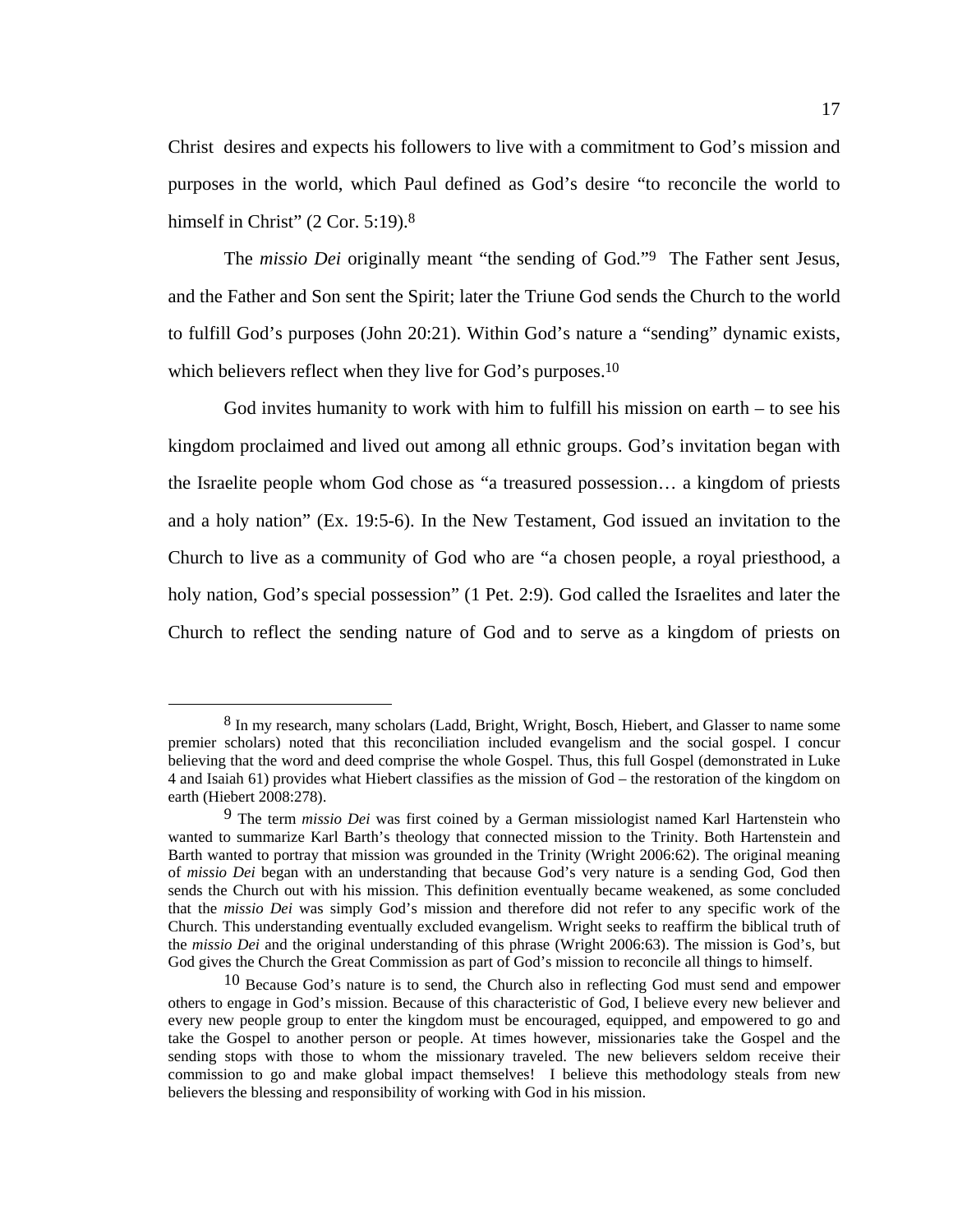Christ desires and expects his followers to live with a commitment to God's mission and purposes in the world, which Paul defined as God's desire "to reconcile the world to himself in Christ" (2 Cor. 5:19).[8]

The *missio Dei* originally meant "the sending of God."[9] The Father sent Jesus, and the Father and Son sent the Spirit; later the Triune God sends the Church to the world to fulfill God's purposes (John 20:21). Within God's nature a "sending" dynamic exists, which believers reflect when they live for God's purposes.[10]

God invites humanity to work with him to fulfill his mission on earth – to see his kingdom proclaimed and lived out among all ethnic groups. God's invitation began with the Israelite people whom God chose as "a treasured possession… a kingdom of priests and a holy nation" (Ex. 19:5-6). In the New Testament, God issued an invitation to the Church to live as a community of God who are "a chosen people, a royal priesthood, a holy nation, God's special possession" (1 Pet. 2:9). God called the Israelites and later the Church to reflect the sending nature of God and to serve as a kingdom of priests on

---

[8] In my research, many scholars (Ladd, Bright, Wright, Bosch, Hiebert, and Glasser to name some premier scholars) noted that this reconciliation included evangelism and the social gospel. I concur believing that the word and deed comprise the whole Gospel. Thus, this full Gospel (demonstrated in Luke 4 and Isaiah 61) provides what Hiebert classifies as the mission of God – the restoration of the kingdom on earth (Hiebert 2008:278).

[9] The term *missio Dei* was first coined by a German missiologist named Karl Hartenstein who wanted to summarize Karl Barth's theology that connected mission to the Trinity. Both Hartenstein and Barth wanted to portray that mission was grounded in the Trinity (Wright 2006:62). The original meaning of *missio Dei* began with an understanding that because God's very nature is a sending God, God then sends the Church out with his mission. This definition eventually became weakened, as some concluded that the *missio Dei* was simply God's mission and therefore did not refer to any specific work of the Church. This understanding eventually excluded evangelism. Wright seeks to reaffirm the biblical truth of the *missio Dei* and the original understanding of this phrase (Wright 2006:63). The mission is God's, but God gives the Church the Great Commission as part of God's mission to reconcile all things to himself.

[10] Because God's nature is to send, the Church also in reflecting God must send and empower others to engage in God's mission. Because of this characteristic of God, I believe every new believer and every new people group to enter the kingdom must be encouraged, equipped, and empowered to go and take the Gospel to another person or people. At times however, missionaries take the Gospel and the sending stops with those to whom the missionary traveled. The new believers seldom receive their commission to go and make global impact themselves! I believe this methodology steals from new believers the blessing and responsibility of working with God in his mission.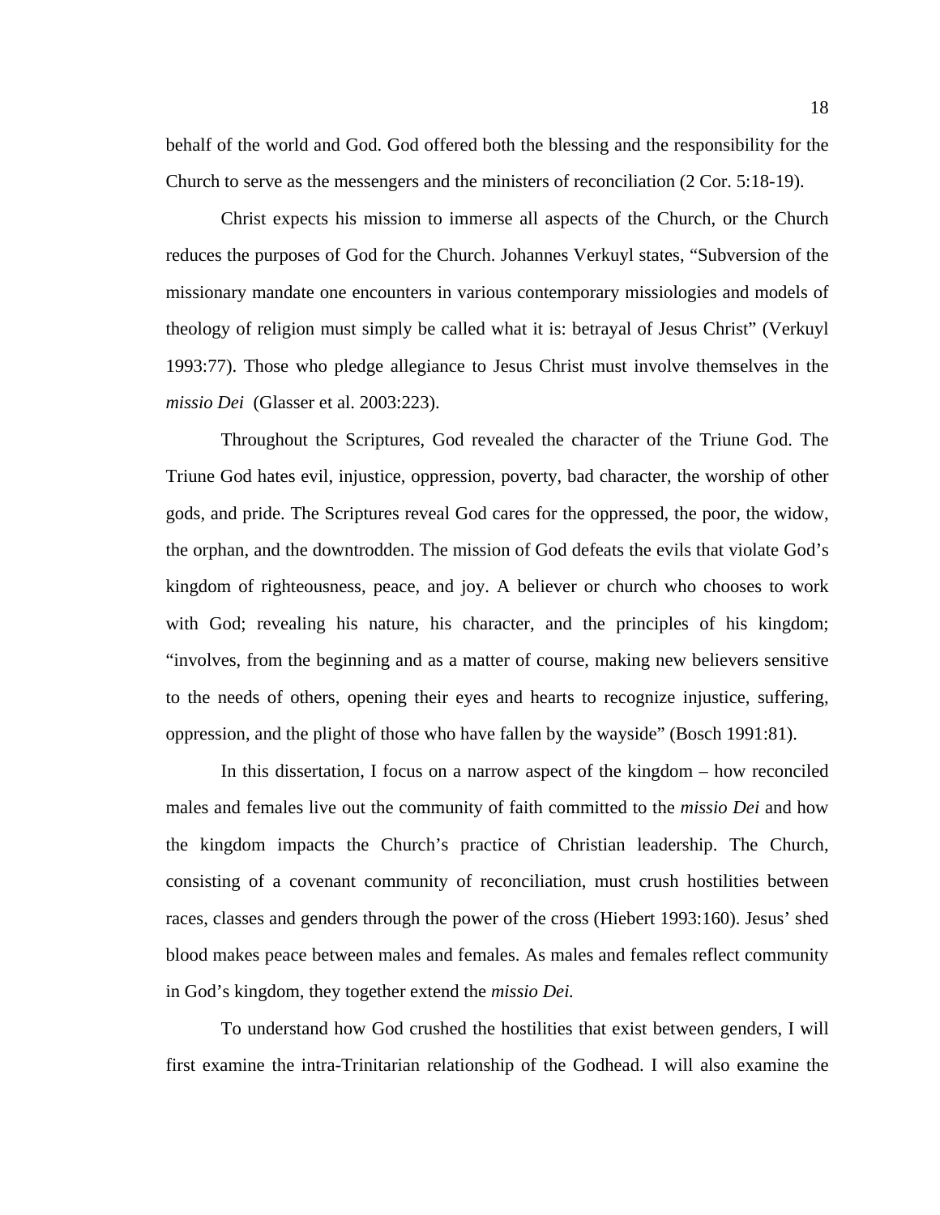behalf of the world and God. God offered both the blessing and the responsibility for the Church to serve as the messengers and the ministers of reconciliation (2 Cor. 5:18-19).

Christ expects his mission to immerse all aspects of the Church, or the Church reduces the purposes of God for the Church. Johannes Verkuyl states, “Subversion of the missionary mandate one encounters in various contemporary missiologies and models of theology of religion must simply be called what it is: betrayal of Jesus Christ” (Verkuyl 1993:77). Those who pledge allegiance to Jesus Christ must involve themselves in the *missio Dei* (Glasser et al. 2003:223).

Throughout the Scriptures, God revealed the character of the Triune God. The Triune God hates evil, injustice, oppression, poverty, bad character, the worship of other gods, and pride. The Scriptures reveal God cares for the oppressed, the poor, the widow, the orphan, and the downtrodden. The mission of God defeats the evils that violate God’s kingdom of righteousness, peace, and joy. A believer or church who chooses to work with God; revealing his nature, his character, and the principles of his kingdom; “involves, from the beginning and as a matter of course, making new believers sensitive to the needs of others, opening their eyes and hearts to recognize injustice, suffering, oppression, and the plight of those who have fallen by the wayside” (Bosch 1991:81).

In this dissertation, I focus on a narrow aspect of the kingdom – how reconciled males and females live out the community of faith committed to the *missio Dei* and how the kingdom impacts the Church’s practice of Christian leadership. The Church, consisting of a covenant community of reconciliation, must crush hostilities between races, classes and genders through the power of the cross (Hiebert 1993:160). Jesus’ shed blood makes peace between males and females. As males and females reflect community in God’s kingdom, they together extend the *missio Dei.*

To understand how God crushed the hostilities that exist between genders, I will first examine the intra-Trinitarian relationship of the Godhead. I will also examine the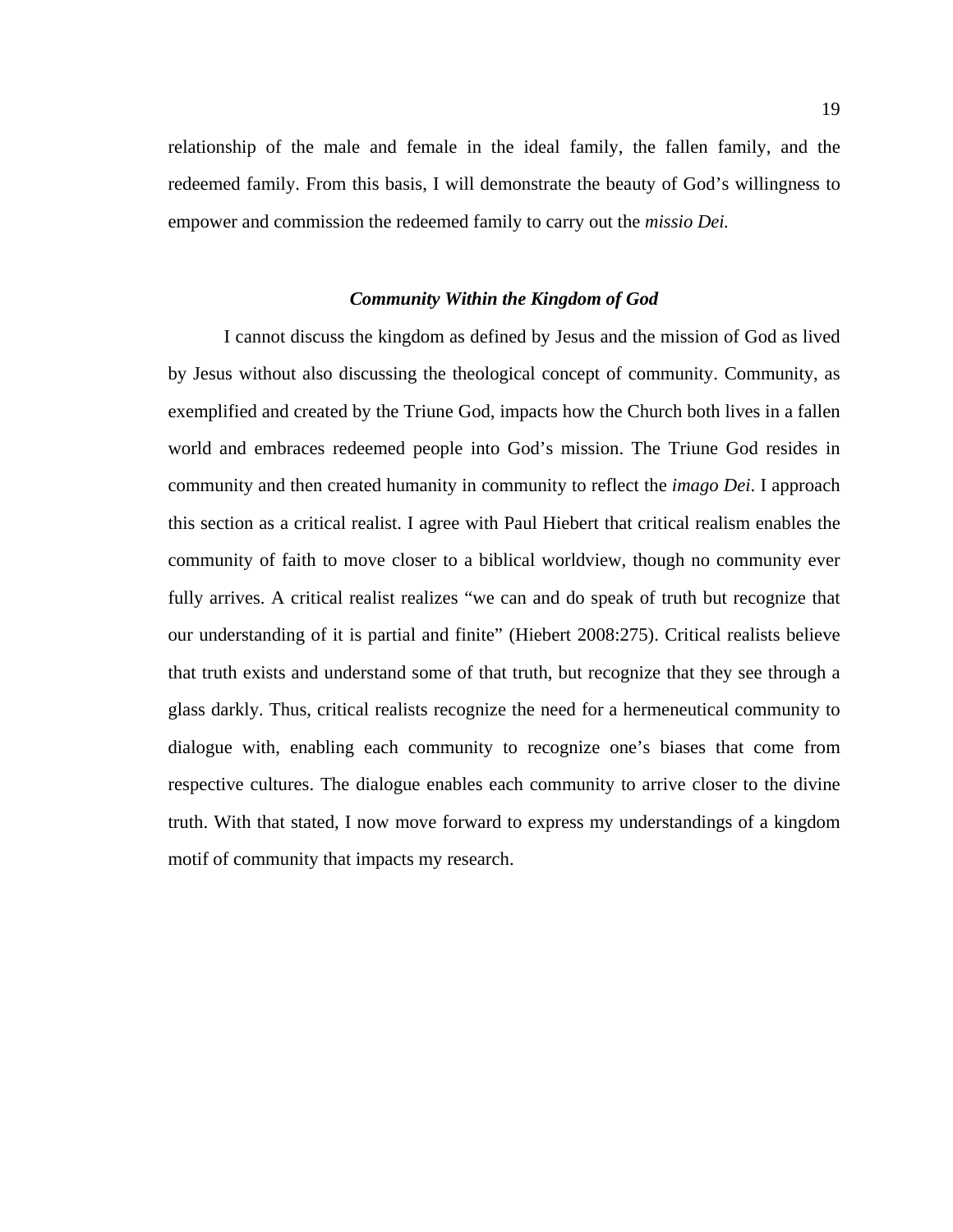relationship of the male and female in the ideal family, the fallen family, and the redeemed family. From this basis, I will demonstrate the beauty of God's willingness to empower and commission the redeemed family to carry out the *missio Dei.*

### *Community Within the Kingdom of God*

I cannot discuss the kingdom as defined by Jesus and the mission of God as lived by Jesus without also discussing the theological concept of community. Community, as exemplified and created by the Triune God, impacts how the Church both lives in a fallen world and embraces redeemed people into God's mission. The Triune God resides in community and then created humanity in community to reflect the *imago Dei*. I approach this section as a critical realist. I agree with Paul Hiebert that critical realism enables the community of faith to move closer to a biblical worldview, though no community ever fully arrives. A critical realist realizes "we can and do speak of truth but recognize that our understanding of it is partial and finite" (Hiebert 2008:275). Critical realists believe that truth exists and understand some of that truth, but recognize that they see through a glass darkly. Thus, critical realists recognize the need for a hermeneutical community to dialogue with, enabling each community to recognize one's biases that come from respective cultures. The dialogue enables each community to arrive closer to the divine truth. With that stated, I now move forward to express my understandings of a kingdom motif of community that impacts my research.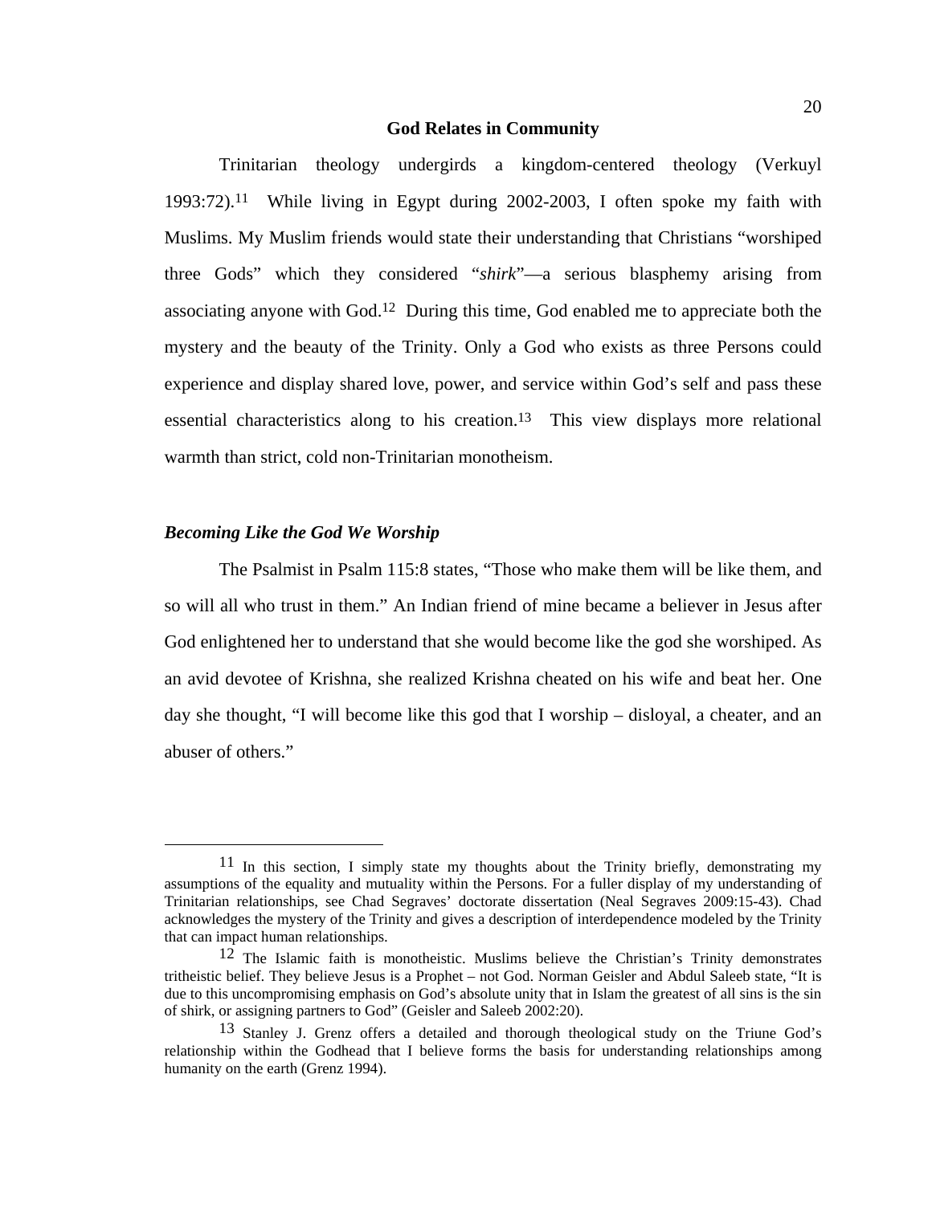## God Relates in Community

Trinitarian theology undergirds a kingdom-centered theology (Verkuyl 1993:72).[11] While living in Egypt during 2002-2003, I often spoke my faith with Muslims. My Muslim friends would state their understanding that Christians "worshiped three Gods" which they considered "*shirk*"—a serious blasphemy arising from associating anyone with God.[12] During this time, God enabled me to appreciate both the mystery and the beauty of the Trinity. Only a God who exists as three Persons could experience and display shared love, power, and service within God's self and pass these essential characteristics along to his creation.[13] This view displays more relational warmth than strict, cold non-Trinitarian monotheism.

### *Becoming Like the God We Worship*

The Psalmist in Psalm 115:8 states, "Those who make them will be like them, and so will all who trust in them." An Indian friend of mine became a believer in Jesus after God enlightened her to understand that she would become like the god she worshiped. As an avid devotee of Krishna, she realized Krishna cheated on his wife and beat her. One day she thought, "I will become like this god that I worship – disloyal, a cheater, and an abuser of others."

---

[11] In this section, I simply state my thoughts about the Trinity briefly, demonstrating my assumptions of the equality and mutuality within the Persons. For a fuller display of my understanding of Trinitarian relationships, see Chad Segraves' doctorate dissertation (Neal Segraves 2009:15-43). Chad acknowledges the mystery of the Trinity and gives a description of interdependence modeled by the Trinity that can impact human relationships.

[12] The Islamic faith is monotheistic. Muslims believe the Christian's Trinity demonstrates tritheistic belief. They believe Jesus is a Prophet – not God. Norman Geisler and Abdul Saleeb state, "It is due to this uncompromising emphasis on God's absolute unity that in Islam the greatest of all sins is the sin of shirk, or assigning partners to God" (Geisler and Saleeb 2002:20).

[13] Stanley J. Grenz offers a detailed and thorough theological study on the Triune God's relationship within the Godhead that I believe forms the basis for understanding relationships among humanity on the earth (Grenz 1994).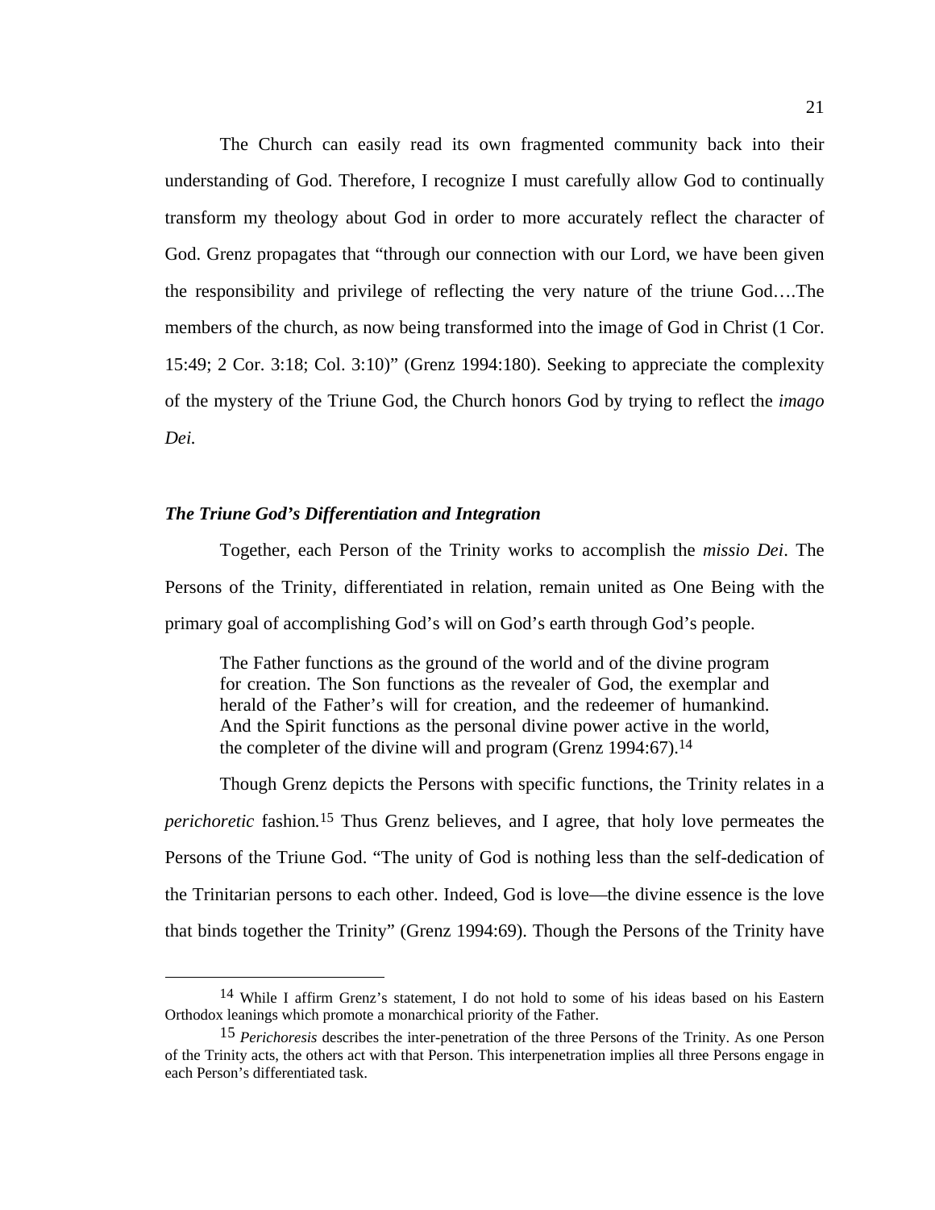The Church can easily read its own fragmented community back into their understanding of God. Therefore, I recognize I must carefully allow God to continually transform my theology about God in order to more accurately reflect the character of God. Grenz propagates that "through our connection with our Lord, we have been given the responsibility and privilege of reflecting the very nature of the triune God….The members of the church, as now being transformed into the image of God in Christ (1 Cor. 15:49; 2 Cor. 3:18; Col. 3:10)" (Grenz 1994:180). Seeking to appreciate the complexity of the mystery of the Triune God, the Church honors God by trying to reflect the *imago Dei.*

### *The Triune God's Differentiation and Integration*

Together, each Person of the Trinity works to accomplish the *missio Dei*. The Persons of the Trinity, differentiated in relation, remain united as One Being with the primary goal of accomplishing God's will on God's earth through God's people.

> The Father functions as the ground of the world and of the divine program for creation. The Son functions as the revealer of God, the exemplar and herald of the Father's will for creation, and the redeemer of humankind. And the Spirit functions as the personal divine power active in the world, the completer of the divine will and program (Grenz 1994:67).[14]

Though Grenz depicts the Persons with specific functions, the Trinity relates in a *perichoretic* fashion.[15] Thus Grenz believes, and I agree, that holy love permeates the Persons of the Triune God. "The unity of God is nothing less than the self-dedication of the Trinitarian persons to each other. Indeed, God is love—the divine essence is the love that binds together the Trinity" (Grenz 1994:69). Though the Persons of the Trinity have

---

[14] While I affirm Grenz's statement, I do not hold to some of his ideas based on his Eastern Orthodox leanings which promote a monarchical priority of the Father.

[15] *Perichoresis* describes the inter-penetration of the three Persons of the Trinity. As one Person of the Trinity acts, the others act with that Person. This interpenetration implies all three Persons engage in each Person's differentiated task.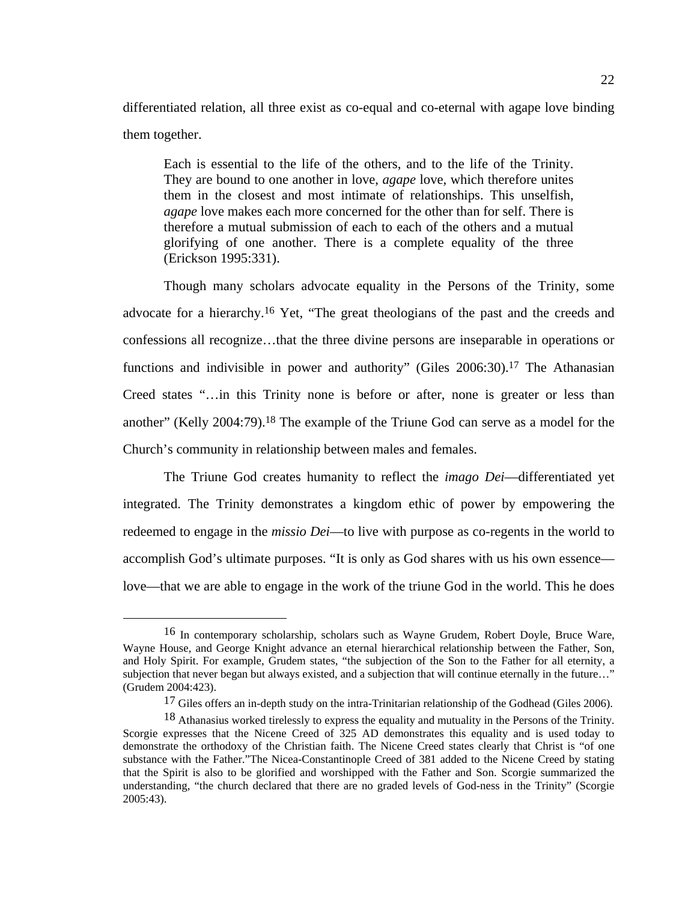differentiated relation, all three exist as co-equal and co-eternal with agape love binding them together.

> Each is essential to the life of the others, and to the life of the Trinity. They are bound to one another in love, *agape* love, which therefore unites them in the closest and most intimate of relationships. This unselfish, *agape* love makes each more concerned for the other than for self. There is therefore a mutual submission of each to each of the others and a mutual glorifying of one another. There is a complete equality of the three (Erickson 1995:331).

Though many scholars advocate equality in the Persons of the Trinity, some advocate for a hierarchy.[16] Yet, "The great theologians of the past and the creeds and confessions all recognize…that the three divine persons are inseparable in operations or functions and indivisible in power and authority" (Giles 2006:30).[17] The Athanasian Creed states "…in this Trinity none is before or after, none is greater or less than another" (Kelly 2004:79).[18] The example of the Triune God can serve as a model for the Church's community in relationship between males and females.

The Triune God creates humanity to reflect the *imago Dei*—differentiated yet integrated. The Trinity demonstrates a kingdom ethic of power by empowering the redeemed to engage in the *missio Dei*—to live with purpose as co-regents in the world to accomplish God's ultimate purposes. "It is only as God shares with us his own essence—love—that we are able to engage in the work of the triune God in the world. This he does

---

[16] In contemporary scholarship, scholars such as Wayne Grudem, Robert Doyle, Bruce Ware, Wayne House, and George Knight advance an eternal hierarchical relationship between the Father, Son, and Holy Spirit. For example, Grudem states, "the subjection of the Son to the Father for all eternity, a subjection that never began but always existed, and a subjection that will continue eternally in the future…" (Grudem 2004:423).

[17] Giles offers an in-depth study on the intra-Trinitarian relationship of the Godhead (Giles 2006).

[18] Athanasius worked tirelessly to express the equality and mutuality in the Persons of the Trinity. Scorgie expresses that the Nicene Creed of 325 AD demonstrates this equality and is used today to demonstrate the orthodoxy of the Christian faith. The Nicene Creed states clearly that Christ is "of one substance with the Father."The Nicea-Constantinople Creed of 381 added to the Nicene Creed by stating that the Spirit is also to be glorified and worshipped with the Father and Son. Scorgie summarized the understanding, "the church declared that there are no graded levels of God-ness in the Trinity" (Scorgie 2005:43).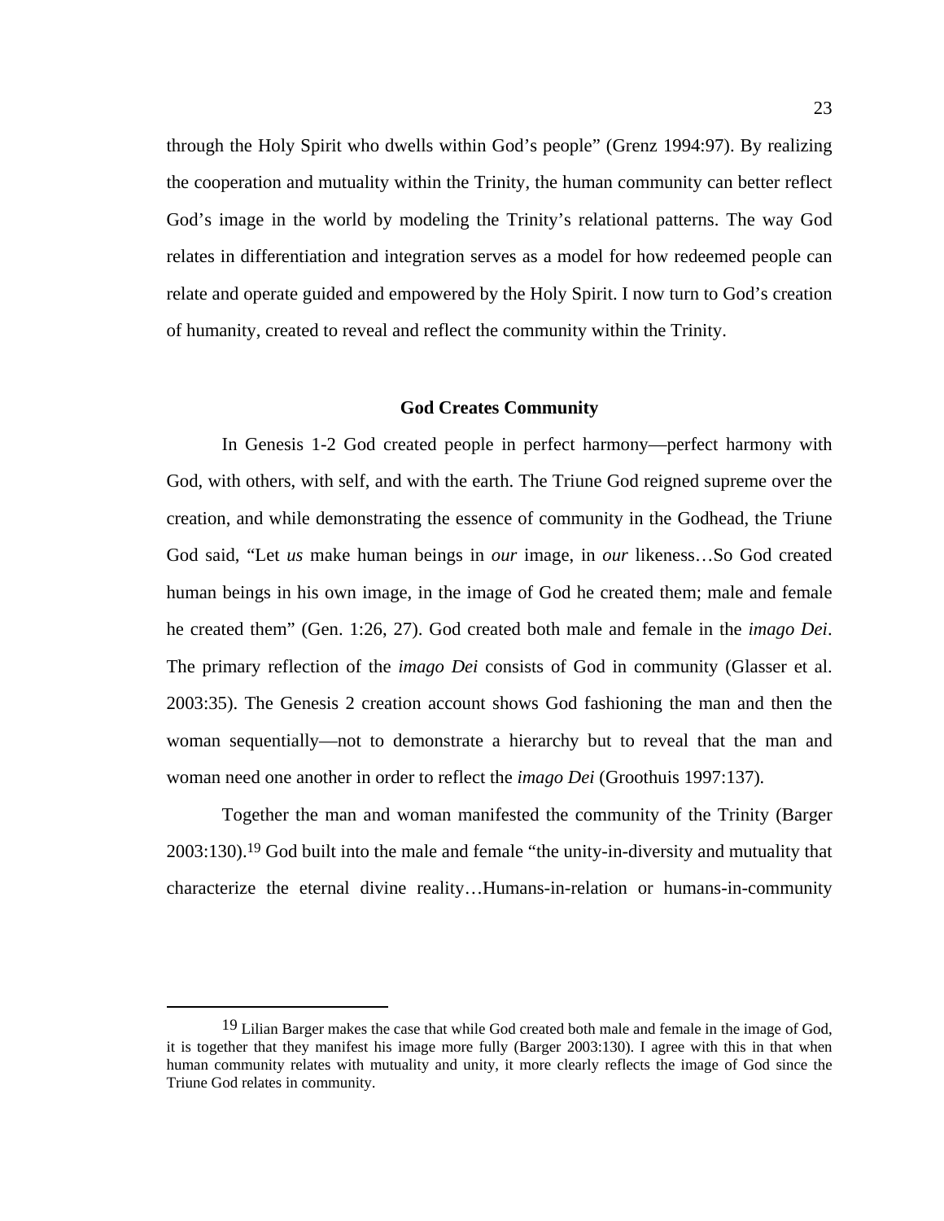through the Holy Spirit who dwells within God's people" (Grenz 1994:97). By realizing the cooperation and mutuality within the Trinity, the human community can better reflect God's image in the world by modeling the Trinity's relational patterns. The way God relates in differentiation and integration serves as a model for how redeemed people can relate and operate guided and empowered by the Holy Spirit. I now turn to God's creation of humanity, created to reveal and reflect the community within the Trinity.

### God Creates Community

In Genesis 1-2 God created people in perfect harmony—perfect harmony with God, with others, with self, and with the earth. The Triune God reigned supreme over the creation, and while demonstrating the essence of community in the Godhead, the Triune God said, "Let *us* make human beings in *our* image, in *our* likeness…So God created human beings in his own image, in the image of God he created them; male and female he created them" (Gen. 1:26, 27). God created both male and female in the *imago Dei*. The primary reflection of the *imago Dei* consists of God in community (Glasser et al. 2003:35). The Genesis 2 creation account shows God fashioning the man and then the woman sequentially—not to demonstrate a hierarchy but to reveal that the man and woman need one another in order to reflect the *imago Dei* (Groothuis 1997:137).

Together the man and woman manifested the community of the Trinity (Barger 2003:130).[19] God built into the male and female "the unity-in-diversity and mutuality that characterize the eternal divine reality…Humans-in-relation or humans-in-community

---

[19] Lilian Barger makes the case that while God created both male and female in the image of God, it is together that they manifest his image more fully (Barger 2003:130). I agree with this in that when human community relates with mutuality and unity, it more clearly reflects the image of God since the Triune God relates in community.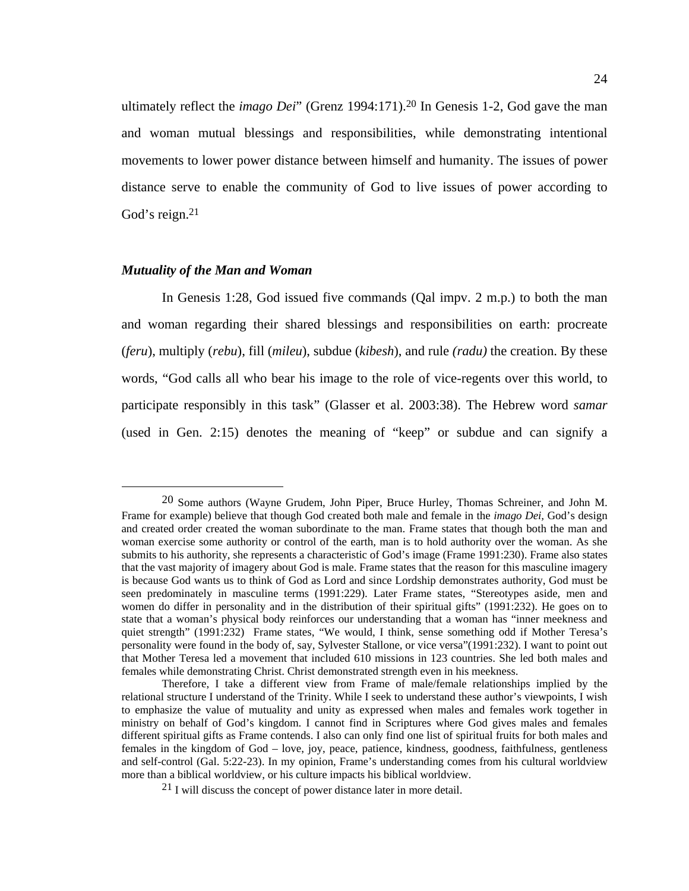ultimately reflect the *imago Dei*" (Grenz 1994:171).[20] In Genesis 1-2, God gave the man and woman mutual blessings and responsibilities, while demonstrating intentional movements to lower power distance between himself and humanity. The issues of power distance serve to enable the community of God to live issues of power according to God's reign.[21]

### *Mutuality of the Man and Woman*

In Genesis 1:28, God issued five commands (Qal impv. 2 m.p.) to both the man and woman regarding their shared blessings and responsibilities on earth: procreate (*feru*), multiply (*rebu*), fill (*mileu*), subdue (*kibesh*), and rule *(radu)* the creation. By these words, "God calls all who bear his image to the role of vice-regents over this world, to participate responsibly in this task" (Glasser et al. 2003:38). The Hebrew word *samar* (used in Gen. 2:15) denotes the meaning of "keep" or subdue and can signify a

---

[20] Some authors (Wayne Grudem, John Piper, Bruce Hurley, Thomas Schreiner, and John M. Frame for example) believe that though God created both male and female in the *imago Dei*, God's design and created order created the woman subordinate to the man. Frame states that though both the man and woman exercise some authority or control of the earth, man is to hold authority over the woman. As she submits to his authority, she represents a characteristic of God's image (Frame 1991:230). Frame also states that the vast majority of imagery about God is male. Frame states that the reason for this masculine imagery is because God wants us to think of God as Lord and since Lordship demonstrates authority, God must be seen predominately in masculine terms (1991:229). Later Frame states, "Stereotypes aside, men and women do differ in personality and in the distribution of their spiritual gifts" (1991:232). He goes on to state that a woman's physical body reinforces our understanding that a woman has "inner meekness and quiet strength" (1991:232) Frame states, "We would, I think, sense something odd if Mother Teresa's personality were found in the body of, say, Sylvester Stallone, or vice versa"(1991:232). I want to point out that Mother Teresa led a movement that included 610 missions in 123 countries. She led both males and females while demonstrating Christ. Christ demonstrated strength even in his meekness.

Therefore, I take a different view from Frame of male/female relationships implied by the relational structure I understand of the Trinity. While I seek to understand these author's viewpoints, I wish to emphasize the value of mutuality and unity as expressed when males and females work together in ministry on behalf of God's kingdom. I cannot find in Scriptures where God gives males and females different spiritual gifts as Frame contends. I also can only find one list of spiritual fruits for both males and females in the kingdom of God – love, joy, peace, patience, kindness, goodness, faithfulness, gentleness and self-control (Gal. 5:22-23). In my opinion, Frame's understanding comes from his cultural worldview more than a biblical worldview, or his culture impacts his biblical worldview.

[21] I will discuss the concept of power distance later in more detail.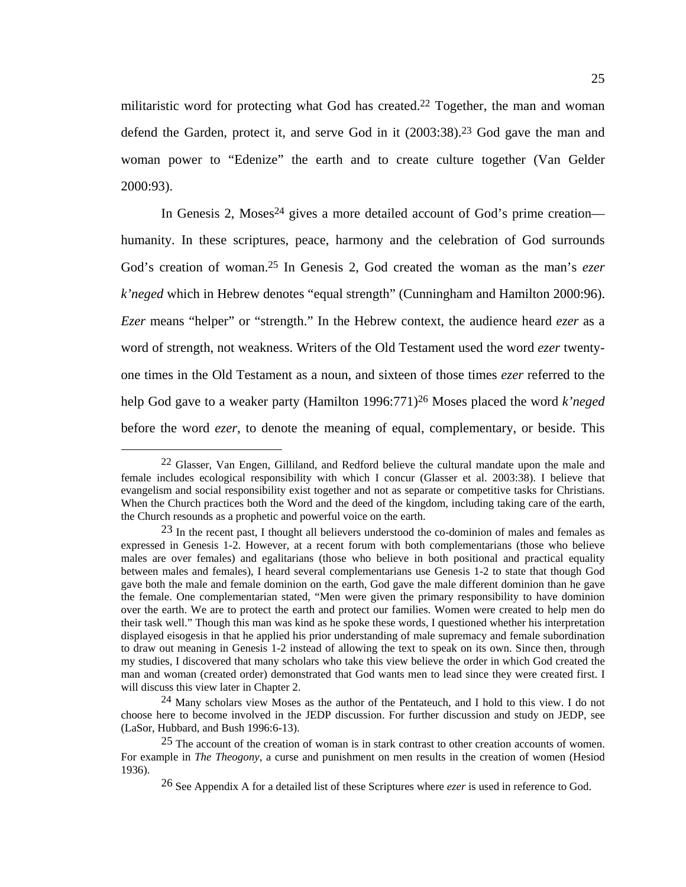militaristic word for protecting what God has created.[22] Together, the man and woman defend the Garden, protect it, and serve God in it (2003:38).[23] God gave the man and woman power to "Edenize" the earth and to create culture together (Van Gelder 2000:93).

In Genesis 2, Moses[24] gives a more detailed account of God's prime creation—humanity. In these scriptures, peace, harmony and the celebration of God surrounds God's creation of woman.[25] In Genesis 2, God created the woman as the man's *ezer k'neged* which in Hebrew denotes "equal strength" (Cunningham and Hamilton 2000:96). *Ezer* means "helper" or "strength." In the Hebrew context, the audience heard *ezer* as a word of strength, not weakness. Writers of the Old Testament used the word *ezer* twenty-one times in the Old Testament as a noun, and sixteen of those times *ezer* referred to the help God gave to a weaker party (Hamilton 1996:771)[26] Moses placed the word *k'neged* before the word *ezer*, to denote the meaning of equal, complementary, or beside. This

---

[22] Glasser, Van Engen, Gilliland, and Redford believe the cultural mandate upon the male and female includes ecological responsibility with which I concur (Glasser et al. 2003:38). I believe that evangelism and social responsibility exist together and not as separate or competitive tasks for Christians. When the Church practices both the Word and the deed of the kingdom, including taking care of the earth, the Church resounds as a prophetic and powerful voice on the earth.

[23] In the recent past, I thought all believers understood the co-dominion of males and females as expressed in Genesis 1-2. However, at a recent forum with both complementarians (those who believe males are over females) and egalitarians (those who believe in both positional and practical equality between males and females), I heard several complementarians use Genesis 1-2 to state that though God gave both the male and female dominion on the earth, God gave the male different dominion than he gave the female. One complementarian stated, "Men were given the primary responsibility to have dominion over the earth. We are to protect the earth and protect our families. Women were created to help men do their task well." Though this man was kind as he spoke these words, I questioned whether his interpretation displayed eisogesis in that he applied his prior understanding of male supremacy and female subordination to draw out meaning in Genesis 1-2 instead of allowing the text to speak on its own. Since then, through my studies, I discovered that many scholars who take this view believe the order in which God created the man and woman (created order) demonstrated that God wants men to lead since they were created first. I will discuss this view later in Chapter 2.

[24] Many scholars view Moses as the author of the Pentateuch, and I hold to this view. I do not choose here to become involved in the JEDP discussion. For further discussion and study on JEDP, see (LaSor, Hubbard, and Bush 1996:6-13).

[25] The account of the creation of woman is in stark contrast to other creation accounts of women. For example in *The Theogony*, a curse and punishment on men results in the creation of women (Hesiod 1936).

[26] See Appendix A for a detailed list of these Scriptures where *ezer* is used in reference to God.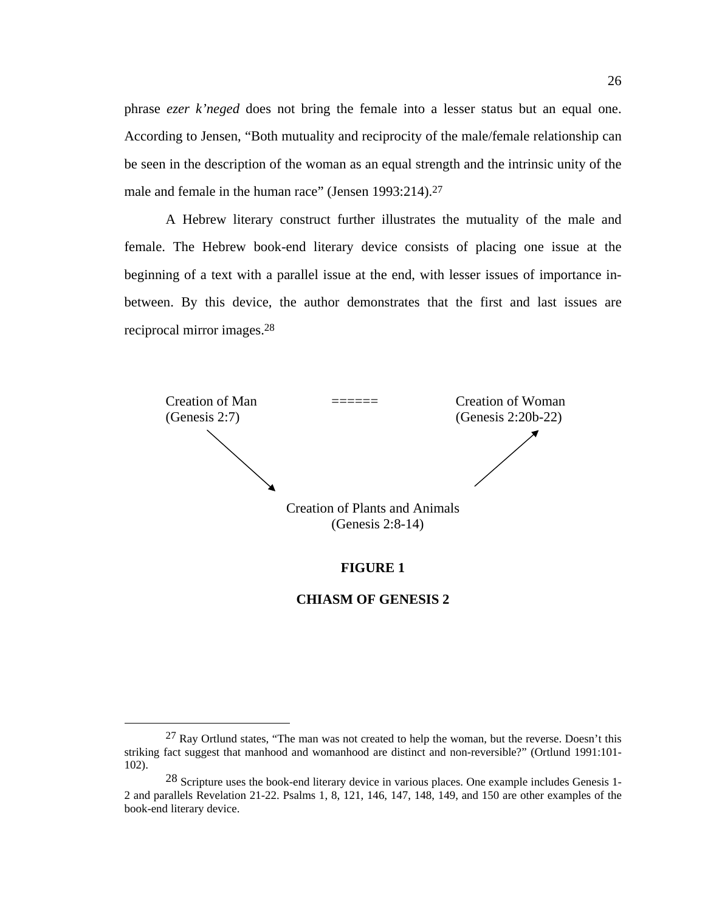phrase *ezer k'neged* does not bring the female into a lesser status but an equal one. According to Jensen, "Both mutuality and reciprocity of the male/female relationship can be seen in the description of the woman as an equal strength and the intrinsic unity of the male and female in the human race" (Jensen 1993:214).[27]

A Hebrew literary construct further illustrates the mutuality of the male and female. The Hebrew book-end literary device consists of placing one issue at the beginning of a text with a parallel issue at the end, with lesser issues of importance in-between. By this device, the author demonstrates that the first and last issues are reciprocal mirror images.[28]

Creation of Man (Genesis 2:7) ====== Creation of Woman (Genesis 2:20b-22)

Creation of Plants and Animals (Genesis 2:8-14)

**FIGURE 1**

**CHIASM OF GENESIS 2**

---

[27] Ray Ortlund states, "The man was not created to help the woman, but the reverse. Doesn't this striking fact suggest that manhood and womanhood are distinct and non-reversible?" (Ortlund 1991:101-102).

[28] Scripture uses the book-end literary device in various places. One example includes Genesis 1-2 and parallels Revelation 21-22. Psalms 1, 8, 121, 146, 147, 148, 149, and 150 are other examples of the book-end literary device.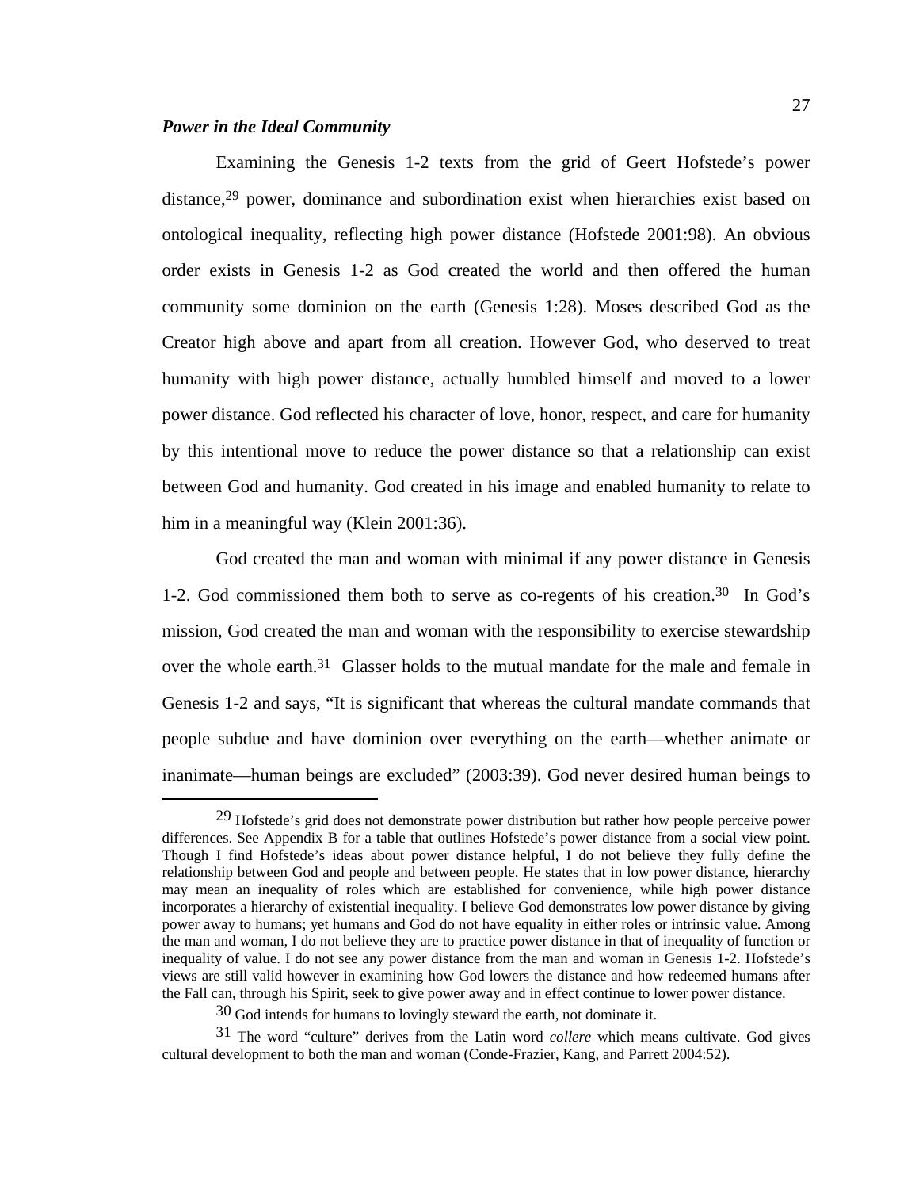### *Power in the Ideal Community*

Examining the Genesis 1-2 texts from the grid of Geert Hofstede's power distance,[29] power, dominance and subordination exist when hierarchies exist based on ontological inequality, reflecting high power distance (Hofstede 2001:98). An obvious order exists in Genesis 1-2 as God created the world and then offered the human community some dominion on the earth (Genesis 1:28). Moses described God as the Creator high above and apart from all creation. However God, who deserved to treat humanity with high power distance, actually humbled himself and moved to a lower power distance. God reflected his character of love, honor, respect, and care for humanity by this intentional move to reduce the power distance so that a relationship can exist between God and humanity. God created in his image and enabled humanity to relate to him in a meaningful way (Klein 2001:36).

God created the man and woman with minimal if any power distance in Genesis 1-2. God commissioned them both to serve as co-regents of his creation.[30] In God's mission, God created the man and woman with the responsibility to exercise stewardship over the whole earth.[31] Glasser holds to the mutual mandate for the male and female in Genesis 1-2 and says, "It is significant that whereas the cultural mandate commands that people subdue and have dominion over everything on the earth—whether animate or inanimate—human beings are excluded" (2003:39). God never desired human beings to

---

[29] Hofstede's grid does not demonstrate power distribution but rather how people perceive power differences. See Appendix B for a table that outlines Hofstede's power distance from a social view point. Though I find Hofstede's ideas about power distance helpful, I do not believe they fully define the relationship between God and people and between people. He states that in low power distance, hierarchy may mean an inequality of roles which are established for convenience, while high power distance incorporates a hierarchy of existential inequality. I believe God demonstrates low power distance by giving power away to humans; yet humans and God do not have equality in either roles or intrinsic value. Among the man and woman, I do not believe they are to practice power distance in that of inequality of function or inequality of value. I do not see any power distance from the man and woman in Genesis 1-2. Hofstede's views are still valid however in examining how God lowers the distance and how redeemed humans after the Fall can, through his Spirit, seek to give power away and in effect continue to lower power distance.

[30] God intends for humans to lovingly steward the earth, not dominate it.

[31] The word "culture" derives from the Latin word *collere* which means cultivate. God gives cultural development to both the man and woman (Conde-Frazier, Kang, and Parrett 2004:52).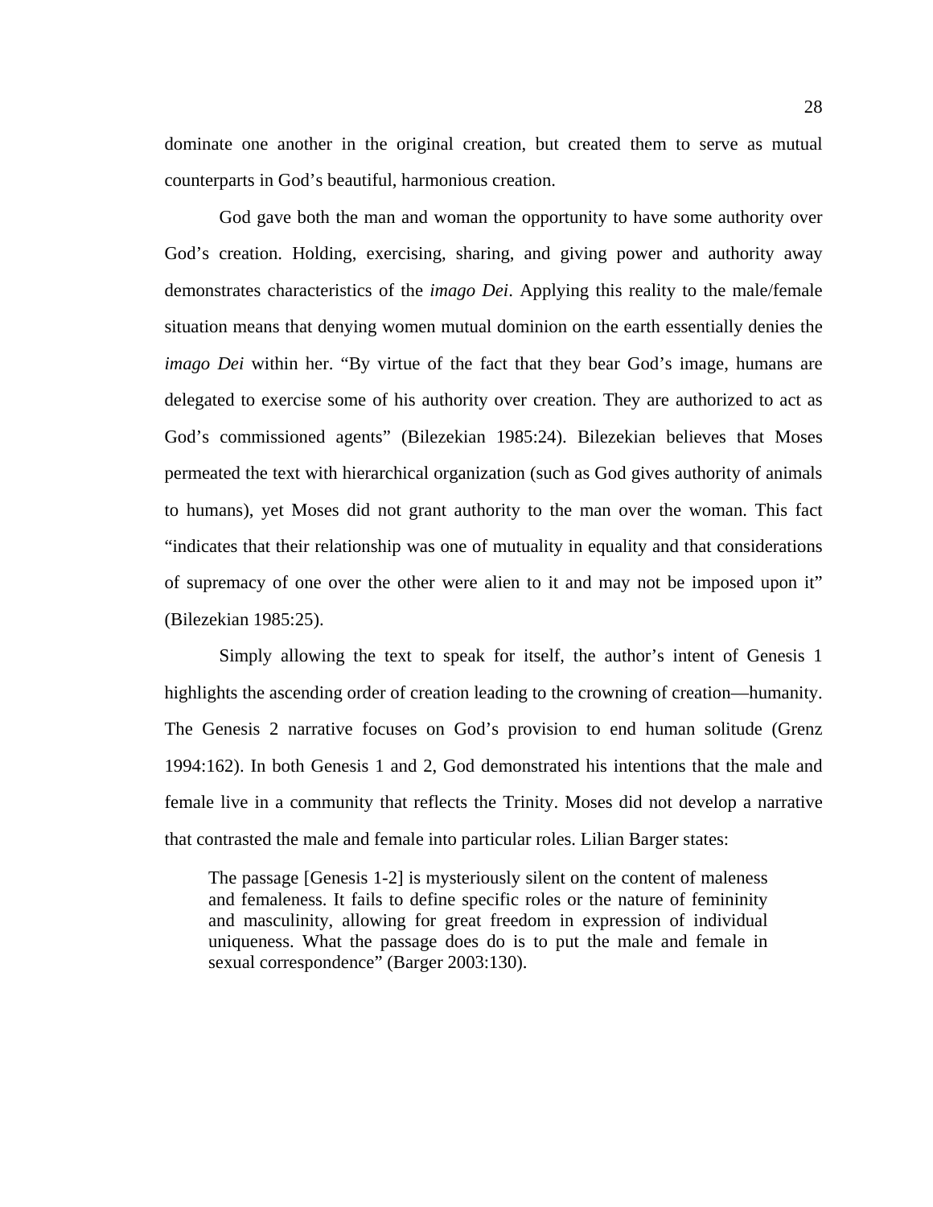dominate one another in the original creation, but created them to serve as mutual counterparts in God's beautiful, harmonious creation.

God gave both the man and woman the opportunity to have some authority over God's creation. Holding, exercising, sharing, and giving power and authority away demonstrates characteristics of the *imago Dei*. Applying this reality to the male/female situation means that denying women mutual dominion on the earth essentially denies the *imago Dei* within her. "By virtue of the fact that they bear God's image, humans are delegated to exercise some of his authority over creation. They are authorized to act as God's commissioned agents" (Bilezekian 1985:24). Bilezekian believes that Moses permeated the text with hierarchical organization (such as God gives authority of animals to humans), yet Moses did not grant authority to the man over the woman. This fact "indicates that their relationship was one of mutuality in equality and that considerations of supremacy of one over the other were alien to it and may not be imposed upon it" (Bilezekian 1985:25).

Simply allowing the text to speak for itself, the author's intent of Genesis 1 highlights the ascending order of creation leading to the crowning of creation—humanity. The Genesis 2 narrative focuses on God's provision to end human solitude (Grenz 1994:162). In both Genesis 1 and 2, God demonstrated his intentions that the male and female live in a community that reflects the Trinity. Moses did not develop a narrative that contrasted the male and female into particular roles. Lilian Barger states:

> The passage [Genesis 1-2] is mysteriously silent on the content of maleness and femaleness. It fails to define specific roles or the nature of femininity and masculinity, allowing for great freedom in expression of individual uniqueness. What the passage does do is to put the male and female in sexual correspondence" (Barger 2003:130).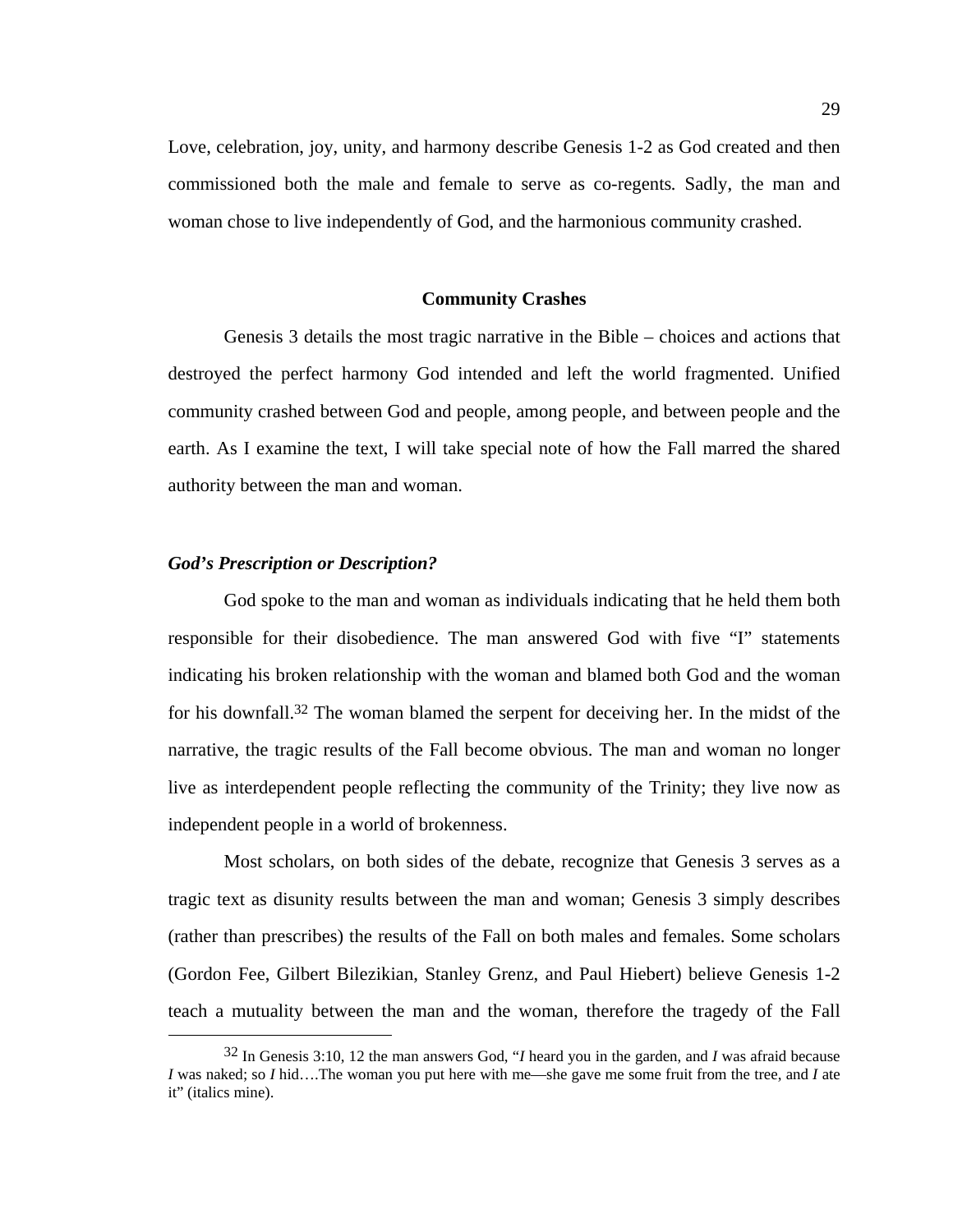Love, celebration, joy, unity, and harmony describe Genesis 1-2 as God created and then commissioned both the male and female to serve as co-regents. Sadly, the man and woman chose to live independently of God, and the harmonious community crashed.

## Community Crashes

Genesis 3 details the most tragic narrative in the Bible – choices and actions that destroyed the perfect harmony God intended and left the world fragmented. Unified community crashed between God and people, among people, and between people and the earth. As I examine the text, I will take special note of how the Fall marred the shared authority between the man and woman.

### *God's Prescription or Description?*

God spoke to the man and woman as individuals indicating that he held them both responsible for their disobedience. The man answered God with five "I" statements indicating his broken relationship with the woman and blamed both God and the woman for his downfall.[32] The woman blamed the serpent for deceiving her. In the midst of the narrative, the tragic results of the Fall become obvious. The man and woman no longer live as interdependent people reflecting the community of the Trinity; they live now as independent people in a world of brokenness.

Most scholars, on both sides of the debate, recognize that Genesis 3 serves as a tragic text as disunity results between the man and woman; Genesis 3 simply describes (rather than prescribes) the results of the Fall on both males and females. Some scholars (Gordon Fee, Gilbert Bilezikian, Stanley Grenz, and Paul Hiebert) believe Genesis 1-2 teach a mutuality between the man and the woman, therefore the tragedy of the Fall

---

[32] In Genesis 3:10, 12 the man answers God, "*I* heard you in the garden, and *I* was afraid because *I* was naked; so *I* hid….The woman you put here with me—she gave me some fruit from the tree, and *I* ate it" (italics mine).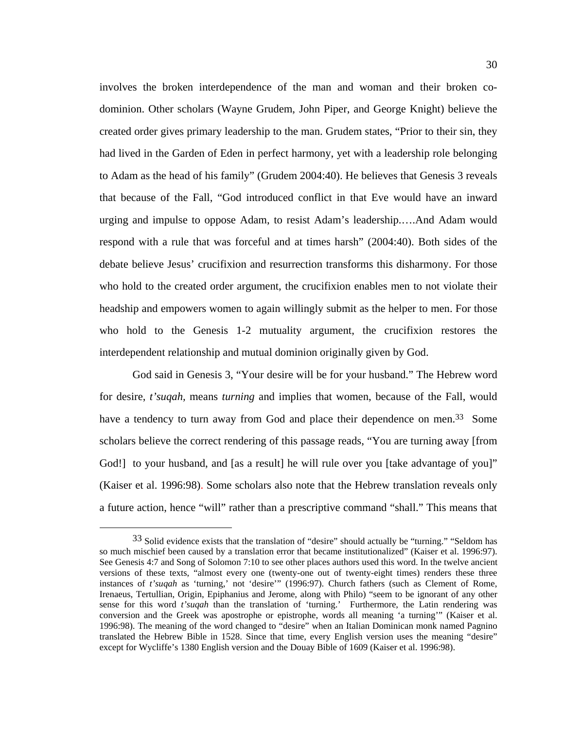involves the broken interdependence of the man and woman and their broken co-dominion. Other scholars (Wayne Grudem, John Piper, and George Knight) believe the created order gives primary leadership to the man. Grudem states, "Prior to their sin, they had lived in the Garden of Eden in perfect harmony, yet with a leadership role belonging to Adam as the head of his family" (Grudem 2004:40). He believes that Genesis 3 reveals that because of the Fall, "God introduced conflict in that Eve would have an inward urging and impulse to oppose Adam, to resist Adam's leadership.….And Adam would respond with a rule that was forceful and at times harsh" (2004:40). Both sides of the debate believe Jesus' crucifixion and resurrection transforms this disharmony. For those who hold to the created order argument, the crucifixion enables men to not violate their headship and empowers women to again willingly submit as the helper to men. For those who hold to the Genesis 1-2 mutuality argument, the crucifixion restores the interdependent relationship and mutual dominion originally given by God.

God said in Genesis 3, "Your desire will be for your husband." The Hebrew word for desire, *t'suqah*, means *turning* and implies that women, because of the Fall, would have a tendency to turn away from God and place their dependence on men.[33] Some scholars believe the correct rendering of this passage reads, "You are turning away [from God!] to your husband, and [as a result] he will rule over you [take advantage of you]" (Kaiser et al. 1996:98). Some scholars also note that the Hebrew translation reveals only a future action, hence "will" rather than a prescriptive command "shall." This means that

[33] Solid evidence exists that the translation of "desire" should actually be "turning." "Seldom has so much mischief been caused by a translation error that became institutionalized" (Kaiser et al. 1996:97). See Genesis 4:7 and Song of Solomon 7:10 to see other places authors used this word. In the twelve ancient versions of these texts, "almost every one (twenty-one out of twenty-eight times) renders these three instances of *t'suqah* as 'turning,' not 'desire'" (1996:97). Church fathers (such as Clement of Rome, Irenaeus, Tertullian, Origin, Epiphanius and Jerome, along with Philo) "seem to be ignorant of any other sense for this word *t'suqah* than the translation of 'turning.' Furthermore, the Latin rendering was conversion and the Greek was apostrophe or epistrophe, words all meaning 'a turning'" (Kaiser et al. 1996:98). The meaning of the word changed to "desire" when an Italian Dominican monk named Pagnino translated the Hebrew Bible in 1528. Since that time, every English version uses the meaning "desire" except for Wycliffe's 1380 English version and the Douay Bible of 1609 (Kaiser et al. 1996:98).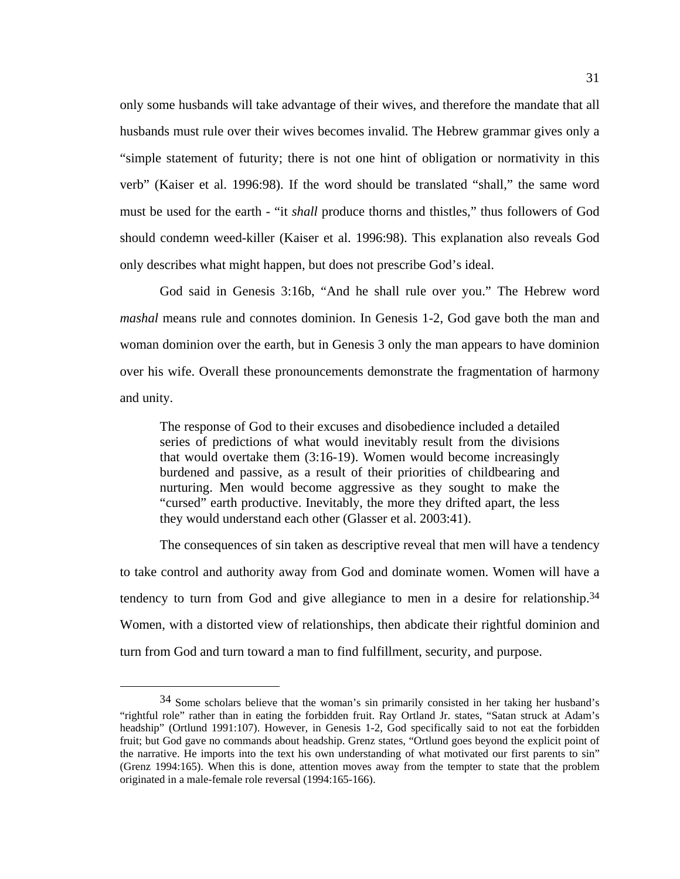only some husbands will take advantage of their wives, and therefore the mandate that all husbands must rule over their wives becomes invalid. The Hebrew grammar gives only a "simple statement of futurity; there is not one hint of obligation or normativity in this verb" (Kaiser et al. 1996:98). If the word should be translated "shall," the same word must be used for the earth - "it *shall* produce thorns and thistles," thus followers of God should condemn weed-killer (Kaiser et al. 1996:98). This explanation also reveals God only describes what might happen, but does not prescribe God's ideal.

God said in Genesis 3:16b, "And he shall rule over you." The Hebrew word *mashal* means rule and connotes dominion. In Genesis 1-2, God gave both the man and woman dominion over the earth, but in Genesis 3 only the man appears to have dominion over his wife. Overall these pronouncements demonstrate the fragmentation of harmony and unity.

> The response of God to their excuses and disobedience included a detailed series of predictions of what would inevitably result from the divisions that would overtake them (3:16-19). Women would become increasingly burdened and passive, as a result of their priorities of childbearing and nurturing. Men would become aggressive as they sought to make the "cursed" earth productive. Inevitably, the more they drifted apart, the less they would understand each other (Glasser et al. 2003:41).

The consequences of sin taken as descriptive reveal that men will have a tendency to take control and authority away from God and dominate women. Women will have a tendency to turn from God and give allegiance to men in a desire for relationship.[34] Women, with a distorted view of relationships, then abdicate their rightful dominion and turn from God and turn toward a man to find fulfillment, security, and purpose.

---

[34] Some scholars believe that the woman's sin primarily consisted in her taking her husband's "rightful role" rather than in eating the forbidden fruit. Ray Ortland Jr. states, "Satan struck at Adam's headship" (Ortlund 1991:107). However, in Genesis 1-2, God specifically said to not eat the forbidden fruit; but God gave no commands about headship. Grenz states, "Ortlund goes beyond the explicit point of the narrative. He imports into the text his own understanding of what motivated our first parents to sin" (Grenz 1994:165). When this is done, attention moves away from the tempter to state that the problem originated in a male-female role reversal (1994:165-166).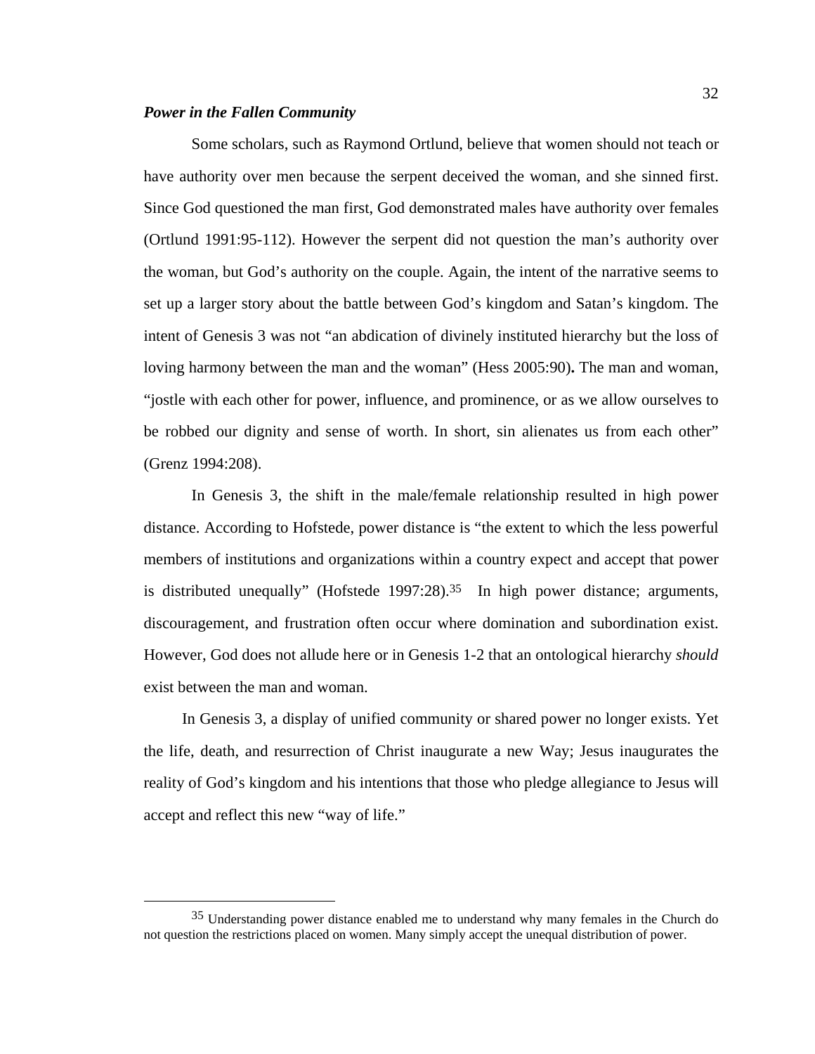### *Power in the Fallen Community*

Some scholars, such as Raymond Ortlund, believe that women should not teach or have authority over men because the serpent deceived the woman, and she sinned first. Since God questioned the man first, God demonstrated males have authority over females (Ortlund 1991:95-112). However the serpent did not question the man's authority over the woman, but God's authority on the couple. Again, the intent of the narrative seems to set up a larger story about the battle between God's kingdom and Satan's kingdom. The intent of Genesis 3 was not "an abdication of divinely instituted hierarchy but the loss of loving harmony between the man and the woman" (Hess 2005:90)**.** The man and woman, "jostle with each other for power, influence, and prominence, or as we allow ourselves to be robbed our dignity and sense of worth. In short, sin alienates us from each other" (Grenz 1994:208).

In Genesis 3, the shift in the male/female relationship resulted in high power distance. According to Hofstede, power distance is "the extent to which the less powerful members of institutions and organizations within a country expect and accept that power is distributed unequally" (Hofstede 1997:28).[35] In high power distance; arguments, discouragement, and frustration often occur where domination and subordination exist. However, God does not allude here or in Genesis 1-2 that an ontological hierarchy *should* exist between the man and woman.

In Genesis 3, a display of unified community or shared power no longer exists. Yet the life, death, and resurrection of Christ inaugurate a new Way; Jesus inaugurates the reality of God's kingdom and his intentions that those who pledge allegiance to Jesus will accept and reflect this new "way of life."

---

[35] Understanding power distance enabled me to understand why many females in the Church do not question the restrictions placed on women. Many simply accept the unequal distribution of power.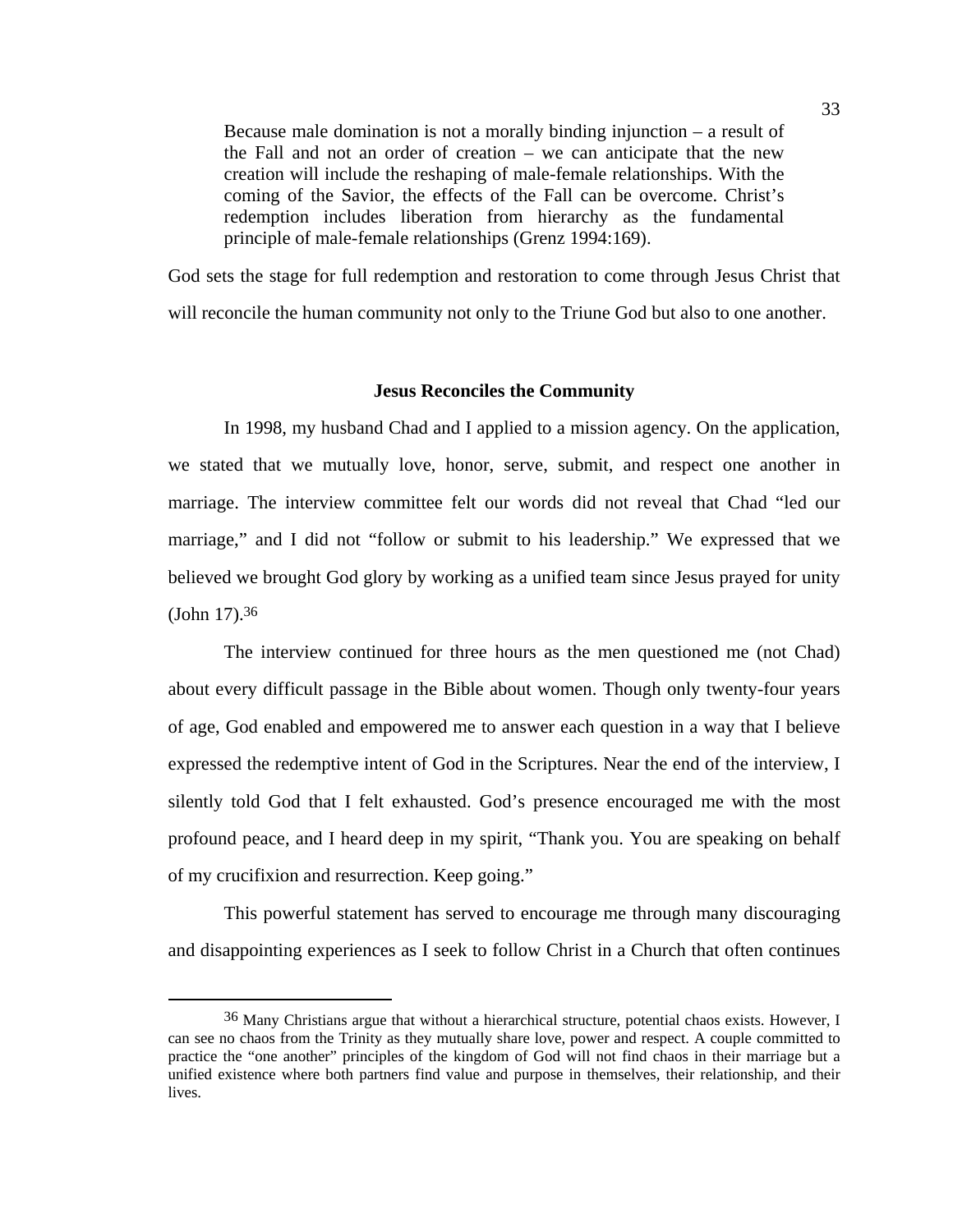> Because male domination is not a morally binding injunction – a result of the Fall and not an order of creation – we can anticipate that the new creation will include the reshaping of male-female relationships. With the coming of the Savior, the effects of the Fall can be overcome. Christ's redemption includes liberation from hierarchy as the fundamental principle of male-female relationships (Grenz 1994:169).

God sets the stage for full redemption and restoration to come through Jesus Christ that will reconcile the human community not only to the Triune God but also to one another.

### Jesus Reconciles the Community

In 1998, my husband Chad and I applied to a mission agency. On the application, we stated that we mutually love, honor, serve, submit, and respect one another in marriage. The interview committee felt our words did not reveal that Chad "led our marriage," and I did not "follow or submit to his leadership." We expressed that we believed we brought God glory by working as a unified team since Jesus prayed for unity (John 17).[36]

The interview continued for three hours as the men questioned me (not Chad) about every difficult passage in the Bible about women. Though only twenty-four years of age, God enabled and empowered me to answer each question in a way that I believe expressed the redemptive intent of God in the Scriptures. Near the end of the interview, I silently told God that I felt exhausted. God's presence encouraged me with the most profound peace, and I heard deep in my spirit, "Thank you. You are speaking on behalf of my crucifixion and resurrection. Keep going."

This powerful statement has served to encourage me through many discouraging and disappointing experiences as I seek to follow Christ in a Church that often continues

---

[36] Many Christians argue that without a hierarchical structure, potential chaos exists. However, I can see no chaos from the Trinity as they mutually share love, power and respect. A couple committed to practice the "one another" principles of the kingdom of God will not find chaos in their marriage but a unified existence where both partners find value and purpose in themselves, their relationship, and their lives.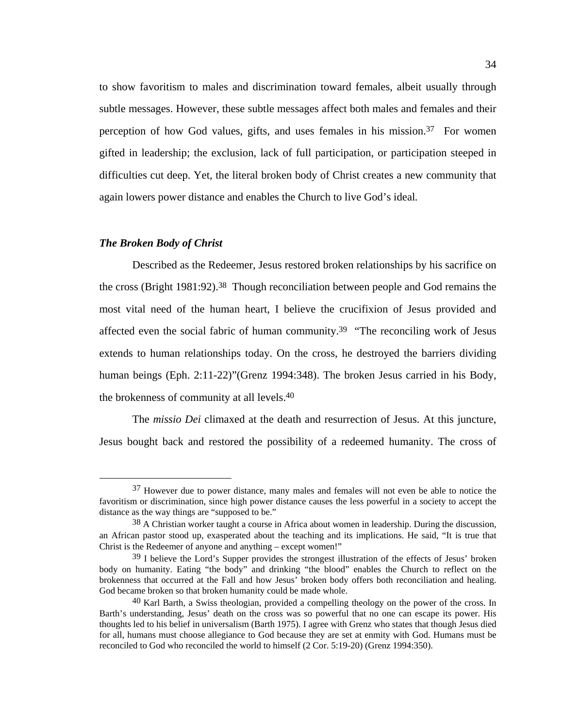to show favoritism to males and discrimination toward females, albeit usually through subtle messages. However, these subtle messages affect both males and females and their perception of how God values, gifts, and uses females in his mission.[37] For women gifted in leadership; the exclusion, lack of full participation, or participation steeped in difficulties cut deep. Yet, the literal broken body of Christ creates a new community that again lowers power distance and enables the Church to live God's ideal.

### *The Broken Body of Christ*

Described as the Redeemer, Jesus restored broken relationships by his sacrifice on the cross (Bright 1981:92).[38] Though reconciliation between people and God remains the most vital need of the human heart, I believe the crucifixion of Jesus provided and affected even the social fabric of human community.[39] "The reconciling work of Jesus extends to human relationships today. On the cross, he destroyed the barriers dividing human beings (Eph. 2:11-22)"(Grenz 1994:348). The broken Jesus carried in his Body, the brokenness of community at all levels.[40]

The *missio Dei* climaxed at the death and resurrection of Jesus. At this juncture, Jesus bought back and restored the possibility of a redeemed humanity. The cross of

---

[37] However due to power distance, many males and females will not even be able to notice the favoritism or discrimination, since high power distance causes the less powerful in a society to accept the distance as the way things are "supposed to be."

[38] A Christian worker taught a course in Africa about women in leadership. During the discussion, an African pastor stood up, exasperated about the teaching and its implications. He said, "It is true that Christ is the Redeemer of anyone and anything – except women!"

[39] I believe the Lord's Supper provides the strongest illustration of the effects of Jesus' broken body on humanity. Eating "the body" and drinking "the blood" enables the Church to reflect on the brokenness that occurred at the Fall and how Jesus' broken body offers both reconciliation and healing. God became broken so that broken humanity could be made whole.

[40] Karl Barth, a Swiss theologian, provided a compelling theology on the power of the cross. In Barth's understanding, Jesus' death on the cross was so powerful that no one can escape its power. His thoughts led to his belief in universalism (Barth 1975). I agree with Grenz who states that though Jesus died for all, humans must choose allegiance to God because they are set at enmity with God. Humans must be reconciled to God who reconciled the world to himself (2 Cor. 5:19-20) (Grenz 1994:350).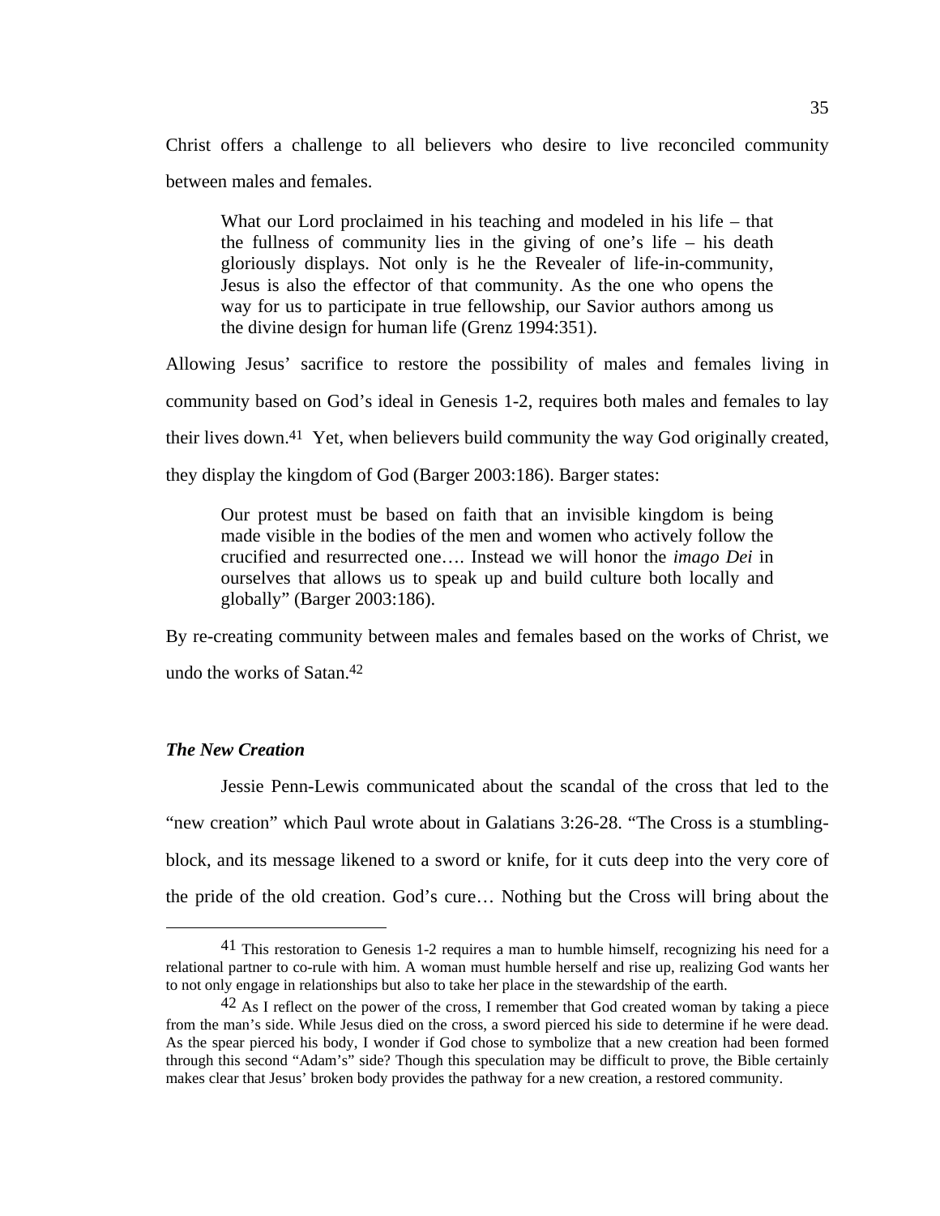Christ offers a challenge to all believers who desire to live reconciled community between males and females.

> What our Lord proclaimed in his teaching and modeled in his life – that the fullness of community lies in the giving of one's life – his death gloriously displays. Not only is he the Revealer of life-in-community, Jesus is also the effector of that community. As the one who opens the way for us to participate in true fellowship, our Savior authors among us the divine design for human life (Grenz 1994:351).

Allowing Jesus' sacrifice to restore the possibility of males and females living in community based on God's ideal in Genesis 1-2, requires both males and females to lay their lives down.[41] Yet, when believers build community the way God originally created, they display the kingdom of God (Barger 2003:186). Barger states:

> Our protest must be based on faith that an invisible kingdom is being made visible in the bodies of the men and women who actively follow the crucified and resurrected one…. Instead we will honor the *imago Dei* in ourselves that allows us to speak up and build culture both locally and globally" (Barger 2003:186).

By re-creating community between males and females based on the works of Christ, we undo the works of Satan.[42]

### *The New Creation*

Jessie Penn-Lewis communicated about the scandal of the cross that led to the "new creation" which Paul wrote about in Galatians 3:26-28. "The Cross is a stumbling-block, and its message likened to a sword or knife, for it cuts deep into the very core of the pride of the old creation. God's cure… Nothing but the Cross will bring about the

---

[41] This restoration to Genesis 1-2 requires a man to humble himself, recognizing his need for a relational partner to co-rule with him. A woman must humble herself and rise up, realizing God wants her to not only engage in relationships but also to take her place in the stewardship of the earth.

[42] As I reflect on the power of the cross, I remember that God created woman by taking a piece from the man's side. While Jesus died on the cross, a sword pierced his side to determine if he were dead. As the spear pierced his body, I wonder if God chose to symbolize that a new creation had been formed through this second "Adam's" side? Though this speculation may be difficult to prove, the Bible certainly makes clear that Jesus' broken body provides the pathway for a new creation, a restored community.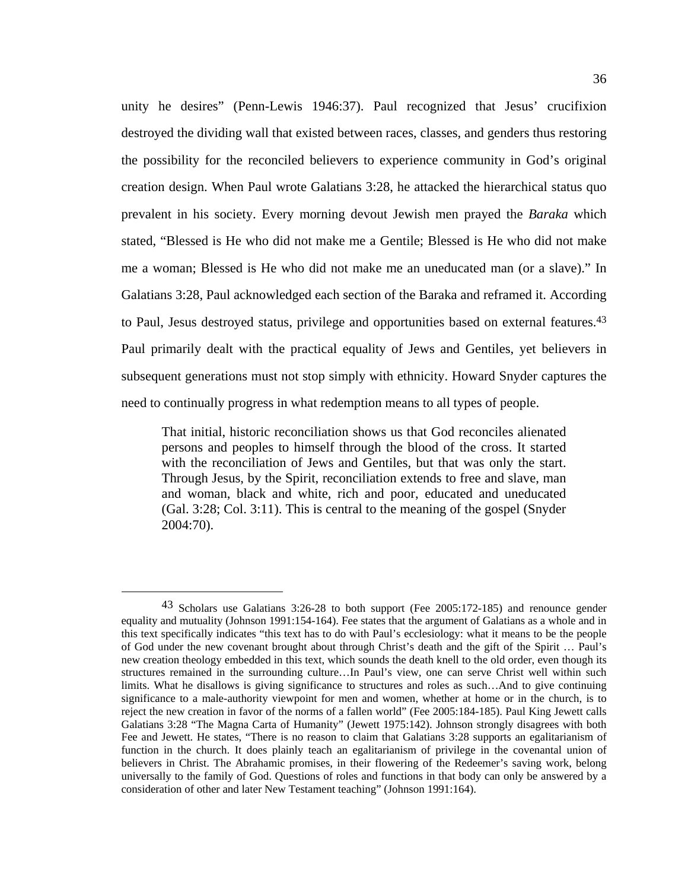unity he desires" (Penn-Lewis 1946:37). Paul recognized that Jesus' crucifixion destroyed the dividing wall that existed between races, classes, and genders thus restoring the possibility for the reconciled believers to experience community in God's original creation design. When Paul wrote Galatians 3:28, he attacked the hierarchical status quo prevalent in his society. Every morning devout Jewish men prayed the *Baraka* which stated, "Blessed is He who did not make me a Gentile; Blessed is He who did not make me a woman; Blessed is He who did not make me an uneducated man (or a slave)." In Galatians 3:28, Paul acknowledged each section of the Baraka and reframed it. According to Paul, Jesus destroyed status, privilege and opportunities based on external features.[43] Paul primarily dealt with the practical equality of Jews and Gentiles, yet believers in subsequent generations must not stop simply with ethnicity. Howard Snyder captures the need to continually progress in what redemption means to all types of people.

> That initial, historic reconciliation shows us that God reconciles alienated persons and peoples to himself through the blood of the cross. It started with the reconciliation of Jews and Gentiles, but that was only the start. Through Jesus, by the Spirit, reconciliation extends to free and slave, man and woman, black and white, rich and poor, educated and uneducated (Gal. 3:28; Col. 3:11). This is central to the meaning of the gospel (Snyder 2004:70).

---

[43] Scholars use Galatians 3:26-28 to both support (Fee 2005:172-185) and renounce gender equality and mutuality (Johnson 1991:154-164). Fee states that the argument of Galatians as a whole and in this text specifically indicates "this text has to do with Paul's ecclesiology: what it means to be the people of God under the new covenant brought about through Christ's death and the gift of the Spirit … Paul's new creation theology embedded in this text, which sounds the death knell to the old order, even though its structures remained in the surrounding culture…In Paul's view, one can serve Christ well within such limits. What he disallows is giving significance to structures and roles as such…And to give continuing significance to a male-authority viewpoint for men and women, whether at home or in the church, is to reject the new creation in favor of the norms of a fallen world" (Fee 2005:184-185). Paul King Jewett calls Galatians 3:28 "The Magna Carta of Humanity" (Jewett 1975:142). Johnson strongly disagrees with both Fee and Jewett. He states, "There is no reason to claim that Galatians 3:28 supports an egalitarianism of function in the church. It does plainly teach an egalitarianism of privilege in the covenantal union of believers in Christ. The Abrahamic promises, in their flowering of the Redeemer's saving work, belong universally to the family of God. Questions of roles and functions in that body can only be answered by a consideration of other and later New Testament teaching" (Johnson 1991:164).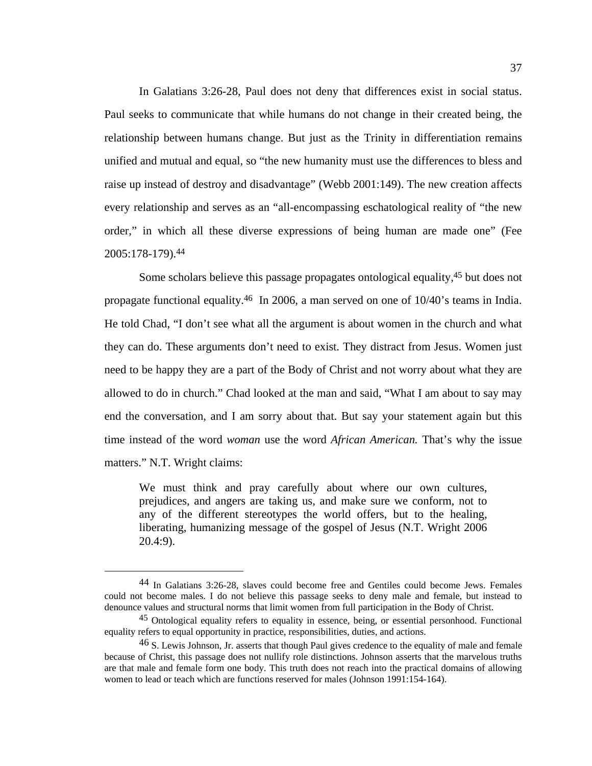In Galatians 3:26-28, Paul does not deny that differences exist in social status. Paul seeks to communicate that while humans do not change in their created being, the relationship between humans change. But just as the Trinity in differentiation remains unified and mutual and equal, so "the new humanity must use the differences to bless and raise up instead of destroy and disadvantage" (Webb 2001:149). The new creation affects every relationship and serves as an "all-encompassing eschatological reality of "the new order," in which all these diverse expressions of being human are made one" (Fee 2005:178-179).[44]

Some scholars believe this passage propagates ontological equality,[45] but does not propagate functional equality.[46] In 2006, a man served on one of 10/40's teams in India. He told Chad, "I don't see what all the argument is about women in the church and what they can do. These arguments don't need to exist. They distract from Jesus. Women just need to be happy they are a part of the Body of Christ and not worry about what they are allowed to do in church." Chad looked at the man and said, "What I am about to say may end the conversation, and I am sorry about that. But say your statement again but this time instead of the word *woman* use the word *African American.* That's why the issue matters." N.T. Wright claims:

> We must think and pray carefully about where our own cultures, prejudices, and angers are taking us, and make sure we conform, not to any of the different stereotypes the world offers, but to the healing, liberating, humanizing message of the gospel of Jesus (N.T. Wright 2006 20.4:9).

---

[44] In Galatians 3:26-28, slaves could become free and Gentiles could become Jews. Females could not become males. I do not believe this passage seeks to deny male and female, but instead to denounce values and structural norms that limit women from full participation in the Body of Christ.

[45] Ontological equality refers to equality in essence, being, or essential personhood. Functional equality refers to equal opportunity in practice, responsibilities, duties, and actions.

[46] S. Lewis Johnson, Jr. asserts that though Paul gives credence to the equality of male and female because of Christ, this passage does not nullify role distinctions. Johnson asserts that the marvelous truths are that male and female form one body. This truth does not reach into the practical domains of allowing women to lead or teach which are functions reserved for males (Johnson 1991:154-164).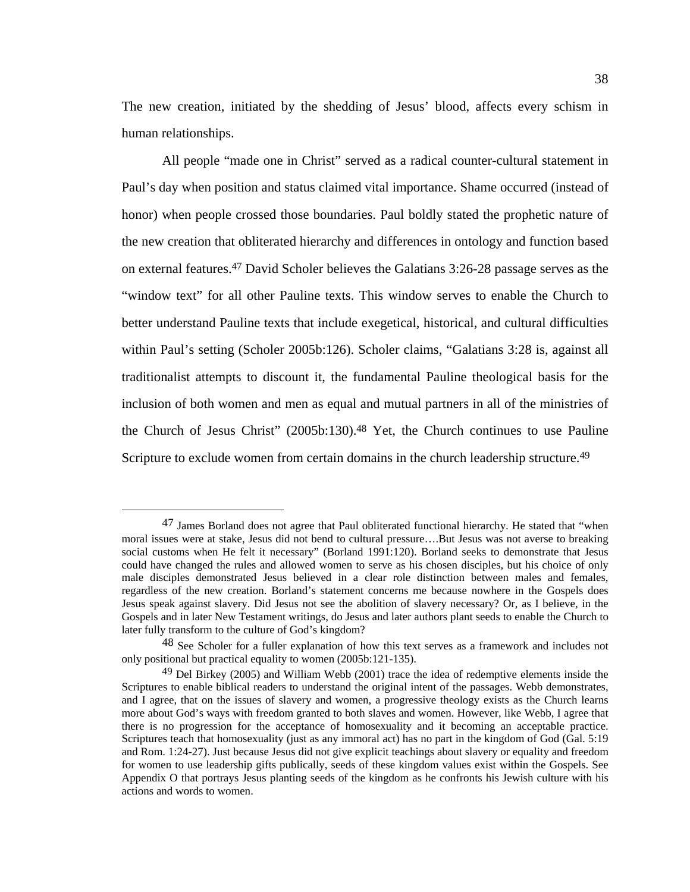The new creation, initiated by the shedding of Jesus' blood, affects every schism in human relationships.

All people "made one in Christ" served as a radical counter-cultural statement in Paul's day when position and status claimed vital importance. Shame occurred (instead of honor) when people crossed those boundaries. Paul boldly stated the prophetic nature of the new creation that obliterated hierarchy and differences in ontology and function based on external features.[47] David Scholer believes the Galatians 3:26-28 passage serves as the "window text" for all other Pauline texts. This window serves to enable the Church to better understand Pauline texts that include exegetical, historical, and cultural difficulties within Paul's setting (Scholer 2005b:126). Scholer claims, "Galatians 3:28 is, against all traditionalist attempts to discount it, the fundamental Pauline theological basis for the inclusion of both women and men as equal and mutual partners in all of the ministries of the Church of Jesus Christ" (2005b:130).[48] Yet, the Church continues to use Pauline Scripture to exclude women from certain domains in the church leadership structure.[49]

---

[47] James Borland does not agree that Paul obliterated functional hierarchy. He stated that "when moral issues were at stake, Jesus did not bend to cultural pressure….But Jesus was not averse to breaking social customs when He felt it necessary" (Borland 1991:120). Borland seeks to demonstrate that Jesus could have changed the rules and allowed women to serve as his chosen disciples, but his choice of only male disciples demonstrated Jesus believed in a clear role distinction between males and females, regardless of the new creation. Borland's statement concerns me because nowhere in the Gospels does Jesus speak against slavery. Did Jesus not see the abolition of slavery necessary? Or, as I believe, in the Gospels and in later New Testament writings, do Jesus and later authors plant seeds to enable the Church to later fully transform to the culture of God's kingdom?

[48] See Scholer for a fuller explanation of how this text serves as a framework and includes not only positional but practical equality to women (2005b:121-135).

[49] Del Birkey (2005) and William Webb (2001) trace the idea of redemptive elements inside the Scriptures to enable biblical readers to understand the original intent of the passages. Webb demonstrates, and I agree, that on the issues of slavery and women, a progressive theology exists as the Church learns more about God's ways with freedom granted to both slaves and women. However, like Webb, I agree that there is no progression for the acceptance of homosexuality and it becoming an acceptable practice. Scriptures teach that homosexuality (just as any immoral act) has no part in the kingdom of God (Gal. 5:19 and Rom. 1:24-27). Just because Jesus did not give explicit teachings about slavery or equality and freedom for women to use leadership gifts publically, seeds of these kingdom values exist within the Gospels. See Appendix O that portrays Jesus planting seeds of the kingdom as he confronts his Jewish culture with his actions and words to women.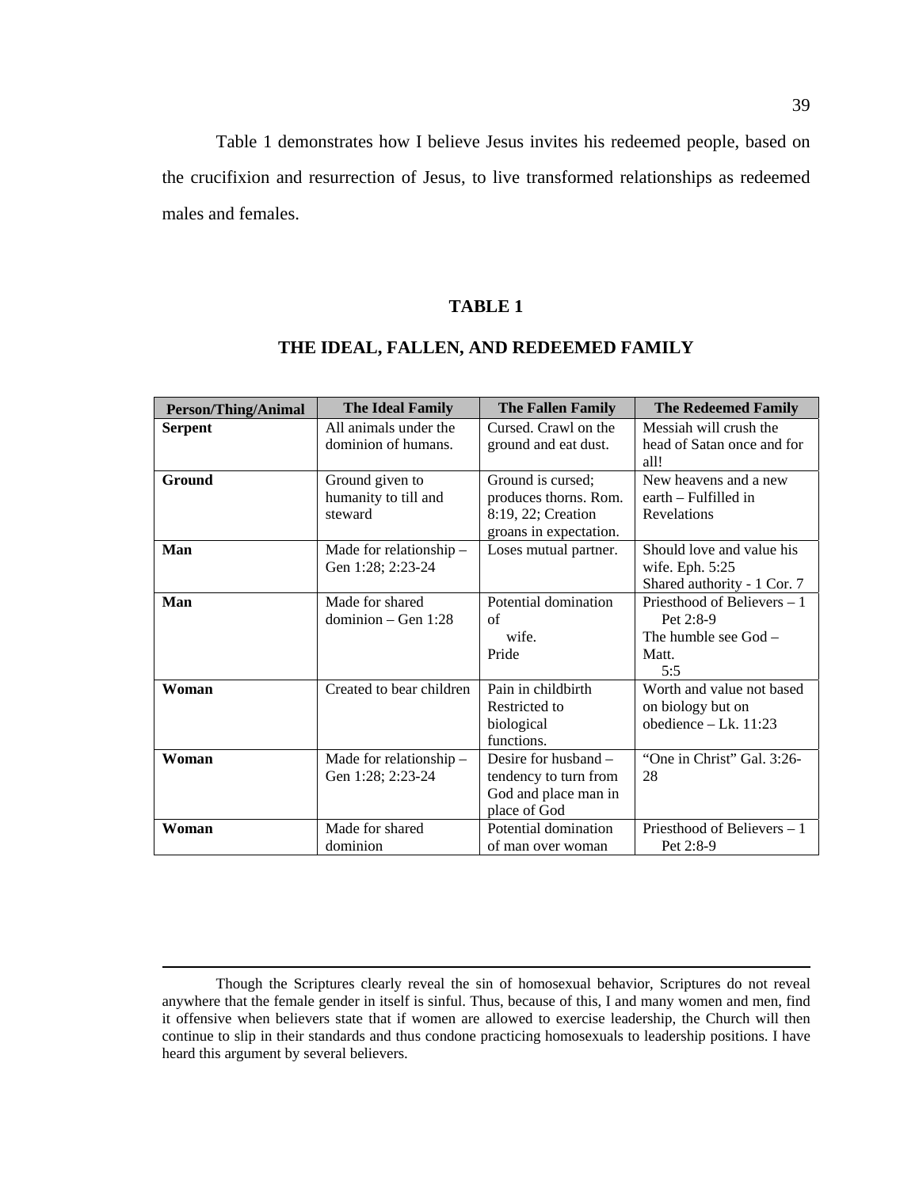Table 1 demonstrates how I believe Jesus invites his redeemed people, based on the crucifixion and resurrection of Jesus, to live transformed relationships as redeemed males and females.

**TABLE 1**

**THE IDEAL, FALLEN, AND REDEEMED FAMILY**

| Person/Thing/Animal | The Ideal Family | The Fallen Family | The Redeemed Family |
|---|---|---|---|
| **Serpent** | All animals under the dominion of humans. | Cursed. Crawl on the ground and eat dust. | Messiah will crush the head of Satan once and for all! |
| **Ground** | Ground given to humanity to till and steward | Ground is cursed; produces thorns. Rom. 8:19, 22; Creation groans in expectation. | New heavens and a new earth – Fulfilled in Revelations |
| **Man** | Made for relationship – Gen 1:28; 2:23-24 | Loses mutual partner. | Should love and value his wife. Eph. 5:25<br>Shared authority - 1 Cor. 7 |
| **Man** | Made for shared dominion – Gen 1:28 | Potential domination of wife.<br>Pride | Priesthood of Believers – 1 Pet 2:8-9<br>The humble see God – Matt. 5:5 |
| **Woman** | Created to bear children | Pain in childbirth<br>Restricted to biological functions. | Worth and value not based on biology but on obedience – Lk. 11:23 |
| **Woman** | Made for relationship – Gen 1:28; 2:23-24 | Desire for husband – tendency to turn from God and place man in place of God | "One in Christ" Gal. 3:26-28 |
| **Woman** | Made for shared dominion | Potential domination of man over woman | Priesthood of Believers – 1 Pet 2:8-9 |

---

Though the Scriptures clearly reveal the sin of homosexual behavior, Scriptures do not reveal anywhere that the female gender in itself is sinful. Thus, because of this, I and many women and men, find it offensive when believers state that if women are allowed to exercise leadership, the Church will then continue to slip in their standards and thus condone practicing homosexuals to leadership positions. I have heard this argument by several believers.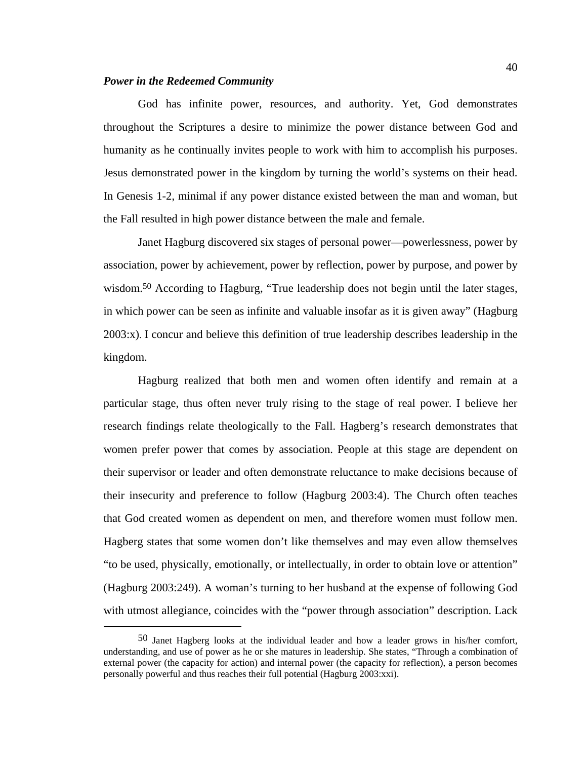***Power in the Redeemed Community***

God has infinite power, resources, and authority. Yet, God demonstrates throughout the Scriptures a desire to minimize the power distance between God and humanity as he continually invites people to work with him to accomplish his purposes. Jesus demonstrated power in the kingdom by turning the world's systems on their head. In Genesis 1-2, minimal if any power distance existed between the man and woman, but the Fall resulted in high power distance between the male and female.

Janet Hagburg discovered six stages of personal power—powerlessness, power by association, power by achievement, power by reflection, power by purpose, and power by wisdom.[50] According to Hagburg, "True leadership does not begin until the later stages, in which power can be seen as infinite and valuable insofar as it is given away" (Hagburg 2003:x). I concur and believe this definition of true leadership describes leadership in the kingdom.

Hagburg realized that both men and women often identify and remain at a particular stage, thus often never truly rising to the stage of real power. I believe her research findings relate theologically to the Fall. Hagberg's research demonstrates that women prefer power that comes by association. People at this stage are dependent on their supervisor or leader and often demonstrate reluctance to make decisions because of their insecurity and preference to follow (Hagburg 2003:4). The Church often teaches that God created women as dependent on men, and therefore women must follow men. Hagberg states that some women don't like themselves and may even allow themselves "to be used, physically, emotionally, or intellectually, in order to obtain love or attention" (Hagburg 2003:249). A woman's turning to her husband at the expense of following God with utmost allegiance, coincides with the "power through association" description. Lack

---

[50] Janet Hagberg looks at the individual leader and how a leader grows in his/her comfort, understanding, and use of power as he or she matures in leadership. She states, "Through a combination of external power (the capacity for action) and internal power (the capacity for reflection), a person becomes personally powerful and thus reaches their full potential (Hagburg 2003:xxi).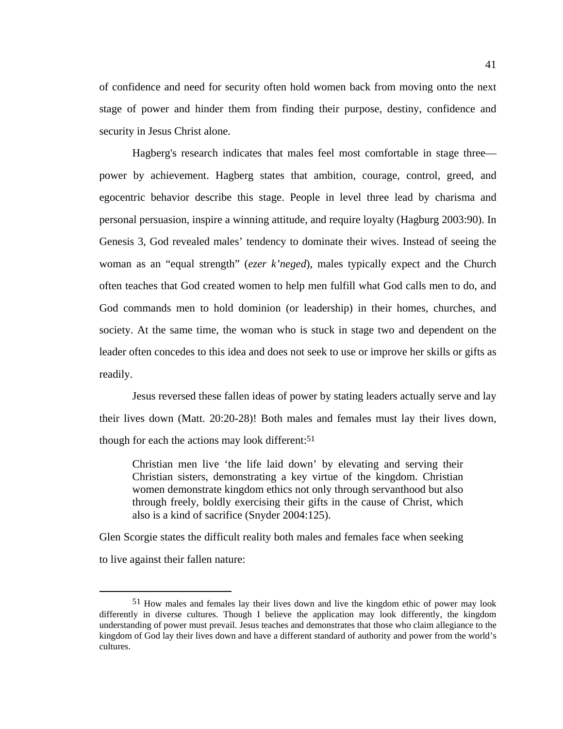of confidence and need for security often hold women back from moving onto the next stage of power and hinder them from finding their purpose, destiny, confidence and security in Jesus Christ alone.

Hagberg's research indicates that males feel most comfortable in stage three—power by achievement. Hagberg states that ambition, courage, control, greed, and egocentric behavior describe this stage. People in level three lead by charisma and personal persuasion, inspire a winning attitude, and require loyalty (Hagburg 2003:90). In Genesis 3, God revealed males' tendency to dominate their wives. Instead of seeing the woman as an "equal strength" (*ezer k'neged*), males typically expect and the Church often teaches that God created women to help men fulfill what God calls men to do, and God commands men to hold dominion (or leadership) in their homes, churches, and society. At the same time, the woman who is stuck in stage two and dependent on the leader often concedes to this idea and does not seek to use or improve her skills or gifts as readily.

Jesus reversed these fallen ideas of power by stating leaders actually serve and lay their lives down (Matt. 20:20-28)! Both males and females must lay their lives down, though for each the actions may look different:[51]

> Christian men live 'the life laid down' by elevating and serving their Christian sisters, demonstrating a key virtue of the kingdom. Christian women demonstrate kingdom ethics not only through servanthood but also through freely, boldly exercising their gifts in the cause of Christ, which also is a kind of sacrifice (Snyder 2004:125).

Glen Scorgie states the difficult reality both males and females face when seeking to live against their fallen nature:

---

[51] How males and females lay their lives down and live the kingdom ethic of power may look differently in diverse cultures. Though I believe the application may look differently, the kingdom understanding of power must prevail. Jesus teaches and demonstrates that those who claim allegiance to the kingdom of God lay their lives down and have a different standard of authority and power from the world's cultures.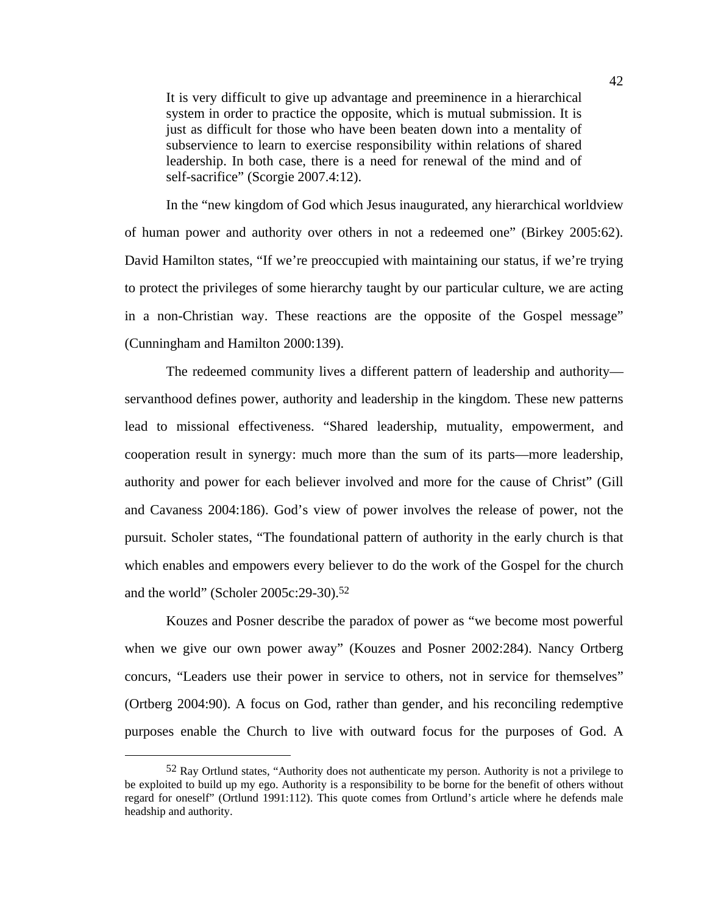> It is very difficult to give up advantage and preeminence in a hierarchical system in order to practice the opposite, which is mutual submission. It is just as difficult for those who have been beaten down into a mentality of subservience to learn to exercise responsibility within relations of shared leadership. In both case, there is a need for renewal of the mind and of self-sacrifice" (Scorgie 2007.4:12).

In the "new kingdom of God which Jesus inaugurated, any hierarchical worldview of human power and authority over others in not a redeemed one" (Birkey 2005:62). David Hamilton states, "If we're preoccupied with maintaining our status, if we're trying to protect the privileges of some hierarchy taught by our particular culture, we are acting in a non-Christian way. These reactions are the opposite of the Gospel message" (Cunningham and Hamilton 2000:139).

The redeemed community lives a different pattern of leadership and authority—servanthood defines power, authority and leadership in the kingdom. These new patterns lead to missional effectiveness. "Shared leadership, mutuality, empowerment, and cooperation result in synergy: much more than the sum of its parts—more leadership, authority and power for each believer involved and more for the cause of Christ" (Gill and Cavaness 2004:186). God's view of power involves the release of power, not the pursuit. Scholer states, "The foundational pattern of authority in the early church is that which enables and empowers every believer to do the work of the Gospel for the church and the world" (Scholer 2005c:29-30).[52]

Kouzes and Posner describe the paradox of power as "we become most powerful when we give our own power away" (Kouzes and Posner 2002:284). Nancy Ortberg concurs, "Leaders use their power in service to others, not in service for themselves" (Ortberg 2004:90). A focus on God, rather than gender, and his reconciling redemptive purposes enable the Church to live with outward focus for the purposes of God. A

---

[52] Ray Ortlund states, "Authority does not authenticate my person. Authority is not a privilege to be exploited to build up my ego. Authority is a responsibility to be borne for the benefit of others without regard for oneself" (Ortlund 1991:112). This quote comes from Ortlund's article where he defends male headship and authority.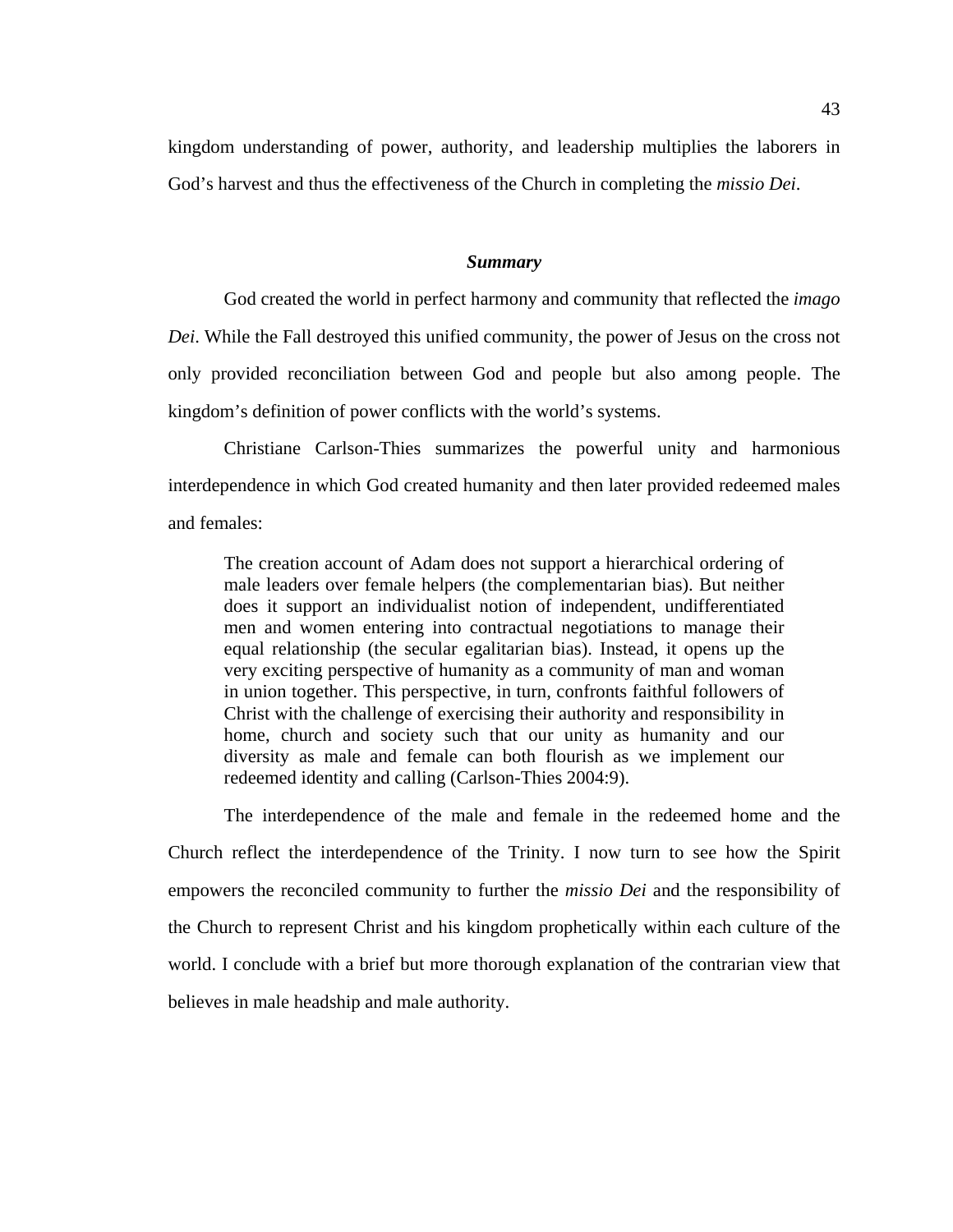kingdom understanding of power, authority, and leadership multiplies the laborers in God's harvest and thus the effectiveness of the Church in completing the *missio Dei*.

### *Summary*

God created the world in perfect harmony and community that reflected the *imago Dei*. While the Fall destroyed this unified community, the power of Jesus on the cross not only provided reconciliation between God and people but also among people. The kingdom's definition of power conflicts with the world's systems.

Christiane Carlson-Thies summarizes the powerful unity and harmonious interdependence in which God created humanity and then later provided redeemed males and females:

> The creation account of Adam does not support a hierarchical ordering of male leaders over female helpers (the complementarian bias). But neither does it support an individualist notion of independent, undifferentiated men and women entering into contractual negotiations to manage their equal relationship (the secular egalitarian bias). Instead, it opens up the very exciting perspective of humanity as a community of man and woman in union together. This perspective, in turn, confronts faithful followers of Christ with the challenge of exercising their authority and responsibility in home, church and society such that our unity as humanity and our diversity as male and female can both flourish as we implement our redeemed identity and calling (Carlson-Thies 2004:9).

The interdependence of the male and female in the redeemed home and the Church reflect the interdependence of the Trinity. I now turn to see how the Spirit empowers the reconciled community to further the *missio Dei* and the responsibility of the Church to represent Christ and his kingdom prophetically within each culture of the world. I conclude with a brief but more thorough explanation of the contrarian view that believes in male headship and male authority.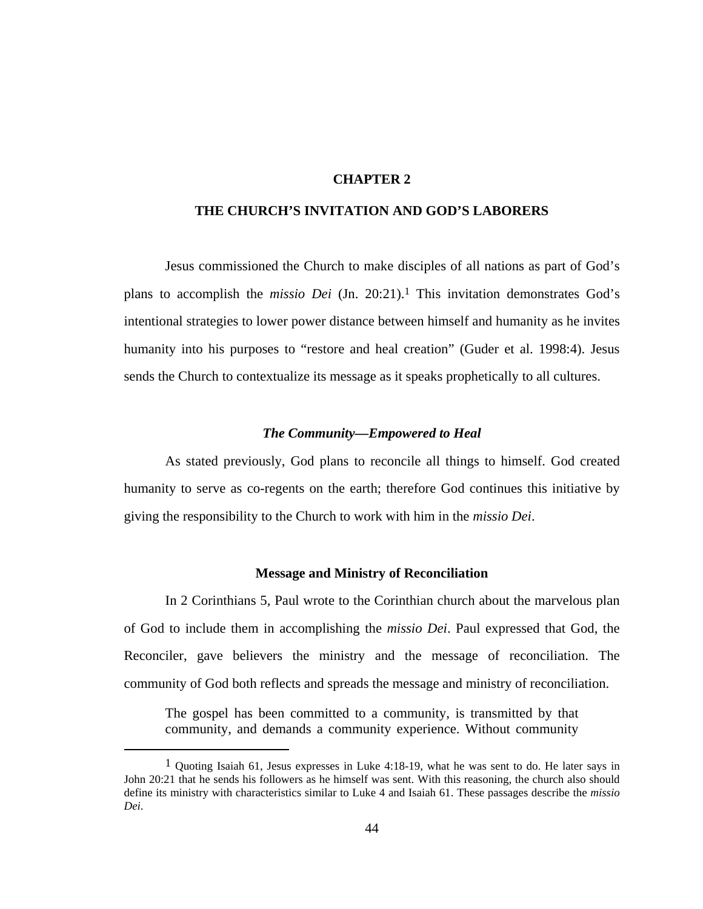# CHAPTER 2

# THE CHURCH'S INVITATION AND GOD'S LABORERS

Jesus commissioned the Church to make disciples of all nations as part of God's plans to accomplish the *missio Dei* (Jn. 20:21).[1] This invitation demonstrates God's intentional strategies to lower power distance between himself and humanity as he invites humanity into his purposes to "restore and heal creation" (Guder et al. 1998:4). Jesus sends the Church to contextualize its message as it speaks prophetically to all cultures.

## *The Community—Empowered to Heal*

As stated previously, God plans to reconcile all things to himself. God created humanity to serve as co-regents on the earth; therefore God continues this initiative by giving the responsibility to the Church to work with him in the *missio Dei*.

### Message and Ministry of Reconciliation

In 2 Corinthians 5, Paul wrote to the Corinthian church about the marvelous plan of God to include them in accomplishing the *missio Dei*. Paul expressed that God, the Reconciler, gave believers the ministry and the message of reconciliation. The community of God both reflects and spreads the message and ministry of reconciliation.

> The gospel has been committed to a community, is transmitted by that community, and demands a community experience. Without community

---

[1] Quoting Isaiah 61, Jesus expresses in Luke 4:18-19, what he was sent to do. He later says in John 20:21 that he sends his followers as he himself was sent. With this reasoning, the church also should define its ministry with characteristics similar to Luke 4 and Isaiah 61. These passages describe the *missio Dei*.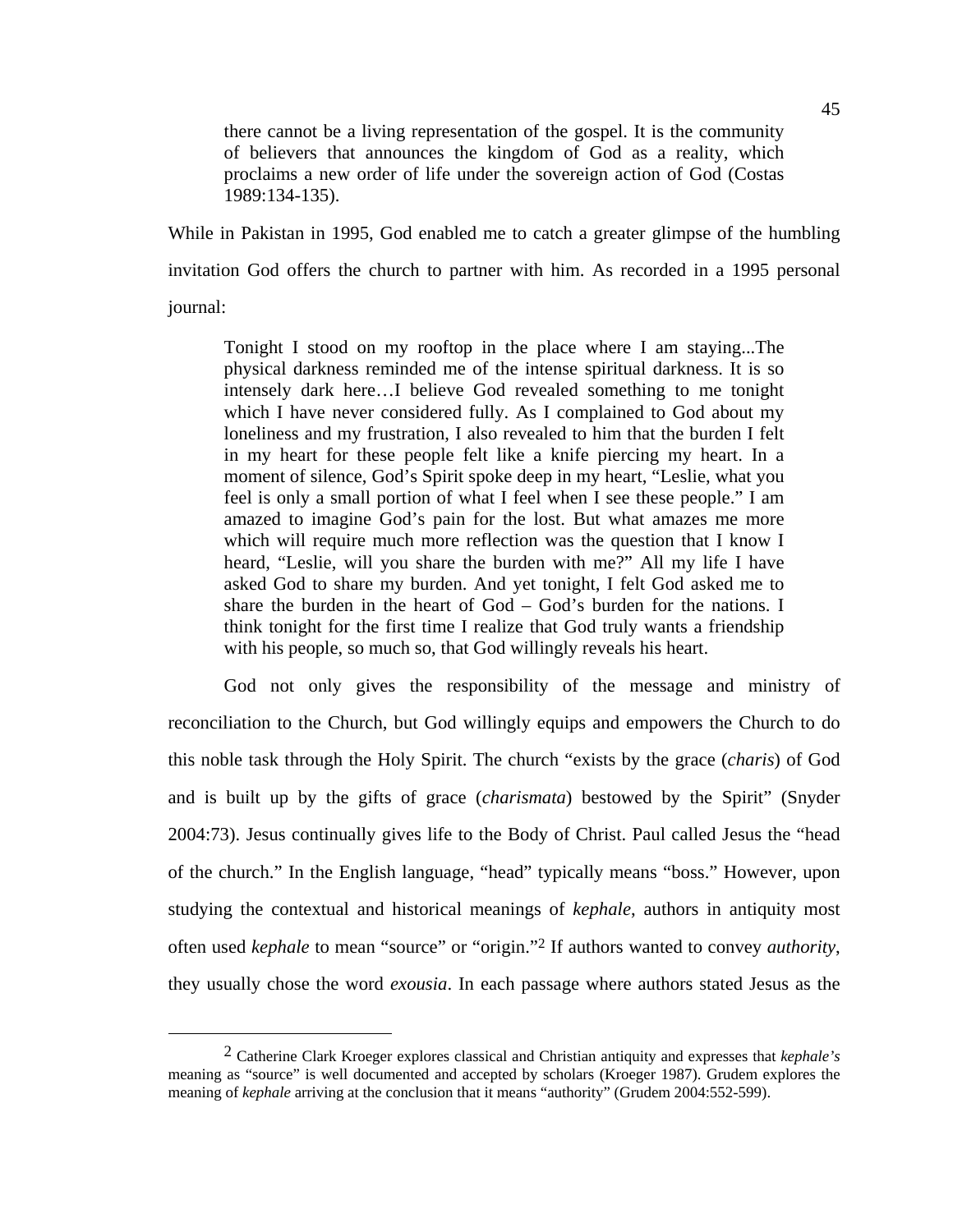> there cannot be a living representation of the gospel. It is the community of believers that announces the kingdom of God as a reality, which proclaims a new order of life under the sovereign action of God (Costas 1989:134-135).

While in Pakistan in 1995, God enabled me to catch a greater glimpse of the humbling invitation God offers the church to partner with him. As recorded in a 1995 personal journal:

> Tonight I stood on my rooftop in the place where I am staying...The physical darkness reminded me of the intense spiritual darkness. It is so intensely dark here…I believe God revealed something to me tonight which I have never considered fully. As I complained to God about my loneliness and my frustration, I also revealed to him that the burden I felt in my heart for these people felt like a knife piercing my heart. In a moment of silence, God's Spirit spoke deep in my heart, "Leslie, what you feel is only a small portion of what I feel when I see these people." I am amazed to imagine God's pain for the lost. But what amazes me more which will require much more reflection was the question that I know I heard, "Leslie, will you share the burden with me?" All my life I have asked God to share my burden. And yet tonight, I felt God asked me to share the burden in the heart of God – God's burden for the nations. I think tonight for the first time I realize that God truly wants a friendship with his people, so much so, that God willingly reveals his heart.

God not only gives the responsibility of the message and ministry of reconciliation to the Church, but God willingly equips and empowers the Church to do this noble task through the Holy Spirit. The church "exists by the grace (*charis*) of God and is built up by the gifts of grace (*charismata*) bestowed by the Spirit" (Snyder 2004:73). Jesus continually gives life to the Body of Christ. Paul called Jesus the "head of the church." In the English language, "head" typically means "boss." However, upon studying the contextual and historical meanings of *kephale*, authors in antiquity most often used *kephale* to mean "source" or "origin."[2] If authors wanted to convey *authority*, they usually chose the word *exousia*. In each passage where authors stated Jesus as the

[2] Catherine Clark Kroeger explores classical and Christian antiquity and expresses that *kephale's* meaning as "source" is well documented and accepted by scholars (Kroeger 1987). Grudem explores the meaning of *kephale* arriving at the conclusion that it means "authority" (Grudem 2004:552-599).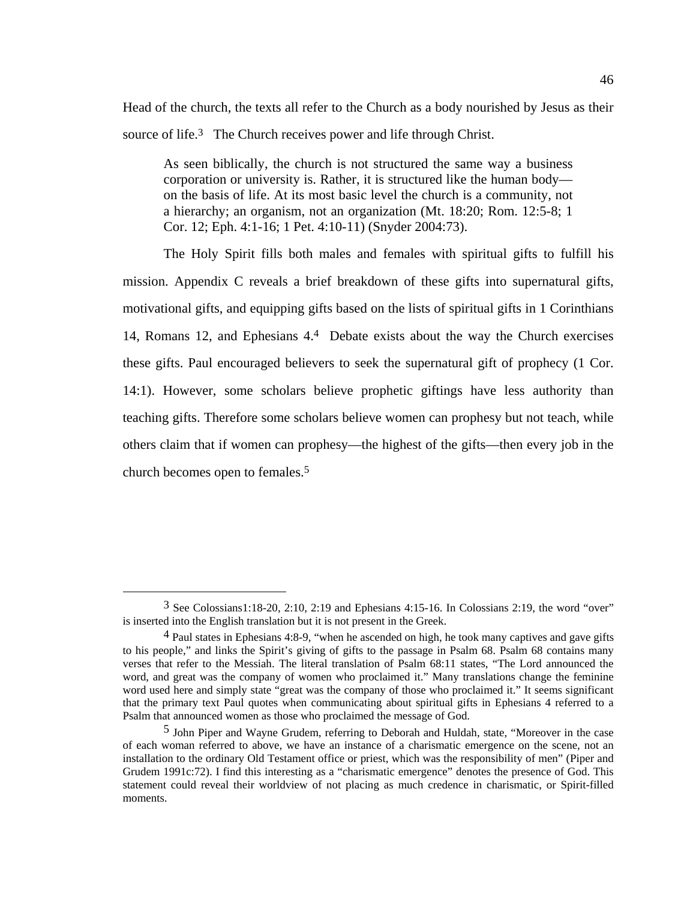Head of the church, the texts all refer to the Church as a body nourished by Jesus as their source of life.[3] The Church receives power and life through Christ.

> As seen biblically, the church is not structured the same way a business corporation or university is. Rather, it is structured like the human body—on the basis of life. At its most basic level the church is a community, not a hierarchy; an organism, not an organization (Mt. 18:20; Rom. 12:5-8; 1 Cor. 12; Eph. 4:1-16; 1 Pet. 4:10-11) (Snyder 2004:73).

The Holy Spirit fills both males and females with spiritual gifts to fulfill his mission. Appendix C reveals a brief breakdown of these gifts into supernatural gifts, motivational gifts, and equipping gifts based on the lists of spiritual gifts in 1 Corinthians 14, Romans 12, and Ephesians 4.[4] Debate exists about the way the Church exercises these gifts. Paul encouraged believers to seek the supernatural gift of prophecy (1 Cor. 14:1). However, some scholars believe prophetic giftings have less authority than teaching gifts. Therefore some scholars believe women can prophesy but not teach, while others claim that if women can prophesy—the highest of the gifts—then every job in the church becomes open to females.[5]

---

[3] See Colossians1:18-20, 2:10, 2:19 and Ephesians 4:15-16. In Colossians 2:19, the word "over" is inserted into the English translation but it is not present in the Greek.

[4] Paul states in Ephesians 4:8-9, "when he ascended on high, he took many captives and gave gifts to his people," and links the Spirit's giving of gifts to the passage in Psalm 68. Psalm 68 contains many verses that refer to the Messiah. The literal translation of Psalm 68:11 states, "The Lord announced the word, and great was the company of women who proclaimed it." Many translations change the feminine word used here and simply state "great was the company of those who proclaimed it." It seems significant that the primary text Paul quotes when communicating about spiritual gifts in Ephesians 4 referred to a Psalm that announced women as those who proclaimed the message of God.

[5] John Piper and Wayne Grudem, referring to Deborah and Huldah, state, "Moreover in the case of each woman referred to above, we have an instance of a charismatic emergence on the scene, not an installation to the ordinary Old Testament office or priest, which was the responsibility of men" (Piper and Grudem 1991c:72). I find this interesting as a "charismatic emergence" denotes the presence of God. This statement could reveal their worldview of not placing as much credence in charismatic, or Spirit-filled moments.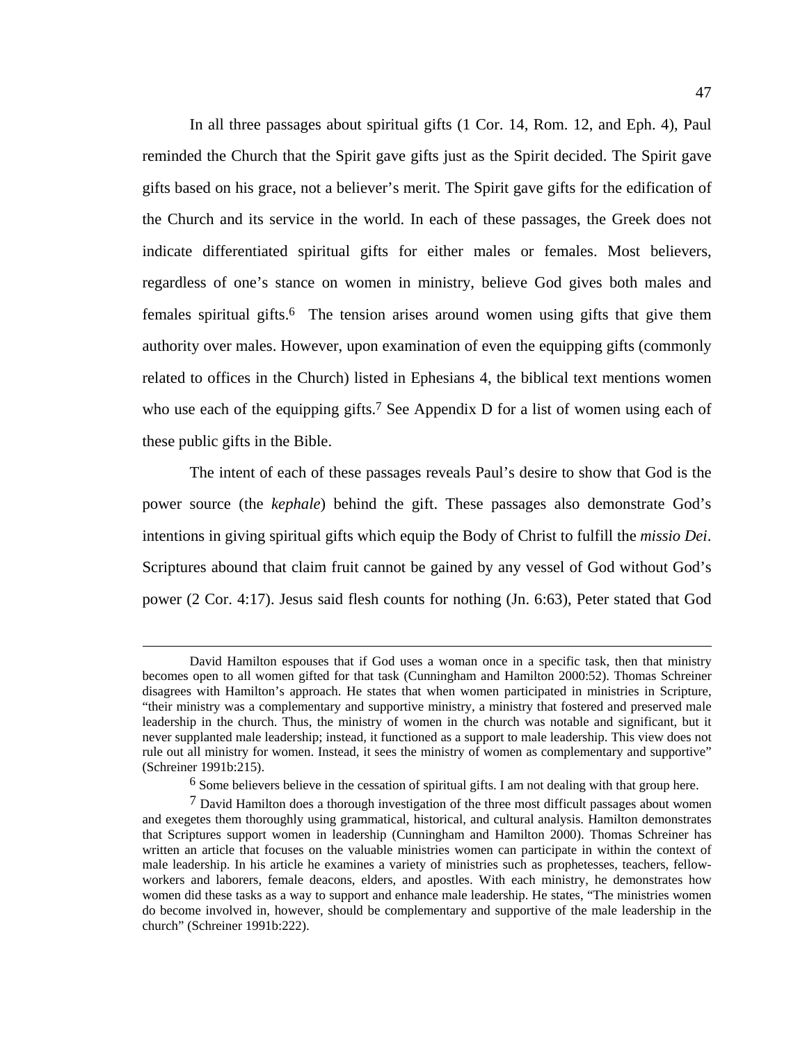In all three passages about spiritual gifts (1 Cor. 14, Rom. 12, and Eph. 4), Paul reminded the Church that the Spirit gave gifts just as the Spirit decided. The Spirit gave gifts based on his grace, not a believer's merit. The Spirit gave gifts for the edification of the Church and its service in the world. In each of these passages, the Greek does not indicate differentiated spiritual gifts for either males or females. Most believers, regardless of one's stance on women in ministry, believe God gives both males and females spiritual gifts.[6] The tension arises around women using gifts that give them authority over males. However, upon examination of even the equipping gifts (commonly related to offices in the Church) listed in Ephesians 4, the biblical text mentions women who use each of the equipping gifts.[7] See Appendix D for a list of women using each of these public gifts in the Bible.

The intent of each of these passages reveals Paul's desire to show that God is the power source (the *kephale*) behind the gift. These passages also demonstrate God's intentions in giving spiritual gifts which equip the Body of Christ to fulfill the *missio Dei*. Scriptures abound that claim fruit cannot be gained by any vessel of God without God's power (2 Cor. 4:17). Jesus said flesh counts for nothing (Jn. 6:63), Peter stated that God

---

David Hamilton espouses that if God uses a woman once in a specific task, then that ministry becomes open to all women gifted for that task (Cunningham and Hamilton 2000:52). Thomas Schreiner disagrees with Hamilton's approach. He states that when women participated in ministries in Scripture, "their ministry was a complementary and supportive ministry, a ministry that fostered and preserved male leadership in the church. Thus, the ministry of women in the church was notable and significant, but it never supplanted male leadership; instead, it functioned as a support to male leadership. This view does not rule out all ministry for women. Instead, it sees the ministry of women as complementary and supportive" (Schreiner 1991b:215).

[6] Some believers believe in the cessation of spiritual gifts. I am not dealing with that group here.

[7] David Hamilton does a thorough investigation of the three most difficult passages about women and exegetes them thoroughly using grammatical, historical, and cultural analysis. Hamilton demonstrates that Scriptures support women in leadership (Cunningham and Hamilton 2000). Thomas Schreiner has written an article that focuses on the valuable ministries women can participate in within the context of male leadership. In his article he examines a variety of ministries such as prophetesses, teachers, fellow-workers and laborers, female deacons, elders, and apostles. With each ministry, he demonstrates how women did these tasks as a way to support and enhance male leadership. He states, "The ministries women do become involved in, however, should be complementary and supportive of the male leadership in the church" (Schreiner 1991b:222).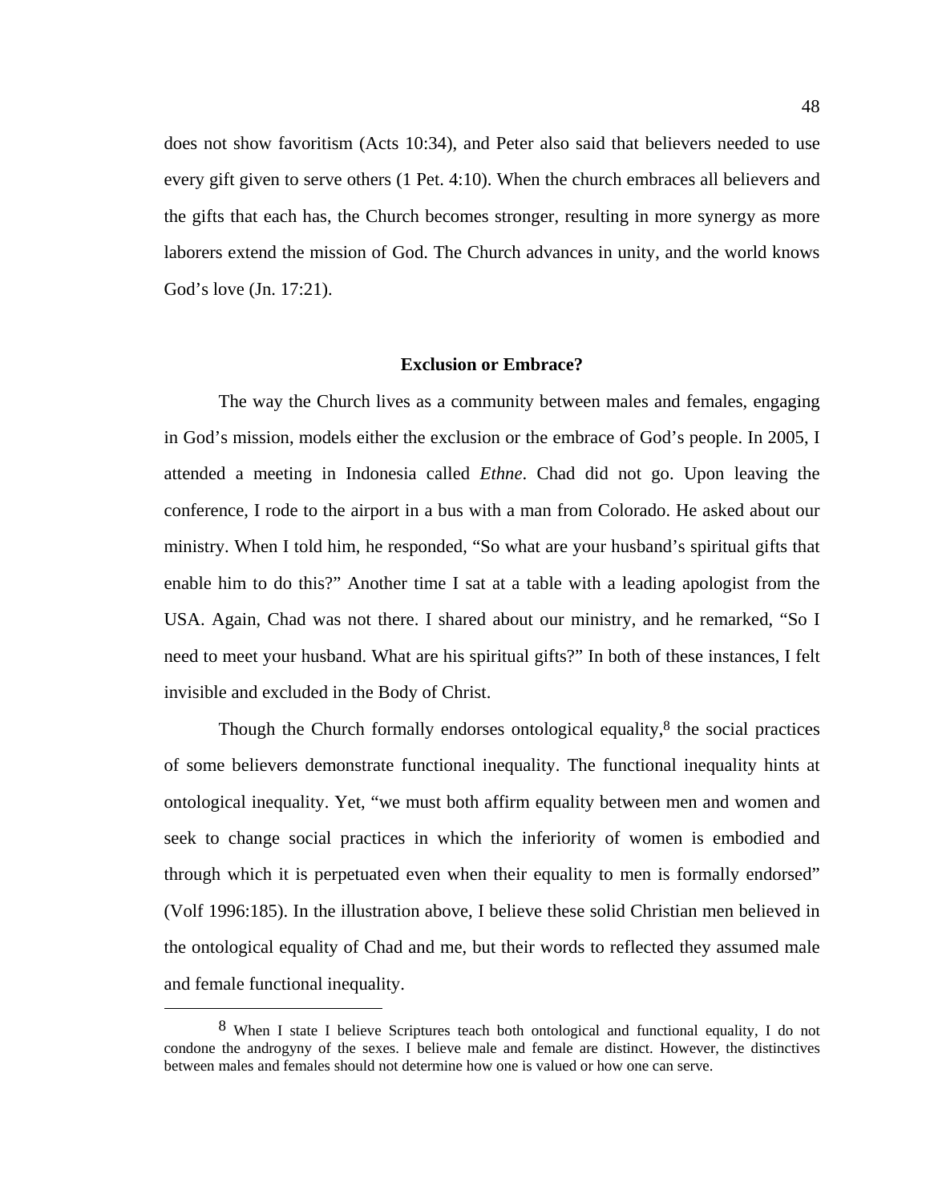does not show favoritism (Acts 10:34), and Peter also said that believers needed to use every gift given to serve others (1 Pet. 4:10). When the church embraces all believers and the gifts that each has, the Church becomes stronger, resulting in more synergy as more laborers extend the mission of God. The Church advances in unity, and the world knows God's love (Jn. 17:21).

### Exclusion or Embrace?

The way the Church lives as a community between males and females, engaging in God's mission, models either the exclusion or the embrace of God's people. In 2005, I attended a meeting in Indonesia called *Ethne*. Chad did not go. Upon leaving the conference, I rode to the airport in a bus with a man from Colorado. He asked about our ministry. When I told him, he responded, "So what are your husband's spiritual gifts that enable him to do this?" Another time I sat at a table with a leading apologist from the USA. Again, Chad was not there. I shared about our ministry, and he remarked, "So I need to meet your husband. What are his spiritual gifts?" In both of these instances, I felt invisible and excluded in the Body of Christ.

Though the Church formally endorses ontological equality,[8] the social practices of some believers demonstrate functional inequality. The functional inequality hints at ontological inequality. Yet, "we must both affirm equality between men and women and seek to change social practices in which the inferiority of women is embodied and through which it is perpetuated even when their equality to men is formally endorsed" (Volf 1996:185). In the illustration above, I believe these solid Christian men believed in the ontological equality of Chad and me, but their words to reflected they assumed male and female functional inequality.

[8] When I state I believe Scriptures teach both ontological and functional equality, I do not condone the androgyny of the sexes. I believe male and female are distinct. However, the distinctives between males and females should not determine how one is valued or how one can serve.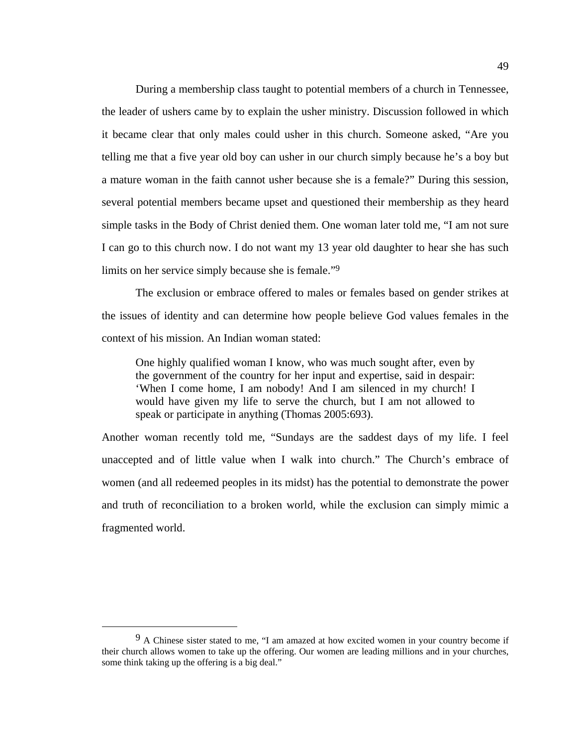During a membership class taught to potential members of a church in Tennessee, the leader of ushers came by to explain the usher ministry. Discussion followed in which it became clear that only males could usher in this church. Someone asked, "Are you telling me that a five year old boy can usher in our church simply because he's a boy but a mature woman in the faith cannot usher because she is a female?" During this session, several potential members became upset and questioned their membership as they heard simple tasks in the Body of Christ denied them. One woman later told me, "I am not sure I can go to this church now. I do not want my 13 year old daughter to hear she has such limits on her service simply because she is female."[9]

The exclusion or embrace offered to males or females based on gender strikes at the issues of identity and can determine how people believe God values females in the context of his mission. An Indian woman stated:

> One highly qualified woman I know, who was much sought after, even by the government of the country for her input and expertise, said in despair: 'When I come home, I am nobody! And I am silenced in my church! I would have given my life to serve the church, but I am not allowed to speak or participate in anything (Thomas 2005:693).

Another woman recently told me, "Sundays are the saddest days of my life. I feel unaccepted and of little value when I walk into church." The Church's embrace of women (and all redeemed peoples in its midst) has the potential to demonstrate the power and truth of reconciliation to a broken world, while the exclusion can simply mimic a fragmented world.

---

[9] A Chinese sister stated to me, "I am amazed at how excited women in your country become if their church allows women to take up the offering. Our women are leading millions and in your churches, some think taking up the offering is a big deal."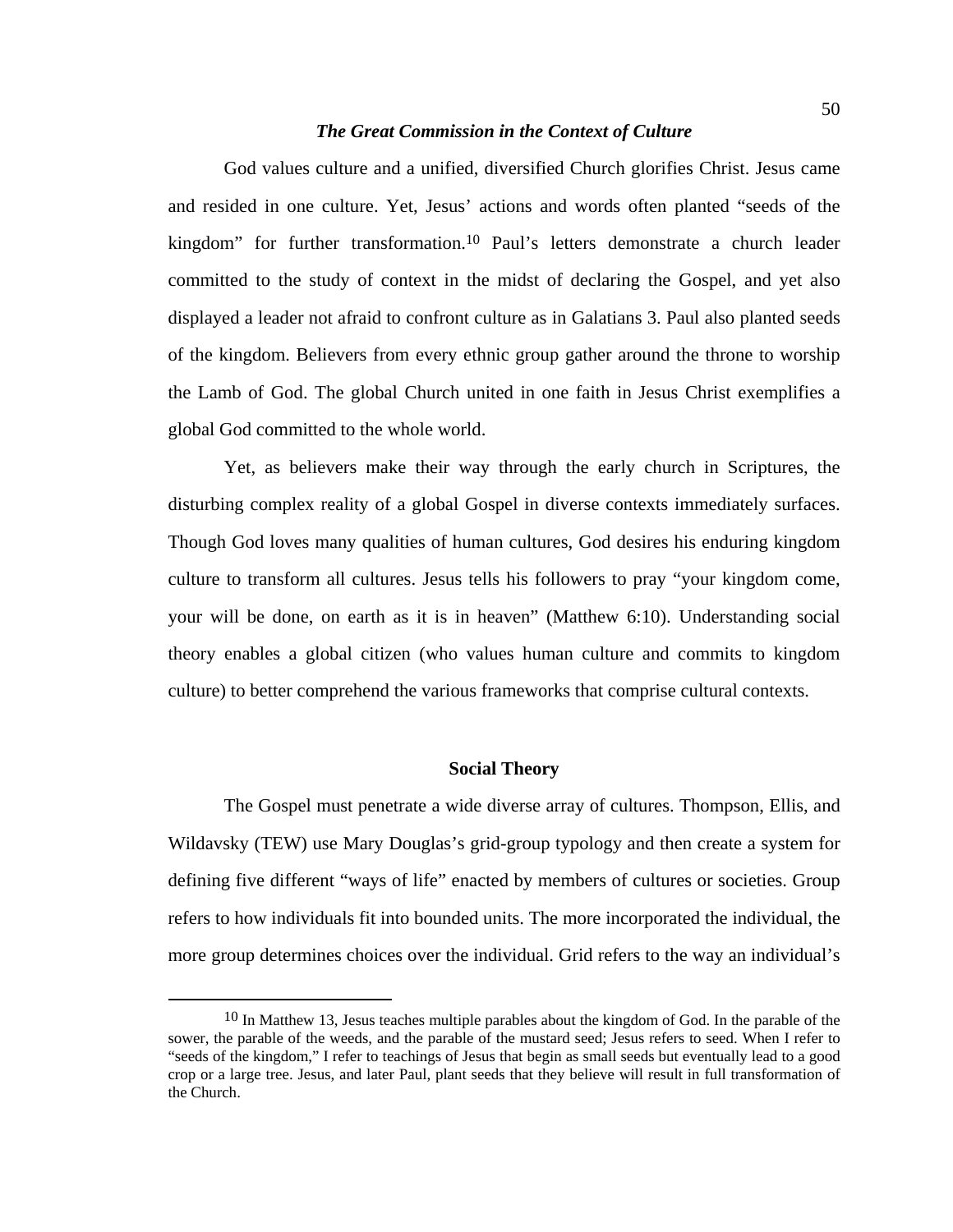### ***The Great Commission in the Context of Culture***

God values culture and a unified, diversified Church glorifies Christ. Jesus came and resided in one culture. Yet, Jesus' actions and words often planted "seeds of the kingdom" for further transformation.[10] Paul's letters demonstrate a church leader committed to the study of context in the midst of declaring the Gospel, and yet also displayed a leader not afraid to confront culture as in Galatians 3. Paul also planted seeds of the kingdom. Believers from every ethnic group gather around the throne to worship the Lamb of God. The global Church united in one faith in Jesus Christ exemplifies a global God committed to the whole world.

Yet, as believers make their way through the early church in Scriptures, the disturbing complex reality of a global Gospel in diverse contexts immediately surfaces. Though God loves many qualities of human cultures, God desires his enduring kingdom culture to transform all cultures. Jesus tells his followers to pray "your kingdom come, your will be done, on earth as it is in heaven" (Matthew 6:10). Understanding social theory enables a global citizen (who values human culture and commits to kingdom culture) to better comprehend the various frameworks that comprise cultural contexts.

## **Social Theory**

The Gospel must penetrate a wide diverse array of cultures. Thompson, Ellis, and Wildavsky (TEW) use Mary Douglas's grid-group typology and then create a system for defining five different "ways of life" enacted by members of cultures or societies. Group refers to how individuals fit into bounded units. The more incorporated the individual, the more group determines choices over the individual. Grid refers to the way an individual's

---

[10] In Matthew 13, Jesus teaches multiple parables about the kingdom of God. In the parable of the sower, the parable of the weeds, and the parable of the mustard seed; Jesus refers to seed. When I refer to "seeds of the kingdom," I refer to teachings of Jesus that begin as small seeds but eventually lead to a good crop or a large tree. Jesus, and later Paul, plant seeds that they believe will result in full transformation of the Church.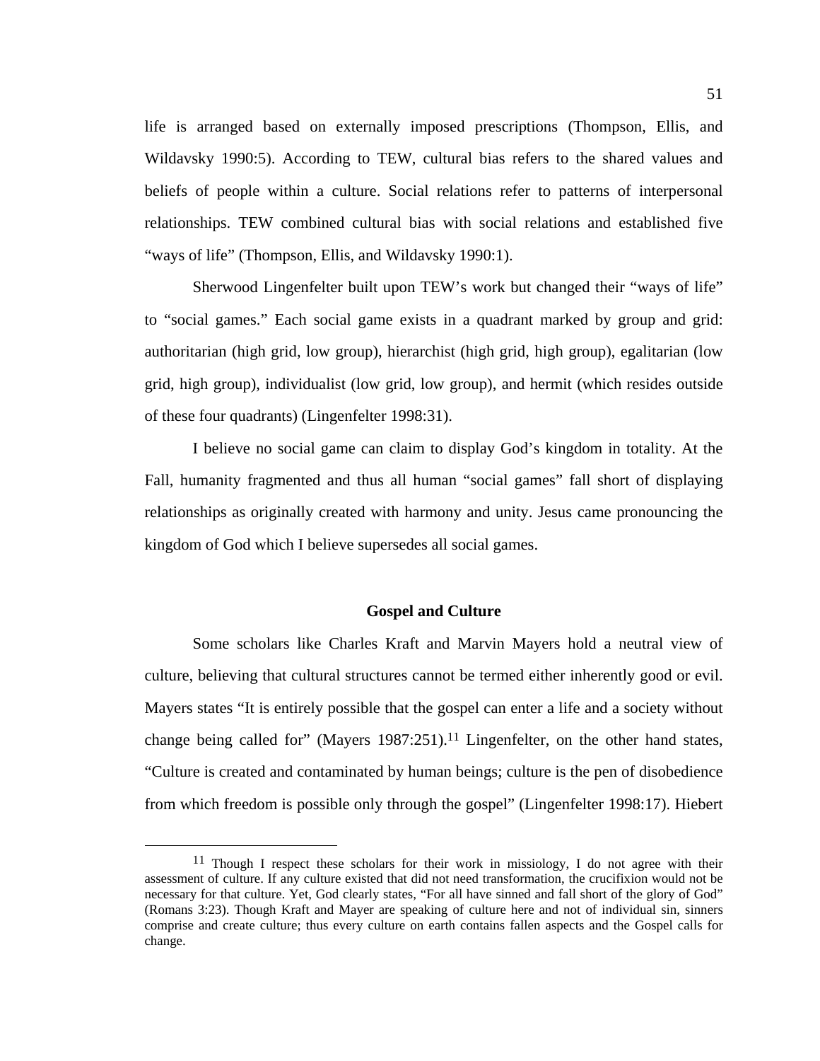life is arranged based on externally imposed prescriptions (Thompson, Ellis, and Wildavsky 1990:5). According to TEW, cultural bias refers to the shared values and beliefs of people within a culture. Social relations refer to patterns of interpersonal relationships. TEW combined cultural bias with social relations and established five "ways of life" (Thompson, Ellis, and Wildavsky 1990:1).

Sherwood Lingenfelter built upon TEW's work but changed their "ways of life" to "social games." Each social game exists in a quadrant marked by group and grid: authoritarian (high grid, low group), hierarchist (high grid, high group), egalitarian (low grid, high group), individualist (low grid, low group), and hermit (which resides outside of these four quadrants) (Lingenfelter 1998:31).

I believe no social game can claim to display God's kingdom in totality. At the Fall, humanity fragmented and thus all human "social games" fall short of displaying relationships as originally created with harmony and unity. Jesus came pronouncing the kingdom of God which I believe supersedes all social games.

## Gospel and Culture

Some scholars like Charles Kraft and Marvin Mayers hold a neutral view of culture, believing that cultural structures cannot be termed either inherently good or evil. Mayers states "It is entirely possible that the gospel can enter a life and a society without change being called for" (Mayers 1987:251).[11] Lingenfelter, on the other hand states, "Culture is created and contaminated by human beings; culture is the pen of disobedience from which freedom is possible only through the gospel" (Lingenfelter 1998:17). Hiebert

[11] Though I respect these scholars for their work in missiology, I do not agree with their assessment of culture. If any culture existed that did not need transformation, the crucifixion would not be necessary for that culture. Yet, God clearly states, "For all have sinned and fall short of the glory of God" (Romans 3:23). Though Kraft and Mayer are speaking of culture here and not of individual sin, sinners comprise and create culture; thus every culture on earth contains fallen aspects and the Gospel calls for change.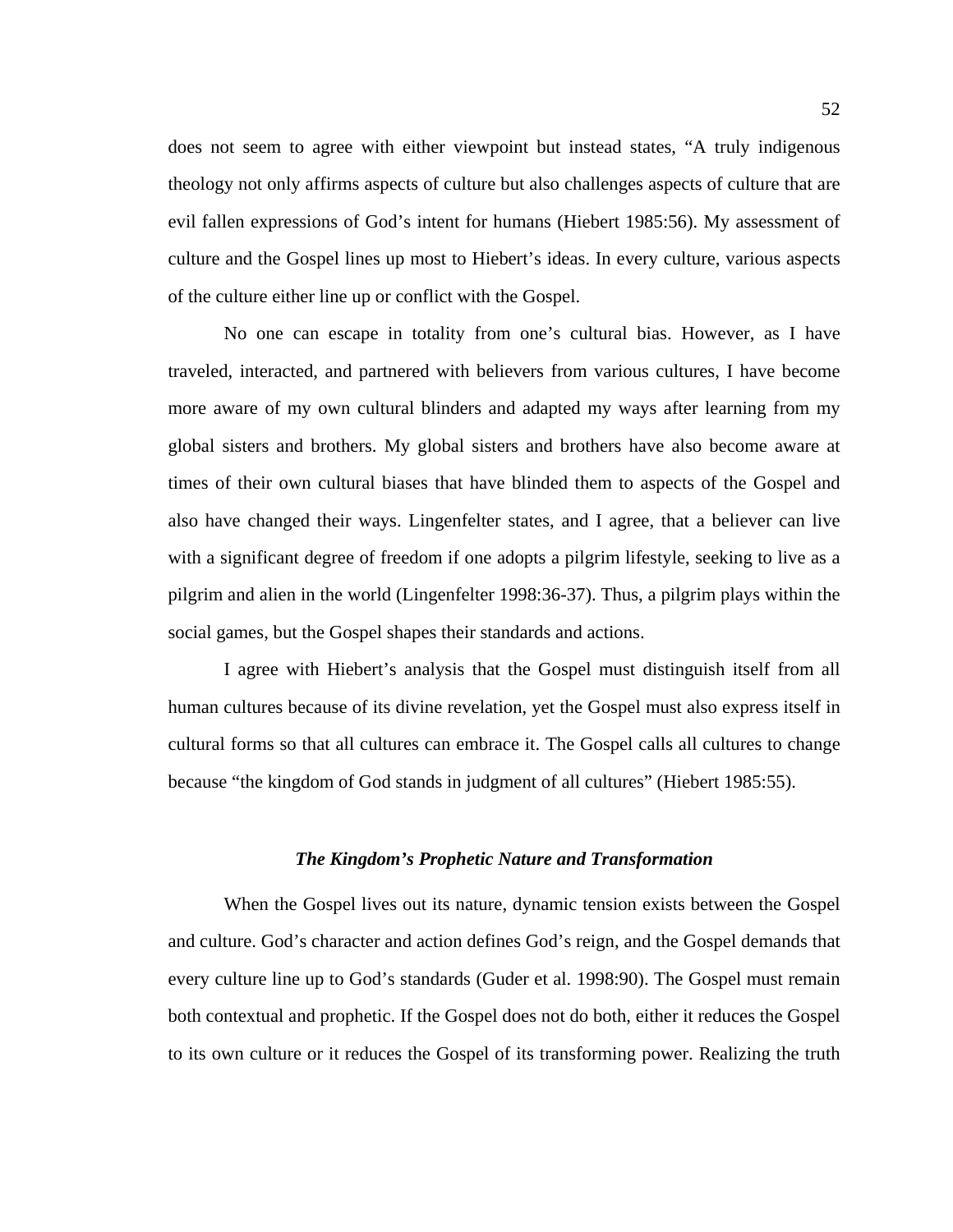does not seem to agree with either viewpoint but instead states, “A truly indigenous theology not only affirms aspects of culture but also challenges aspects of culture that are evil fallen expressions of God’s intent for humans (Hiebert 1985:56). My assessment of culture and the Gospel lines up most to Hiebert’s ideas. In every culture, various aspects of the culture either line up or conflict with the Gospel.

No one can escape in totality from one’s cultural bias. However, as I have traveled, interacted, and partnered with believers from various cultures, I have become more aware of my own cultural blinders and adapted my ways after learning from my global sisters and brothers. My global sisters and brothers have also become aware at times of their own cultural biases that have blinded them to aspects of the Gospel and also have changed their ways. Lingenfelter states, and I agree, that a believer can live with a significant degree of freedom if one adopts a pilgrim lifestyle, seeking to live as a pilgrim and alien in the world (Lingenfelter 1998:36-37). Thus, a pilgrim plays within the social games, but the Gospel shapes their standards and actions.

I agree with Hiebert’s analysis that the Gospel must distinguish itself from all human cultures because of its divine revelation, yet the Gospel must also express itself in cultural forms so that all cultures can embrace it. The Gospel calls all cultures to change because “the kingdom of God stands in judgment of all cultures” (Hiebert 1985:55).

### *The Kingdom’s Prophetic Nature and Transformation*

When the Gospel lives out its nature, dynamic tension exists between the Gospel and culture. God’s character and action defines God’s reign, and the Gospel demands that every culture line up to God’s standards (Guder et al. 1998:90). The Gospel must remain both contextual and prophetic. If the Gospel does not do both, either it reduces the Gospel to its own culture or it reduces the Gospel of its transforming power. Realizing the truth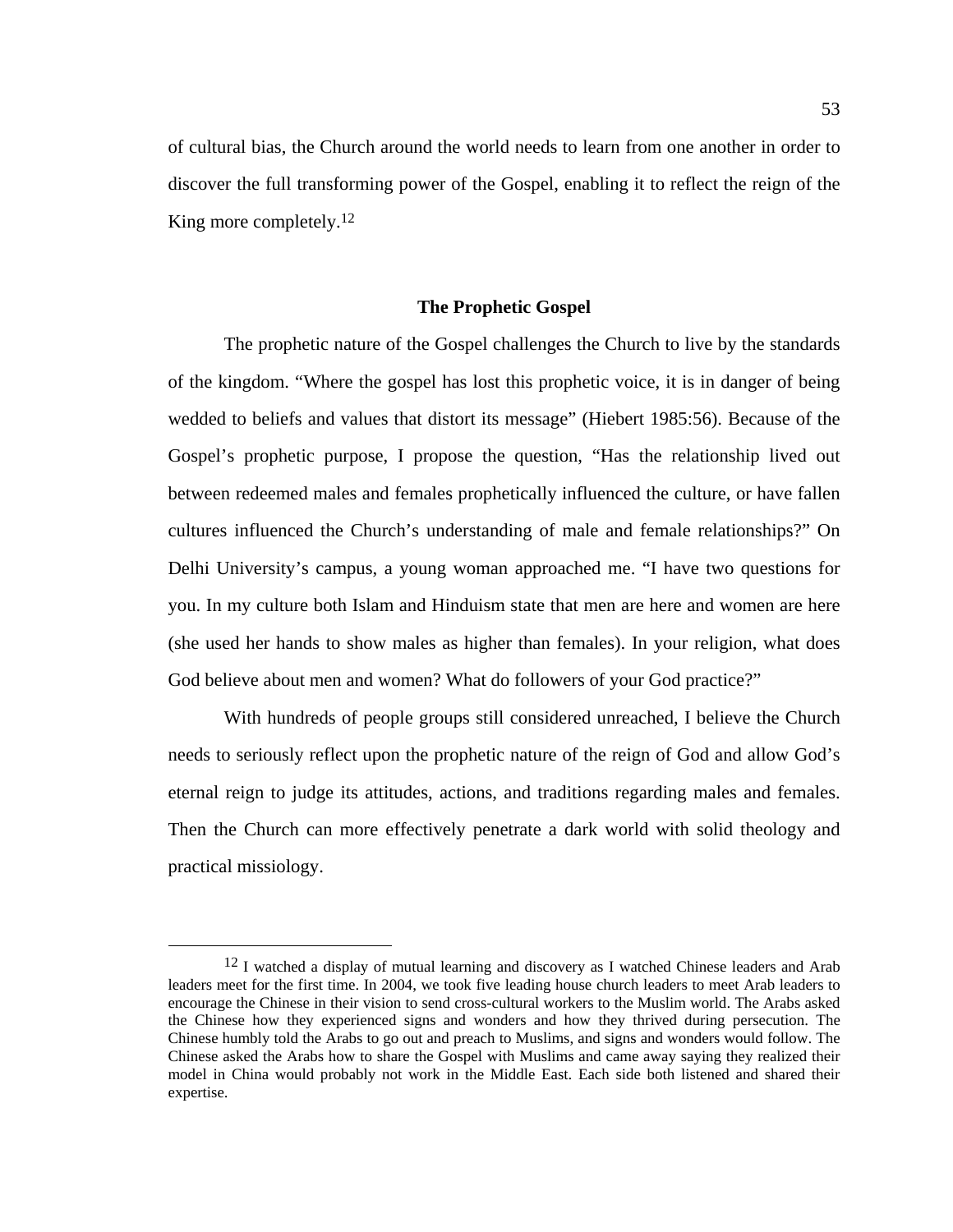of cultural bias, the Church around the world needs to learn from one another in order to discover the full transforming power of the Gospel, enabling it to reflect the reign of the King more completely.[12]

## The Prophetic Gospel

The prophetic nature of the Gospel challenges the Church to live by the standards of the kingdom. "Where the gospel has lost this prophetic voice, it is in danger of being wedded to beliefs and values that distort its message" (Hiebert 1985:56). Because of the Gospel's prophetic purpose, I propose the question, "Has the relationship lived out between redeemed males and females prophetically influenced the culture, or have fallen cultures influenced the Church's understanding of male and female relationships?" On Delhi University's campus, a young woman approached me. "I have two questions for you. In my culture both Islam and Hinduism state that men are here and women are here (she used her hands to show males as higher than females). In your religion, what does God believe about men and women? What do followers of your God practice?"

With hundreds of people groups still considered unreached, I believe the Church needs to seriously reflect upon the prophetic nature of the reign of God and allow God's eternal reign to judge its attitudes, actions, and traditions regarding males and females. Then the Church can more effectively penetrate a dark world with solid theology and practical missiology.

---

[12] I watched a display of mutual learning and discovery as I watched Chinese leaders and Arab leaders meet for the first time. In 2004, we took five leading house church leaders to meet Arab leaders to encourage the Chinese in their vision to send cross-cultural workers to the Muslim world. The Arabs asked the Chinese how they experienced signs and wonders and how they thrived during persecution. The Chinese humbly told the Arabs to go out and preach to Muslims, and signs and wonders would follow. The Chinese asked the Arabs how to share the Gospel with Muslims and came away saying they realized their model in China would probably not work in the Middle East. Each side both listened and shared their expertise.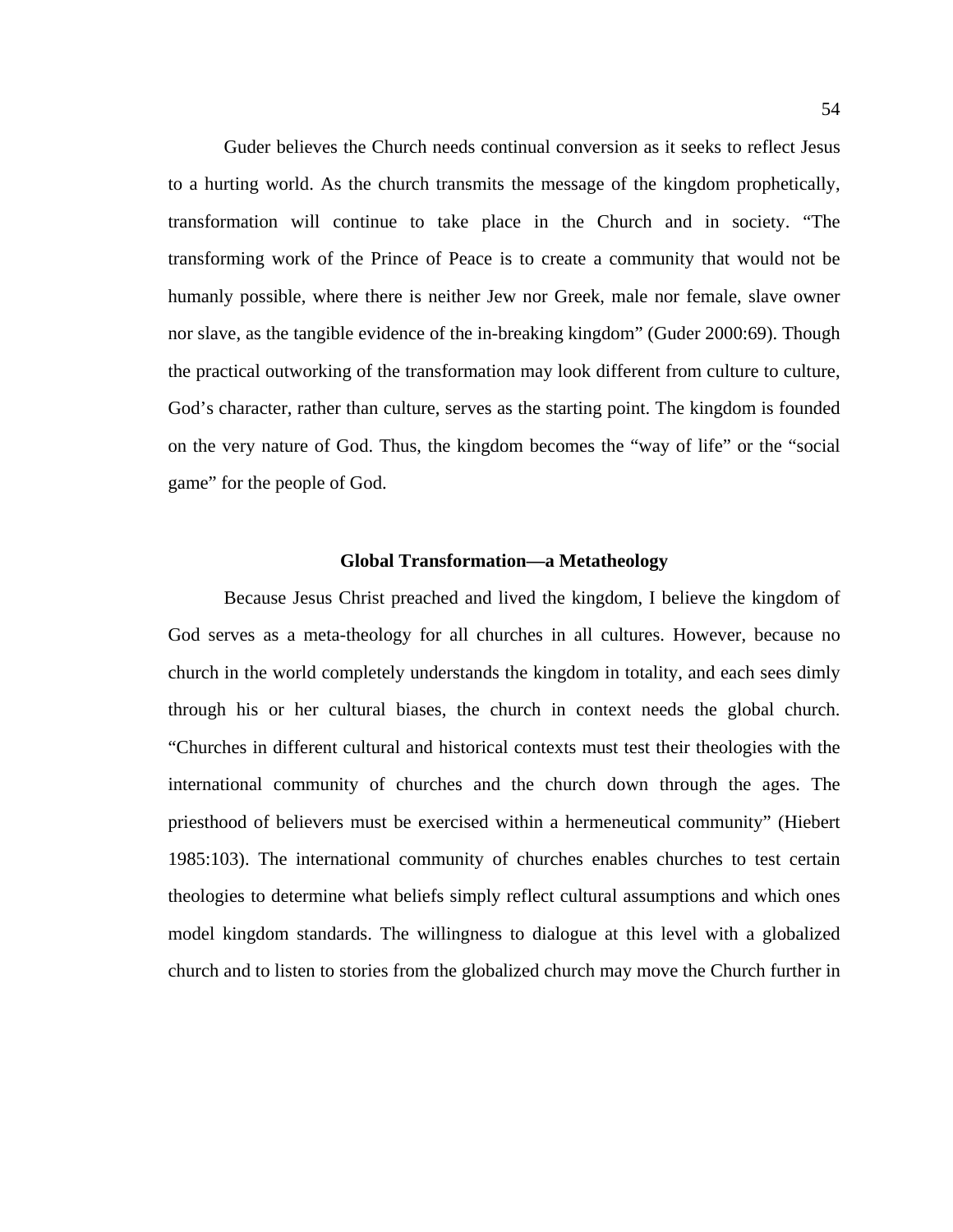Guder believes the Church needs continual conversion as it seeks to reflect Jesus to a hurting world. As the church transmits the message of the kingdom prophetically, transformation will continue to take place in the Church and in society. “The transforming work of the Prince of Peace is to create a community that would not be humanly possible, where there is neither Jew nor Greek, male nor female, slave owner nor slave, as the tangible evidence of the in-breaking kingdom” (Guder 2000:69). Though the practical outworking of the transformation may look different from culture to culture, God’s character, rather than culture, serves as the starting point. The kingdom is founded on the very nature of God. Thus, the kingdom becomes the “way of life” or the “social game” for the people of God.

## Global Transformation—a Metatheology

Because Jesus Christ preached and lived the kingdom, I believe the kingdom of God serves as a meta-theology for all churches in all cultures. However, because no church in the world completely understands the kingdom in totality, and each sees dimly through his or her cultural biases, the church in context needs the global church. “Churches in different cultural and historical contexts must test their theologies with the international community of churches and the church down through the ages. The priesthood of believers must be exercised within a hermeneutical community” (Hiebert 1985:103). The international community of churches enables churches to test certain theologies to determine what beliefs simply reflect cultural assumptions and which ones model kingdom standards. The willingness to dialogue at this level with a globalized church and to listen to stories from the globalized church may move the Church further in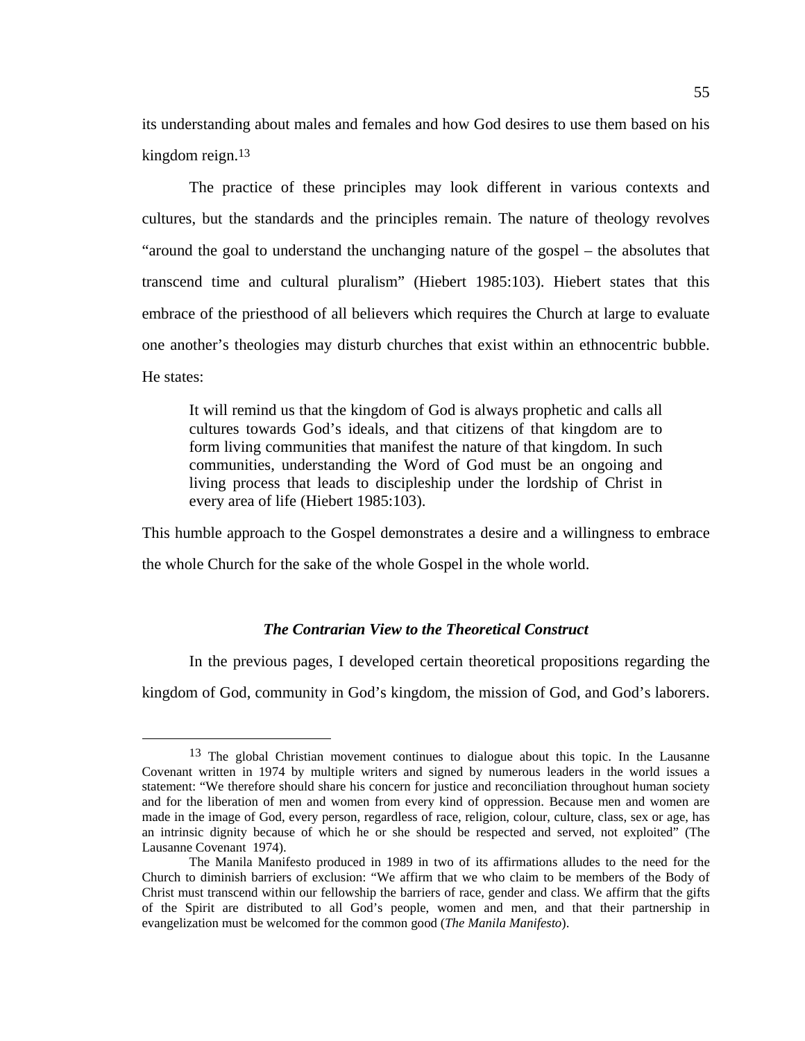its understanding about males and females and how God desires to use them based on his kingdom reign.[13]

The practice of these principles may look different in various contexts and cultures, but the standards and the principles remain. The nature of theology revolves "around the goal to understand the unchanging nature of the gospel – the absolutes that transcend time and cultural pluralism" (Hiebert 1985:103). Hiebert states that this embrace of the priesthood of all believers which requires the Church at large to evaluate one another's theologies may disturb churches that exist within an ethnocentric bubble. He states:

> It will remind us that the kingdom of God is always prophetic and calls all cultures towards God's ideals, and that citizens of that kingdom are to form living communities that manifest the nature of that kingdom. In such communities, understanding the Word of God must be an ongoing and living process that leads to discipleship under the lordship of Christ in every area of life (Hiebert 1985:103).

This humble approach to the Gospel demonstrates a desire and a willingness to embrace the whole Church for the sake of the whole Gospel in the whole world.

### *The Contrarian View to the Theoretical Construct*

In the previous pages, I developed certain theoretical propositions regarding the kingdom of God, community in God's kingdom, the mission of God, and God's laborers.

---

[13] The global Christian movement continues to dialogue about this topic. In the Lausanne Covenant written in 1974 by multiple writers and signed by numerous leaders in the world issues a statement: "We therefore should share his concern for justice and reconciliation throughout human society and for the liberation of men and women from every kind of oppression. Because men and women are made in the image of God, every person, regardless of race, religion, colour, culture, class, sex or age, has an intrinsic dignity because of which he or she should be respected and served, not exploited" (The Lausanne Covenant 1974).

The Manila Manifesto produced in 1989 in two of its affirmations alludes to the need for the Church to diminish barriers of exclusion: "We affirm that we who claim to be members of the Body of Christ must transcend within our fellowship the barriers of race, gender and class. We affirm that the gifts of the Spirit are distributed to all God's people, women and men, and that their partnership in evangelization must be welcomed for the common good (*The Manila Manifesto*).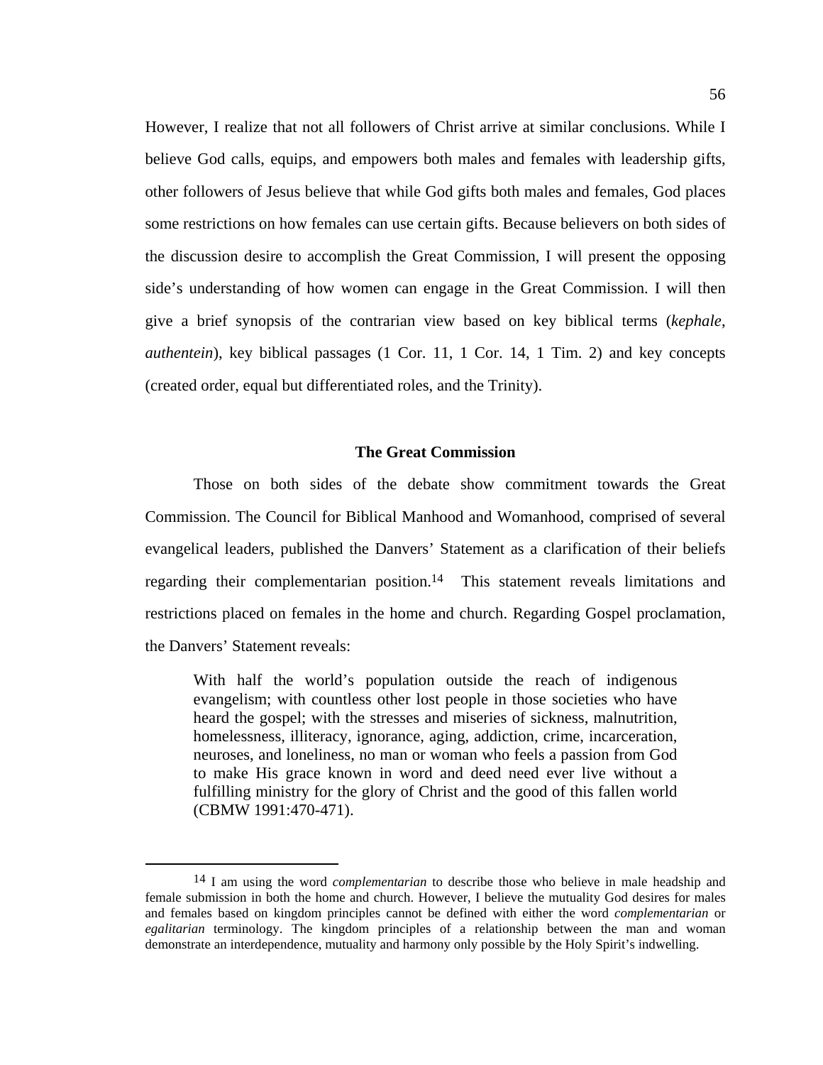However, I realize that not all followers of Christ arrive at similar conclusions. While I believe God calls, equips, and empowers both males and females with leadership gifts, other followers of Jesus believe that while God gifts both males and females, God places some restrictions on how females can use certain gifts. Because believers on both sides of the discussion desire to accomplish the Great Commission, I will present the opposing side's understanding of how women can engage in the Great Commission. I will then give a brief synopsis of the contrarian view based on key biblical terms (*kephale, authentein*), key biblical passages (1 Cor. 11, 1 Cor. 14, 1 Tim. 2) and key concepts (created order, equal but differentiated roles, and the Trinity).

## The Great Commission

Those on both sides of the debate show commitment towards the Great Commission. The Council for Biblical Manhood and Womanhood, comprised of several evangelical leaders, published the Danvers' Statement as a clarification of their beliefs regarding their complementarian position.[14] This statement reveals limitations and restrictions placed on females in the home and church. Regarding Gospel proclamation, the Danvers' Statement reveals:

> With half the world's population outside the reach of indigenous evangelism; with countless other lost people in those societies who have heard the gospel; with the stresses and miseries of sickness, malnutrition, homelessness, illiteracy, ignorance, aging, addiction, crime, incarceration, neuroses, and loneliness, no man or woman who feels a passion from God to make His grace known in word and deed need ever live without a fulfilling ministry for the glory of Christ and the good of this fallen world (CBMW 1991:470-471).

---

[14] I am using the word *complementarian* to describe those who believe in male headship and female submission in both the home and church. However, I believe the mutuality God desires for males and females based on kingdom principles cannot be defined with either the word *complementarian* or *egalitarian* terminology. The kingdom principles of a relationship between the man and woman demonstrate an interdependence, mutuality and harmony only possible by the Holy Spirit's indwelling.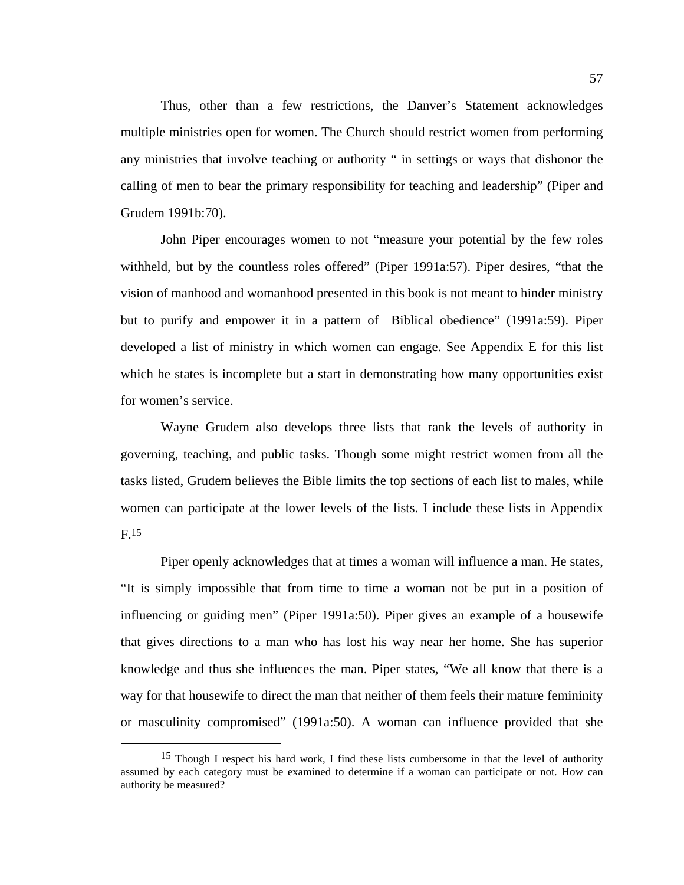Thus, other than a few restrictions, the Danver's Statement acknowledges multiple ministries open for women. The Church should restrict women from performing any ministries that involve teaching or authority " in settings or ways that dishonor the calling of men to bear the primary responsibility for teaching and leadership" (Piper and Grudem 1991b:70).

John Piper encourages women to not "measure your potential by the few roles withheld, but by the countless roles offered" (Piper 1991a:57). Piper desires, "that the vision of manhood and womanhood presented in this book is not meant to hinder ministry but to purify and empower it in a pattern of  Biblical obedience" (1991a:59). Piper developed a list of ministry in which women can engage. See Appendix E for this list which he states is incomplete but a start in demonstrating how many opportunities exist for women's service.

Wayne Grudem also develops three lists that rank the levels of authority in governing, teaching, and public tasks. Though some might restrict women from all the tasks listed, Grudem believes the Bible limits the top sections of each list to males, while women can participate at the lower levels of the lists. I include these lists in Appendix F.[15]

Piper openly acknowledges that at times a woman will influence a man. He states, "It is simply impossible that from time to time a woman not be put in a position of influencing or guiding men" (Piper 1991a:50). Piper gives an example of a housewife that gives directions to a man who has lost his way near her home. She has superior knowledge and thus she influences the man. Piper states, "We all know that there is a way for that housewife to direct the man that neither of them feels their mature femininity or masculinity compromised" (1991a:50). A woman can influence provided that she

[15] Though I respect his hard work, I find these lists cumbersome in that the level of authority assumed by each category must be examined to determine if a woman can participate or not. How can authority be measured?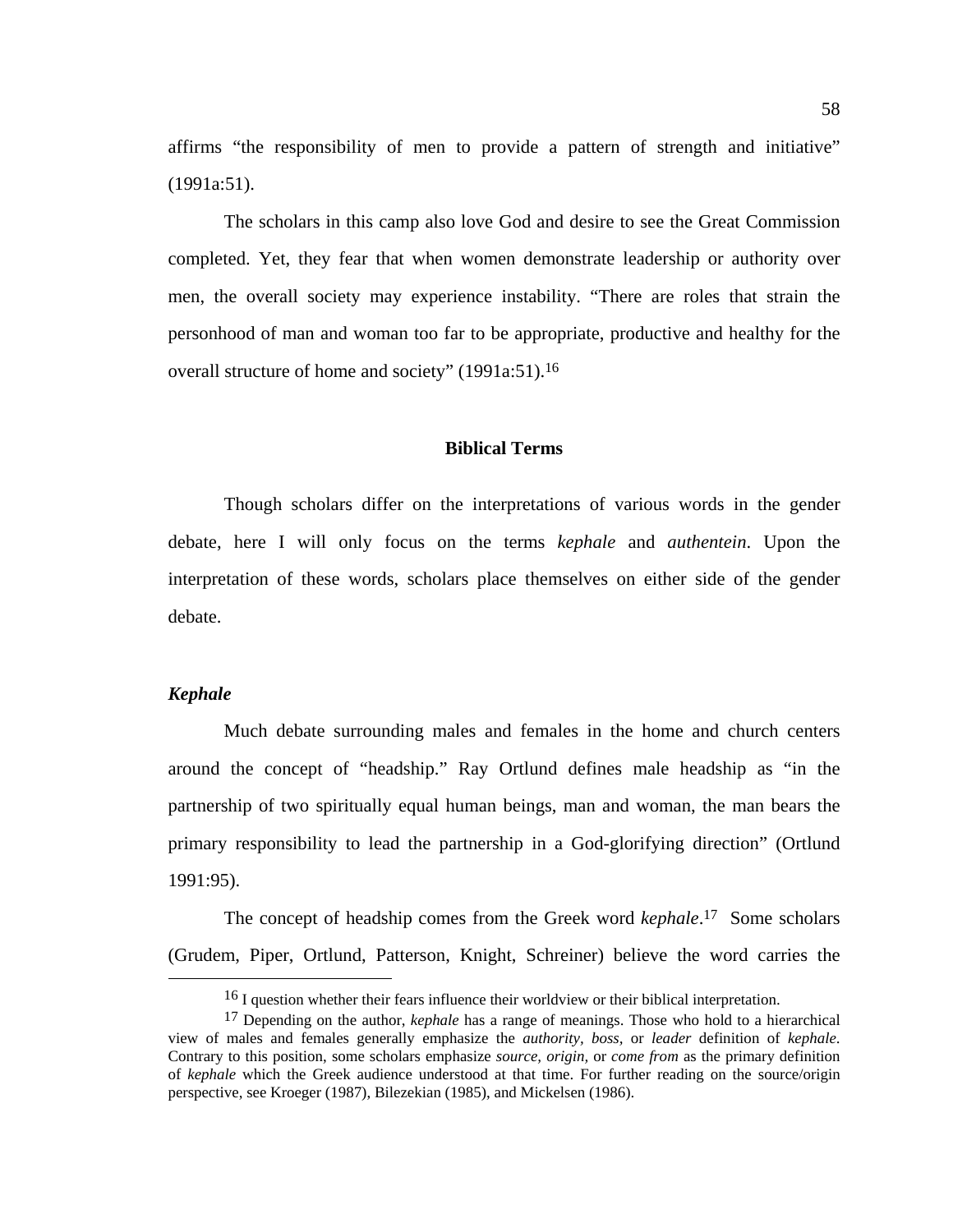affirms "the responsibility of men to provide a pattern of strength and initiative" (1991a:51).

The scholars in this camp also love God and desire to see the Great Commission completed. Yet, they fear that when women demonstrate leadership or authority over men, the overall society may experience instability. "There are roles that strain the personhood of man and woman too far to be appropriate, productive and healthy for the overall structure of home and society" (1991a:51).[16]

## Biblical Terms

Though scholars differ on the interpretations of various words in the gender debate, here I will only focus on the terms *kephale* and *authentein*. Upon the interpretation of these words, scholars place themselves on either side of the gender debate.

### *Kephale*

Much debate surrounding males and females in the home and church centers around the concept of "headship." Ray Ortlund defines male headship as "in the partnership of two spiritually equal human beings, man and woman, the man bears the primary responsibility to lead the partnership in a God-glorifying direction" (Ortlund 1991:95).

The concept of headship comes from the Greek word *kephale*.[17] Some scholars (Grudem, Piper, Ortlund, Patterson, Knight, Schreiner) believe the word carries the

---

[16] I question whether their fears influence their worldview or their biblical interpretation.

[17] Depending on the author, *kephale* has a range of meanings. Those who hold to a hierarchical view of males and females generally emphasize the *authority, boss,* or *leader* definition of *kephale*. Contrary to this position, some scholars emphasize *source, origin,* or *come from* as the primary definition of *kephale* which the Greek audience understood at that time. For further reading on the source/origin perspective, see Kroeger (1987), Bilezekian (1985), and Mickelsen (1986).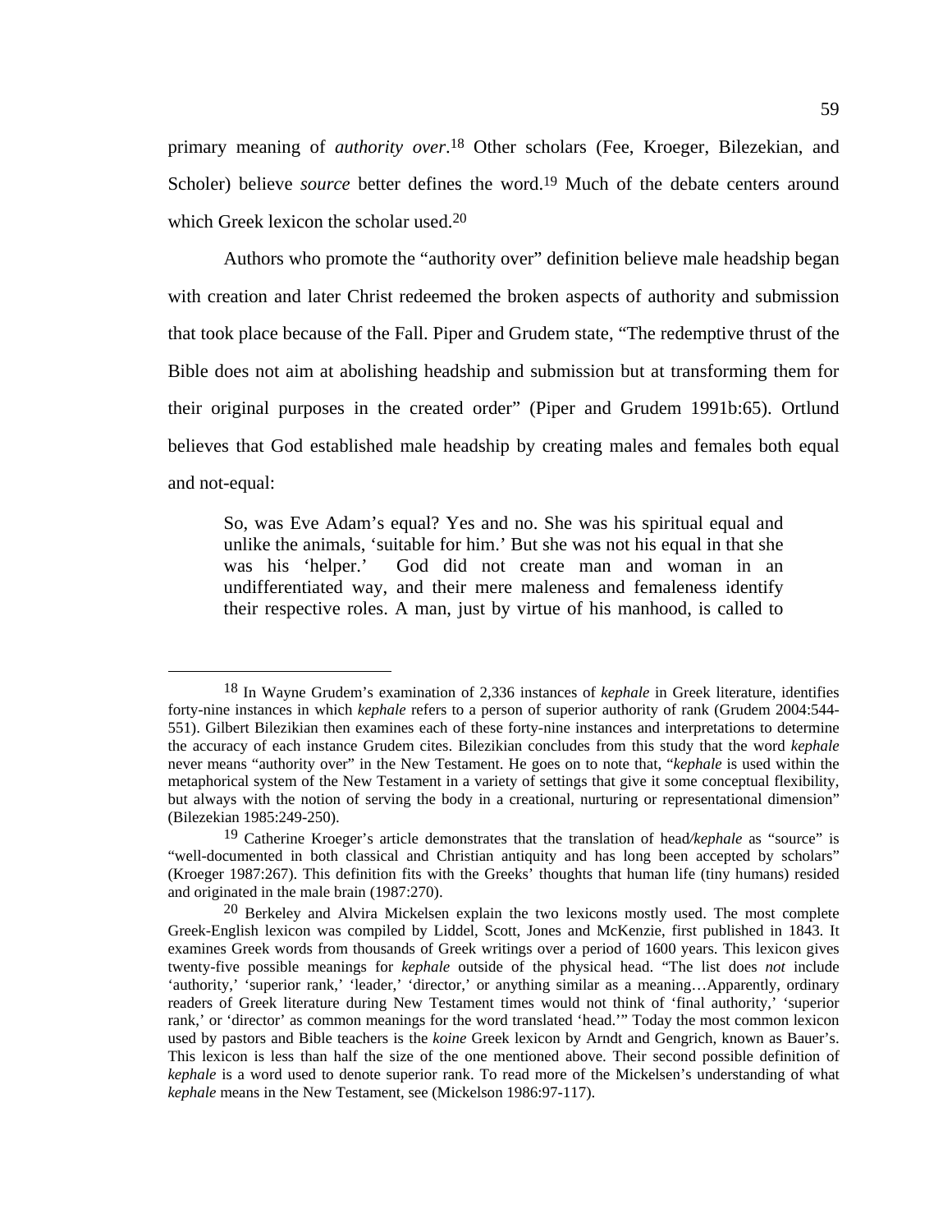primary meaning of *authority over*.[18] Other scholars (Fee, Kroeger, Bilezekian, and Scholer) believe *source* better defines the word.[19] Much of the debate centers around which Greek lexicon the scholar used.[20]

Authors who promote the "authority over" definition believe male headship began with creation and later Christ redeemed the broken aspects of authority and submission that took place because of the Fall. Piper and Grudem state, "The redemptive thrust of the Bible does not aim at abolishing headship and submission but at transforming them for their original purposes in the created order" (Piper and Grudem 1991b:65). Ortlund believes that God established male headship by creating males and females both equal and not-equal:

> So, was Eve Adam's equal? Yes and no. She was his spiritual equal and unlike the animals, 'suitable for him.' But she was not his equal in that she was his 'helper.' God did not create man and woman in an undifferentiated way, and their mere maleness and femaleness identify their respective roles. A man, just by virtue of his manhood, is called to

---

[18] In Wayne Grudem's examination of 2,336 instances of *kephale* in Greek literature, identifies forty-nine instances in which *kephale* refers to a person of superior authority of rank (Grudem 2004:544-551). Gilbert Bilezikian then examines each of these forty-nine instances and interpretations to determine the accuracy of each instance Grudem cites. Bilezekian concludes from this study that the word *kephale* never means "authority over" in the New Testament. He goes on to note that, "*kephale* is used within the metaphorical system of the New Testament in a variety of settings that give it some conceptual flexibility, but always with the notion of serving the body in a creational, nurturing or representational dimension" (Bilezekian 1985:249-250).

[19] Catherine Kroeger's article demonstrates that the translation of head/*kephale* as "source" is "well-documented in both classical and Christian antiquity and has long been accepted by scholars" (Kroeger 1987:267). This definition fits with the Greeks' thoughts that human life (tiny humans) resided and originated in the male brain (1987:270).

[20] Berkeley and Alvira Mickelsen explain the two lexicons mostly used. The most complete Greek-English lexicon was compiled by Liddel, Scott, Jones and McKenzie, first published in 1843. It examines Greek words from thousands of Greek writings over a period of 1600 years. This lexicon gives twenty-five possible meanings for *kephale* outside of the physical head. "The list does *not* include 'authority,' 'superior rank,' 'leader,' 'director,' or anything similar as a meaning…Apparently, ordinary readers of Greek literature during New Testament times would not think of 'final authority,' 'superior rank,' or 'director' as common meanings for the word translated 'head.'" Today the most common lexicon used by pastors and Bible teachers is the *koine* Greek lexicon by Arndt and Gengrich, known as Bauer's. This lexicon is less than half the size of the one mentioned above. Their second possible definition of *kephale* is a word used to denote superior rank. To read more of the Mickelsen's understanding of what *kephale* means in the New Testament, see (Mickelson 1986:97-117).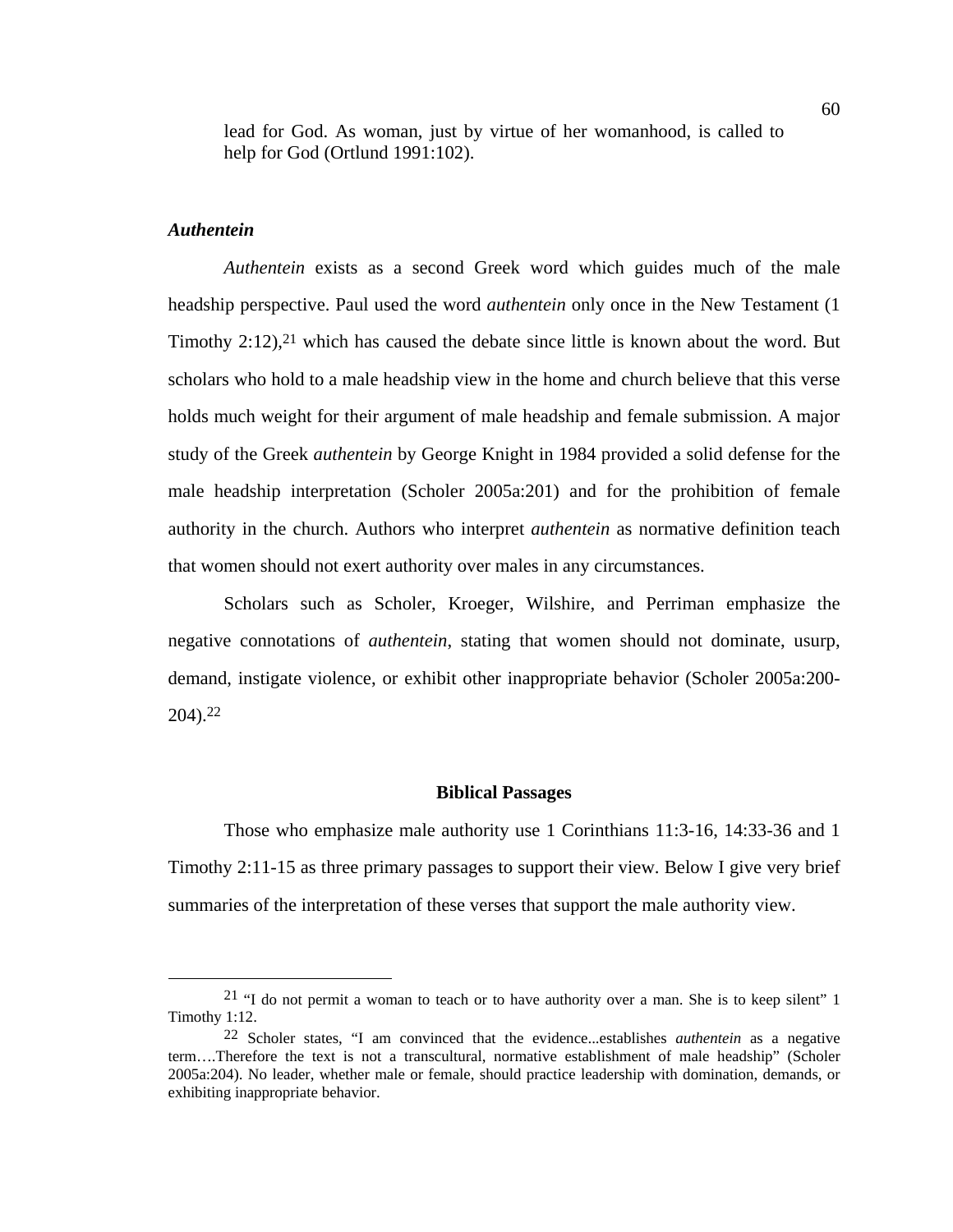> lead for God. As woman, just by virtue of her womanhood, is called to help for God (Ortlund 1991:102).

### *Authentein*

*Authentein* exists as a second Greek word which guides much of the male headship perspective. Paul used the word *authentein* only once in the New Testament (1 Timothy 2:12),[21] which has caused the debate since little is known about the word. But scholars who hold to a male headship view in the home and church believe that this verse holds much weight for their argument of male headship and female submission. A major study of the Greek *authentein* by George Knight in 1984 provided a solid defense for the male headship interpretation (Scholer 2005a:201) and for the prohibition of female authority in the church. Authors who interpret *authentein* as normative definition teach that women should not exert authority over males in any circumstances.

Scholars such as Scholer, Kroeger, Wilshire, and Perriman emphasize the negative connotations of *authentein*, stating that women should not dominate, usurp, demand, instigate violence, or exhibit other inappropriate behavior (Scholer 2005a:200-204).[22]

## Biblical Passages

Those who emphasize male authority use 1 Corinthians 11:3-16, 14:33-36 and 1 Timothy 2:11-15 as three primary passages to support their view. Below I give very brief summaries of the interpretation of these verses that support the male authority view.

---

[21] "I do not permit a woman to teach or to have authority over a man. She is to keep silent" 1 Timothy 1:12.

[22] Scholer states, "I am convinced that the evidence...establishes *authentein* as a negative term….Therefore the text is not a transcultural, normative establishment of male headship" (Scholer 2005a:204). No leader, whether male or female, should practice leadership with domination, demands, or exhibiting inappropriate behavior.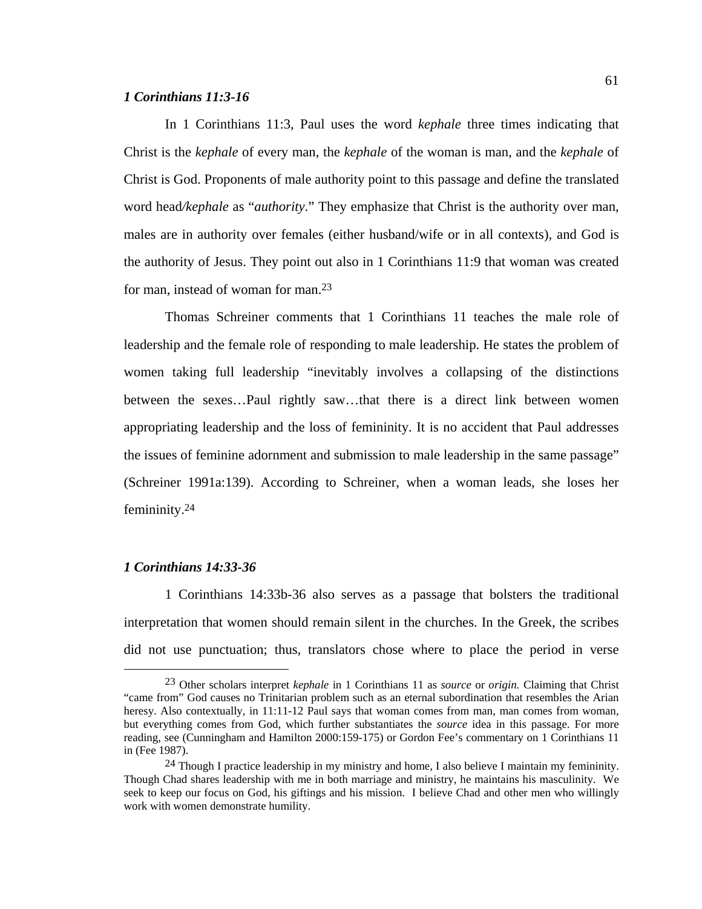### *1 Corinthians 11:3-16*

In 1 Corinthians 11:3, Paul uses the word *kephale* three times indicating that Christ is the *kephale* of every man, the *kephale* of the woman is man, and the *kephale* of Christ is God. Proponents of male authority point to this passage and define the translated word head*/kephale* as "*authority*." They emphasize that Christ is the authority over man, males are in authority over females (either husband/wife or in all contexts), and God is the authority of Jesus. They point out also in 1 Corinthians 11:9 that woman was created for man, instead of woman for man.[23]

Thomas Schreiner comments that 1 Corinthians 11 teaches the male role of leadership and the female role of responding to male leadership. He states the problem of women taking full leadership "inevitably involves a collapsing of the distinctions between the sexes…Paul rightly saw…that there is a direct link between women appropriating leadership and the loss of femininity. It is no accident that Paul addresses the issues of feminine adornment and submission to male leadership in the same passage" (Schreiner 1991a:139). According to Schreiner, when a woman leads, she loses her femininity.[24]

### *1 Corinthians 14:33-36*

1 Corinthians 14:33b-36 also serves as a passage that bolsters the traditional interpretation that women should remain silent in the churches. In the Greek, the scribes did not use punctuation; thus, translators chose where to place the period in verse

---

[23] Other scholars interpret *kephale* in 1 Corinthians 11 as *source* or *origin.* Claiming that Christ "came from" God causes no Trinitarian problem such as an eternal subordination that resembles the Arian heresy. Also contextually, in 11:11-12 Paul says that woman comes from man, man comes from woman, but everything comes from God, which further substantiates the *source* idea in this passage. For more reading, see (Cunningham and Hamilton 2000:159-175) or Gordon Fee's commentary on 1 Corinthians 11 in (Fee 1987).

[24] Though I practice leadership in my ministry and home, I also believe I maintain my femininity. Though Chad shares leadership with me in both marriage and ministry, he maintains his masculinity. We seek to keep our focus on God, his giftings and his mission. I believe Chad and other men who willingly work with women demonstrate humility.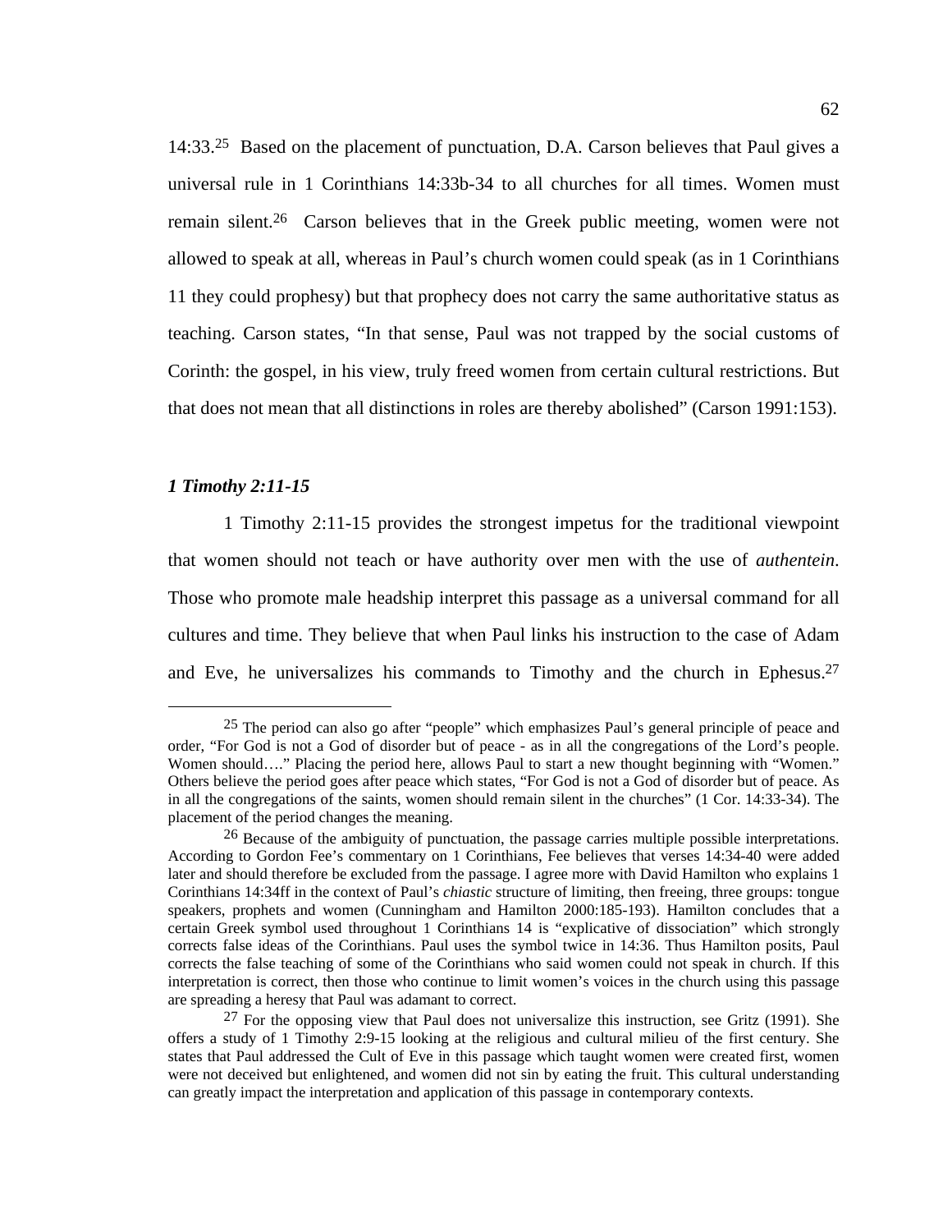14:33.[25] Based on the placement of punctuation, D.A. Carson believes that Paul gives a universal rule in 1 Corinthians 14:33b-34 to all churches for all times. Women must remain silent.[26] Carson believes that in the Greek public meeting, women were not allowed to speak at all, whereas in Paul's church women could speak (as in 1 Corinthians 11 they could prophesy) but that prophecy does not carry the same authoritative status as teaching. Carson states, "In that sense, Paul was not trapped by the social customs of Corinth: the gospel, in his view, truly freed women from certain cultural restrictions. But that does not mean that all distinctions in roles are thereby abolished" (Carson 1991:153).

### *1 Timothy 2:11-15*

1 Timothy 2:11-15 provides the strongest impetus for the traditional viewpoint that women should not teach or have authority over men with the use of *authentein*. Those who promote male headship interpret this passage as a universal command for all cultures and time. They believe that when Paul links his instruction to the case of Adam and Eve, he universalizes his commands to Timothy and the church in Ephesus.[27]

---

[25] The period can also go after "people" which emphasizes Paul's general principle of peace and order, "For God is not a God of disorder but of peace - as in all the congregations of the Lord's people. Women should…." Placing the period here, allows Paul to start a new thought beginning with "Women." Others believe the period goes after peace which states, "For God is not a God of disorder but of peace. As in all the congregations of the saints, women should remain silent in the churches" (1 Cor. 14:33-34). The placement of the period changes the meaning.

[26] Because of the ambiguity of punctuation, the passage carries multiple possible interpretations. According to Gordon Fee's commentary on 1 Corinthians, Fee believes that verses 14:34-40 were added later and should therefore be excluded from the passage. I agree more with David Hamilton who explains 1 Corinthians 14:34ff in the context of Paul's *chiastic* structure of limiting, then freeing, three groups: tongue speakers, prophets and women (Cunningham and Hamilton 2000:185-193). Hamilton concludes that a certain Greek symbol used throughout 1 Corinthians 14 is "explicative of dissociation" which strongly corrects false ideas of the Corinthians. Paul uses the symbol twice in 14:36. Thus Hamilton posits, Paul corrects the false teaching of some of the Corinthians who said women could not speak in church. If this interpretation is correct, then those who continue to limit women's voices in the church using this passage are spreading a heresy that Paul was adamant to correct.

[27] For the opposing view that Paul does not universalize this instruction, see Gritz (1991). She offers a study of 1 Timothy 2:9-15 looking at the religious and cultural milieu of the first century. She states that Paul addressed the Cult of Eve in this passage which taught women were created first, women were not deceived but enlightened, and women did not sin by eating the fruit. This cultural understanding can greatly impact the interpretation and application of this passage in contemporary contexts.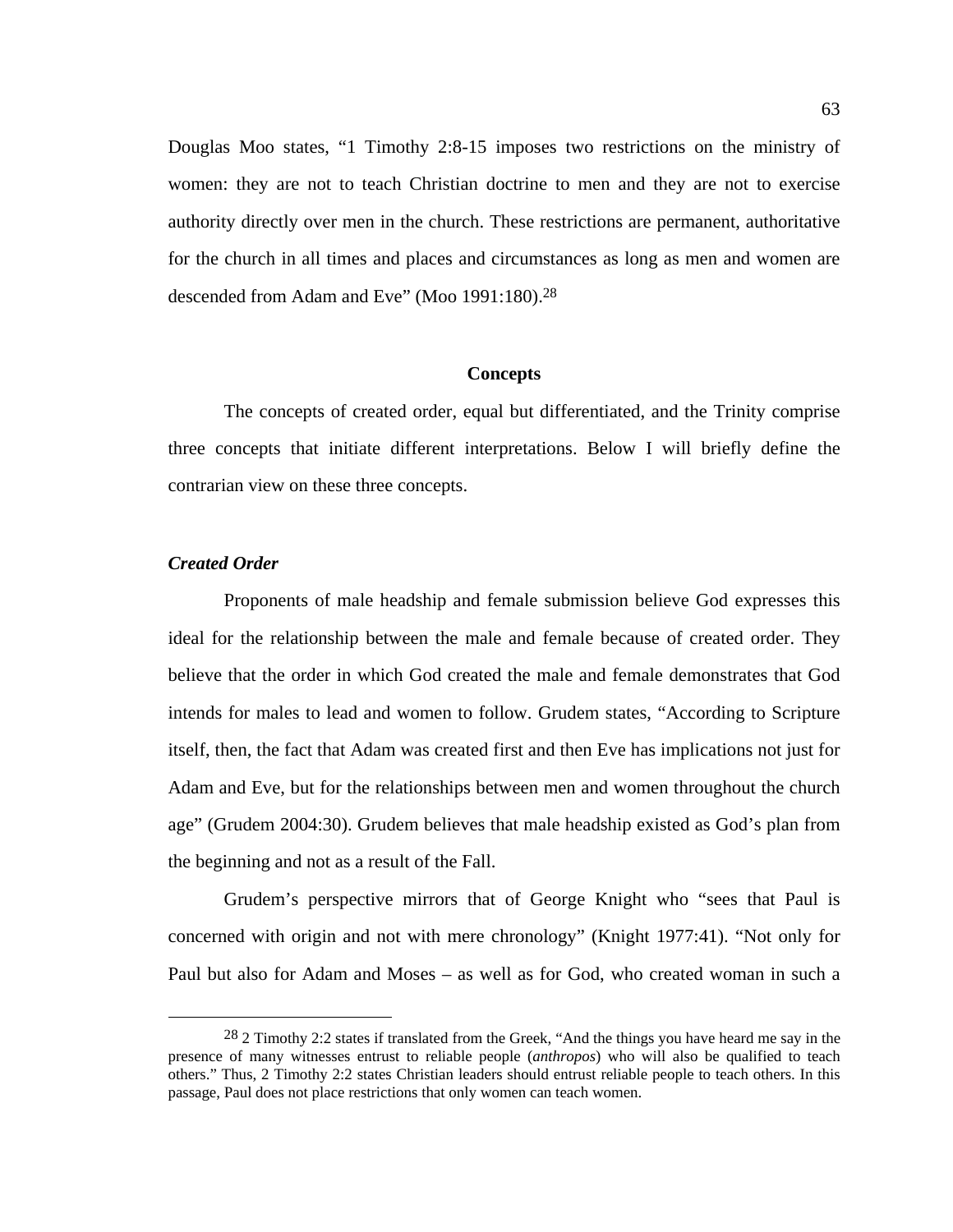Douglas Moo states, “1 Timothy 2:8-15 imposes two restrictions on the ministry of women: they are not to teach Christian doctrine to men and they are not to exercise authority directly over men in the church. These restrictions are permanent, authoritative for the church in all times and places and circumstances as long as men and women are descended from Adam and Eve” (Moo 1991:180).[28]

## Concepts

The concepts of created order, equal but differentiated, and the Trinity comprise three concepts that initiate different interpretations. Below I will briefly define the contrarian view on these three concepts.

### *Created Order*

Proponents of male headship and female submission believe God expresses this ideal for the relationship between the male and female because of created order. They believe that the order in which God created the male and female demonstrates that God intends for males to lead and women to follow. Grudem states, “According to Scripture itself, then, the fact that Adam was created first and then Eve has implications not just for Adam and Eve, but for the relationships between men and women throughout the church age” (Grudem 2004:30). Grudem believes that male headship existed as God’s plan from the beginning and not as a result of the Fall.

Grudem’s perspective mirrors that of George Knight who “sees that Paul is concerned with origin and not with mere chronology” (Knight 1977:41). “Not only for Paul but also for Adam and Moses – as well as for God, who created woman in such a

---

[28] 2 Timothy 2:2 states if translated from the Greek, “And the things you have heard me say in the presence of many witnesses entrust to reliable people (*anthropos*) who will also be qualified to teach others.” Thus, 2 Timothy 2:2 states Christian leaders should entrust reliable people to teach others. In this passage, Paul does not place restrictions that only women can teach women.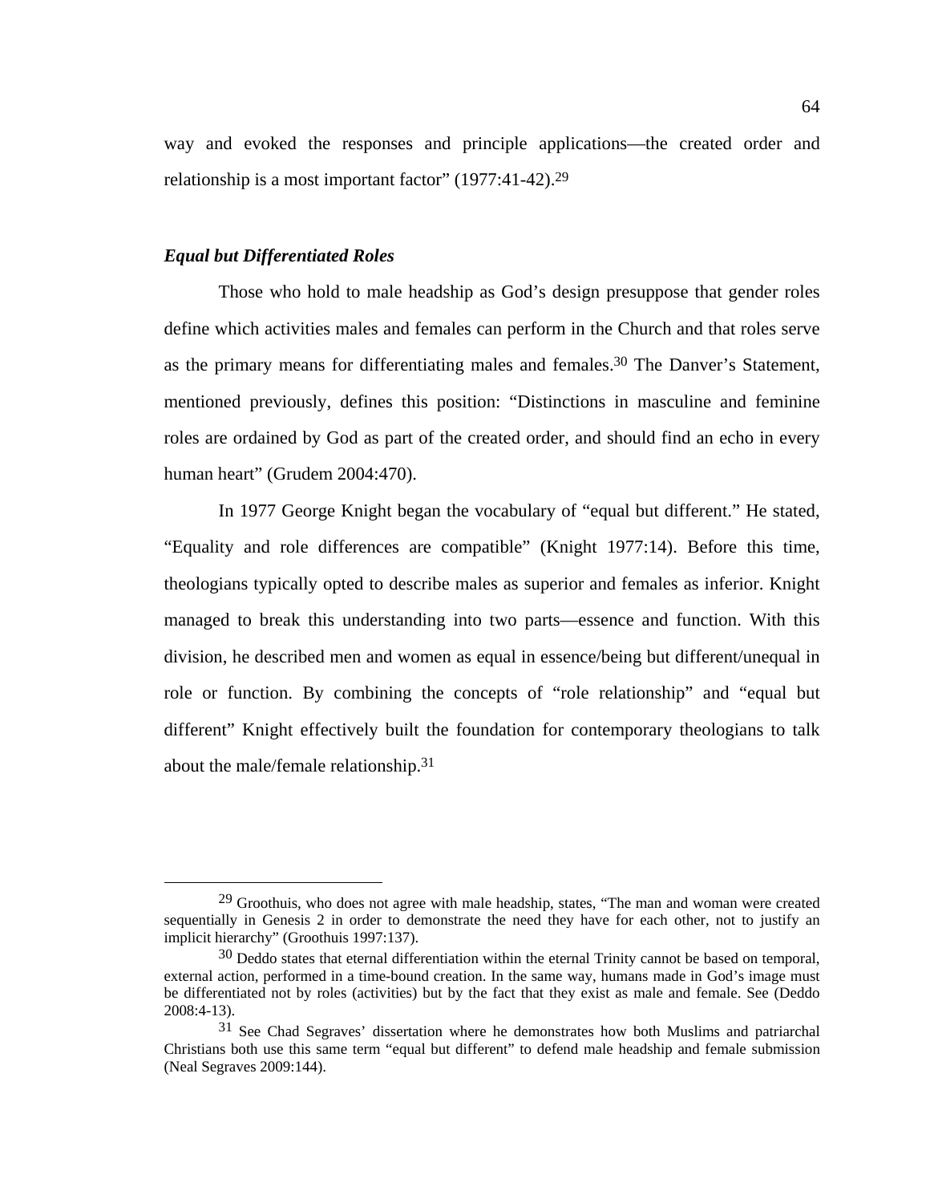way and evoked the responses and principle applications—the created order and relationship is a most important factor" (1977:41-42).[29]

### *Equal but Differentiated Roles*

Those who hold to male headship as God's design presuppose that gender roles define which activities males and females can perform in the Church and that roles serve as the primary means for differentiating males and females.[30] The Danver's Statement, mentioned previously, defines this position: "Distinctions in masculine and feminine roles are ordained by God as part of the created order, and should find an echo in every human heart" (Grudem 2004:470).

In 1977 George Knight began the vocabulary of "equal but different." He stated, "Equality and role differences are compatible" (Knight 1977:14). Before this time, theologians typically opted to describe males as superior and females as inferior. Knight managed to break this understanding into two parts—essence and function. With this division, he described men and women as equal in essence/being but different/unequal in role or function. By combining the concepts of "role relationship" and "equal but different" Knight effectively built the foundation for contemporary theologians to talk about the male/female relationship.[31]

---

[29] Groothuis, who does not agree with male headship, states, "The man and woman were created sequentially in Genesis 2 in order to demonstrate the need they have for each other, not to justify an implicit hierarchy" (Groothuis 1997:137).

[30] Deddo states that eternal differentiation within the eternal Trinity cannot be based on temporal, external action, performed in a time-bound creation. In the same way, humans made in God's image must be differentiated not by roles (activities) but by the fact that they exist as male and female. See (Deddo 2008:4-13).

[31] See Chad Segraves' dissertation where he demonstrates how both Muslims and patriarchal Christians both use this same term "equal but different" to defend male headship and female submission (Neal Segraves 2009:144).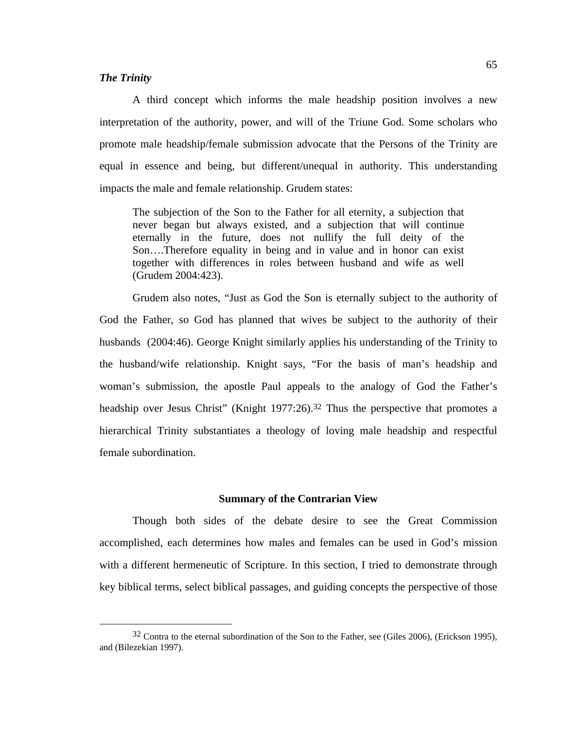***The Trinity***

A third concept which informs the male headship position involves a new interpretation of the authority, power, and will of the Triune God. Some scholars who promote male headship/female submission advocate that the Persons of the Trinity are equal in essence and being, but different/unequal in authority. This understanding impacts the male and female relationship. Grudem states:

> The subjection of the Son to the Father for all eternity, a subjection that never began but always existed, and a subjection that will continue eternally in the future, does not nullify the full deity of the Son….Therefore equality in being and in value and in honor can exist together with differences in roles between husband and wife as well (Grudem 2004:423).

Grudem also notes, "Just as God the Son is eternally subject to the authority of God the Father, so God has planned that wives be subject to the authority of their husbands (2004:46). George Knight similarly applies his understanding of the Trinity to the husband/wife relationship. Knight says, "For the basis of man's headship and woman's submission, the apostle Paul appeals to the analogy of God the Father's headship over Jesus Christ" (Knight 1977:26).[32] Thus the perspective that promotes a hierarchical Trinity substantiates a theology of loving male headship and respectful female subordination.

**Summary of the Contrarian View**

Though both sides of the debate desire to see the Great Commission accomplished, each determines how males and females can be used in God's mission with a different hermeneutic of Scripture. In this section, I tried to demonstrate through key biblical terms, select biblical passages, and guiding concepts the perspective of those

---

[32] Contra to the eternal subordination of the Son to the Father, see (Giles 2006), (Erickson 1995), and (Bilezekian 1997).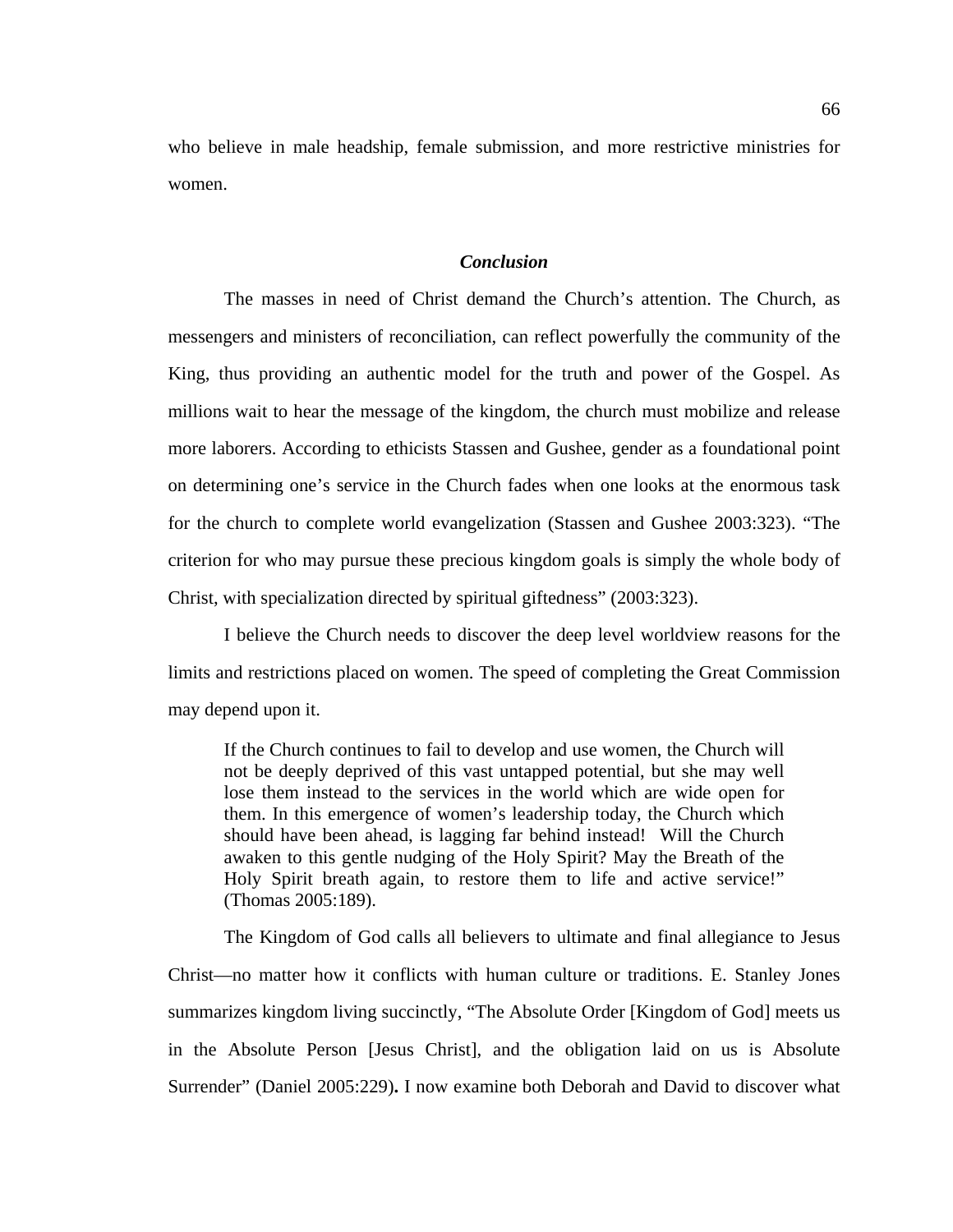who believe in male headship, female submission, and more restrictive ministries for women.

### *Conclusion*

The masses in need of Christ demand the Church's attention. The Church, as messengers and ministers of reconciliation, can reflect powerfully the community of the King, thus providing an authentic model for the truth and power of the Gospel. As millions wait to hear the message of the kingdom, the church must mobilize and release more laborers. According to ethicists Stassen and Gushee, gender as a foundational point on determining one's service in the Church fades when one looks at the enormous task for the church to complete world evangelization (Stassen and Gushee 2003:323). "The criterion for who may pursue these precious kingdom goals is simply the whole body of Christ, with specialization directed by spiritual giftedness" (2003:323).

I believe the Church needs to discover the deep level worldview reasons for the limits and restrictions placed on women. The speed of completing the Great Commission may depend upon it.

> If the Church continues to fail to develop and use women, the Church will not be deeply deprived of this vast untapped potential, but she may well lose them instead to the services in the world which are wide open for them. In this emergence of women's leadership today, the Church which should have been ahead, is lagging far behind instead! Will the Church awaken to this gentle nudging of the Holy Spirit? May the Breath of the Holy Spirit breath again, to restore them to life and active service!" (Thomas 2005:189).

The Kingdom of God calls all believers to ultimate and final allegiance to Jesus Christ—no matter how it conflicts with human culture or traditions. E. Stanley Jones summarizes kingdom living succinctly, "The Absolute Order [Kingdom of God] meets us in the Absolute Person [Jesus Christ], and the obligation laid on us is Absolute Surrender" (Daniel 2005:229**).** I now examine both Deborah and David to discover what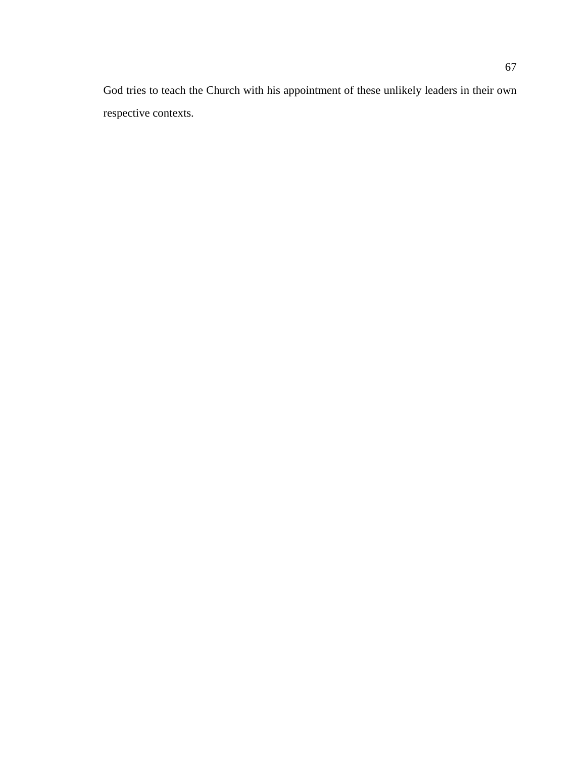God tries to teach the Church with his appointment of these unlikely leaders in their own respective contexts.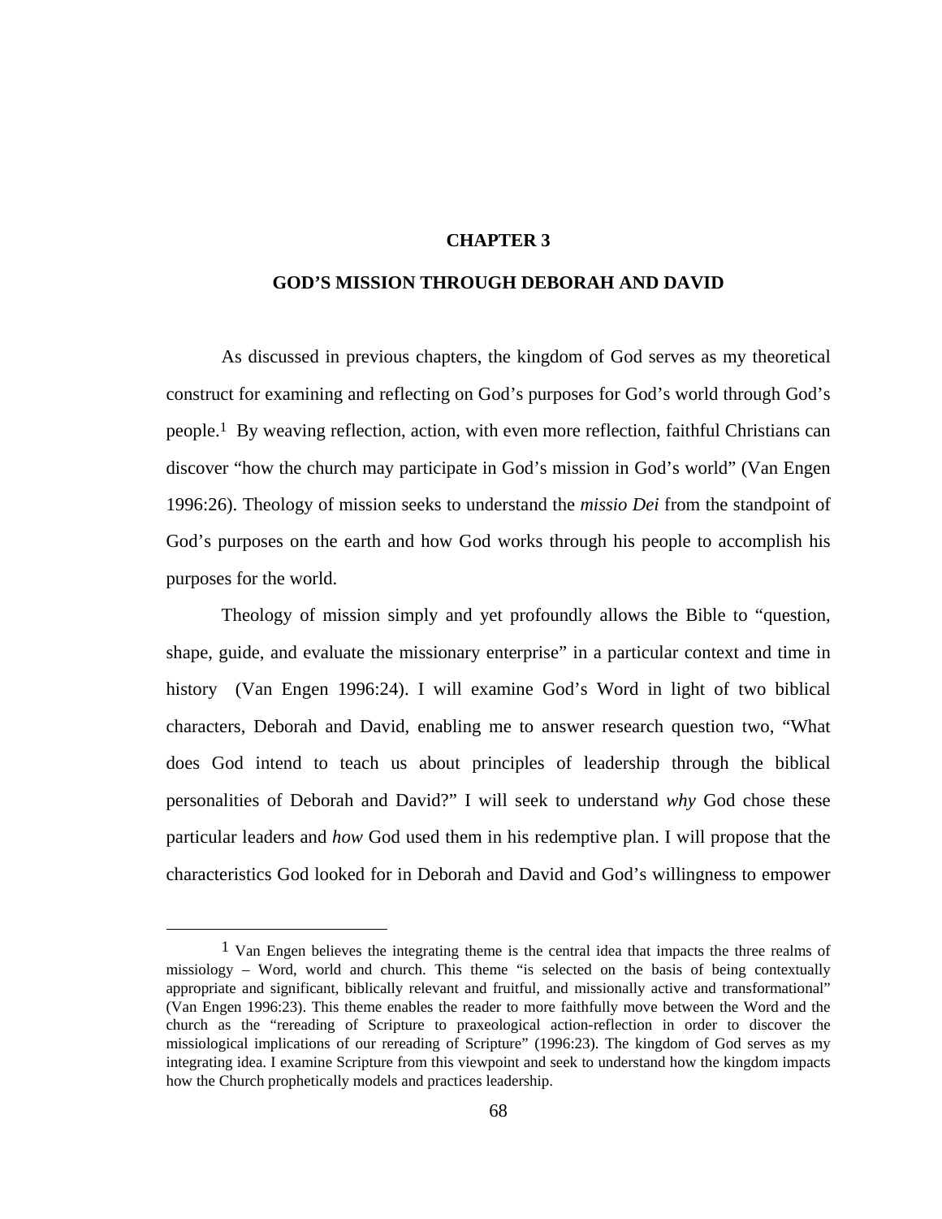# CHAPTER 3

## GOD'S MISSION THROUGH DEBORAH AND DAVID

As discussed in previous chapters, the kingdom of God serves as my theoretical construct for examining and reflecting on God's purposes for God's world through God's people.[1] By weaving reflection, action, with even more reflection, faithful Christians can discover "how the church may participate in God's mission in God's world" (Van Engen 1996:26). Theology of mission seeks to understand the *missio Dei* from the standpoint of God's purposes on the earth and how God works through his people to accomplish his purposes for the world.

Theology of mission simply and yet profoundly allows the Bible to "question, shape, guide, and evaluate the missionary enterprise" in a particular context and time in history (Van Engen 1996:24). I will examine God's Word in light of two biblical characters, Deborah and David, enabling me to answer research question two, "What does God intend to teach us about principles of leadership through the biblical personalities of Deborah and David?" I will seek to understand *why* God chose these particular leaders and *how* God used them in his redemptive plan. I will propose that the characteristics God looked for in Deborah and David and God's willingness to empower

---

[1] Van Engen believes the integrating theme is the central idea that impacts the three realms of missiology – Word, world and church. This theme "is selected on the basis of being contextually appropriate and significant, biblically relevant and fruitful, and missionally active and transformational" (Van Engen 1996:23). This theme enables the reader to more faithfully move between the Word and the church as the "rereading of Scripture to praxeological action-reflection in order to discover the missiological implications of our rereading of Scripture" (1996:23). The kingdom of God serves as my integrating idea. I examine Scripture from this viewpoint and seek to understand how the kingdom impacts how the Church prophetically models and practices leadership.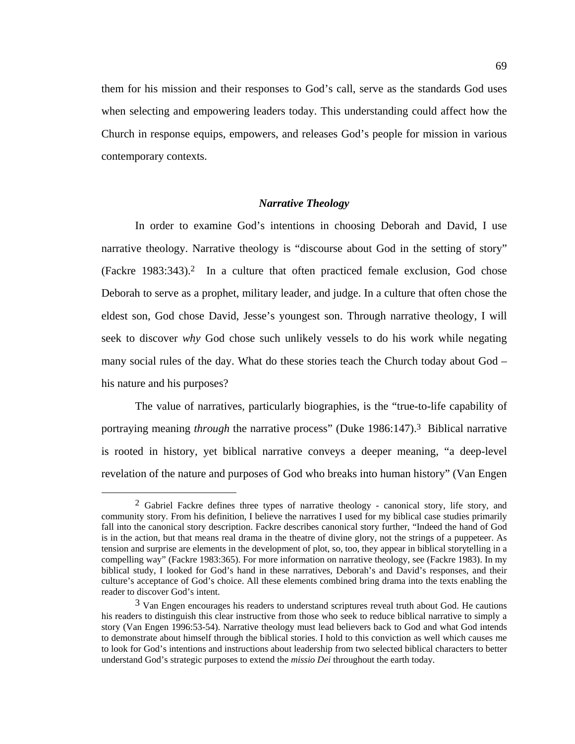them for his mission and their responses to God's call, serve as the standards God uses when selecting and empowering leaders today. This understanding could affect how the Church in response equips, empowers, and releases God's people for mission in various contemporary contexts.

### *Narrative Theology*

In order to examine God's intentions in choosing Deborah and David, I use narrative theology. Narrative theology is "discourse about God in the setting of story" (Fackre 1983:343).[2] In a culture that often practiced female exclusion, God chose Deborah to serve as a prophet, military leader, and judge. In a culture that often chose the eldest son, God chose David, Jesse's youngest son. Through narrative theology, I will seek to discover *why* God chose such unlikely vessels to do his work while negating many social rules of the day. What do these stories teach the Church today about God – his nature and his purposes?

The value of narratives, particularly biographies, is the "true-to-life capability of portraying meaning *through* the narrative process" (Duke 1986:147).[3] Biblical narrative is rooted in history, yet biblical narrative conveys a deeper meaning, "a deep-level revelation of the nature and purposes of God who breaks into human history" (Van Engen

---

[2] Gabriel Fackre defines three types of narrative theology - canonical story, life story, and community story. From his definition, I believe the narratives I used for my biblical case studies primarily fall into the canonical story description. Fackre describes canonical story further, "Indeed the hand of God is in the action, but that means real drama in the theatre of divine glory, not the strings of a puppeteer. As tension and surprise are elements in the development of plot, so, too, they appear in biblical storytelling in a compelling way" (Fackre 1983:365). For more information on narrative theology, see (Fackre 1983). In my biblical study, I looked for God's hand in these narratives, Deborah's and David's responses, and their culture's acceptance of God's choice. All these elements combined bring drama into the texts enabling the reader to discover God's intent.

[3] Van Engen encourages his readers to understand scriptures reveal truth about God. He cautions his readers to distinguish this clear instructive from those who seek to reduce biblical narrative to simply a story (Van Engen 1996:53-54). Narrative theology must lead believers back to God and what God intends to demonstrate about himself through the biblical stories. I hold to this conviction as well which causes me to look for God's intentions and instructions about leadership from two selected biblical characters to better understand God's strategic purposes to extend the *missio Dei* throughout the earth today.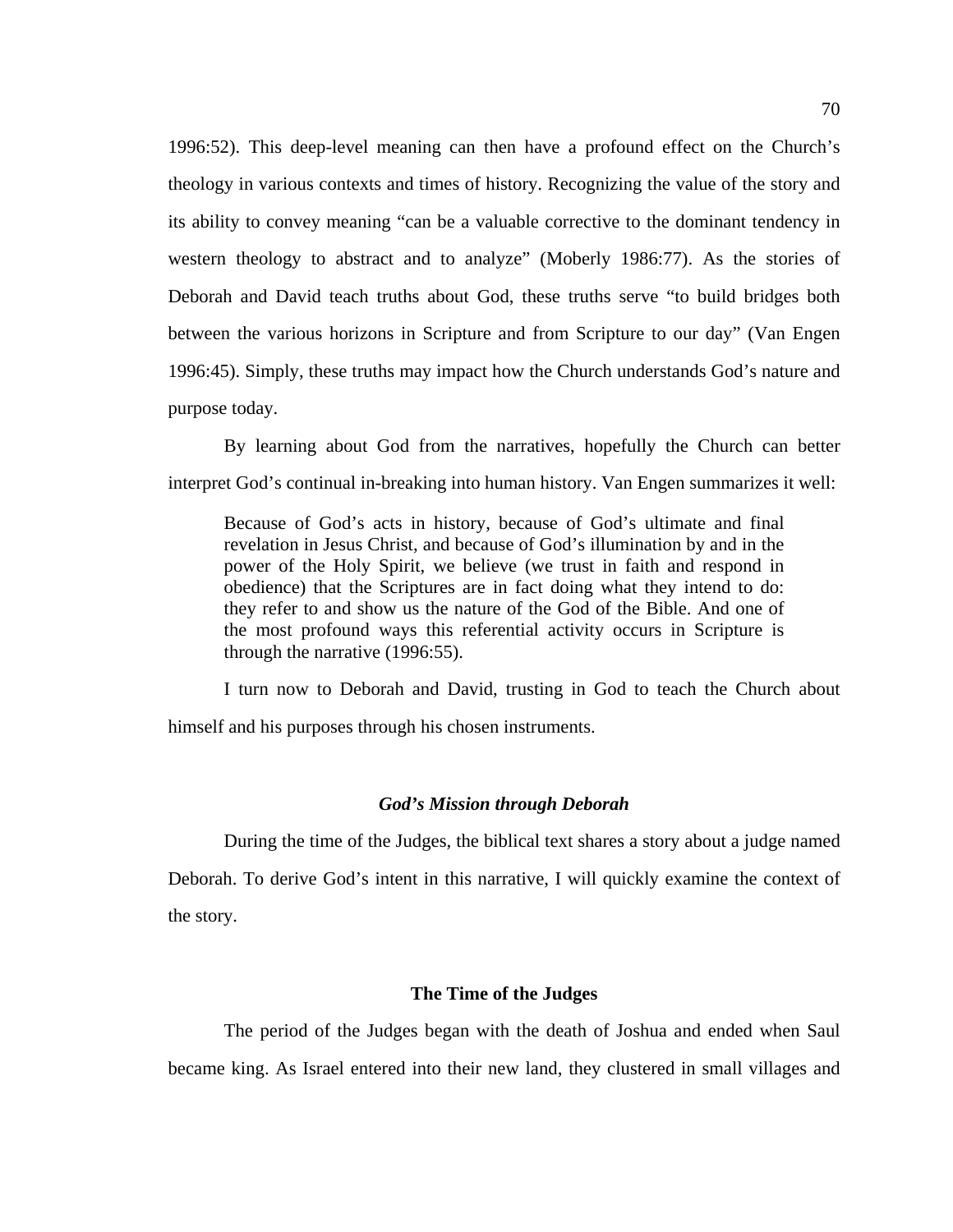1996:52). This deep-level meaning can then have a profound effect on the Church's theology in various contexts and times of history. Recognizing the value of the story and its ability to convey meaning "can be a valuable corrective to the dominant tendency in western theology to abstract and to analyze" (Moberly 1986:77). As the stories of Deborah and David teach truths about God, these truths serve "to build bridges both between the various horizons in Scripture and from Scripture to our day" (Van Engen 1996:45). Simply, these truths may impact how the Church understands God's nature and purpose today.

By learning about God from the narratives, hopefully the Church can better interpret God's continual in-breaking into human history. Van Engen summarizes it well:

> Because of God's acts in history, because of God's ultimate and final revelation in Jesus Christ, and because of God's illumination by and in the power of the Holy Spirit, we believe (we trust in faith and respond in obedience) that the Scriptures are in fact doing what they intend to do: they refer to and show us the nature of the God of the Bible. And one of the most profound ways this referential activity occurs in Scripture is through the narrative (1996:55).

I turn now to Deborah and David, trusting in God to teach the Church about himself and his purposes through his chosen instruments.

### *God's Mission through Deborah*

During the time of the Judges, the biblical text shares a story about a judge named Deborah. To derive God's intent in this narrative, I will quickly examine the context of the story.

#### The Time of the Judges

The period of the Judges began with the death of Joshua and ended when Saul became king. As Israel entered into their new land, they clustered in small villages and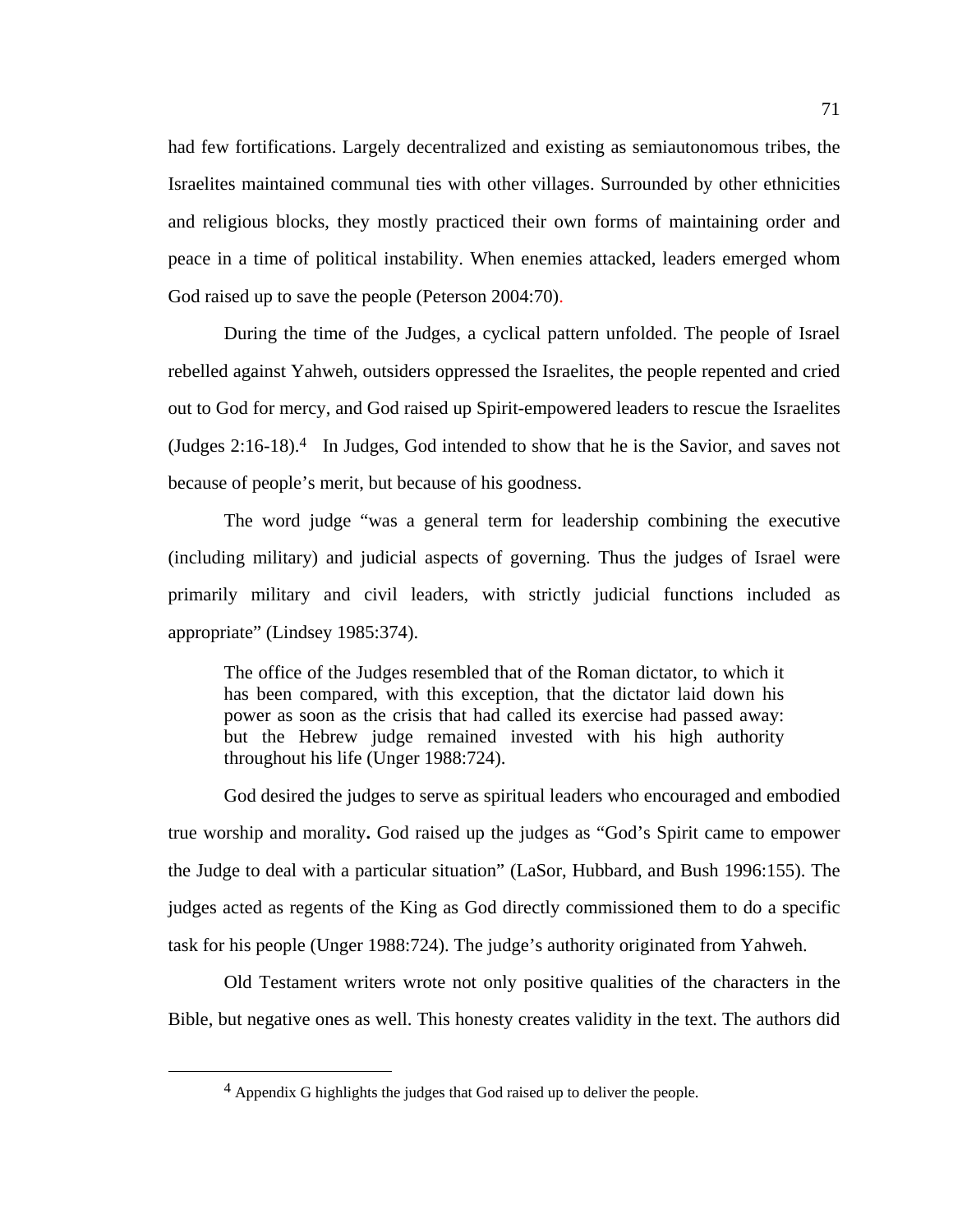had few fortifications. Largely decentralized and existing as semiautonomous tribes, the Israelites maintained communal ties with other villages. Surrounded by other ethnicities and religious blocks, they mostly practiced their own forms of maintaining order and peace in a time of political instability. When enemies attacked, leaders emerged whom God raised up to save the people (Peterson 2004:70).

During the time of the Judges, a cyclical pattern unfolded. The people of Israel rebelled against Yahweh, outsiders oppressed the Israelites, the people repented and cried out to God for mercy, and God raised up Spirit-empowered leaders to rescue the Israelites (Judges 2:16-18).[4] In Judges, God intended to show that he is the Savior, and saves not because of people's merit, but because of his goodness.

The word judge "was a general term for leadership combining the executive (including military) and judicial aspects of governing. Thus the judges of Israel were primarily military and civil leaders, with strictly judicial functions included as appropriate" (Lindsey 1985:374).

> The office of the Judges resembled that of the Roman dictator, to which it has been compared, with this exception, that the dictator laid down his power as soon as the crisis that had called its exercise had passed away: but the Hebrew judge remained invested with his high authority throughout his life (Unger 1988:724).

God desired the judges to serve as spiritual leaders who encouraged and embodied true worship and morality**.** God raised up the judges as "God's Spirit came to empower the Judge to deal with a particular situation" (LaSor, Hubbard, and Bush 1996:155). The judges acted as regents of the King as God directly commissioned them to do a specific task for his people (Unger 1988:724). The judge's authority originated from Yahweh.

Old Testament writers wrote not only positive qualities of the characters in the Bible, but negative ones as well. This honesty creates validity in the text. The authors did

---

[4] Appendix G highlights the judges that God raised up to deliver the people.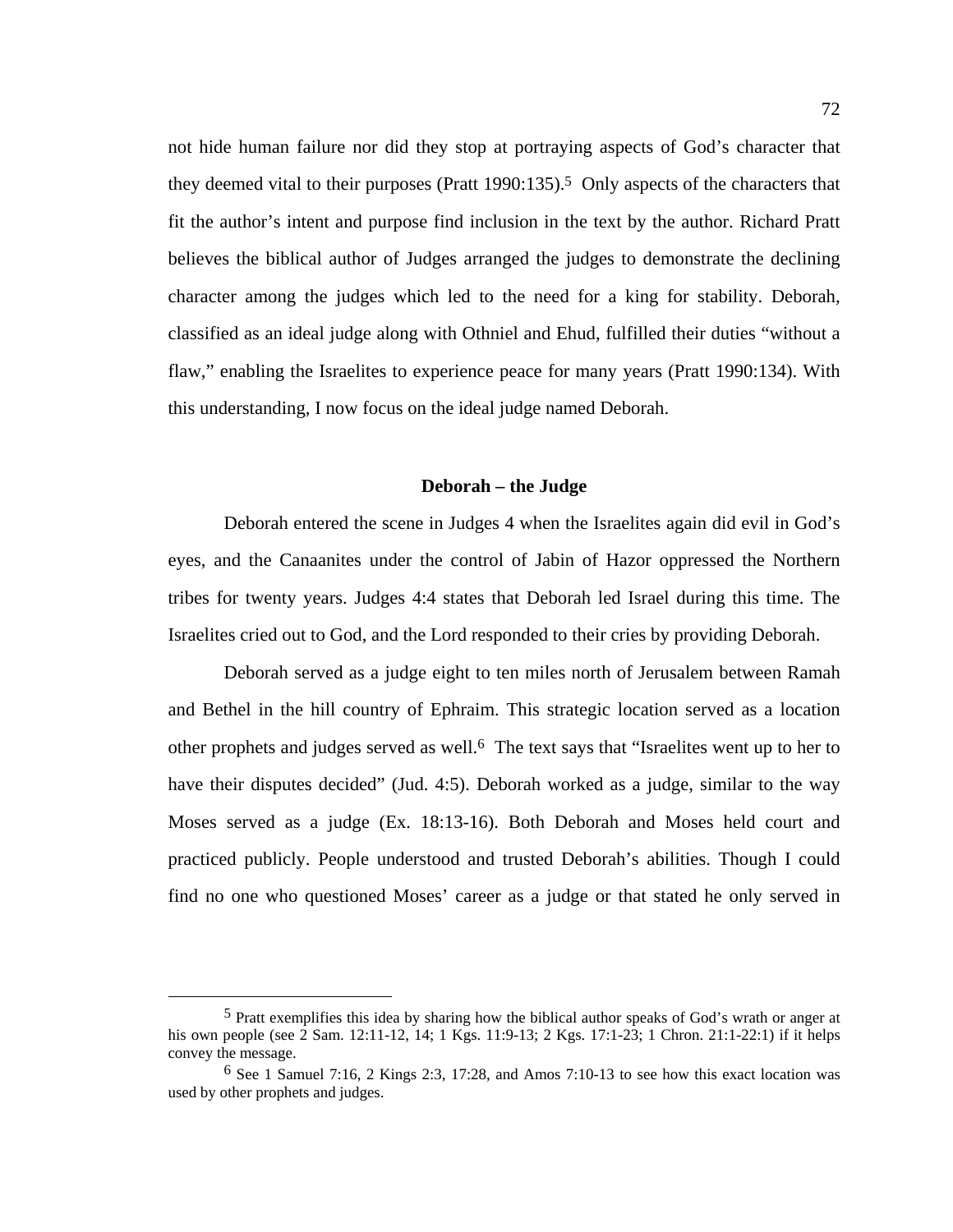not hide human failure nor did they stop at portraying aspects of God's character that they deemed vital to their purposes (Pratt 1990:135).[5] Only aspects of the characters that fit the author's intent and purpose find inclusion in the text by the author. Richard Pratt believes the biblical author of Judges arranged the judges to demonstrate the declining character among the judges which led to the need for a king for stability. Deborah, classified as an ideal judge along with Othniel and Ehud, fulfilled their duties "without a flaw," enabling the Israelites to experience peace for many years (Pratt 1990:134). With this understanding, I now focus on the ideal judge named Deborah.

## Deborah – the Judge

Deborah entered the scene in Judges 4 when the Israelites again did evil in God's eyes, and the Canaanites under the control of Jabin of Hazor oppressed the Northern tribes for twenty years. Judges 4:4 states that Deborah led Israel during this time. The Israelites cried out to God, and the Lord responded to their cries by providing Deborah.

Deborah served as a judge eight to ten miles north of Jerusalem between Ramah and Bethel in the hill country of Ephraim. This strategic location served as a location other prophets and judges served as well.[6] The text says that "Israelites went up to her to have their disputes decided" (Jud. 4:5). Deborah worked as a judge, similar to the way Moses served as a judge (Ex. 18:13-16). Both Deborah and Moses held court and practiced publicly. People understood and trusted Deborah's abilities. Though I could find no one who questioned Moses' career as a judge or that stated he only served in

---

[5] Pratt exemplifies this idea by sharing how the biblical author speaks of God's wrath or anger at his own people (see 2 Sam. 12:11-12, 14; 1 Kgs. 11:9-13; 2 Kgs. 17:1-23; 1 Chron. 21:1-22:1) if it helps convey the message.

[6] See 1 Samuel 7:16, 2 Kings 2:3, 17:28, and Amos 7:10-13 to see how this exact location was used by other prophets and judges.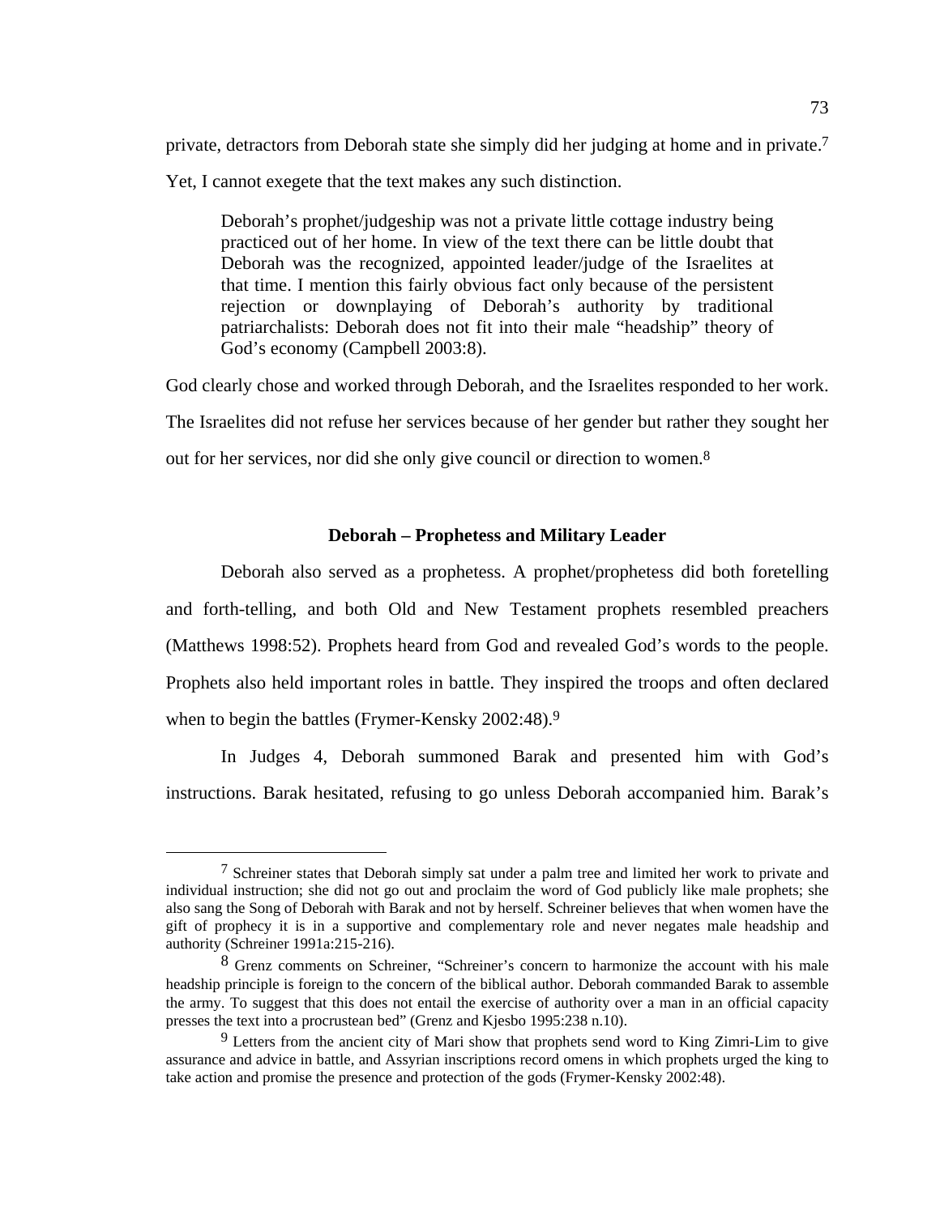private, detractors from Deborah state she simply did her judging at home and in private.[7] Yet, I cannot exegete that the text makes any such distinction.

> Deborah's prophet/judgeship was not a private little cottage industry being practiced out of her home. In view of the text there can be little doubt that Deborah was the recognized, appointed leader/judge of the Israelites at that time. I mention this fairly obvious fact only because of the persistent rejection or downplaying of Deborah's authority by traditional patriarchalists: Deborah does not fit into their male "headship" theory of God's economy (Campbell 2003:8).

God clearly chose and worked through Deborah, and the Israelites responded to her work. The Israelites did not refuse her services because of her gender but rather they sought her out for her services, nor did she only give council or direction to women.[8]

### Deborah – Prophetess and Military Leader

Deborah also served as a prophetess. A prophet/prophetess did both foretelling and forth-telling, and both Old and New Testament prophets resembled preachers (Matthews 1998:52). Prophets heard from God and revealed God's words to the people. Prophets also held important roles in battle. They inspired the troops and often declared when to begin the battles (Frymer-Kensky 2002:48).[9]

In Judges 4, Deborah summoned Barak and presented him with God's instructions. Barak hesitated, refusing to go unless Deborah accompanied him. Barak's

---

[7] Schreiner states that Deborah simply sat under a palm tree and limited her work to private and individual instruction; she did not go out and proclaim the word of God publicly like male prophets; she also sang the Song of Deborah with Barak and not by herself. Schreiner believes that when women have the gift of prophecy it is in a supportive and complementary role and never negates male headship and authority (Schreiner 1991a:215-216).

[8] Grenz comments on Schreiner, "Schreiner's concern to harmonize the account with his male headship principle is foreign to the concern of the biblical author. Deborah commanded Barak to assemble the army. To suggest that this does not entail the exercise of authority over a man in an official capacity presses the text into a procrustean bed" (Grenz and Kjesbo 1995:238 n.10).

[9] Letters from the ancient city of Mari show that prophets send word to King Zimri-Lim to give assurance and advice in battle, and Assyrian inscriptions record omens in which prophets urged the king to take action and promise the presence and protection of the gods (Frymer-Kensky 2002:48).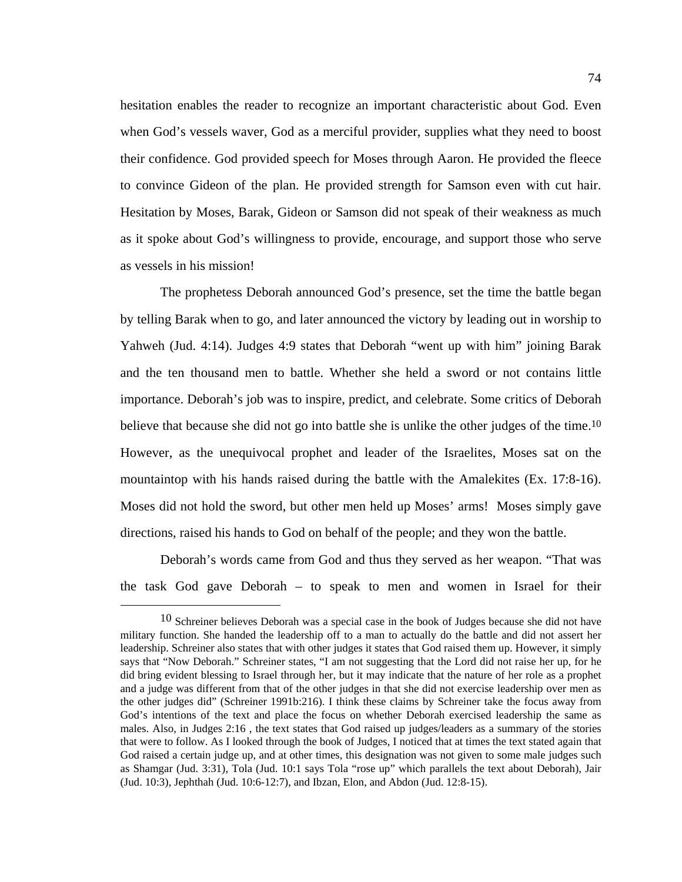hesitation enables the reader to recognize an important characteristic about God. Even when God's vessels waver, God as a merciful provider, supplies what they need to boost their confidence. God provided speech for Moses through Aaron. He provided the fleece to convince Gideon of the plan. He provided strength for Samson even with cut hair. Hesitation by Moses, Barak, Gideon or Samson did not speak of their weakness as much as it spoke about God's willingness to provide, encourage, and support those who serve as vessels in his mission!

The prophetess Deborah announced God's presence, set the time the battle began by telling Barak when to go, and later announced the victory by leading out in worship to Yahweh (Jud. 4:14). Judges 4:9 states that Deborah "went up with him" joining Barak and the ten thousand men to battle. Whether she held a sword or not contains little importance. Deborah's job was to inspire, predict, and celebrate. Some critics of Deborah believe that because she did not go into battle she is unlike the other judges of the time.[10] However, as the unequivocal prophet and leader of the Israelites, Moses sat on the mountaintop with his hands raised during the battle with the Amalekites (Ex. 17:8-16). Moses did not hold the sword, but other men held up Moses' arms! Moses simply gave directions, raised his hands to God on behalf of the people; and they won the battle.

Deborah's words came from God and thus they served as her weapon. "That was the task God gave Deborah – to speak to men and women in Israel for their

---

[10] Schreiner believes Deborah was a special case in the book of Judges because she did not have military function. She handed the leadership off to a man to actually do the battle and did not assert her leadership. Schreiner also states that with other judges it states that God raised them up. However, it simply says that "Now Deborah." Schreiner states, "I am not suggesting that the Lord did not raise her up, for he did bring evident blessing to Israel through her, but it may indicate that the nature of her role as a prophet and a judge was different from that of the other judges in that she did not exercise leadership over men as the other judges did" (Schreiner 1991b:216). I think these claims by Schreiner take the focus away from God's intentions of the text and place the focus on whether Deborah exercised leadership the same as males. Also, in Judges 2:16 , the text states that God raised up judges/leaders as a summary of the stories that were to follow. As I looked through the book of Judges, I noticed that at times the text stated again that God raised a certain judge up, and at other times, this designation was not given to some male judges such as Shamgar (Jud. 3:31), Tola (Jud. 10:1 says Tola "rose up" which parallels the text about Deborah), Jair (Jud. 10:3), Jephthah (Jud. 10:6-12:7), and Ibzan, Elon, and Abdon (Jud. 12:8-15).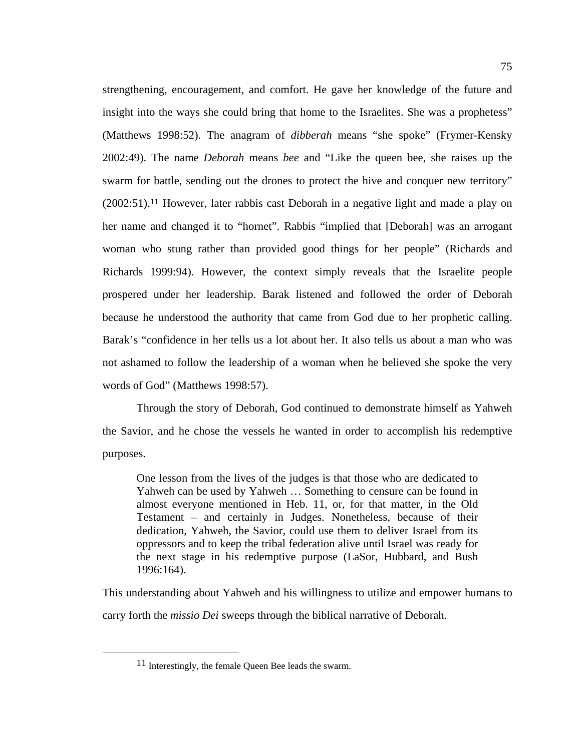strengthening, encouragement, and comfort. He gave her knowledge of the future and insight into the ways she could bring that home to the Israelites. She was a prophetess" (Matthews 1998:52). The anagram of *dibberah* means "she spoke" (Frymer-Kensky 2002:49). The name *Deborah* means *bee* and "Like the queen bee, she raises up the swarm for battle, sending out the drones to protect the hive and conquer new territory" (2002:51).[11] However, later rabbis cast Deborah in a negative light and made a play on her name and changed it to "hornet". Rabbis "implied that [Deborah] was an arrogant woman who stung rather than provided good things for her people" (Richards and Richards 1999:94). However, the context simply reveals that the Israelite people prospered under her leadership. Barak listened and followed the order of Deborah because he understood the authority that came from God due to her prophetic calling. Barak's "confidence in her tells us a lot about her. It also tells us about a man who was not ashamed to follow the leadership of a woman when he believed she spoke the very words of God" (Matthews 1998:57).

Through the story of Deborah, God continued to demonstrate himself as Yahweh the Savior, and he chose the vessels he wanted in order to accomplish his redemptive purposes.

> One lesson from the lives of the judges is that those who are dedicated to Yahweh can be used by Yahweh … Something to censure can be found in almost everyone mentioned in Heb. 11, or, for that matter, in the Old Testament – and certainly in Judges. Nonetheless, because of their dedication, Yahweh, the Savior, could use them to deliver Israel from its oppressors and to keep the tribal federation alive until Israel was ready for the next stage in his redemptive purpose (LaSor, Hubbard, and Bush 1996:164).

This understanding about Yahweh and his willingness to utilize and empower humans to carry forth the *missio Dei* sweeps through the biblical narrative of Deborah.

---

[11] Interestingly, the female Queen Bee leads the swarm.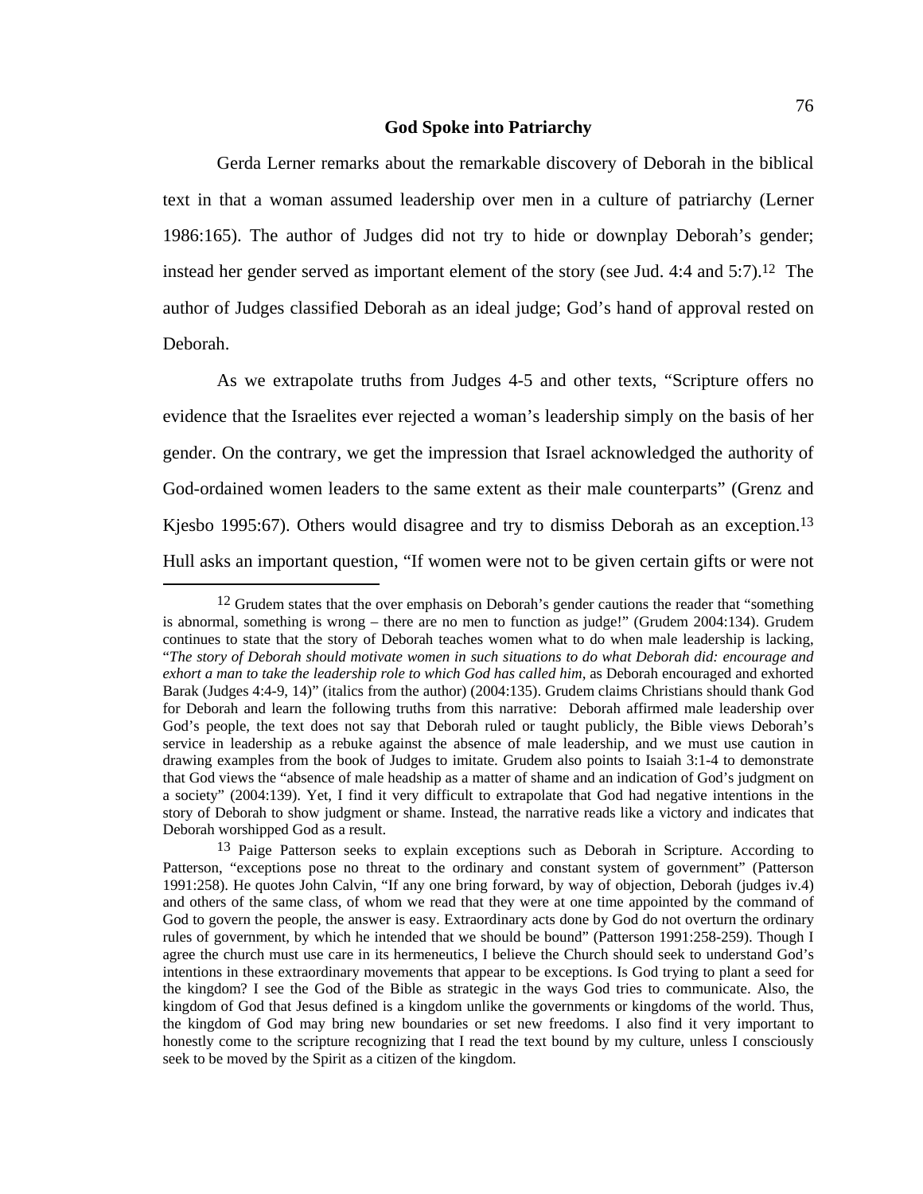## God Spoke into Patriarchy

Gerda Lerner remarks about the remarkable discovery of Deborah in the biblical text in that a woman assumed leadership over men in a culture of patriarchy (Lerner 1986:165). The author of Judges did not try to hide or downplay Deborah's gender; instead her gender served as important element of the story (see Jud. 4:4 and 5:7).[12] The author of Judges classified Deborah as an ideal judge; God's hand of approval rested on Deborah.

As we extrapolate truths from Judges 4-5 and other texts, "Scripture offers no evidence that the Israelites ever rejected a woman's leadership simply on the basis of her gender. On the contrary, we get the impression that Israel acknowledged the authority of God-ordained women leaders to the same extent as their male counterparts" (Grenz and Kjesbo 1995:67). Others would disagree and try to dismiss Deborah as an exception.[13] Hull asks an important question, "If women were not to be given certain gifts or were not

---

[12] Grudem states that the over emphasis on Deborah's gender cautions the reader that "something is abnormal, something is wrong – there are no men to function as judge!" (Grudem 2004:134). Grudem continues to state that the story of Deborah teaches women what to do when male leadership is lacking, "*The story of Deborah should motivate women in such situations to do what Deborah did: encourage and exhort a man to take the leadership role to which God has called him,* as Deborah encouraged and exhorted Barak (Judges 4:4-9, 14)" (italics from the author) (2004:135). Grudem claims Christians should thank God for Deborah and learn the following truths from this narrative: Deborah affirmed male leadership over God's people, the text does not say that Deborah ruled or taught publicly, the Bible views Deborah's service in leadership as a rebuke against the absence of male leadership, and we must use caution in drawing examples from the book of Judges to imitate. Grudem also points to Isaiah 3:1-4 to demonstrate that God views the "absence of male headship as a matter of shame and an indication of God's judgment on a society" (2004:139). Yet, I find it very difficult to extrapolate that God had negative intentions in the story of Deborah to show judgment or shame. Instead, the narrative reads like a victory and indicates that Deborah worshipped God as a result.

[13] Paige Patterson seeks to explain exceptions such as Deborah in Scripture. According to Patterson, "exceptions pose no threat to the ordinary and constant system of government" (Patterson 1991:258). He quotes John Calvin, "If any one bring forward, by way of objection, Deborah (judges iv.4) and others of the same class, of whom we read that they were at one time appointed by the command of God to govern the people, the answer is easy. Extraordinary acts done by God do not overturn the ordinary rules of government, by which he intended that we should be bound" (Patterson 1991:258-259). Though I agree the church must use care in its hermeneutics, I believe the Church should seek to understand God's intentions in these extraordinary movements that appear to be exceptions. Is God trying to plant a seed for the kingdom? I see the God of the Bible as strategic in the ways God tries to communicate. Also, the kingdom of God that Jesus defined is a kingdom unlike the governments or kingdoms of the world. Thus, the kingdom of God may bring new boundaries or set new freedoms. I also find it very important to honestly come to the scripture recognizing that I read the text bound by my culture, unless I consciously seek to be moved by the Spirit as a citizen of the kingdom.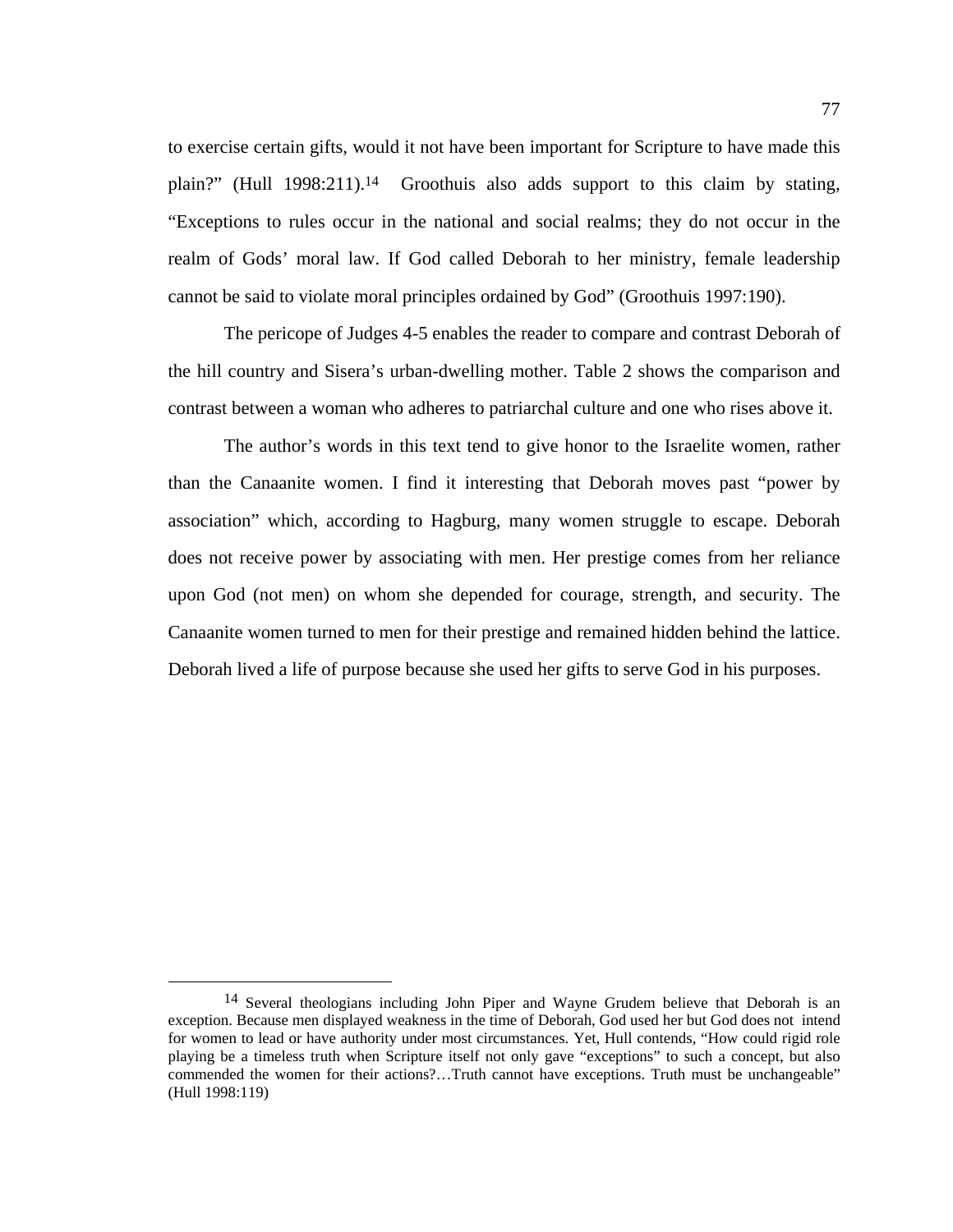to exercise certain gifts, would it not have been important for Scripture to have made this plain?" (Hull 1998:211).[14] Groothuis also adds support to this claim by stating, "Exceptions to rules occur in the national and social realms; they do not occur in the realm of Gods' moral law. If God called Deborah to her ministry, female leadership cannot be said to violate moral principles ordained by God" (Groothuis 1997:190).

The pericope of Judges 4-5 enables the reader to compare and contrast Deborah of the hill country and Sisera's urban-dwelling mother. Table 2 shows the comparison and contrast between a woman who adheres to patriarchal culture and one who rises above it.

The author's words in this text tend to give honor to the Israelite women, rather than the Canaanite women. I find it interesting that Deborah moves past "power by association" which, according to Hagburg, many women struggle to escape. Deborah does not receive power by associating with men. Her prestige comes from her reliance upon God (not men) on whom she depended for courage, strength, and security. The Canaanite women turned to men for their prestige and remained hidden behind the lattice. Deborah lived a life of purpose because she used her gifts to serve God in his purposes.

---

[14] Several theologians including John Piper and Wayne Grudem believe that Deborah is an exception. Because men displayed weakness in the time of Deborah, God used her but God does not intend for women to lead or have authority under most circumstances. Yet, Hull contends, "How could rigid role playing be a timeless truth when Scripture itself not only gave "exceptions" to such a concept, but also commended the women for their actions?…Truth cannot have exceptions. Truth must be unchangeable" (Hull 1998:119)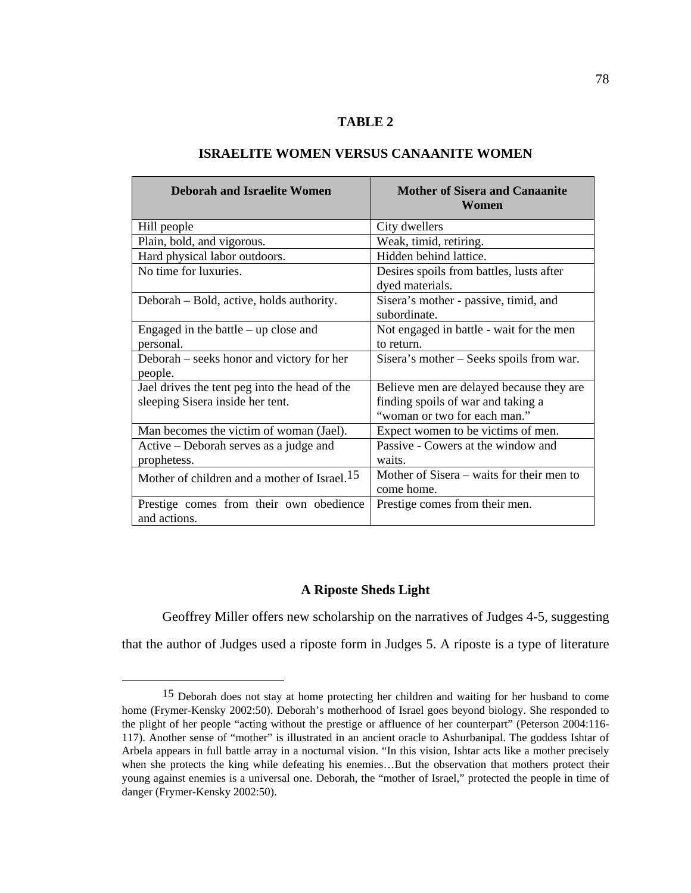## TABLE 2

## ISRAELITE WOMEN VERSUS CANAANITE WOMEN

| Deborah and Israelite Women | Mother of Sisera and Canaanite Women |
|---|---|
| Hill people | City dwellers |
| Plain, bold, and vigorous. | Weak, timid, retiring. |
| Hard physical labor outdoors. | Hidden behind lattice. |
| No time for luxuries. | Desires spoils from battles, lusts after dyed materials. |
| Deborah – Bold, active, holds authority. | Sisera's mother - passive, timid, and subordinate. |
| Engaged in the battle – up close and personal. | Not engaged in battle - wait for the men to return. |
| Deborah – seeks honor and victory for her people. | Sisera's mother – Seeks spoils from war. |
| Jael drives the tent peg into the head of the sleeping Sisera inside her tent. | Believe men are delayed because they are finding spoils of war and taking a "woman or two for each man." |
| Man becomes the victim of woman (Jael). | Expect women to be victims of men. |
| Active – Deborah serves as a judge and prophetess. | Passive - Cowers at the window and waits. |
| Mother of children and a mother of Israel.[15] | Mother of Sisera – waits for their men to come home. |
| Prestige comes from their own obedience and actions. | Prestige comes from their men. |

### A Riposte Sheds Light

Geoffrey Miller offers new scholarship on the narratives of Judges 4-5, suggesting that the author of Judges used a riposte form in Judges 5. A riposte is a type of literature

[15] Deborah does not stay at home protecting her children and waiting for her husband to come home (Frymer-Kensky 2002:50). Deborah's motherhood of Israel goes beyond biology. She responded to the plight of her people "acting without the prestige or affluence of her counterpart" (Peterson 2004:116-117). Another sense of "mother" is illustrated in an ancient oracle to Ashurbanipal. The goddess Ishtar of Arbela appears in full battle array in a nocturnal vision. "In this vision, Ishtar acts like a mother precisely when she protects the king while defeating his enemies…But the observation that mothers protect their young against enemies is a universal one. Deborah, the "mother of Israel," protected the people in time of danger (Frymer-Kensky 2002:50).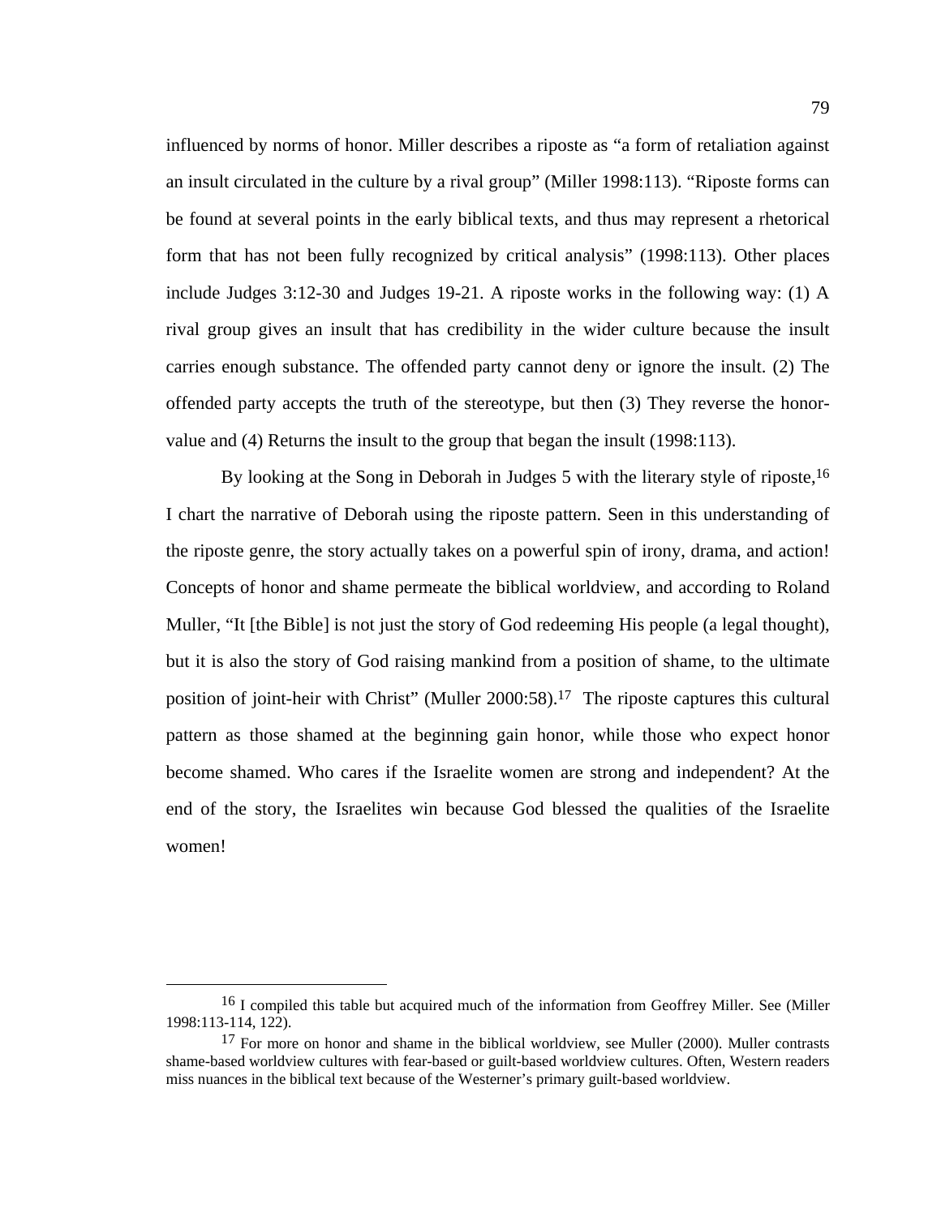influenced by norms of honor. Miller describes a riposte as “a form of retaliation against an insult circulated in the culture by a rival group” (Miller 1998:113). “Riposte forms can be found at several points in the early biblical texts, and thus may represent a rhetorical form that has not been fully recognized by critical analysis” (1998:113). Other places include Judges 3:12-30 and Judges 19-21. A riposte works in the following way: (1) A rival group gives an insult that has credibility in the wider culture because the insult carries enough substance. The offended party cannot deny or ignore the insult. (2) The offended party accepts the truth of the stereotype, but then (3) They reverse the honor-value and (4) Returns the insult to the group that began the insult (1998:113).

By looking at the Song in Deborah in Judges 5 with the literary style of riposte,[16] I chart the narrative of Deborah using the riposte pattern. Seen in this understanding of the riposte genre, the story actually takes on a powerful spin of irony, drama, and action! Concepts of honor and shame permeate the biblical worldview, and according to Roland Muller, “It [the Bible] is not just the story of God redeeming His people (a legal thought), but it is also the story of God raising mankind from a position of shame, to the ultimate position of joint-heir with Christ” (Muller 2000:58).[17] The riposte captures this cultural pattern as those shamed at the beginning gain honor, while those who expect honor become shamed. Who cares if the Israelite women are strong and independent? At the end of the story, the Israelites win because God blessed the qualities of the Israelite women!

---

[16] I compiled this table but acquired much of the information from Geoffrey Miller. See (Miller 1998:113-114, 122).

[17] For more on honor and shame in the biblical worldview, see Muller (2000). Muller contrasts shame-based worldview cultures with fear-based or guilt-based worldview cultures. Often, Western readers miss nuances in the biblical text because of the Westerner’s primary guilt-based worldview.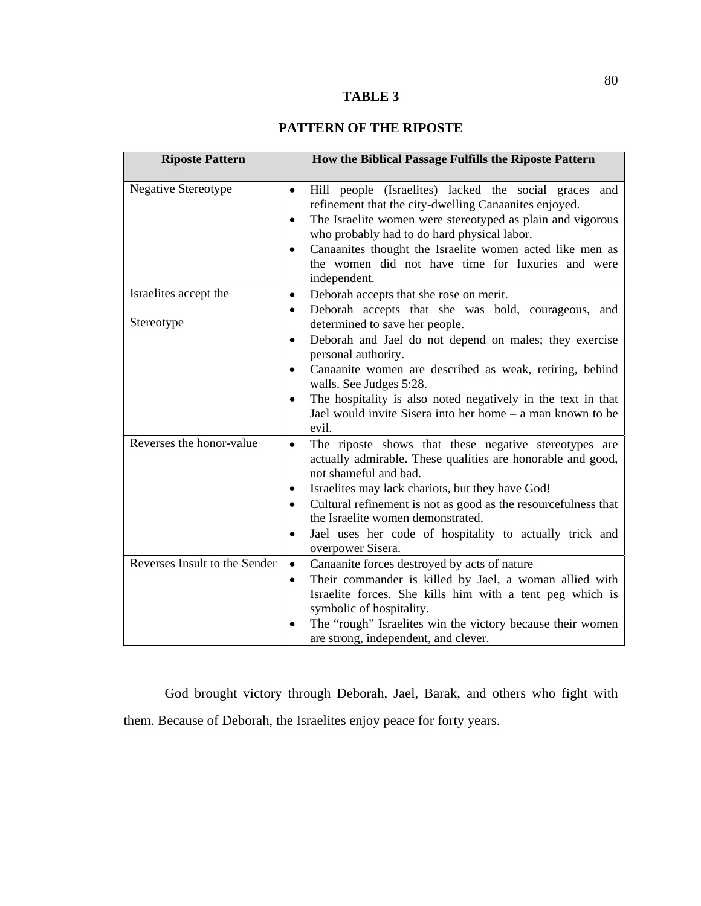**TABLE 3**

**PATTERN OF THE RIPOSTE**

| Riposte Pattern | How the Biblical Passage Fulfills the Riposte Pattern |
|---|---|
| Negative Stereotype | • Hill people (Israelites) lacked the social graces and refinement that the city-dwelling Canaanites enjoyed.<br>• The Israelite women were stereotyped as plain and vigorous who probably had to do hard physical labor.<br>• Canaanites thought the Israelite women acted like men as the women did not have time for luxuries and were independent. |
| Israelites accept the Stereotype | • Deborah accepts that she rose on merit.<br>• Deborah accepts that she was bold, courageous, and determined to save her people.<br>• Deborah and Jael do not depend on males; they exercise personal authority.<br>• Canaanite women are described as weak, retiring, behind walls. See Judges 5:28.<br>• The hospitality is also noted negatively in the text in that Jael would invite Sisera into her home – a man known to be evil. |
| Reverses the honor-value | • The riposte shows that these negative stereotypes are actually admirable. These qualities are honorable and good, not shameful and bad.<br>• Israelites may lack chariots, but they have God!<br>• Cultural refinement is not as good as the resourcefulness that the Israelite women demonstrated.<br>• Jael uses her code of hospitality to actually trick and overpower Sisera. |
| Reverses Insult to the Sender | • Canaanite forces destroyed by acts of nature<br>• Their commander is killed by Jael, a woman allied with Israelite forces. She kills him with a tent peg which is symbolic of hospitality.<br>• The "rough" Israelites win the victory because their women are strong, independent, and clever. |

God brought victory through Deborah, Jael, Barak, and others who fight with them. Because of Deborah, the Israelites enjoy peace for forty years.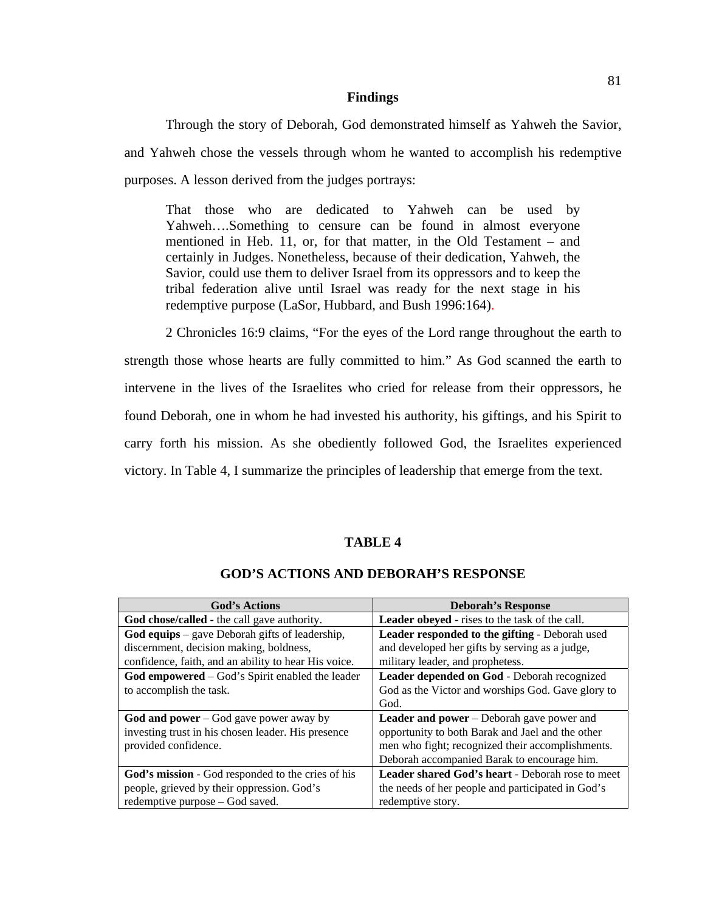## Findings

Through the story of Deborah, God demonstrated himself as Yahweh the Savior, and Yahweh chose the vessels through whom he wanted to accomplish his redemptive purposes. A lesson derived from the judges portrays:

> That those who are dedicated to Yahweh can be used by Yahweh….Something to censure can be found in almost everyone mentioned in Heb. 11, or, for that matter, in the Old Testament – and certainly in Judges. Nonetheless, because of their dedication, Yahweh, the Savior, could use them to deliver Israel from its oppressors and to keep the tribal federation alive until Israel was ready for the next stage in his redemptive purpose (LaSor, Hubbard, and Bush 1996:164).

2 Chronicles 16:9 claims, "For the eyes of the Lord range throughout the earth to strength those whose hearts are fully committed to him." As God scanned the earth to intervene in the lives of the Israelites who cried for release from their oppressors, he found Deborah, one in whom he had invested his authority, his giftings, and his Spirit to carry forth his mission. As she obediently followed God, the Israelites experienced victory. In Table 4, I summarize the principles of leadership that emerge from the text.

**TABLE 4**

**GOD'S ACTIONS AND DEBORAH'S RESPONSE**

| God's Actions | Deborah's Response |
|---|---|
| **God chose/called -** the call gave authority. | **Leader obeyed** - rises to the task of the call. |
| **God equips** – gave Deborah gifts of leadership, discernment, decision making, boldness, confidence, faith, and an ability to hear His voice. | **Leader responded to the gifting** - Deborah used and developed her gifts by serving as a judge, military leader, and prophetess. |
| **God empowered** – God's Spirit enabled the leader to accomplish the task. | **Leader depended on God** - Deborah recognized God as the Victor and worships God. Gave glory to God. |
| **God and power** – God gave power away by investing trust in his chosen leader. His presence provided confidence. | **Leader and power** – Deborah gave power and opportunity to both Barak and Jael and the other men who fight; recognized their accomplishments. Deborah accompanied Barak to encourage him. |
| **God's mission** - God responded to the cries of his people, grieved by their oppression. God's redemptive purpose – God saved. | **Leader shared God's heart** - Deborah rose to meet the needs of her people and participated in God's redemptive story. |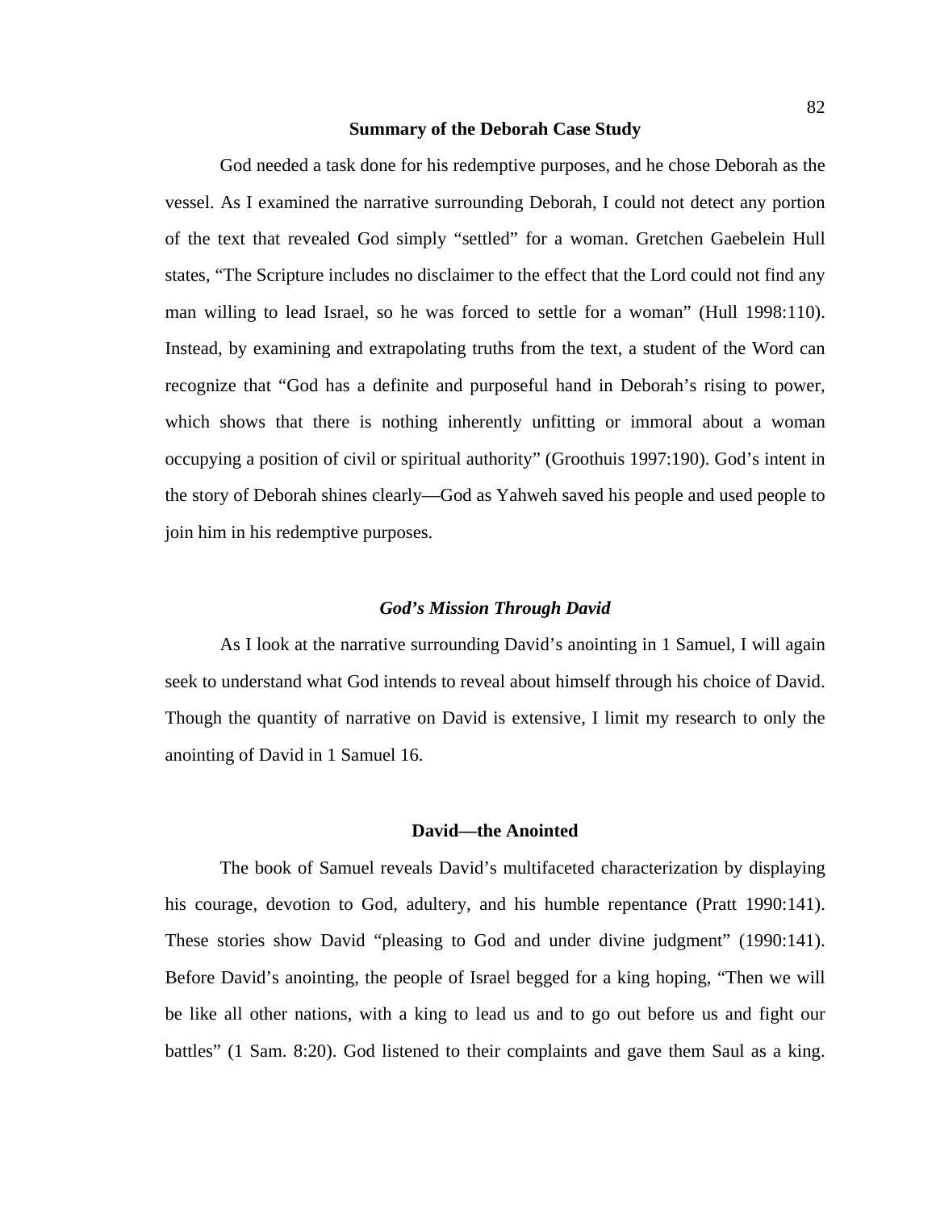### Summary of the Deborah Case Study

God needed a task done for his redemptive purposes, and he chose Deborah as the vessel. As I examined the narrative surrounding Deborah, I could not detect any portion of the text that revealed God simply “settled” for a woman. Gretchen Gaebelein Hull states, “The Scripture includes no disclaimer to the effect that the Lord could not find any man willing to lead Israel, so he was forced to settle for a woman” (Hull 1998:110). Instead, by examining and extrapolating truths from the text, a student of the Word can recognize that “God has a definite and purposeful hand in Deborah’s rising to power, which shows that there is nothing inherently unfitting or immoral about a woman occupying a position of civil or spiritual authority” (Groothuis 1997:190). God’s intent in the story of Deborah shines clearly—God as Yahweh saved his people and used people to join him in his redemptive purposes.

## *God’s Mission Through David*

As I look at the narrative surrounding David’s anointing in 1 Samuel, I will again seek to understand what God intends to reveal about himself through his choice of David. Though the quantity of narrative on David is extensive, I limit my research to only the anointing of David in 1 Samuel 16.

### David—the Anointed

The book of Samuel reveals David’s multifaceted characterization by displaying his courage, devotion to God, adultery, and his humble repentance (Pratt 1990:141). These stories show David “pleasing to God and under divine judgment” (1990:141). Before David’s anointing, the people of Israel begged for a king hoping, “Then we will be like all other nations, with a king to lead us and to go out before us and fight our battles” (1 Sam. 8:20). God listened to their complaints and gave them Saul as a king.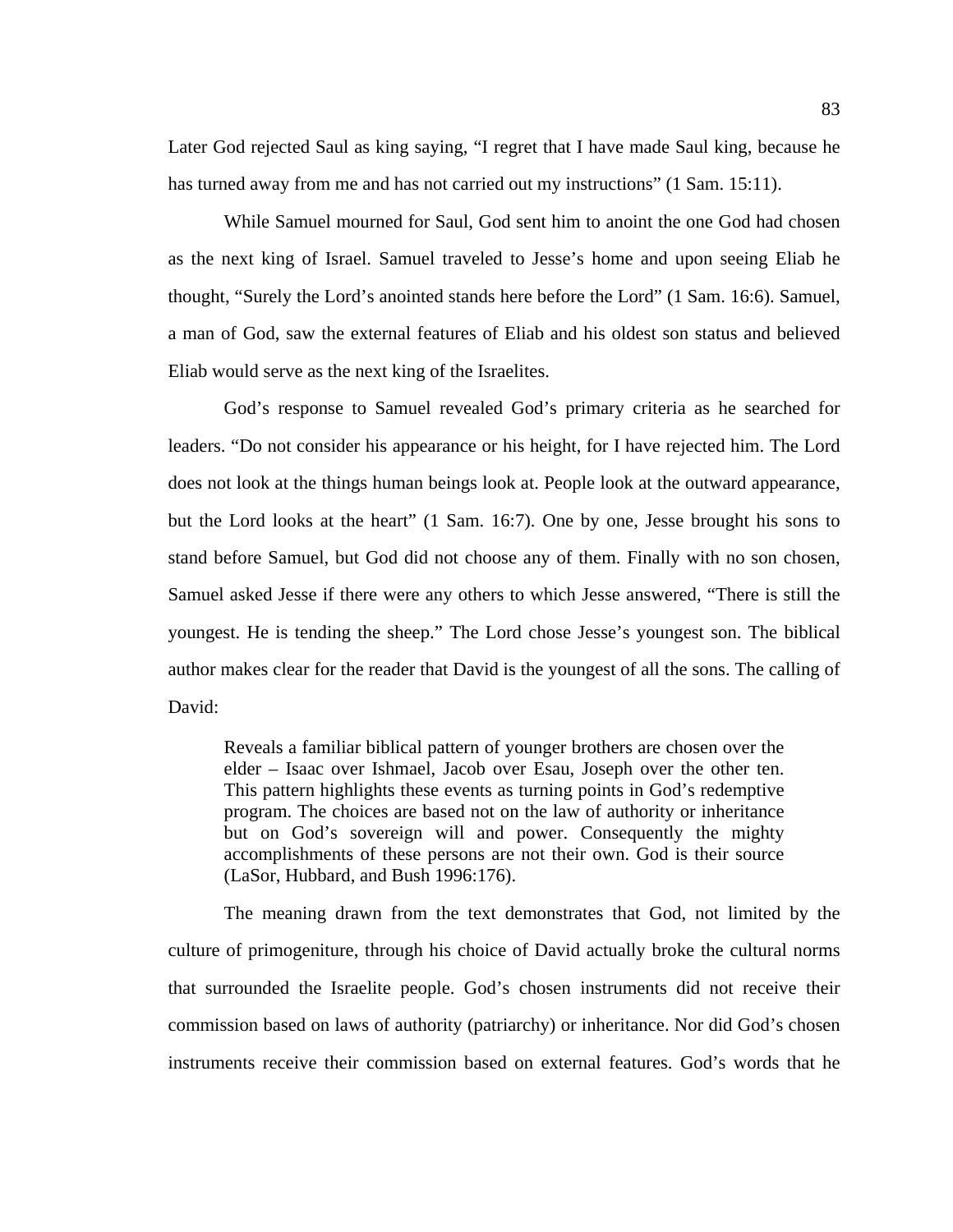Later God rejected Saul as king saying, "I regret that I have made Saul king, because he has turned away from me and has not carried out my instructions" (1 Sam. 15:11).

While Samuel mourned for Saul, God sent him to anoint the one God had chosen as the next king of Israel. Samuel traveled to Jesse's home and upon seeing Eliab he thought, "Surely the Lord's anointed stands here before the Lord" (1 Sam. 16:6). Samuel, a man of God, saw the external features of Eliab and his oldest son status and believed Eliab would serve as the next king of the Israelites.

God's response to Samuel revealed God's primary criteria as he searched for leaders. "Do not consider his appearance or his height, for I have rejected him. The Lord does not look at the things human beings look at. People look at the outward appearance, but the Lord looks at the heart" (1 Sam. 16:7). One by one, Jesse brought his sons to stand before Samuel, but God did not choose any of them. Finally with no son chosen, Samuel asked Jesse if there were any others to which Jesse answered, "There is still the youngest. He is tending the sheep." The Lord chose Jesse's youngest son. The biblical author makes clear for the reader that David is the youngest of all the sons. The calling of David:

> Reveals a familiar biblical pattern of younger brothers are chosen over the elder – Isaac over Ishmael, Jacob over Esau, Joseph over the other ten. This pattern highlights these events as turning points in God's redemptive program. The choices are based not on the law of authority or inheritance but on God's sovereign will and power. Consequently the mighty accomplishments of these persons are not their own. God is their source (LaSor, Hubbard, and Bush 1996:176).

The meaning drawn from the text demonstrates that God, not limited by the culture of primogeniture, through his choice of David actually broke the cultural norms that surrounded the Israelite people. God's chosen instruments did not receive their commission based on laws of authority (patriarchy) or inheritance. Nor did God's chosen instruments receive their commission based on external features. God's words that he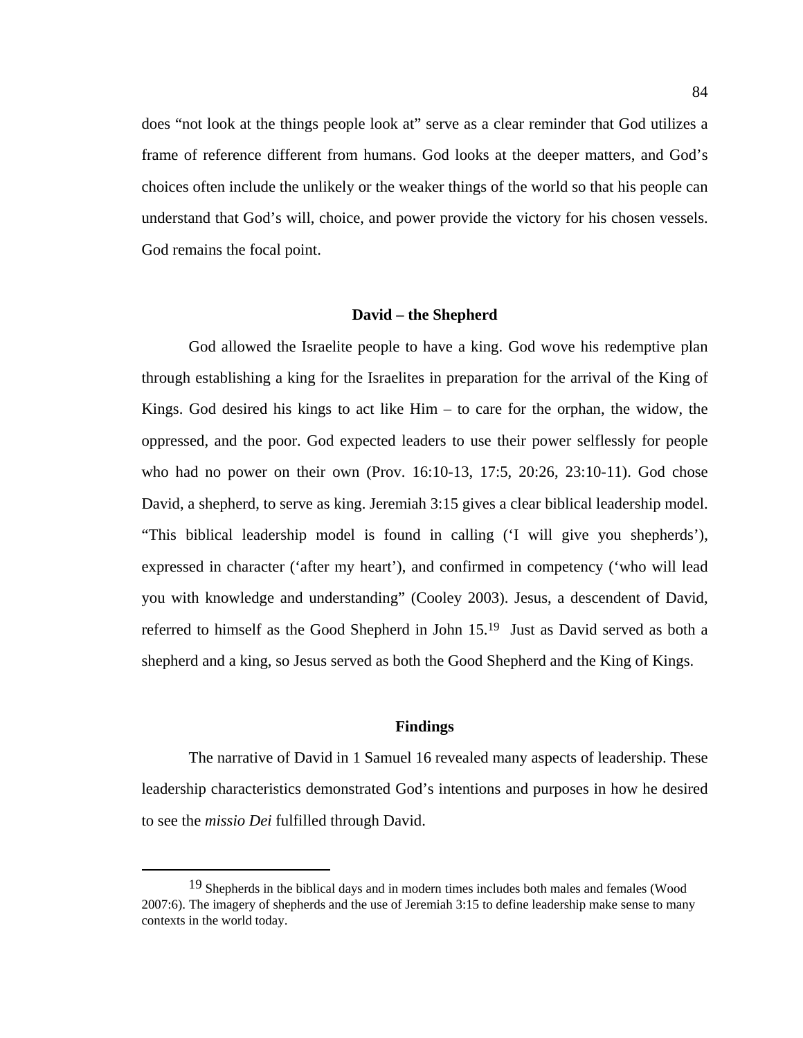does "not look at the things people look at" serve as a clear reminder that God utilizes a frame of reference different from humans. God looks at the deeper matters, and God's choices often include the unlikely or the weaker things of the world so that his people can understand that God's will, choice, and power provide the victory for his chosen vessels. God remains the focal point.

## David – the Shepherd

God allowed the Israelite people to have a king. God wove his redemptive plan through establishing a king for the Israelites in preparation for the arrival of the King of Kings. God desired his kings to act like Him – to care for the orphan, the widow, the oppressed, and the poor. God expected leaders to use their power selflessly for people who had no power on their own (Prov. 16:10-13, 17:5, 20:26, 23:10-11). God chose David, a shepherd, to serve as king. Jeremiah 3:15 gives a clear biblical leadership model. "This biblical leadership model is found in calling ('I will give you shepherds'), expressed in character ('after my heart'), and confirmed in competency ('who will lead you with knowledge and understanding" (Cooley 2003). Jesus, a descendent of David, referred to himself as the Good Shepherd in John 15.[19] Just as David served as both a shepherd and a king, so Jesus served as both the Good Shepherd and the King of Kings.

## Findings

The narrative of David in 1 Samuel 16 revealed many aspects of leadership. These leadership characteristics demonstrated God's intentions and purposes in how he desired to see the *missio Dei* fulfilled through David.

---

[19] Shepherds in the biblical days and in modern times includes both males and females (Wood 2007:6). The imagery of shepherds and the use of Jeremiah 3:15 to define leadership make sense to many contexts in the world today.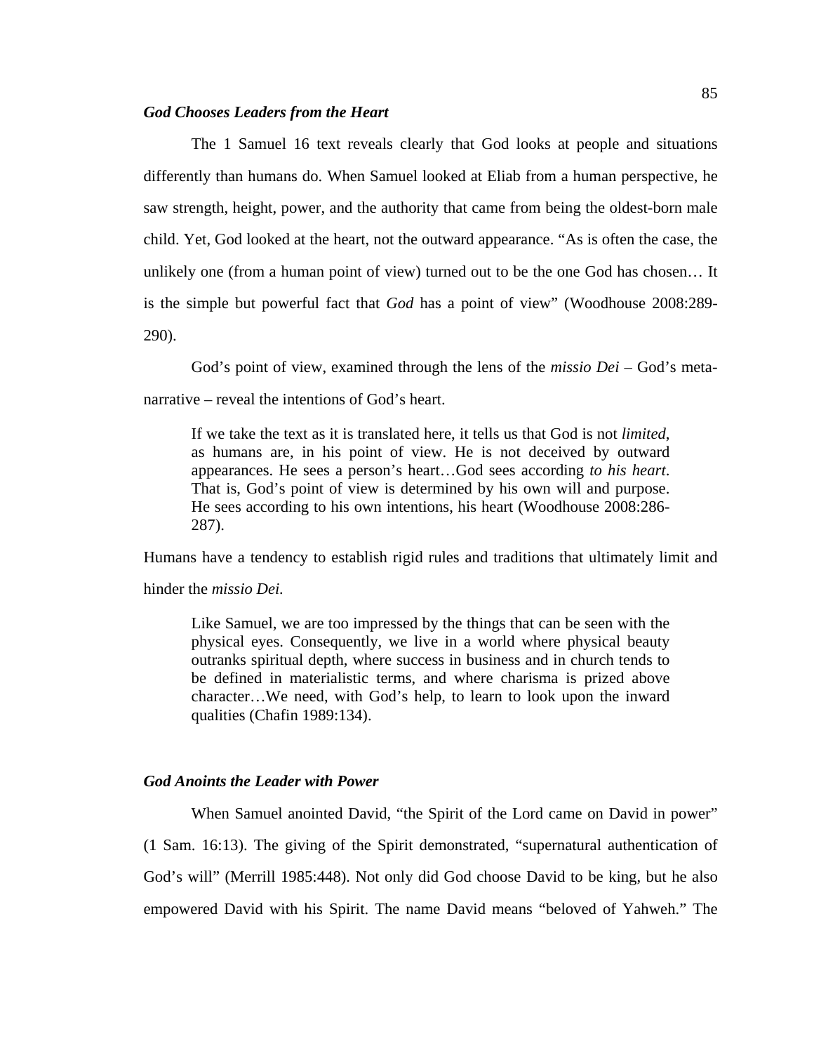### ***God Chooses Leaders from the Heart***

The 1 Samuel 16 text reveals clearly that God looks at people and situations differently than humans do. When Samuel looked at Eliab from a human perspective, he saw strength, height, power, and the authority that came from being the oldest-born male child. Yet, God looked at the heart, not the outward appearance. "As is often the case, the unlikely one (from a human point of view) turned out to be the one God has chosen… It is the simple but powerful fact that *God* has a point of view" (Woodhouse 2008:289-290).

God's point of view, examined through the lens of the *missio Dei* – God's meta-narrative – reveal the intentions of God's heart.

> If we take the text as it is translated here, it tells us that God is not *limited*, as humans are, in his point of view. He is not deceived by outward appearances. He sees a person's heart…God sees according *to his heart*. That is, God's point of view is determined by his own will and purpose. He sees according to his own intentions, his heart (Woodhouse 2008:286-287).

Humans have a tendency to establish rigid rules and traditions that ultimately limit and hinder the *missio Dei.*

> Like Samuel, we are too impressed by the things that can be seen with the physical eyes. Consequently, we live in a world where physical beauty outranks spiritual depth, where success in business and in church tends to be defined in materialistic terms, and where charisma is prized above character…We need, with God's help, to learn to look upon the inward qualities (Chafin 1989:134).

### ***God Anoints the Leader with Power***

When Samuel anointed David, "the Spirit of the Lord came on David in power" (1 Sam. 16:13). The giving of the Spirit demonstrated, "supernatural authentication of God's will" (Merrill 1985:448). Not only did God choose David to be king, but he also empowered David with his Spirit. The name David means "beloved of Yahweh." The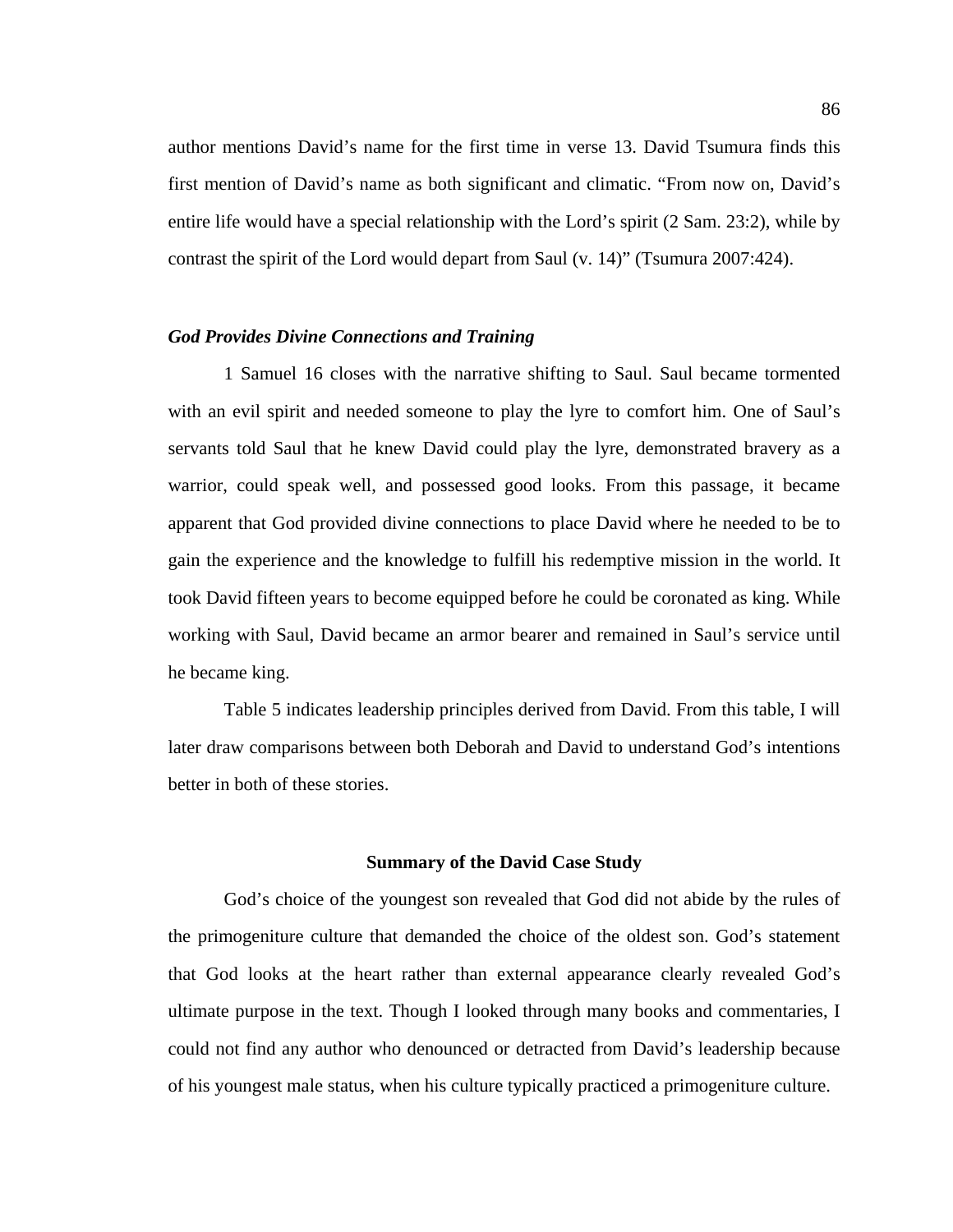author mentions David's name for the first time in verse 13. David Tsumura finds this first mention of David's name as both significant and climatic. "From now on, David's entire life would have a special relationship with the Lord's spirit (2 Sam. 23:2), while by contrast the spirit of the Lord would depart from Saul (v. 14)" (Tsumura 2007:424).

### *God Provides Divine Connections and Training*

1 Samuel 16 closes with the narrative shifting to Saul. Saul became tormented with an evil spirit and needed someone to play the lyre to comfort him. One of Saul's servants told Saul that he knew David could play the lyre, demonstrated bravery as a warrior, could speak well, and possessed good looks. From this passage, it became apparent that God provided divine connections to place David where he needed to be to gain the experience and the knowledge to fulfill his redemptive mission in the world. It took David fifteen years to become equipped before he could be coronated as king. While working with Saul, David became an armor bearer and remained in Saul's service until he became king.

Table 5 indicates leadership principles derived from David. From this table, I will later draw comparisons between both Deborah and David to understand God's intentions better in both of these stories.

## Summary of the David Case Study

God's choice of the youngest son revealed that God did not abide by the rules of the primogeniture culture that demanded the choice of the oldest son. God's statement that God looks at the heart rather than external appearance clearly revealed God's ultimate purpose in the text. Though I looked through many books and commentaries, I could not find any author who denounced or detracted from David's leadership because of his youngest male status, when his culture typically practiced a primogeniture culture.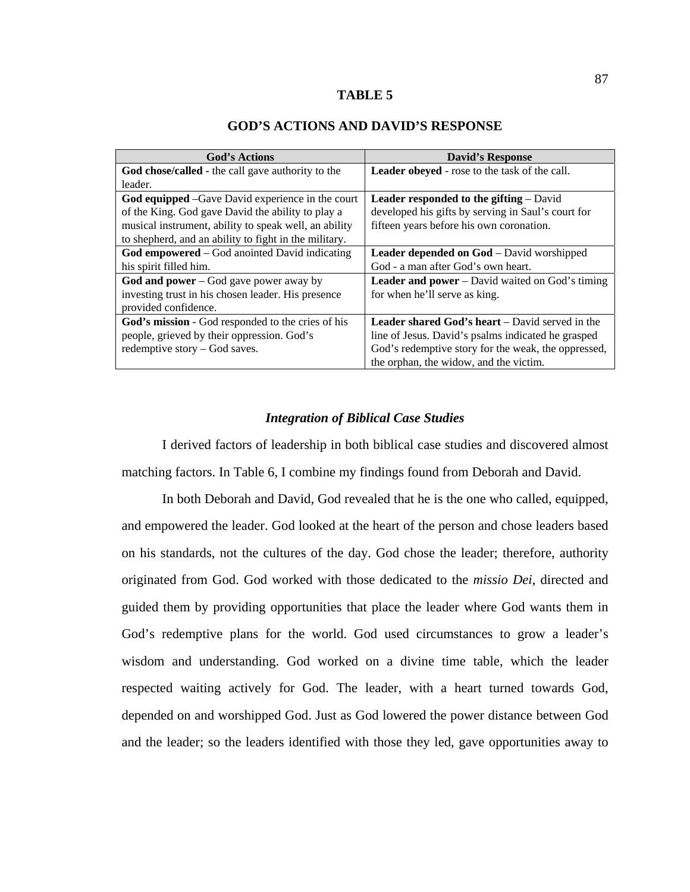**TABLE 5**

**GOD'S ACTIONS AND DAVID'S RESPONSE**

| God's Actions | David's Response |
|---|---|
| **God chose/called -** the call gave authority to the leader. | **Leader obeyed** - rose to the task of the call. |
| **God equipped** –Gave David experience in the court of the King. God gave David the ability to play a musical instrument, ability to speak well, an ability to shepherd, and an ability to fight in the military. | **Leader responded to the gifting** – David developed his gifts by serving in Saul's court for fifteen years before his own coronation. |
| **God empowered** – God anointed David indicating his spirit filled him. | **Leader depended on God** – David worshipped God - a man after God's own heart. |
| **God and power** – God gave power away by investing trust in his chosen leader. His presence provided confidence. | **Leader and power** – David waited on God's timing for when he'll serve as king. |
| **God's mission** - God responded to the cries of his people, grieved by their oppression. God's redemptive story – God saves. | **Leader shared God's heart** – David served in the line of Jesus. David's psalms indicated he grasped God's redemptive story for the weak, the oppressed, the orphan, the widow, and the victim. |

### *Integration of Biblical Case Studies*

I derived factors of leadership in both biblical case studies and discovered almost matching factors. In Table 6, I combine my findings found from Deborah and David.

In both Deborah and David, God revealed that he is the one who called, equipped, and empowered the leader. God looked at the heart of the person and chose leaders based on his standards, not the cultures of the day. God chose the leader; therefore, authority originated from God. God worked with those dedicated to the *missio Dei*, directed and guided them by providing opportunities that place the leader where God wants them in God's redemptive plans for the world. God used circumstances to grow a leader's wisdom and understanding. God worked on a divine time table, which the leader respected waiting actively for God. The leader, with a heart turned towards God, depended on and worshipped God. Just as God lowered the power distance between God and the leader; so the leaders identified with those they led, gave opportunities away to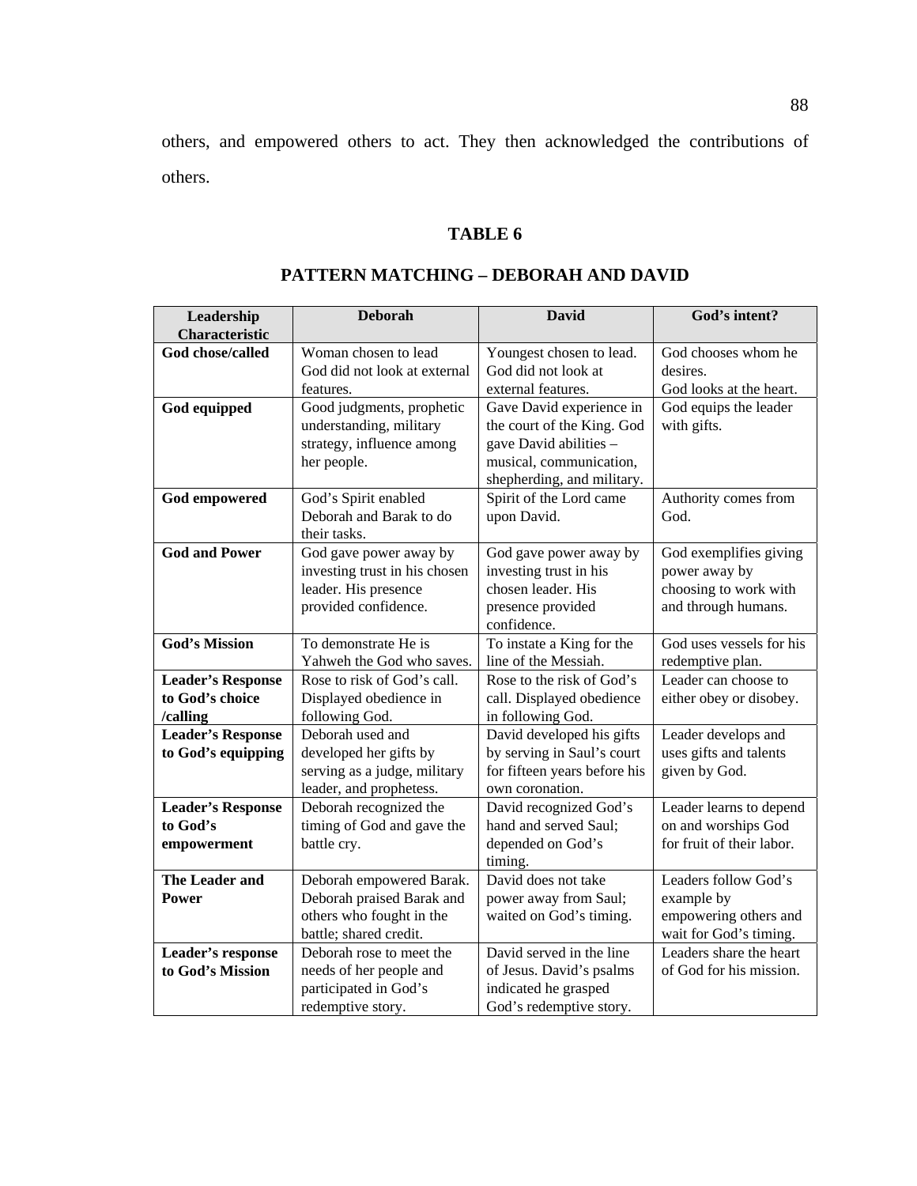others, and empowered others to act. They then acknowledged the contributions of others.

**TABLE 6**

**PATTERN MATCHING – DEBORAH AND DAVID**

| Leadership Characteristic | Deborah | David | God's intent? |
|---|---|---|---|
| **God chose/called** | Woman chosen to lead God did not look at external features. | Youngest chosen to lead. God did not look at external features. | God chooses whom he desires. God looks at the heart. |
| **God equipped** | Good judgments, prophetic understanding, military strategy, influence among her people. | Gave David experience in the court of the King. God gave David abilities – musical, communication, shepherding, and military. | God equips the leader with gifts. |
| **God empowered** | God's Spirit enabled Deborah and Barak to do their tasks. | Spirit of the Lord came upon David. | Authority comes from God. |
| **God and Power** | God gave power away by investing trust in his chosen leader. His presence provided confidence. | God gave power away by investing trust in his chosen leader. His presence provided confidence. | God exemplifies giving power away by choosing to work with and through humans. |
| **God's Mission** | To demonstrate He is Yahweh the God who saves. | To instate a King for the line of the Messiah. | God uses vessels for his redemptive plan. |
| **Leader's Response to God's choice /calling** | Rose to risk of God's call. Displayed obedience in following God. | Rose to the risk of God's call. Displayed obedience in following God. | Leader can choose to either obey or disobey. |
| **Leader's Response to God's equipping** | Deborah used and developed her gifts by serving as a judge, military leader, and prophetess. | David developed his gifts by serving in Saul's court for fifteen years before his own coronation. | Leader develops and uses gifts and talents given by God. |
| **Leader's Response to God's empowerment** | Deborah recognized the timing of God and gave the battle cry. | David recognized God's hand and served Saul; depended on God's timing. | Leader learns to depend on and worships God for fruit of their labor. |
| **The Leader and Power** | Deborah empowered Barak. Deborah praised Barak and others who fought in the battle; shared credit. | David does not take power away from Saul; waited on God's timing. | Leaders follow God's example by empowering others and wait for God's timing. |
| **Leader's response to God's Mission** | Deborah rose to meet the needs of her people and participated in God's redemptive story. | David served in the line of Jesus. David's psalms indicated he grasped God's redemptive story. | Leaders share the heart of God for his mission. |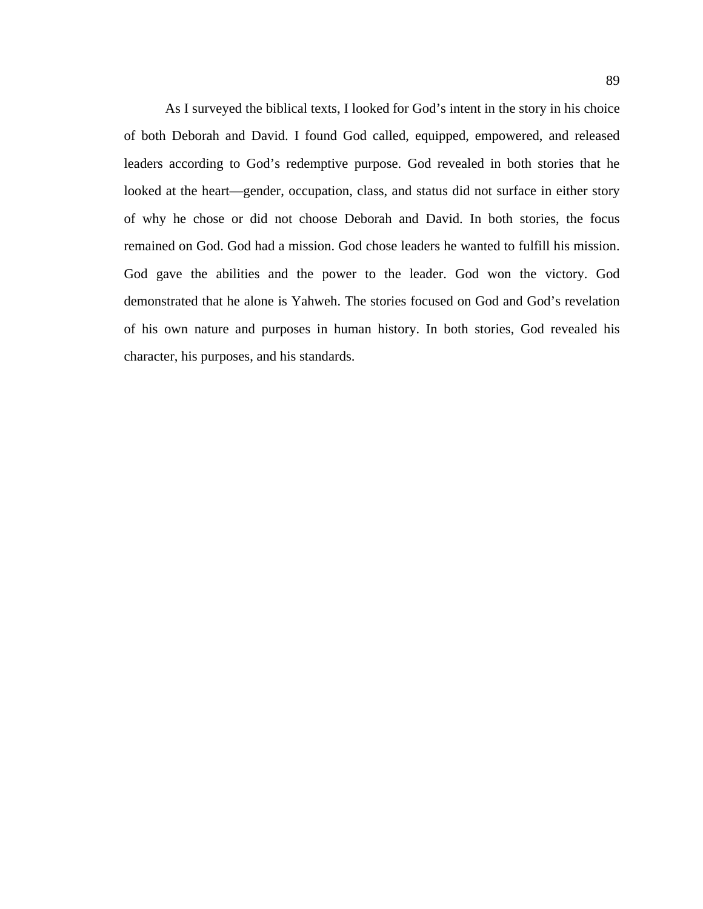As I surveyed the biblical texts, I looked for God's intent in the story in his choice of both Deborah and David. I found God called, equipped, empowered, and released leaders according to God's redemptive purpose. God revealed in both stories that he looked at the heart—gender, occupation, class, and status did not surface in either story of why he chose or did not choose Deborah and David. In both stories, the focus remained on God. God had a mission. God chose leaders he wanted to fulfill his mission. God gave the abilities and the power to the leader. God won the victory. God demonstrated that he alone is Yahweh. The stories focused on God and God's revelation of his own nature and purposes in human history. In both stories, God revealed his character, his purposes, and his standards.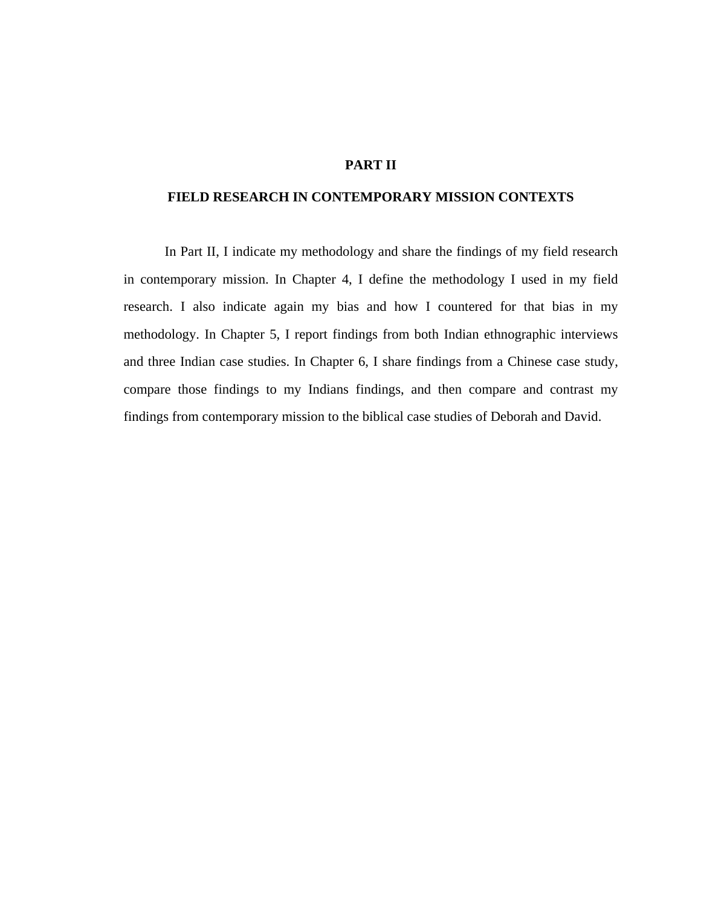# PART II

## FIELD RESEARCH IN CONTEMPORARY MISSION CONTEXTS

In Part II, I indicate my methodology and share the findings of my field research in contemporary mission. In Chapter 4, I define the methodology I used in my field research. I also indicate again my bias and how I countered for that bias in my methodology. In Chapter 5, I report findings from both Indian ethnographic interviews and three Indian case studies. In Chapter 6, I share findings from a Chinese case study, compare those findings to my Indians findings, and then compare and contrast my findings from contemporary mission to the biblical case studies of Deborah and David.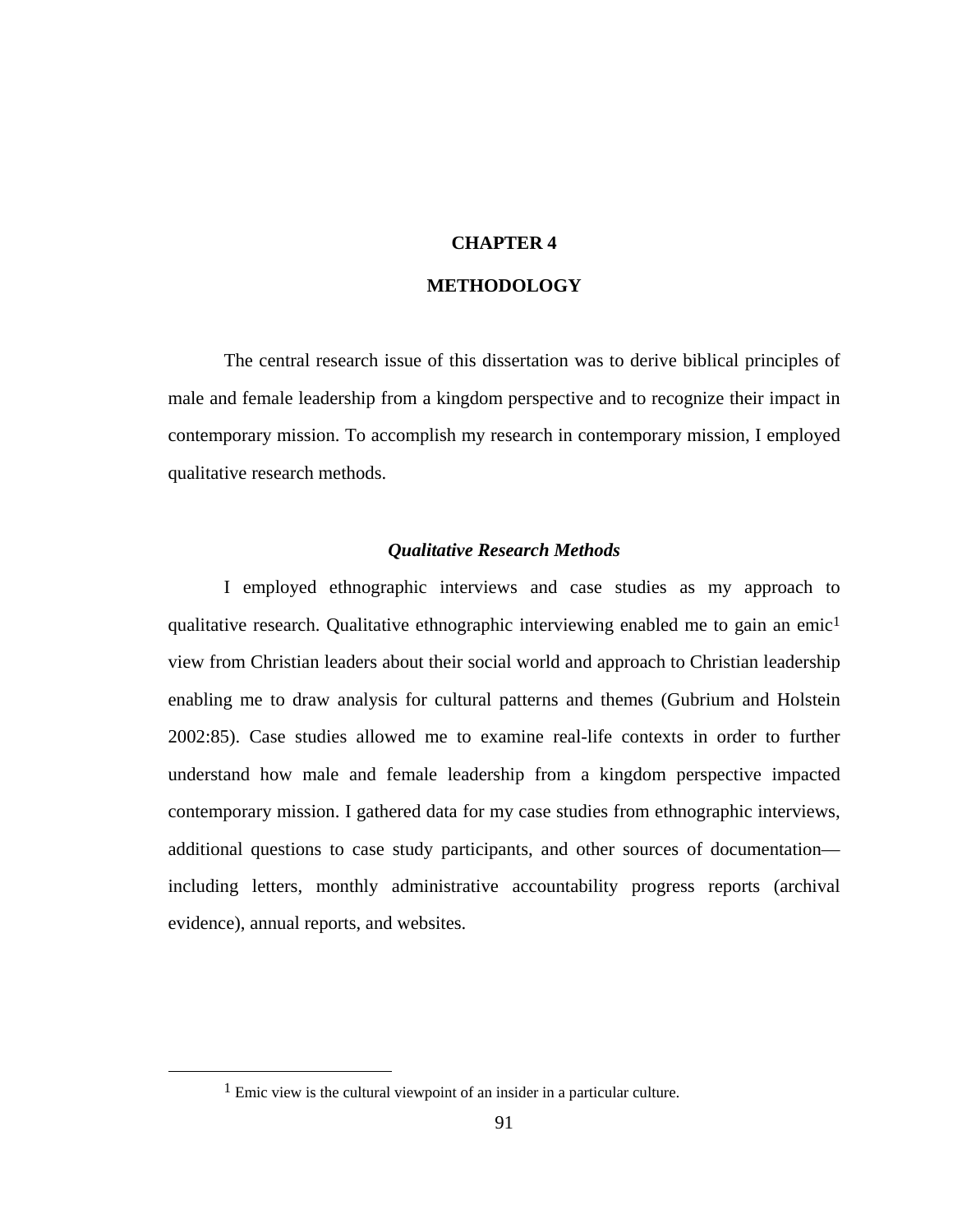# CHAPTER 4

# METHODOLOGY

The central research issue of this dissertation was to derive biblical principles of male and female leadership from a kingdom perspective and to recognize their impact in contemporary mission. To accomplish my research in contemporary mission, I employed qualitative research methods.

### *Qualitative Research Methods*

I employed ethnographic interviews and case studies as my approach to qualitative research. Qualitative ethnographic interviewing enabled me to gain an emic[1] view from Christian leaders about their social world and approach to Christian leadership enabling me to draw analysis for cultural patterns and themes (Gubrium and Holstein 2002:85). Case studies allowed me to examine real-life contexts in order to further understand how male and female leadership from a kingdom perspective impacted contemporary mission. I gathered data for my case studies from ethnographic interviews, additional questions to case study participants, and other sources of documentation—including letters, monthly administrative accountability progress reports (archival evidence), annual reports, and websites.

---

[1] Emic view is the cultural viewpoint of an insider in a particular culture.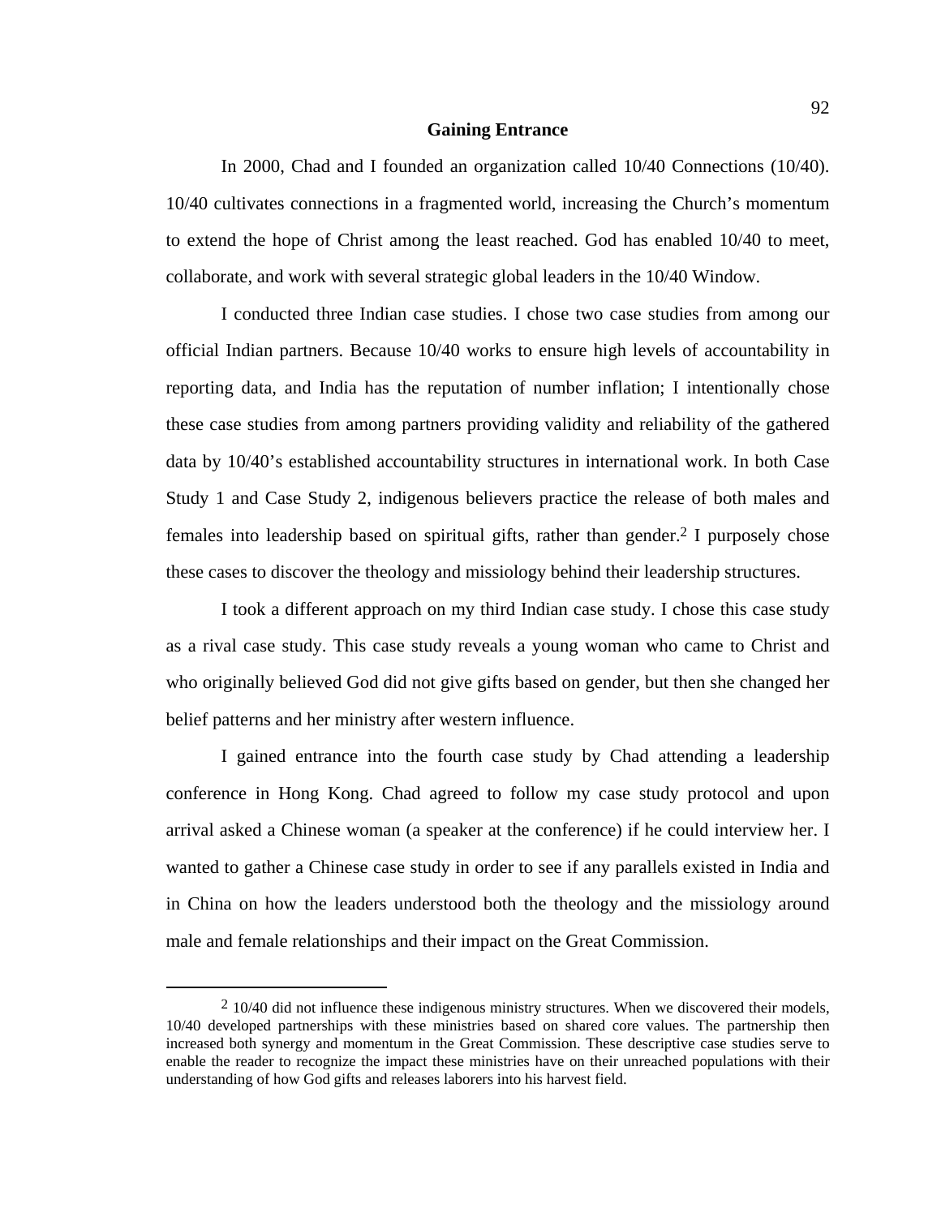## Gaining Entrance

In 2000, Chad and I founded an organization called 10/40 Connections (10/40). 10/40 cultivates connections in a fragmented world, increasing the Church's momentum to extend the hope of Christ among the least reached. God has enabled 10/40 to meet, collaborate, and work with several strategic global leaders in the 10/40 Window.

I conducted three Indian case studies. I chose two case studies from among our official Indian partners. Because 10/40 works to ensure high levels of accountability in reporting data, and India has the reputation of number inflation; I intentionally chose these case studies from among partners providing validity and reliability of the gathered data by 10/40's established accountability structures in international work. In both Case Study 1 and Case Study 2, indigenous believers practice the release of both males and females into leadership based on spiritual gifts, rather than gender.[2] I purposely chose these cases to discover the theology and missiology behind their leadership structures.

I took a different approach on my third Indian case study. I chose this case study as a rival case study. This case study reveals a young woman who came to Christ and who originally believed God did not give gifts based on gender, but then she changed her belief patterns and her ministry after western influence.

I gained entrance into the fourth case study by Chad attending a leadership conference in Hong Kong. Chad agreed to follow my case study protocol and upon arrival asked a Chinese woman (a speaker at the conference) if he could interview her. I wanted to gather a Chinese case study in order to see if any parallels existed in India and in China on how the leaders understood both the theology and the missiology around male and female relationships and their impact on the Great Commission.

---

[2] 10/40 did not influence these indigenous ministry structures. When we discovered their models, 10/40 developed partnerships with these ministries based on shared core values. The partnership then increased both synergy and momentum in the Great Commission. These descriptive case studies serve to enable the reader to recognize the impact these ministries have on their unreached populations with their understanding of how God gifts and releases laborers into his harvest field.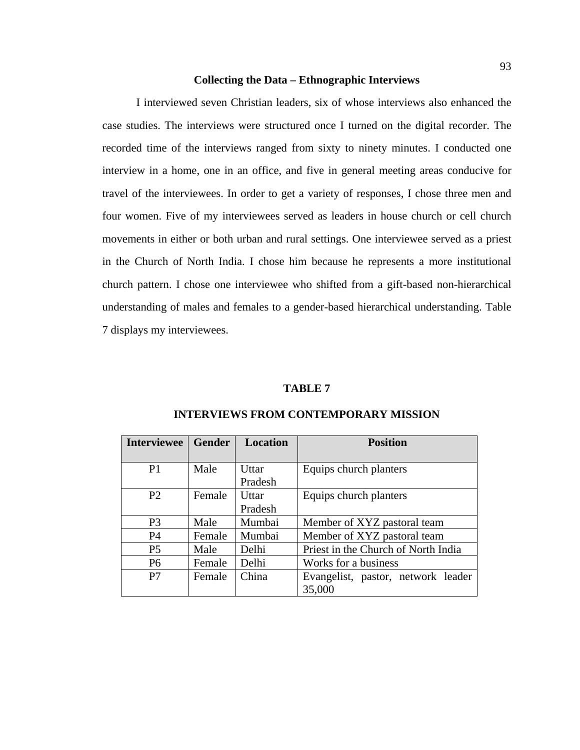### Collecting the Data – Ethnographic Interviews

I interviewed seven Christian leaders, six of whose interviews also enhanced the case studies. The interviews were structured once I turned on the digital recorder. The recorded time of the interviews ranged from sixty to ninety minutes. I conducted one interview in a home, one in an office, and five in general meeting areas conducive for travel of the interviewees. In order to get a variety of responses, I chose three men and four women. Five of my interviewees served as leaders in house church or cell church movements in either or both urban and rural settings. One interviewee served as a priest in the Church of North India. I chose him because he represents a more institutional church pattern. I chose one interviewee who shifted from a gift-based non-hierarchical understanding of males and females to a gender-based hierarchical understanding. Table 7 displays my interviewees.

**TABLE 7**

**INTERVIEWS FROM CONTEMPORARY MISSION**

| Interviewee | Gender | Location | Position |
|---|---|---|---|
| P1 | Male | Uttar Pradesh | Equips church planters |
| P2 | Female | Uttar Pradesh | Equips church planters |
| P3 | Male | Mumbai | Member of XYZ pastoral team |
| P4 | Female | Mumbai | Member of XYZ pastoral team |
| P5 | Male | Delhi | Priest in the Church of North India |
| P6 | Female | Delhi | Works for a business |
| P7 | Female | China | Evangelist, pastor, network leader 35,000 |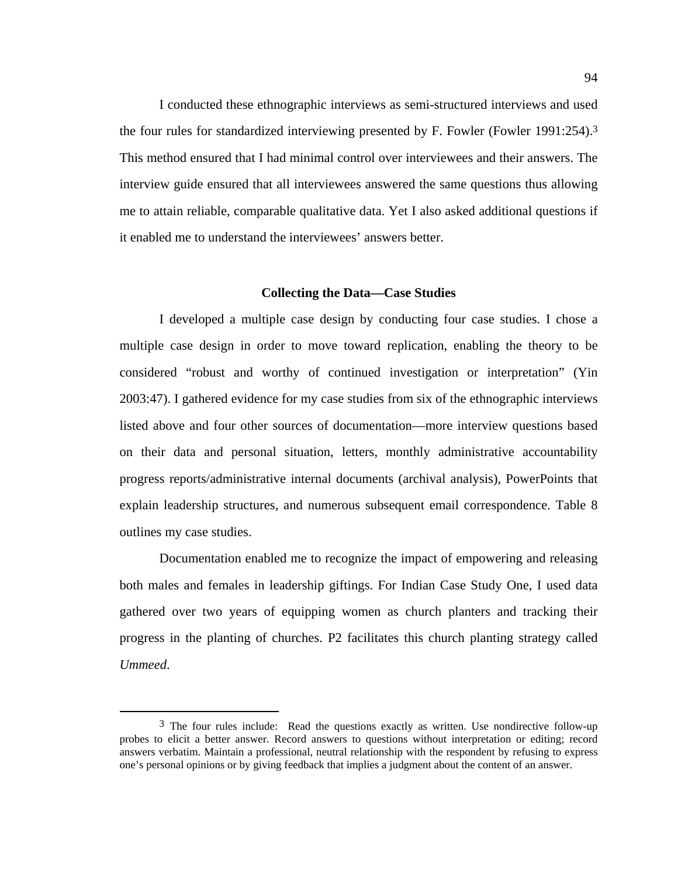I conducted these ethnographic interviews as semi-structured interviews and used the four rules for standardized interviewing presented by F. Fowler (Fowler 1991:254).[3] This method ensured that I had minimal control over interviewees and their answers. The interview guide ensured that all interviewees answered the same questions thus allowing me to attain reliable, comparable qualitative data. Yet I also asked additional questions if it enabled me to understand the interviewees' answers better.

## Collecting the Data—Case Studies

I developed a multiple case design by conducting four case studies. I chose a multiple case design in order to move toward replication, enabling the theory to be considered "robust and worthy of continued investigation or interpretation" (Yin 2003:47). I gathered evidence for my case studies from six of the ethnographic interviews listed above and four other sources of documentation—more interview questions based on their data and personal situation, letters, monthly administrative accountability progress reports/administrative internal documents (archival analysis), PowerPoints that explain leadership structures, and numerous subsequent email correspondence. Table 8 outlines my case studies.

Documentation enabled me to recognize the impact of empowering and releasing both males and females in leadership giftings. For Indian Case Study One, I used data gathered over two years of equipping women as church planters and tracking their progress in the planting of churches. P2 facilitates this church planting strategy called *Ummeed*.

---

[3] The four rules include: Read the questions exactly as written. Use nondirective follow-up probes to elicit a better answer. Record answers to questions without interpretation or editing; record answers verbatim. Maintain a professional, neutral relationship with the respondent by refusing to express one's personal opinions or by giving feedback that implies a judgment about the content of an answer.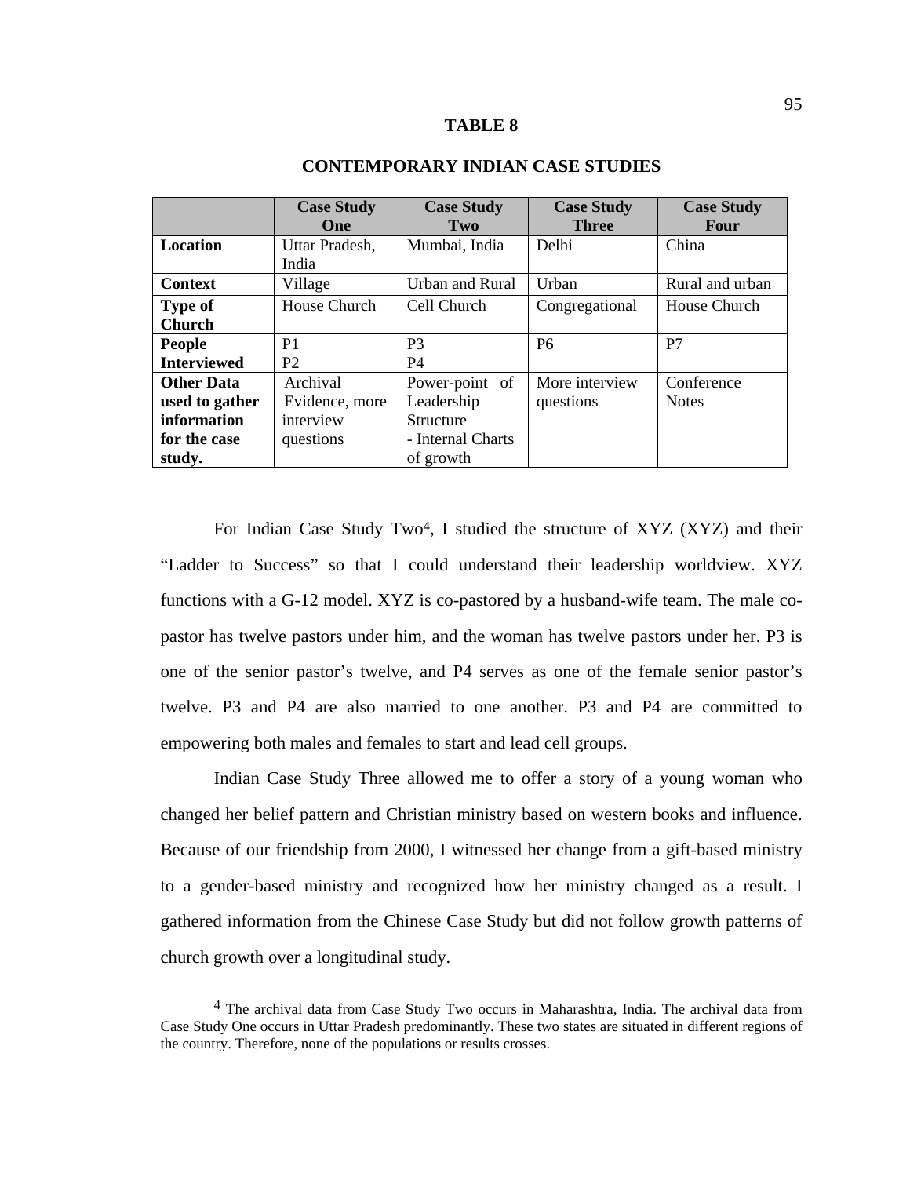**TABLE 8**

**CONTEMPORARY INDIAN CASE STUDIES**

| | Case Study One | Case Study Two | Case Study Three | Case Study Four |
|---|---|---|---|---|
| **Location** | Uttar Pradesh, India | Mumbai, India | Delhi | China |
| **Context** | Village | Urban and Rural | Urban | Rural and urban |
| **Type of Church** | House Church | Cell Church | Congregational | House Church |
| **People Interviewed** | P1<br>P2 | P3<br>P4 | P6 | P7 |
| **Other Data used to gather information for the case study.** | Archival Evidence, more interview questions | Power-point of Leadership Structure<br>- Internal Charts of growth | More interview questions | Conference Notes |

For Indian Case Study Two[4], I studied the structure of XYZ (XYZ) and their "Ladder to Success" so that I could understand their leadership worldview. XYZ functions with a G-12 model. XYZ is co-pastored by a husband-wife team. The male co-pastor has twelve pastors under him, and the woman has twelve pastors under her. P3 is one of the senior pastor's twelve, and P4 serves as one of the female senior pastor's twelve. P3 and P4 are also married to one another. P3 and P4 are committed to empowering both males and females to start and lead cell groups.

Indian Case Study Three allowed me to offer a story of a young woman who changed her belief pattern and Christian ministry based on western books and influence. Because of our friendship from 2000, I witnessed her change from a gift-based ministry to a gender-based ministry and recognized how her ministry changed as a result. I gathered information from the Chinese Case Study but did not follow growth patterns of church growth over a longitudinal study.

[4] The archival data from Case Study Two occurs in Maharashtra, India. The archival data from Case Study One occurs in Uttar Pradesh predominantly. These two states are situated in different regions of the country. Therefore, none of the populations or results crosses.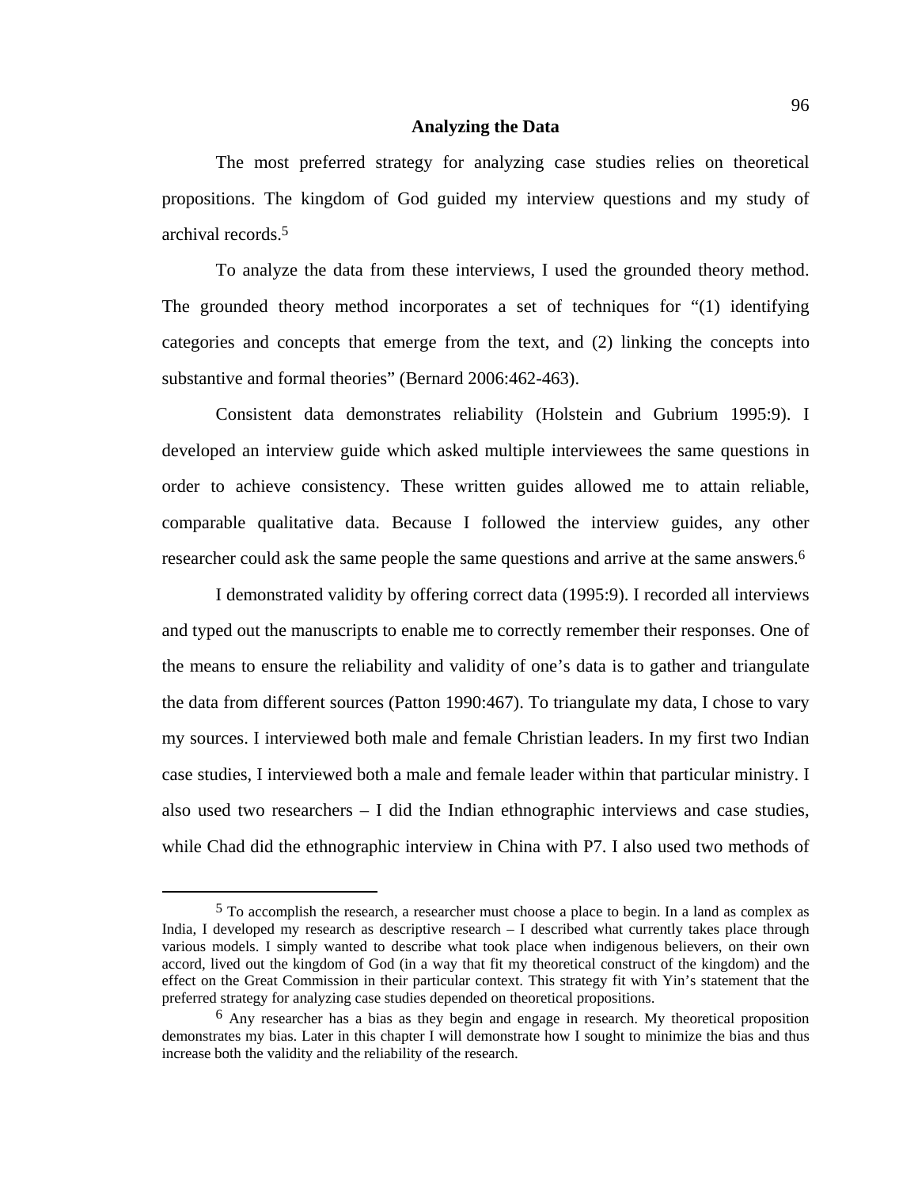## Analyzing the Data

The most preferred strategy for analyzing case studies relies on theoretical propositions. The kingdom of God guided my interview questions and my study of archival records.[5]

To analyze the data from these interviews, I used the grounded theory method. The grounded theory method incorporates a set of techniques for "(1) identifying categories and concepts that emerge from the text, and (2) linking the concepts into substantive and formal theories" (Bernard 2006:462-463).

Consistent data demonstrates reliability (Holstein and Gubrium 1995:9). I developed an interview guide which asked multiple interviewees the same questions in order to achieve consistency. These written guides allowed me to attain reliable, comparable qualitative data. Because I followed the interview guides, any other researcher could ask the same people the same questions and arrive at the same answers.[6]

I demonstrated validity by offering correct data (1995:9). I recorded all interviews and typed out the manuscripts to enable me to correctly remember their responses. One of the means to ensure the reliability and validity of one's data is to gather and triangulate the data from different sources (Patton 1990:467). To triangulate my data, I chose to vary my sources. I interviewed both male and female Christian leaders. In my first two Indian case studies, I interviewed both a male and female leader within that particular ministry. I also used two researchers – I did the Indian ethnographic interviews and case studies, while Chad did the ethnographic interview in China with P7. I also used two methods of

---

[5] To accomplish the research, a researcher must choose a place to begin. In a land as complex as India, I developed my research as descriptive research – I described what currently takes place through various models. I simply wanted to describe what took place when indigenous believers, on their own accord, lived out the kingdom of God (in a way that fit my theoretical construct of the kingdom) and the effect on the Great Commission in their particular context. This strategy fit with Yin's statement that the preferred strategy for analyzing case studies depended on theoretical propositions.

[6] Any researcher has a bias as they begin and engage in research. My theoretical proposition demonstrates my bias. Later in this chapter I will demonstrate how I sought to minimize the bias and thus increase both the validity and the reliability of the research.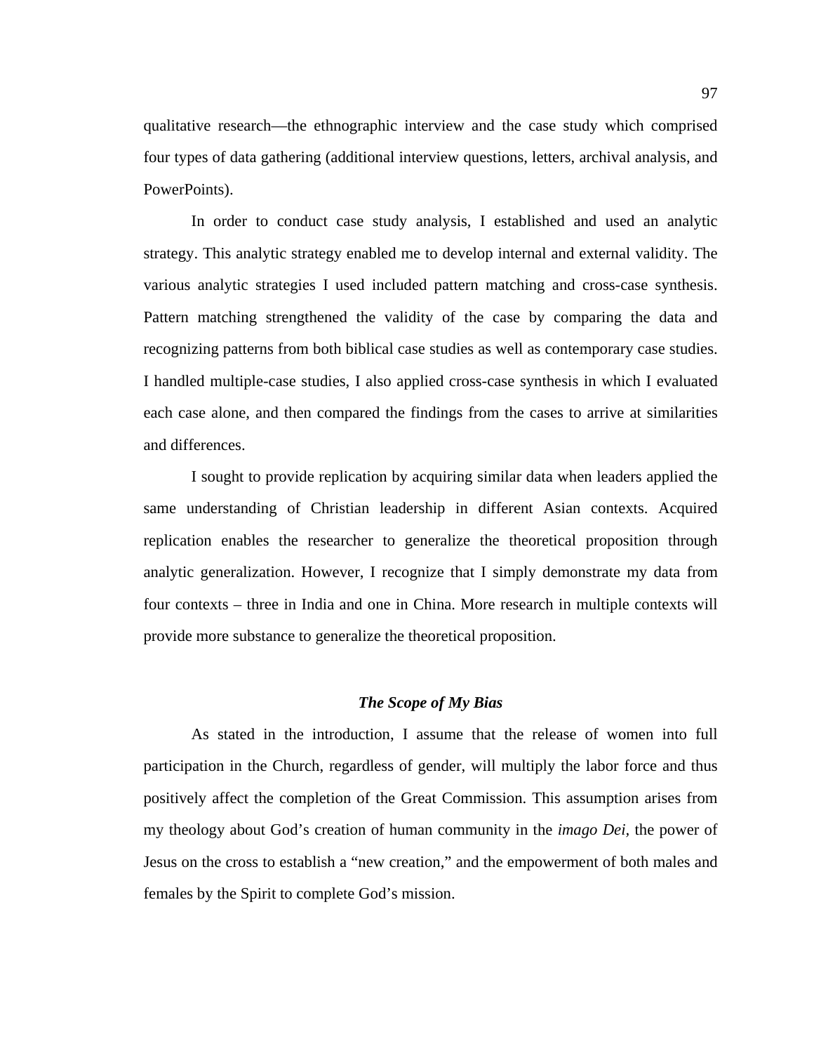qualitative research—the ethnographic interview and the case study which comprised four types of data gathering (additional interview questions, letters, archival analysis, and PowerPoints).

In order to conduct case study analysis, I established and used an analytic strategy. This analytic strategy enabled me to develop internal and external validity. The various analytic strategies I used included pattern matching and cross-case synthesis. Pattern matching strengthened the validity of the case by comparing the data and recognizing patterns from both biblical case studies as well as contemporary case studies. I handled multiple-case studies, I also applied cross-case synthesis in which I evaluated each case alone, and then compared the findings from the cases to arrive at similarities and differences.

I sought to provide replication by acquiring similar data when leaders applied the same understanding of Christian leadership in different Asian contexts. Acquired replication enables the researcher to generalize the theoretical proposition through analytic generalization. However, I recognize that I simply demonstrate my data from four contexts – three in India and one in China. More research in multiple contexts will provide more substance to generalize the theoretical proposition.

### *The Scope of My Bias*

As stated in the introduction, I assume that the release of women into full participation in the Church, regardless of gender, will multiply the labor force and thus positively affect the completion of the Great Commission. This assumption arises from my theology about God's creation of human community in the *imago Dei*, the power of Jesus on the cross to establish a "new creation," and the empowerment of both males and females by the Spirit to complete God's mission.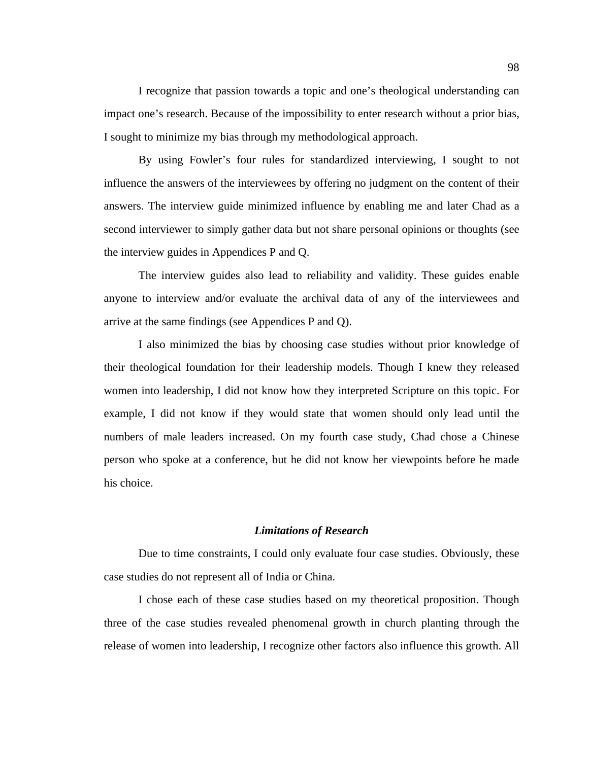I recognize that passion towards a topic and one's theological understanding can impact one's research. Because of the impossibility to enter research without a prior bias, I sought to minimize my bias through my methodological approach.

By using Fowler's four rules for standardized interviewing, I sought to not influence the answers of the interviewees by offering no judgment on the content of their answers. The interview guide minimized influence by enabling me and later Chad as a second interviewer to simply gather data but not share personal opinions or thoughts (see the interview guides in Appendices P and Q.

The interview guides also lead to reliability and validity. These guides enable anyone to interview and/or evaluate the archival data of any of the interviewees and arrive at the same findings (see Appendices P and Q).

I also minimized the bias by choosing case studies without prior knowledge of their theological foundation for their leadership models. Though I knew they released women into leadership, I did not know how they interpreted Scripture on this topic. For example, I did not know if they would state that women should only lead until the numbers of male leaders increased. On my fourth case study, Chad chose a Chinese person who spoke at a conference, but he did not know her viewpoints before he made his choice.

### *Limitations of Research*

Due to time constraints, I could only evaluate four case studies. Obviously, these case studies do not represent all of India or China.

I chose each of these case studies based on my theoretical proposition. Though three of the case studies revealed phenomenal growth in church planting through the release of women into leadership, I recognize other factors also influence this growth. All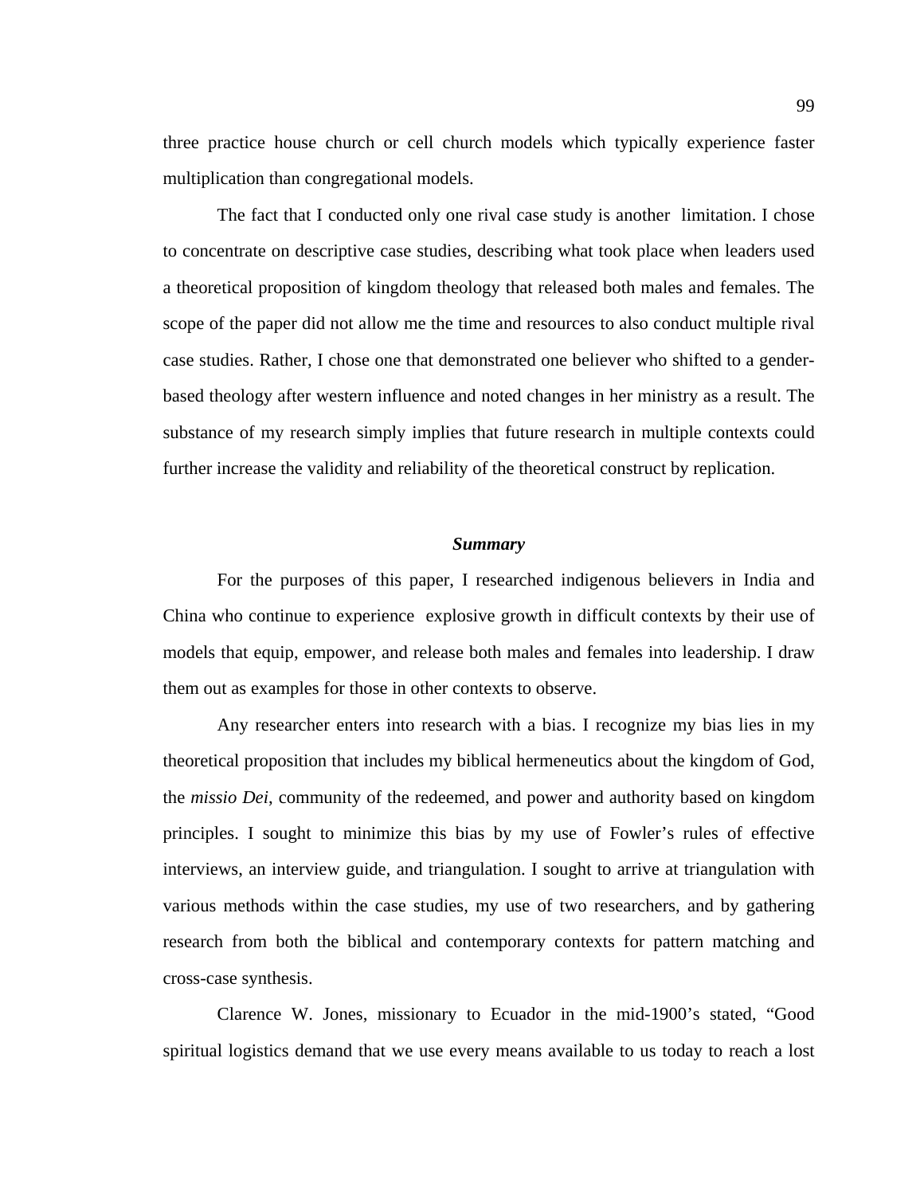three practice house church or cell church models which typically experience faster multiplication than congregational models.

The fact that I conducted only one rival case study is another limitation. I chose to concentrate on descriptive case studies, describing what took place when leaders used a theoretical proposition of kingdom theology that released both males and females. The scope of the paper did not allow me the time and resources to also conduct multiple rival case studies. Rather, I chose one that demonstrated one believer who shifted to a gender-based theology after western influence and noted changes in her ministry as a result. The substance of my research simply implies that future research in multiple contexts could further increase the validity and reliability of the theoretical construct by replication.

### *Summary*

For the purposes of this paper, I researched indigenous believers in India and China who continue to experience explosive growth in difficult contexts by their use of models that equip, empower, and release both males and females into leadership. I draw them out as examples for those in other contexts to observe.

Any researcher enters into research with a bias. I recognize my bias lies in my theoretical proposition that includes my biblical hermeneutics about the kingdom of God, the *missio Dei*, community of the redeemed, and power and authority based on kingdom principles. I sought to minimize this bias by my use of Fowler's rules of effective interviews, an interview guide, and triangulation. I sought to arrive at triangulation with various methods within the case studies, my use of two researchers, and by gathering research from both the biblical and contemporary contexts for pattern matching and cross-case synthesis.

Clarence W. Jones, missionary to Ecuador in the mid-1900's stated, "Good spiritual logistics demand that we use every means available to us today to reach a lost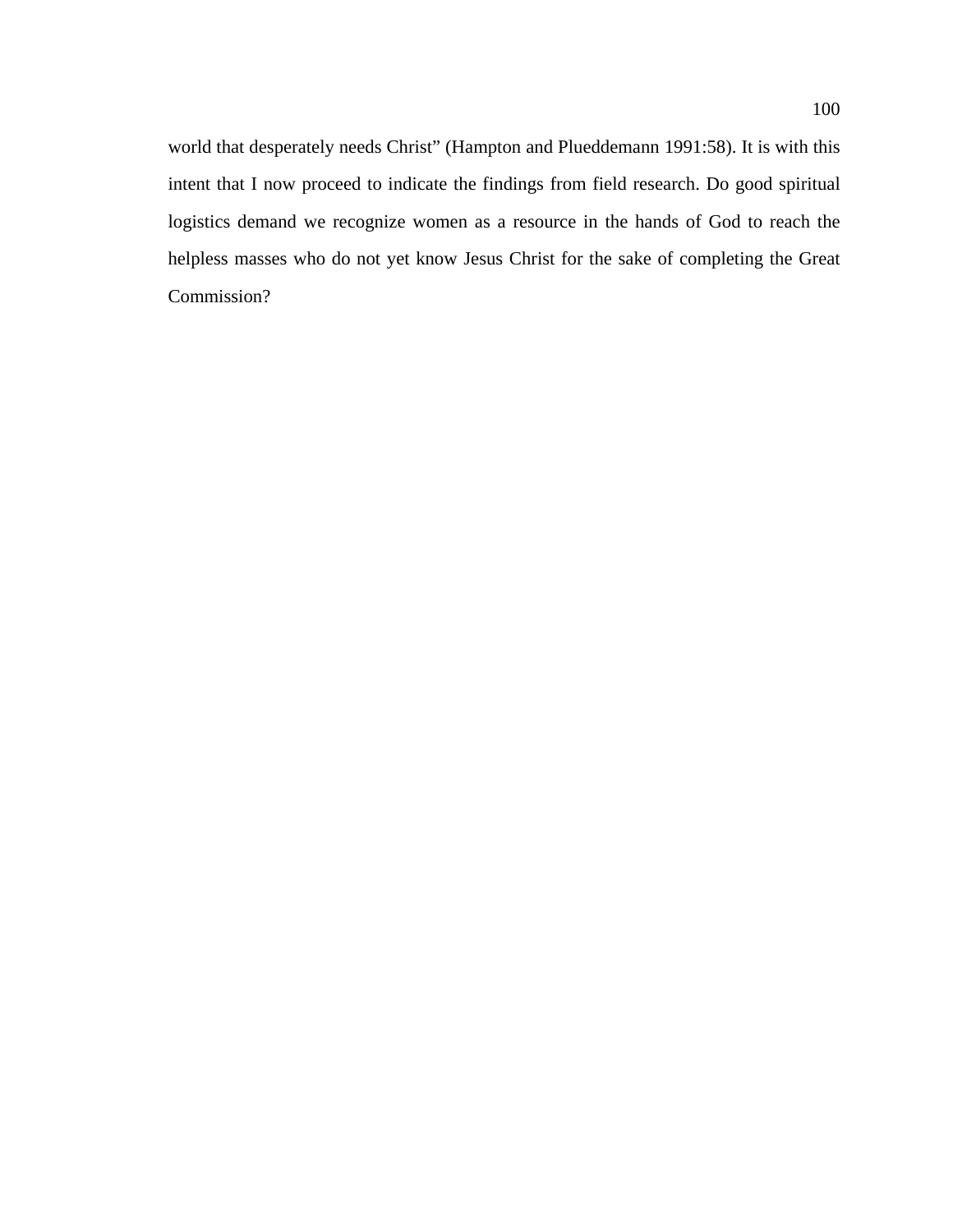world that desperately needs Christ" (Hampton and Plueddemann 1991:58). It is with this intent that I now proceed to indicate the findings from field research. Do good spiritual logistics demand we recognize women as a resource in the hands of God to reach the helpless masses who do not yet know Jesus Christ for the sake of completing the Great Commission?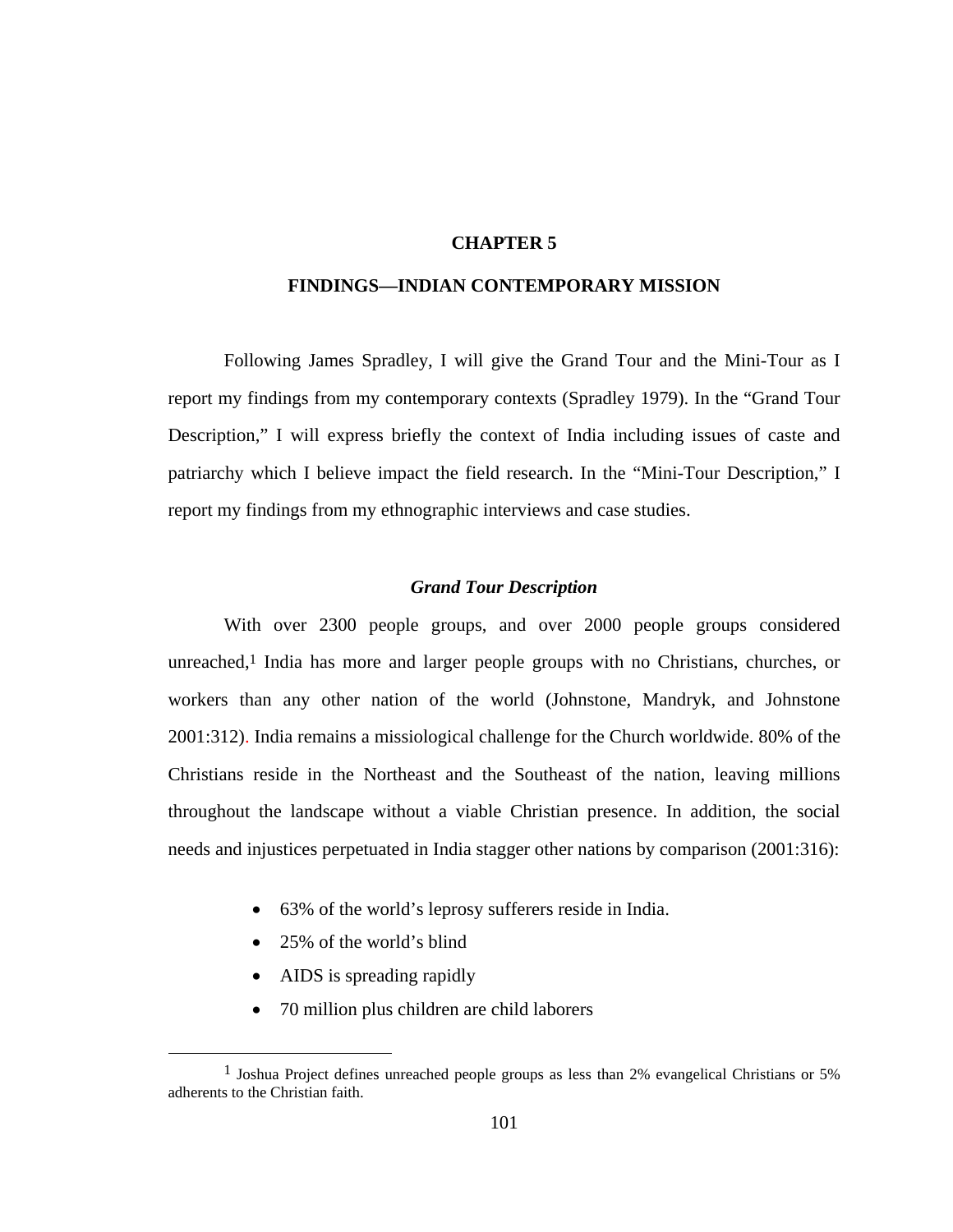# CHAPTER 5

# FINDINGS—INDIAN CONTEMPORARY MISSION

Following James Spradley, I will give the Grand Tour and the Mini-Tour as I report my findings from my contemporary contexts (Spradley 1979). In the "Grand Tour Description," I will express briefly the context of India including issues of caste and patriarchy which I believe impact the field research. In the "Mini-Tour Description," I report my findings from my ethnographic interviews and case studies.

## *Grand Tour Description*

With over 2300 people groups, and over 2000 people groups considered unreached,[1] India has more and larger people groups with no Christians, churches, or workers than any other nation of the world (Johnstone, Mandryk, and Johnstone 2001:312). India remains a missiological challenge for the Church worldwide. 80% of the Christians reside in the Northeast and the Southeast of the nation, leaving millions throughout the landscape without a viable Christian presence. In addition, the social needs and injustices perpetuated in India stagger other nations by comparison (2001:316):

- 63% of the world's leprosy sufferers reside in India.
- 25% of the world's blind
- AIDS is spreading rapidly
- 70 million plus children are child laborers

[1] Joshua Project defines unreached people groups as less than 2% evangelical Christians or 5% adherents to the Christian faith.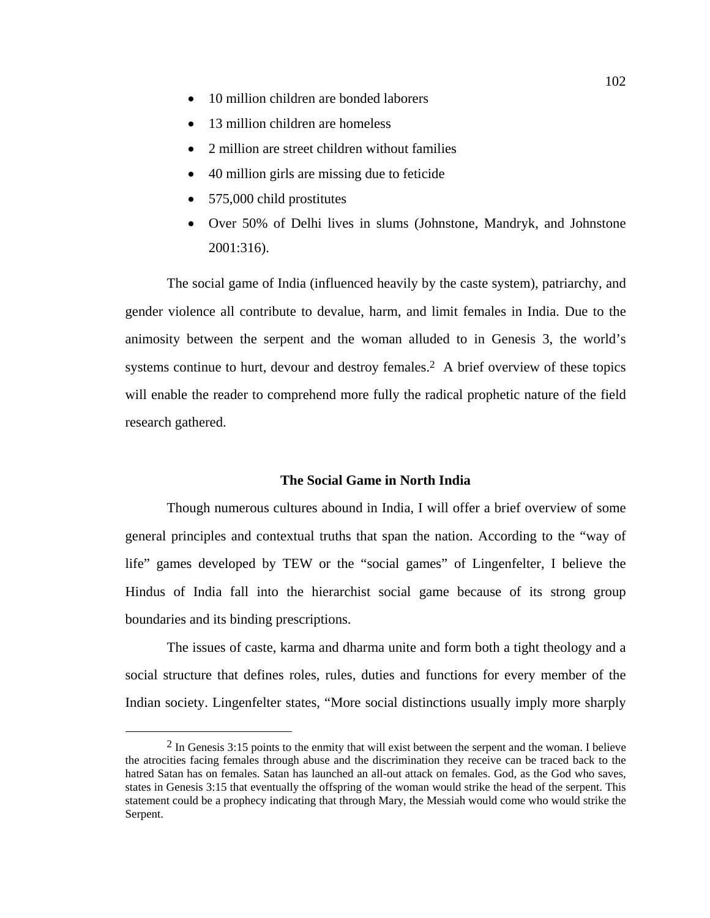- 10 million children are bonded laborers
- 13 million children are homeless
- 2 million are street children without families
- 40 million girls are missing due to feticide
- 575,000 child prostitutes
- Over 50% of Delhi lives in slums (Johnstone, Mandryk, and Johnstone 2001:316).

The social game of India (influenced heavily by the caste system), patriarchy, and gender violence all contribute to devalue, harm, and limit females in India. Due to the animosity between the serpent and the woman alluded to in Genesis 3, the world's systems continue to hurt, devour and destroy females.[2] A brief overview of these topics will enable the reader to comprehend more fully the radical prophetic nature of the field research gathered.

### The Social Game in North India

Though numerous cultures abound in India, I will offer a brief overview of some general principles and contextual truths that span the nation. According to the "way of life" games developed by TEW or the "social games" of Lingenfelter, I believe the Hindus of India fall into the hierarchist social game because of its strong group boundaries and its binding prescriptions.

The issues of caste, karma and dharma unite and form both a tight theology and a social structure that defines roles, rules, duties and functions for every member of the Indian society. Lingenfelter states, "More social distinctions usually imply more sharply

---

[2] In Genesis 3:15 points to the enmity that will exist between the serpent and the woman. I believe the atrocities facing females through abuse and the discrimination they receive can be traced back to the hatred Satan has on females. Satan has launched an all-out attack on females. God, as the God who saves, states in Genesis 3:15 that eventually the offspring of the woman would strike the head of the serpent. This statement could be a prophecy indicating that through Mary, the Messiah would come who would strike the Serpent.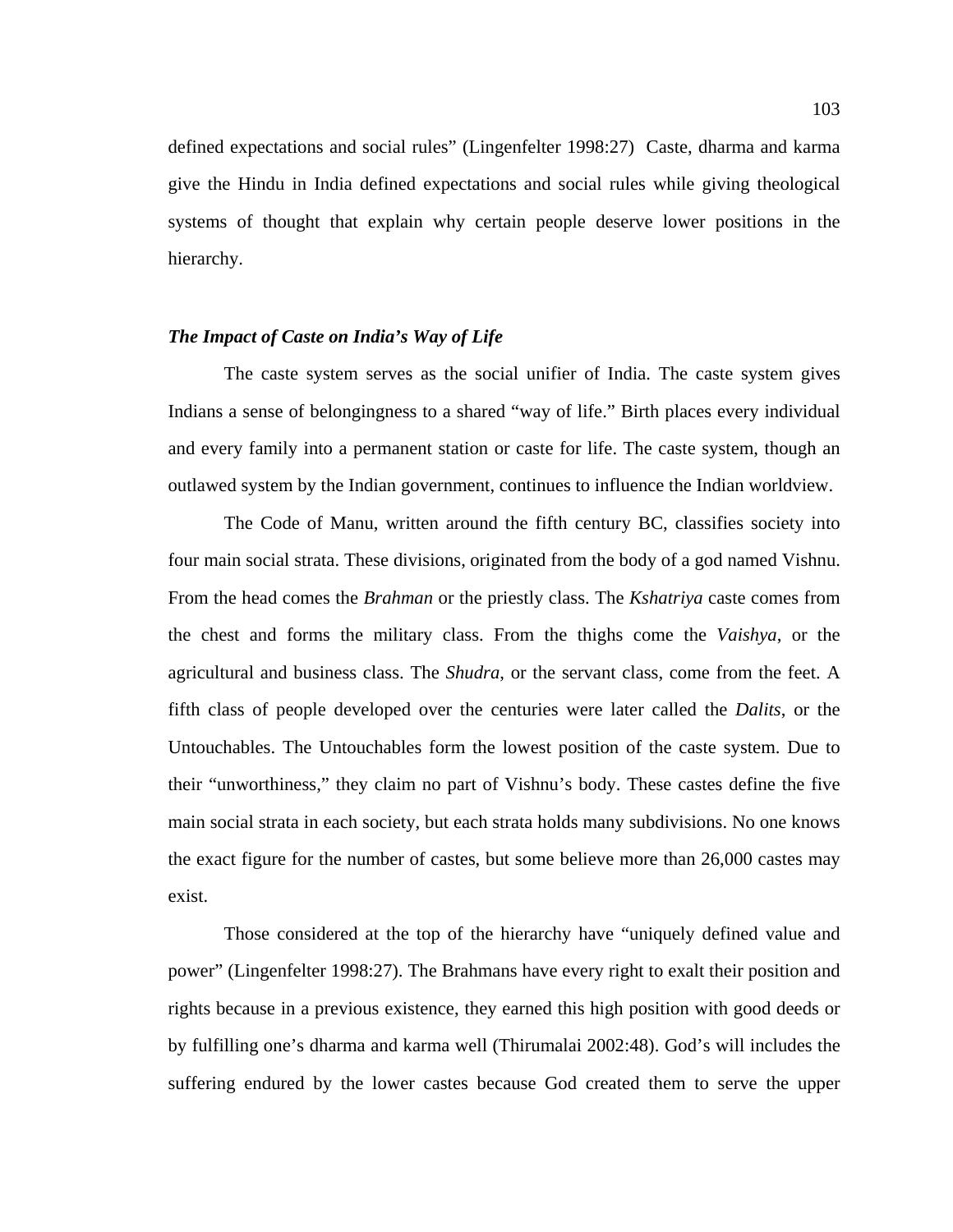defined expectations and social rules" (Lingenfelter 1998:27)  Caste, dharma and karma give the Hindu in India defined expectations and social rules while giving theological systems of thought that explain why certain people deserve lower positions in the hierarchy.

### *The Impact of Caste on India's Way of Life*

The caste system serves as the social unifier of India. The caste system gives Indians a sense of belongingness to a shared "way of life." Birth places every individual and every family into a permanent station or caste for life. The caste system, though an outlawed system by the Indian government, continues to influence the Indian worldview.

The Code of Manu, written around the fifth century BC, classifies society into four main social strata. These divisions, originated from the body of a god named Vishnu. From the head comes the *Brahman* or the priestly class. The *Kshatriya* caste comes from the chest and forms the military class. From the thighs come the *Vaishya*, or the agricultural and business class. The *Shudra,* or the servant class, come from the feet. A fifth class of people developed over the centuries were later called the *Dalits*, or the Untouchables. The Untouchables form the lowest position of the caste system. Due to their "unworthiness," they claim no part of Vishnu's body. These castes define the five main social strata in each society, but each strata holds many subdivisions. No one knows the exact figure for the number of castes, but some believe more than 26,000 castes may exist.

Those considered at the top of the hierarchy have "uniquely defined value and power" (Lingenfelter 1998:27). The Brahmans have every right to exalt their position and rights because in a previous existence, they earned this high position with good deeds or by fulfilling one's dharma and karma well (Thirumalai 2002:48). God's will includes the suffering endured by the lower castes because God created them to serve the upper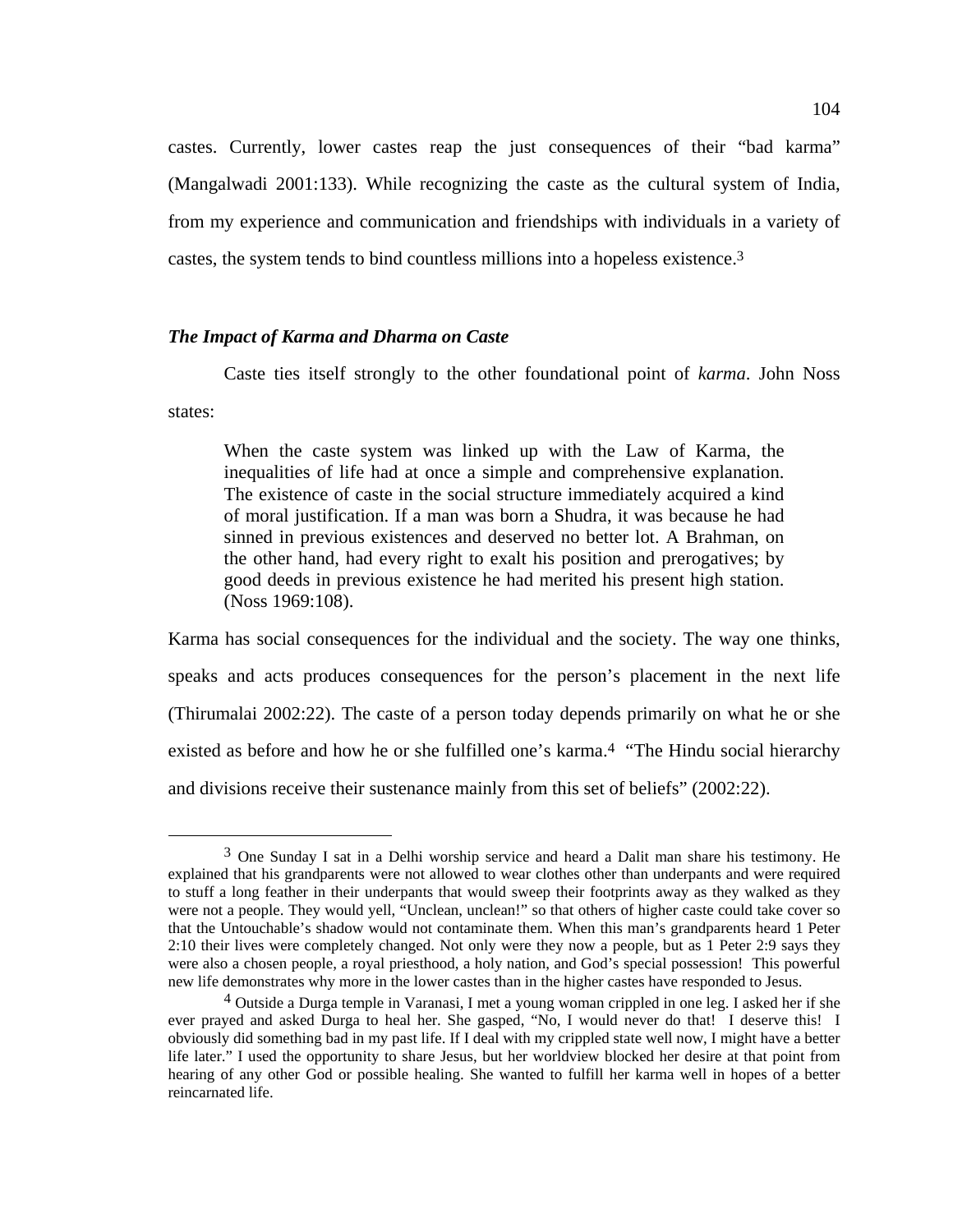castes. Currently, lower castes reap the just consequences of their "bad karma" (Mangalwadi 2001:133). While recognizing the caste as the cultural system of India, from my experience and communication and friendships with individuals in a variety of castes, the system tends to bind countless millions into a hopeless existence.[3]

### *The Impact of Karma and Dharma on Caste*

Caste ties itself strongly to the other foundational point of *karma*. John Noss states:

> When the caste system was linked up with the Law of Karma, the inequalities of life had at once a simple and comprehensive explanation. The existence of caste in the social structure immediately acquired a kind of moral justification. If a man was born a Shudra, it was because he had sinned in previous existences and deserved no better lot. A Brahman, on the other hand, had every right to exalt his position and prerogatives; by good deeds in previous existence he had merited his present high station. (Noss 1969:108).

Karma has social consequences for the individual and the society. The way one thinks, speaks and acts produces consequences for the person's placement in the next life (Thirumalai 2002:22). The caste of a person today depends primarily on what he or she existed as before and how he or she fulfilled one's karma.[4] "The Hindu social hierarchy and divisions receive their sustenance mainly from this set of beliefs" (2002:22).

---

[3] One Sunday I sat in a Delhi worship service and heard a Dalit man share his testimony. He explained that his grandparents were not allowed to wear clothes other than underpants and were required to stuff a long feather in their underpants that would sweep their footprints away as they walked as they were not a people. They would yell, "Unclean, unclean!" so that others of higher caste could take cover so that the Untouchable's shadow would not contaminate them. When this man's grandparents heard 1 Peter 2:10 their lives were completely changed. Not only were they now a people, but as 1 Peter 2:9 says they were also a chosen people, a royal priesthood, a holy nation, and God's special possession! This powerful new life demonstrates why more in the lower castes than in the higher castes have responded to Jesus.

[4] Outside a Durga temple in Varanasi, I met a young woman crippled in one leg. I asked her if she ever prayed and asked Durga to heal her. She gasped, "No, I would never do that! I deserve this! I obviously did something bad in my past life. If I deal with my crippled state well now, I might have a better life later." I used the opportunity to share Jesus, but her worldview blocked her desire at that point from hearing of any other God or possible healing. She wanted to fulfill her karma well in hopes of a better reincarnated life.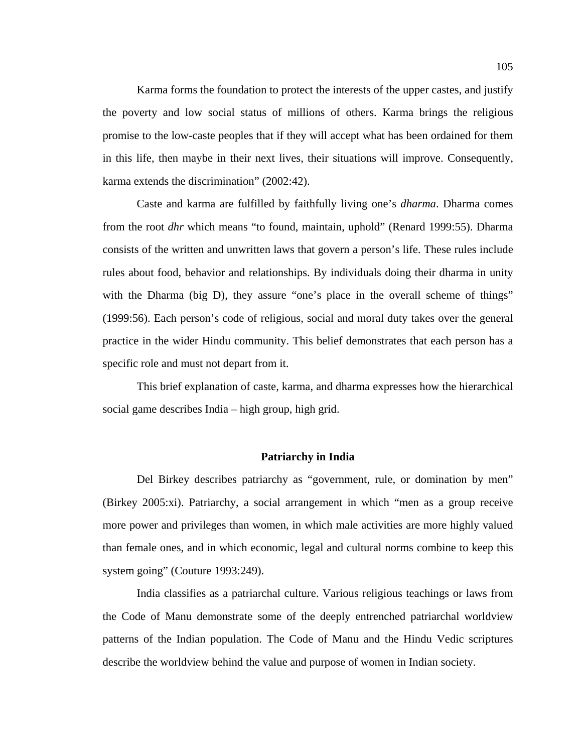Karma forms the foundation to protect the interests of the upper castes, and justify the poverty and low social status of millions of others. Karma brings the religious promise to the low-caste peoples that if they will accept what has been ordained for them in this life, then maybe in their next lives, their situations will improve. Consequently, karma extends the discrimination" (2002:42).

Caste and karma are fulfilled by faithfully living one's *dharma*. Dharma comes from the root *dhr* which means "to found, maintain, uphold" (Renard 1999:55). Dharma consists of the written and unwritten laws that govern a person's life. These rules include rules about food, behavior and relationships. By individuals doing their dharma in unity with the Dharma (big D), they assure "one's place in the overall scheme of things" (1999:56). Each person's code of religious, social and moral duty takes over the general practice in the wider Hindu community. This belief demonstrates that each person has a specific role and must not depart from it.

This brief explanation of caste, karma, and dharma expresses how the hierarchical social game describes India – high group, high grid.

## Patriarchy in India

Del Birkey describes patriarchy as "government, rule, or domination by men" (Birkey 2005:xi). Patriarchy, a social arrangement in which "men as a group receive more power and privileges than women, in which male activities are more highly valued than female ones, and in which economic, legal and cultural norms combine to keep this system going" (Couture 1993:249).

India classifies as a patriarchal culture. Various religious teachings or laws from the Code of Manu demonstrate some of the deeply entrenched patriarchal worldview patterns of the Indian population. The Code of Manu and the Hindu Vedic scriptures describe the worldview behind the value and purpose of women in Indian society.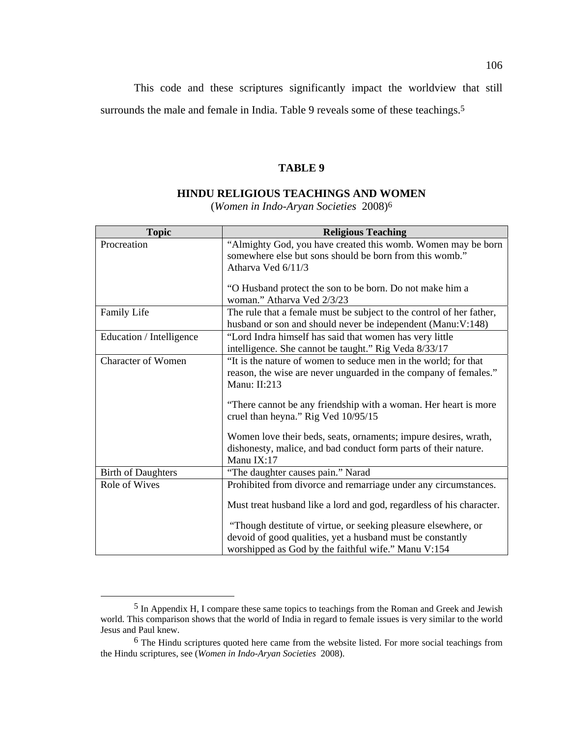This code and these scriptures significantly impact the worldview that still surrounds the male and female in India. Table 9 reveals some of these teachings.[5]

**TABLE 9**

**HINDU RELIGIOUS TEACHINGS AND WOMEN**

(*Women in Indo-Aryan Societies* 2008)[6]

| Topic | Religious Teaching |
| --- | --- |
| Procreation | "Almighty God, you have created this womb. Women may be born somewhere else but sons should be born from this womb." Atharva Ved 6/11/3<br><br>"O Husband protect the son to be born. Do not make him a woman." Atharva Ved 2/3/23 |
| Family Life | The rule that a female must be subject to the control of her father, husband or son and should never be independent (Manu:V:148) |
| Education / Intelligence | "Lord Indra himself has said that women has very little intelligence. She cannot be taught." Rig Veda 8/33/17 |
| Character of Women | "It is the nature of women to seduce men in the world; for that reason, the wise are never unguarded in the company of females." Manu: II:213<br><br>"There cannot be any friendship with a woman. Her heart is more cruel than heyna." Rig Ved 10/95/15<br><br>Women love their beds, seats, ornaments; impure desires, wrath, dishonesty, malice, and bad conduct form parts of their nature. Manu IX:17 |
| Birth of Daughters | "The daughter causes pain." Narad |
| Role of Wives | Prohibited from divorce and remarriage under any circumstances.<br><br>Must treat husband like a lord and god, regardless of his character.<br><br>"Though destitute of virtue, or seeking pleasure elsewhere, or devoid of good qualities, yet a husband must be constantly worshipped as God by the faithful wife." Manu V:154 |

[5] In Appendix H, I compare these same topics to teachings from the Roman and Greek and Jewish world. This comparison shows that the world of India in regard to female issues is very similar to the world Jesus and Paul knew.

[6] The Hindu scriptures quoted here came from the website listed. For more social teachings from the Hindu scriptures, see (*Women in Indo-Aryan Societies* 2008).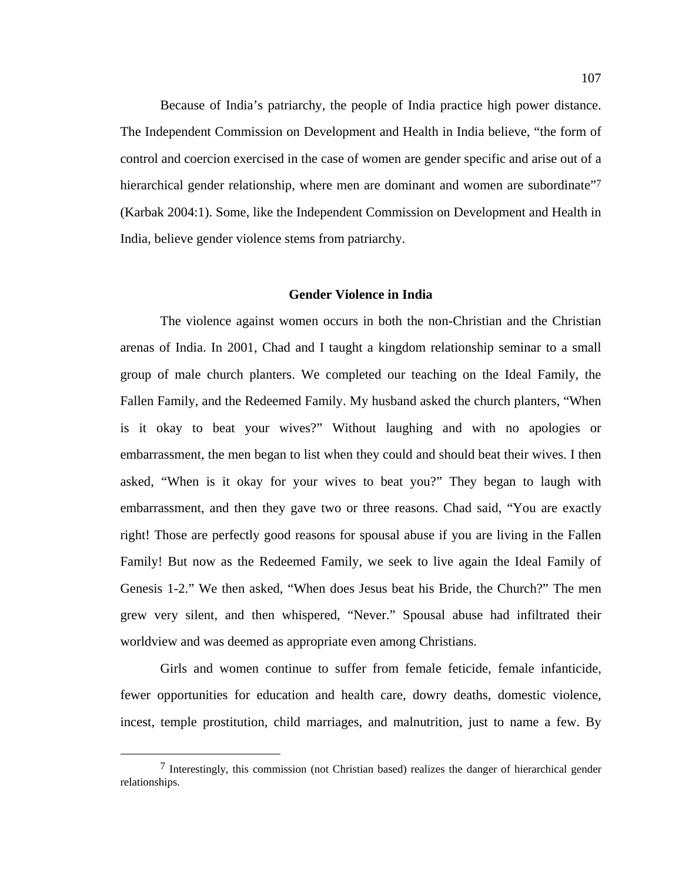Because of India's patriarchy, the people of India practice high power distance. The Independent Commission on Development and Health in India believe, "the form of control and coercion exercised in the case of women are gender specific and arise out of a hierarchical gender relationship, where men are dominant and women are subordinate"[7] (Karbak 2004:1). Some, like the Independent Commission on Development and Health in India, believe gender violence stems from patriarchy.

## Gender Violence in India

The violence against women occurs in both the non-Christian and the Christian arenas of India. In 2001, Chad and I taught a kingdom relationship seminar to a small group of male church planters. We completed our teaching on the Ideal Family, the Fallen Family, and the Redeemed Family. My husband asked the church planters, "When is it okay to beat your wives?" Without laughing and with no apologies or embarrassment, the men began to list when they could and should beat their wives. I then asked, "When is it okay for your wives to beat you?" They began to laugh with embarrassment, and then they gave two or three reasons. Chad said, "You are exactly right! Those are perfectly good reasons for spousal abuse if you are living in the Fallen Family! But now as the Redeemed Family, we seek to live again the Ideal Family of Genesis 1-2." We then asked, "When does Jesus beat his Bride, the Church?" The men grew very silent, and then whispered, "Never." Spousal abuse had infiltrated their worldview and was deemed as appropriate even among Christians.

Girls and women continue to suffer from female feticide, female infanticide, fewer opportunities for education and health care, dowry deaths, domestic violence, incest, temple prostitution, child marriages, and malnutrition, just to name a few. By

[7] Interestingly, this commission (not Christian based) realizes the danger of hierarchical gender relationships.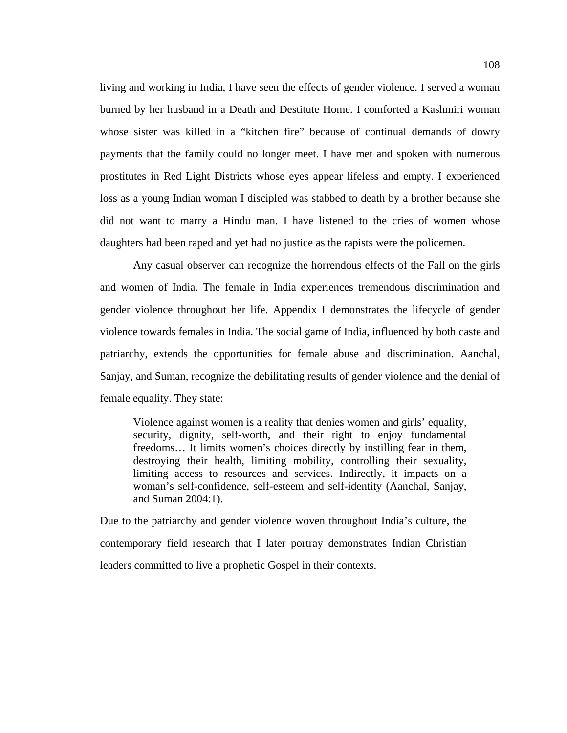living and working in India, I have seen the effects of gender violence. I served a woman burned by her husband in a Death and Destitute Home. I comforted a Kashmiri woman whose sister was killed in a "kitchen fire" because of continual demands of dowry payments that the family could no longer meet. I have met and spoken with numerous prostitutes in Red Light Districts whose eyes appear lifeless and empty. I experienced loss as a young Indian woman I discipled was stabbed to death by a brother because she did not want to marry a Hindu man. I have listened to the cries of women whose daughters had been raped and yet had no justice as the rapists were the policemen.

Any casual observer can recognize the horrendous effects of the Fall on the girls and women of India. The female in India experiences tremendous discrimination and gender violence throughout her life. Appendix I demonstrates the lifecycle of gender violence towards females in India. The social game of India, influenced by both caste and patriarchy, extends the opportunities for female abuse and discrimination. Aanchal, Sanjay, and Suman, recognize the debilitating results of gender violence and the denial of female equality. They state:

> Violence against women is a reality that denies women and girls' equality, security, dignity, self-worth, and their right to enjoy fundamental freedoms… It limits women's choices directly by instilling fear in them, destroying their health, limiting mobility, controlling their sexuality, limiting access to resources and services. Indirectly, it impacts on a woman's self-confidence, self-esteem and self-identity (Aanchal, Sanjay, and Suman 2004:1).

Due to the patriarchy and gender violence woven throughout India's culture, the contemporary field research that I later portray demonstrates Indian Christian leaders committed to live a prophetic Gospel in their contexts.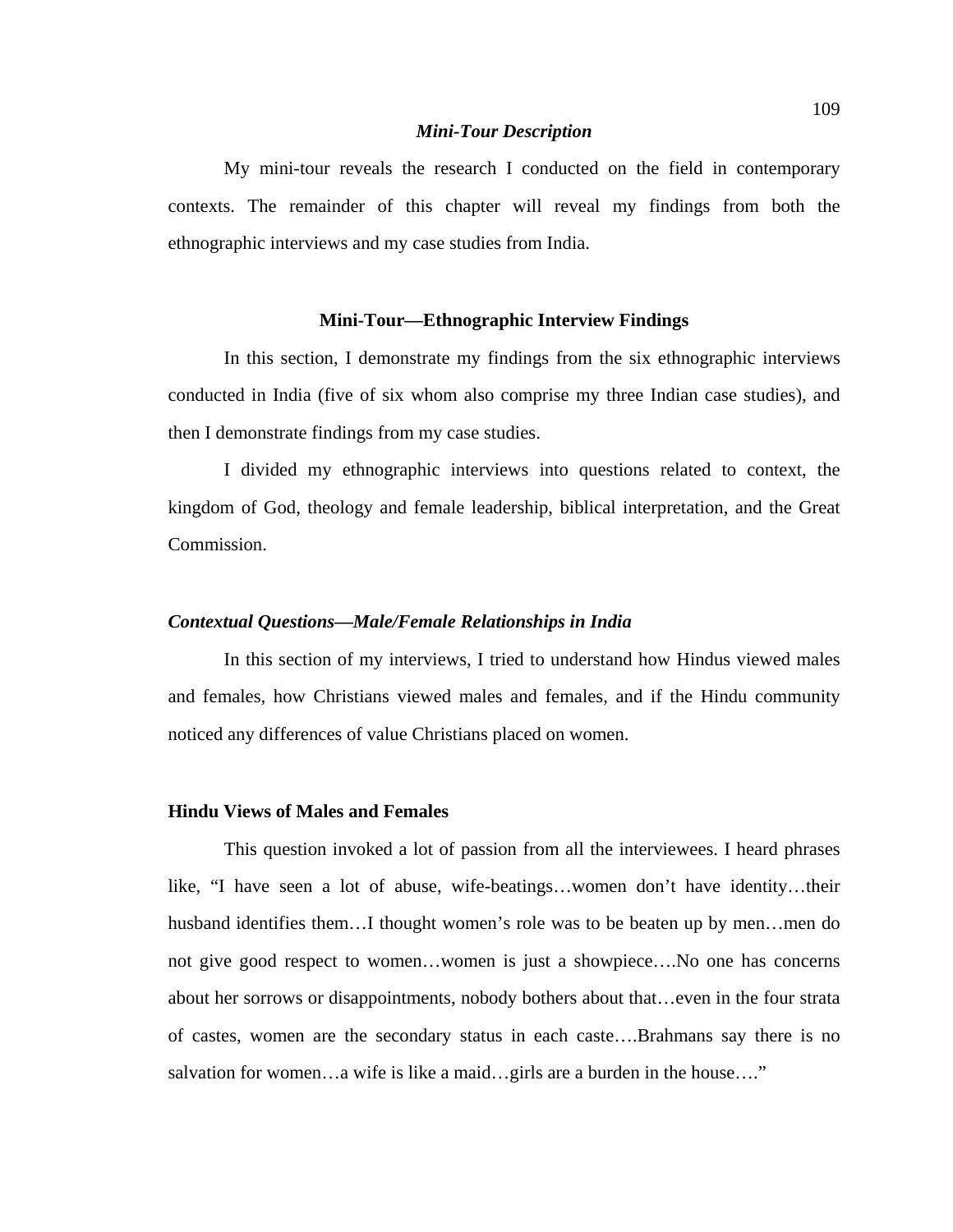### *Mini-Tour Description*

My mini-tour reveals the research I conducted on the field in contemporary contexts. The remainder of this chapter will reveal my findings from both the ethnographic interviews and my case studies from India.

## Mini-Tour—Ethnographic Interview Findings

In this section, I demonstrate my findings from the six ethnographic interviews conducted in India (five of six whom also comprise my three Indian case studies), and then I demonstrate findings from my case studies.

I divided my ethnographic interviews into questions related to context, the kingdom of God, theology and female leadership, biblical interpretation, and the Great Commission.

### *Contextual Questions—Male/Female Relationships in India*

In this section of my interviews, I tried to understand how Hindus viewed males and females, how Christians viewed males and females, and if the Hindu community noticed any differences of value Christians placed on women.

#### Hindu Views of Males and Females

This question invoked a lot of passion from all the interviewees. I heard phrases like, “I have seen a lot of abuse, wife-beatings…women don’t have identity…their husband identifies them…I thought women’s role was to be beaten up by men…men do not give good respect to women…women is just a showpiece….No one has concerns about her sorrows or disappointments, nobody bothers about that…even in the four strata of castes, women are the secondary status in each caste….Brahmans say there is no salvation for women…a wife is like a maid…girls are a burden in the house….”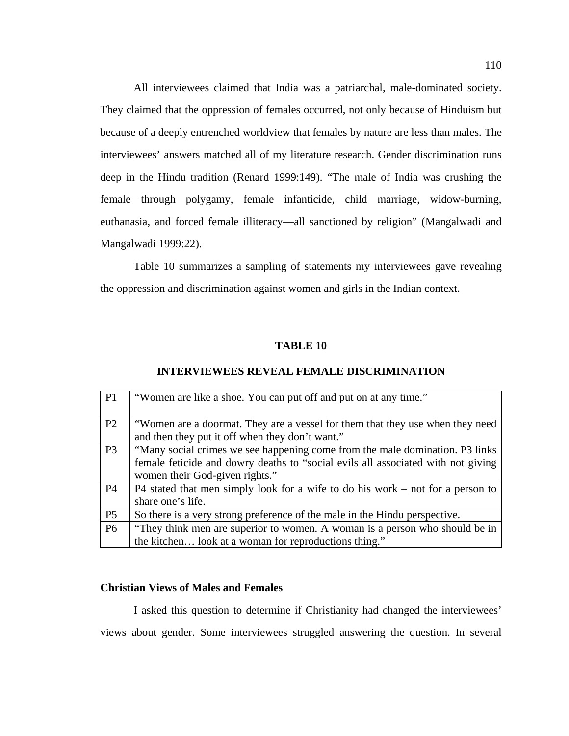All interviewees claimed that India was a patriarchal, male-dominated society. They claimed that the oppression of females occurred, not only because of Hinduism but because of a deeply entrenched worldview that females by nature are less than males. The interviewees' answers matched all of my literature research. Gender discrimination runs deep in the Hindu tradition (Renard 1999:149). "The male of India was crushing the female through polygamy, female infanticide, child marriage, widow-burning, euthanasia, and forced female illiteracy—all sanctioned by religion" (Mangalwadi and Mangalwadi 1999:22).

Table 10 summarizes a sampling of statements my interviewees gave revealing the oppression and discrimination against women and girls in the Indian context.

**TABLE 10**

**INTERVIEWEES REVEAL FEMALE DISCRIMINATION**

| | |
|---|---|
| P1 | "Women are like a shoe. You can put off and put on at any time." |
| P2 | "Women are a doormat. They are a vessel for them that they use when they need and then they put it off when they don't want." |
| P3 | "Many social crimes we see happening come from the male domination. P3 links female feticide and dowry deaths to "social evils all associated with not giving women their God-given rights." |
| P4 | P4 stated that men simply look for a wife to do his work – not for a person to share one's life. |
| P5 | So there is a very strong preference of the male in the Hindu perspective. |
| P6 | "They think men are superior to women. A woman is a person who should be in the kitchen… look at a woman for reproductions thing." |

**Christian Views of Males and Females**

I asked this question to determine if Christianity had changed the interviewees' views about gender. Some interviewees struggled answering the question. In several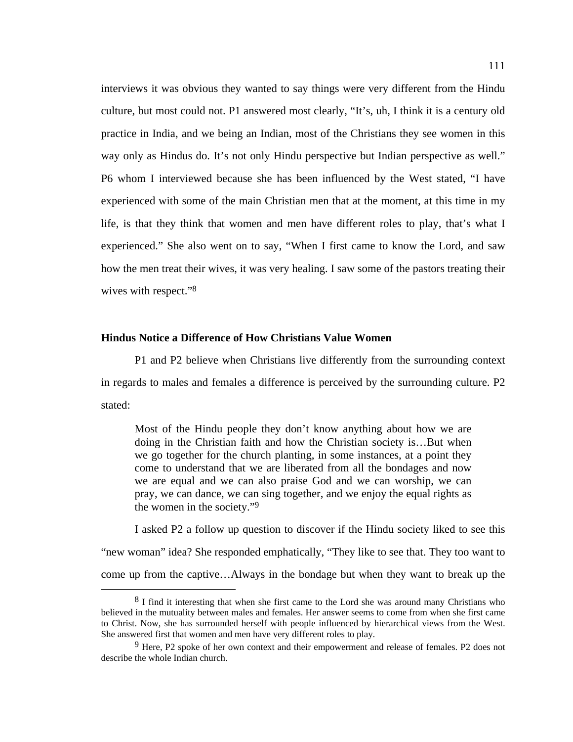interviews it was obvious they wanted to say things were very different from the Hindu culture, but most could not. P1 answered most clearly, "It's, uh, I think it is a century old practice in India, and we being an Indian, most of the Christians they see women in this way only as Hindus do. It's not only Hindu perspective but Indian perspective as well." P6 whom I interviewed because she has been influenced by the West stated, "I have experienced with some of the main Christian men that at the moment, at this time in my life, is that they think that women and men have different roles to play, that's what I experienced." She also went on to say, "When I first came to know the Lord, and saw how the men treat their wives, it was very healing. I saw some of the pastors treating their wives with respect."[8]

**Hindus Notice a Difference of How Christians Value Women**

P1 and P2 believe when Christians live differently from the surrounding context in regards to males and females a difference is perceived by the surrounding culture. P2 stated:

> Most of the Hindu people they don't know anything about how we are doing in the Christian faith and how the Christian society is…But when we go together for the church planting, in some instances, at a point they come to understand that we are liberated from all the bondages and now we are equal and we can also praise God and we can worship, we can pray, we can dance, we can sing together, and we enjoy the equal rights as the women in the society."[9]

I asked P2 a follow up question to discover if the Hindu society liked to see this "new woman" idea? She responded emphatically, "They like to see that. They too want to come up from the captive…Always in the bondage but when they want to break up the

[8] I find it interesting that when she first came to the Lord she was around many Christians who believed in the mutuality between males and females. Her answer seems to come from when she first came to Christ. Now, she has surrounded herself with people influenced by hierarchical views from the West. She answered first that women and men have very different roles to play.

[9] Here, P2 spoke of her own context and their empowerment and release of females. P2 does not describe the whole Indian church.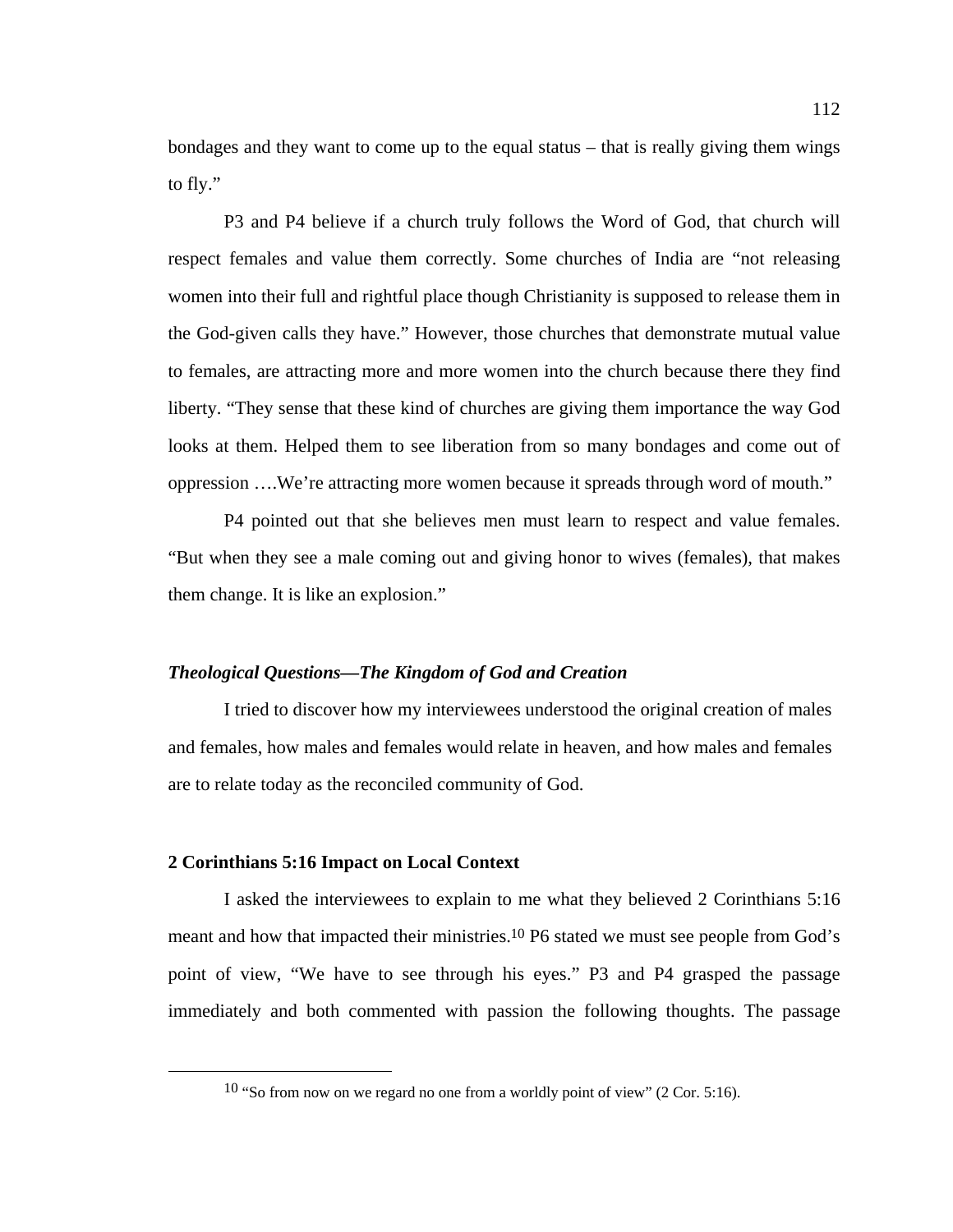bondages and they want to come up to the equal status – that is really giving them wings to fly."

P3 and P4 believe if a church truly follows the Word of God, that church will respect females and value them correctly. Some churches of India are "not releasing women into their full and rightful place though Christianity is supposed to release them in the God-given calls they have." However, those churches that demonstrate mutual value to females, are attracting more and more women into the church because there they find liberty. "They sense that these kind of churches are giving them importance the way God looks at them. Helped them to see liberation from so many bondages and come out of oppression ….We're attracting more women because it spreads through word of mouth."

P4 pointed out that she believes men must learn to respect and value females. "But when they see a male coming out and giving honor to wives (females), that makes them change. It is like an explosion."

### ***Theological Questions—The Kingdom of God and Creation***

I tried to discover how my interviewees understood the original creation of males and females, how males and females would relate in heaven, and how males and females are to relate today as the reconciled community of God.

### **2 Corinthians 5:16 Impact on Local Context**

I asked the interviewees to explain to me what they believed 2 Corinthians 5:16 meant and how that impacted their ministries.[10] P6 stated we must see people from God's point of view, "We have to see through his eyes." P3 and P4 grasped the passage immediately and both commented with passion the following thoughts. The passage

[10] "So from now on we regard no one from a worldly point of view" (2 Cor. 5:16).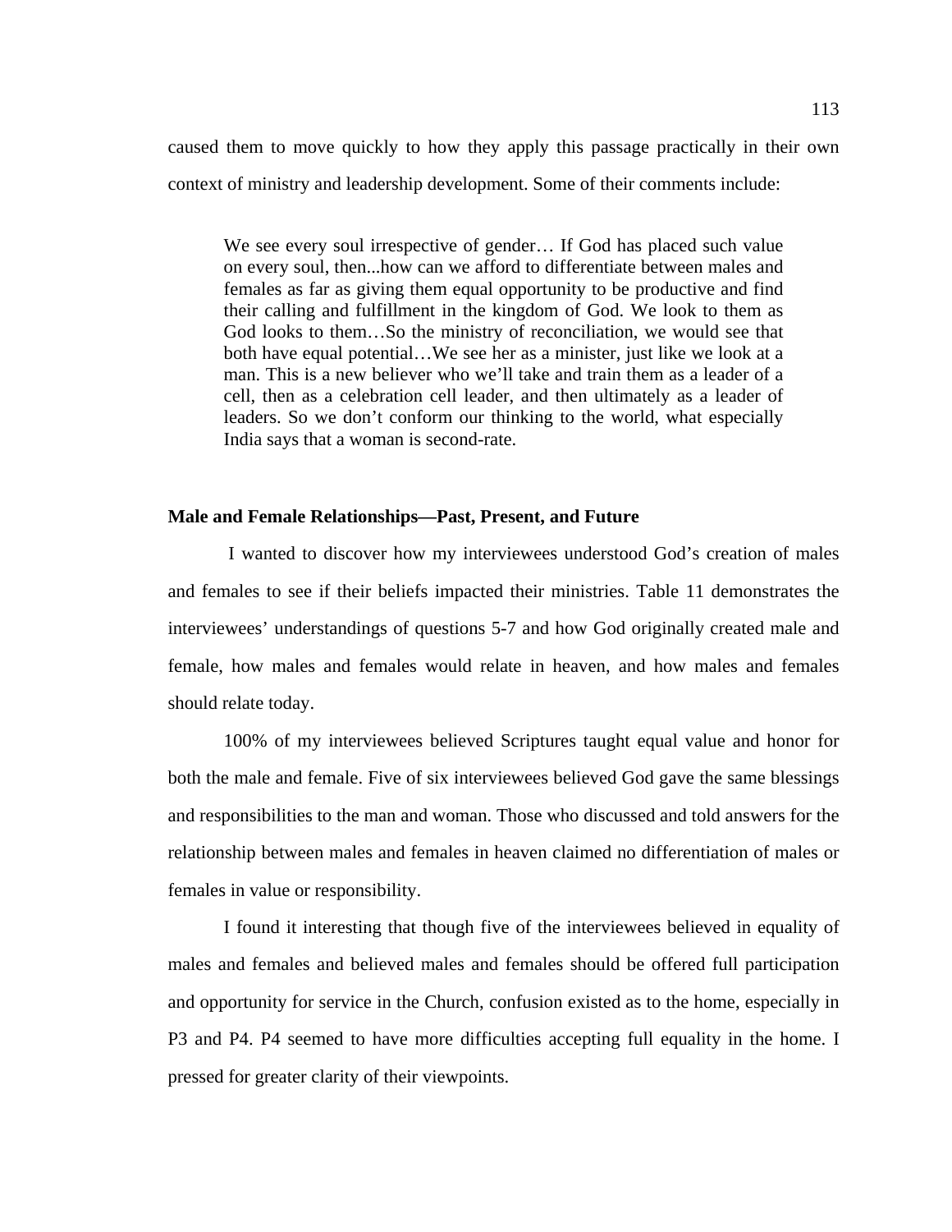caused them to move quickly to how they apply this passage practically in their own context of ministry and leadership development. Some of their comments include:

> We see every soul irrespective of gender… If God has placed such value on every soul, then...how can we afford to differentiate between males and females as far as giving them equal opportunity to be productive and find their calling and fulfillment in the kingdom of God. We look to them as God looks to them…So the ministry of reconciliation, we would see that both have equal potential…We see her as a minister, just like we look at a man. This is a new believer who we'll take and train them as a leader of a cell, then as a celebration cell leader, and then ultimately as a leader of leaders. So we don't conform our thinking to the world, what especially India says that a woman is second-rate.

**Male and Female Relationships—Past, Present, and Future**

I wanted to discover how my interviewees understood God's creation of males and females to see if their beliefs impacted their ministries. Table 11 demonstrates the interviewees' understandings of questions 5-7 and how God originally created male and female, how males and females would relate in heaven, and how males and females should relate today.

100% of my interviewees believed Scriptures taught equal value and honor for both the male and female. Five of six interviewees believed God gave the same blessings and responsibilities to the man and woman. Those who discussed and told answers for the relationship between males and females in heaven claimed no differentiation of males or females in value or responsibility.

I found it interesting that though five of the interviewees believed in equality of males and females and believed males and females should be offered full participation and opportunity for service in the Church, confusion existed as to the home, especially in P3 and P4. P4 seemed to have more difficulties accepting full equality in the home. I pressed for greater clarity of their viewpoints.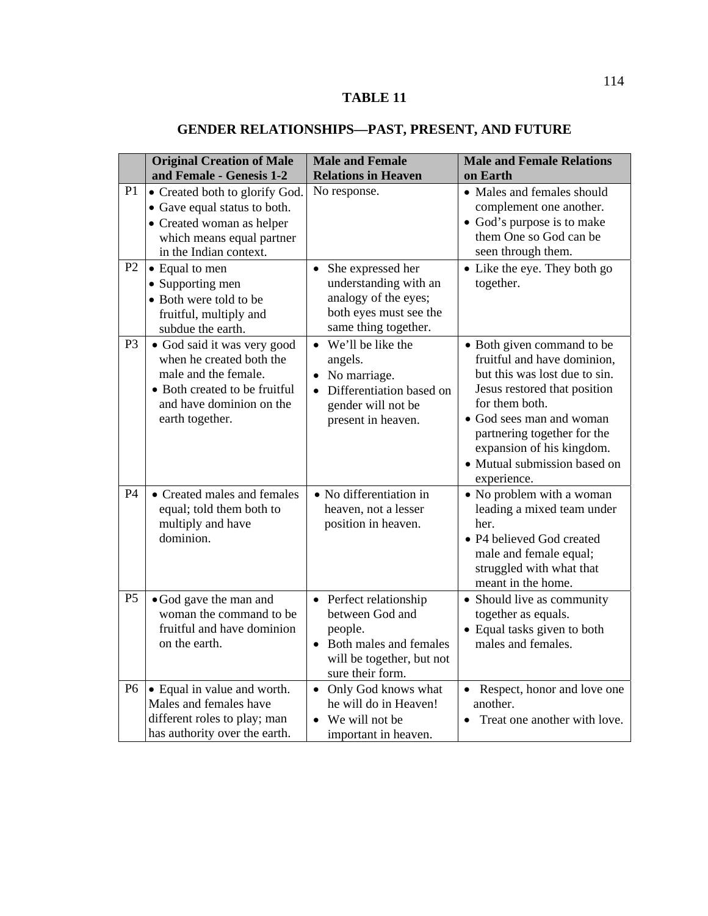**TABLE 11**

**GENDER RELATIONSHIPS—PAST, PRESENT, AND FUTURE**

| | Original Creation of Male and Female - Genesis 1-2 | Male and Female Relations in Heaven | Male and Female Relations on Earth |
|---|---|---|---|
| P1 | • Created both to glorify God.<br>• Gave equal status to both.<br>• Created woman as helper which means equal partner in the Indian context. | No response. | • Males and females should complement one another.<br>• God's purpose is to make them One so God can be seen through them. |
| P2 | • Equal to men<br>• Supporting men<br>• Both were told to be fruitful, multiply and subdue the earth. | • She expressed her understanding with an analogy of the eyes; both eyes must see the same thing together. | • Like the eye. They both go together. |
| P3 | • God said it was very good when he created both the male and the female.<br>• Both created to be fruitful and have dominion on the earth together. | • We'll be like the angels.<br>• No marriage.<br>• Differentiation based on gender will not be present in heaven. | • Both given command to be fruitful and have dominion, but this was lost due to sin. Jesus restored that position for them both.<br>• God sees man and woman partnering together for the expansion of his kingdom.<br>• Mutual submission based on experience. |
| P4 | • Created males and females equal; told them both to multiply and have dominion. | • No differentiation in heaven, not a lesser position in heaven. | • No problem with a woman leading a mixed team under her.<br>• P4 believed God created male and female equal; struggled with what that meant in the home. |
| P5 | • God gave the man and woman the command to be fruitful and have dominion on the earth. | • Perfect relationship between God and people.<br>• Both males and females will be together, but not sure their form. | • Should live as community together as equals.<br>• Equal tasks given to both males and females. |
| P6 | • Equal in value and worth. Males and females have different roles to play; man has authority over the earth. | • Only God knows what he will do in Heaven!<br>• We will not be important in heaven. | • Respect, honor and love one another.<br>• Treat one another with love. |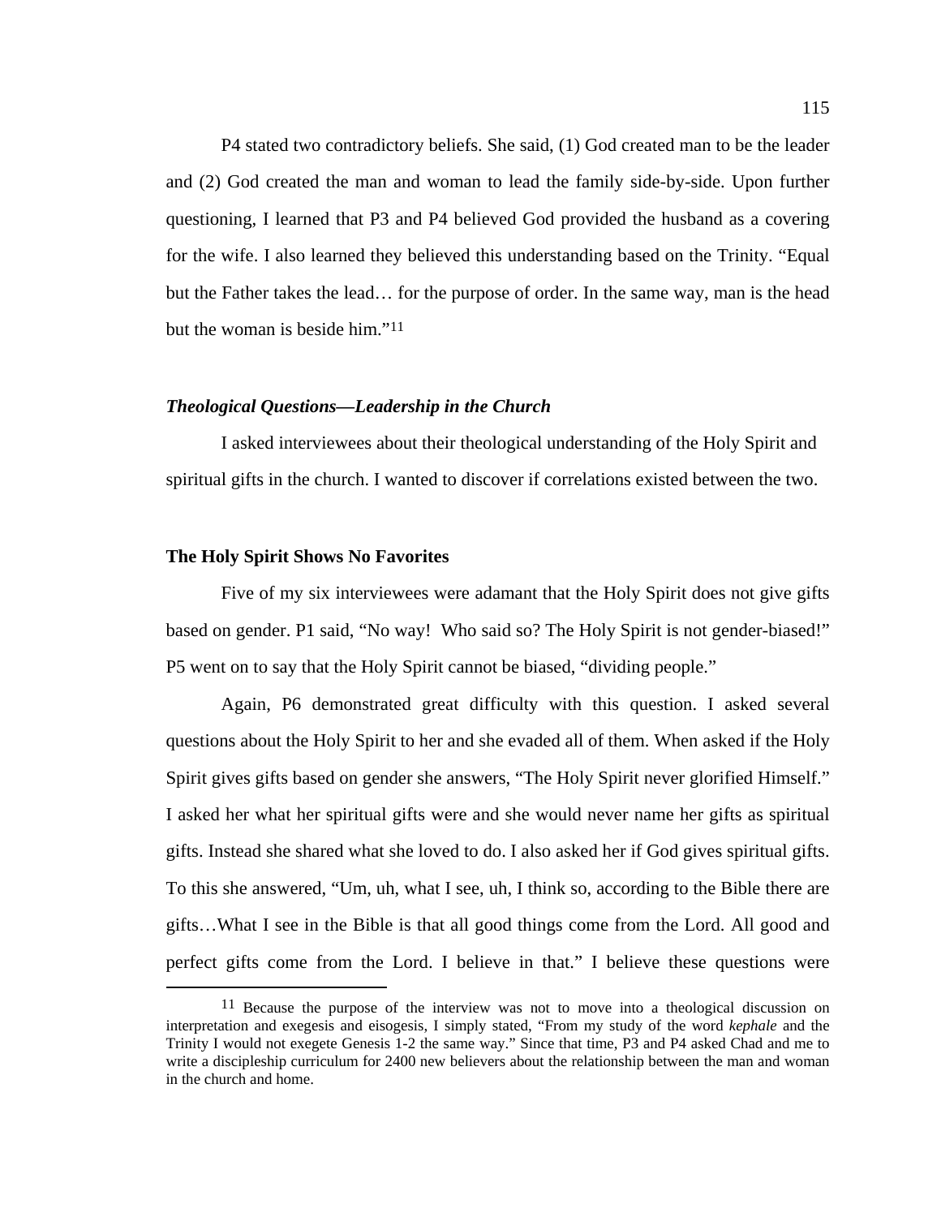P4 stated two contradictory beliefs. She said, (1) God created man to be the leader and (2) God created the man and woman to lead the family side-by-side. Upon further questioning, I learned that P3 and P4 believed God provided the husband as a covering for the wife. I also learned they believed this understanding based on the Trinity. "Equal but the Father takes the lead… for the purpose of order. In the same way, man is the head but the woman is beside him."[11]

### *Theological Questions—Leadership in the Church*

I asked interviewees about their theological understanding of the Holy Spirit and spiritual gifts in the church. I wanted to discover if correlations existed between the two.

### **The Holy Spirit Shows No Favorites**

Five of my six interviewees were adamant that the Holy Spirit does not give gifts based on gender. P1 said, "No way! Who said so? The Holy Spirit is not gender-biased!" P5 went on to say that the Holy Spirit cannot be biased, "dividing people."

Again, P6 demonstrated great difficulty with this question. I asked several questions about the Holy Spirit to her and she evaded all of them. When asked if the Holy Spirit gives gifts based on gender she answers, "The Holy Spirit never glorified Himself." I asked her what her spiritual gifts were and she would never name her gifts as spiritual gifts. Instead she shared what she loved to do. I also asked her if God gives spiritual gifts. To this she answered, "Um, uh, what I see, uh, I think so, according to the Bible there are gifts…What I see in the Bible is that all good things come from the Lord. All good and perfect gifts come from the Lord. I believe in that." I believe these questions were

---

[11] Because the purpose of the interview was not to move into a theological discussion on interpretation and exegesis and eisogesis, I simply stated, "From my study of the word *kephale* and the Trinity I would not exegete Genesis 1-2 the same way." Since that time, P3 and P4 asked Chad and me to write a discipleship curriculum for 2400 new believers about the relationship between the man and woman in the church and home.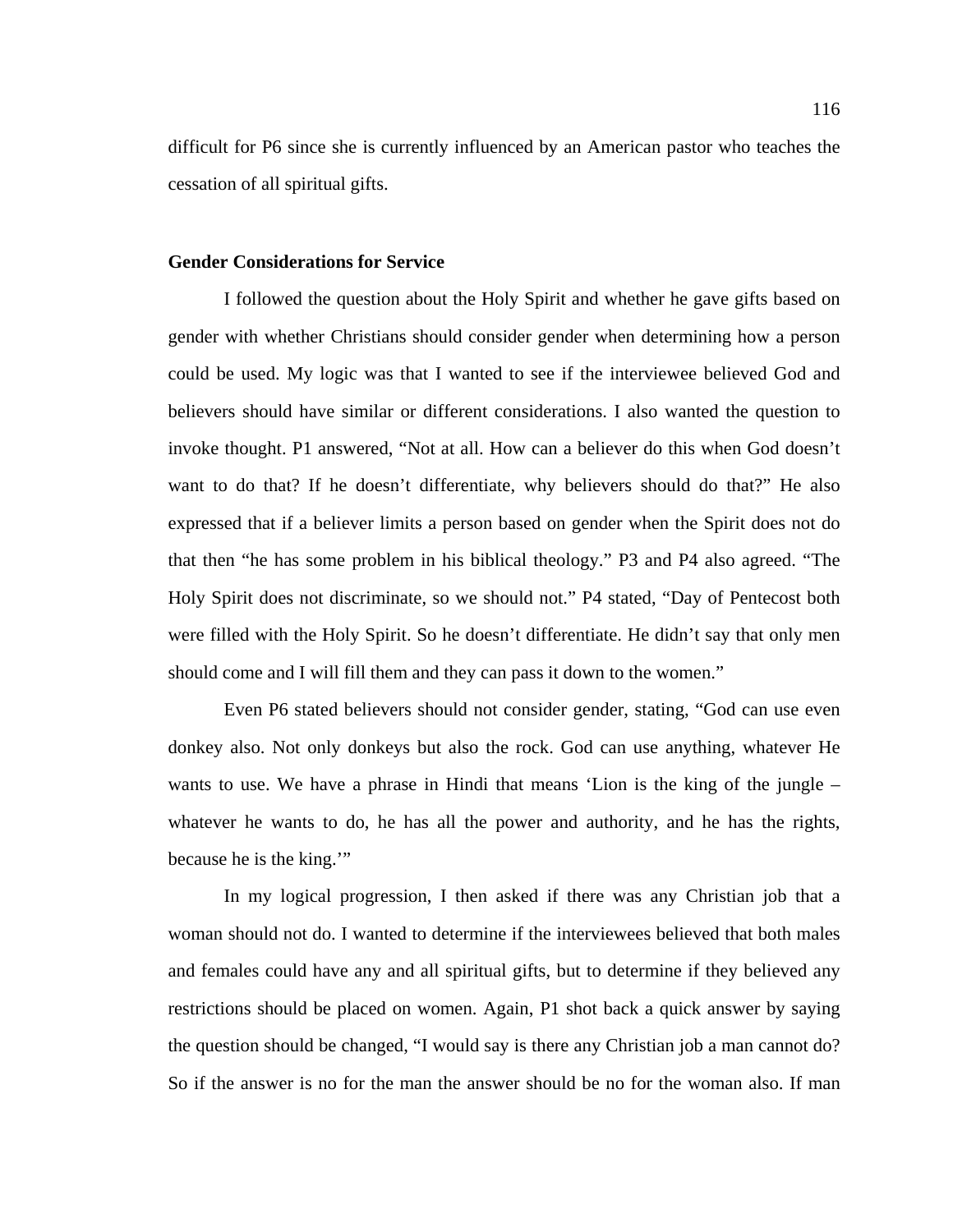difficult for P6 since she is currently influenced by an American pastor who teaches the cessation of all spiritual gifts.

**Gender Considerations for Service**

I followed the question about the Holy Spirit and whether he gave gifts based on gender with whether Christians should consider gender when determining how a person could be used. My logic was that I wanted to see if the interviewee believed God and believers should have similar or different considerations. I also wanted the question to invoke thought. P1 answered, “Not at all. How can a believer do this when God doesn’t want to do that? If he doesn’t differentiate, why believers should do that?” He also expressed that if a believer limits a person based on gender when the Spirit does not do that then “he has some problem in his biblical theology.” P3 and P4 also agreed. “The Holy Spirit does not discriminate, so we should not.” P4 stated, “Day of Pentecost both were filled with the Holy Spirit. So he doesn’t differentiate. He didn’t say that only men should come and I will fill them and they can pass it down to the women.”

Even P6 stated believers should not consider gender, stating, “God can use even donkey also. Not only donkeys but also the rock. God can use anything, whatever He wants to use. We have a phrase in Hindi that means ‘Lion is the king of the jungle – whatever he wants to do, he has all the power and authority, and he has the rights, because he is the king.’”

In my logical progression, I then asked if there was any Christian job that a woman should not do. I wanted to determine if the interviewees believed that both males and females could have any and all spiritual gifts, but to determine if they believed any restrictions should be placed on women. Again, P1 shot back a quick answer by saying the question should be changed, “I would say is there any Christian job a man cannot do? So if the answer is no for the man the answer should be no for the woman also. If man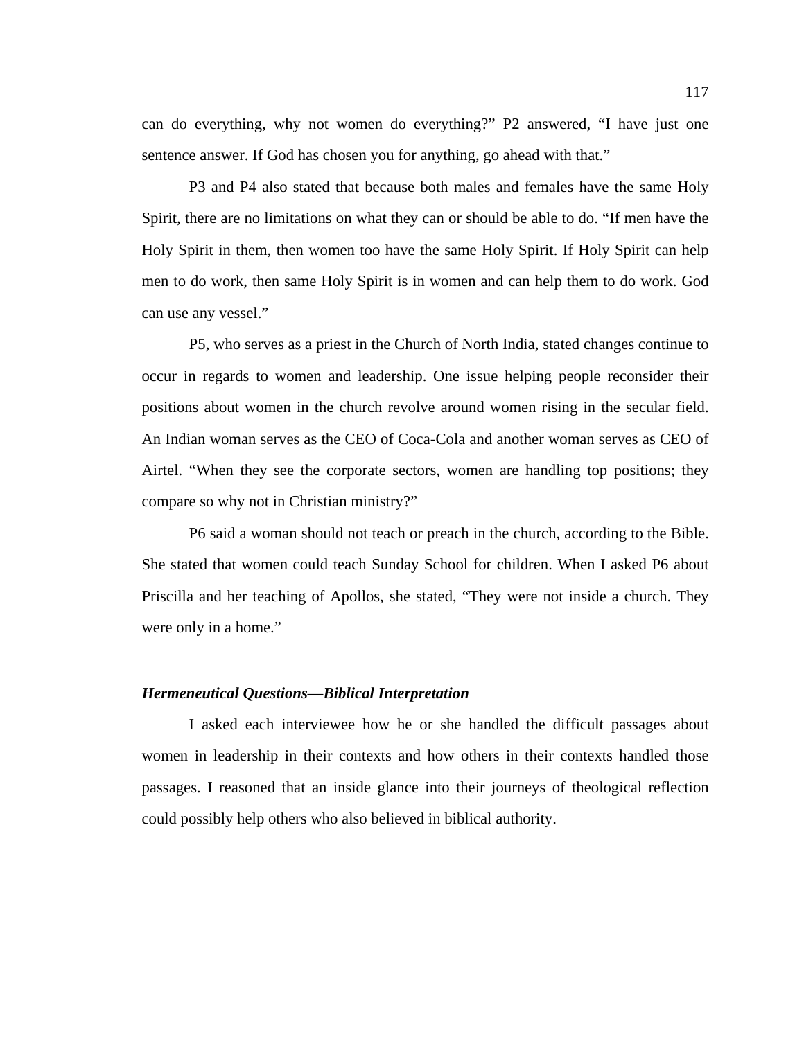can do everything, why not women do everything?" P2 answered, "I have just one sentence answer. If God has chosen you for anything, go ahead with that."

P3 and P4 also stated that because both males and females have the same Holy Spirit, there are no limitations on what they can or should be able to do. "If men have the Holy Spirit in them, then women too have the same Holy Spirit. If Holy Spirit can help men to do work, then same Holy Spirit is in women and can help them to do work. God can use any vessel."

P5, who serves as a priest in the Church of North India, stated changes continue to occur in regards to women and leadership. One issue helping people reconsider their positions about women in the church revolve around women rising in the secular field. An Indian woman serves as the CEO of Coca-Cola and another woman serves as CEO of Airtel. "When they see the corporate sectors, women are handling top positions; they compare so why not in Christian ministry?"

P6 said a woman should not teach or preach in the church, according to the Bible. She stated that women could teach Sunday School for children. When I asked P6 about Priscilla and her teaching of Apollos, she stated, "They were not inside a church. They were only in a home."

### *Hermeneutical Questions—Biblical Interpretation*

I asked each interviewee how he or she handled the difficult passages about women in leadership in their contexts and how others in their contexts handled those passages. I reasoned that an inside glance into their journeys of theological reflection could possibly help others who also believed in biblical authority.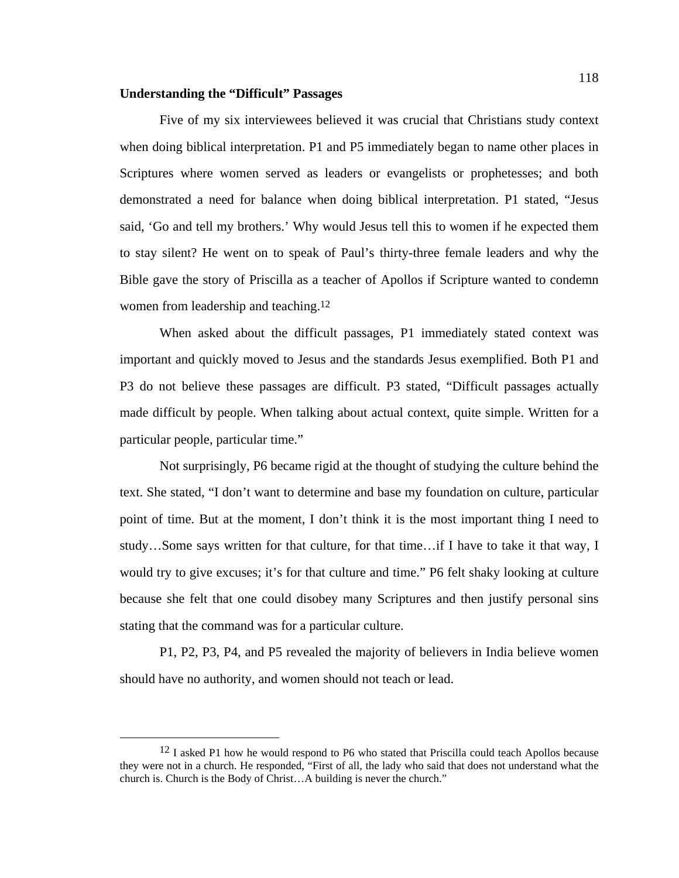**Understanding the "Difficult" Passages**

Five of my six interviewees believed it was crucial that Christians study context when doing biblical interpretation. P1 and P5 immediately began to name other places in Scriptures where women served as leaders or evangelists or prophetesses; and both demonstrated a need for balance when doing biblical interpretation. P1 stated, "Jesus said, 'Go and tell my brothers.' Why would Jesus tell this to women if he expected them to stay silent? He went on to speak of Paul's thirty-three female leaders and why the Bible gave the story of Priscilla as a teacher of Apollos if Scripture wanted to condemn women from leadership and teaching.[12]

When asked about the difficult passages, P1 immediately stated context was important and quickly moved to Jesus and the standards Jesus exemplified. Both P1 and P3 do not believe these passages are difficult. P3 stated, "Difficult passages actually made difficult by people. When talking about actual context, quite simple. Written for a particular people, particular time."

Not surprisingly, P6 became rigid at the thought of studying the culture behind the text. She stated, "I don't want to determine and base my foundation on culture, particular point of time. But at the moment, I don't think it is the most important thing I need to study…Some says written for that culture, for that time…if I have to take it that way, I would try to give excuses; it's for that culture and time." P6 felt shaky looking at culture because she felt that one could disobey many Scriptures and then justify personal sins stating that the command was for a particular culture.

P1, P2, P3, P4, and P5 revealed the majority of believers in India believe women should have no authority, and women should not teach or lead.

---

[12] I asked P1 how he would respond to P6 who stated that Priscilla could teach Apollos because they were not in a church. He responded, "First of all, the lady who said that does not understand what the church is. Church is the Body of Christ…A building is never the church."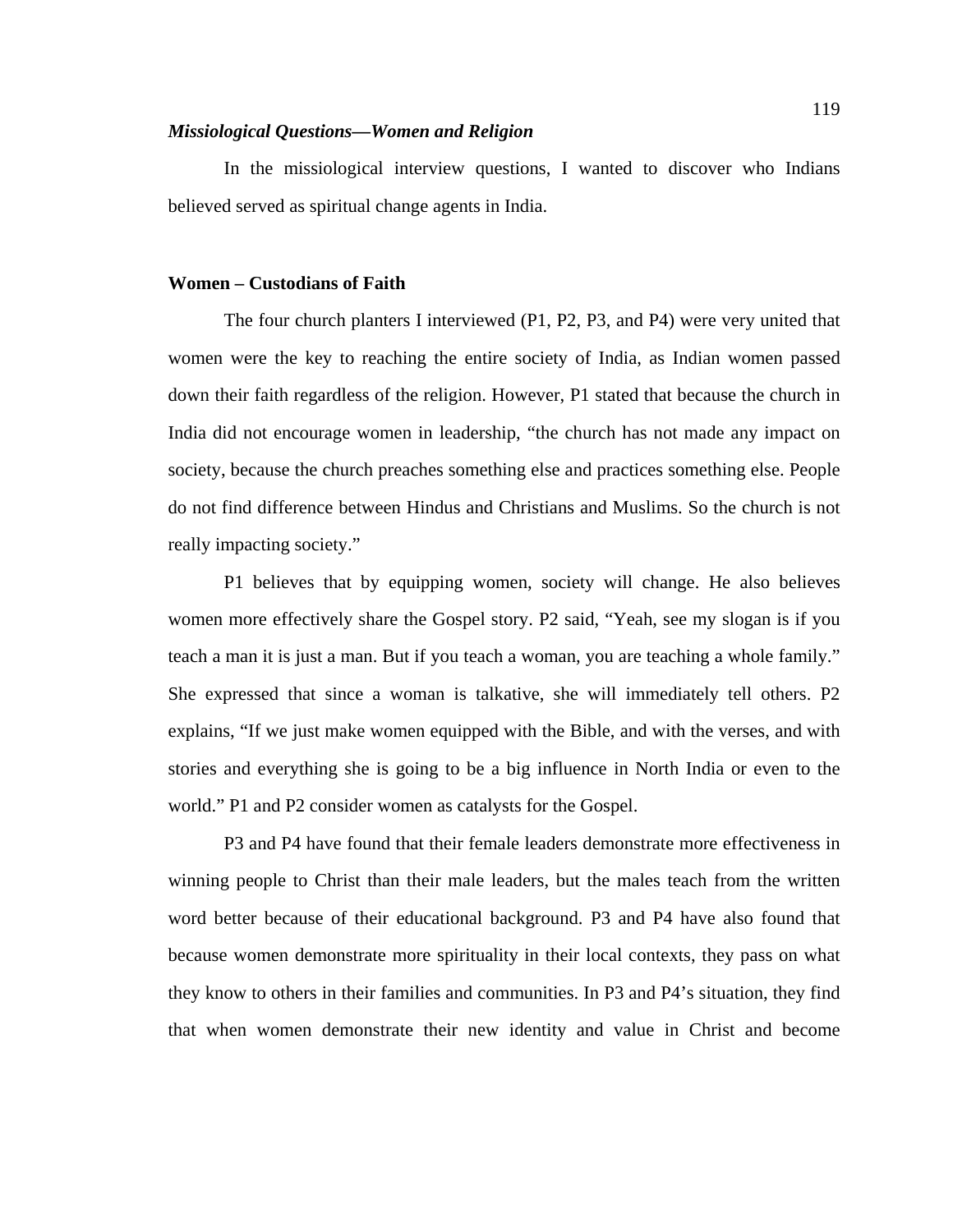### *Missiological Questions—Women and Religion*

In the missiological interview questions, I wanted to discover who Indians believed served as spiritual change agents in India.

### **Women – Custodians of Faith**

The four church planters I interviewed (P1, P2, P3, and P4) were very united that women were the key to reaching the entire society of India, as Indian women passed down their faith regardless of the religion. However, P1 stated that because the church in India did not encourage women in leadership, "the church has not made any impact on society, because the church preaches something else and practices something else. People do not find difference between Hindus and Christians and Muslims. So the church is not really impacting society."

P1 believes that by equipping women, society will change. He also believes women more effectively share the Gospel story. P2 said, "Yeah, see my slogan is if you teach a man it is just a man. But if you teach a woman, you are teaching a whole family." She expressed that since a woman is talkative, she will immediately tell others. P2 explains, "If we just make women equipped with the Bible, and with the verses, and with stories and everything she is going to be a big influence in North India or even to the world." P1 and P2 consider women as catalysts for the Gospel.

P3 and P4 have found that their female leaders demonstrate more effectiveness in winning people to Christ than their male leaders, but the males teach from the written word better because of their educational background. P3 and P4 have also found that because women demonstrate more spirituality in their local contexts, they pass on what they know to others in their families and communities. In P3 and P4's situation, they find that when women demonstrate their new identity and value in Christ and become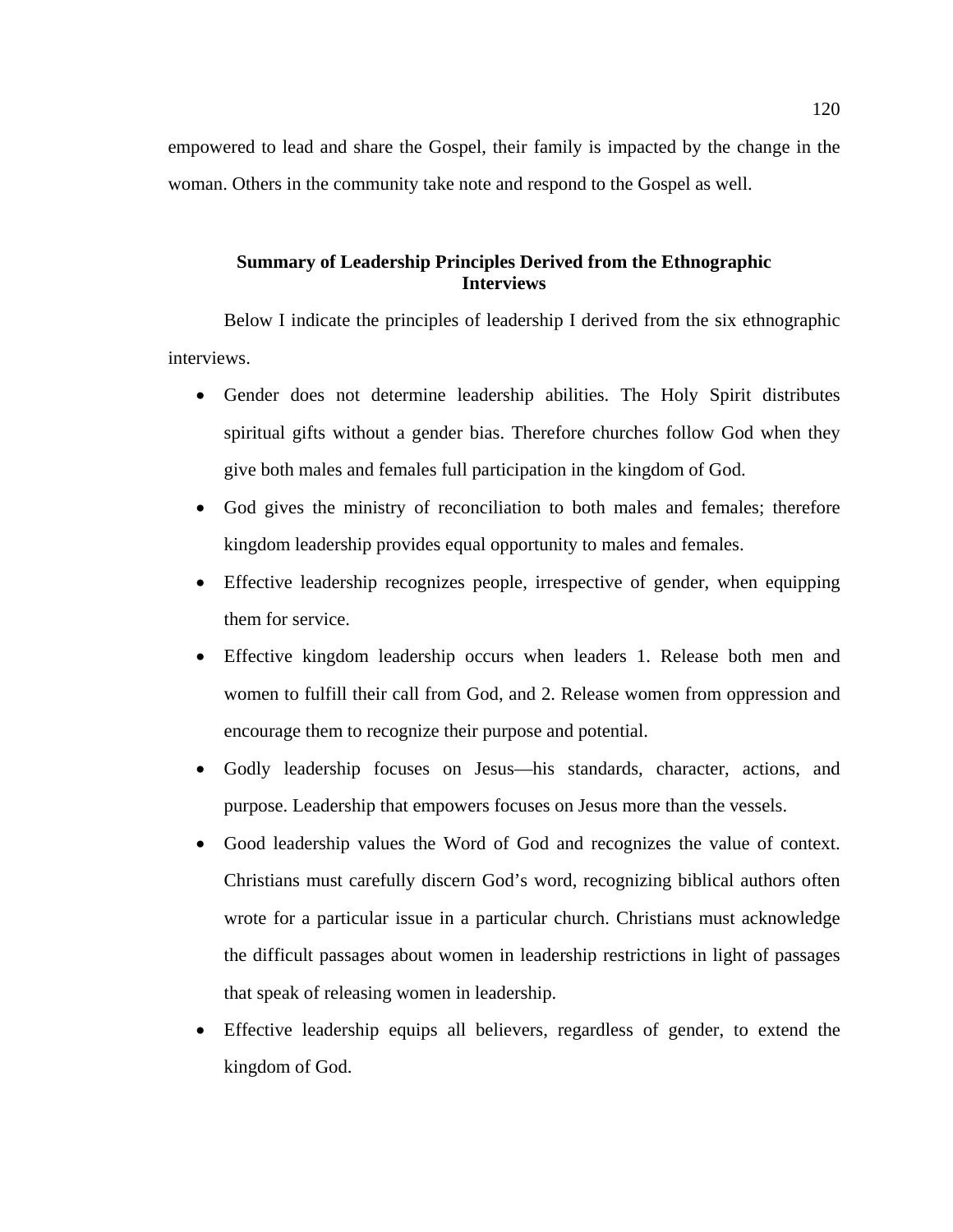empowered to lead and share the Gospel, their family is impacted by the change in the woman. Others in the community take note and respond to the Gospel as well.

### Summary of Leadership Principles Derived from the Ethnographic Interviews

Below I indicate the principles of leadership I derived from the six ethnographic interviews.

- Gender does not determine leadership abilities. The Holy Spirit distributes spiritual gifts without a gender bias. Therefore churches follow God when they give both males and females full participation in the kingdom of God.
- God gives the ministry of reconciliation to both males and females; therefore kingdom leadership provides equal opportunity to males and females.
- Effective leadership recognizes people, irrespective of gender, when equipping them for service.
- Effective kingdom leadership occurs when leaders 1. Release both men and women to fulfill their call from God, and 2. Release women from oppression and encourage them to recognize their purpose and potential.
- Godly leadership focuses on Jesus—his standards, character, actions, and purpose. Leadership that empowers focuses on Jesus more than the vessels.
- Good leadership values the Word of God and recognizes the value of context. Christians must carefully discern God's word, recognizing biblical authors often wrote for a particular issue in a particular church. Christians must acknowledge the difficult passages about women in leadership restrictions in light of passages that speak of releasing women in leadership.
- Effective leadership equips all believers, regardless of gender, to extend the kingdom of God.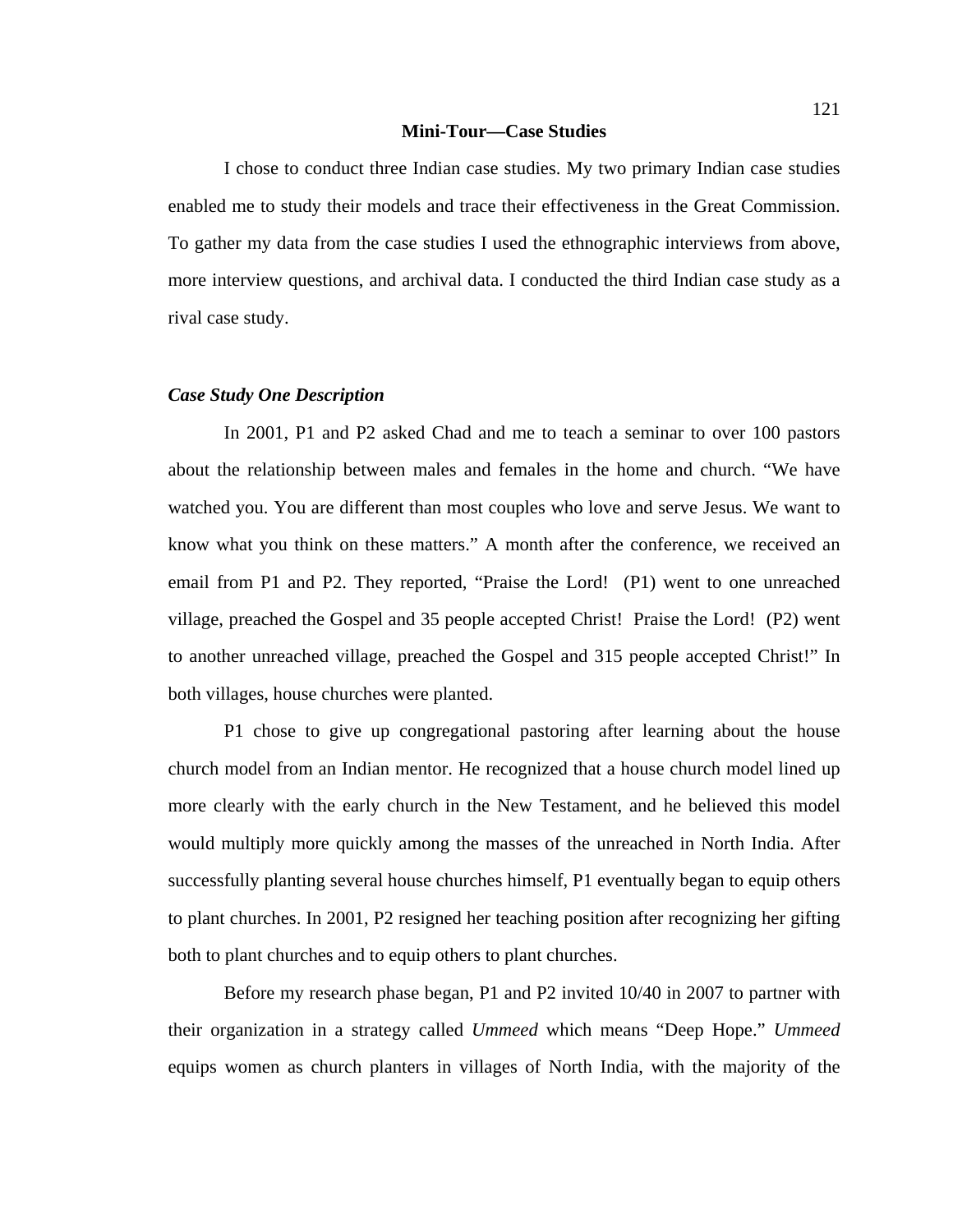## Mini-Tour—Case Studies

I chose to conduct three Indian case studies. My two primary Indian case studies enabled me to study their models and trace their effectiveness in the Great Commission. To gather my data from the case studies I used the ethnographic interviews from above, more interview questions, and archival data. I conducted the third Indian case study as a rival case study.

### *Case Study One Description*

In 2001, P1 and P2 asked Chad and me to teach a seminar to over 100 pastors about the relationship between males and females in the home and church. "We have watched you. You are different than most couples who love and serve Jesus. We want to know what you think on these matters." A month after the conference, we received an email from P1 and P2. They reported, "Praise the Lord! (P1) went to one unreached village, preached the Gospel and 35 people accepted Christ! Praise the Lord! (P2) went to another unreached village, preached the Gospel and 315 people accepted Christ!" In both villages, house churches were planted.

P1 chose to give up congregational pastoring after learning about the house church model from an Indian mentor. He recognized that a house church model lined up more clearly with the early church in the New Testament, and he believed this model would multiply more quickly among the masses of the unreached in North India. After successfully planting several house churches himself, P1 eventually began to equip others to plant churches. In 2001, P2 resigned her teaching position after recognizing her gifting both to plant churches and to equip others to plant churches.

Before my research phase began, P1 and P2 invited 10/40 in 2007 to partner with their organization in a strategy called *Ummeed* which means "Deep Hope." *Ummeed* equips women as church planters in villages of North India, with the majority of the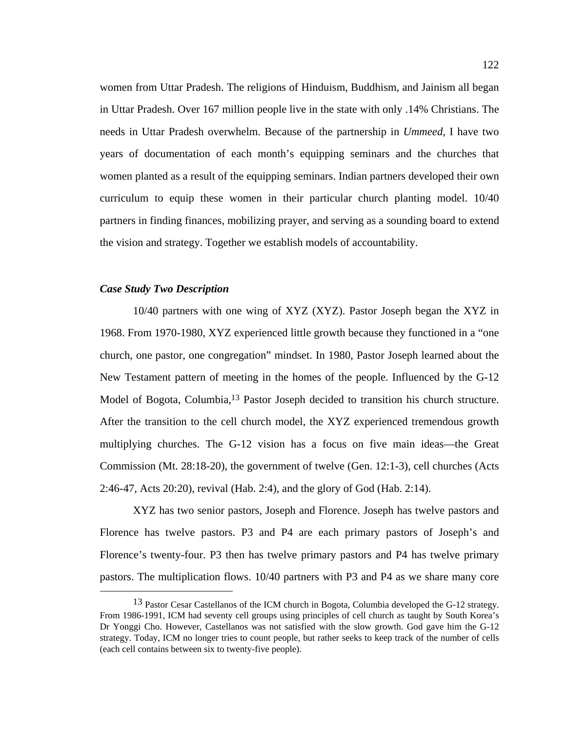women from Uttar Pradesh. The religions of Hinduism, Buddhism, and Jainism all began in Uttar Pradesh. Over 167 million people live in the state with only .14% Christians. The needs in Uttar Pradesh overwhelm. Because of the partnership in *Ummeed,* I have two years of documentation of each month's equipping seminars and the churches that women planted as a result of the equipping seminars. Indian partners developed their own curriculum to equip these women in their particular church planting model. 10/40 partners in finding finances, mobilizing prayer, and serving as a sounding board to extend the vision and strategy. Together we establish models of accountability.

***Case Study Two Description***

10/40 partners with one wing of XYZ (XYZ). Pastor Joseph began the XYZ in 1968. From 1970-1980, XYZ experienced little growth because they functioned in a "one church, one pastor, one congregation" mindset. In 1980, Pastor Joseph learned about the New Testament pattern of meeting in the homes of the people. Influenced by the G-12 Model of Bogota, Columbia,[13] Pastor Joseph decided to transition his church structure. After the transition to the cell church model, the XYZ experienced tremendous growth multiplying churches. The G-12 vision has a focus on five main ideas—the Great Commission (Mt. 28:18-20), the government of twelve (Gen. 12:1-3), cell churches (Acts 2:46-47, Acts 20:20), revival (Hab. 2:4), and the glory of God (Hab. 2:14).

XYZ has two senior pastors, Joseph and Florence. Joseph has twelve pastors and Florence has twelve pastors. P3 and P4 are each primary pastors of Joseph's and Florence's twenty-four. P3 then has twelve primary pastors and P4 has twelve primary pastors. The multiplication flows. 10/40 partners with P3 and P4 as we share many core

[13] Pastor Cesar Castellanos of the ICM church in Bogota, Columbia developed the G-12 strategy. From 1986-1991, ICM had seventy cell groups using principles of cell church as taught by South Korea's Dr Yonggi Cho. However, Castellanos was not satisfied with the slow growth. God gave him the G-12 strategy. Today, ICM no longer tries to count people, but rather seeks to keep track of the number of cells (each cell contains between six to twenty-five people).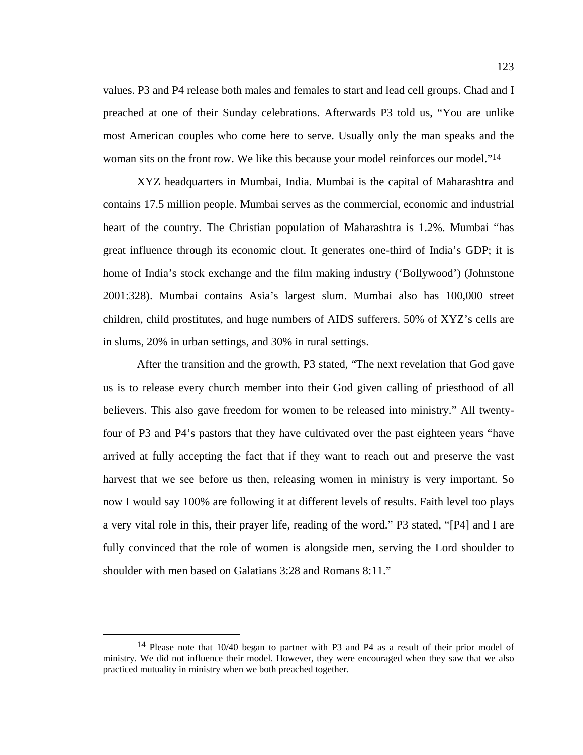values. P3 and P4 release both males and females to start and lead cell groups. Chad and I preached at one of their Sunday celebrations. Afterwards P3 told us, "You are unlike most American couples who come here to serve. Usually only the man speaks and the woman sits on the front row. We like this because your model reinforces our model."[14]

XYZ headquarters in Mumbai, India. Mumbai is the capital of Maharashtra and contains 17.5 million people. Mumbai serves as the commercial, economic and industrial heart of the country. The Christian population of Maharashtra is 1.2%. Mumbai "has great influence through its economic clout. It generates one-third of India's GDP; it is home of India's stock exchange and the film making industry ('Bollywood') (Johnstone 2001:328). Mumbai contains Asia's largest slum. Mumbai also has 100,000 street children, child prostitutes, and huge numbers of AIDS sufferers. 50% of XYZ's cells are in slums, 20% in urban settings, and 30% in rural settings.

After the transition and the growth, P3 stated, "The next revelation that God gave us is to release every church member into their God given calling of priesthood of all believers. This also gave freedom for women to be released into ministry." All twenty-four of P3 and P4's pastors that they have cultivated over the past eighteen years "have arrived at fully accepting the fact that if they want to reach out and preserve the vast harvest that we see before us then, releasing women in ministry is very important. So now I would say 100% are following it at different levels of results. Faith level too plays a very vital role in this, their prayer life, reading of the word." P3 stated, "[P4] and I are fully convinced that the role of women is alongside men, serving the Lord shoulder to shoulder with men based on Galatians 3:28 and Romans 8:11."

---

[14] Please note that 10/40 began to partner with P3 and P4 as a result of their prior model of ministry. We did not influence their model. However, they were encouraged when they saw that we also practiced mutuality in ministry when we both preached together.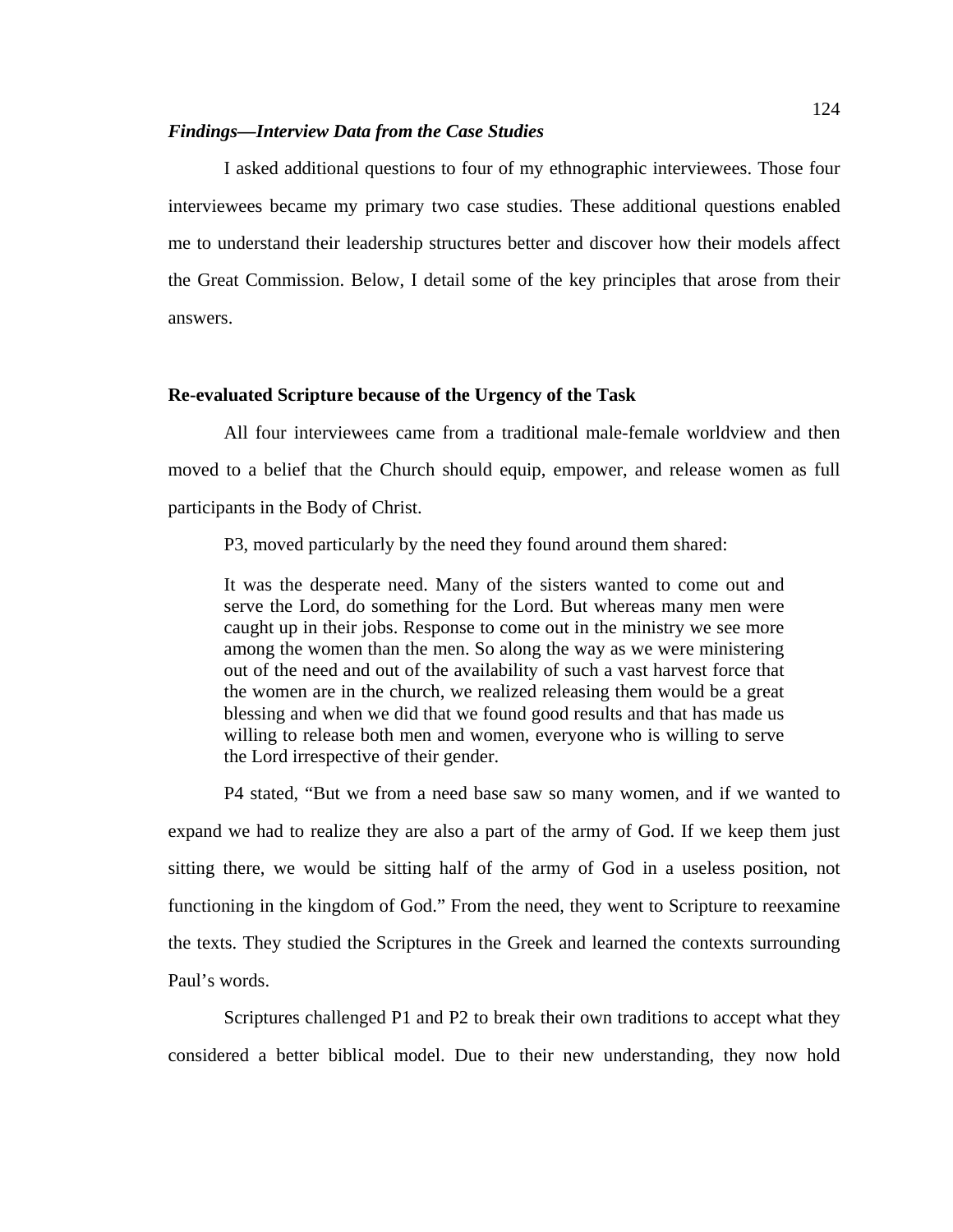### *Findings—Interview Data from the Case Studies*

I asked additional questions to four of my ethnographic interviewees. Those four interviewees became my primary two case studies. These additional questions enabled me to understand their leadership structures better and discover how their models affect the Great Commission. Below, I detail some of the key principles that arose from their answers.

#### Re-evaluated Scripture because of the Urgency of the Task

All four interviewees came from a traditional male-female worldview and then moved to a belief that the Church should equip, empower, and release women as full participants in the Body of Christ.

P3, moved particularly by the need they found around them shared:

> It was the desperate need. Many of the sisters wanted to come out and serve the Lord, do something for the Lord. But whereas many men were caught up in their jobs. Response to come out in the ministry we see more among the women than the men. So along the way as we were ministering out of the need and out of the availability of such a vast harvest force that the women are in the church, we realized releasing them would be a great blessing and when we did that we found good results and that has made us willing to release both men and women, everyone who is willing to serve the Lord irrespective of their gender.

P4 stated, "But we from a need base saw so many women, and if we wanted to expand we had to realize they are also a part of the army of God. If we keep them just sitting there, we would be sitting half of the army of God in a useless position, not functioning in the kingdom of God." From the need, they went to Scripture to reexamine the texts. They studied the Scriptures in the Greek and learned the contexts surrounding Paul's words.

Scriptures challenged P1 and P2 to break their own traditions to accept what they considered a better biblical model. Due to their new understanding, they now hold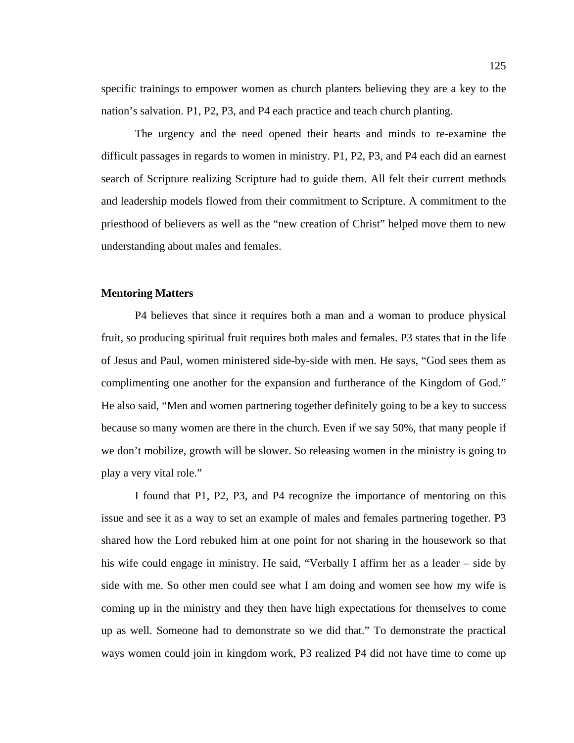specific trainings to empower women as church planters believing they are a key to the nation's salvation. P1, P2, P3, and P4 each practice and teach church planting.

The urgency and the need opened their hearts and minds to re-examine the difficult passages in regards to women in ministry. P1, P2, P3, and P4 each did an earnest search of Scripture realizing Scripture had to guide them. All felt their current methods and leadership models flowed from their commitment to Scripture. A commitment to the priesthood of believers as well as the "new creation of Christ" helped move them to new understanding about males and females.

**Mentoring Matters**

P4 believes that since it requires both a man and a woman to produce physical fruit, so producing spiritual fruit requires both males and females. P3 states that in the life of Jesus and Paul, women ministered side-by-side with men. He says, "God sees them as complimenting one another for the expansion and furtherance of the Kingdom of God." He also said, "Men and women partnering together definitely going to be a key to success because so many women are there in the church. Even if we say 50%, that many people if we don't mobilize, growth will be slower. So releasing women in the ministry is going to play a very vital role."

I found that P1, P2, P3, and P4 recognize the importance of mentoring on this issue and see it as a way to set an example of males and females partnering together. P3 shared how the Lord rebuked him at one point for not sharing in the housework so that his wife could engage in ministry. He said, "Verbally I affirm her as a leader – side by side with me. So other men could see what I am doing and women see how my wife is coming up in the ministry and they then have high expectations for themselves to come up as well. Someone had to demonstrate so we did that." To demonstrate the practical ways women could join in kingdom work, P3 realized P4 did not have time to come up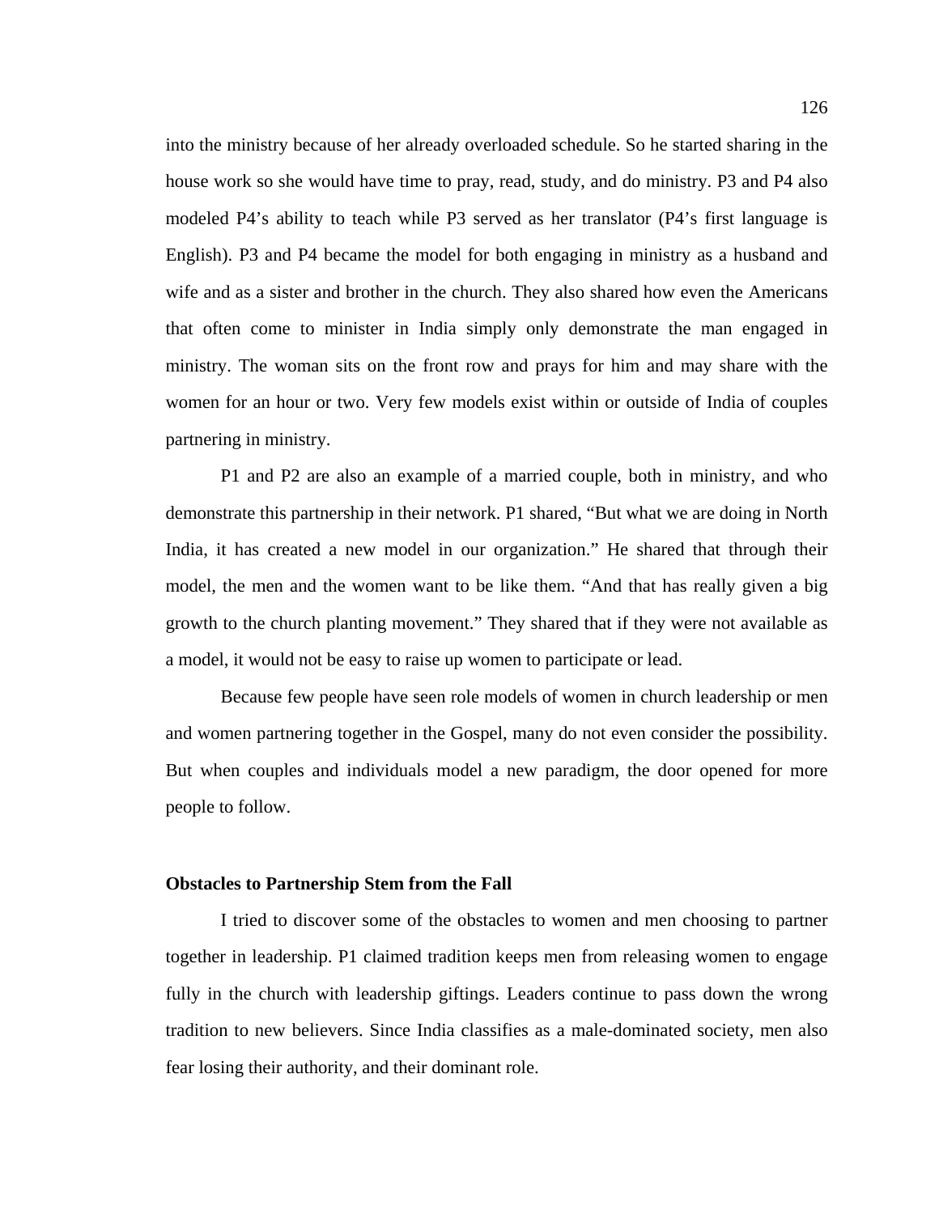into the ministry because of her already overloaded schedule. So he started sharing in the house work so she would have time to pray, read, study, and do ministry. P3 and P4 also modeled P4's ability to teach while P3 served as her translator (P4's first language is English). P3 and P4 became the model for both engaging in ministry as a husband and wife and as a sister and brother in the church. They also shared how even the Americans that often come to minister in India simply only demonstrate the man engaged in ministry. The woman sits on the front row and prays for him and may share with the women for an hour or two. Very few models exist within or outside of India of couples partnering in ministry.

P1 and P2 are also an example of a married couple, both in ministry, and who demonstrate this partnership in their network. P1 shared, "But what we are doing in North India, it has created a new model in our organization." He shared that through their model, the men and the women want to be like them. "And that has really given a big growth to the church planting movement." They shared that if they were not available as a model, it would not be easy to raise up women to participate or lead.

Because few people have seen role models of women in church leadership or men and women partnering together in the Gospel, many do not even consider the possibility. But when couples and individuals model a new paradigm, the door opened for more people to follow.

### Obstacles to Partnership Stem from the Fall

I tried to discover some of the obstacles to women and men choosing to partner together in leadership. P1 claimed tradition keeps men from releasing women to engage fully in the church with leadership giftings. Leaders continue to pass down the wrong tradition to new believers. Since India classifies as a male-dominated society, men also fear losing their authority, and their dominant role.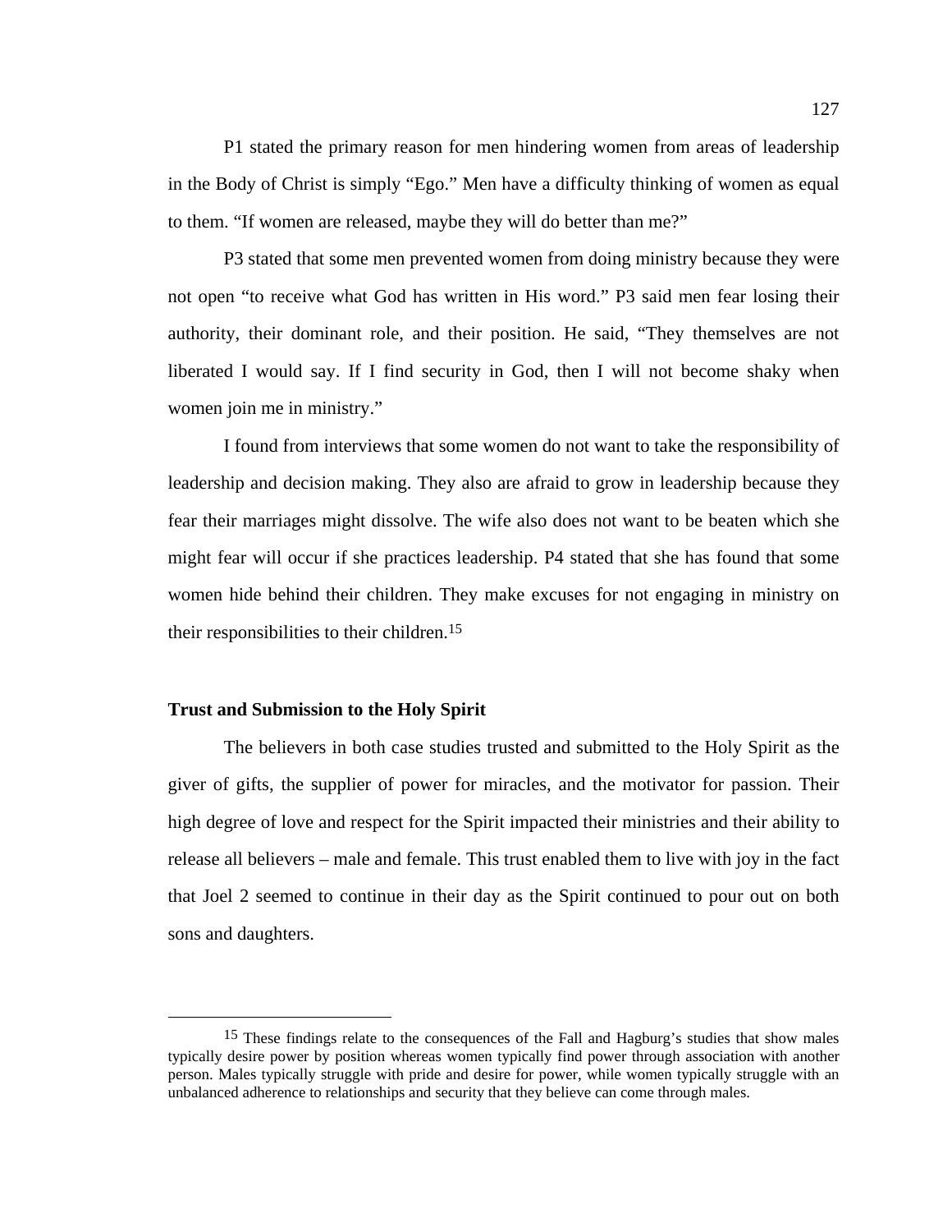P1 stated the primary reason for men hindering women from areas of leadership in the Body of Christ is simply "Ego." Men have a difficulty thinking of women as equal to them. "If women are released, maybe they will do better than me?"

P3 stated that some men prevented women from doing ministry because they were not open "to receive what God has written in His word." P3 said men fear losing their authority, their dominant role, and their position. He said, "They themselves are not liberated I would say. If I find security in God, then I will not become shaky when women join me in ministry."

I found from interviews that some women do not want to take the responsibility of leadership and decision making. They also are afraid to grow in leadership because they fear their marriages might dissolve. The wife also does not want to be beaten which she might fear will occur if she practices leadership. P4 stated that she has found that some women hide behind their children. They make excuses for not engaging in ministry on their responsibilities to their children.[15]

### Trust and Submission to the Holy Spirit

The believers in both case studies trusted and submitted to the Holy Spirit as the giver of gifts, the supplier of power for miracles, and the motivator for passion. Their high degree of love and respect for the Spirit impacted their ministries and their ability to release all believers – male and female. This trust enabled them to live with joy in the fact that Joel 2 seemed to continue in their day as the Spirit continued to pour out on both sons and daughters.

---

[15] These findings relate to the consequences of the Fall and Hagburg's studies that show males typically desire power by position whereas women typically find power through association with another person. Males typically struggle with pride and desire for power, while women typically struggle with an unbalanced adherence to relationships and security that they believe can come through males.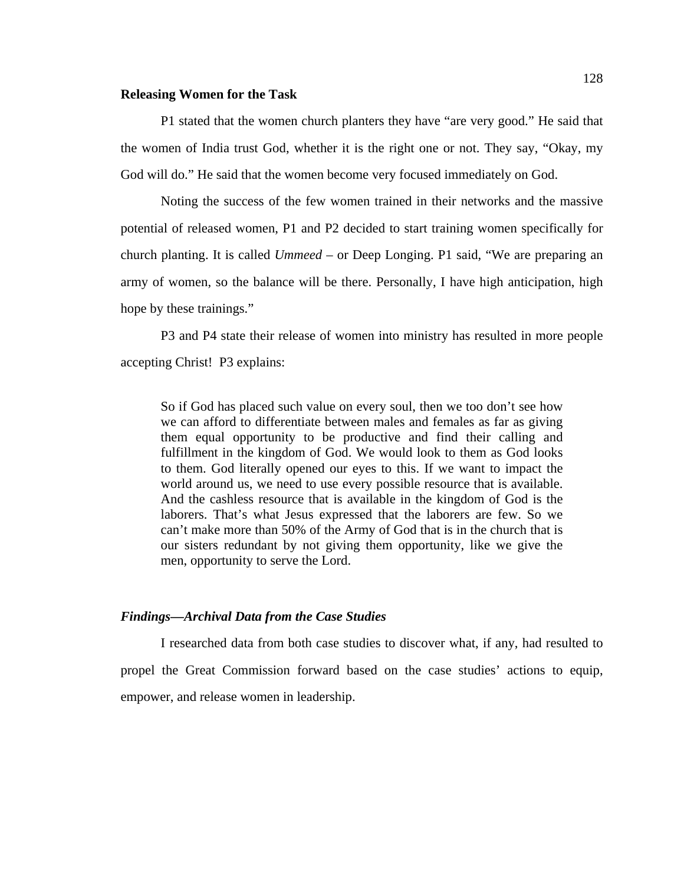**Releasing Women for the Task**

P1 stated that the women church planters they have “are very good.” He said that the women of India trust God, whether it is the right one or not. They say, “Okay, my God will do.” He said that the women become very focused immediately on God.

Noting the success of the few women trained in their networks and the massive potential of released women, P1 and P2 decided to start training women specifically for church planting. It is called *Ummeed* – or Deep Longing. P1 said, “We are preparing an army of women, so the balance will be there. Personally, I have high anticipation, high hope by these trainings.”

P3 and P4 state their release of women into ministry has resulted in more people accepting Christ! P3 explains:

> So if God has placed such value on every soul, then we too don’t see how we can afford to differentiate between males and females as far as giving them equal opportunity to be productive and find their calling and fulfillment in the kingdom of God. We would look to them as God looks to them. God literally opened our eyes to this. If we want to impact the world around us, we need to use every possible resource that is available. And the cashless resource that is available in the kingdom of God is the laborers. That’s what Jesus expressed that the laborers are few. So we can’t make more than 50% of the Army of God that is in the church that is our sisters redundant by not giving them opportunity, like we give the men, opportunity to serve the Lord.

***Findings—Archival Data from the Case Studies***

I researched data from both case studies to discover what, if any, had resulted to propel the Great Commission forward based on the case studies’ actions to equip, empower, and release women in leadership.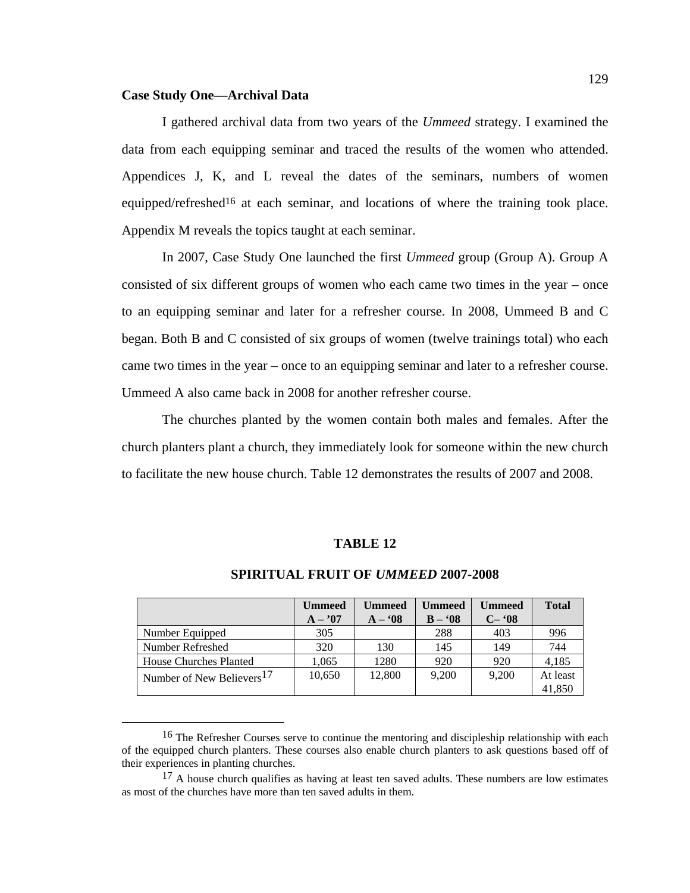**Case Study One—Archival Data**

I gathered archival data from two years of the *Ummeed* strategy. I examined the data from each equipping seminar and traced the results of the women who attended. Appendices J, K, and L reveal the dates of the seminars, numbers of women equipped/refreshed[16] at each seminar, and locations of where the training took place. Appendix M reveals the topics taught at each seminar.

In 2007, Case Study One launched the first *Ummeed* group (Group A). Group A consisted of six different groups of women who each came two times in the year – once to an equipping seminar and later for a refresher course. In 2008, Ummeed B and C began. Both B and C consisted of six groups of women (twelve trainings total) who each came two times in the year – once to an equipping seminar and later to a refresher course. Ummeed A also came back in 2008 for another refresher course.

The churches planted by the women contain both males and females. After the church planters plant a church, they immediately look for someone within the new church to facilitate the new house church. Table 12 demonstrates the results of 2007 and 2008.

**TABLE 12**

**SPIRITUAL FRUIT OF *UMMEED* 2007-2008**

| | Ummeed A – '07 | Ummeed A – '08 | Ummeed B – '08 | Ummeed C– '08 | Total |
|---|---|---|---|---|---|
| Number Equipped | 305 | | 288 | 403 | 996 |
| Number Refreshed | 320 | 130 | 145 | 149 | 744 |
| House Churches Planted | 1,065 | 1280 | 920 | 920 | 4,185 |
| Number of New Believers[17] | 10,650 | 12,800 | 9,200 | 9,200 | At least 41,850 |

---

[16] The Refresher Courses serve to continue the mentoring and discipleship relationship with each of the equipped church planters. These courses also enable church planters to ask questions based off of their experiences in planting churches.

[17] A house church qualifies as having at least ten saved adults. These numbers are low estimates as most of the churches have more than ten saved adults in them.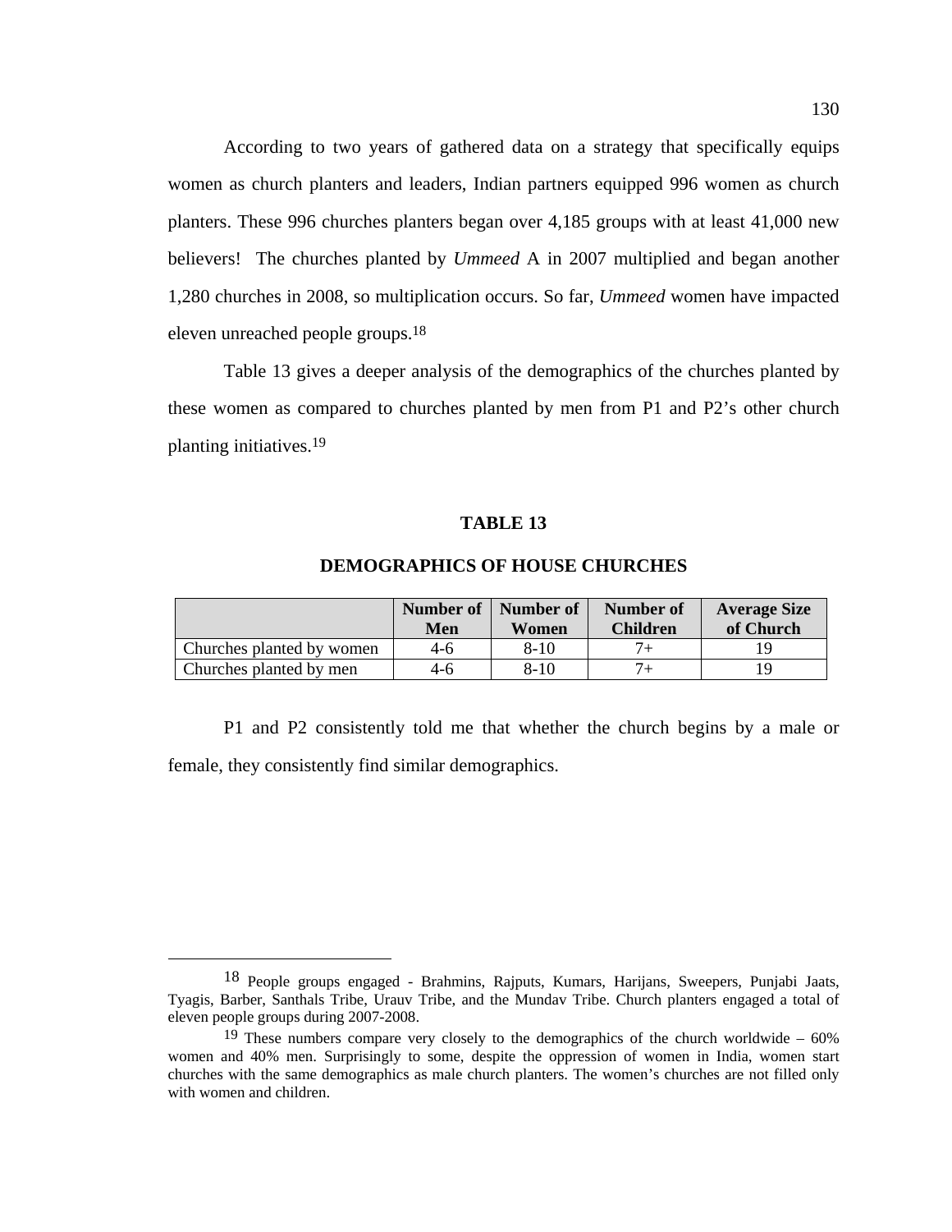According to two years of gathered data on a strategy that specifically equips women as church planters and leaders, Indian partners equipped 996 women as church planters. These 996 churches planters began over 4,185 groups with at least 41,000 new believers!  The churches planted by *Ummeed* A in 2007 multiplied and began another 1,280 churches in 2008, so multiplication occurs. So far, *Ummeed* women have impacted eleven unreached people groups.[18]

Table 13 gives a deeper analysis of the demographics of the churches planted by these women as compared to churches planted by men from P1 and P2's other church planting initiatives.[19]

**TABLE 13**

**DEMOGRAPHICS OF HOUSE CHURCHES**

| | Number of Men | Number of Women | Number of Children | Average Size of Church |
|---|---|---|---|---|
| Churches planted by women | 4-6 | 8-10 | 7+ | 19 |
| Churches planted by men | 4-6 | 8-10 | 7+ | 19 |

P1 and P2 consistently told me that whether the church begins by a male or female, they consistently find similar demographics.

---

[18] People groups engaged - Brahmins, Rajputs, Kumars, Harijans, Sweepers, Punjabi Jaats, Tyagis, Barber, Santhals Tribe, Urauv Tribe, and the Mundav Tribe. Church planters engaged a total of eleven people groups during 2007-2008.

[19] These numbers compare very closely to the demographics of the church worldwide – 60% women and 40% men. Surprisingly to some, despite the oppression of women in India, women start churches with the same demographics as male church planters. The women's churches are not filled only with women and children.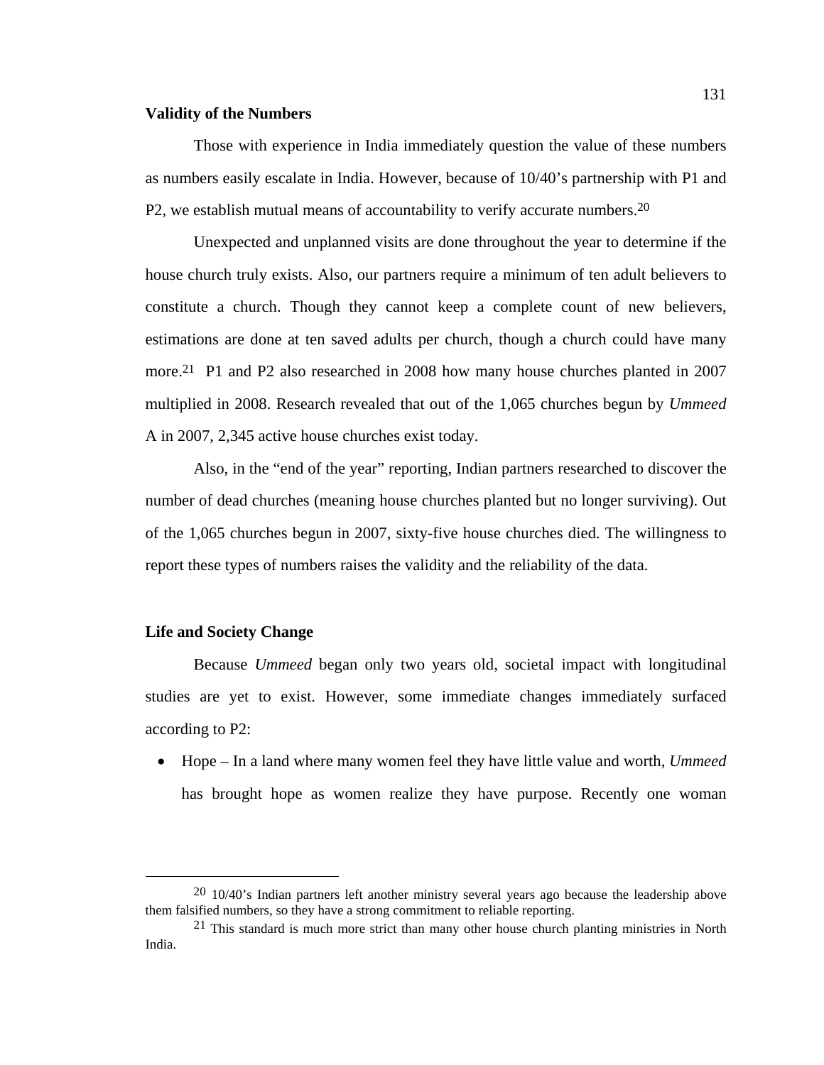**Validity of the Numbers**

Those with experience in India immediately question the value of these numbers as numbers easily escalate in India. However, because of 10/40's partnership with P1 and P2, we establish mutual means of accountability to verify accurate numbers.[20]

Unexpected and unplanned visits are done throughout the year to determine if the house church truly exists. Also, our partners require a minimum of ten adult believers to constitute a church. Though they cannot keep a complete count of new believers, estimations are done at ten saved adults per church, though a church could have many more.[21] P1 and P2 also researched in 2008 how many house churches planted in 2007 multiplied in 2008. Research revealed that out of the 1,065 churches begun by *Ummeed* A in 2007, 2,345 active house churches exist today.

Also, in the "end of the year" reporting, Indian partners researched to discover the number of dead churches (meaning house churches planted but no longer surviving). Out of the 1,065 churches begun in 2007, sixty-five house churches died. The willingness to report these types of numbers raises the validity and the reliability of the data.

**Life and Society Change**

Because *Ummeed* began only two years old, societal impact with longitudinal studies are yet to exist. However, some immediate changes immediately surfaced according to P2:

- Hope – In a land where many women feel they have little value and worth, *Ummeed* has brought hope as women realize they have purpose. Recently one woman

---

[20] 10/40's Indian partners left another ministry several years ago because the leadership above them falsified numbers, so they have a strong commitment to reliable reporting.

[21] This standard is much more strict than many other house church planting ministries in North India.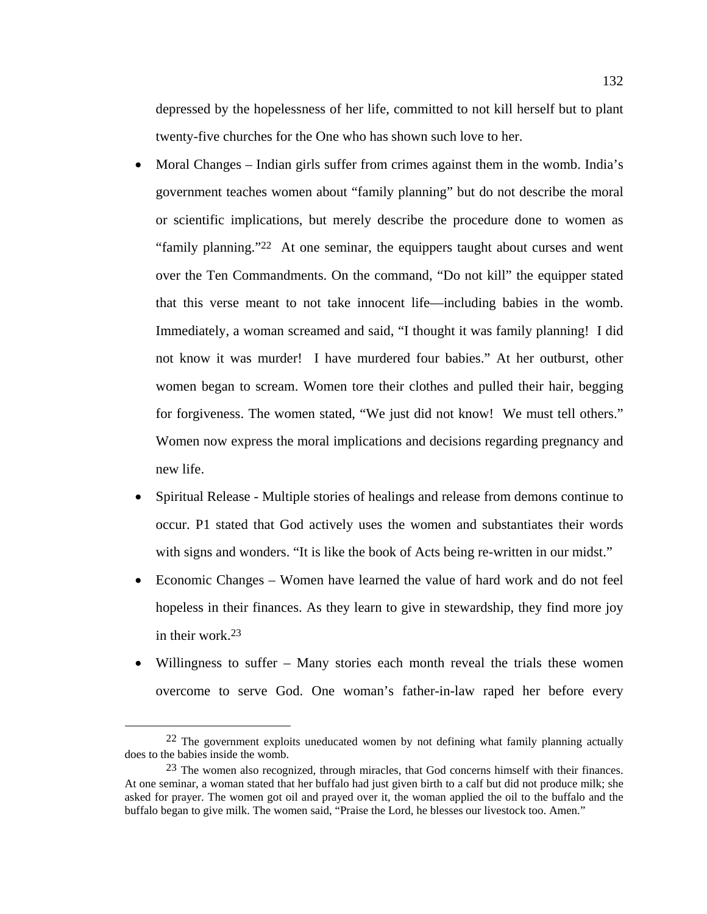depressed by the hopelessness of her life, committed to not kill herself but to plant twenty-five churches for the One who has shown such love to her.

- Moral Changes – Indian girls suffer from crimes against them in the womb. India's government teaches women about "family planning" but do not describe the moral or scientific implications, but merely describe the procedure done to women as "family planning."[22] At one seminar, the equippers taught about curses and went over the Ten Commandments. On the command, "Do not kill" the equipper stated that this verse meant to not take innocent life—including babies in the womb. Immediately, a woman screamed and said, "I thought it was family planning! I did not know it was murder! I have murdered four babies." At her outburst, other women began to scream. Women tore their clothes and pulled their hair, begging for forgiveness. The women stated, "We just did not know! We must tell others." Women now express the moral implications and decisions regarding pregnancy and new life.
- Spiritual Release - Multiple stories of healings and release from demons continue to occur. P1 stated that God actively uses the women and substantiates their words with signs and wonders. "It is like the book of Acts being re-written in our midst."
- Economic Changes – Women have learned the value of hard work and do not feel hopeless in their finances. As they learn to give in stewardship, they find more joy in their work.[23]
- Willingness to suffer – Many stories each month reveal the trials these women overcome to serve God. One woman's father-in-law raped her before every

---

[22] The government exploits uneducated women by not defining what family planning actually does to the babies inside the womb.

[23] The women also recognized, through miracles, that God concerns himself with their finances. At one seminar, a woman stated that her buffalo had just given birth to a calf but did not produce milk; she asked for prayer. The women got oil and prayed over it, the woman applied the oil to the buffalo and the buffalo began to give milk. The women said, "Praise the Lord, he blesses our livestock too. Amen."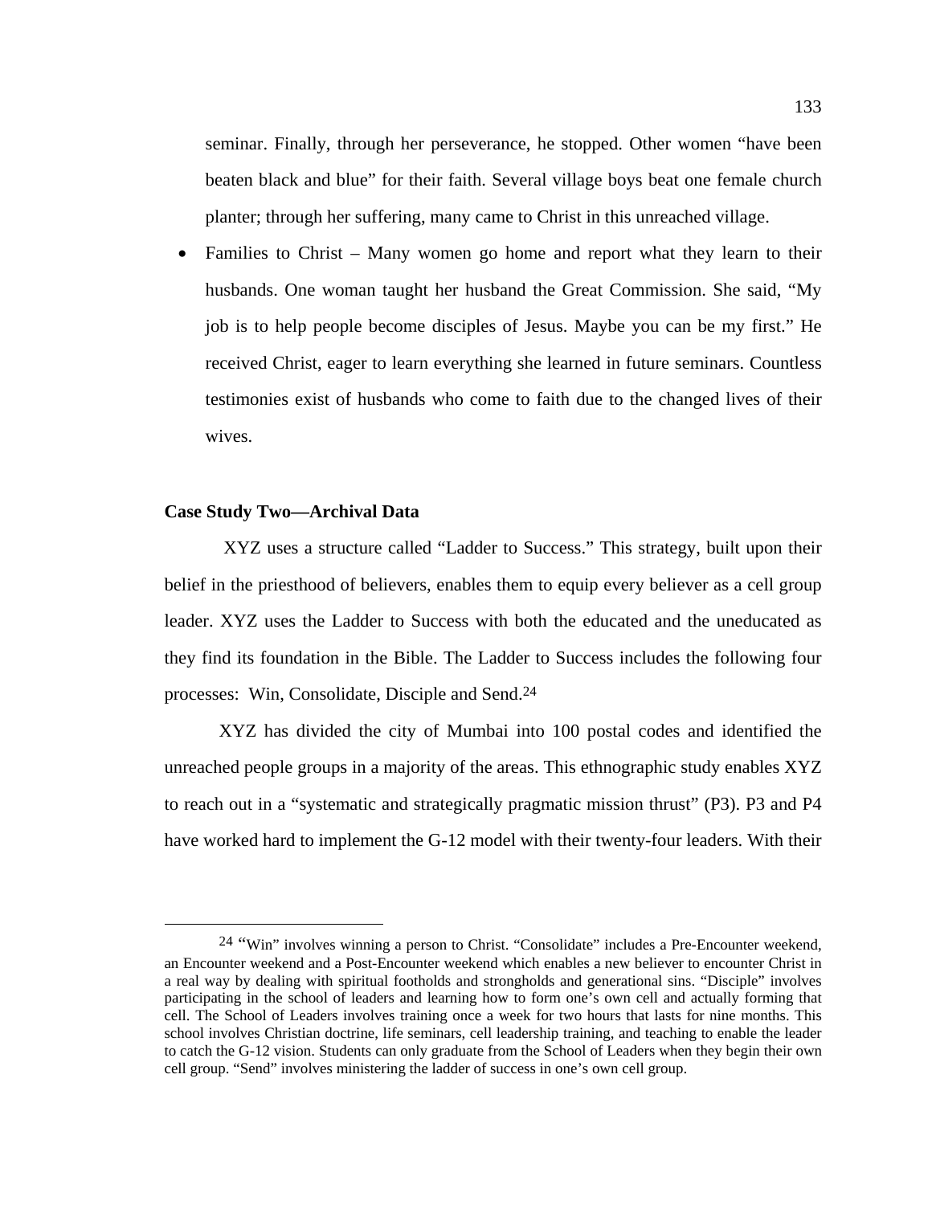seminar. Finally, through her perseverance, he stopped. Other women "have been beaten black and blue" for their faith. Several village boys beat one female church planter; through her suffering, many came to Christ in this unreached village.

- Families to Christ – Many women go home and report what they learn to their husbands. One woman taught her husband the Great Commission. She said, "My job is to help people become disciples of Jesus. Maybe you can be my first." He received Christ, eager to learn everything she learned in future seminars. Countless testimonies exist of husbands who come to faith due to the changed lives of their wives.

### Case Study Two—Archival Data

XYZ uses a structure called "Ladder to Success." This strategy, built upon their belief in the priesthood of believers, enables them to equip every believer as a cell group leader. XYZ uses the Ladder to Success with both the educated and the uneducated as they find its foundation in the Bible. The Ladder to Success includes the following four processes: Win, Consolidate, Disciple and Send.[24]

XYZ has divided the city of Mumbai into 100 postal codes and identified the unreached people groups in a majority of the areas. This ethnographic study enables XYZ to reach out in a "systematic and strategically pragmatic mission thrust" (P3). P3 and P4 have worked hard to implement the G-12 model with their twenty-four leaders. With their

---

[24] "Win" involves winning a person to Christ. "Consolidate" includes a Pre-Encounter weekend, an Encounter weekend and a Post-Encounter weekend which enables a new believer to encounter Christ in a real way by dealing with spiritual footholds and strongholds and generational sins. "Disciple" involves participating in the school of leaders and learning how to form one's own cell and actually forming that cell. The School of Leaders involves training once a week for two hours that lasts for nine months. This school involves Christian doctrine, life seminars, cell leadership training, and teaching to enable the leader to catch the G-12 vision. Students can only graduate from the School of Leaders when they begin their own cell group. "Send" involves ministering the ladder of success in one's own cell group.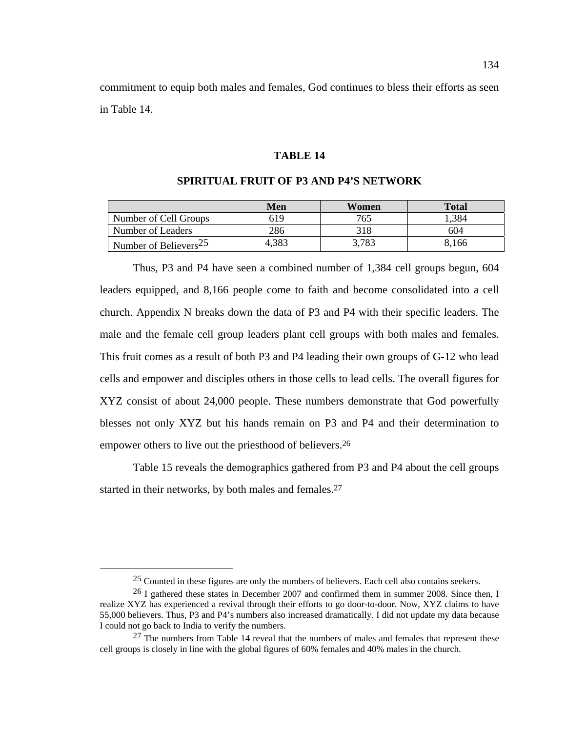commitment to equip both males and females, God continues to bless their efforts as seen in Table 14.

**TABLE 14**

**SPIRITUAL FRUIT OF P3 AND P4'S NETWORK**

| | Men | Women | Total |
|---|---|---|---|
| Number of Cell Groups | 619 | 765 | 1,384 |
| Number of Leaders | 286 | 318 | 604 |
| Number of Believers[25] | 4,383 | 3,783 | 8,166 |

Thus, P3 and P4 have seen a combined number of 1,384 cell groups begun, 604 leaders equipped, and 8,166 people come to faith and become consolidated into a cell church. Appendix N breaks down the data of P3 and P4 with their specific leaders. The male and the female cell group leaders plant cell groups with both males and females. This fruit comes as a result of both P3 and P4 leading their own groups of G-12 who lead cells and empower and disciples others in those cells to lead cells. The overall figures for XYZ consist of about 24,000 people. These numbers demonstrate that God powerfully blesses not only XYZ but his hands remain on P3 and P4 and their determination to empower others to live out the priesthood of believers.[26]

Table 15 reveals the demographics gathered from P3 and P4 about the cell groups started in their networks, by both males and females.[27]

---

[25] Counted in these figures are only the numbers of believers. Each cell also contains seekers.

[26] I gathered these states in December 2007 and confirmed them in summer 2008. Since then, I realize XYZ has experienced a revival through their efforts to go door-to-door. Now, XYZ claims to have 55,000 believers. Thus, P3 and P4's numbers also increased dramatically. I did not update my data because I could not go back to India to verify the numbers.

[27] The numbers from Table 14 reveal that the numbers of males and females that represent these cell groups is closely in line with the global figures of 60% females and 40% males in the church.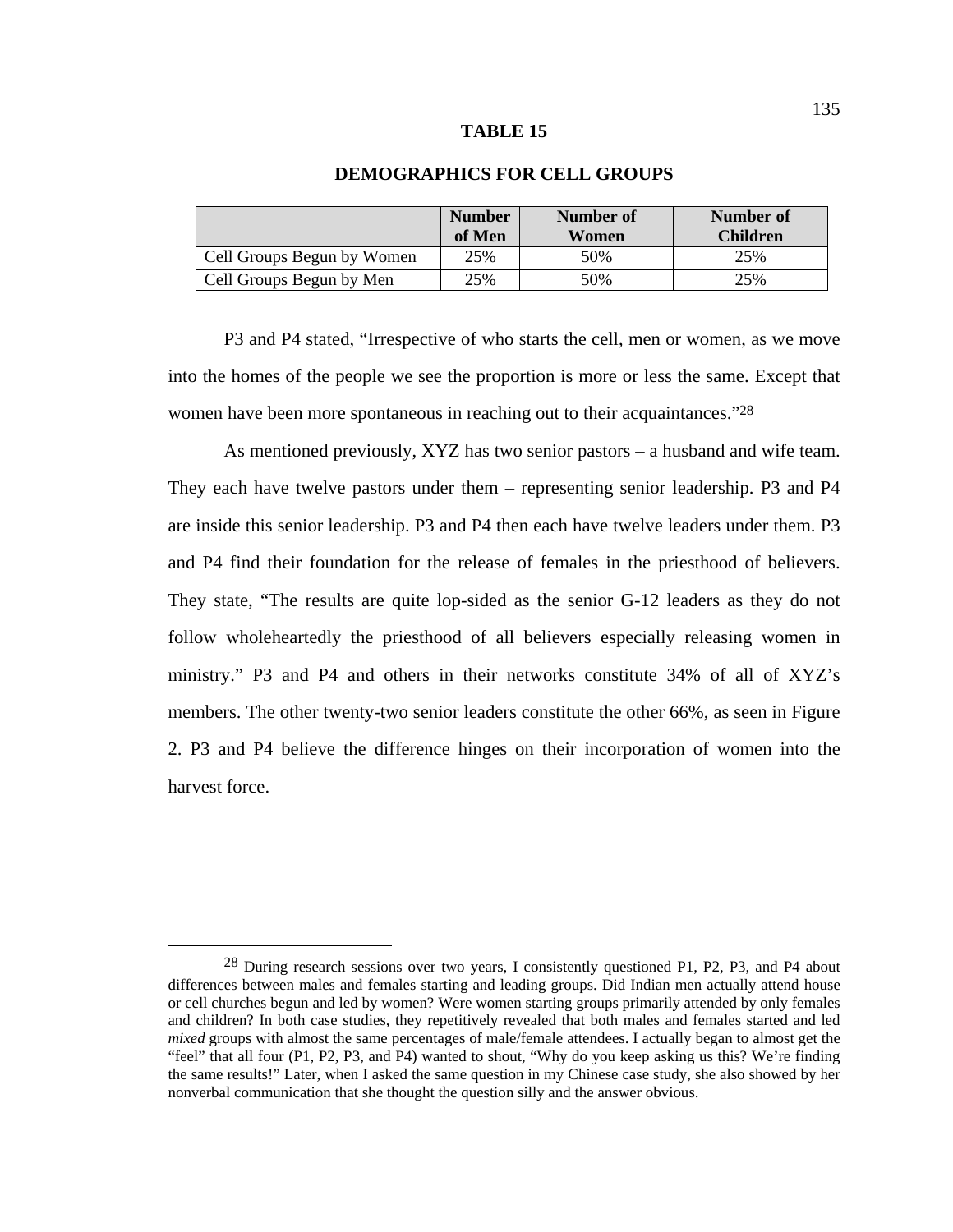**TABLE 15**

**DEMOGRAPHICS FOR CELL GROUPS**

| | Number of Men | Number of Women | Number of Children |
|---|---|---|---|
| Cell Groups Begun by Women | 25% | 50% | 25% |
| Cell Groups Begun by Men | 25% | 50% | 25% |

P3 and P4 stated, "Irrespective of who starts the cell, men or women, as we move into the homes of the people we see the proportion is more or less the same. Except that women have been more spontaneous in reaching out to their acquaintances."[28]

As mentioned previously, XYZ has two senior pastors – a husband and wife team. They each have twelve pastors under them – representing senior leadership. P3 and P4 are inside this senior leadership. P3 and P4 then each have twelve leaders under them. P3 and P4 find their foundation for the release of females in the priesthood of believers. They state, "The results are quite lop-sided as the senior G-12 leaders as they do not follow wholeheartedly the priesthood of all believers especially releasing women in ministry." P3 and P4 and others in their networks constitute 34% of all of XYZ's members. The other twenty-two senior leaders constitute the other 66%, as seen in Figure 2. P3 and P4 believe the difference hinges on their incorporation of women into the harvest force.

---

[28] During research sessions over two years, I consistently questioned P1, P2, P3, and P4 about differences between males and females starting and leading groups. Did Indian men actually attend house or cell churches begun and led by women? Were women starting groups primarily attended by only females and children? In both case studies, they repetitively revealed that both males and females started and led *mixed* groups with almost the same percentages of male/female attendees. I actually began to almost get the "feel" that all four (P1, P2, P3, and P4) wanted to shout, "Why do you keep asking us this? We're finding the same results!" Later, when I asked the same question in my Chinese case study, she also showed by her nonverbal communication that she thought the question silly and the answer obvious.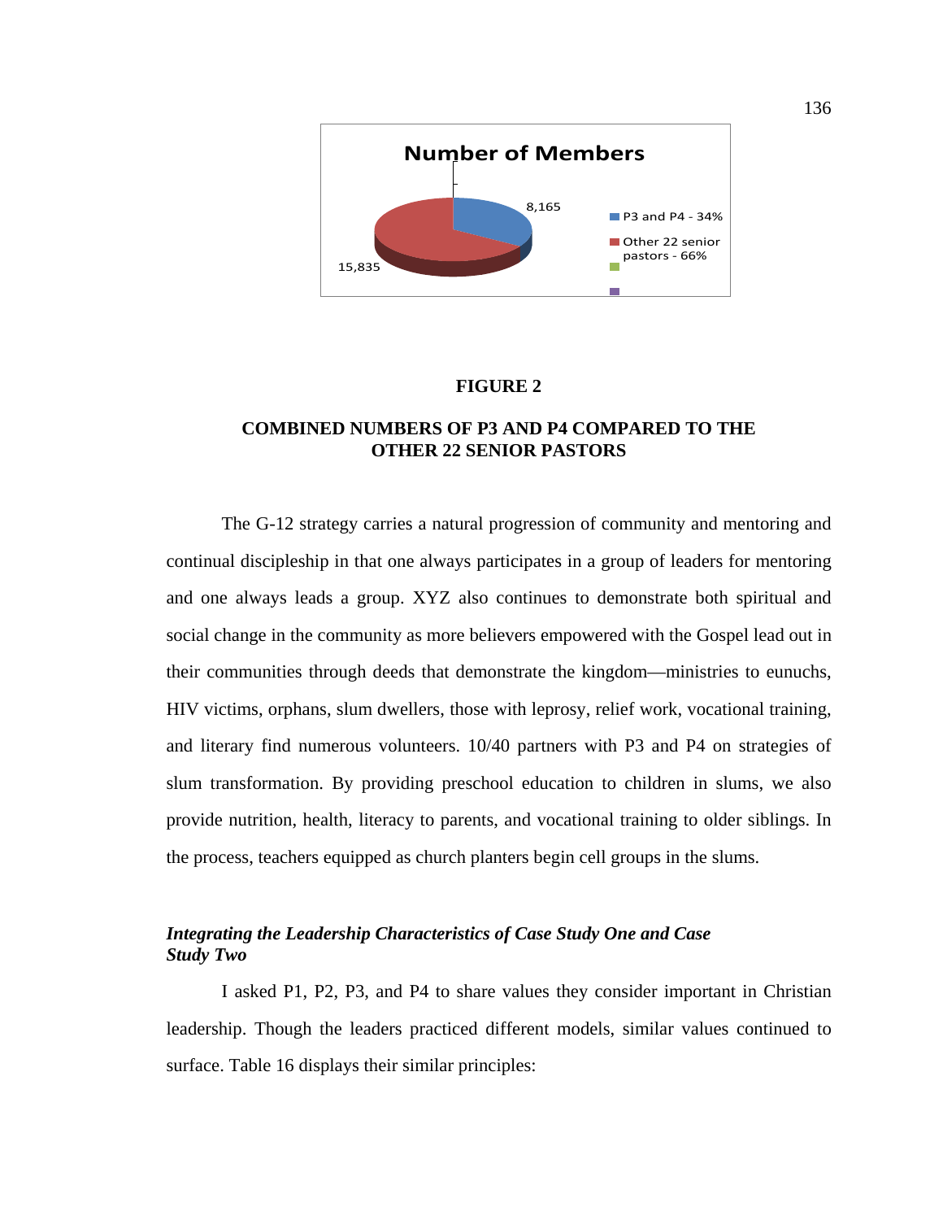**Number of Members**

8,165

15,835

- P3 and P4 - 34%
- Other 22 senior pastors - 66%

**FIGURE 2**

**COMBINED NUMBERS OF P3 AND P4 COMPARED TO THE OTHER 22 SENIOR PASTORS**

The G-12 strategy carries a natural progression of community and mentoring and continual discipleship in that one always participates in a group of leaders for mentoring and one always leads a group. XYZ also continues to demonstrate both spiritual and social change in the community as more believers empowered with the Gospel lead out in their communities through deeds that demonstrate the kingdom—ministries to eunuchs, HIV victims, orphans, slum dwellers, those with leprosy, relief work, vocational training, and literary find numerous volunteers. 10/40 partners with P3 and P4 on strategies of slum transformation. By providing preschool education to children in slums, we also provide nutrition, health, literacy to parents, and vocational training to older siblings. In the process, teachers equipped as church planters begin cell groups in the slums.

### *Integrating the Leadership Characteristics of Case Study One and Case Study Two*

I asked P1, P2, P3, and P4 to share values they consider important in Christian leadership. Though the leaders practiced different models, similar values continued to surface. Table 16 displays their similar principles: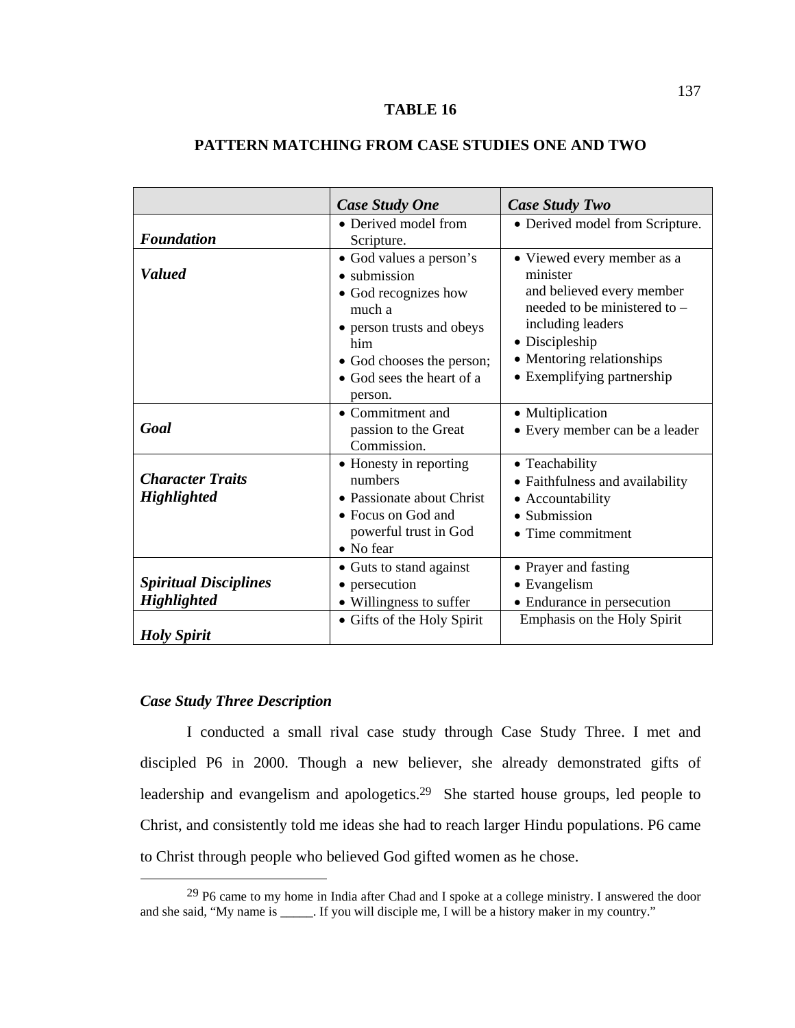**TABLE 16**

**PATTERN MATCHING FROM CASE STUDIES ONE AND TWO**

| | ***Case Study One*** | ***Case Study Two*** |
|---|---|---|
| ***Foundation*** | • Derived model from Scripture. | • Derived model from Scripture. |
| ***Valued*** | • God values a person's<br>• submission<br>• God recognizes how much a<br>• person trusts and obeys him<br>• God chooses the person;<br>• God sees the heart of a person. | • Viewed every member as a minister and believed every member needed to be ministered to – including leaders<br>• Discipleship<br>• Mentoring relationships<br>• Exemplifying partnership |
| ***Goal*** | • Commitment and passion to the Great Commission. | • Multiplication<br>• Every member can be a leader |
| ***Character Traits Highlighted*** | • Honesty in reporting numbers<br>• Passionate about Christ<br>• Focus on God and powerful trust in God<br>• No fear | • Teachability<br>• Faithfulness and availability<br>• Accountability<br>• Submission<br>• Time commitment |
| ***Spiritual Disciplines Highlighted*** | • Guts to stand against<br>• persecution<br>• Willingness to suffer | • Prayer and fasting<br>• Evangelism<br>• Endurance in persecution |
| ***Holy Spirit*** | • Gifts of the Holy Spirit | Emphasis on the Holy Spirit |

### *Case Study Three Description*

I conducted a small rival case study through Case Study Three. I met and discipled P6 in 2000. Though a new believer, she already demonstrated gifts of leadership and evangelism and apologetics.[29] She started house groups, led people to Christ, and consistently told me ideas she had to reach larger Hindu populations. P6 came to Christ through people who believed God gifted women as he chose.

---

[29] P6 came to my home in India after Chad and I spoke at a college ministry. I answered the door and she said, "My name is _____. If you will disciple me, I will be a history maker in my country."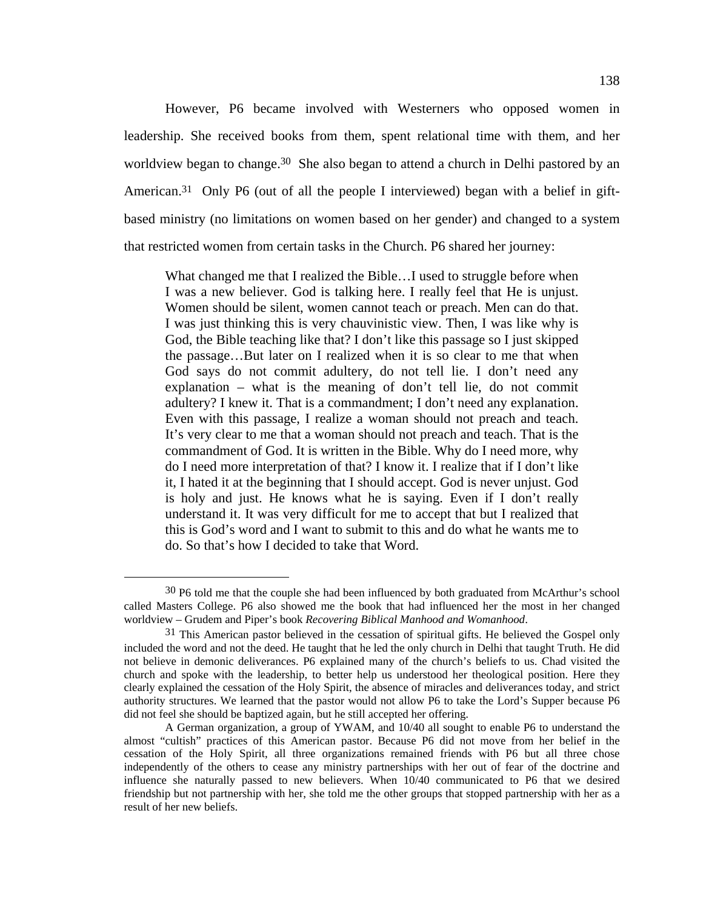However, P6 became involved with Westerners who opposed women in leadership. She received books from them, spent relational time with them, and her worldview began to change.[30] She also began to attend a church in Delhi pastored by an American.[31] Only P6 (out of all the people I interviewed) began with a belief in gift-based ministry (no limitations on women based on her gender) and changed to a system that restricted women from certain tasks in the Church. P6 shared her journey:

> What changed me that I realized the Bible…I used to struggle before when I was a new believer. God is talking here. I really feel that He is unjust. Women should be silent, women cannot teach or preach. Men can do that. I was just thinking this is very chauvinistic view. Then, I was like why is God, the Bible teaching like that? I don't like this passage so I just skipped the passage…But later on I realized when it is so clear to me that when God says do not commit adultery, do not tell lie. I don't need any explanation – what is the meaning of don't tell lie, do not commit adultery? I knew it. That is a commandment; I don't need any explanation. Even with this passage, I realize a woman should not preach and teach. It's very clear to me that a woman should not preach and teach. That is the commandment of God. It is written in the Bible. Why do I need more, why do I need more interpretation of that? I know it. I realize that if I don't like it, I hated it at the beginning that I should accept. God is never unjust. God is holy and just. He knows what he is saying. Even if I don't really understand it. It was very difficult for me to accept that but I realized that this is God's word and I want to submit to this and do what he wants me to do. So that's how I decided to take that Word.

---

[30] P6 told me that the couple she had been influenced by both graduated from McArthur's school called Masters College. P6 also showed me the book that had influenced her the most in her changed worldview – Grudem and Piper's book *Recovering Biblical Manhood and Womanhood*.

[31] This American pastor believed in the cessation of spiritual gifts. He believed the Gospel only included the word and not the deed. He taught that he led the only church in Delhi that taught Truth. He did not believe in demonic deliverances. P6 explained many of the church's beliefs to us. Chad visited the church and spoke with the leadership, to better help us understood her theological position. Here they clearly explained the cessation of the Holy Spirit, the absence of miracles and deliverances today, and strict authority structures. We learned that the pastor would not allow P6 to take the Lord's Supper because P6 did not feel she should be baptized again, but he still accepted her offering.

A German organization, a group of YWAM, and 10/40 all sought to enable P6 to understand the almost "cultish" practices of this American pastor. Because P6 did not move from her belief in the cessation of the Holy Spirit, all three organizations remained friends with P6 but all three chose independently of the others to cease any ministry partnerships with her out of fear of the doctrine and influence she naturally passed to new believers. When 10/40 communicated to P6 that we desired friendship but not partnership with her, she told me the other groups that stopped partnership with her as a result of her new beliefs.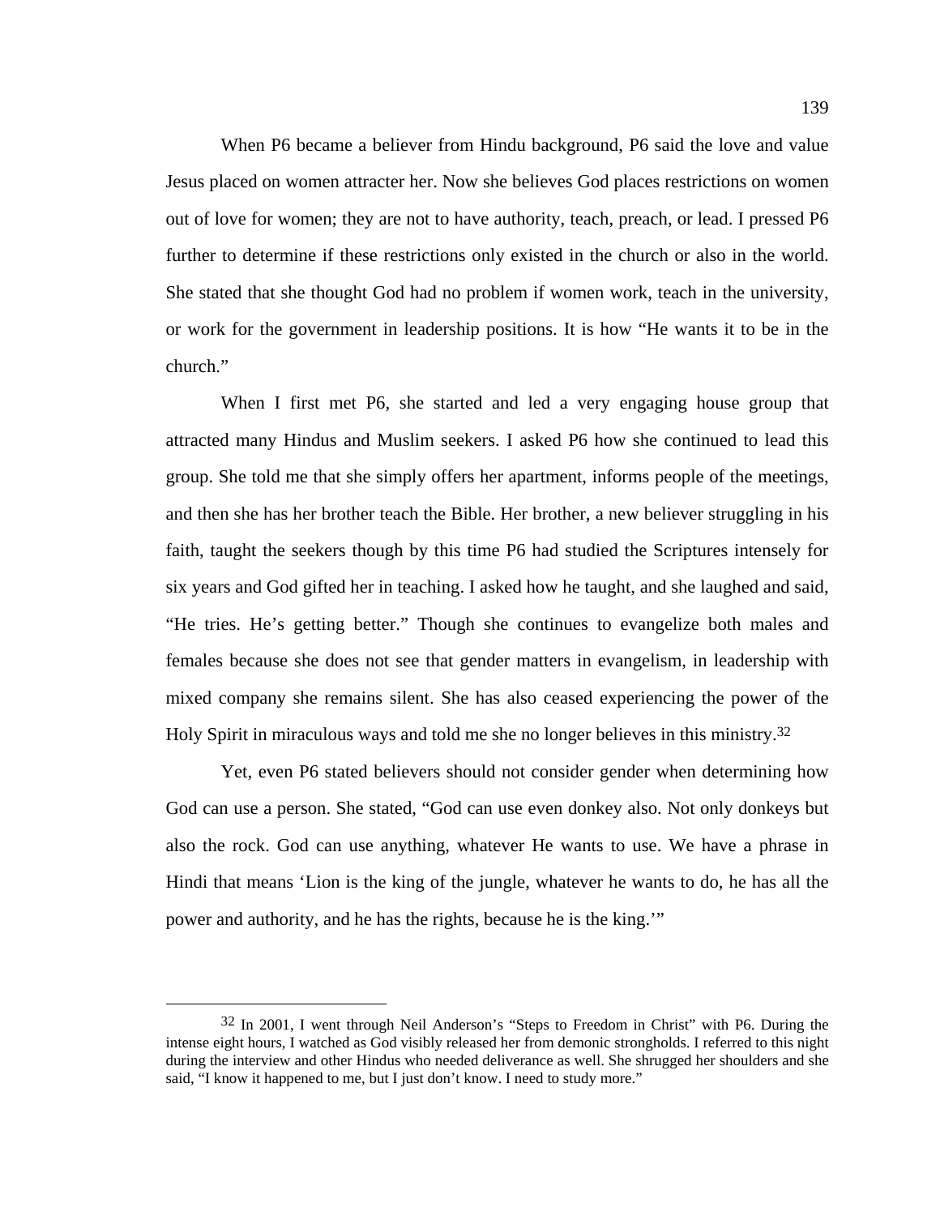When P6 became a believer from Hindu background, P6 said the love and value Jesus placed on women attracter her. Now she believes God places restrictions on women out of love for women; they are not to have authority, teach, preach, or lead. I pressed P6 further to determine if these restrictions only existed in the church or also in the world. She stated that she thought God had no problem if women work, teach in the university, or work for the government in leadership positions. It is how "He wants it to be in the church."

When I first met P6, she started and led a very engaging house group that attracted many Hindus and Muslim seekers. I asked P6 how she continued to lead this group. She told me that she simply offers her apartment, informs people of the meetings, and then she has her brother teach the Bible. Her brother, a new believer struggling in his faith, taught the seekers though by this time P6 had studied the Scriptures intensely for six years and God gifted her in teaching. I asked how he taught, and she laughed and said, "He tries. He's getting better." Though she continues to evangelize both males and females because she does not see that gender matters in evangelism, in leadership with mixed company she remains silent. She has also ceased experiencing the power of the Holy Spirit in miraculous ways and told me she no longer believes in this ministry.[32]

Yet, even P6 stated believers should not consider gender when determining how God can use a person. She stated, "God can use even donkey also. Not only donkeys but also the rock. God can use anything, whatever He wants to use. We have a phrase in Hindi that means 'Lion is the king of the jungle, whatever he wants to do, he has all the power and authority, and he has the rights, because he is the king.'"

---

[32] In 2001, I went through Neil Anderson's "Steps to Freedom in Christ" with P6. During the intense eight hours, I watched as God visibly released her from demonic strongholds. I referred to this night during the interview and other Hindus who needed deliverance as well. She shrugged her shoulders and she said, "I know it happened to me, but I just don't know. I need to study more."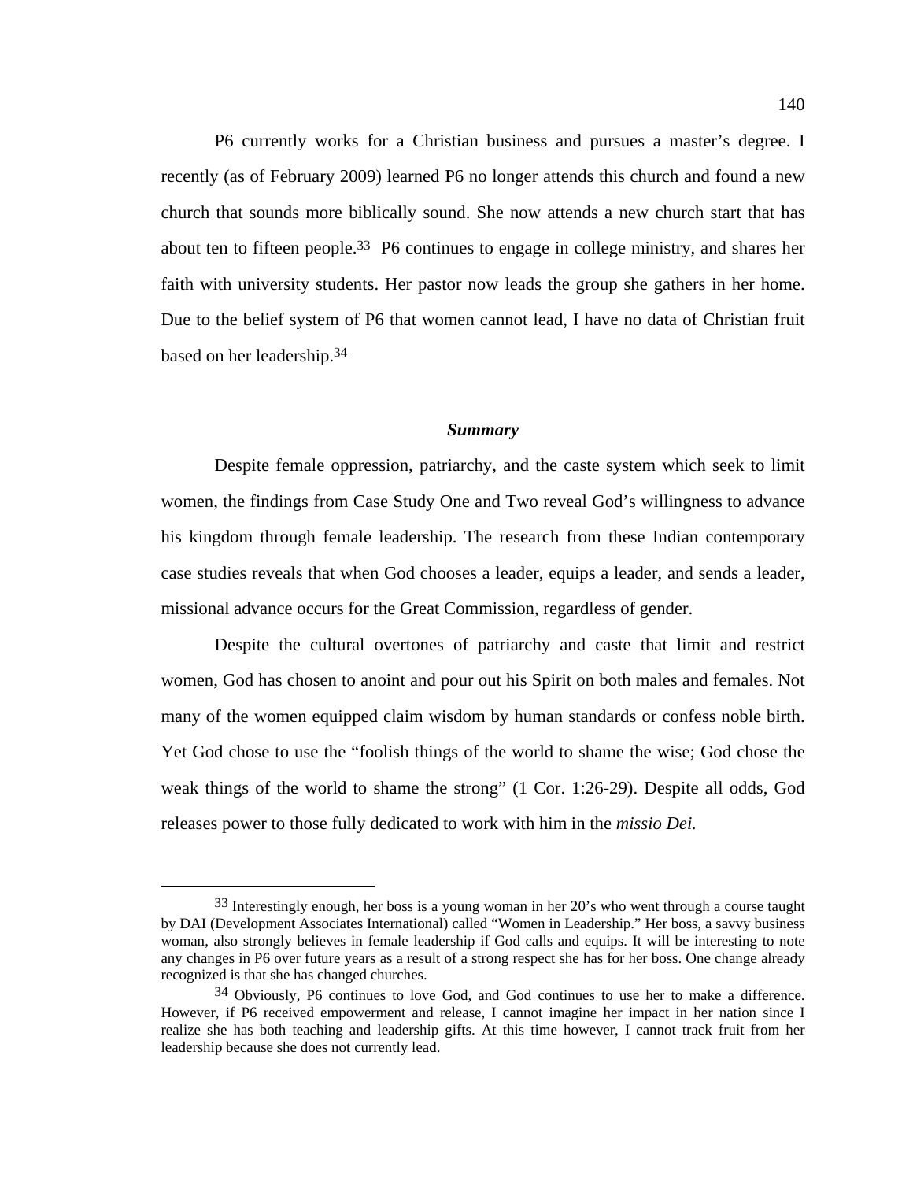P6 currently works for a Christian business and pursues a master's degree. I recently (as of February 2009) learned P6 no longer attends this church and found a new church that sounds more biblically sound. She now attends a new church start that has about ten to fifteen people.[33] P6 continues to engage in college ministry, and shares her faith with university students. Her pastor now leads the group she gathers in her home. Due to the belief system of P6 that women cannot lead, I have no data of Christian fruit based on her leadership.[34]

### ***Summary***

Despite female oppression, patriarchy, and the caste system which seek to limit women, the findings from Case Study One and Two reveal God's willingness to advance his kingdom through female leadership. The research from these Indian contemporary case studies reveals that when God chooses a leader, equips a leader, and sends a leader, missional advance occurs for the Great Commission, regardless of gender.

Despite the cultural overtones of patriarchy and caste that limit and restrict women, God has chosen to anoint and pour out his Spirit on both males and females. Not many of the women equipped claim wisdom by human standards or confess noble birth. Yet God chose to use the "foolish things of the world to shame the wise; God chose the weak things of the world to shame the strong" (1 Cor. 1:26-29). Despite all odds, God releases power to those fully dedicated to work with him in the *missio Dei.*

---

[33] Interestingly enough, her boss is a young woman in her 20's who went through a course taught by DAI (Development Associates International) called "Women in Leadership." Her boss, a savvy business woman, also strongly believes in female leadership if God calls and equips. It will be interesting to note any changes in P6 over future years as a result of a strong respect she has for her boss. One change already recognized is that she has changed churches.

[34] Obviously, P6 continues to love God, and God continues to use her to make a difference. However, if P6 received empowerment and release, I cannot imagine her impact in her nation since I realize she has both teaching and leadership gifts. At this time however, I cannot track fruit from her leadership because she does not currently lead.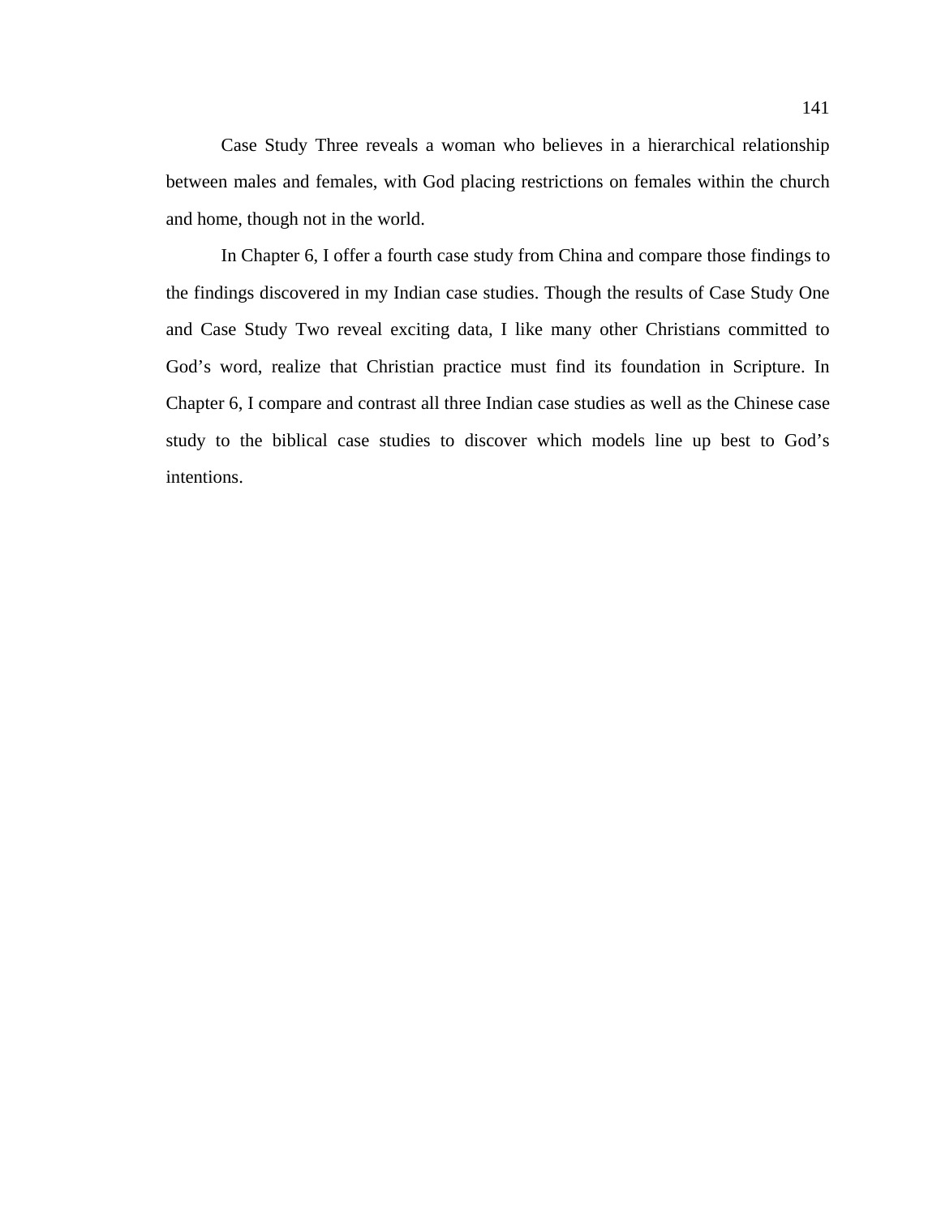Case Study Three reveals a woman who believes in a hierarchical relationship between males and females, with God placing restrictions on females within the church and home, though not in the world.

In Chapter 6, I offer a fourth case study from China and compare those findings to the findings discovered in my Indian case studies. Though the results of Case Study One and Case Study Two reveal exciting data, I like many other Christians committed to God's word, realize that Christian practice must find its foundation in Scripture. In Chapter 6, I compare and contrast all three Indian case studies as well as the Chinese case study to the biblical case studies to discover which models line up best to God's intentions.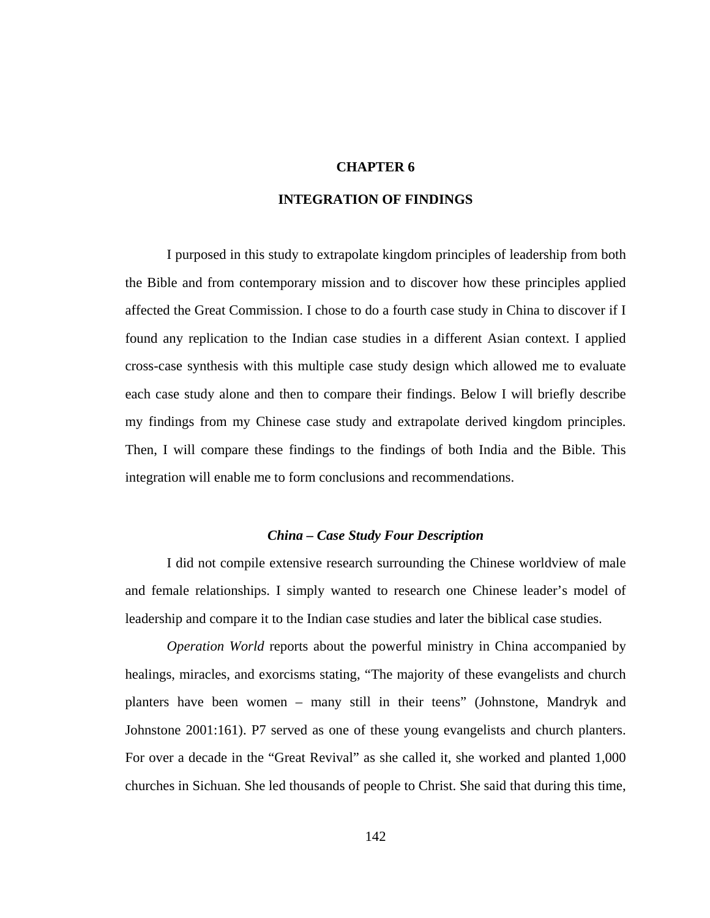# CHAPTER 6

# INTEGRATION OF FINDINGS

I purposed in this study to extrapolate kingdom principles of leadership from both the Bible and from contemporary mission and to discover how these principles applied affected the Great Commission. I chose to do a fourth case study in China to discover if I found any replication to the Indian case studies in a different Asian context. I applied cross-case synthesis with this multiple case study design which allowed me to evaluate each case study alone and then to compare their findings. Below I will briefly describe my findings from my Chinese case study and extrapolate derived kingdom principles. Then, I will compare these findings to the findings of both India and the Bible. This integration will enable me to form conclusions and recommendations.

### *China – Case Study Four Description*

I did not compile extensive research surrounding the Chinese worldview of male and female relationships. I simply wanted to research one Chinese leader's model of leadership and compare it to the Indian case studies and later the biblical case studies.

*Operation World* reports about the powerful ministry in China accompanied by healings, miracles, and exorcisms stating, "The majority of these evangelists and church planters have been women – many still in their teens" (Johnstone, Mandryk and Johnstone 2001:161). P7 served as one of these young evangelists and church planters. For over a decade in the "Great Revival" as she called it, she worked and planted 1,000 churches in Sichuan. She led thousands of people to Christ. She said that during this time,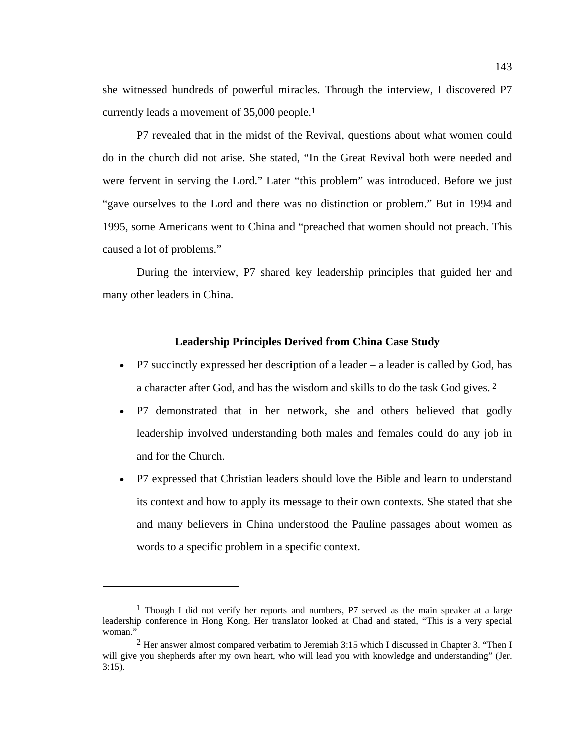she witnessed hundreds of powerful miracles. Through the interview, I discovered P7 currently leads a movement of 35,000 people.[1]

P7 revealed that in the midst of the Revival, questions about what women could do in the church did not arise. She stated, "In the Great Revival both were needed and were fervent in serving the Lord." Later "this problem" was introduced. Before we just "gave ourselves to the Lord and there was no distinction or problem." But in 1994 and 1995, some Americans went to China and "preached that women should not preach. This caused a lot of problems."

During the interview, P7 shared key leadership principles that guided her and many other leaders in China.

## Leadership Principles Derived from China Case Study

- P7 succinctly expressed her description of a leader – a leader is called by God, has a character after God, and has the wisdom and skills to do the task God gives.[2]
- P7 demonstrated that in her network, she and others believed that godly leadership involved understanding both males and females could do any job in and for the Church.
- P7 expressed that Christian leaders should love the Bible and learn to understand its context and how to apply its message to their own contexts. She stated that she and many believers in China understood the Pauline passages about women as words to a specific problem in a specific context.

---

[1] Though I did not verify her reports and numbers, P7 served as the main speaker at a large leadership conference in Hong Kong. Her translator looked at Chad and stated, "This is a very special woman."

[2] Her answer almost compared verbatim to Jeremiah 3:15 which I discussed in Chapter 3. "Then I will give you shepherds after my own heart, who will lead you with knowledge and understanding" (Jer. 3:15).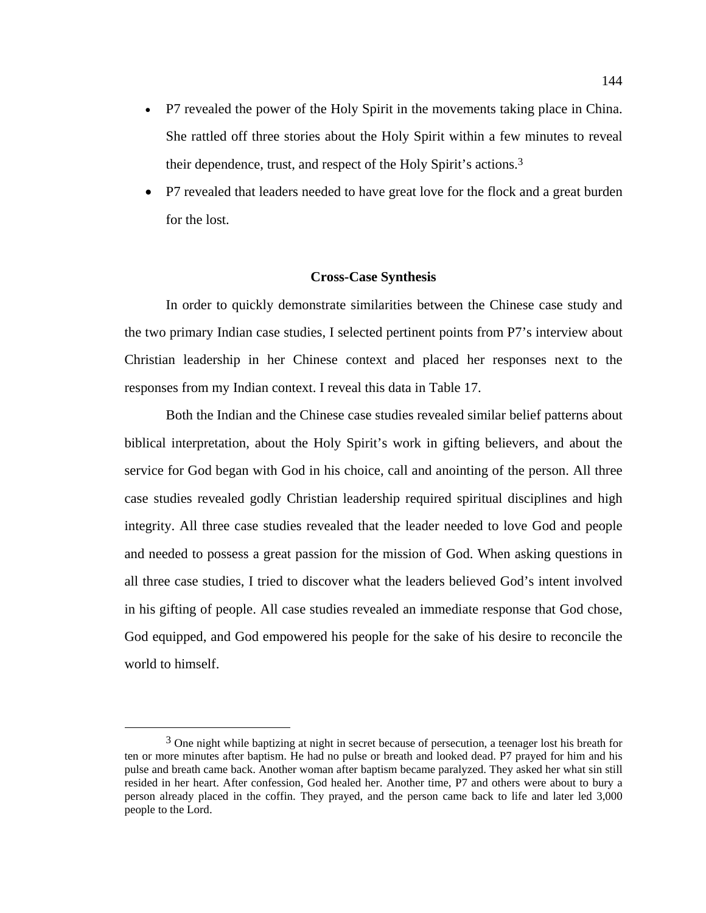- P7 revealed the power of the Holy Spirit in the movements taking place in China. She rattled off three stories about the Holy Spirit within a few minutes to reveal their dependence, trust, and respect of the Holy Spirit's actions.[3]
- P7 revealed that leaders needed to have great love for the flock and a great burden for the lost.

## Cross-Case Synthesis

In order to quickly demonstrate similarities between the Chinese case study and the two primary Indian case studies, I selected pertinent points from P7's interview about Christian leadership in her Chinese context and placed her responses next to the responses from my Indian context. I reveal this data in Table 17.

Both the Indian and the Chinese case studies revealed similar belief patterns about biblical interpretation, about the Holy Spirit's work in gifting believers, and about the service for God began with God in his choice, call and anointing of the person. All three case studies revealed godly Christian leadership required spiritual disciplines and high integrity. All three case studies revealed that the leader needed to love God and people and needed to possess a great passion for the mission of God. When asking questions in all three case studies, I tried to discover what the leaders believed God's intent involved in his gifting of people. All case studies revealed an immediate response that God chose, God equipped, and God empowered his people for the sake of his desire to reconcile the world to himself.

---

[3] One night while baptizing at night in secret because of persecution, a teenager lost his breath for ten or more minutes after baptism. He had no pulse or breath and looked dead. P7 prayed for him and his pulse and breath came back. Another woman after baptism became paralyzed. They asked her what sin still resided in her heart. After confession, God healed her. Another time, P7 and others were about to bury a person already placed in the coffin. They prayed, and the person came back to life and later led 3,000 people to the Lord.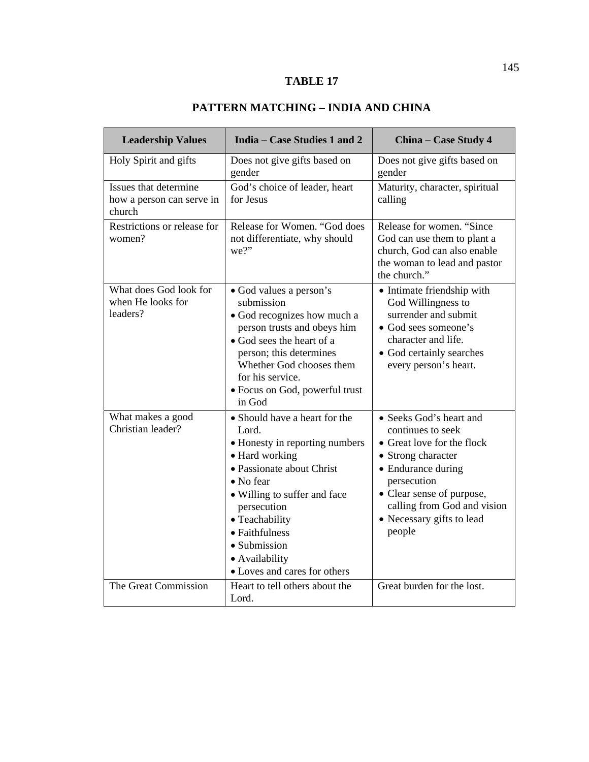**TABLE 17**

**PATTERN MATCHING – INDIA AND CHINA**

| Leadership Values | India – Case Studies 1 and 2 | China – Case Study 4 |
|---|---|---|
| Holy Spirit and gifts | Does not give gifts based on gender | Does not give gifts based on gender |
| Issues that determine how a person can serve in church | God's choice of leader, heart for Jesus | Maturity, character, spiritual calling |
| Restrictions or release for women? | Release for Women. "God does not differentiate, why should we?" | Release for women. "Since God can use them to plant a church, God can also enable the woman to lead and pastor the church." |
| What does God look for when He looks for leaders? | • God values a person's submission<br>• God recognizes how much a person trusts and obeys him<br>• God sees the heart of a person; this determines Whether God chooses them for his service.<br>• Focus on God, powerful trust in God | • Intimate friendship with God Willingness to surrender and submit<br>• God sees someone's character and life.<br>• God certainly searches every person's heart. |
| What makes a good Christian leader? | • Should have a heart for the Lord.<br>• Honesty in reporting numbers<br>• Hard working<br>• Passionate about Christ<br>• No fear<br>• Willing to suffer and face persecution<br>• Teachability<br>• Faithfulness<br>• Submission<br>• Availability<br>• Loves and cares for others | • Seeks God's heart and continues to seek<br>• Great love for the flock<br>• Strong character<br>• Endurance during persecution<br>• Clear sense of purpose, calling from God and vision<br>• Necessary gifts to lead people |
| The Great Commission | Heart to tell others about the Lord. | Great burden for the lost. |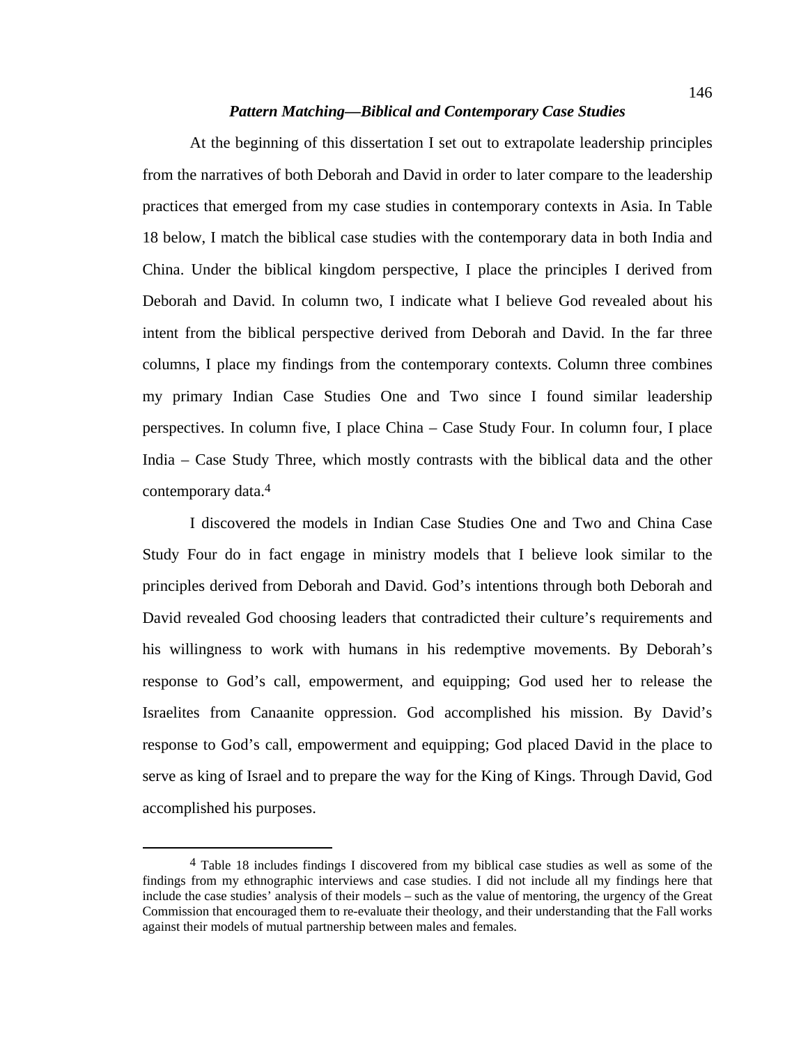### *Pattern Matching—Biblical and Contemporary Case Studies*

At the beginning of this dissertation I set out to extrapolate leadership principles from the narratives of both Deborah and David in order to later compare to the leadership practices that emerged from my case studies in contemporary contexts in Asia. In Table 18 below, I match the biblical case studies with the contemporary data in both India and China. Under the biblical kingdom perspective, I place the principles I derived from Deborah and David. In column two, I indicate what I believe God revealed about his intent from the biblical perspective derived from Deborah and David. In the far three columns, I place my findings from the contemporary contexts. Column three combines my primary Indian Case Studies One and Two since I found similar leadership perspectives. In column five, I place China – Case Study Four. In column four, I place India – Case Study Three, which mostly contrasts with the biblical data and the other contemporary data.[4]

I discovered the models in Indian Case Studies One and Two and China Case Study Four do in fact engage in ministry models that I believe look similar to the principles derived from Deborah and David. God's intentions through both Deborah and David revealed God choosing leaders that contradicted their culture's requirements and his willingness to work with humans in his redemptive movements. By Deborah's response to God's call, empowerment, and equipping; God used her to release the Israelites from Canaanite oppression. God accomplished his mission. By David's response to God's call, empowerment and equipping; God placed David in the place to serve as king of Israel and to prepare the way for the King of Kings. Through David, God accomplished his purposes.

---

[4] Table 18 includes findings I discovered from my biblical case studies as well as some of the findings from my ethnographic interviews and case studies. I did not include all my findings here that include the case studies' analysis of their models – such as the value of mentoring, the urgency of the Great Commission that encouraged them to re-evaluate their theology, and their understanding that the Fall works against their models of mutual partnership between males and females.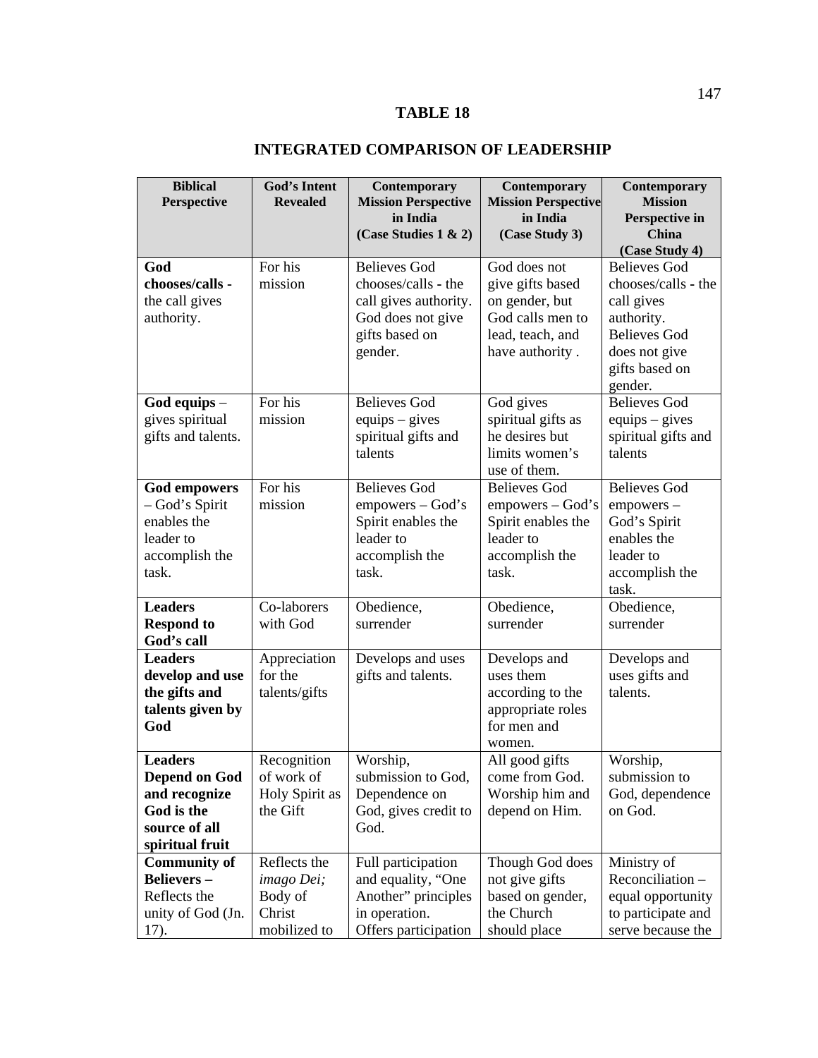**TABLE 18**

**INTEGRATED COMPARISON OF LEADERSHIP**

| Biblical Perspective | God's Intent Revealed | Contemporary Mission Perspective in India (Case Studies 1 & 2) | Contemporary Mission Perspective in India (Case Study 3) | Contemporary Mission Perspective in China (Case Study 4) |
|---|---|---|---|---|
| **God chooses/calls -** the call gives authority. | For his mission | Believes God chooses/calls - the call gives authority. God does not give gifts based on gender. | God does not give gifts based on gender, but God calls men to lead, teach, and have authority . | Believes God chooses/calls - the call gives authority. Believes God does not give gifts based on gender. |
| **God equips** – gives spiritual gifts and talents. | For his mission | Believes God equips – gives spiritual gifts and talents | God gives spiritual gifts as he desires but limits women's use of them. | Believes God equips – gives spiritual gifts and talents |
| **God empowers** – God's Spirit enables the leader to accomplish the task. | For his mission | Believes God empowers – God's Spirit enables the leader to accomplish the task. | Believes God empowers – God's Spirit enables the leader to accomplish the task. | Believes God empowers – God's Spirit enables the leader to accomplish the task. |
| **Leaders Respond to God's call** | Co-laborers with God | Obedience, surrender | Obedience, surrender | Obedience, surrender |
| **Leaders develop and use the gifts and talents given by God** | Appreciation for the talents/gifts | Develops and uses gifts and talents. | Develops and uses them according to the appropriate roles for men and women. | Develops and uses gifts and talents. |
| **Leaders Depend on God and recognize God is the source of all spiritual fruit** | Recognition of work of Holy Spirit as the Gift | Worship, submission to God, Dependence on God, gives credit to God. | All good gifts come from God. Worship him and depend on Him. | Worship, submission to God, dependence on God. |
| **Community of Believers –** Reflects the unity of God (Jn. 17). | Reflects the *imago Dei;* Body of Christ mobilized to | Full participation and equality, "One Another" principles in operation. Offers participation | Though God does not give gifts based on gender, the Church should place | Ministry of Reconciliation – equal opportunity to participate and serve because the |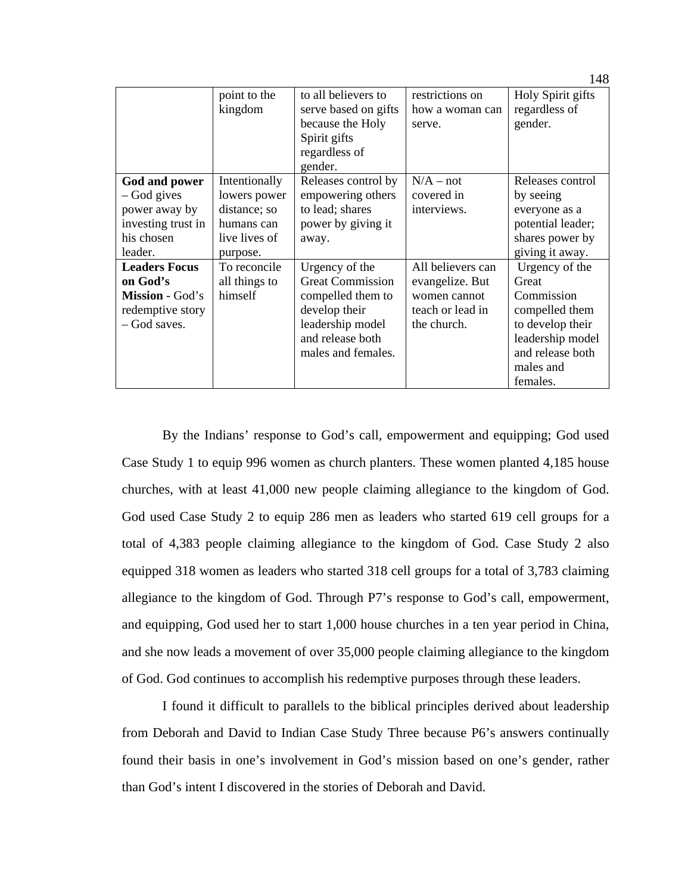| | | | | |
|---|---|---|---|---|
| | point to the kingdom | to all believers to serve based on gifts because the Holy Spirit gifts regardless of gender. | restrictions on how a woman can serve. | Holy Spirit gifts regardless of gender. |
| **God and power** – God gives power away by investing trust in his chosen leader. | Intentionally lowers power distance; so humans can live lives of purpose. | Releases control by empowering others to lead; shares power by giving it away. | N/A – not covered in interviews. | Releases control by seeing everyone as a potential leader; shares power by giving it away. |
| **Leaders Focus on God's Mission** - God's redemptive story – God saves. | To reconcile all things to himself | Urgency of the Great Commission compelled them to develop their leadership model and release both males and females. | All believers can evangelize. But women cannot teach or lead in the church. | Urgency of the Great Commission compelled them to develop their leadership model and release both males and females. |

By the Indians' response to God's call, empowerment and equipping; God used Case Study 1 to equip 996 women as church planters. These women planted 4,185 house churches, with at least 41,000 new people claiming allegiance to the kingdom of God. God used Case Study 2 to equip 286 men as leaders who started 619 cell groups for a total of 4,383 people claiming allegiance to the kingdom of God. Case Study 2 also equipped 318 women as leaders who started 318 cell groups for a total of 3,783 claiming allegiance to the kingdom of God. Through P7's response to God's call, empowerment, and equipping, God used her to start 1,000 house churches in a ten year period in China, and she now leads a movement of over 35,000 people claiming allegiance to the kingdom of God. God continues to accomplish his redemptive purposes through these leaders.

I found it difficult to parallels to the biblical principles derived about leadership from Deborah and David to Indian Case Study Three because P6's answers continually found their basis in one's involvement in God's mission based on one's gender, rather than God's intent I discovered in the stories of Deborah and David.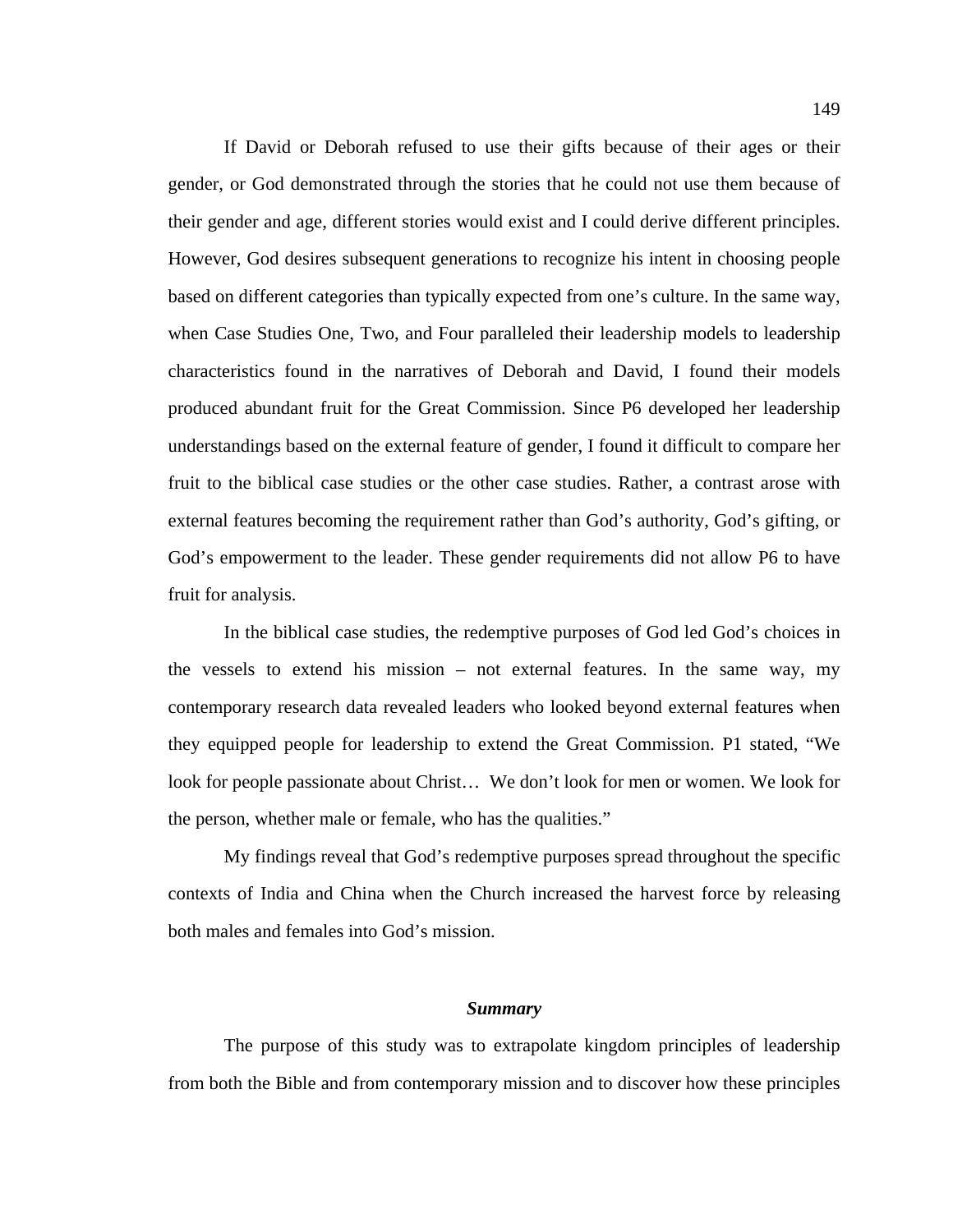If David or Deborah refused to use their gifts because of their ages or their gender, or God demonstrated through the stories that he could not use them because of their gender and age, different stories would exist and I could derive different principles. However, God desires subsequent generations to recognize his intent in choosing people based on different categories than typically expected from one's culture. In the same way, when Case Studies One, Two, and Four paralleled their leadership models to leadership characteristics found in the narratives of Deborah and David, I found their models produced abundant fruit for the Great Commission. Since P6 developed her leadership understandings based on the external feature of gender, I found it difficult to compare her fruit to the biblical case studies or the other case studies. Rather, a contrast arose with external features becoming the requirement rather than God's authority, God's gifting, or God's empowerment to the leader. These gender requirements did not allow P6 to have fruit for analysis.

In the biblical case studies, the redemptive purposes of God led God's choices in the vessels to extend his mission – not external features. In the same way, my contemporary research data revealed leaders who looked beyond external features when they equipped people for leadership to extend the Great Commission. P1 stated, "We look for people passionate about Christ… We don't look for men or women. We look for the person, whether male or female, who has the qualities."

My findings reveal that God's redemptive purposes spread throughout the specific contexts of India and China when the Church increased the harvest force by releasing both males and females into God's mission.

### *Summary*

The purpose of this study was to extrapolate kingdom principles of leadership from both the Bible and from contemporary mission and to discover how these principles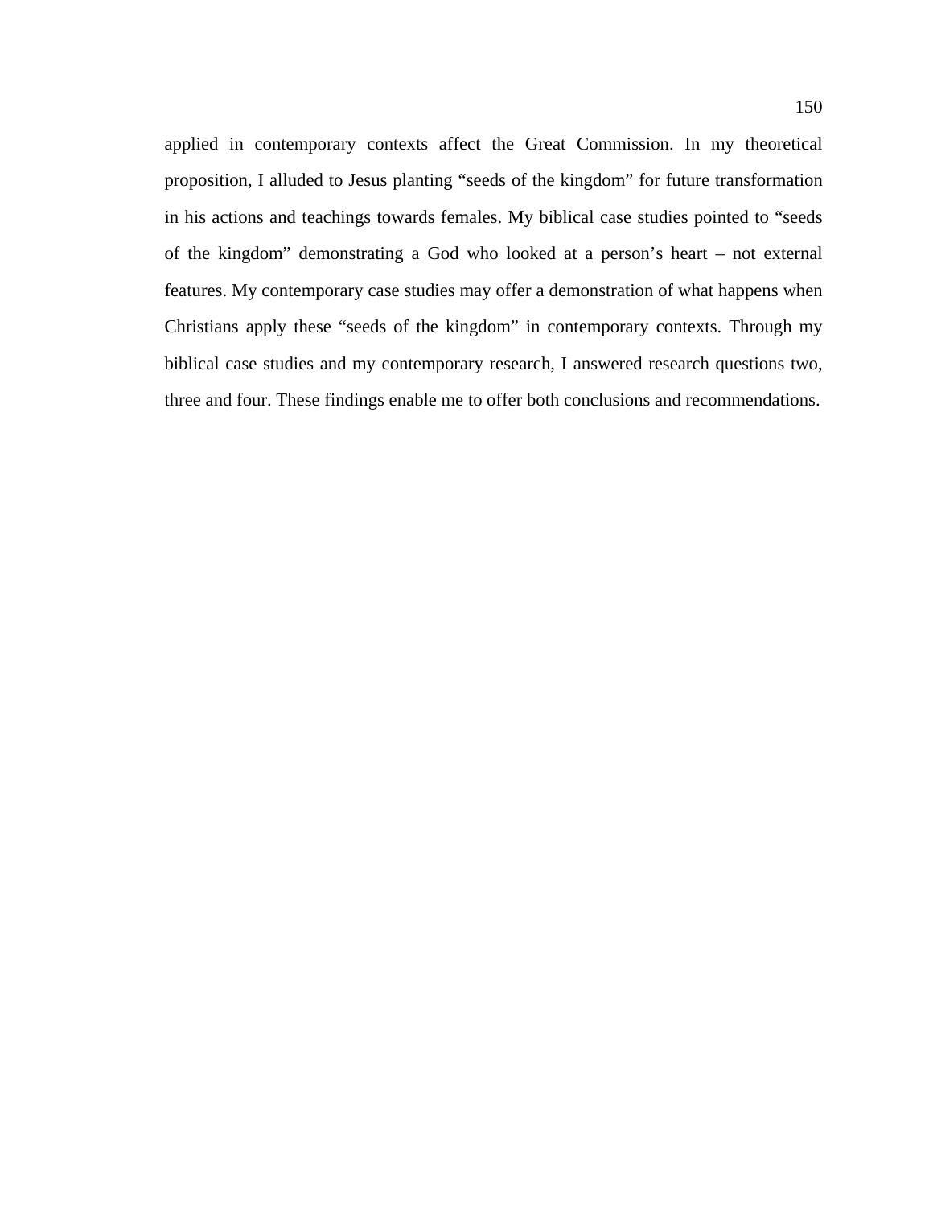applied in contemporary contexts affect the Great Commission. In my theoretical proposition, I alluded to Jesus planting "seeds of the kingdom" for future transformation in his actions and teachings towards females. My biblical case studies pointed to "seeds of the kingdom" demonstrating a God who looked at a person's heart – not external features. My contemporary case studies may offer a demonstration of what happens when Christians apply these "seeds of the kingdom" in contemporary contexts. Through my biblical case studies and my contemporary research, I answered research questions two, three and four. These findings enable me to offer both conclusions and recommendations.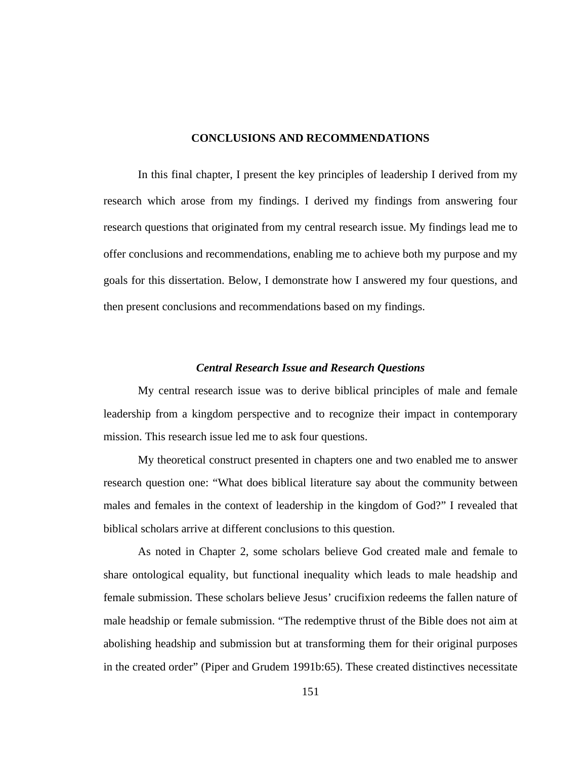# CONCLUSIONS AND RECOMMENDATIONS

In this final chapter, I present the key principles of leadership I derived from my research which arose from my findings. I derived my findings from answering four research questions that originated from my central research issue. My findings lead me to offer conclusions and recommendations, enabling me to achieve both my purpose and my goals for this dissertation. Below, I demonstrate how I answered my four questions, and then present conclusions and recommendations based on my findings.

## *Central Research Issue and Research Questions*

My central research issue was to derive biblical principles of male and female leadership from a kingdom perspective and to recognize their impact in contemporary mission. This research issue led me to ask four questions.

My theoretical construct presented in chapters one and two enabled me to answer research question one: "What does biblical literature say about the community between males and females in the context of leadership in the kingdom of God?" I revealed that biblical scholars arrive at different conclusions to this question.

As noted in Chapter 2, some scholars believe God created male and female to share ontological equality, but functional inequality which leads to male headship and female submission. These scholars believe Jesus' crucifixion redeems the fallen nature of male headship or female submission. "The redemptive thrust of the Bible does not aim at abolishing headship and submission but at transforming them for their original purposes in the created order" (Piper and Grudem 1991b:65). These created distinctives necessitate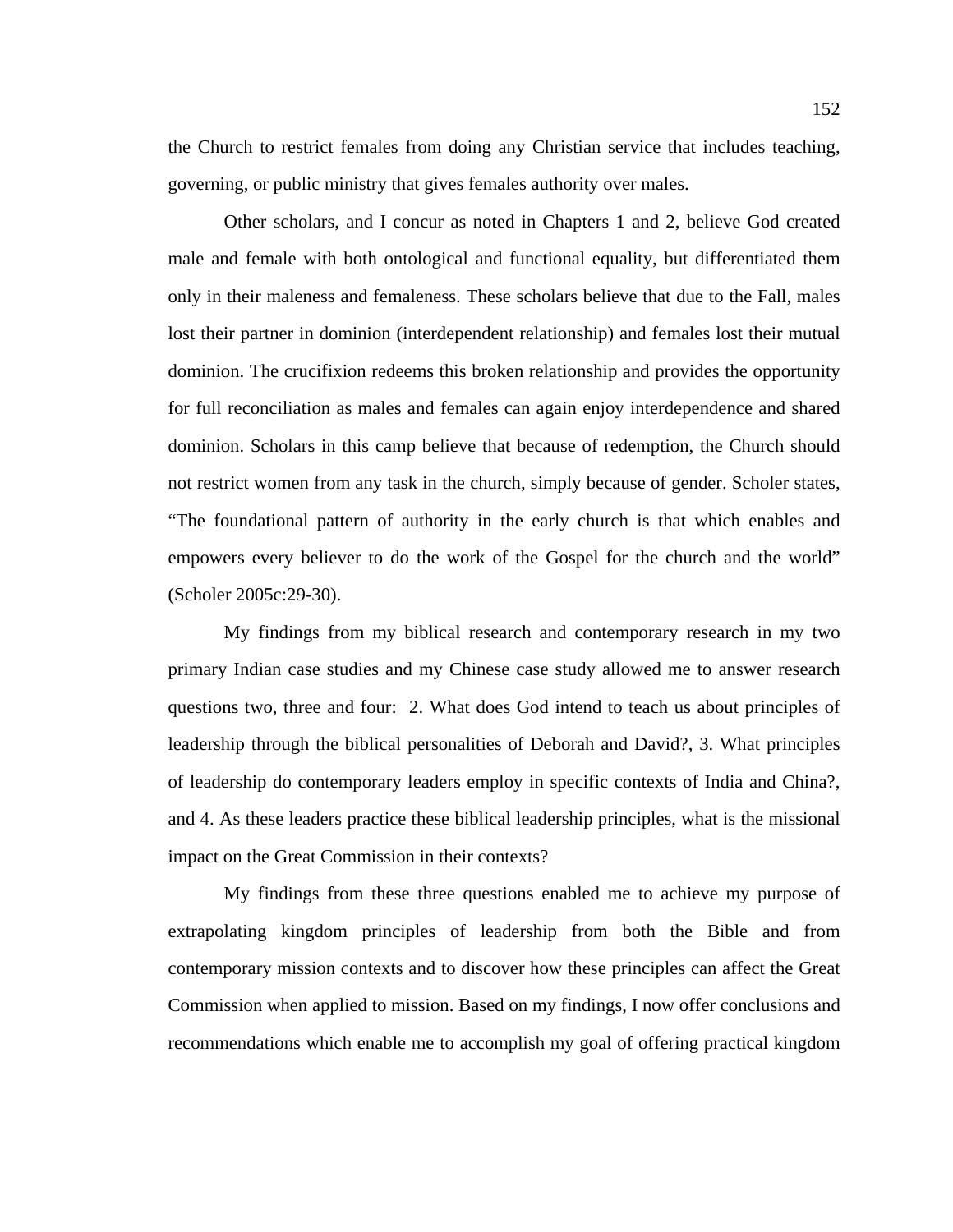the Church to restrict females from doing any Christian service that includes teaching, governing, or public ministry that gives females authority over males.

Other scholars, and I concur as noted in Chapters 1 and 2, believe God created male and female with both ontological and functional equality, but differentiated them only in their maleness and femaleness. These scholars believe that due to the Fall, males lost their partner in dominion (interdependent relationship) and females lost their mutual dominion. The crucifixion redeems this broken relationship and provides the opportunity for full reconciliation as males and females can again enjoy interdependence and shared dominion. Scholars in this camp believe that because of redemption, the Church should not restrict women from any task in the church, simply because of gender. Scholer states, "The foundational pattern of authority in the early church is that which enables and empowers every believer to do the work of the Gospel for the church and the world" (Scholer 2005c:29-30).

My findings from my biblical research and contemporary research in my two primary Indian case studies and my Chinese case study allowed me to answer research questions two, three and four: 2. What does God intend to teach us about principles of leadership through the biblical personalities of Deborah and David?, 3. What principles of leadership do contemporary leaders employ in specific contexts of India and China?, and 4. As these leaders practice these biblical leadership principles, what is the missional impact on the Great Commission in their contexts?

My findings from these three questions enabled me to achieve my purpose of extrapolating kingdom principles of leadership from both the Bible and from contemporary mission contexts and to discover how these principles can affect the Great Commission when applied to mission. Based on my findings, I now offer conclusions and recommendations which enable me to accomplish my goal of offering practical kingdom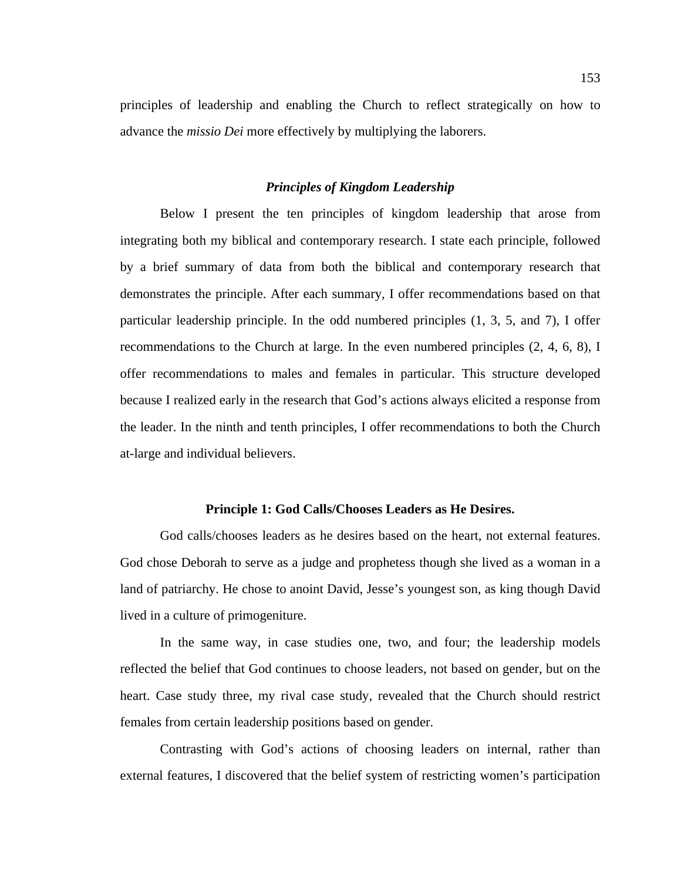principles of leadership and enabling the Church to reflect strategically on how to advance the *missio Dei* more effectively by multiplying the laborers.

### *Principles of Kingdom Leadership*

Below I present the ten principles of kingdom leadership that arose from integrating both my biblical and contemporary research. I state each principle, followed by a brief summary of data from both the biblical and contemporary research that demonstrates the principle. After each summary, I offer recommendations based on that particular leadership principle. In the odd numbered principles (1, 3, 5, and 7), I offer recommendations to the Church at large. In the even numbered principles (2, 4, 6, 8), I offer recommendations to males and females in particular. This structure developed because I realized early in the research that God's actions always elicited a response from the leader. In the ninth and tenth principles, I offer recommendations to both the Church at-large and individual believers.

#### **Principle 1: God Calls/Chooses Leaders as He Desires.**

God calls/chooses leaders as he desires based on the heart, not external features. God chose Deborah to serve as a judge and prophetess though she lived as a woman in a land of patriarchy. He chose to anoint David, Jesse's youngest son, as king though David lived in a culture of primogeniture.

In the same way, in case studies one, two, and four; the leadership models reflected the belief that God continues to choose leaders, not based on gender, but on the heart. Case study three, my rival case study, revealed that the Church should restrict females from certain leadership positions based on gender.

Contrasting with God's actions of choosing leaders on internal, rather than external features, I discovered that the belief system of restricting women's participation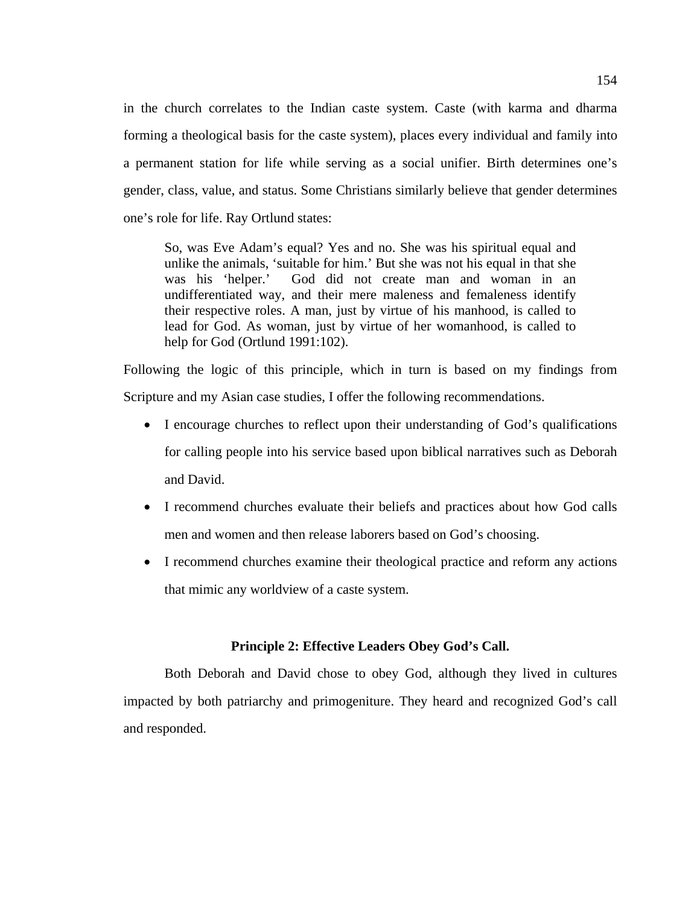in the church correlates to the Indian caste system. Caste (with karma and dharma forming a theological basis for the caste system), places every individual and family into a permanent station for life while serving as a social unifier. Birth determines one's gender, class, value, and status. Some Christians similarly believe that gender determines one's role for life. Ray Ortlund states:

> So, was Eve Adam's equal? Yes and no. She was his spiritual equal and unlike the animals, 'suitable for him.' But she was not his equal in that she was his 'helper.' God did not create man and woman in an undifferentiated way, and their mere maleness and femaleness identify their respective roles. A man, just by virtue of his manhood, is called to lead for God. As woman, just by virtue of her womanhood, is called to help for God (Ortlund 1991:102).

Following the logic of this principle, which in turn is based on my findings from Scripture and my Asian case studies, I offer the following recommendations.

- I encourage churches to reflect upon their understanding of God's qualifications for calling people into his service based upon biblical narratives such as Deborah and David.
- I recommend churches evaluate their beliefs and practices about how God calls men and women and then release laborers based on God's choosing.
- I recommend churches examine their theological practice and reform any actions that mimic any worldview of a caste system.

**Principle 2: Effective Leaders Obey God's Call.**

Both Deborah and David chose to obey God, although they lived in cultures impacted by both patriarchy and primogeniture. They heard and recognized God's call and responded.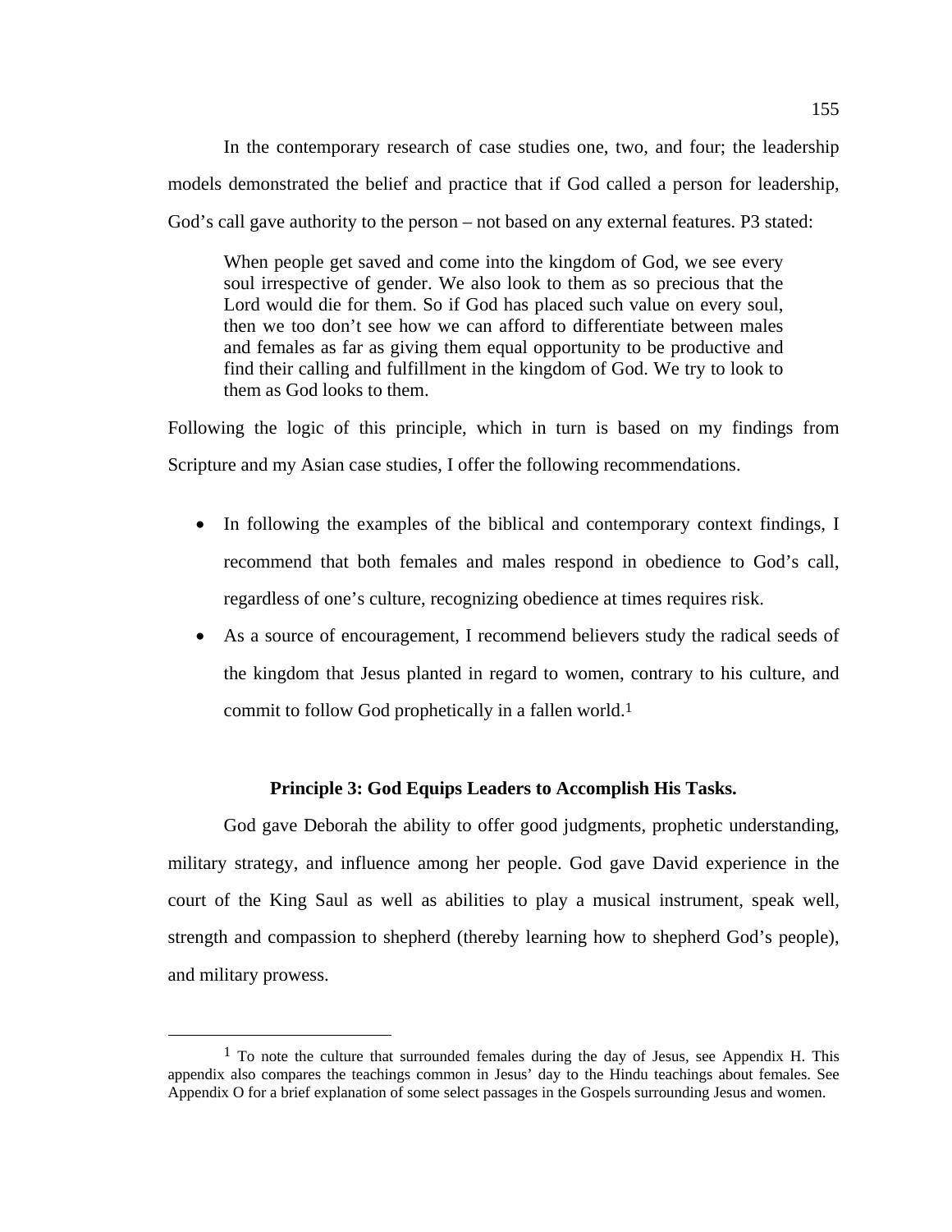In the contemporary research of case studies one, two, and four; the leadership models demonstrated the belief and practice that if God called a person for leadership, God's call gave authority to the person – not based on any external features. P3 stated:

> When people get saved and come into the kingdom of God, we see every soul irrespective of gender. We also look to them as so precious that the Lord would die for them. So if God has placed such value on every soul, then we too don't see how we can afford to differentiate between males and females as far as giving them equal opportunity to be productive and find their calling and fulfillment in the kingdom of God. We try to look to them as God looks to them.

Following the logic of this principle, which in turn is based on my findings from Scripture and my Asian case studies, I offer the following recommendations.

- In following the examples of the biblical and contemporary context findings, I recommend that both females and males respond in obedience to God's call, regardless of one's culture, recognizing obedience at times requires risk.
- As a source of encouragement, I recommend believers study the radical seeds of the kingdom that Jesus planted in regard to women, contrary to his culture, and commit to follow God prophetically in a fallen world.[1]

### Principle 3: God Equips Leaders to Accomplish His Tasks.

God gave Deborah the ability to offer good judgments, prophetic understanding, military strategy, and influence among her people. God gave David experience in the court of the King Saul as well as abilities to play a musical instrument, speak well, strength and compassion to shepherd (thereby learning how to shepherd God's people), and military prowess.

---

[1] To note the culture that surrounded females during the day of Jesus, see Appendix H. This appendix also compares the teachings common in Jesus' day to the Hindu teachings about females. See Appendix O for a brief explanation of some select passages in the Gospels surrounding Jesus and women.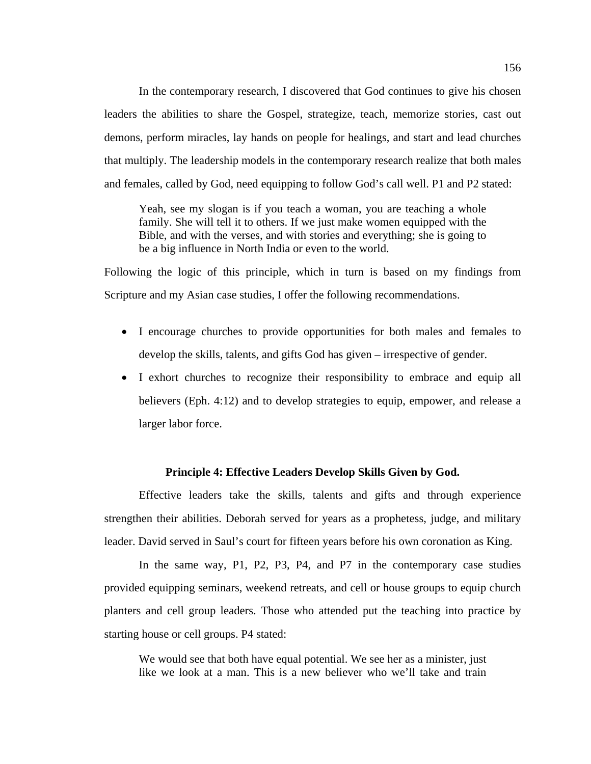In the contemporary research, I discovered that God continues to give his chosen leaders the abilities to share the Gospel, strategize, teach, memorize stories, cast out demons, perform miracles, lay hands on people for healings, and start and lead churches that multiply. The leadership models in the contemporary research realize that both males and females, called by God, need equipping to follow God's call well. P1 and P2 stated:

> Yeah, see my slogan is if you teach a woman, you are teaching a whole family. She will tell it to others. If we just make women equipped with the Bible, and with the verses, and with stories and everything; she is going to be a big influence in North India or even to the world.

Following the logic of this principle, which in turn is based on my findings from Scripture and my Asian case studies, I offer the following recommendations.

- I encourage churches to provide opportunities for both males and females to develop the skills, talents, and gifts God has given – irrespective of gender.
- I exhort churches to recognize their responsibility to embrace and equip all believers (Eph. 4:12) and to develop strategies to equip, empower, and release a larger labor force.

### Principle 4: Effective Leaders Develop Skills Given by God.

Effective leaders take the skills, talents and gifts and through experience strengthen their abilities. Deborah served for years as a prophetess, judge, and military leader. David served in Saul's court for fifteen years before his own coronation as King.

In the same way, P1, P2, P3, P4, and P7 in the contemporary case studies provided equipping seminars, weekend retreats, and cell or house groups to equip church planters and cell group leaders. Those who attended put the teaching into practice by starting house or cell groups. P4 stated:

> We would see that both have equal potential. We see her as a minister, just like we look at a man. This is a new believer who we'll take and train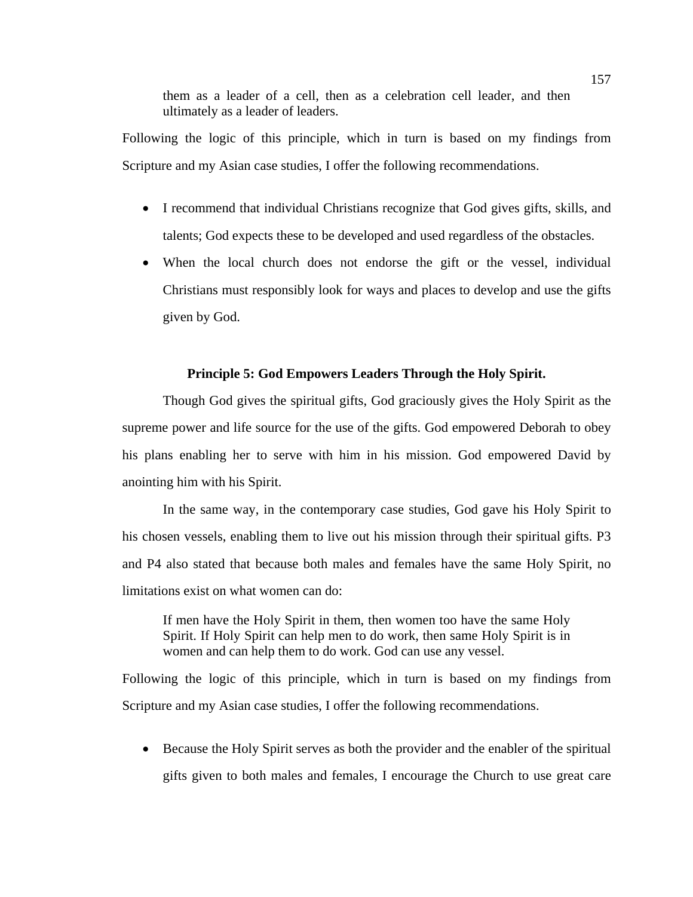> them as a leader of a cell, then as a celebration cell leader, and then ultimately as a leader of leaders.

Following the logic of this principle, which in turn is based on my findings from Scripture and my Asian case studies, I offer the following recommendations.

- I recommend that individual Christians recognize that God gives gifts, skills, and talents; God expects these to be developed and used regardless of the obstacles.
- When the local church does not endorse the gift or the vessel, individual Christians must responsibly look for ways and places to develop and use the gifts given by God.

### Principle 5: God Empowers Leaders Through the Holy Spirit.

Though God gives the spiritual gifts, God graciously gives the Holy Spirit as the supreme power and life source for the use of the gifts. God empowered Deborah to obey his plans enabling her to serve with him in his mission. God empowered David by anointing him with his Spirit.

In the same way, in the contemporary case studies, God gave his Holy Spirit to his chosen vessels, enabling them to live out his mission through their spiritual gifts. P3 and P4 also stated that because both males and females have the same Holy Spirit, no limitations exist on what women can do:

> If men have the Holy Spirit in them, then women too have the same Holy Spirit. If Holy Spirit can help men to do work, then same Holy Spirit is in women and can help them to do work. God can use any vessel.

Following the logic of this principle, which in turn is based on my findings from Scripture and my Asian case studies, I offer the following recommendations.

- Because the Holy Spirit serves as both the provider and the enabler of the spiritual gifts given to both males and females, I encourage the Church to use great care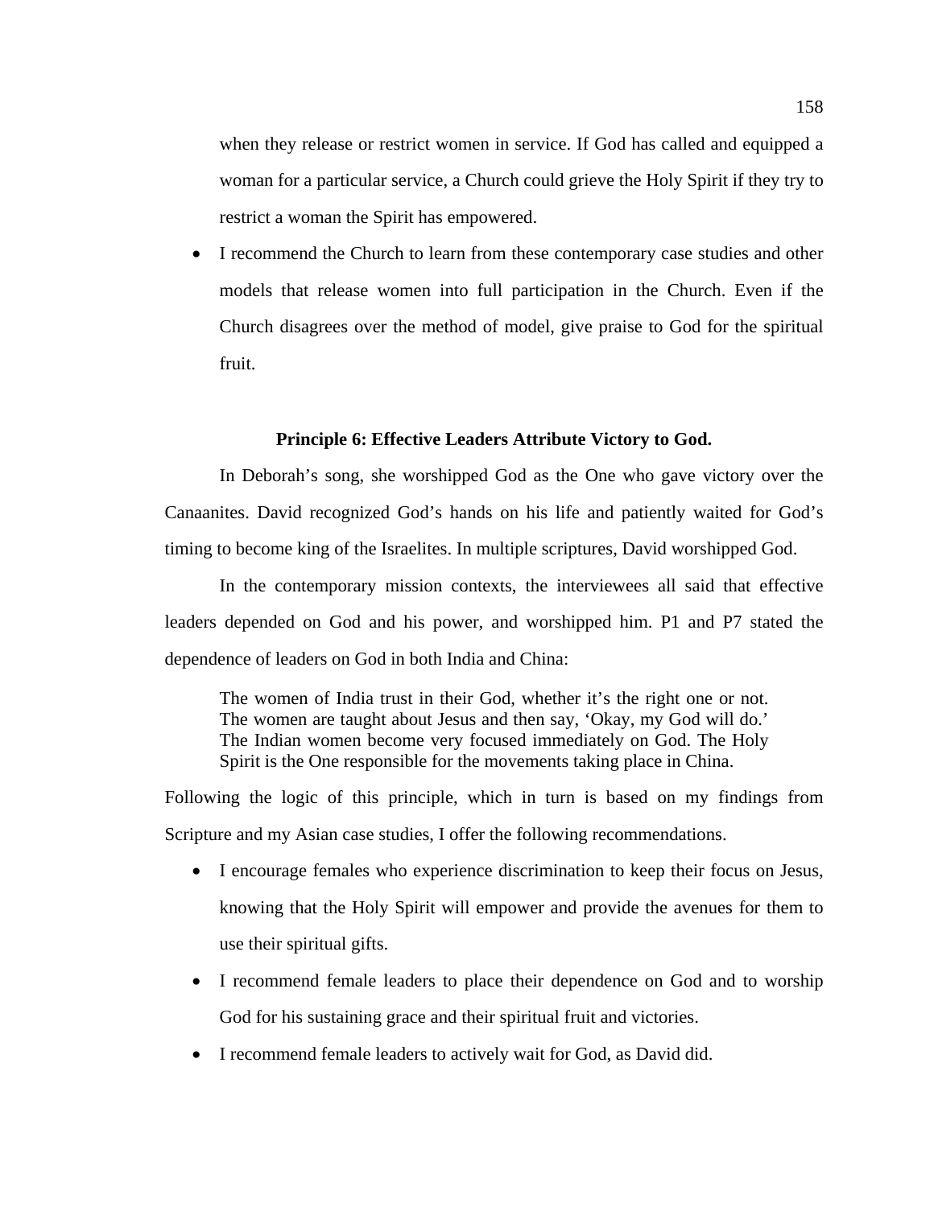when they release or restrict women in service. If God has called and equipped a woman for a particular service, a Church could grieve the Holy Spirit if they try to restrict a woman the Spirit has empowered.

- I recommend the Church to learn from these contemporary case studies and other models that release women into full participation in the Church. Even if the Church disagrees over the method of model, give praise to God for the spiritual fruit.

**Principle 6: Effective Leaders Attribute Victory to God.**

In Deborah's song, she worshipped God as the One who gave victory over the Canaanites. David recognized God's hands on his life and patiently waited for God's timing to become king of the Israelites. In multiple scriptures, David worshipped God.

In the contemporary mission contexts, the interviewees all said that effective leaders depended on God and his power, and worshipped him. P1 and P7 stated the dependence of leaders on God in both India and China:

> The women of India trust in their God, whether it's the right one or not. The women are taught about Jesus and then say, 'Okay, my God will do.' The Indian women become very focused immediately on God. The Holy Spirit is the One responsible for the movements taking place in China.

Following the logic of this principle, which in turn is based on my findings from Scripture and my Asian case studies, I offer the following recommendations.

- I encourage females who experience discrimination to keep their focus on Jesus, knowing that the Holy Spirit will empower and provide the avenues for them to use their spiritual gifts.
- I recommend female leaders to place their dependence on God and to worship God for his sustaining grace and their spiritual fruit and victories.
- I recommend female leaders to actively wait for God, as David did.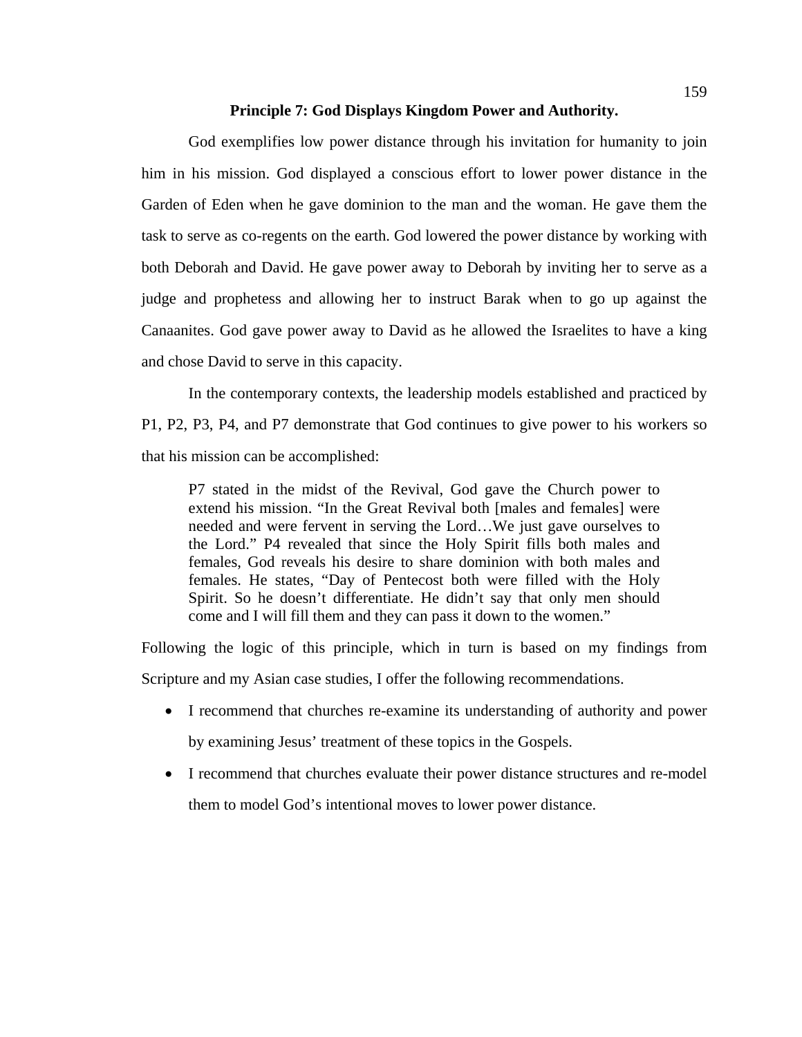**Principle 7: God Displays Kingdom Power and Authority.**

God exemplifies low power distance through his invitation for humanity to join him in his mission. God displayed a conscious effort to lower power distance in the Garden of Eden when he gave dominion to the man and the woman. He gave them the task to serve as co-regents on the earth. God lowered the power distance by working with both Deborah and David. He gave power away to Deborah by inviting her to serve as a judge and prophetess and allowing her to instruct Barak when to go up against the Canaanites. God gave power away to David as he allowed the Israelites to have a king and chose David to serve in this capacity.

In the contemporary contexts, the leadership models established and practiced by P1, P2, P3, P4, and P7 demonstrate that God continues to give power to his workers so that his mission can be accomplished:

> P7 stated in the midst of the Revival, God gave the Church power to extend his mission. "In the Great Revival both [males and females] were needed and were fervent in serving the Lord…We just gave ourselves to the Lord." P4 revealed that since the Holy Spirit fills both males and females, God reveals his desire to share dominion with both males and females. He states, "Day of Pentecost both were filled with the Holy Spirit. So he doesn't differentiate. He didn't say that only men should come and I will fill them and they can pass it down to the women."

Following the logic of this principle, which in turn is based on my findings from Scripture and my Asian case studies, I offer the following recommendations.

- I recommend that churches re-examine its understanding of authority and power by examining Jesus' treatment of these topics in the Gospels.
- I recommend that churches evaluate their power distance structures and re-model them to model God's intentional moves to lower power distance.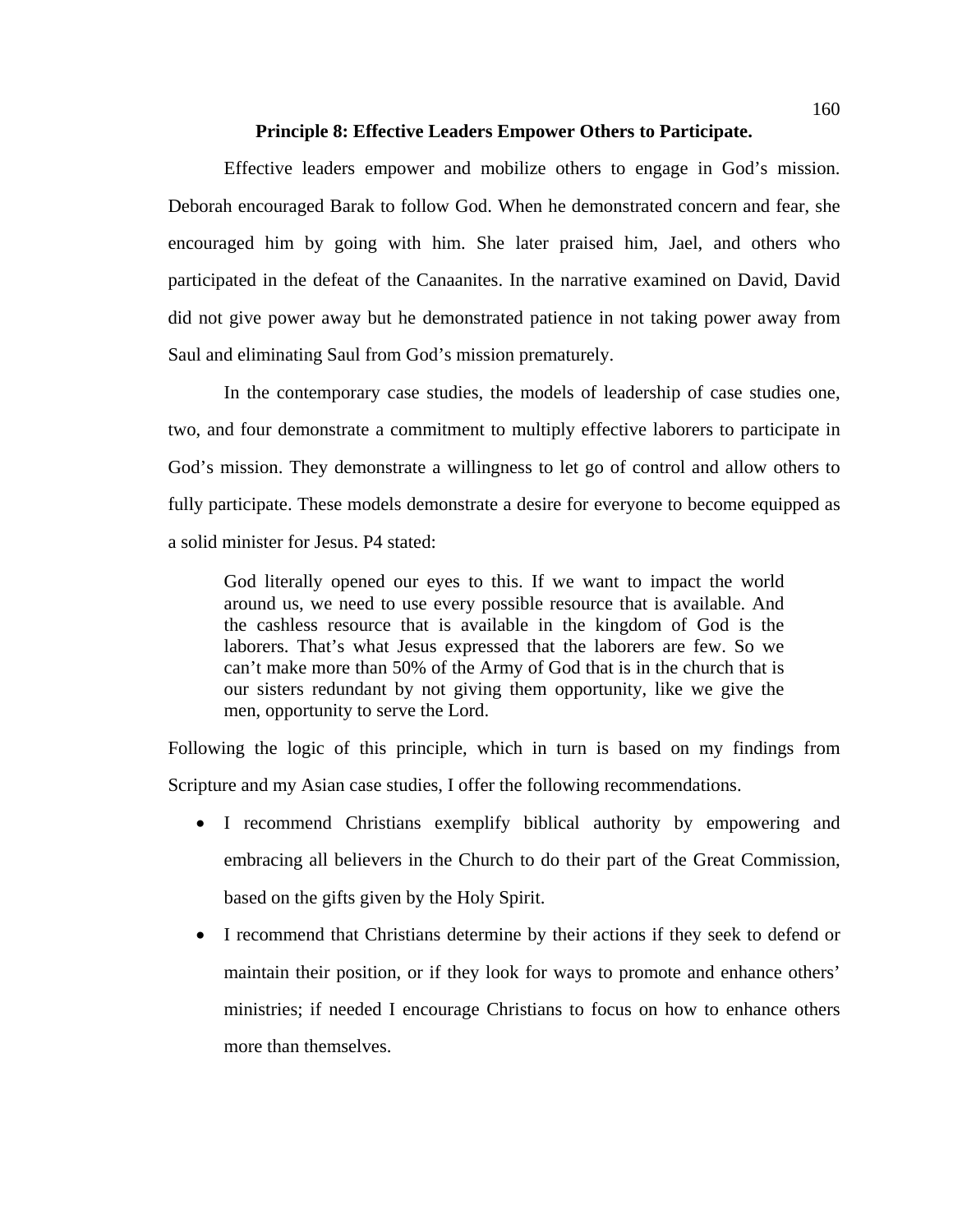### Principle 8: Effective Leaders Empower Others to Participate.

Effective leaders empower and mobilize others to engage in God's mission. Deborah encouraged Barak to follow God. When he demonstrated concern and fear, she encouraged him by going with him. She later praised him, Jael, and others who participated in the defeat of the Canaanites. In the narrative examined on David, David did not give power away but he demonstrated patience in not taking power away from Saul and eliminating Saul from God's mission prematurely.

In the contemporary case studies, the models of leadership of case studies one, two, and four demonstrate a commitment to multiply effective laborers to participate in God's mission. They demonstrate a willingness to let go of control and allow others to fully participate. These models demonstrate a desire for everyone to become equipped as a solid minister for Jesus. P4 stated:

> God literally opened our eyes to this. If we want to impact the world around us, we need to use every possible resource that is available. And the cashless resource that is available in the kingdom of God is the laborers. That's what Jesus expressed that the laborers are few. So we can't make more than 50% of the Army of God that is in the church that is our sisters redundant by not giving them opportunity, like we give the men, opportunity to serve the Lord.

Following the logic of this principle, which in turn is based on my findings from Scripture and my Asian case studies, I offer the following recommendations.

- I recommend Christians exemplify biblical authority by empowering and embracing all believers in the Church to do their part of the Great Commission, based on the gifts given by the Holy Spirit.
- I recommend that Christians determine by their actions if they seek to defend or maintain their position, or if they look for ways to promote and enhance others' ministries; if needed I encourage Christians to focus on how to enhance others more than themselves.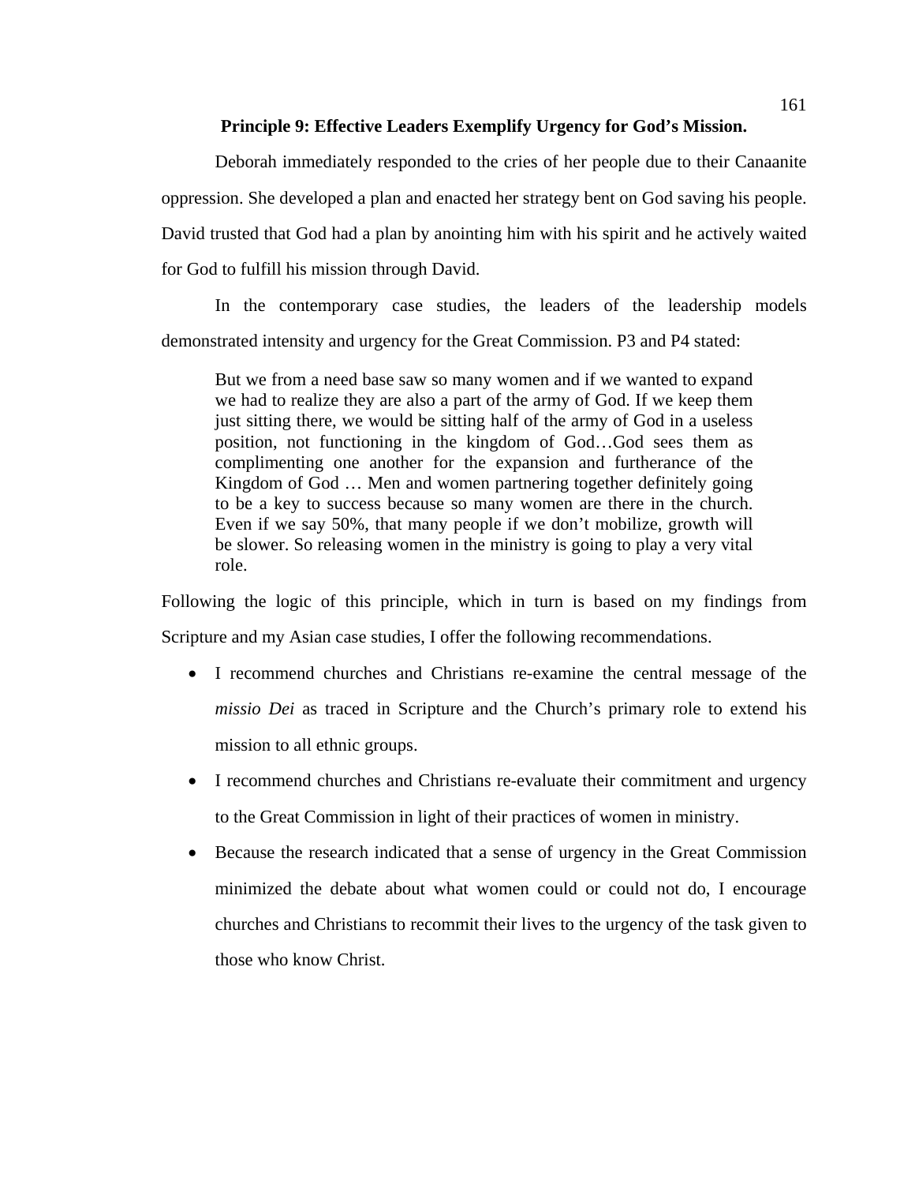**Principle 9: Effective Leaders Exemplify Urgency for God's Mission.**

Deborah immediately responded to the cries of her people due to their Canaanite oppression. She developed a plan and enacted her strategy bent on God saving his people. David trusted that God had a plan by anointing him with his spirit and he actively waited for God to fulfill his mission through David.

In the contemporary case studies, the leaders of the leadership models demonstrated intensity and urgency for the Great Commission. P3 and P4 stated:

> But we from a need base saw so many women and if we wanted to expand we had to realize they are also a part of the army of God. If we keep them just sitting there, we would be sitting half of the army of God in a useless position, not functioning in the kingdom of God…God sees them as complimenting one another for the expansion and furtherance of the Kingdom of God … Men and women partnering together definitely going to be a key to success because so many women are there in the church. Even if we say 50%, that many people if we don't mobilize, growth will be slower. So releasing women in the ministry is going to play a very vital role.

Following the logic of this principle, which in turn is based on my findings from Scripture and my Asian case studies, I offer the following recommendations.

- I recommend churches and Christians re-examine the central message of the *missio Dei* as traced in Scripture and the Church's primary role to extend his mission to all ethnic groups.
- I recommend churches and Christians re-evaluate their commitment and urgency to the Great Commission in light of their practices of women in ministry.
- Because the research indicated that a sense of urgency in the Great Commission minimized the debate about what women could or could not do, I encourage churches and Christians to recommit their lives to the urgency of the task given to those who know Christ.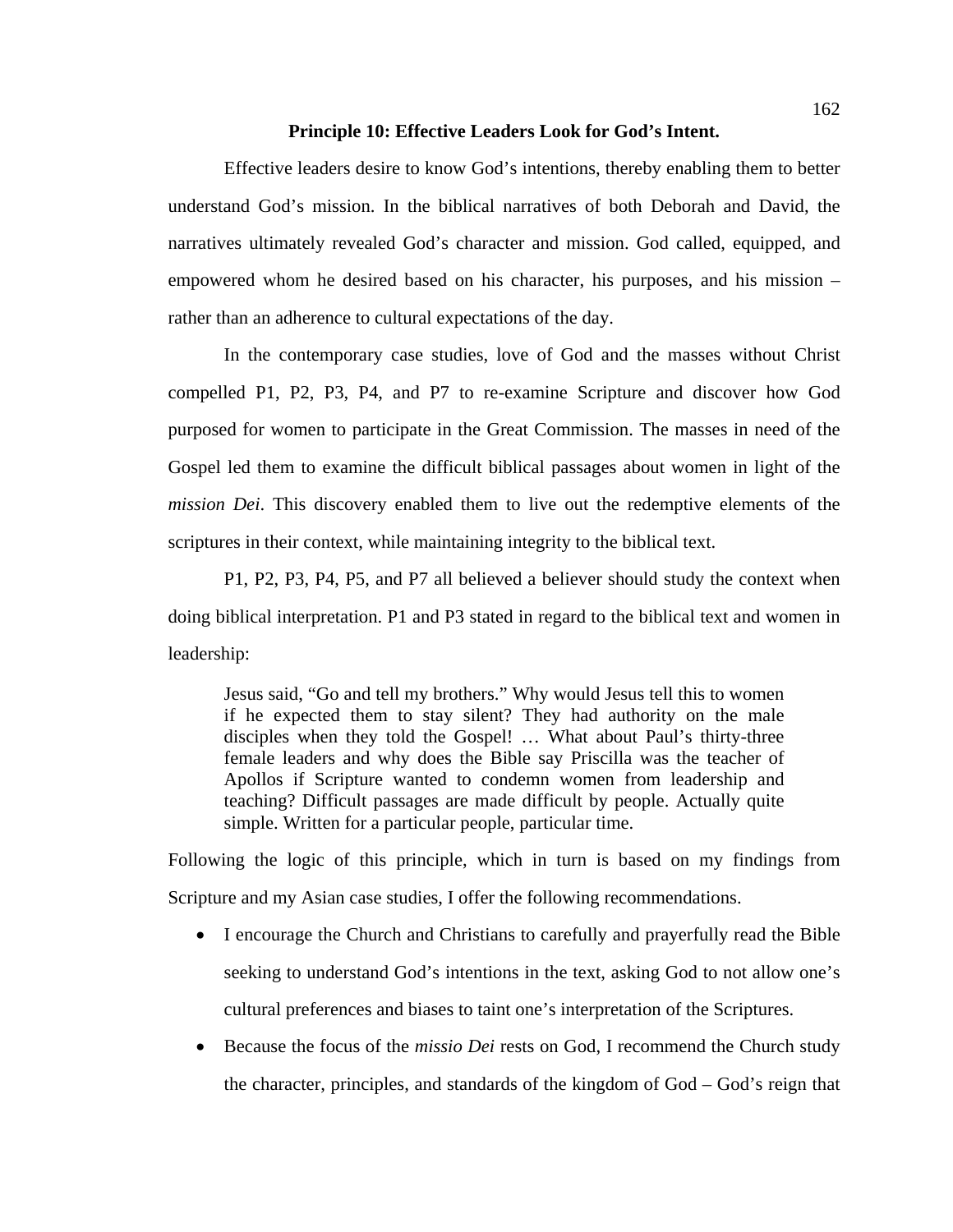**Principle 10: Effective Leaders Look for God's Intent.**

Effective leaders desire to know God's intentions, thereby enabling them to better understand God's mission. In the biblical narratives of both Deborah and David, the narratives ultimately revealed God's character and mission. God called, equipped, and empowered whom he desired based on his character, his purposes, and his mission – rather than an adherence to cultural expectations of the day.

In the contemporary case studies, love of God and the masses without Christ compelled P1, P2, P3, P4, and P7 to re-examine Scripture and discover how God purposed for women to participate in the Great Commission. The masses in need of the Gospel led them to examine the difficult biblical passages about women in light of the *mission Dei*. This discovery enabled them to live out the redemptive elements of the scriptures in their context, while maintaining integrity to the biblical text.

P1, P2, P3, P4, P5, and P7 all believed a believer should study the context when doing biblical interpretation. P1 and P3 stated in regard to the biblical text and women in leadership:

> Jesus said, "Go and tell my brothers." Why would Jesus tell this to women if he expected them to stay silent? They had authority on the male disciples when they told the Gospel! … What about Paul's thirty-three female leaders and why does the Bible say Priscilla was the teacher of Apollos if Scripture wanted to condemn women from leadership and teaching? Difficult passages are made difficult by people. Actually quite simple. Written for a particular people, particular time.

Following the logic of this principle, which in turn is based on my findings from Scripture and my Asian case studies, I offer the following recommendations.

- I encourage the Church and Christians to carefully and prayerfully read the Bible seeking to understand God's intentions in the text, asking God to not allow one's cultural preferences and biases to taint one's interpretation of the Scriptures.
- Because the focus of the *missio Dei* rests on God, I recommend the Church study the character, principles, and standards of the kingdom of God – God's reign that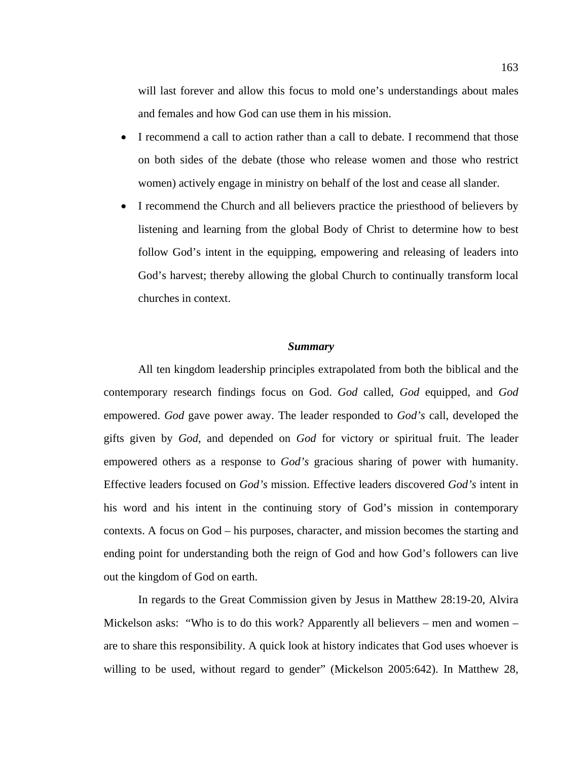will last forever and allow this focus to mold one's understandings about males and females and how God can use them in his mission.

- I recommend a call to action rather than a call to debate. I recommend that those on both sides of the debate (those who release women and those who restrict women) actively engage in ministry on behalf of the lost and cease all slander.
- I recommend the Church and all believers practice the priesthood of believers by listening and learning from the global Body of Christ to determine how to best follow God's intent in the equipping, empowering and releasing of leaders into God's harvest; thereby allowing the global Church to continually transform local churches in context.

### ***Summary***

All ten kingdom leadership principles extrapolated from both the biblical and the contemporary research findings focus on God. *God* called, *God* equipped, and *God* empowered. *God* gave power away. The leader responded to *God's* call, developed the gifts given by *God*, and depended on *God* for victory or spiritual fruit. The leader empowered others as a response to *God's* gracious sharing of power with humanity. Effective leaders focused on *God's* mission. Effective leaders discovered *God's* intent in his word and his intent in the continuing story of God's mission in contemporary contexts. A focus on God – his purposes, character, and mission becomes the starting and ending point for understanding both the reign of God and how God's followers can live out the kingdom of God on earth.

In regards to the Great Commission given by Jesus in Matthew 28:19-20, Alvira Mickelson asks: "Who is to do this work? Apparently all believers – men and women – are to share this responsibility. A quick look at history indicates that God uses whoever is willing to be used, without regard to gender" (Mickelson 2005:642). In Matthew 28,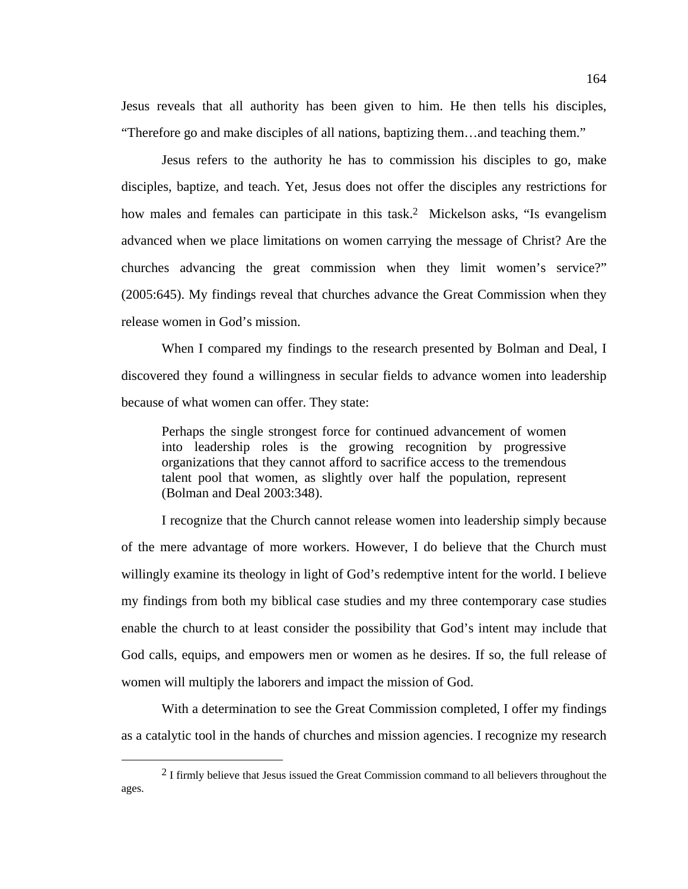Jesus reveals that all authority has been given to him. He then tells his disciples, “Therefore go and make disciples of all nations, baptizing them…and teaching them.”

Jesus refers to the authority he has to commission his disciples to go, make disciples, baptize, and teach. Yet, Jesus does not offer the disciples any restrictions for how males and females can participate in this task.[2] Mickelson asks, “Is evangelism advanced when we place limitations on women carrying the message of Christ? Are the churches advancing the great commission when they limit women’s service?” (2005:645). My findings reveal that churches advance the Great Commission when they release women in God’s mission.

When I compared my findings to the research presented by Bolman and Deal, I discovered they found a willingness in secular fields to advance women into leadership because of what women can offer. They state:

> Perhaps the single strongest force for continued advancement of women into leadership roles is the growing recognition by progressive organizations that they cannot afford to sacrifice access to the tremendous talent pool that women, as slightly over half the population, represent (Bolman and Deal 2003:348).

I recognize that the Church cannot release women into leadership simply because of the mere advantage of more workers. However, I do believe that the Church must willingly examine its theology in light of God’s redemptive intent for the world. I believe my findings from both my biblical case studies and my three contemporary case studies enable the church to at least consider the possibility that God’s intent may include that God calls, equips, and empowers men or women as he desires. If so, the full release of women will multiply the laborers and impact the mission of God.

With a determination to see the Great Commission completed, I offer my findings as a catalytic tool in the hands of churches and mission agencies. I recognize my research

[2] I firmly believe that Jesus issued the Great Commission command to all believers throughout the ages.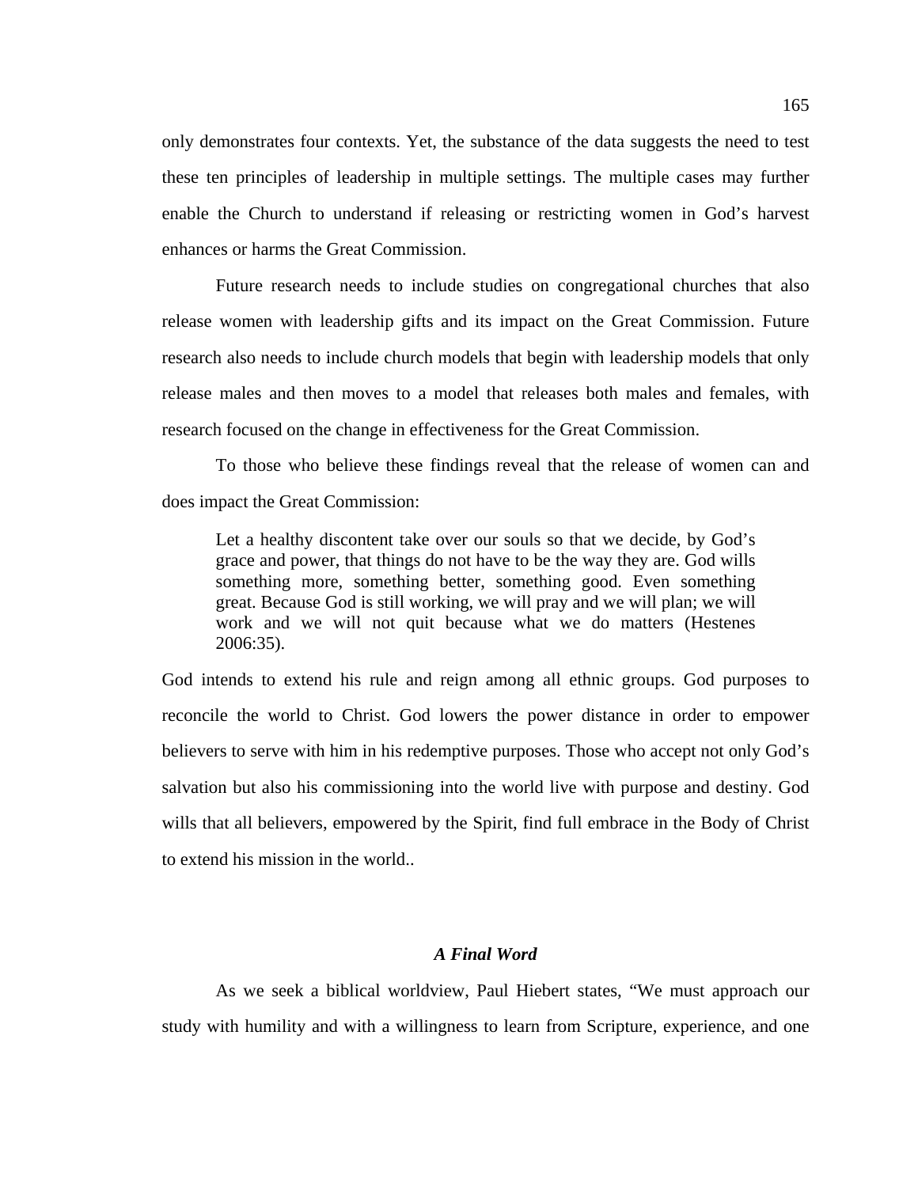only demonstrates four contexts. Yet, the substance of the data suggests the need to test these ten principles of leadership in multiple settings. The multiple cases may further enable the Church to understand if releasing or restricting women in God's harvest enhances or harms the Great Commission.

Future research needs to include studies on congregational churches that also release women with leadership gifts and its impact on the Great Commission. Future research also needs to include church models that begin with leadership models that only release males and then moves to a model that releases both males and females, with research focused on the change in effectiveness for the Great Commission.

To those who believe these findings reveal that the release of women can and does impact the Great Commission:

> Let a healthy discontent take over our souls so that we decide, by God's grace and power, that things do not have to be the way they are. God wills something more, something better, something good. Even something great. Because God is still working, we will pray and we will plan; we will work and we will not quit because what we do matters (Hestenes 2006:35).

God intends to extend his rule and reign among all ethnic groups. God purposes to reconcile the world to Christ. God lowers the power distance in order to empower believers to serve with him in his redemptive purposes. Those who accept not only God's salvation but also his commissioning into the world live with purpose and destiny. God wills that all believers, empowered by the Spirit, find full embrace in the Body of Christ to extend his mission in the world..

### *A Final Word*

As we seek a biblical worldview, Paul Hiebert states, "We must approach our study with humility and with a willingness to learn from Scripture, experience, and one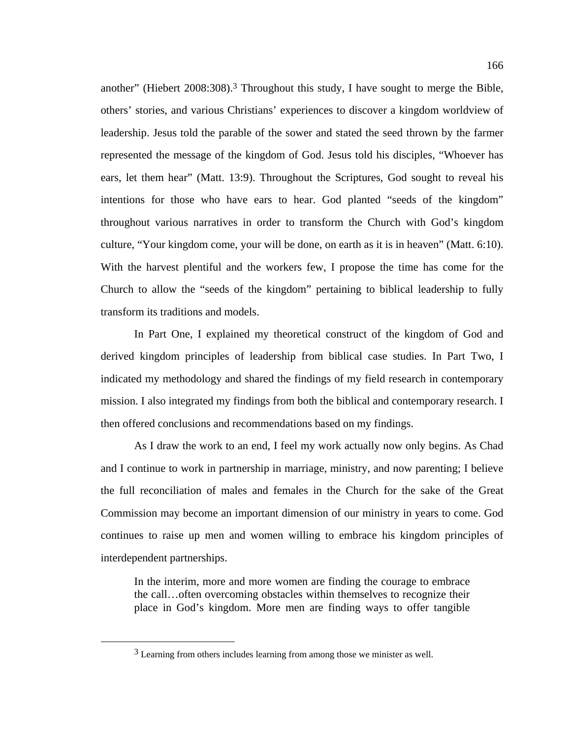another" (Hiebert 2008:308).[3] Throughout this study, I have sought to merge the Bible, others' stories, and various Christians' experiences to discover a kingdom worldview of leadership. Jesus told the parable of the sower and stated the seed thrown by the farmer represented the message of the kingdom of God. Jesus told his disciples, "Whoever has ears, let them hear" (Matt. 13:9). Throughout the Scriptures, God sought to reveal his intentions for those who have ears to hear. God planted "seeds of the kingdom" throughout various narratives in order to transform the Church with God's kingdom culture, "Your kingdom come, your will be done, on earth as it is in heaven" (Matt. 6:10). With the harvest plentiful and the workers few, I propose the time has come for the Church to allow the "seeds of the kingdom" pertaining to biblical leadership to fully transform its traditions and models.

In Part One, I explained my theoretical construct of the kingdom of God and derived kingdom principles of leadership from biblical case studies. In Part Two, I indicated my methodology and shared the findings of my field research in contemporary mission. I also integrated my findings from both the biblical and contemporary research. I then offered conclusions and recommendations based on my findings.

As I draw the work to an end, I feel my work actually now only begins. As Chad and I continue to work in partnership in marriage, ministry, and now parenting; I believe the full reconciliation of males and females in the Church for the sake of the Great Commission may become an important dimension of our ministry in years to come. God continues to raise up men and women willing to embrace his kingdom principles of interdependent partnerships.

> In the interim, more and more women are finding the courage to embrace the call…often overcoming obstacles within themselves to recognize their place in God's kingdom. More men are finding ways to offer tangible

[3] Learning from others includes learning from among those we minister as well.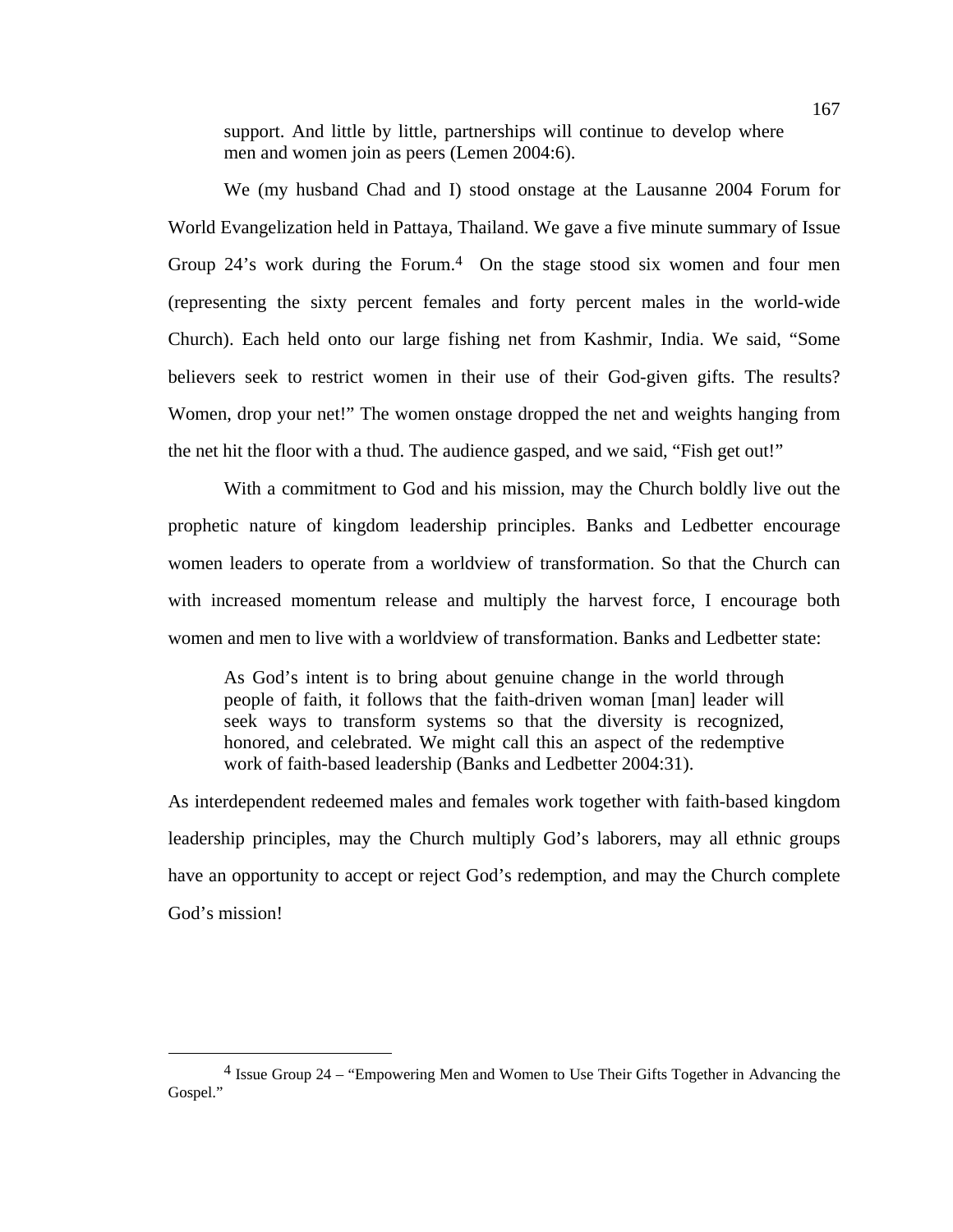> support. And little by little, partnerships will continue to develop where men and women join as peers (Lemen 2004:6).

We (my husband Chad and I) stood onstage at the Lausanne 2004 Forum for World Evangelization held in Pattaya, Thailand. We gave a five minute summary of Issue Group 24's work during the Forum.[4] On the stage stood six women and four men (representing the sixty percent females and forty percent males in the world-wide Church). Each held onto our large fishing net from Kashmir, India. We said, "Some believers seek to restrict women in their use of their God-given gifts. The results? Women, drop your net!" The women onstage dropped the net and weights hanging from the net hit the floor with a thud. The audience gasped, and we said, "Fish get out!"

With a commitment to God and his mission, may the Church boldly live out the prophetic nature of kingdom leadership principles. Banks and Ledbetter encourage women leaders to operate from a worldview of transformation. So that the Church can with increased momentum release and multiply the harvest force, I encourage both women and men to live with a worldview of transformation. Banks and Ledbetter state:

> As God's intent is to bring about genuine change in the world through people of faith, it follows that the faith-driven woman [man] leader will seek ways to transform systems so that the diversity is recognized, honored, and celebrated. We might call this an aspect of the redemptive work of faith-based leadership (Banks and Ledbetter 2004:31).

As interdependent redeemed males and females work together with faith-based kingdom leadership principles, may the Church multiply God's laborers, may all ethnic groups have an opportunity to accept or reject God's redemption, and may the Church complete God's mission!

---

[4] Issue Group 24 – "Empowering Men and Women to Use Their Gifts Together in Advancing the Gospel."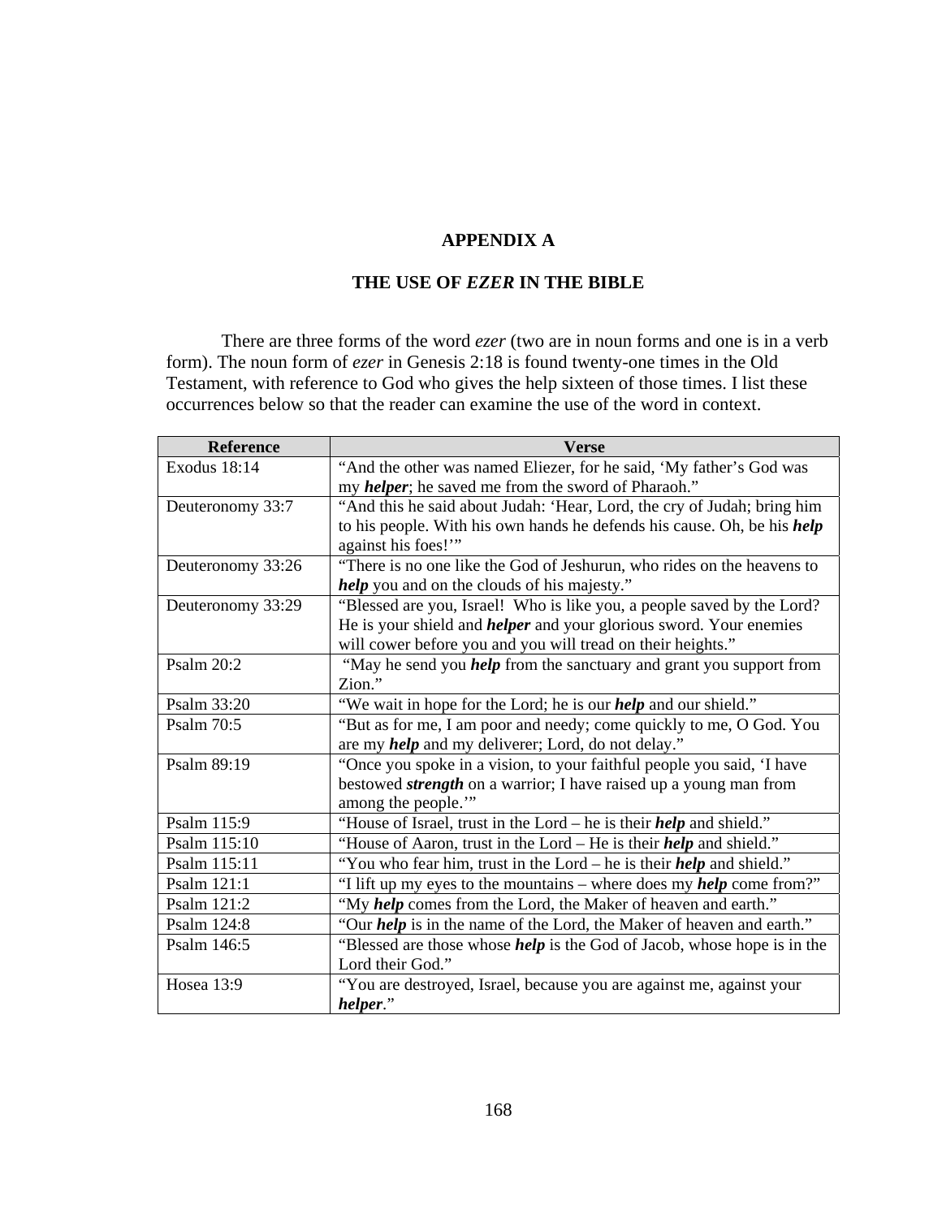# APPENDIX A

## THE USE OF *EZER* IN THE BIBLE

There are three forms of the word *ezer* (two are in noun forms and one is in a verb form). The noun form of *ezer* in Genesis 2:18 is found twenty-one times in the Old Testament, with reference to God who gives the help sixteen of those times. I list these occurrences below so that the reader can examine the use of the word in context.

| Reference | Verse |
|---|---|
| Exodus 18:14 | "And the other was named Eliezer, for he said, 'My father's God was my ***helper***; he saved me from the sword of Pharaoh." |
| Deuteronomy 33:7 | "And this he said about Judah: 'Hear, Lord, the cry of Judah; bring him to his people. With his own hands he defends his cause. Oh, be his ***help*** against his foes!'" |
| Deuteronomy 33:26 | "There is no one like the God of Jeshurun, who rides on the heavens to ***help*** you and on the clouds of his majesty." |
| Deuteronomy 33:29 | "Blessed are you, Israel! Who is like you, a people saved by the Lord? He is your shield and ***helper*** and your glorious sword. Your enemies will cower before you and you will tread on their heights." |
| Psalm 20:2 | "May he send you ***help*** from the sanctuary and grant you support from Zion." |
| Psalm 33:20 | "We wait in hope for the Lord; he is our ***help*** and our shield." |
| Psalm 70:5 | "But as for me, I am poor and needy; come quickly to me, O God. You are my ***help*** and my deliverer; Lord, do not delay." |
| Psalm 89:19 | "Once you spoke in a vision, to your faithful people you said, 'I have bestowed ***strength*** on a warrior; I have raised up a young man from among the people.'" |
| Psalm 115:9 | "House of Israel, trust in the Lord – he is their ***help*** and shield." |
| Psalm 115:10 | "House of Aaron, trust in the Lord – He is their ***help*** and shield." |
| Psalm 115:11 | "You who fear him, trust in the Lord – he is their ***help*** and shield." |
| Psalm 121:1 | "I lift up my eyes to the mountains – where does my ***help*** come from?" |
| Psalm 121:2 | "My ***help*** comes from the Lord, the Maker of heaven and earth." |
| Psalm 124:8 | "Our ***help*** is in the name of the Lord, the Maker of heaven and earth." |
| Psalm 146:5 | "Blessed are those whose ***help*** is the God of Jacob, whose hope is in the Lord their God." |
| Hosea 13:9 | "You are destroyed, Israel, because you are against me, against your ***helper***." |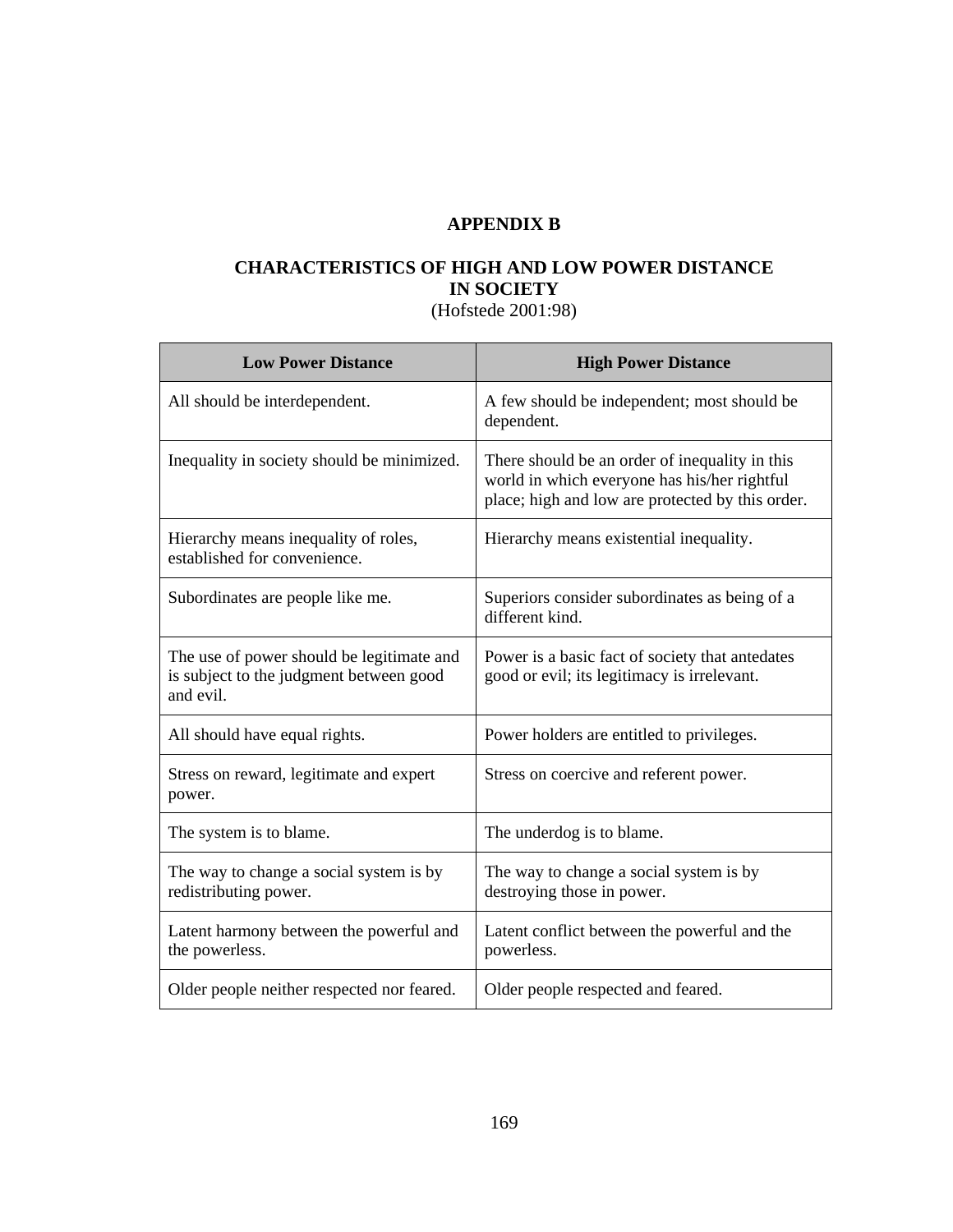# APPENDIX B

## CHARACTERISTICS OF HIGH AND LOW POWER DISTANCE IN SOCIETY

(Hofstede 2001:98)

| Low Power Distance | High Power Distance |
|---|---|
| All should be interdependent. | A few should be independent; most should be dependent. |
| Inequality in society should be minimized. | There should be an order of inequality in this world in which everyone has his/her rightful place; high and low are protected by this order. |
| Hierarchy means inequality of roles, established for convenience. | Hierarchy means existential inequality. |
| Subordinates are people like me. | Superiors consider subordinates as being of a different kind. |
| The use of power should be legitimate and is subject to the judgment between good and evil. | Power is a basic fact of society that antedates good or evil; its legitimacy is irrelevant. |
| All should have equal rights. | Power holders are entitled to privileges. |
| Stress on reward, legitimate and expert power. | Stress on coercive and referent power. |
| The system is to blame. | The underdog is to blame. |
| The way to change a social system is by redistributing power. | The way to change a social system is by destroying those in power. |
| Latent harmony between the powerful and the powerless. | Latent conflict between the powerful and the powerless. |
| Older people neither respected nor feared. | Older people respected and feared. |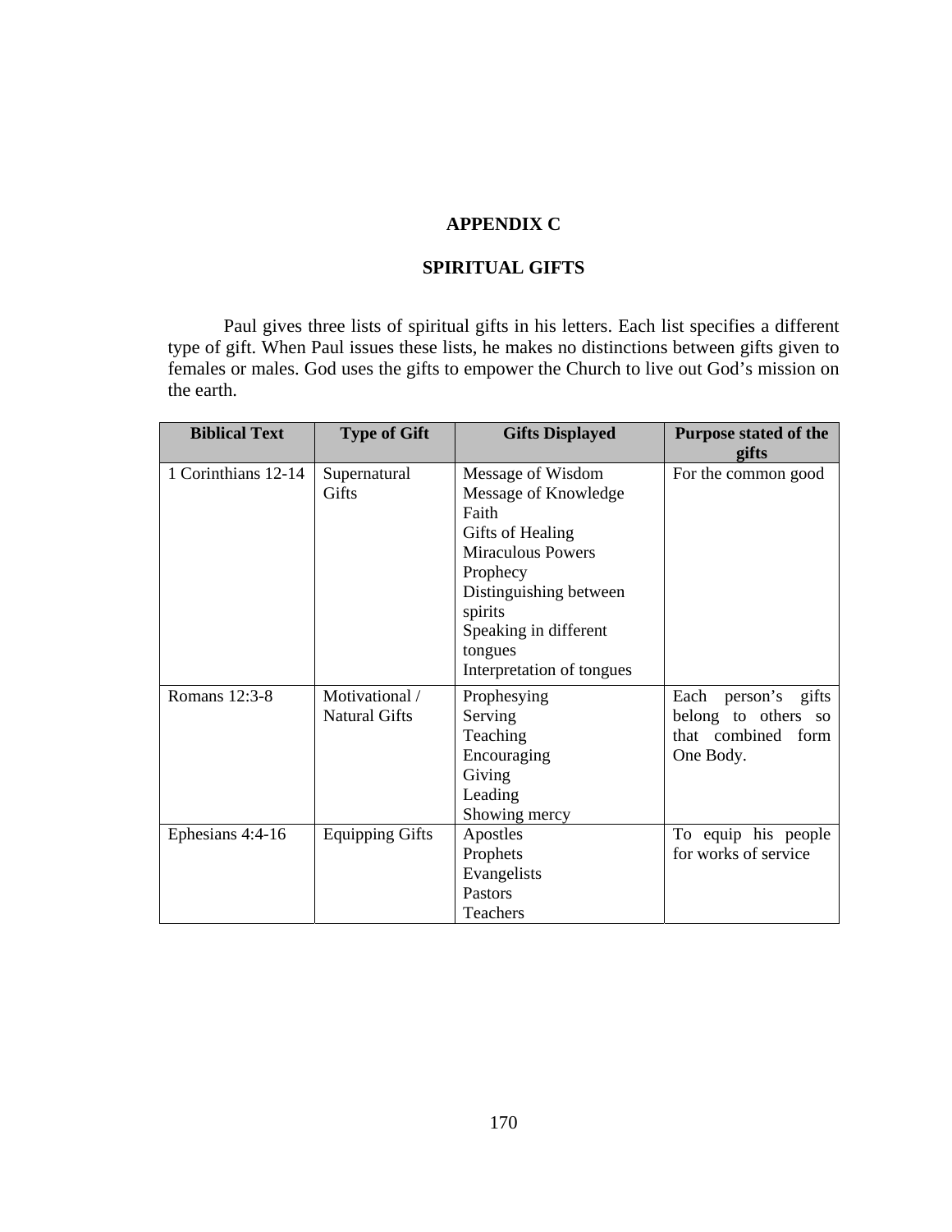# APPENDIX C

## SPIRITUAL GIFTS

Paul gives three lists of spiritual gifts in his letters. Each list specifies a different type of gift. When Paul issues these lists, he makes no distinctions between gifts given to females or males. God uses the gifts to empower the Church to live out God's mission on the earth.

| Biblical Text | Type of Gift | Gifts Displayed | Purpose stated of the gifts |
|---|---|---|---|
| 1 Corinthians 12-14 | Supernatural Gifts | Message of Wisdom<br>Message of Knowledge<br>Faith<br>Gifts of Healing<br>Miraculous Powers<br>Prophecy<br>Distinguishing between spirits<br>Speaking in different tongues<br>Interpretation of tongues | For the common good |
| Romans 12:3-8 | Motivational / Natural Gifts | Prophesying<br>Serving<br>Teaching<br>Encouraging<br>Giving<br>Leading<br>Showing mercy | Each person's gifts belong to others so that combined form One Body. |
| Ephesians 4:4-16 | Equipping Gifts | Apostles<br>Prophets<br>Evangelists<br>Pastors<br>Teachers | To equip his people for works of service |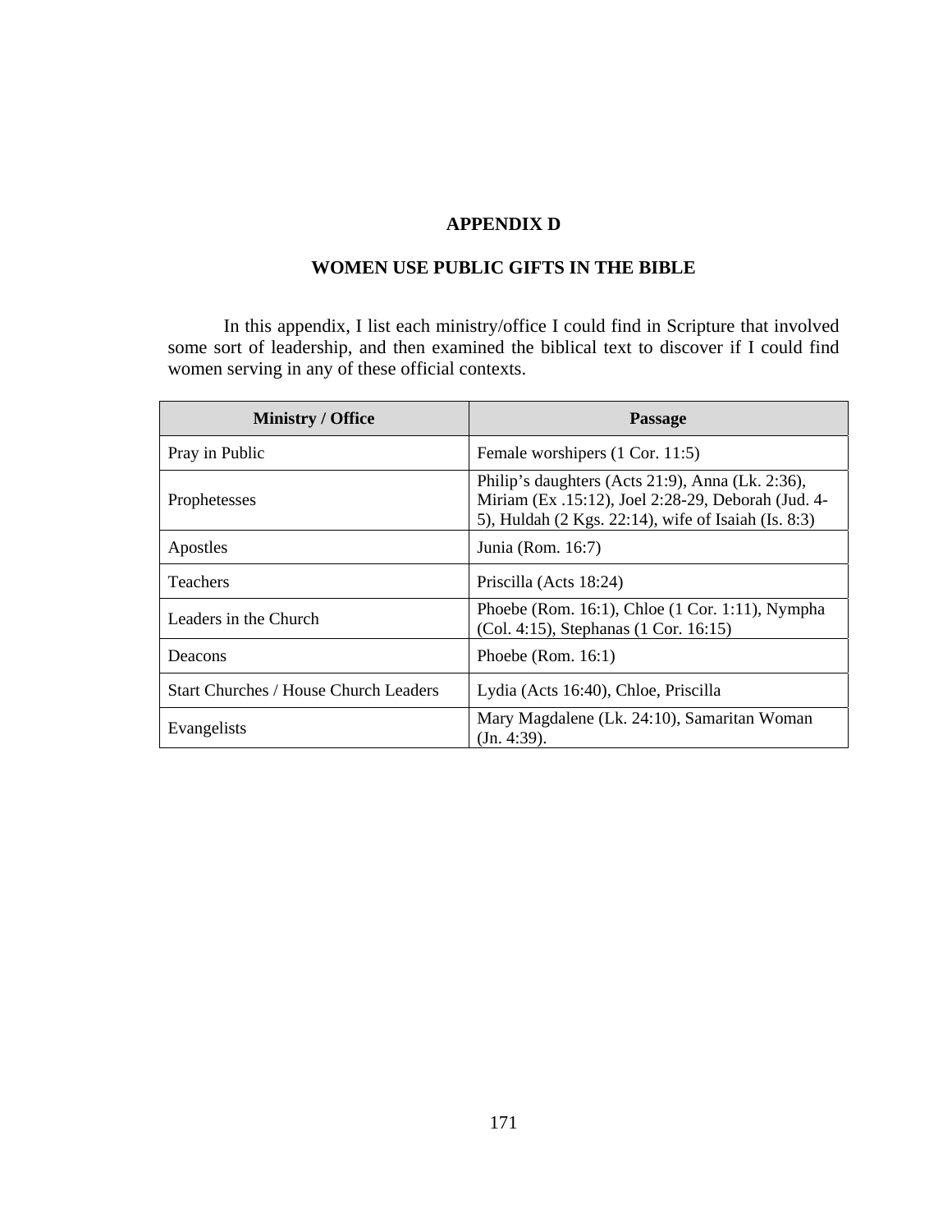# APPENDIX D

## WOMEN USE PUBLIC GIFTS IN THE BIBLE

In this appendix, I list each ministry/office I could find in Scripture that involved some sort of leadership, and then examined the biblical text to discover if I could find women serving in any of these official contexts.

| Ministry / Office | Passage |
|---|---|
| Pray in Public | Female worshipers (1 Cor. 11:5) |
| Prophetesses | Philip's daughters (Acts 21:9), Anna (Lk. 2:36), Miriam (Ex .15:12), Joel 2:28-29, Deborah (Jud. 4-5), Huldah (2 Kgs. 22:14), wife of Isaiah (Is. 8:3) |
| Apostles | Junia (Rom. 16:7) |
| Teachers | Priscilla (Acts 18:24) |
| Leaders in the Church | Phoebe (Rom. 16:1), Chloe (1 Cor. 1:11), Nympha (Col. 4:15), Stephanas (1 Cor. 16:15) |
| Deacons | Phoebe (Rom. 16:1) |
| Start Churches / House Church Leaders | Lydia (Acts 16:40), Chloe, Priscilla |
| Evangelists | Mary Magdalene (Lk. 24:10), Samaritan Woman (Jn. 4:39). |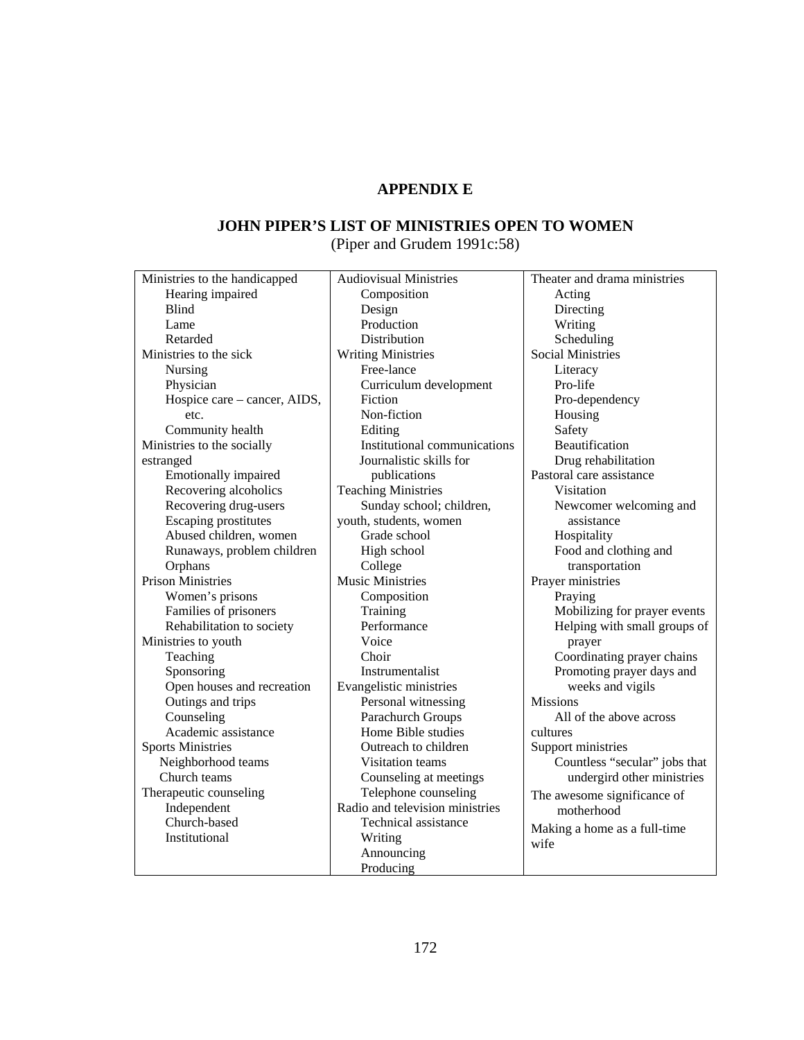# APPENDIX E

## JOHN PIPER'S LIST OF MINISTRIES OPEN TO WOMEN

(Piper and Grudem 1991c:58)

| | | |
|---|---|---|
| Ministries to the handicapped<br>&nbsp;&nbsp;&nbsp;&nbsp;Hearing impaired<br>&nbsp;&nbsp;&nbsp;&nbsp;Blind<br>&nbsp;&nbsp;&nbsp;&nbsp;Lame<br>&nbsp;&nbsp;&nbsp;&nbsp;Retarded<br>Ministries to the sick<br>&nbsp;&nbsp;&nbsp;&nbsp;Nursing<br>&nbsp;&nbsp;&nbsp;&nbsp;Physician<br>&nbsp;&nbsp;&nbsp;&nbsp;Hospice care – cancer, AIDS, etc.<br>&nbsp;&nbsp;&nbsp;&nbsp;Community health<br>Ministries to the socially estranged<br>&nbsp;&nbsp;&nbsp;&nbsp;Emotionally impaired<br>&nbsp;&nbsp;&nbsp;&nbsp;Recovering alcoholics<br>&nbsp;&nbsp;&nbsp;&nbsp;Recovering drug-users<br>&nbsp;&nbsp;&nbsp;&nbsp;Escaping prostitutes<br>&nbsp;&nbsp;&nbsp;&nbsp;Abused children, women<br>&nbsp;&nbsp;&nbsp;&nbsp;Runaways, problem children<br>&nbsp;&nbsp;&nbsp;&nbsp;Orphans<br>Prison Ministries<br>&nbsp;&nbsp;&nbsp;&nbsp;Women's prisons<br>&nbsp;&nbsp;&nbsp;&nbsp;Families of prisoners<br>&nbsp;&nbsp;&nbsp;&nbsp;Rehabilitation to society<br>Ministries to youth<br>&nbsp;&nbsp;&nbsp;&nbsp;Teaching<br>&nbsp;&nbsp;&nbsp;&nbsp;Sponsoring<br>&nbsp;&nbsp;&nbsp;&nbsp;Open houses and recreation<br>&nbsp;&nbsp;&nbsp;&nbsp;Outings and trips<br>&nbsp;&nbsp;&nbsp;&nbsp;Counseling<br>&nbsp;&nbsp;&nbsp;&nbsp;Academic assistance<br>Sports Ministries<br>&nbsp;&nbsp;&nbsp;&nbsp;Neighborhood teams<br>&nbsp;&nbsp;&nbsp;&nbsp;Church teams<br>Therapeutic counseling<br>&nbsp;&nbsp;&nbsp;&nbsp;Independent<br>&nbsp;&nbsp;&nbsp;&nbsp;Church-based<br>&nbsp;&nbsp;&nbsp;&nbsp;Institutional | Audiovisual Ministries<br>&nbsp;&nbsp;&nbsp;&nbsp;Composition<br>&nbsp;&nbsp;&nbsp;&nbsp;Design<br>&nbsp;&nbsp;&nbsp;&nbsp;Production<br>&nbsp;&nbsp;&nbsp;&nbsp;Distribution<br>Writing Ministries<br>&nbsp;&nbsp;&nbsp;&nbsp;Free-lance<br>&nbsp;&nbsp;&nbsp;&nbsp;Curriculum development<br>&nbsp;&nbsp;&nbsp;&nbsp;Fiction<br>&nbsp;&nbsp;&nbsp;&nbsp;Non-fiction<br>&nbsp;&nbsp;&nbsp;&nbsp;Editing<br>&nbsp;&nbsp;&nbsp;&nbsp;Institutional communications<br>&nbsp;&nbsp;&nbsp;&nbsp;Journalistic skills for publications<br>Teaching Ministries<br>&nbsp;&nbsp;&nbsp;&nbsp;Sunday school; children, youth, students, women<br>&nbsp;&nbsp;&nbsp;&nbsp;Grade school<br>&nbsp;&nbsp;&nbsp;&nbsp;High school<br>&nbsp;&nbsp;&nbsp;&nbsp;College<br>Music Ministries<br>&nbsp;&nbsp;&nbsp;&nbsp;Composition<br>&nbsp;&nbsp;&nbsp;&nbsp;Training<br>&nbsp;&nbsp;&nbsp;&nbsp;Performance<br>&nbsp;&nbsp;&nbsp;&nbsp;Voice<br>&nbsp;&nbsp;&nbsp;&nbsp;Choir<br>&nbsp;&nbsp;&nbsp;&nbsp;Instrumentalist<br>Evangelistic ministries<br>&nbsp;&nbsp;&nbsp;&nbsp;Personal witnessing<br>&nbsp;&nbsp;&nbsp;&nbsp;Parachurch Groups<br>&nbsp;&nbsp;&nbsp;&nbsp;Home Bible studies<br>&nbsp;&nbsp;&nbsp;&nbsp;Outreach to children<br>&nbsp;&nbsp;&nbsp;&nbsp;Visitation teams<br>&nbsp;&nbsp;&nbsp;&nbsp;Counseling at meetings<br>&nbsp;&nbsp;&nbsp;&nbsp;Telephone counseling<br>Radio and television ministries<br>&nbsp;&nbsp;&nbsp;&nbsp;Technical assistance<br>&nbsp;&nbsp;&nbsp;&nbsp;Writing<br>&nbsp;&nbsp;&nbsp;&nbsp;Announcing<br>&nbsp;&nbsp;&nbsp;&nbsp;Producing | Theater and drama ministries<br>&nbsp;&nbsp;&nbsp;&nbsp;Acting<br>&nbsp;&nbsp;&nbsp;&nbsp;Directing<br>&nbsp;&nbsp;&nbsp;&nbsp;Writing<br>&nbsp;&nbsp;&nbsp;&nbsp;Scheduling<br>Social Ministries<br>&nbsp;&nbsp;&nbsp;&nbsp;Literacy<br>&nbsp;&nbsp;&nbsp;&nbsp;Pro-life<br>&nbsp;&nbsp;&nbsp;&nbsp;Pro-dependency<br>&nbsp;&nbsp;&nbsp;&nbsp;Housing<br>&nbsp;&nbsp;&nbsp;&nbsp;Safety<br>&nbsp;&nbsp;&nbsp;&nbsp;Beautification<br>&nbsp;&nbsp;&nbsp;&nbsp;Drug rehabilitation<br>Pastoral care assistance<br>&nbsp;&nbsp;&nbsp;&nbsp;Visitation<br>&nbsp;&nbsp;&nbsp;&nbsp;Newcomer welcoming and assistance<br>&nbsp;&nbsp;&nbsp;&nbsp;Hospitality<br>&nbsp;&nbsp;&nbsp;&nbsp;Food and clothing and transportation<br>Prayer ministries<br>&nbsp;&nbsp;&nbsp;&nbsp;Praying<br>&nbsp;&nbsp;&nbsp;&nbsp;Mobilizing for prayer events<br>&nbsp;&nbsp;&nbsp;&nbsp;Helping with small groups of prayer<br>&nbsp;&nbsp;&nbsp;&nbsp;Coordinating prayer chains<br>&nbsp;&nbsp;&nbsp;&nbsp;Promoting prayer days and weeks and vigils<br>Missions<br>&nbsp;&nbsp;&nbsp;&nbsp;All of the above across cultures<br>Support ministries<br>&nbsp;&nbsp;&nbsp;&nbsp;Countless "secular" jobs that undergird other ministries<br>The awesome significance of motherhood<br>Making a home as a full-time wife |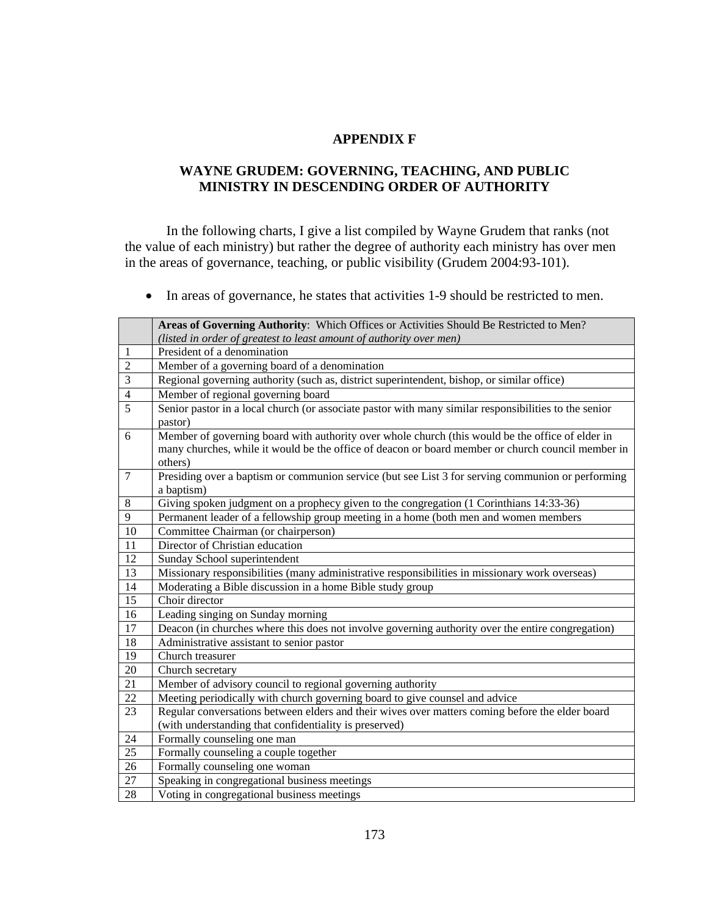# APPENDIX F

## WAYNE GRUDEM: GOVERNING, TEACHING, AND PUBLIC MINISTRY IN DESCENDING ORDER OF AUTHORITY

In the following charts, I give a list compiled by Wayne Grudem that ranks (not the value of each ministry) but rather the degree of authority each ministry has over men in the areas of governance, teaching, or public visibility (Grudem 2004:93-101).

- In areas of governance, he states that activities 1-9 should be restricted to men.

| | **Areas of Governing Authority**: Which Offices or Activities Should Be Restricted to Men? *(listed in order of greatest to least amount of authority over men)* |
|---|---|
| 1 | President of a denomination |
| 2 | Member of a governing board of a denomination |
| 3 | Regional governing authority (such as, district superintendent, bishop, or similar office) |
| 4 | Member of regional governing board |
| 5 | Senior pastor in a local church (or associate pastor with many similar responsibilities to the senior pastor) |
| 6 | Member of governing board with authority over whole church (this would be the office of elder in many churches, while it would be the office of deacon or board member or church council member in others) |
| 7 | Presiding over a baptism or communion service (but see List 3 for serving communion or performing a baptism) |
| 8 | Giving spoken judgment on a prophecy given to the congregation (1 Corinthians 14:33-36) |
| 9 | Permanent leader of a fellowship group meeting in a home (both men and women members |
| 10 | Committee Chairman (or chairperson) |
| 11 | Director of Christian education |
| 12 | Sunday School superintendent |
| 13 | Missionary responsibilities (many administrative responsibilities in missionary work overseas) |
| 14 | Moderating a Bible discussion in a home Bible study group |
| 15 | Choir director |
| 16 | Leading singing on Sunday morning |
| 17 | Deacon (in churches where this does not involve governing authority over the entire congregation) |
| 18 | Administrative assistant to senior pastor |
| 19 | Church treasurer |
| 20 | Church secretary |
| 21 | Member of advisory council to regional governing authority |
| 22 | Meeting periodically with church governing board to give counsel and advice |
| 23 | Regular conversations between elders and their wives over matters coming before the elder board (with understanding that confidentiality is preserved) |
| 24 | Formally counseling one man |
| 25 | Formally counseling a couple together |
| 26 | Formally counseling one woman |
| 27 | Speaking in congregational business meetings |
| 28 | Voting in congregational business meetings |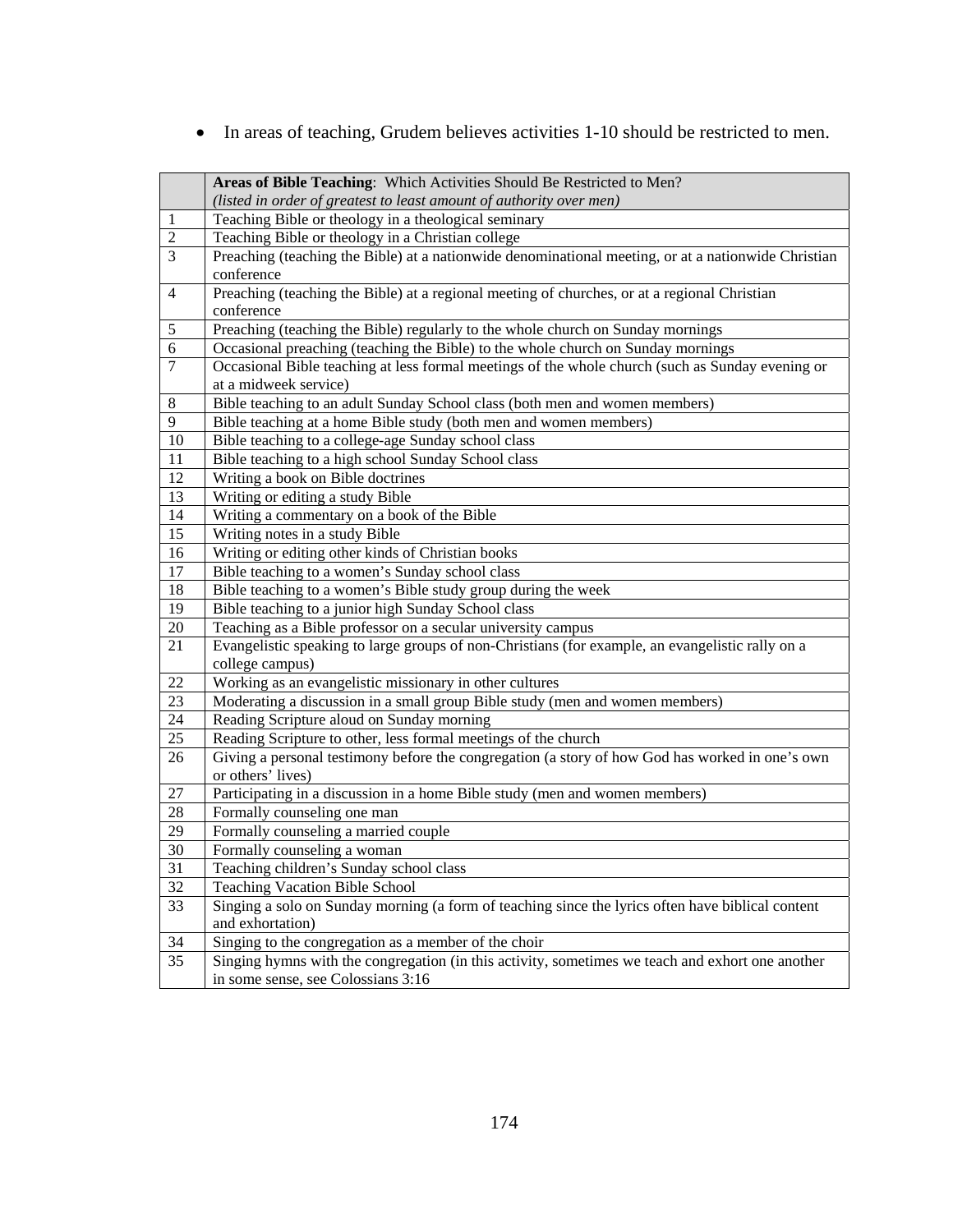- In areas of teaching, Grudem believes activities 1-10 should be restricted to men.

| | **Areas of Bible Teaching**: Which Activities Should Be Restricted to Men? *(listed in order of greatest to least amount of authority over men)* |
|---|---|
| 1 | Teaching Bible or theology in a theological seminary |
| 2 | Teaching Bible or theology in a Christian college |
| 3 | Preaching (teaching the Bible) at a nationwide denominational meeting, or at a nationwide Christian conference |
| 4 | Preaching (teaching the Bible) at a regional meeting of churches, or at a regional Christian conference |
| 5 | Preaching (teaching the Bible) regularly to the whole church on Sunday mornings |
| 6 | Occasional preaching (teaching the Bible) to the whole church on Sunday mornings |
| 7 | Occasional Bible teaching at less formal meetings of the whole church (such as Sunday evening or at a midweek service) |
| 8 | Bible teaching to an adult Sunday School class (both men and women members) |
| 9 | Bible teaching at a home Bible study (both men and women members) |
| 10 | Bible teaching to a college-age Sunday school class |
| 11 | Bible teaching to a high school Sunday School class |
| 12 | Writing a book on Bible doctrines |
| 13 | Writing or editing a study Bible |
| 14 | Writing a commentary on a book of the Bible |
| 15 | Writing notes in a study Bible |
| 16 | Writing or editing other kinds of Christian books |
| 17 | Bible teaching to a women's Sunday school class |
| 18 | Bible teaching to a women's Bible study group during the week |
| 19 | Bible teaching to a junior high Sunday School class |
| 20 | Teaching as a Bible professor on a secular university campus |
| 21 | Evangelistic speaking to large groups of non-Christians (for example, an evangelistic rally on a college campus) |
| 22 | Working as an evangelistic missionary in other cultures |
| 23 | Moderating a discussion in a small group Bible study (men and women members) |
| 24 | Reading Scripture aloud on Sunday morning |
| 25 | Reading Scripture to other, less formal meetings of the church |
| 26 | Giving a personal testimony before the congregation (a story of how God has worked in one's own or others' lives) |
| 27 | Participating in a discussion in a home Bible study (men and women members) |
| 28 | Formally counseling one man |
| 29 | Formally counseling a married couple |
| 30 | Formally counseling a woman |
| 31 | Teaching children's Sunday school class |
| 32 | Teaching Vacation Bible School |
| 33 | Singing a solo on Sunday morning (a form of teaching since the lyrics often have biblical content and exhortation) |
| 34 | Singing to the congregation as a member of the choir |
| 35 | Singing hymns with the congregation (in this activity, sometimes we teach and exhort one another in some sense, see Colossians 3:16 |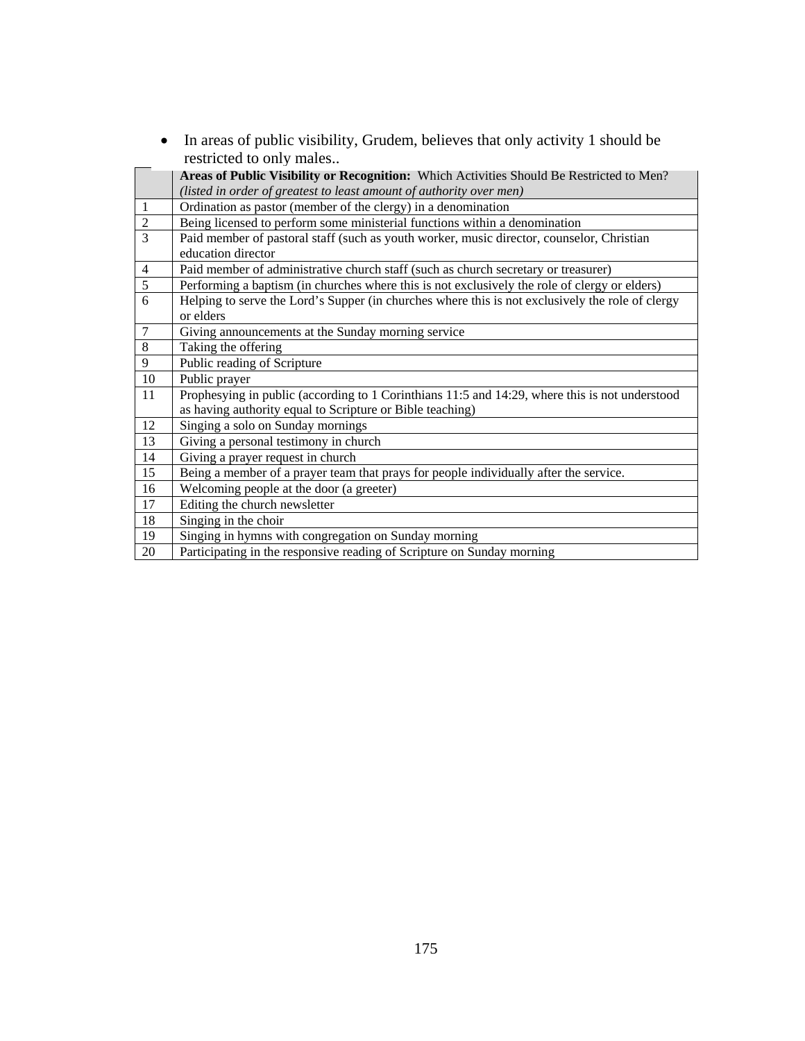- In areas of public visibility, Grudem, believes that only activity 1 should be restricted to only males..

| | **Areas of Public Visibility or Recognition:** Which Activities Should Be Restricted to Men? *(listed in order of greatest to least amount of authority over men)* |
|---|---|
| 1 | Ordination as pastor (member of the clergy) in a denomination |
| 2 | Being licensed to perform some ministerial functions within a denomination |
| 3 | Paid member of pastoral staff (such as youth worker, music director, counselor, Christian education director |
| 4 | Paid member of administrative church staff (such as church secretary or treasurer) |
| 5 | Performing a baptism (in churches where this is not exclusively the role of clergy or elders) |
| 6 | Helping to serve the Lord's Supper (in churches where this is not exclusively the role of clergy or elders |
| 7 | Giving announcements at the Sunday morning service |
| 8 | Taking the offering |
| 9 | Public reading of Scripture |
| 10 | Public prayer |
| 11 | Prophesying in public (according to 1 Corinthians 11:5 and 14:29, where this is not understood as having authority equal to Scripture or Bible teaching) |
| 12 | Singing a solo on Sunday mornings |
| 13 | Giving a personal testimony in church |
| 14 | Giving a prayer request in church |
| 15 | Being a member of a prayer team that prays for people individually after the service. |
| 16 | Welcoming people at the door (a greeter) |
| 17 | Editing the church newsletter |
| 18 | Singing in the choir |
| 19 | Singing in hymns with congregation on Sunday morning |
| 20 | Participating in the responsive reading of Scripture on Sunday morning |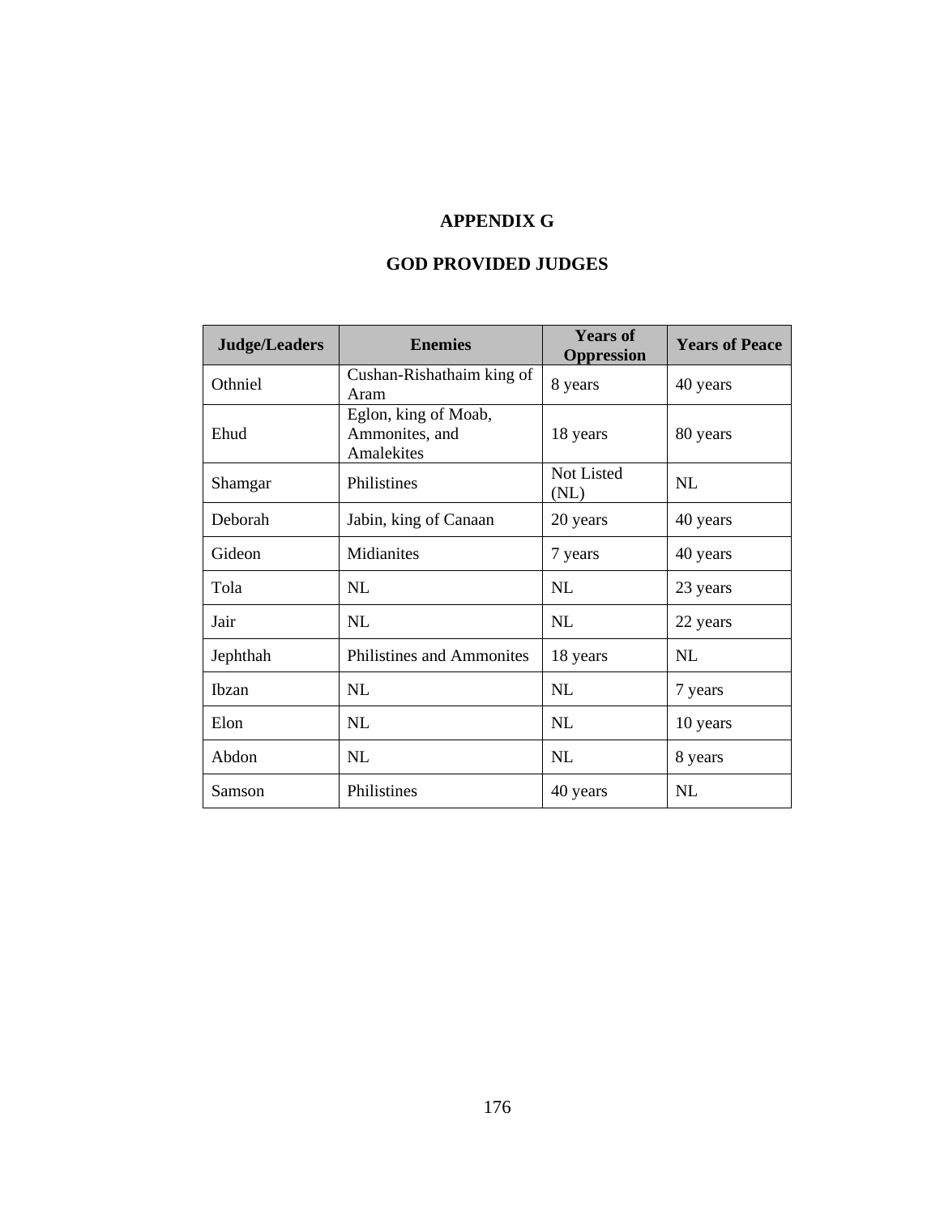# APPENDIX G

## GOD PROVIDED JUDGES

| Judge/Leaders | Enemies | Years of Oppression | Years of Peace |
|---|---|---|---|
| Othniel | Cushan-Rishathaim king of Aram | 8 years | 40 years |
| Ehud | Eglon, king of Moab, Ammonites, and Amalekites | 18 years | 80 years |
| Shamgar | Philistines | Not Listed (NL) | NL |
| Deborah | Jabin, king of Canaan | 20 years | 40 years |
| Gideon | Midianites | 7 years | 40 years |
| Tola | NL | NL | 23 years |
| Jair | NL | NL | 22 years |
| Jephthah | Philistines and Ammonites | 18 years | NL |
| Ibzan | NL | NL | 7 years |
| Elon | NL | NL | 10 years |
| Abdon | NL | NL | 8 years |
| Samson | Philistines | 40 years | NL |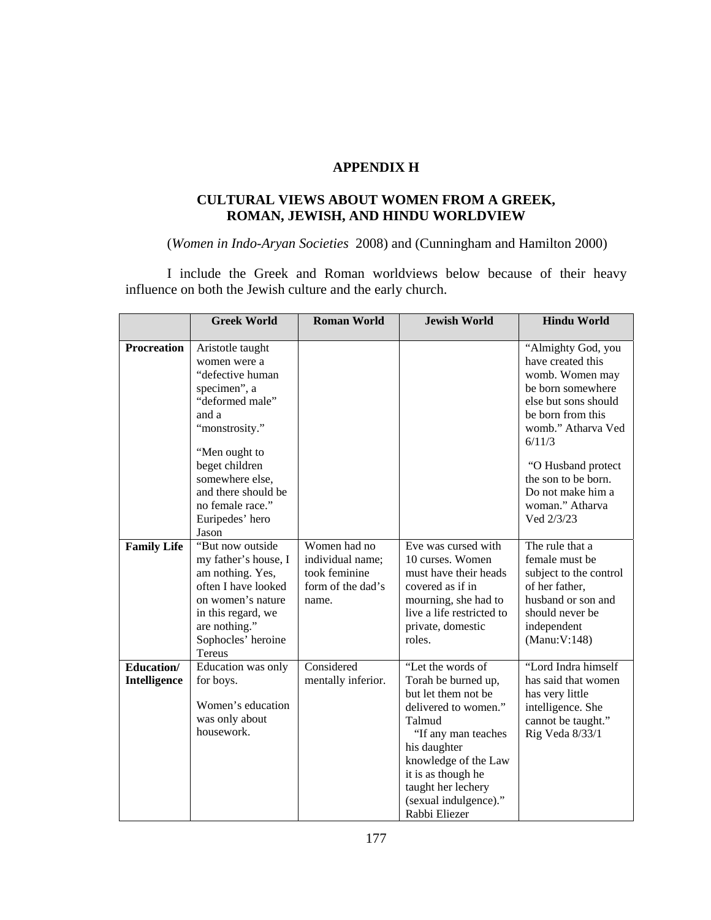# APPENDIX H

## CULTURAL VIEWS ABOUT WOMEN FROM A GREEK, ROMAN, JEWISH, AND HINDU WORLDVIEW

(*Women in Indo-Aryan Societies* 2008) and (Cunningham and Hamilton 2000)

I include the Greek and Roman worldviews below because of their heavy influence on both the Jewish culture and the early church.

| | Greek World | Roman World | Jewish World | Hindu World |
|---|---|---|---|---|
| **Procreation** | Aristotle taught women were a "defective human specimen", a "deformed male" and a "monstrosity." "Men ought to beget children somewhere else, and there should be no female race." Euripedes' hero Jason | | | "Almighty God, you have created this womb. Women may be born somewhere else but sons should be born from this womb." Atharva Ved 6/11/3 "O Husband protect the son to be born. Do not make him a woman." Atharva Ved 2/3/23 |
| **Family Life** | "But now outside my father's house, I am nothing. Yes, often I have looked on women's nature in this regard, we are nothing." Sophocles' heroine Tereus | Women had no individual name; took feminine form of the dad's name. | Eve was cursed with 10 curses. Women must have their heads covered as if in mourning, she had to live a life restricted to private, domestic roles. | The rule that a female must be subject to the control of her father, husband or son and should never be independent (Manu:V:148) |
| **Education/ Intelligence** | Education was only for boys. Women's education was only about housework. | Considered mentally inferior. | "Let the words of Torah be burned up, but let them not be delivered to women." Talmud "If any man teaches his daughter knowledge of the Law it is as though he taught her lechery (sexual indulgence)." Rabbi Eliezer | "Lord Indra himself has said that women has very little intelligence. She cannot be taught." Rig Veda 8/33/1 |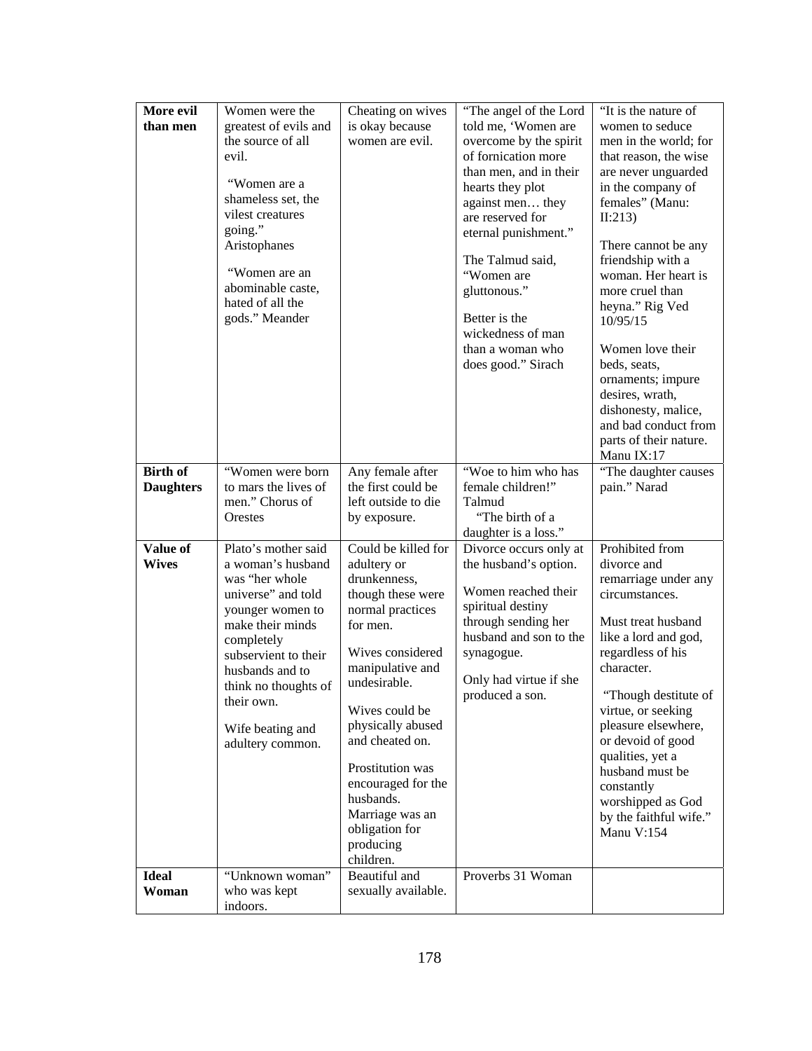| **More evil than men** | Women were the greatest of evils and the source of all evil.<br><br>"Women are a shameless set, the vilest creatures going." Aristophanes<br><br>"Women are an abominable caste, hated of all the gods." Meander | Cheating on wives is okay because women are evil. | "The angel of the Lord told me, 'Women are overcome by the spirit of fornication more than men, and in their hearts they plot against men… they are reserved for eternal punishment."<br><br>The Talmud said, "Women are gluttonous."<br><br>Better is the wickedness of man than a woman who does good." Sirach | "It is the nature of women to seduce men in the world; for that reason, the wise are never unguarded in the company of females" (Manu: II:213)<br><br>There cannot be any friendship with a woman. Her heart is more cruel than heyna." Rig Ved 10/95/15<br><br>Women love their beds, seats, ornaments; impure desires, wrath, dishonesty, malice, and bad conduct from parts of their nature. Manu IX:17 |
|---|---|---|---|---|
| **Birth of Daughters** | "Women were born to mars the lives of men." Chorus of Orestes | Any female after the first could be left outside to die by exposure. | "Woe to him who has female children!" Talmud<br>"The birth of a daughter is a loss." | "The daughter causes pain." Narad |
| **Value of Wives** | Plato's mother said a woman's husband was "her whole universe" and told younger women to make their minds completely subservient to their husbands and to think no thoughts of their own.<br><br>Wife beating and adultery common. | Could be killed for adultery or drunkenness, though these were normal practices for men.<br><br>Wives considered manipulative and undesirable.<br><br>Wives could be physically abused and cheated on.<br><br>Prostitution was encouraged for the husbands.<br>Marriage was an obligation for producing children. | Divorce occurs only at the husband's option.<br><br>Women reached their spiritual destiny through sending her husband and son to the synagogue.<br><br>Only had virtue if she produced a son. | Prohibited from divorce and remarriage under any circumstances.<br><br>Must treat husband like a lord and god, regardless of his character.<br><br>"Though destitute of virtue, or seeking pleasure elsewhere, or devoid of good qualities, yet a husband must be constantly worshipped as God by the faithful wife." Manu V:154 |
| **Ideal Woman** | "Unknown woman" who was kept indoors. | Beautiful and sexually available. | Proverbs 31 Woman | |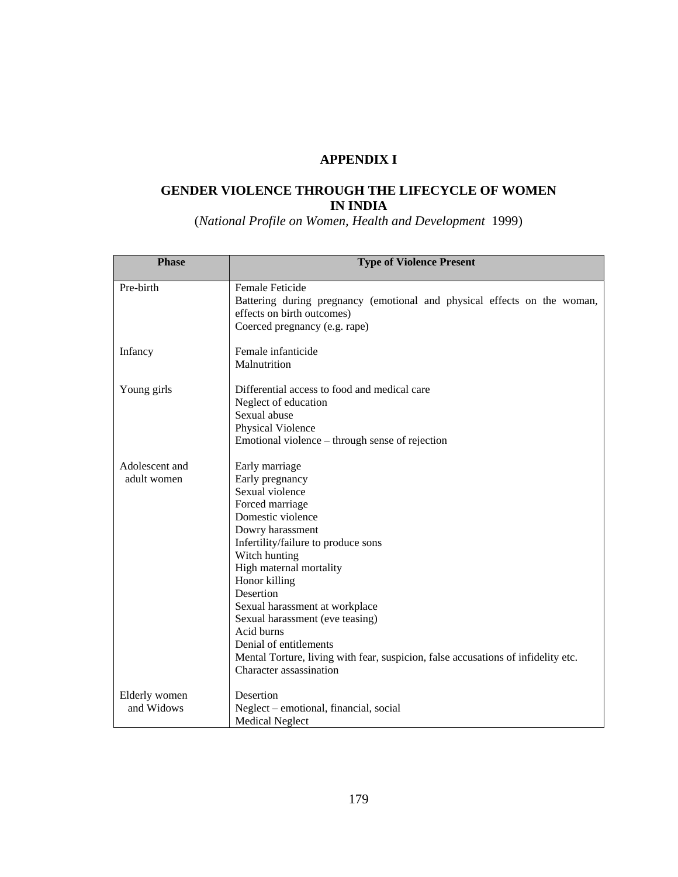# APPENDIX I

## GENDER VIOLENCE THROUGH THE LIFECYCLE OF WOMEN IN INDIA

(*National Profile on Women, Health and Development* 1999)

| Phase | Type of Violence Present |
|---|---|
| Pre-birth | Female Feticide<br>Battering during pregnancy (emotional and physical effects on the woman, effects on birth outcomes)<br>Coerced pregnancy (e.g. rape) |
| Infancy | Female infanticide<br>Malnutrition |
| Young girls | Differential access to food and medical care<br>Neglect of education<br>Sexual abuse<br>Physical Violence<br>Emotional violence – through sense of rejection |
| Adolescent and adult women | Early marriage<br>Early pregnancy<br>Sexual violence<br>Forced marriage<br>Domestic violence<br>Dowry harassment<br>Infertility/failure to produce sons<br>Witch hunting<br>High maternal mortality<br>Honor killing<br>Desertion<br>Sexual harassment at workplace<br>Sexual harassment (eve teasing)<br>Acid burns<br>Denial of entitlements<br>Mental Torture, living with fear, suspicion, false accusations of infidelity etc.<br>Character assassination |
| Elderly women and Widows | Desertion<br>Neglect – emotional, financial, social<br>Medical Neglect |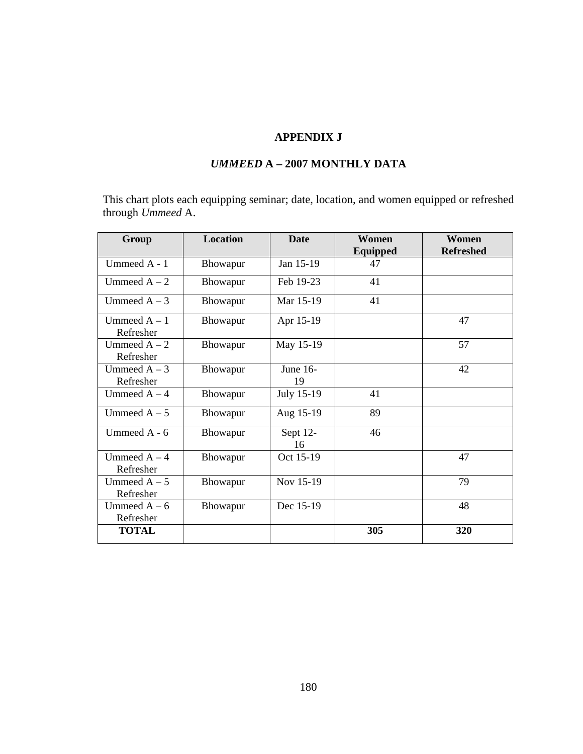# APPENDIX J

## *UMMEED* A – 2007 MONTHLY DATA

This chart plots each equipping seminar; date, location, and women equipped or refreshed through *Ummeed* A.

| Group | Location | Date | Women Equipped | Women Refreshed |
|---|---|---|---|---|
| Ummeed A - 1 | Bhowapur | Jan 15-19 | 47 | |
| Ummeed A – 2 | Bhowapur | Feb 19-23 | 41 | |
| Ummeed A – 3 | Bhowapur | Mar 15-19 | 41 | |
| Ummeed A – 1 Refresher | Bhowapur | Apr 15-19 | | 47 |
| Ummeed A – 2 Refresher | Bhowapur | May 15-19 | | 57 |
| Ummeed A – 3 Refresher | Bhowapur | June 16-19 | | 42 |
| Ummeed A – 4 | Bhowapur | July 15-19 | 41 | |
| Ummeed A – 5 | Bhowapur | Aug 15-19 | 89 | |
| Ummeed A - 6 | Bhowapur | Sept 12-16 | 46 | |
| Ummeed A – 4 Refresher | Bhowapur | Oct 15-19 | | 47 |
| Ummeed A – 5 Refresher | Bhowapur | Nov 15-19 | | 79 |
| Ummeed A – 6 Refresher | Bhowapur | Dec 15-19 | | 48 |
| **TOTAL** | | | **305** | **320** |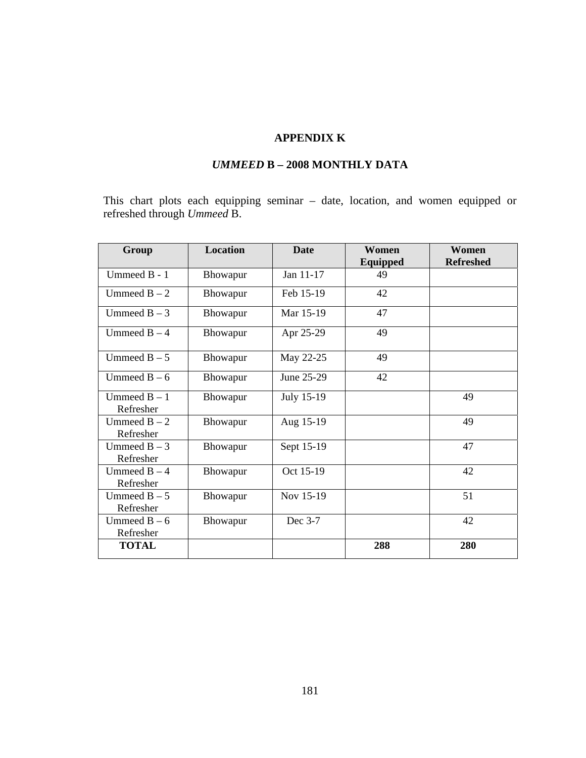# APPENDIX K

## *UMMEED* B – 2008 MONTHLY DATA

This chart plots each equipping seminar – date, location, and women equipped or refreshed through *Ummeed* B.

| Group | Location | Date | Women Equipped | Women Refreshed |
|---|---|---|---|---|
| Ummeed B - 1 | Bhowapur | Jan 11-17 | 49 | |
| Ummeed B – 2 | Bhowapur | Feb 15-19 | 42 | |
| Ummeed B – 3 | Bhowapur | Mar 15-19 | 47 | |
| Ummeed B – 4 | Bhowapur | Apr 25-29 | 49 | |
| Ummeed B – 5 | Bhowapur | May 22-25 | 49 | |
| Ummeed B – 6 | Bhowapur | June 25-29 | 42 | |
| Ummeed B – 1 Refresher | Bhowapur | July 15-19 | | 49 |
| Ummeed B – 2 Refresher | Bhowapur | Aug 15-19 | | 49 |
| Ummeed B – 3 Refresher | Bhowapur | Sept 15-19 | | 47 |
| Ummeed B – 4 Refresher | Bhowapur | Oct 15-19 | | 42 |
| Ummeed B – 5 Refresher | Bhowapur | Nov 15-19 | | 51 |
| Ummeed B – 6 Refresher | Bhowapur | Dec 3-7 | | 42 |
| **TOTAL** | | | **288** | **280** |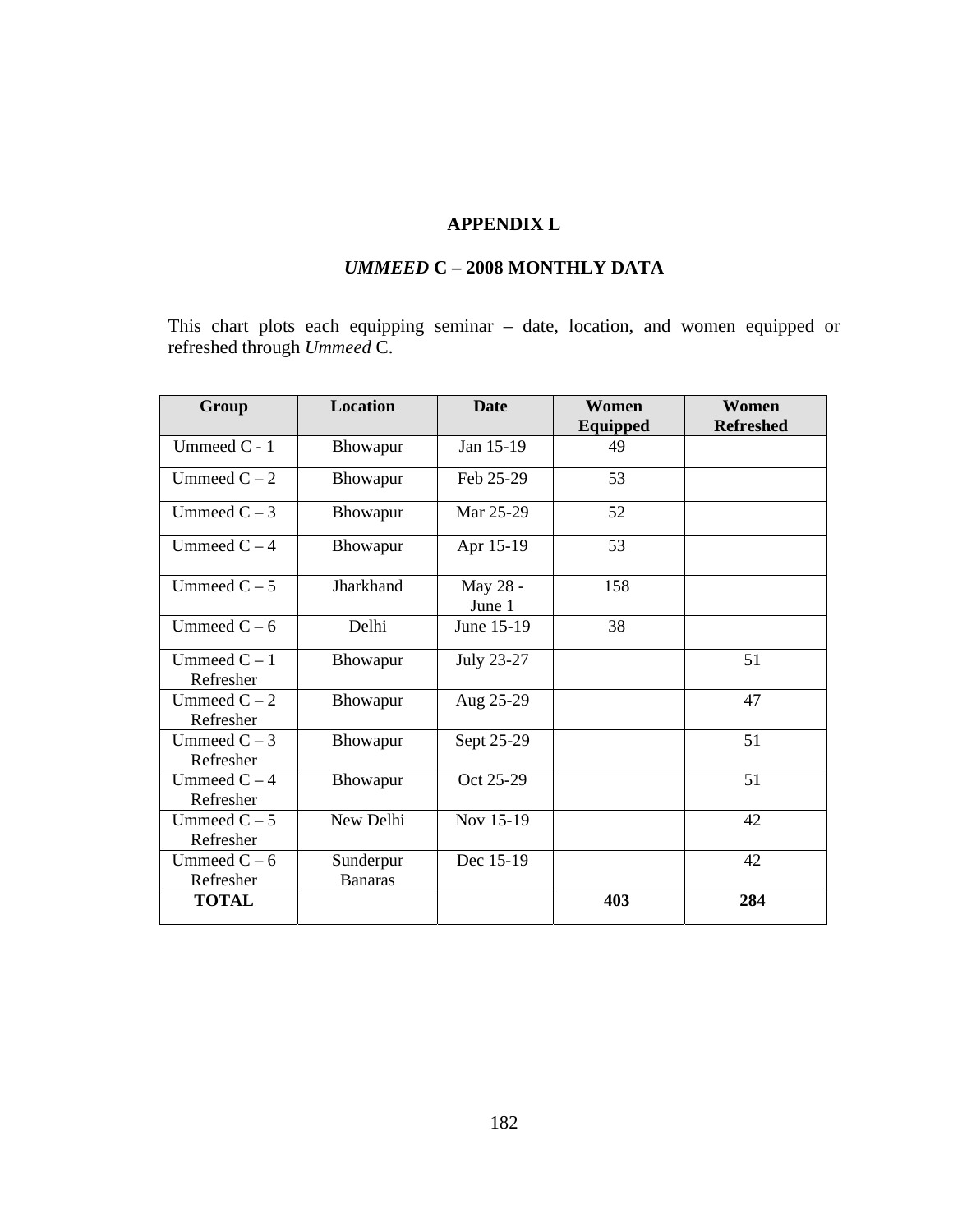# APPENDIX L

## *UMMEED* C – 2008 MONTHLY DATA

This chart plots each equipping seminar – date, location, and women equipped or refreshed through *Ummeed* C.

| Group | Location | Date | Women Equipped | Women Refreshed |
|---|---|---|---|---|
| Ummeed C - 1 | Bhowapur | Jan 15-19 | 49 | |
| Ummeed C – 2 | Bhowapur | Feb 25-29 | 53 | |
| Ummeed C – 3 | Bhowapur | Mar 25-29 | 52 | |
| Ummeed C – 4 | Bhowapur | Apr 15-19 | 53 | |
| Ummeed C – 5 | Jharkhand | May 28 - June 1 | 158 | |
| Ummeed C – 6 | Delhi | June 15-19 | 38 | |
| Ummeed C – 1 Refresher | Bhowapur | July 23-27 | | 51 |
| Ummeed C – 2 Refresher | Bhowapur | Aug 25-29 | | 47 |
| Ummeed C – 3 Refresher | Bhowapur | Sept 25-29 | | 51 |
| Ummeed C – 4 Refresher | Bhowapur | Oct 25-29 | | 51 |
| Ummeed C – 5 Refresher | New Delhi | Nov 15-19 | | 42 |
| Ummeed C – 6 Refresher | Sunderpur Banaras | Dec 15-19 | | 42 |
| **TOTAL** | | | **403** | **284** |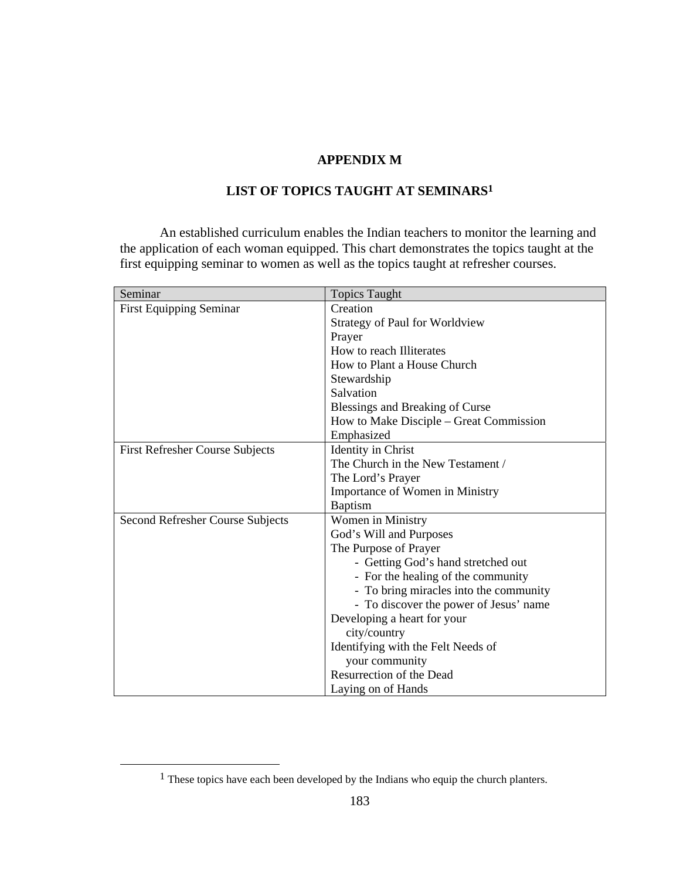# APPENDIX M

## LIST OF TOPICS TAUGHT AT SEMINARS[1]

An established curriculum enables the Indian teachers to monitor the learning and the application of each woman equipped. This chart demonstrates the topics taught at the first equipping seminar to women as well as the topics taught at refresher courses.

| Seminar | Topics Taught |
|---|---|
| First Equipping Seminar | Creation<br>Strategy of Paul for Worldview<br>Prayer<br>How to reach Illiterates<br>How to Plant a House Church<br>Stewardship<br>Salvation<br>Blessings and Breaking of Curse<br>How to Make Disciple – Great Commission Emphasized |
| First Refresher Course Subjects | Identity in Christ<br>The Church in the New Testament /<br>The Lord's Prayer<br>Importance of Women in Ministry<br>Baptism |
| Second Refresher Course Subjects | Women in Ministry<br>God's Will and Purposes<br>The Purpose of Prayer<br>- Getting God's hand stretched out<br>- For the healing of the community<br>- To bring miracles into the community<br>- To discover the power of Jesus' name<br>Developing a heart for your city/country<br>Identifying with the Felt Needs of your community<br>Resurrection of the Dead<br>Laying on of Hands |

[1] These topics have each been developed by the Indians who equip the church planters.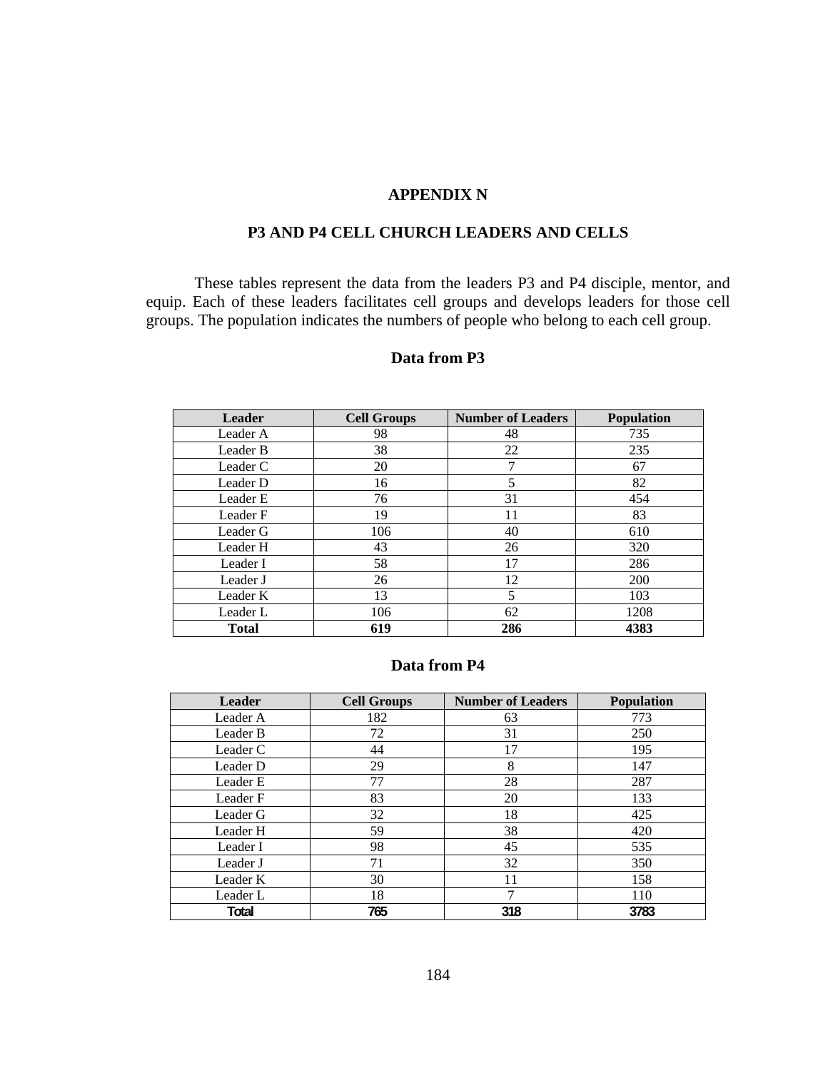# APPENDIX N

## P3 AND P4 CELL CHURCH LEADERS AND CELLS

These tables represent the data from the leaders P3 and P4 disciple, mentor, and equip. Each of these leaders facilitates cell groups and develops leaders for those cell groups. The population indicates the numbers of people who belong to each cell group.

### Data from P3

| Leader | Cell Groups | Number of Leaders | Population |
|---|---|---|---|
| Leader A | 98 | 48 | 735 |
| Leader B | 38 | 22 | 235 |
| Leader C | 20 | 7 | 67 |
| Leader D | 16 | 5 | 82 |
| Leader E | 76 | 31 | 454 |
| Leader F | 19 | 11 | 83 |
| Leader G | 106 | 40 | 610 |
| Leader H | 43 | 26 | 320 |
| Leader I | 58 | 17 | 286 |
| Leader J | 26 | 12 | 200 |
| Leader K | 13 | 5 | 103 |
| Leader L | 106 | 62 | 1208 |
| **Total** | **619** | **286** | **4383** |

### Data from P4

| Leader | Cell Groups | Number of Leaders | Population |
|---|---|---|---|
| Leader A | 182 | 63 | 773 |
| Leader B | 72 | 31 | 250 |
| Leader C | 44 | 17 | 195 |
| Leader D | 29 | 8 | 147 |
| Leader E | 77 | 28 | 287 |
| Leader F | 83 | 20 | 133 |
| Leader G | 32 | 18 | 425 |
| Leader H | 59 | 38 | 420 |
| Leader I | 98 | 45 | 535 |
| Leader J | 71 | 32 | 350 |
| Leader K | 30 | 11 | 158 |
| Leader L | 18 | 7 | 110 |
| **Total** | **765** | **318** | **3783** |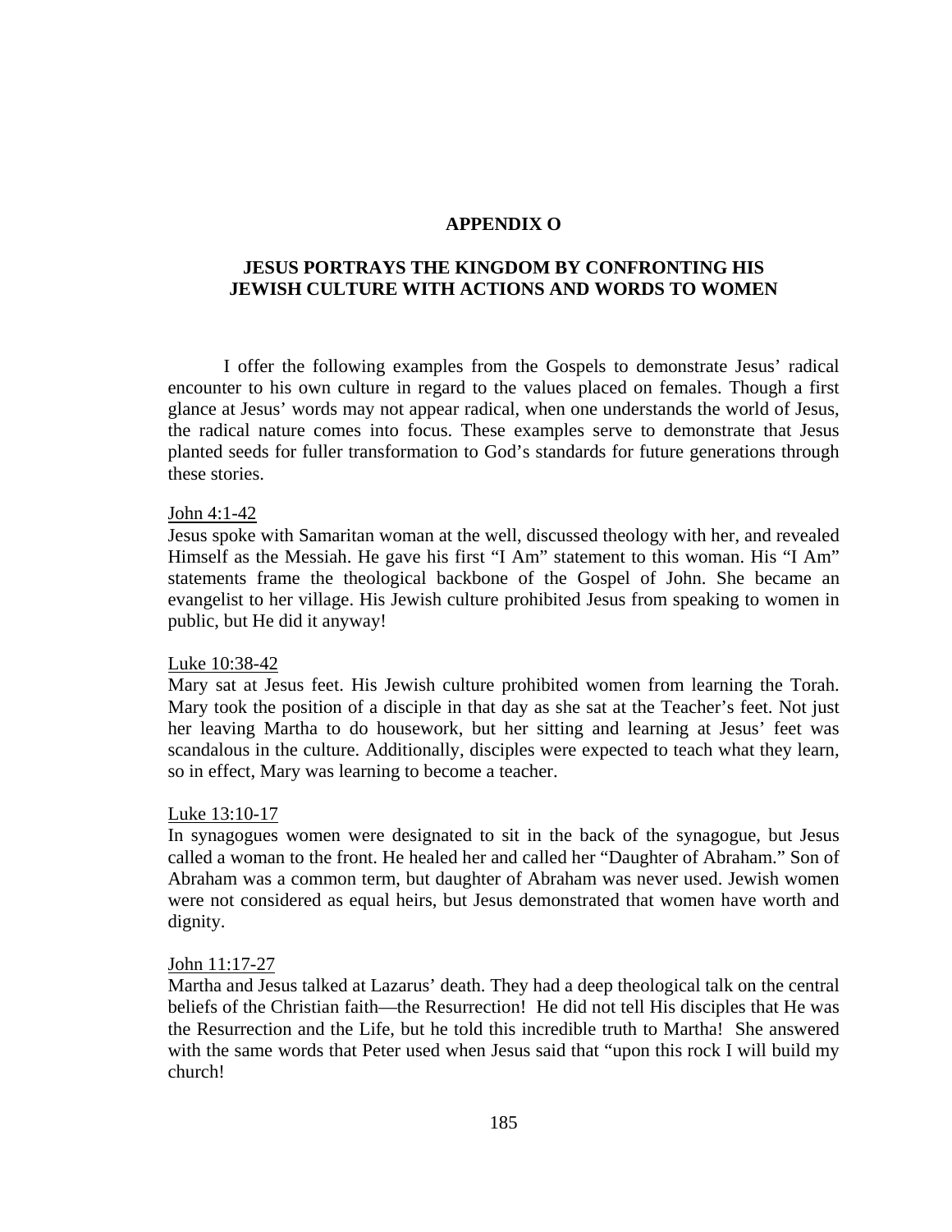## APPENDIX O

## JESUS PORTRAYS THE KINGDOM BY CONFRONTING HIS JEWISH CULTURE WITH ACTIONS AND WORDS TO WOMEN

I offer the following examples from the Gospels to demonstrate Jesus' radical encounter to his own culture in regard to the values placed on females. Though a first glance at Jesus' words may not appear radical, when one understands the world of Jesus, the radical nature comes into focus. These examples serve to demonstrate that Jesus planted seeds for fuller transformation to God's standards for future generations through these stories.

<u>John 4:1-42</u>
Jesus spoke with Samaritan woman at the well, discussed theology with her, and revealed Himself as the Messiah. He gave his first "I Am" statement to this woman. His "I Am" statements frame the theological backbone of the Gospel of John. She became an evangelist to her village. His Jewish culture prohibited Jesus from speaking to women in public, but He did it anyway!

<u>Luke 10:38-42</u>
Mary sat at Jesus feet. His Jewish culture prohibited women from learning the Torah. Mary took the position of a disciple in that day as she sat at the Teacher's feet. Not just her leaving Martha to do housework, but her sitting and learning at Jesus' feet was scandalous in the culture. Additionally, disciples were expected to teach what they learn, so in effect, Mary was learning to become a teacher.

<u>Luke 13:10-17</u>
In synagogues women were designated to sit in the back of the synagogue, but Jesus called a woman to the front. He healed her and called her "Daughter of Abraham." Son of Abraham was a common term, but daughter of Abraham was never used. Jewish women were not considered as equal heirs, but Jesus demonstrated that women have worth and dignity.

<u>John 11:17-27</u>
Martha and Jesus talked at Lazarus' death. They had a deep theological talk on the central beliefs of the Christian faith—the Resurrection! He did not tell His disciples that He was the Resurrection and the Life, but he told this incredible truth to Martha! She answered with the same words that Peter used when Jesus said that "upon this rock I will build my church!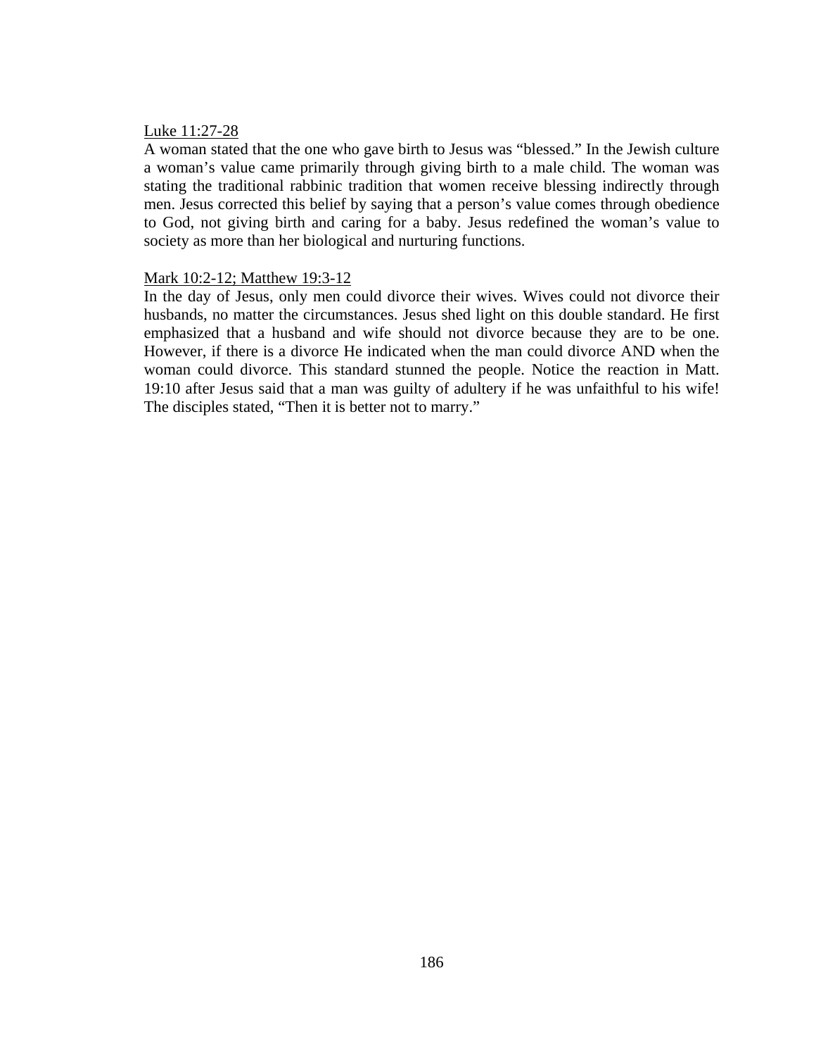<u>Luke 11:27-28</u>

A woman stated that the one who gave birth to Jesus was "blessed." In the Jewish culture a woman's value came primarily through giving birth to a male child. The woman was stating the traditional rabbinic tradition that women receive blessing indirectly through men. Jesus corrected this belief by saying that a person's value comes through obedience to God, not giving birth and caring for a baby. Jesus redefined the woman's value to society as more than her biological and nurturing functions.

<u>Mark 10:2-12; Matthew 19:3-12</u>

In the day of Jesus, only men could divorce their wives. Wives could not divorce their husbands, no matter the circumstances. Jesus shed light on this double standard. He first emphasized that a husband and wife should not divorce because they are to be one. However, if there is a divorce He indicated when the man could divorce AND when the woman could divorce. This standard stunned the people. Notice the reaction in Matt. 19:10 after Jesus said that a man was guilty of adultery if he was unfaithful to his wife! The disciples stated, "Then it is better not to marry."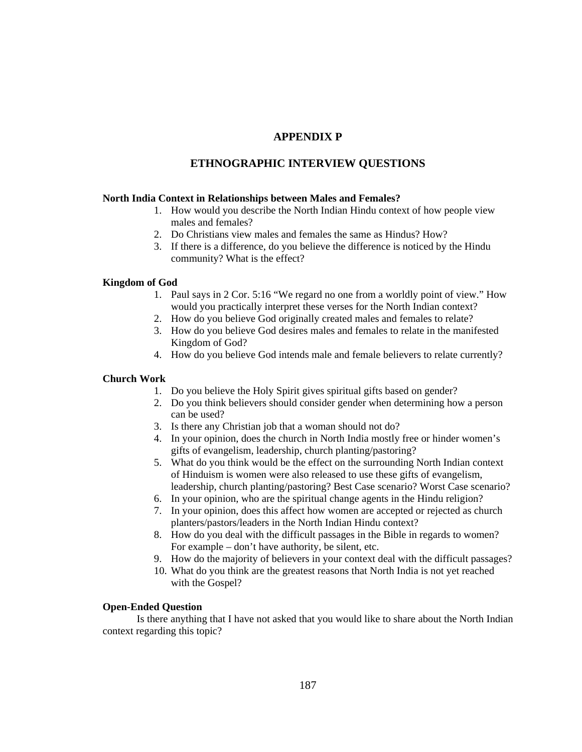# APPENDIX P

## ETHNOGRAPHIC INTERVIEW QUESTIONS

**North India Context in Relationships between Males and Females?**

1. How would you describe the North Indian Hindu context of how people view males and females?
2. Do Christians view males and females the same as Hindus? How?
3. If there is a difference, do you believe the difference is noticed by the Hindu community? What is the effect?

**Kingdom of God**

1. Paul says in 2 Cor. 5:16 "We regard no one from a worldly point of view." How would you practically interpret these verses for the North Indian context?
2. How do you believe God originally created males and females to relate?
3. How do you believe God desires males and females to relate in the manifested Kingdom of God?
4. How do you believe God intends male and female believers to relate currently?

**Church Work**

1. Do you believe the Holy Spirit gives spiritual gifts based on gender?
2. Do you think believers should consider gender when determining how a person can be used?
3. Is there any Christian job that a woman should not do?
4. In your opinion, does the church in North India mostly free or hinder women's gifts of evangelism, leadership, church planting/pastoring?
5. What do you think would be the effect on the surrounding North Indian context of Hinduism is women were also released to use these gifts of evangelism, leadership, church planting/pastoring? Best Case scenario? Worst Case scenario?
6. In your opinion, who are the spiritual change agents in the Hindu religion?
7. In your opinion, does this affect how women are accepted or rejected as church planters/pastors/leaders in the North Indian Hindu context?
8. How do you deal with the difficult passages in the Bible in regards to women? For example – don't have authority, be silent, etc.
9. How do the majority of believers in your context deal with the difficult passages?
10. What do you think are the greatest reasons that North India is not yet reached with the Gospel?

**Open-Ended Question**

Is there anything that I have not asked that you would like to share about the North Indian context regarding this topic?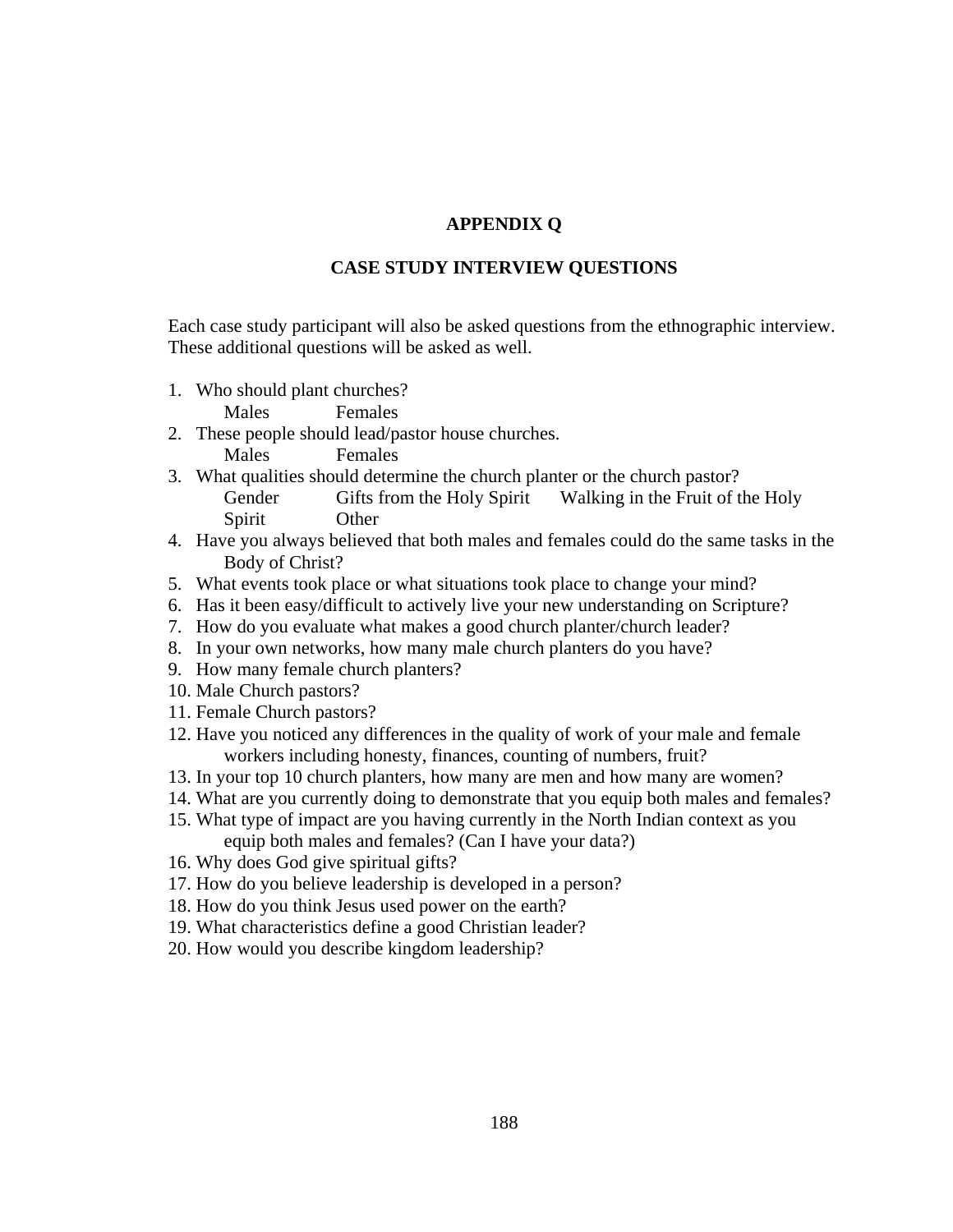# APPENDIX Q

## CASE STUDY INTERVIEW QUESTIONS

Each case study participant will also be asked questions from the ethnographic interview. These additional questions will be asked as well.

1. Who should plant churches?
   Males Females
2. These people should lead/pastor house churches.
   Males Females
3. What qualities should determine the church planter or the church pastor?
   Gender Gifts from the Holy Spirit Walking in the Fruit of the Holy Spirit Other
4. Have you always believed that both males and females could do the same tasks in the Body of Christ?
5. What events took place or what situations took place to change your mind?
6. Has it been easy/difficult to actively live your new understanding on Scripture?
7. How do you evaluate what makes a good church planter/church leader?
8. In your own networks, how many male church planters do you have?
9. How many female church planters?
10. Male Church pastors?
11. Female Church pastors?
12. Have you noticed any differences in the quality of work of your male and female workers including honesty, finances, counting of numbers, fruit?
13. In your top 10 church planters, how many are men and how many are women?
14. What are you currently doing to demonstrate that you equip both males and females?
15. What type of impact are you having currently in the North Indian context as you equip both males and females? (Can I have your data?)
16. Why does God give spiritual gifts?
17. How do you believe leadership is developed in a person?
18. How do you think Jesus used power on the earth?
19. What characteristics define a good Christian leader?
20. How would you describe kingdom leadership?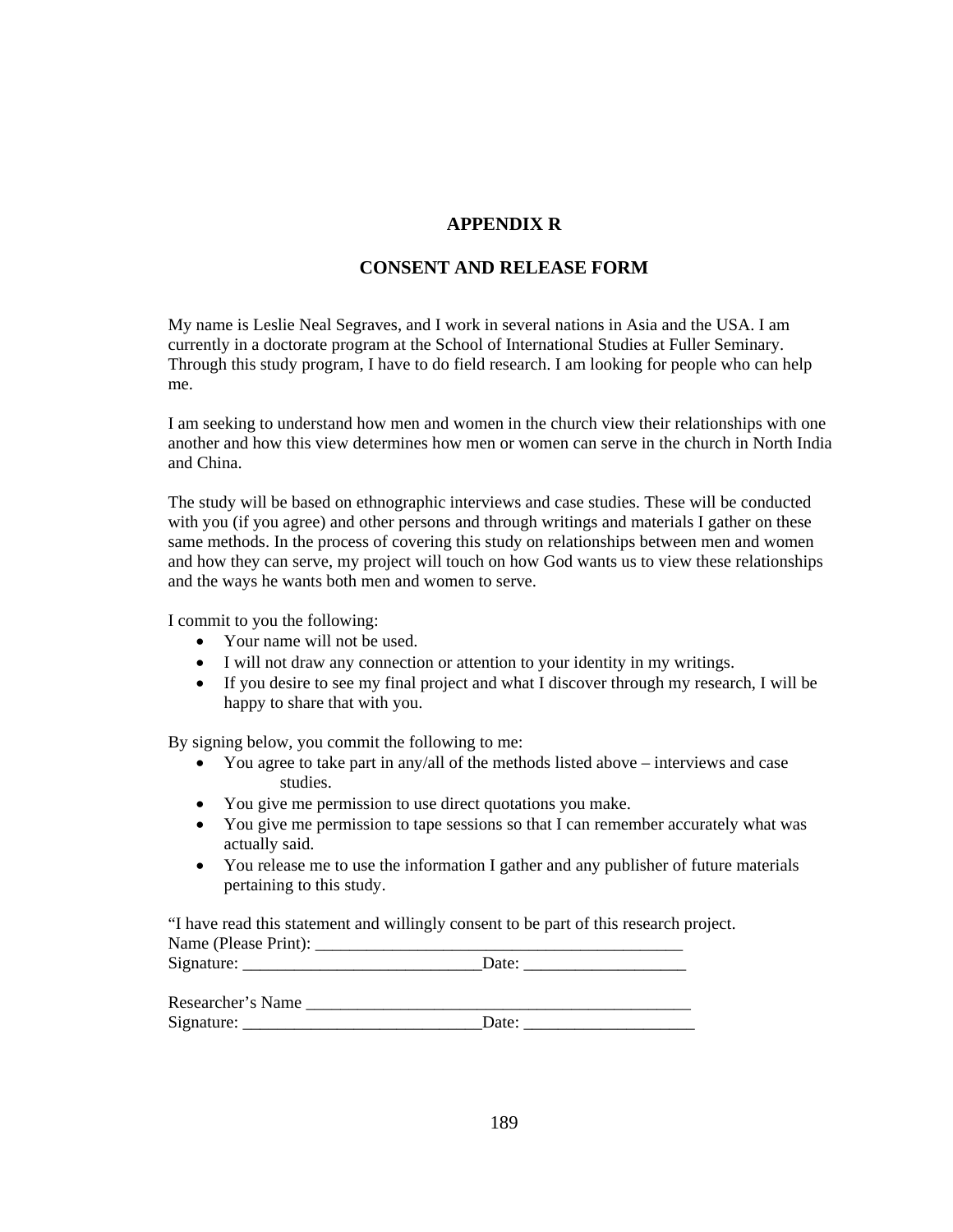# APPENDIX R

## CONSENT AND RELEASE FORM

My name is Leslie Neal Segraves, and I work in several nations in Asia and the USA. I am currently in a doctorate program at the School of International Studies at Fuller Seminary. Through this study program, I have to do field research. I am looking for people who can help me.

I am seeking to understand how men and women in the church view their relationships with one another and how this view determines how men or women can serve in the church in North India and China.

The study will be based on ethnographic interviews and case studies. These will be conducted with you (if you agree) and other persons and through writings and materials I gather on these same methods. In the process of covering this study on relationships between men and women and how they can serve, my project will touch on how God wants us to view these relationships and the ways he wants both men and women to serve.

I commit to you the following:

- Your name will not be used.
- I will not draw any connection or attention to your identity in my writings.
- If you desire to see my final project and what I discover through my research, I will be happy to share that with you.

By signing below, you commit the following to me:

- You agree to take part in any/all of the methods listed above – interviews and case studies.
- You give me permission to use direct quotations you make.
- You give me permission to tape sessions so that I can remember accurately what was actually said.
- You release me to use the information I gather and any publisher of future materials pertaining to this study.

"I have read this statement and willingly consent to be part of this research project.
Name (Please Print): ____________________________________________
Signature: ____________________________Date: ___________________

Researcher's Name ______________________________________________
Signature: ____________________________Date: ____________________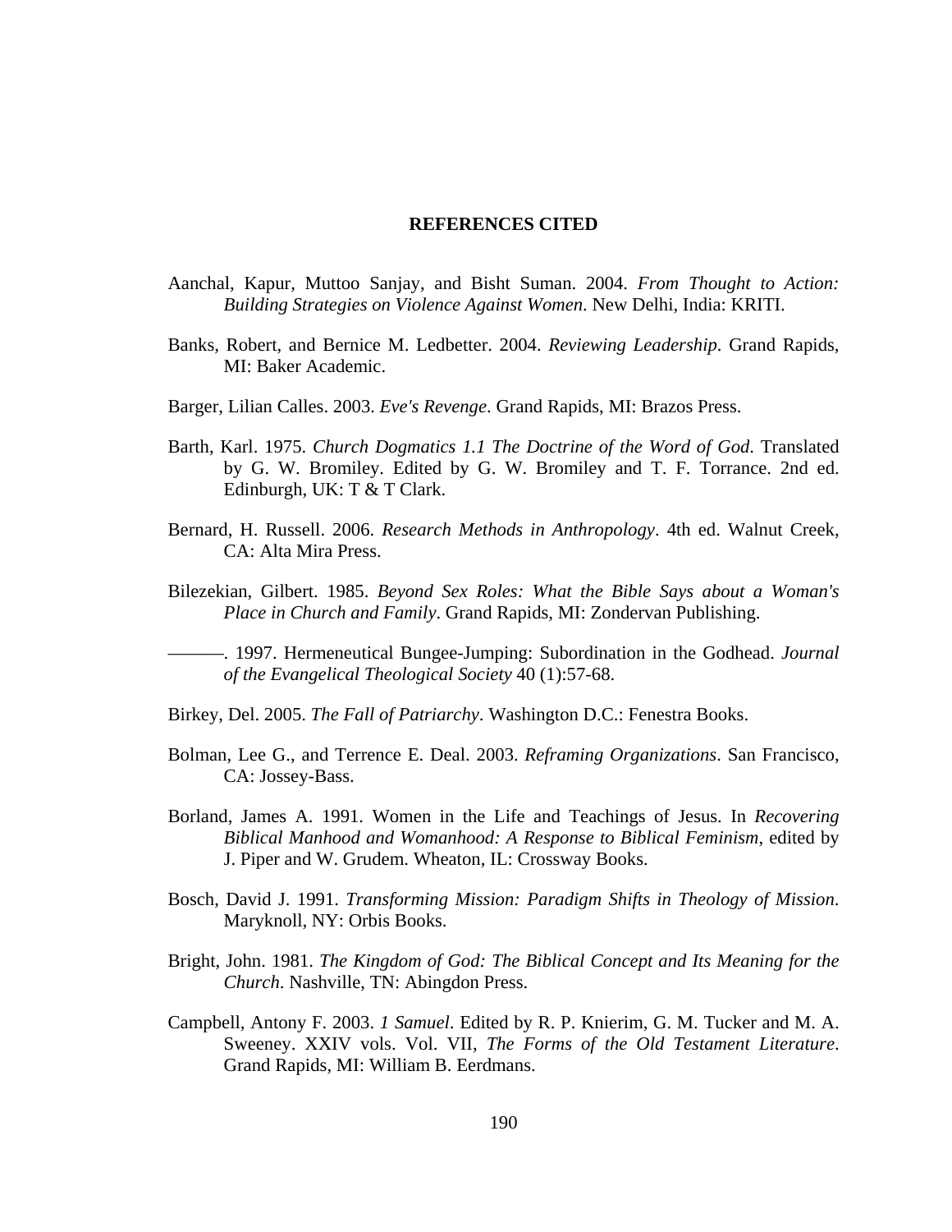## REFERENCES CITED

Aanchal, Kapur, Muttoo Sanjay, and Bisht Suman. 2004. *From Thought to Action: Building Strategies on Violence Against Women*. New Delhi, India: KRITI.

Banks, Robert, and Bernice M. Ledbetter. 2004. *Reviewing Leadership*. Grand Rapids, MI: Baker Academic.

Barger, Lilian Calles. 2003. *Eve's Revenge*. Grand Rapids, MI: Brazos Press.

Barth, Karl. 1975. *Church Dogmatics 1.1 The Doctrine of the Word of God*. Translated by G. W. Bromiley. Edited by G. W. Bromiley and T. F. Torrance. 2nd ed. Edinburgh, UK: T & T Clark.

Bernard, H. Russell. 2006. *Research Methods in Anthropology*. 4th ed. Walnut Creek, CA: Alta Mira Press.

Bilezekian, Gilbert. 1985. *Beyond Sex Roles: What the Bible Says about a Woman's Place in Church and Family*. Grand Rapids, MI: Zondervan Publishing.

———. 1997. Hermeneutical Bungee-Jumping: Subordination in the Godhead. *Journal of the Evangelical Theological Society* 40 (1):57-68.

Birkey, Del. 2005. *The Fall of Patriarchy*. Washington D.C.: Fenestra Books.

Bolman, Lee G., and Terrence E. Deal. 2003. *Reframing Organizations*. San Francisco, CA: Jossey-Bass.

Borland, James A. 1991. Women in the Life and Teachings of Jesus. In *Recovering Biblical Manhood and Womanhood: A Response to Biblical Feminism*, edited by J. Piper and W. Grudem. Wheaton, IL: Crossway Books.

Bosch, David J. 1991. *Transforming Mission: Paradigm Shifts in Theology of Mission*. Maryknoll, NY: Orbis Books.

Bright, John. 1981. *The Kingdom of God: The Biblical Concept and Its Meaning for the Church*. Nashville, TN: Abingdon Press.

Campbell, Antony F. 2003. *1 Samuel*. Edited by R. P. Knierim, G. M. Tucker and M. A. Sweeney. XXIV vols. Vol. VII, *The Forms of the Old Testament Literature*. Grand Rapids, MI: William B. Eerdmans.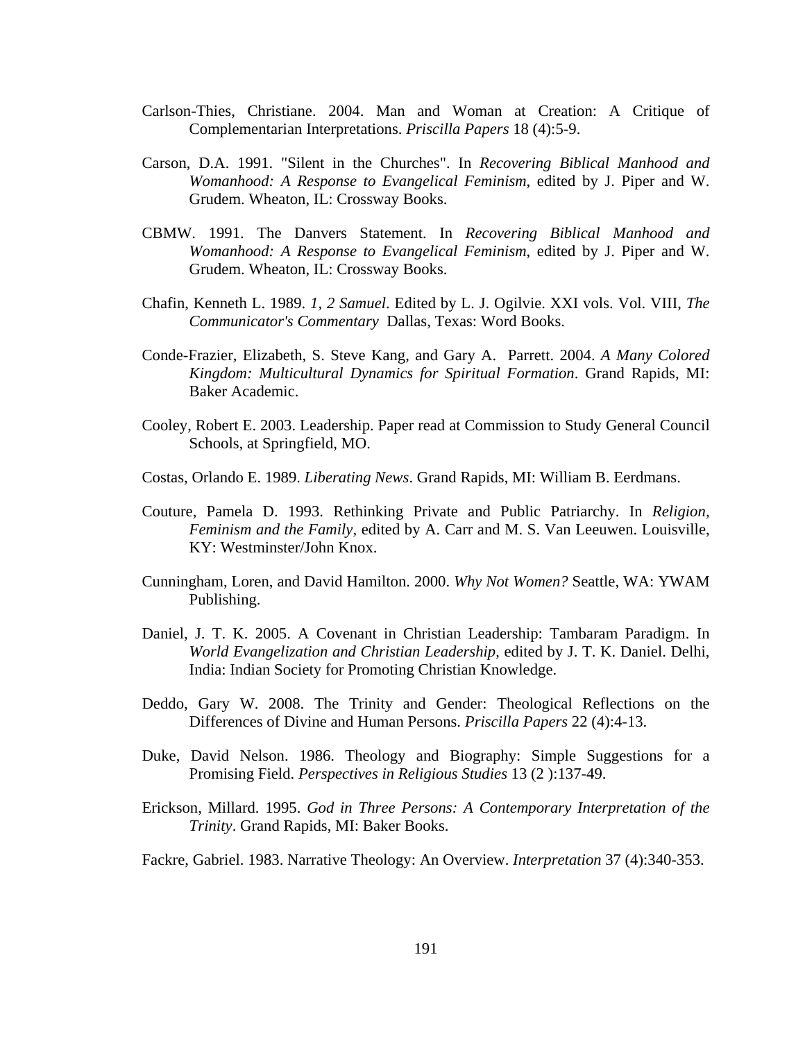Carlson-Thies, Christiane. 2004. Man and Woman at Creation: A Critique of Complementarian Interpretations. *Priscilla Papers* 18 (4):5-9.

Carson, D.A. 1991. "Silent in the Churches". In *Recovering Biblical Manhood and Womanhood: A Response to Evangelical Feminism*, edited by J. Piper and W. Grudem. Wheaton, IL: Crossway Books.

CBMW. 1991. The Danvers Statement. In *Recovering Biblical Manhood and Womanhood: A Response to Evangelical Feminism*, edited by J. Piper and W. Grudem. Wheaton, IL: Crossway Books.

Chafin, Kenneth L. 1989. *1, 2 Samuel*. Edited by L. J. Ogilvie. XXI vols. Vol. VIII, *The Communicator's Commentary* Dallas, Texas: Word Books.

Conde-Frazier, Elizabeth, S. Steve Kang, and Gary A. Parrett. 2004. *A Many Colored Kingdom: Multicultural Dynamics for Spiritual Formation*. Grand Rapids, MI: Baker Academic.

Cooley, Robert E. 2003. Leadership. Paper read at Commission to Study General Council Schools, at Springfield, MO.

Costas, Orlando E. 1989. *Liberating News*. Grand Rapids, MI: William B. Eerdmans.

Couture, Pamela D. 1993. Rethinking Private and Public Patriarchy. In *Religion, Feminism and the Family,* edited by A. Carr and M. S. Van Leeuwen. Louisville, KY: Westminster/John Knox.

Cunningham, Loren, and David Hamilton. 2000. *Why Not Women?* Seattle, WA: YWAM Publishing.

Daniel, J. T. K. 2005. A Covenant in Christian Leadership: Tambaram Paradigm. In *World Evangelization and Christian Leadership*, edited by J. T. K. Daniel. Delhi, India: Indian Society for Promoting Christian Knowledge.

Deddo, Gary W. 2008. The Trinity and Gender: Theological Reflections on the Differences of Divine and Human Persons. *Priscilla Papers* 22 (4):4-13.

Duke, David Nelson. 1986. Theology and Biography: Simple Suggestions for a Promising Field. *Perspectives in Religious Studies* 13 (2 ):137-49.

Erickson, Millard. 1995. *God in Three Persons: A Contemporary Interpretation of the Trinity*. Grand Rapids, MI: Baker Books.

Fackre, Gabriel. 1983. Narrative Theology: An Overview. *Interpretation* 37 (4):340-353.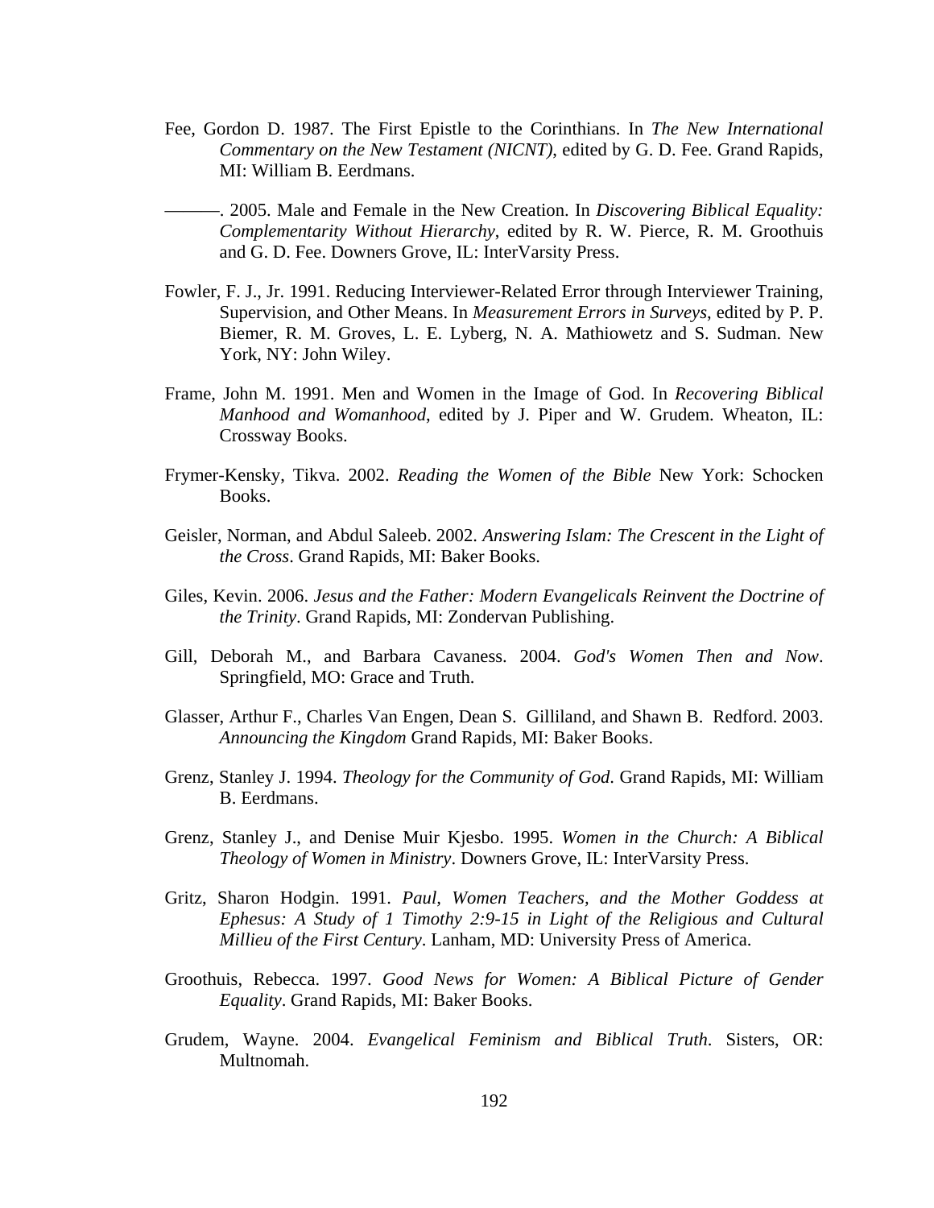Fee, Gordon D. 1987. The First Epistle to the Corinthians. In *The New International Commentary on the New Testament (NICNT)*, edited by G. D. Fee. Grand Rapids, MI: William B. Eerdmans.

———. 2005. Male and Female in the New Creation. In *Discovering Biblical Equality: Complementarity Without Hierarchy*, edited by R. W. Pierce, R. M. Groothuis and G. D. Fee. Downers Grove, IL: InterVarsity Press.

Fowler, F. J., Jr. 1991. Reducing Interviewer-Related Error through Interviewer Training, Supervision, and Other Means. In *Measurement Errors in Surveys*, edited by P. P. Biemer, R. M. Groves, L. E. Lyberg, N. A. Mathiowetz and S. Sudman. New York, NY: John Wiley.

Frame, John M. 1991. Men and Women in the Image of God. In *Recovering Biblical Manhood and Womanhood*, edited by J. Piper and W. Grudem. Wheaton, IL: Crossway Books.

Frymer-Kensky, Tikva. 2002. *Reading the Women of the Bible* New York: Schocken Books.

Geisler, Norman, and Abdul Saleeb. 2002. *Answering Islam: The Crescent in the Light of the Cross*. Grand Rapids, MI: Baker Books.

Giles, Kevin. 2006. *Jesus and the Father: Modern Evangelicals Reinvent the Doctrine of the Trinity*. Grand Rapids, MI: Zondervan Publishing.

Gill, Deborah M., and Barbara Cavaness. 2004. *God's Women Then and Now*. Springfield, MO: Grace and Truth.

Glasser, Arthur F., Charles Van Engen, Dean S. Gilliland, and Shawn B. Redford. 2003. *Announcing the Kingdom* Grand Rapids, MI: Baker Books.

Grenz, Stanley J. 1994. *Theology for the Community of God*. Grand Rapids, MI: William B. Eerdmans.

Grenz, Stanley J., and Denise Muir Kjesbo. 1995. *Women in the Church: A Biblical Theology of Women in Ministry*. Downers Grove, IL: InterVarsity Press.

Gritz, Sharon Hodgin. 1991. *Paul, Women Teachers, and the Mother Goddess at Ephesus: A Study of 1 Timothy 2:9-15 in Light of the Religious and Cultural Millieu of the First Century*. Lanham, MD: University Press of America.

Groothuis, Rebecca. 1997. *Good News for Women: A Biblical Picture of Gender Equality*. Grand Rapids, MI: Baker Books.

Grudem, Wayne. 2004. *Evangelical Feminism and Biblical Truth*. Sisters, OR: Multnomah.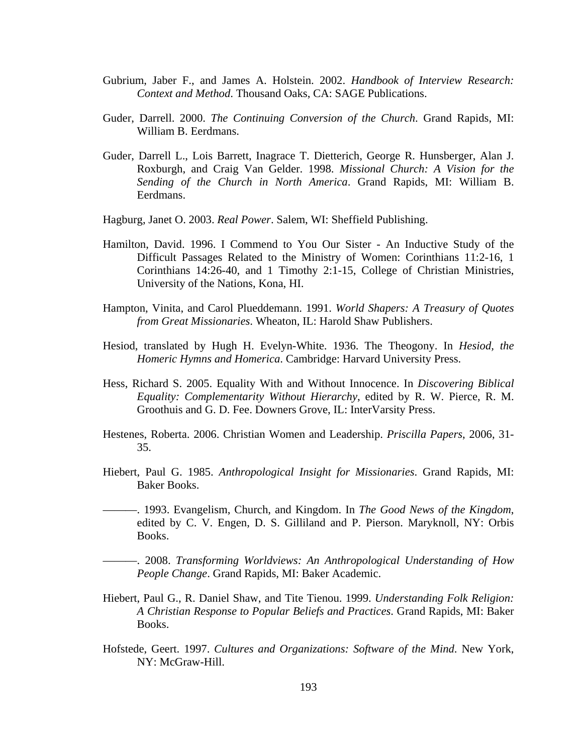Gubrium, Jaber F., and James A. Holstein. 2002. *Handbook of Interview Research: Context and Method*. Thousand Oaks, CA: SAGE Publications.

Guder, Darrell. 2000. *The Continuing Conversion of the Church*. Grand Rapids, MI: William B. Eerdmans.

Guder, Darrell L., Lois Barrett, Inagrace T. Dietterich, George R. Hunsberger, Alan J. Roxburgh, and Craig Van Gelder. 1998. *Missional Church: A Vision for the Sending of the Church in North America*. Grand Rapids, MI: William B. Eerdmans.

Hagburg, Janet O. 2003. *Real Power*. Salem, WI: Sheffield Publishing.

Hamilton, David. 1996. I Commend to You Our Sister - An Inductive Study of the Difficult Passages Related to the Ministry of Women: Corinthians 11:2-16, 1 Corinthians 14:26-40, and 1 Timothy 2:1-15, College of Christian Ministries, University of the Nations, Kona, HI.

Hampton, Vinita, and Carol Plueddemann. 1991. *World Shapers: A Treasury of Quotes from Great Missionaries*. Wheaton, IL: Harold Shaw Publishers.

Hesiod, translated by Hugh H. Evelyn-White. 1936. The Theogony. In *Hesiod, the Homeric Hymns and Homerica*. Cambridge: Harvard University Press.

Hess, Richard S. 2005. Equality With and Without Innocence. In *Discovering Biblical Equality: Complementarity Without Hierarchy*, edited by R. W. Pierce, R. M. Groothuis and G. D. Fee. Downers Grove, IL: InterVarsity Press.

Hestenes, Roberta. 2006. Christian Women and Leadership. *Priscilla Papers*, 2006, 31-35.

Hiebert, Paul G. 1985. *Anthropological Insight for Missionaries*. Grand Rapids, MI: Baker Books.

———. 1993. Evangelism, Church, and Kingdom. In *The Good News of the Kingdom*, edited by C. V. Engen, D. S. Gilliland and P. Pierson. Maryknoll, NY: Orbis Books.

———. 2008. *Transforming Worldviews: An Anthropological Understanding of How People Change*. Grand Rapids, MI: Baker Academic.

Hiebert, Paul G., R. Daniel Shaw, and Tite Tienou. 1999. *Understanding Folk Religion: A Christian Response to Popular Beliefs and Practices*. Grand Rapids, MI: Baker Books.

Hofstede, Geert. 1997. *Cultures and Organizations: Software of the Mind*. New York, NY: McGraw-Hill.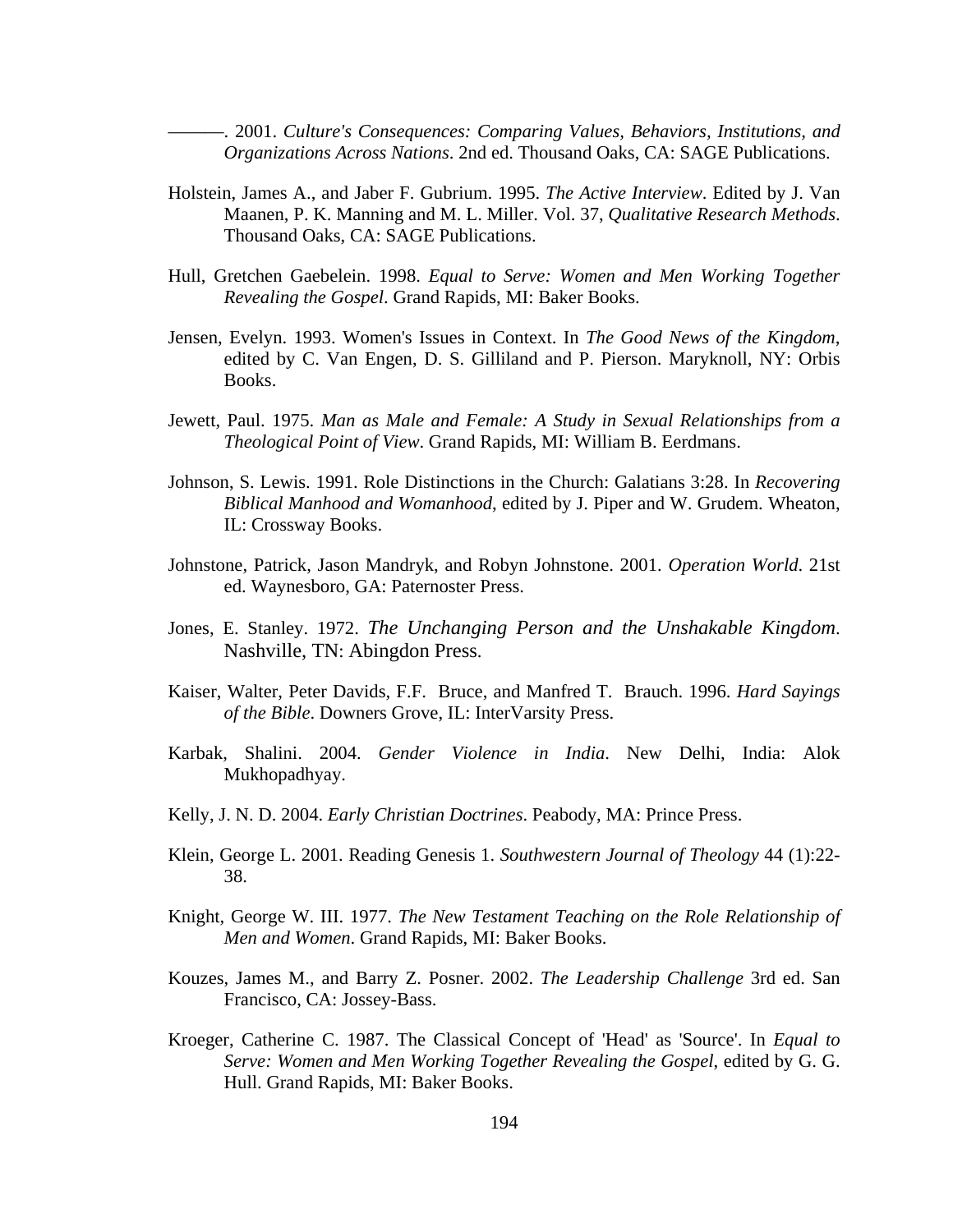———. 2001. *Culture's Consequences: Comparing Values, Behaviors, Institutions, and Organizations Across Nations*. 2nd ed. Thousand Oaks, CA: SAGE Publications.

Holstein, James A., and Jaber F. Gubrium. 1995. *The Active Interview*. Edited by J. Van Maanen, P. K. Manning and M. L. Miller. Vol. 37, *Qualitative Research Methods*. Thousand Oaks, CA: SAGE Publications.

Hull, Gretchen Gaebelein. 1998. *Equal to Serve: Women and Men Working Together Revealing the Gospel*. Grand Rapids, MI: Baker Books.

Jensen, Evelyn. 1993. Women's Issues in Context. In *The Good News of the Kingdom*, edited by C. Van Engen, D. S. Gilliland and P. Pierson. Maryknoll, NY: Orbis Books.

Jewett, Paul. 1975. *Man as Male and Female: A Study in Sexual Relationships from a Theological Point of View*. Grand Rapids, MI: William B. Eerdmans.

Johnson, S. Lewis. 1991. Role Distinctions in the Church: Galatians 3:28. In *Recovering Biblical Manhood and Womanhood*, edited by J. Piper and W. Grudem. Wheaton, IL: Crossway Books.

Johnstone, Patrick, Jason Mandryk, and Robyn Johnstone. 2001. *Operation World*. 21st ed. Waynesboro, GA: Paternoster Press.

Jones, E. Stanley. 1972. *The Unchanging Person and the Unshakable Kingdom*. Nashville, TN: Abingdon Press.

Kaiser, Walter, Peter Davids, F.F. Bruce, and Manfred T. Brauch. 1996. *Hard Sayings of the Bible*. Downers Grove, IL: InterVarsity Press.

Karbak, Shalini. 2004. *Gender Violence in India*. New Delhi, India: Alok Mukhopadhyay.

Kelly, J. N. D. 2004. *Early Christian Doctrines*. Peabody, MA: Prince Press.

Klein, George L. 2001. Reading Genesis 1. *Southwestern Journal of Theology* 44 (1):22-38.

Knight, George W. III. 1977. *The New Testament Teaching on the Role Relationship of Men and Women*. Grand Rapids, MI: Baker Books.

Kouzes, James M., and Barry Z. Posner. 2002. *The Leadership Challenge* 3rd ed. San Francisco, CA: Jossey-Bass.

Kroeger, Catherine C. 1987. The Classical Concept of 'Head' as 'Source'. In *Equal to Serve: Women and Men Working Together Revealing the Gospel*, edited by G. G. Hull. Grand Rapids, MI: Baker Books.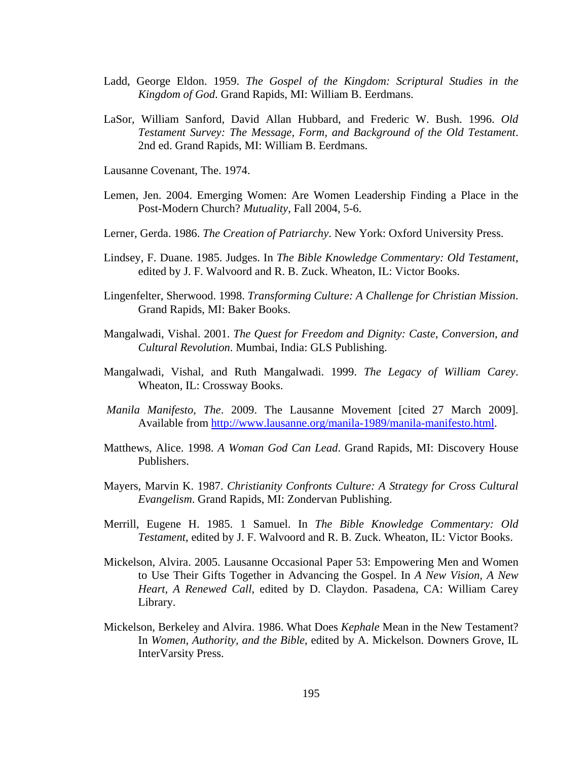Ladd, George Eldon. 1959. *The Gospel of the Kingdom: Scriptural Studies in the Kingdom of God*. Grand Rapids, MI: William B. Eerdmans.

LaSor, William Sanford, David Allan Hubbard, and Frederic W. Bush. 1996. *Old Testament Survey: The Message, Form, and Background of the Old Testament*. 2nd ed. Grand Rapids, MI: William B. Eerdmans.

Lausanne Covenant, The. 1974.

Lemen, Jen. 2004. Emerging Women: Are Women Leadership Finding a Place in the Post-Modern Church? *Mutuality*, Fall 2004, 5-6.

Lerner, Gerda. 1986. *The Creation of Patriarchy*. New York: Oxford University Press.

Lindsey, F. Duane. 1985. Judges. In *The Bible Knowledge Commentary: Old Testament*, edited by J. F. Walvoord and R. B. Zuck. Wheaton, IL: Victor Books.

Lingenfelter, Sherwood. 1998. *Transforming Culture: A Challenge for Christian Mission*. Grand Rapids, MI: Baker Books.

Mangalwadi, Vishal. 2001. *The Quest for Freedom and Dignity: Caste, Conversion, and Cultural Revolution*. Mumbai, India: GLS Publishing.

Mangalwadi, Vishal, and Ruth Mangalwadi. 1999. *The Legacy of William Carey*. Wheaton, IL: Crossway Books.

*Manila Manifesto, The*. 2009. The Lausanne Movement [cited 27 March 2009]. Available from http://www.lausanne.org/manila-1989/manila-manifesto.html.

Matthews, Alice. 1998. *A Woman God Can Lead*. Grand Rapids, MI: Discovery House Publishers.

Mayers, Marvin K. 1987. *Christianity Confronts Culture: A Strategy for Cross Cultural Evangelism*. Grand Rapids, MI: Zondervan Publishing.

Merrill, Eugene H. 1985. 1 Samuel. In *The Bible Knowledge Commentary: Old Testament*, edited by J. F. Walvoord and R. B. Zuck. Wheaton, IL: Victor Books.

Mickelson, Alvira. 2005. Lausanne Occasional Paper 53: Empowering Men and Women to Use Their Gifts Together in Advancing the Gospel. In *A New Vision, A New Heart, A Renewed Call*, edited by D. Claydon. Pasadena, CA: William Carey Library.

Mickelson, Berkeley and Alvira. 1986. What Does *Kephale* Mean in the New Testament? In *Women, Authority, and the Bible*, edited by A. Mickelson. Downers Grove, IL InterVarsity Press.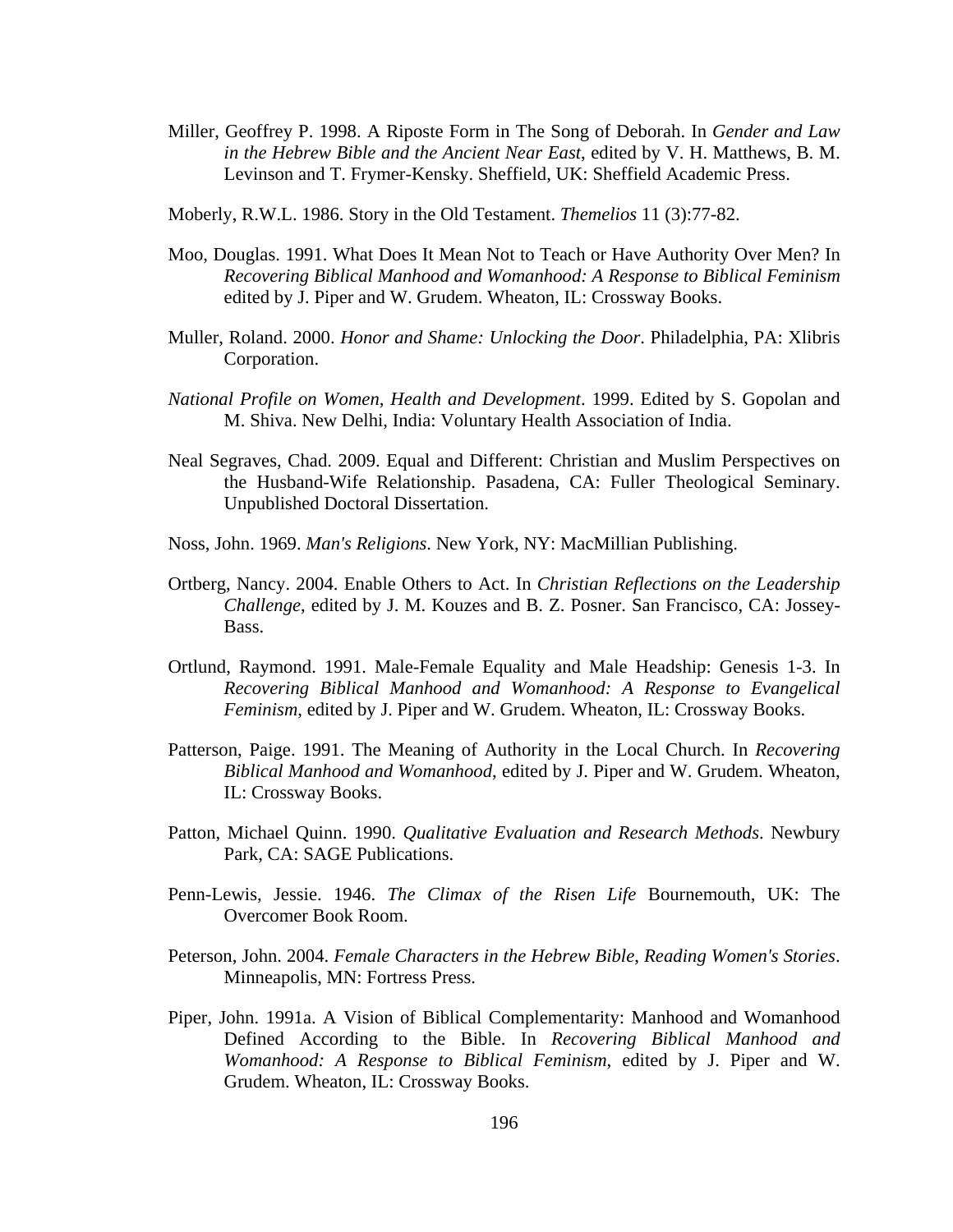Miller, Geoffrey P. 1998. A Riposte Form in The Song of Deborah. In *Gender and Law in the Hebrew Bible and the Ancient Near East*, edited by V. H. Matthews, B. M. Levinson and T. Frymer-Kensky. Sheffield, UK: Sheffield Academic Press.

Moberly, R.W.L. 1986. Story in the Old Testament. *Themelios* 11 (3):77-82.

Moo, Douglas. 1991. What Does It Mean Not to Teach or Have Authority Over Men? In *Recovering Biblical Manhood and Womanhood: A Response to Biblical Feminism* edited by J. Piper and W. Grudem. Wheaton, IL: Crossway Books.

Muller, Roland. 2000. *Honor and Shame: Unlocking the Door*. Philadelphia, PA: Xlibris Corporation.

*National Profile on Women, Health and Development*. 1999. Edited by S. Gopolan and M. Shiva. New Delhi, India: Voluntary Health Association of India.

Neal Segraves, Chad. 2009. Equal and Different: Christian and Muslim Perspectives on the Husband-Wife Relationship. Pasadena, CA: Fuller Theological Seminary. Unpublished Doctoral Dissertation.

Noss, John. 1969. *Man's Religions*. New York, NY: MacMillian Publishing.

Ortberg, Nancy. 2004. Enable Others to Act. In *Christian Reflections on the Leadership Challenge*, edited by J. M. Kouzes and B. Z. Posner. San Francisco, CA: Jossey-Bass.

Ortlund, Raymond. 1991. Male-Female Equality and Male Headship: Genesis 1-3. In *Recovering Biblical Manhood and Womanhood: A Response to Evangelical Feminism*, edited by J. Piper and W. Grudem. Wheaton, IL: Crossway Books.

Patterson, Paige. 1991. The Meaning of Authority in the Local Church. In *Recovering Biblical Manhood and Womanhood*, edited by J. Piper and W. Grudem. Wheaton, IL: Crossway Books.

Patton, Michael Quinn. 1990. *Qualitative Evaluation and Research Methods*. Newbury Park, CA: SAGE Publications.

Penn-Lewis, Jessie. 1946. *The Climax of the Risen Life* Bournemouth, UK: The Overcomer Book Room.

Peterson, John. 2004. *Female Characters in the Hebrew Bible, Reading Women's Stories*. Minneapolis, MN: Fortress Press.

Piper, John. 1991a. A Vision of Biblical Complementarity: Manhood and Womanhood Defined According to the Bible. In *Recovering Biblical Manhood and Womanhood: A Response to Biblical Feminism*, edited by J. Piper and W. Grudem. Wheaton, IL: Crossway Books.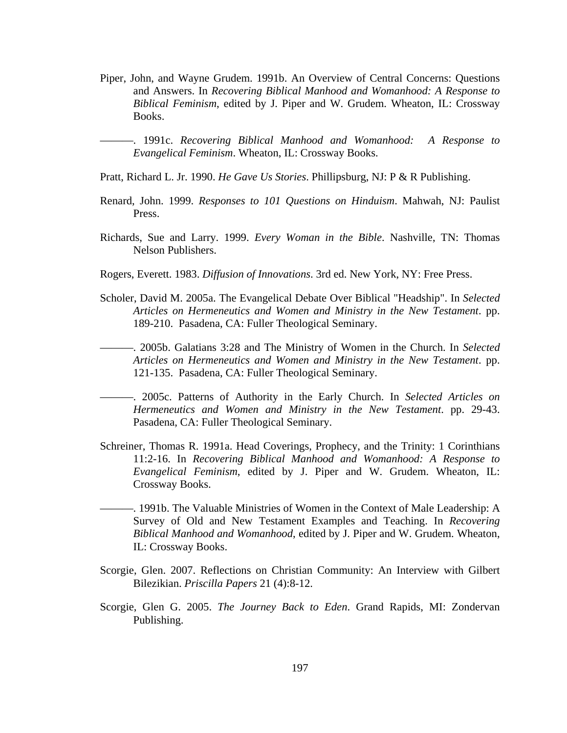Piper, John, and Wayne Grudem. 1991b. An Overview of Central Concerns: Questions and Answers. In *Recovering Biblical Manhood and Womanhood: A Response to Biblical Feminism*, edited by J. Piper and W. Grudem. Wheaton, IL: Crossway Books.

———. 1991c. *Recovering Biblical Manhood and Womanhood: A Response to Evangelical Feminism*. Wheaton, IL: Crossway Books.

Pratt, Richard L. Jr. 1990. *He Gave Us Stories*. Phillipsburg, NJ: P & R Publishing.

Renard, John. 1999. *Responses to 101 Questions on Hinduism*. Mahwah, NJ: Paulist Press.

Richards, Sue and Larry. 1999. *Every Woman in the Bible*. Nashville, TN: Thomas Nelson Publishers.

Rogers, Everett. 1983. *Diffusion of Innovations*. 3rd ed. New York, NY: Free Press.

Scholer, David M. 2005a. The Evangelical Debate Over Biblical "Headship". In *Selected Articles on Hermeneutics and Women and Ministry in the New Testament*. pp. 189-210. Pasadena, CA: Fuller Theological Seminary.

———. 2005b. Galatians 3:28 and The Ministry of Women in the Church. In *Selected Articles on Hermeneutics and Women and Ministry in the New Testament*. pp. 121-135. Pasadena, CA: Fuller Theological Seminary.

———. 2005c. Patterns of Authority in the Early Church. In *Selected Articles on Hermeneutics and Women and Ministry in the New Testament*. pp. 29-43. Pasadena, CA: Fuller Theological Seminary.

Schreiner, Thomas R. 1991a. Head Coverings, Prophecy, and the Trinity: 1 Corinthians 11:2-16. In *Recovering Biblical Manhood and Womanhood: A Response to Evangelical Feminism*, edited by J. Piper and W. Grudem. Wheaton, IL: Crossway Books.

———. 1991b. The Valuable Ministries of Women in the Context of Male Leadership: A Survey of Old and New Testament Examples and Teaching. In *Recovering Biblical Manhood and Womanhood*, edited by J. Piper and W. Grudem. Wheaton, IL: Crossway Books.

Scorgie, Glen. 2007. Reflections on Christian Community: An Interview with Gilbert Bilezikian. *Priscilla Papers* 21 (4):8-12.

Scorgie, Glen G. 2005. *The Journey Back to Eden*. Grand Rapids, MI: Zondervan Publishing.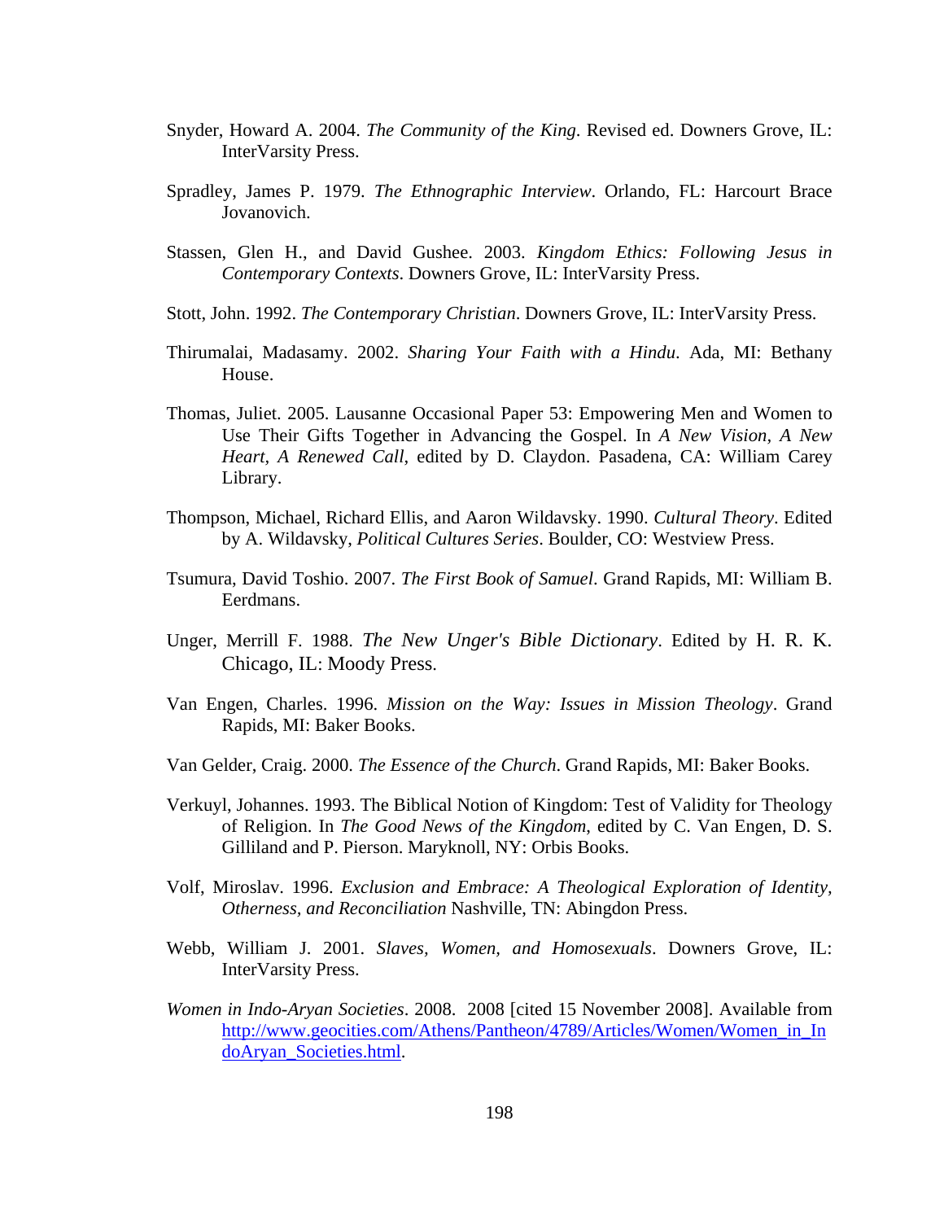Snyder, Howard A. 2004. *The Community of the King*. Revised ed. Downers Grove, IL: InterVarsity Press.

Spradley, James P. 1979. *The Ethnographic Interview*. Orlando, FL: Harcourt Brace Jovanovich.

Stassen, Glen H., and David Gushee. 2003. *Kingdom Ethics: Following Jesus in Contemporary Contexts*. Downers Grove, IL: InterVarsity Press.

Stott, John. 1992. *The Contemporary Christian*. Downers Grove, IL: InterVarsity Press.

Thirumalai, Madasamy. 2002. *Sharing Your Faith with a Hindu*. Ada, MI: Bethany House.

Thomas, Juliet. 2005. Lausanne Occasional Paper 53: Empowering Men and Women to Use Their Gifts Together in Advancing the Gospel. In *A New Vision, A New Heart, A Renewed Call*, edited by D. Claydon. Pasadena, CA: William Carey Library.

Thompson, Michael, Richard Ellis, and Aaron Wildavsky. 1990. *Cultural Theory*. Edited by A. Wildavsky, *Political Cultures Series*. Boulder, CO: Westview Press.

Tsumura, David Toshio. 2007. *The First Book of Samuel*. Grand Rapids, MI: William B. Eerdmans.

Unger, Merrill F. 1988. *The New Unger's Bible Dictionary*. Edited by H. R. K. Chicago, IL: Moody Press.

Van Engen, Charles. 1996. *Mission on the Way: Issues in Mission Theology*. Grand Rapids, MI: Baker Books.

Van Gelder, Craig. 2000. *The Essence of the Church*. Grand Rapids, MI: Baker Books.

Verkuyl, Johannes. 1993. The Biblical Notion of Kingdom: Test of Validity for Theology of Religion. In *The Good News of the Kingdom*, edited by C. Van Engen, D. S. Gilliland and P. Pierson. Maryknoll, NY: Orbis Books.

Volf, Miroslav. 1996. *Exclusion and Embrace: A Theological Exploration of Identity, Otherness, and Reconciliation* Nashville, TN: Abingdon Press.

Webb, William J. 2001. *Slaves, Women, and Homosexuals*. Downers Grove, IL: InterVarsity Press.

*Women in Indo-Aryan Societies*. 2008. 2008 [cited 15 November 2008]. Available from http://www.geocities.com/Athens/Pantheon/4789/Articles/Women/Women_in_IndoAryan_Societies.html.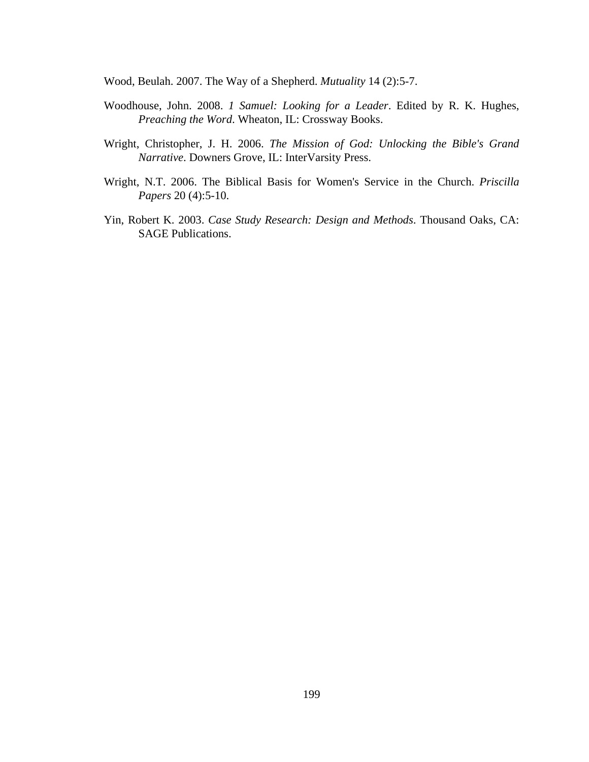Wood, Beulah. 2007. The Way of a Shepherd. *Mutuality* 14 (2):5-7.

Woodhouse, John. 2008. *1 Samuel: Looking for a Leader*. Edited by R. K. Hughes, *Preaching the Word*. Wheaton, IL: Crossway Books.

Wright, Christopher, J. H. 2006. *The Mission of God: Unlocking the Bible's Grand Narrative*. Downers Grove, IL: InterVarsity Press.

Wright, N.T. 2006. The Biblical Basis for Women's Service in the Church. *Priscilla Papers* 20 (4):5-10.

Yin, Robert K. 2003. *Case Study Research: Design and Methods*. Thousand Oaks, CA: SAGE Publications.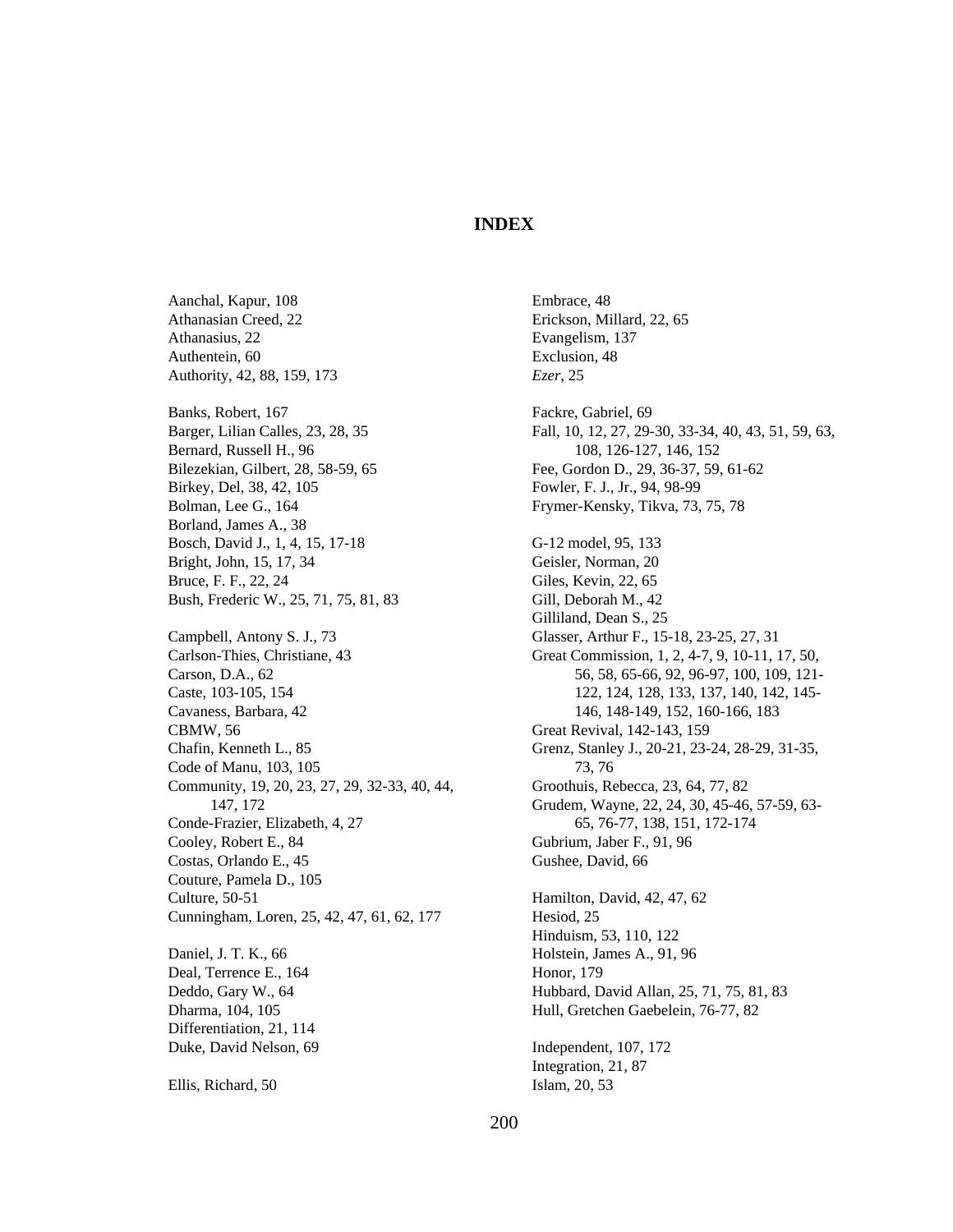# INDEX

Aanchal, Kapur, 108
Athanasian Creed, 22
Athanasius, 22
Authentein, 60
Authority, 42, 88, 159, 173

Banks, Robert, 167
Barger, Lilian Calles, 23, 28, 35
Bernard, Russell H., 96
Bilezekian, Gilbert, 28, 58-59, 65
Birkey, Del, 38, 42, 105
Bolman, Lee G., 164
Borland, James A., 38
Bosch, David J., 1, 4, 15, 17-18
Bright, John, 15, 17, 34
Bruce, F. F., 22, 24
Bush, Frederic W., 25, 71, 75, 81, 83

Campbell, Antony S. J., 73
Carlson-Thies, Christiane, 43
Carson, D.A., 62
Caste, 103-105, 154
Cavaness, Barbara, 42
CBMW, 56
Chafin, Kenneth L., 85
Code of Manu, 103, 105
Community, 19, 20, 23, 27, 29, 32-33, 40, 44, 147, 172
Conde-Frazier, Elizabeth, 4, 27
Cooley, Robert E., 84
Costas, Orlando E., 45
Couture, Pamela D., 105
Culture, 50-51
Cunningham, Loren, 25, 42, 47, 61, 62, 177

Daniel, J. T. K., 66
Deal, Terrence E., 164
Deddo, Gary W., 64
Dharma, 104, 105
Differentiation, 21, 114
Duke, David Nelson, 69

Ellis, Richard, 50
Embrace, 48
Erickson, Millard, 22, 65
Evangelism, 137
Exclusion, 48
*Ezer*, 25

Fackre, Gabriel, 69
Fall, 10, 12, 27, 29-30, 33-34, 40, 43, 51, 59, 63, 108, 126-127, 146, 152
Fee, Gordon D., 29, 36-37, 59, 61-62
Fowler, F. J., Jr., 94, 98-99
Frymer-Kensky, Tikva, 73, 75, 78

G-12 model, 95, 133
Geisler, Norman, 20
Giles, Kevin, 22, 65
Gill, Deborah M., 42
Gilliland, Dean S., 25
Glasser, Arthur F., 15-18, 23-25, 27, 31
Great Commission, 1, 2, 4-7, 9, 10-11, 17, 50, 56, 58, 65-66, 92, 96-97, 100, 109, 121-122, 124, 128, 133, 137, 140, 142, 145-146, 148-149, 152, 160-166, 183
Great Revival, 142-143, 159
Grenz, Stanley J., 20-21, 23-24, 28-29, 31-35, 73, 76
Groothuis, Rebecca, 23, 64, 77, 82
Grudem, Wayne, 22, 24, 30, 45-46, 57-59, 63-65, 76-77, 138, 151, 172-174
Gubrium, Jaber F., 91, 96
Gushee, David, 66

Hamilton, David, 42, 47, 62
Hesiod, 25
Hinduism, 53, 110, 122
Holstein, James A., 91, 96
Honor, 179
Hubbard, David Allan, 25, 71, 75, 81, 83
Hull, Gretchen Gaebelein, 76-77, 82

Independent, 107, 172
Integration, 21, 87
Islam, 20, 53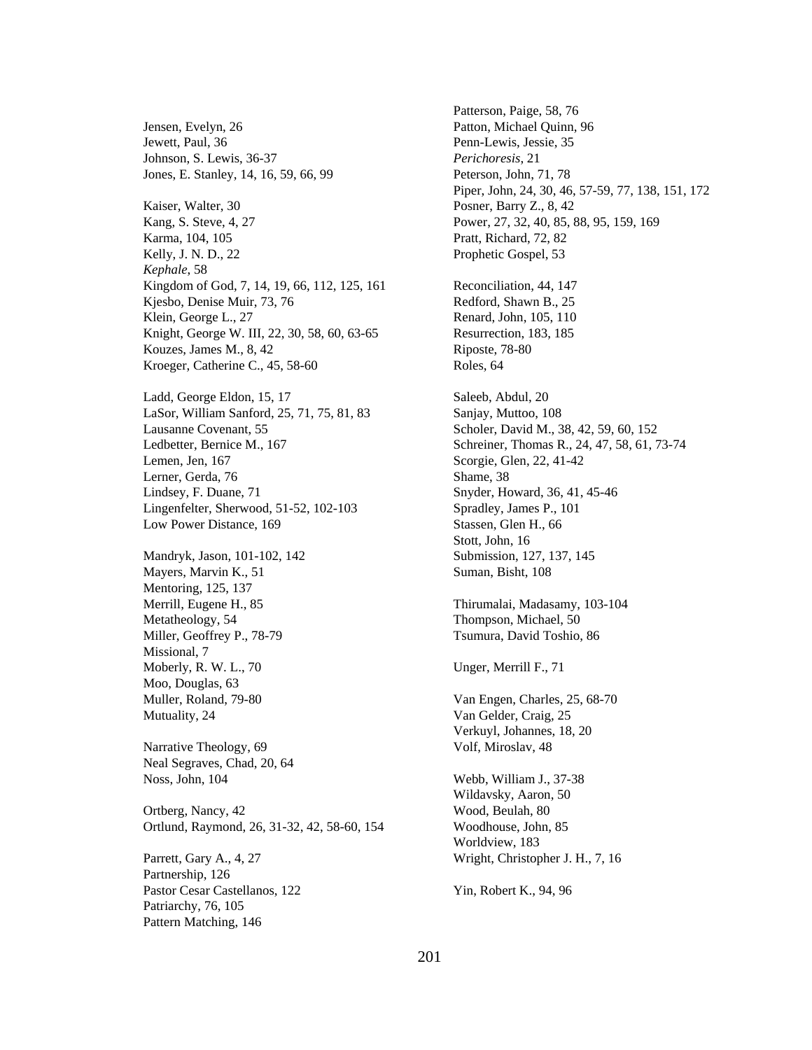Jensen, Evelyn, 26
Jewett, Paul, 36
Johnson, S. Lewis, 36-37
Jones, E. Stanley, 14, 16, 59, 66, 99

Kaiser, Walter, 30
Kang, S. Steve, 4, 27
Karma, 104, 105
Kelly, J. N. D., 22
*Kephale*, 58
Kingdom of God, 7, 14, 19, 66, 112, 125, 161
Kjesbo, Denise Muir, 73, 76
Klein, George L., 27
Knight, George W. III, 22, 30, 58, 60, 63-65
Kouzes, James M., 8, 42
Kroeger, Catherine C., 45, 58-60

Ladd, George Eldon, 15, 17
LaSor, William Sanford, 25, 71, 75, 81, 83
Lausanne Covenant, 55
Ledbetter, Bernice M., 167
Lemen, Jen, 167
Lerner, Gerda, 76
Lindsey, F. Duane, 71
Lingenfelter, Sherwood, 51-52, 102-103
Low Power Distance, 169

Mandryk, Jason, 101-102, 142
Mayers, Marvin K., 51
Mentoring, 125, 137
Merrill, Eugene H., 85
Metatheology, 54
Miller, Geoffrey P., 78-79
Missional, 7
Moberly, R. W. L., 70
Moo, Douglas, 63
Muller, Roland, 79-80
Mutuality, 24

Narrative Theology, 69
Neal Segraves, Chad, 20, 64
Noss, John, 104

Ortberg, Nancy, 42
Ortlund, Raymond, 26, 31-32, 42, 58-60, 154

Parrett, Gary A., 4, 27
Partnership, 126
Pastor Cesar Castellanos, 122
Patriarchy, 76, 105
Pattern Matching, 146
Patterson, Paige, 58, 76
Patton, Michael Quinn, 96
Penn-Lewis, Jessie, 35
*Perichoresis*, 21
Peterson, John, 71, 78
Piper, John, 24, 30, 46, 57-59, 77, 138, 151, 172
Posner, Barry Z., 8, 42
Power, 27, 32, 40, 85, 88, 95, 159, 169
Pratt, Richard, 72, 82
Prophetic Gospel, 53

Reconciliation, 44, 147
Redford, Shawn B., 25
Renard, John, 105, 110
Resurrection, 183, 185
Riposte, 78-80
Roles, 64

Saleeb, Abdul, 20
Sanjay, Muttoo, 108
Scholer, David M., 38, 42, 59, 60, 152
Schreiner, Thomas R., 24, 47, 58, 61, 73-74
Scorgie, Glen, 22, 41-42
Shame, 38
Snyder, Howard, 36, 41, 45-46
Spradley, James P., 101
Stassen, Glen H., 66
Stott, John, 16
Submission, 127, 137, 145
Suman, Bisht, 108

Thirumalai, Madasamy, 103-104
Thompson, Michael, 50
Tsumura, David Toshio, 86

Unger, Merrill F., 71

Van Engen, Charles, 25, 68-70
Van Gelder, Craig, 25
Verkuyl, Johannes, 18, 20
Volf, Miroslav, 48

Webb, William J., 37-38
Wildavsky, Aaron, 50
Wood, Beulah, 80
Woodhouse, John, 85
Worldview, 183
Wright, Christopher J. H., 7, 16

Yin, Robert K., 94, 96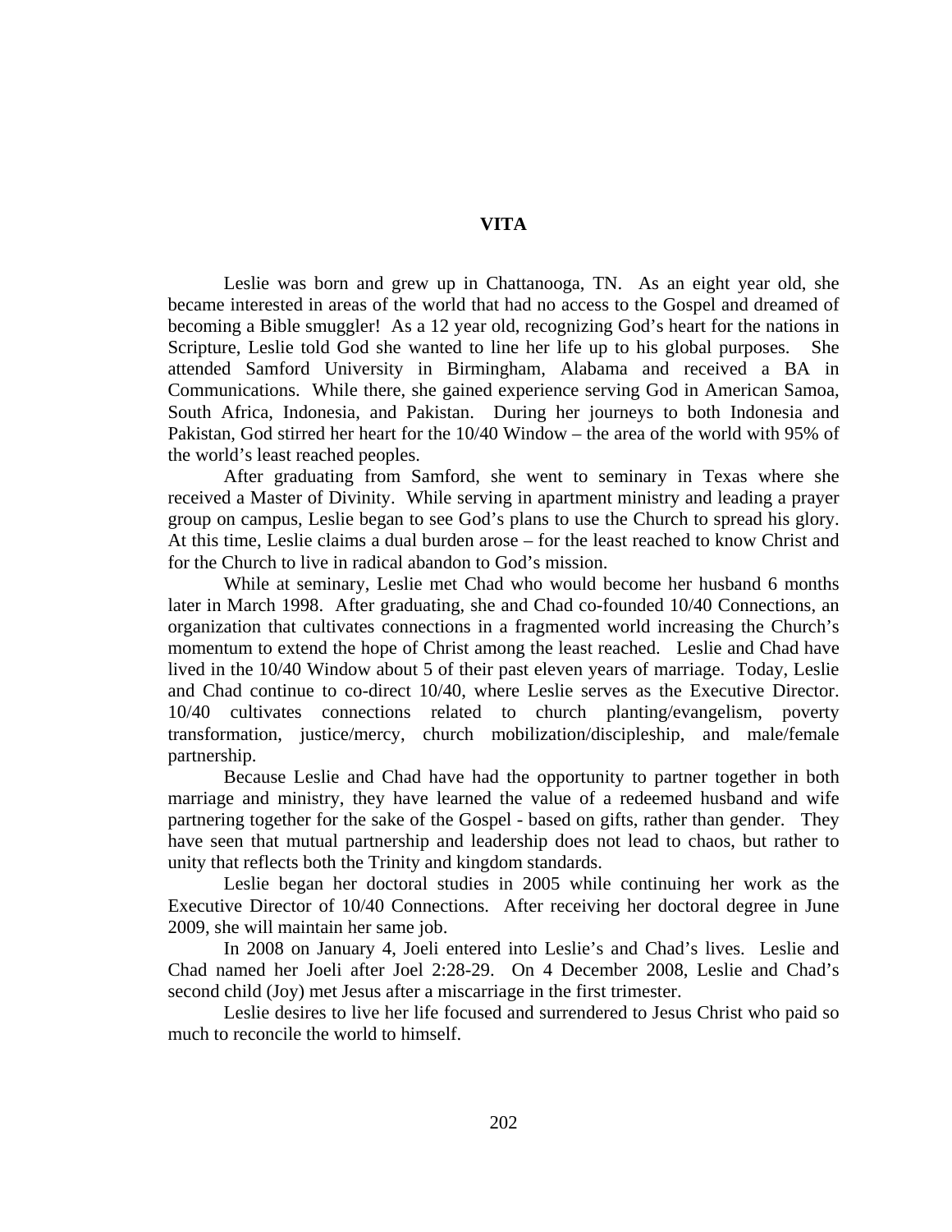# VITA

Leslie was born and grew up in Chattanooga, TN. As an eight year old, she became interested in areas of the world that had no access to the Gospel and dreamed of becoming a Bible smuggler! As a 12 year old, recognizing God's heart for the nations in Scripture, Leslie told God she wanted to line her life up to his global purposes. She attended Samford University in Birmingham, Alabama and received a BA in Communications. While there, she gained experience serving God in American Samoa, South Africa, Indonesia, and Pakistan. During her journeys to both Indonesia and Pakistan, God stirred her heart for the 10/40 Window – the area of the world with 95% of the world's least reached peoples.

After graduating from Samford, she went to seminary in Texas where she received a Master of Divinity. While serving in apartment ministry and leading a prayer group on campus, Leslie began to see God's plans to use the Church to spread his glory. At this time, Leslie claims a dual burden arose – for the least reached to know Christ and for the Church to live in radical abandon to God's mission.

While at seminary, Leslie met Chad who would become her husband 6 months later in March 1998. After graduating, she and Chad co-founded 10/40 Connections, an organization that cultivates connections in a fragmented world increasing the Church's momentum to extend the hope of Christ among the least reached. Leslie and Chad have lived in the 10/40 Window about 5 of their past eleven years of marriage. Today, Leslie and Chad continue to co-direct 10/40, where Leslie serves as the Executive Director. 10/40 cultivates connections related to church planting/evangelism, poverty transformation, justice/mercy, church mobilization/discipleship, and male/female partnership.

Because Leslie and Chad have had the opportunity to partner together in both marriage and ministry, they have learned the value of a redeemed husband and wife partnering together for the sake of the Gospel - based on gifts, rather than gender. They have seen that mutual partnership and leadership does not lead to chaos, but rather to unity that reflects both the Trinity and kingdom standards.

Leslie began her doctoral studies in 2005 while continuing her work as the Executive Director of 10/40 Connections. After receiving her doctoral degree in June 2009, she will maintain her same job.

In 2008 on January 4, Joeli entered into Leslie's and Chad's lives. Leslie and Chad named her Joeli after Joel 2:28-29. On 4 December 2008, Leslie and Chad's second child (Joy) met Jesus after a miscarriage in the first trimester.

Leslie desires to live her life focused and surrendered to Jesus Christ who paid so much to reconcile the world to himself.